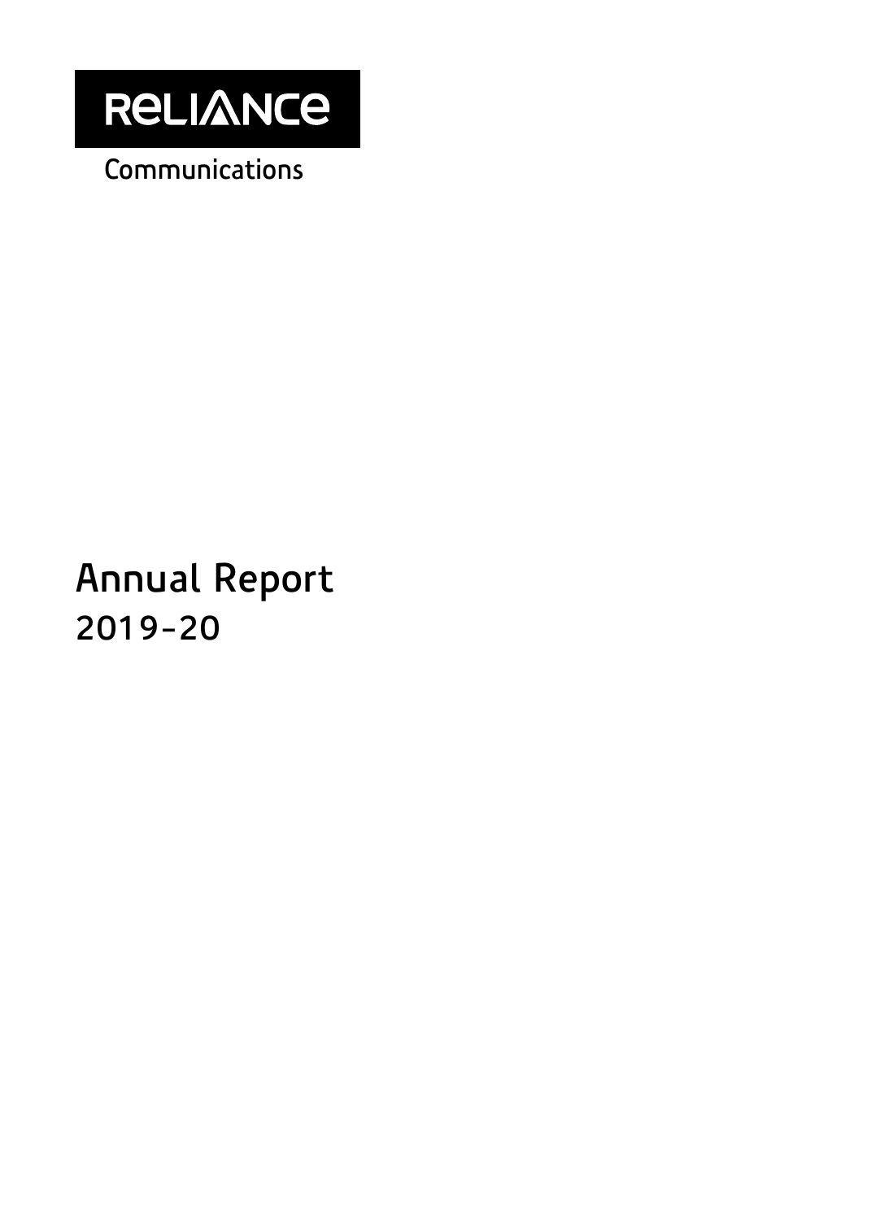Reliance

Communications

# Annual Report

2019-20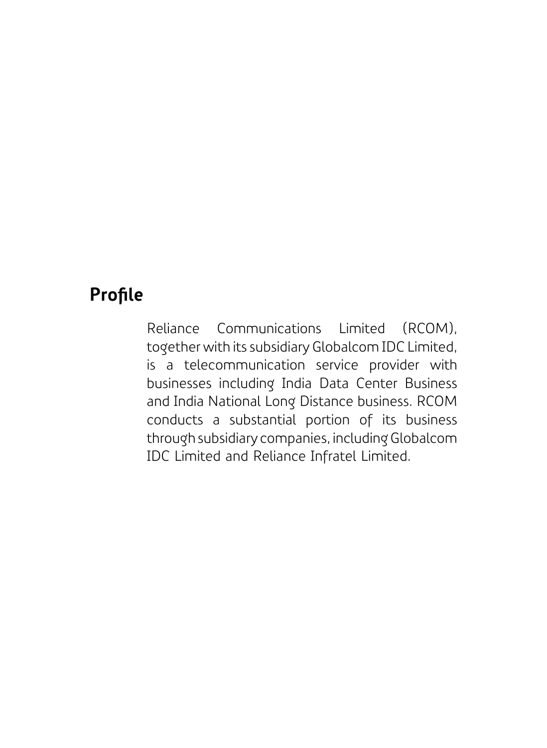## Profile

Reliance Communications Limited (RCOM), together with its subsidiary Globalcom IDC Limited, is a telecommunication service provider with businesses including India Data Center Business and India National Long Distance business. RCOM conducts a substantial portion of its business through subsidiary companies, including Globalcom IDC Limited and Reliance Infratel Limited.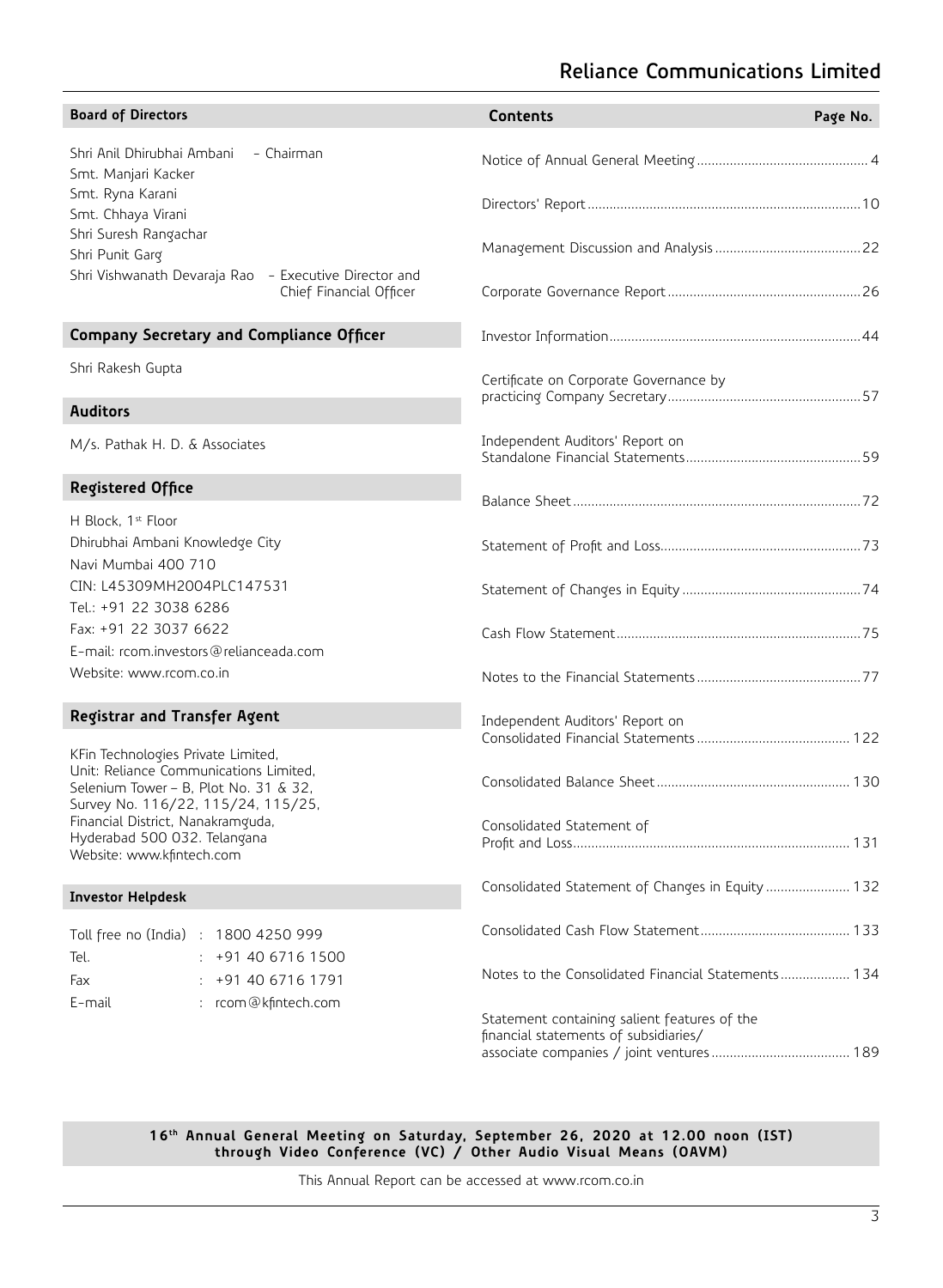## Board of Directors

Shri Anil Dhirubhai Ambani - Chairman
Smt. Manjari Kacker
Smt. Ryna Karani
Smt. Chhaya Virani
Shri Suresh Rangachar
Shri Punit Garg
Shri Vishwanath Devaraja Rao - Executive Director and Chief Financial Officer

## Company Secretary and Compliance Officer

Shri Rakesh Gupta

## Auditors

M/s. Pathak H. D. & Associates

## Registered Office

H Block, 1st Floor
Dhirubhai Ambani Knowledge City
Navi Mumbai 400 710
CIN: L45309MH2004PLC147531
Tel.: +91 22 3038 6286
Fax: +91 22 3037 6622
E-mail: rcom.investors@relianceada.com
Website: www.rcom.co.in

## Registrar and Transfer Agent

KFin Technologies Private Limited,
Unit: Reliance Communications Limited,
Selenium Tower – B, Plot No. 31 & 32,
Survey No. 116/22, 115/24, 115/25,
Financial District, Nanakramguda,
Hyderabad 500 032. Telangana
Website: www.kfintech.com

## Investor Helpdesk

| | | |
|---|---|---|
| Toll free no (India) | : | 1800 4250 999 |
| Tel. | : | +91 40 6716 1500 |
| Fax | : | +91 40 6716 1791 |
| E-mail | : | rcom@kfintech.com |

## Contents

| Contents | Page No. |
|---|---|
| Notice of Annual General Meeting | 4 |
| Directors' Report | 10 |
| Management Discussion and Analysis | 22 |
| Corporate Governance Report | 26 |
| Investor Information | 44 |
| Certificate on Corporate Governance by practicing Company Secretary | 57 |
| Independent Auditors' Report on Standalone Financial Statements | 59 |
| Balance Sheet | 72 |
| Statement of Profit and Loss | 73 |
| Statement of Changes in Equity | 74 |
| Cash Flow Statement | 75 |
| Notes to the Financial Statements | 77 |
| Independent Auditors' Report on Consolidated Financial Statements | 122 |
| Consolidated Balance Sheet | 130 |
| Consolidated Statement of Profit and Loss | 131 |
| Consolidated Statement of Changes in Equity | 132 |
| Consolidated Cash Flow Statement | 133 |
| Notes to the Consolidated Financial Statements | 134 |
| Statement containing salient features of the financial statements of subsidiaries/ associate companies / joint ventures | 189 |

**16th Annual General Meeting on Saturday, September 26, 2020 at 12.00 noon (IST) through Video Conference (VC) / Other Audio Visual Means (OAVM)**

This Annual Report can be accessed at www.rcom.co.in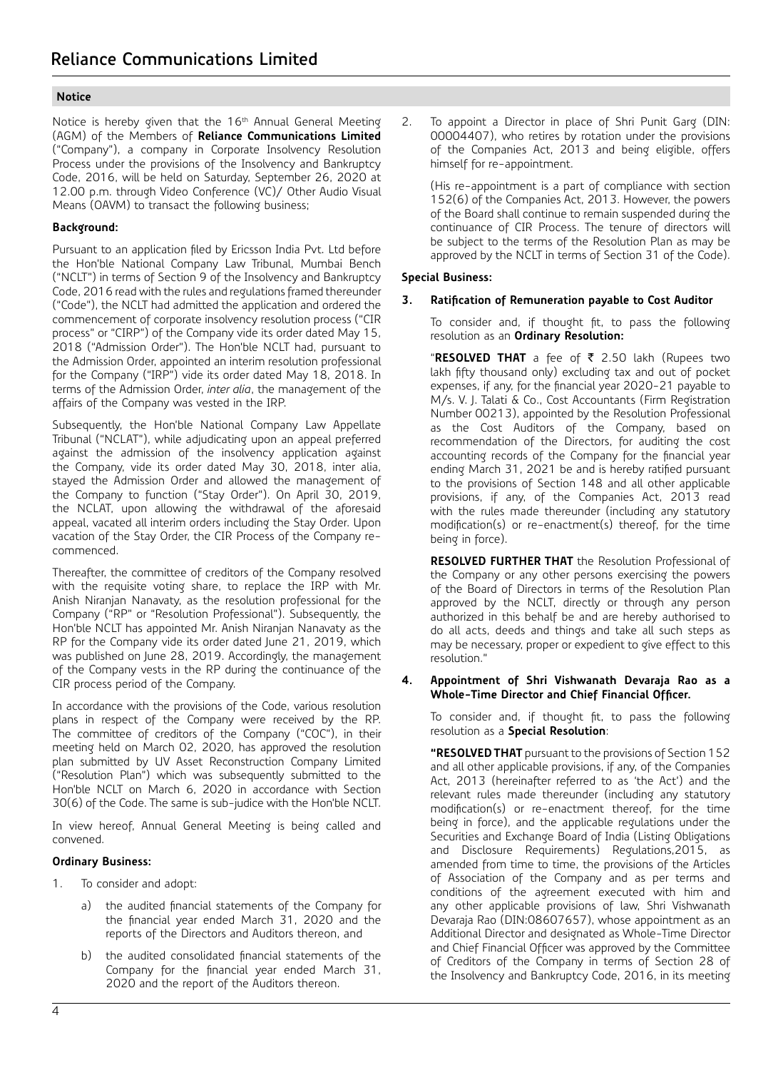## Notice

Notice is hereby given that the 16th Annual General Meeting (AGM) of the Members of **Reliance Communications Limited** ("Company"), a company in Corporate Insolvency Resolution Process under the provisions of the Insolvency and Bankruptcy Code, 2016, will be held on Saturday, September 26, 2020 at 12.00 p.m. through Video Conference (VC)/ Other Audio Visual Means (OAVM) to transact the following business;

**Background:**

Pursuant to an application filed by Ericsson India Pvt. Ltd before the Hon'ble National Company Law Tribunal, Mumbai Bench ("NCLT") in terms of Section 9 of the Insolvency and Bankruptcy Code, 2016 read with the rules and regulations framed thereunder ("Code"), the NCLT had admitted the application and ordered the commencement of corporate insolvency resolution process ("CIR process" or "CIRP") of the Company vide its order dated May 15, 2018 ("Admission Order"). The Hon'ble NCLT had, pursuant to the Admission Order, appointed an interim resolution professional for the Company ("IRP") vide its order dated May 18, 2018. In terms of the Admission Order, *inter alia*, the management of the affairs of the Company was vested in the IRP.

Subsequently, the Hon'ble National Company Law Appellate Tribunal ("NCLAT"), while adjudicating upon an appeal preferred against the admission of the insolvency application against the Company, vide its order dated May 30, 2018, inter alia, stayed the Admission Order and allowed the management of the Company to function ("Stay Order"). On April 30, 2019, the NCLAT, upon allowing the withdrawal of the aforesaid appeal, vacated all interim orders including the Stay Order. Upon vacation of the Stay Order, the CIR Process of the Company re-commenced.

Thereafter, the committee of creditors of the Company resolved with the requisite voting share, to replace the IRP with Mr. Anish Niranjan Nanavaty, as the resolution professional for the Company ("RP" or "Resolution Professional"). Subsequently, the Hon'ble NCLT has appointed Mr. Anish Niranjan Nanavaty as the RP for the Company vide its order dated June 21, 2019, which was published on June 28, 2019. Accordingly, the management of the Company vests in the RP during the continuance of the CIR process period of the Company.

In accordance with the provisions of the Code, various resolution plans in respect of the Company were received by the RP. The committee of creditors of the Company ("COC"), in their meeting held on March 02, 2020, has approved the resolution plan submitted by UV Asset Reconstruction Company Limited ("Resolution Plan") which was subsequently submitted to the Hon'ble NCLT on March 6, 2020 in accordance with Section 30(6) of the Code. The same is sub-judice with the Hon'ble NCLT.

In view hereof, Annual General Meeting is being called and convened.

**Ordinary Business:**

1. To consider and adopt:

   a) the audited financial statements of the Company for the financial year ended March 31, 2020 and the reports of the Directors and Auditors thereon, and

   b) the audited consolidated financial statements of the Company for the financial year ended March 31, 2020 and the report of the Auditors thereon.

2. To appoint a Director in place of Shri Punit Garg (DIN: 00004407), who retires by rotation under the provisions of the Companies Act, 2013 and being eligible, offers himself for re-appointment.

   (His re-appointment is a part of compliance with section 152(6) of the Companies Act, 2013. However, the powers of the Board shall continue to remain suspended during the continuance of CIR Process. The tenure of directors will be subject to the terms of the Resolution Plan as may be approved by the NCLT in terms of Section 31 of the Code).

**Special Business:**

3. **Ratification of Remuneration payable to Cost Auditor**

   To consider and, if thought fit, to pass the following resolution as an **Ordinary Resolution:**

   "**RESOLVED THAT** a fee of ₹ 2.50 lakh (Rupees two lakh fifty thousand only) excluding tax and out of pocket expenses, if any, for the financial year 2020-21 payable to M/s. V. J. Talati & Co., Cost Accountants (Firm Registration Number 00213), appointed by the Resolution Professional as the Cost Auditors of the Company, based on recommendation of the Directors, for auditing the cost accounting records of the Company for the financial year ending March 31, 2021 be and is hereby ratified pursuant to the provisions of Section 148 and all other applicable provisions, if any, of the Companies Act, 2013 read with the rules made thereunder (including any statutory modification(s) or re-enactment(s) thereof, for the time being in force).

   **RESOLVED FURTHER THAT** the Resolution Professional of the Company or any other persons exercising the powers of the Board of Directors in terms of the Resolution Plan approved by the NCLT, directly or through any person authorized in this behalf be and are hereby authorised to do all acts, deeds and things and take all such steps as may be necessary, proper or expedient to give effect to this resolution."

4. **Appointment of Shri Vishwanath Devaraja Rao as a Whole-Time Director and Chief Financial Officer.**

   To consider and, if thought fit, to pass the following resolution as a **Special Resolution**:

   **"RESOLVED THAT** pursuant to the provisions of Section 152 and all other applicable provisions, if any, of the Companies Act, 2013 (hereinafter referred to as 'the Act') and the relevant rules made thereunder (including any statutory modification(s) or re-enactment thereof, for the time being in force), and the applicable regulations under the Securities and Exchange Board of India (Listing Obligations and Disclosure Requirements) Regulations,2015, as amended from time to time, the provisions of the Articles of Association of the Company and as per terms and conditions of the agreement executed with him and any other applicable provisions of law, Shri Vishwanath Devaraja Rao (DIN:08607657), whose appointment as an Additional Director and designated as Whole-Time Director and Chief Financial Officer was approved by the Committee of Creditors of the Company in terms of Section 28 of the Insolvency and Bankruptcy Code, 2016, in its meeting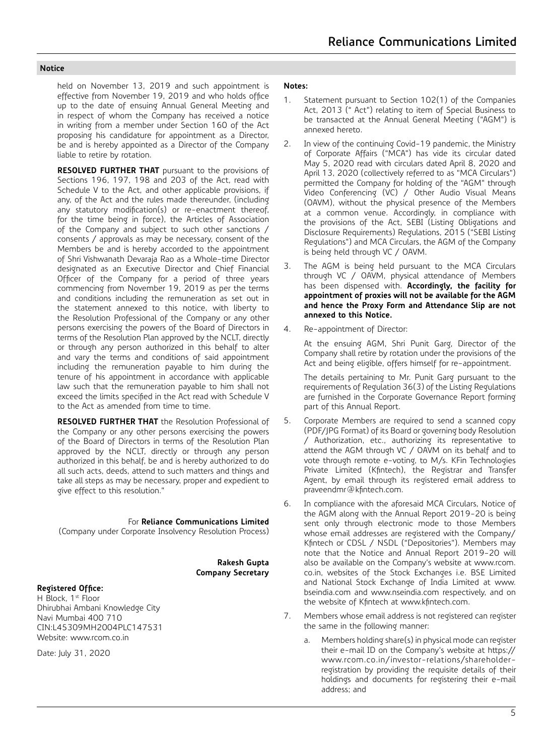## Notice

held on November 13, 2019 and such appointment is effective from November 19, 2019 and who holds office up to the date of ensuing Annual General Meeting and in respect of whom the Company has received a notice in writing from a member under Section 160 of the Act proposing his candidature for appointment as a Director, be and is hereby appointed as a Director of the Company liable to retire by rotation.

**RESOLVED FURTHER THAT** pursuant to the provisions of Sections 196, 197, 198 and 203 of the Act, read with Schedule V to the Act, and other applicable provisions, if any, of the Act and the rules made thereunder, (including any statutory modification(s) or re-enactment thereof, for the time being in force), the Articles of Association of the Company and subject to such other sanctions / consents / approvals as may be necessary, consent of the Members be and is hereby accorded to the appointment of Shri Vishwanath Devaraja Rao as a Whole-time Director designated as an Executive Director and Chief Financial Officer of the Company for a period of three years commencing from November 19, 2019 as per the terms and conditions including the remuneration as set out in the statement annexed to this notice, with liberty to the Resolution Professional of the Company or any other persons exercising the powers of the Board of Directors in terms of the Resolution Plan approved by the NCLT, directly or through any person authorized in this behalf to alter and vary the terms and conditions of said appointment including the remuneration payable to him during the tenure of his appointment in accordance with applicable law such that the remuneration payable to him shall not exceed the limits specified in the Act read with Schedule V to the Act as amended from time to time.

**RESOLVED FURTHER THAT** the Resolution Professional of the Company or any other persons exercising the powers of the Board of Directors in terms of the Resolution Plan approved by the NCLT, directly or through any person authorized in this behalf, be and is hereby authorized to do all such acts, deeds, attend to such matters and things and take all steps as may be necessary, proper and expedient to give effect to this resolution."

For **Reliance Communications Limited**
(Company under Corporate Insolvency Resolution Process)

**Rakesh Gupta**
**Company Secretary**

**Registered Office:**
H Block, 1st Floor
Dhirubhai Ambani Knowledge City
Navi Mumbai 400 710
CIN:L45309MH2004PLC147531
Website: www.rcom.co.in

Date: July 31, 2020

**Notes:**

1. Statement pursuant to Section 102(1) of the Companies Act, 2013 (" Act") relating to item of Special Business to be transacted at the Annual General Meeting ("AGM") is annexed hereto.
2. In view of the continuing Covid-19 pandemic, the Ministry of Corporate Affairs ("MCA") has vide its circular dated May 5, 2020 read with circulars dated April 8, 2020 and April 13, 2020 (collectively referred to as "MCA Circulars") permitted the Company for holding of the "AGM" through Video Conferencing (VC) / Other Audio Visual Means (OAVM), without the physical presence of the Members at a common venue. Accordingly, in compliance with the provisions of the Act, SEBI (Listing Obligations and Disclosure Requirements) Regulations, 2015 ("SEBI Listing Regulations") and MCA Circulars, the AGM of the Company is being held through VC / OAVM.
3. The AGM is being held pursuant to the MCA Circulars through VC / OAVM, physical attendance of Members has been dispensed with. **Accordingly, the facility for appointment of proxies will not be available for the AGM and hence the Proxy Form and Attendance Slip are not annexed to this Notice.**
4. Re-appointment of Director:

   At the ensuing AGM, Shri Punit Garg, Director of the Company shall retire by rotation under the provisions of the Act and being eligible, offers himself for re-appointment.

   The details pertaining to Mr. Punit Garg pursuant to the requirements of Regulation 36(3) of the Listing Regulations are furnished in the Corporate Governance Report forming part of this Annual Report.
5. Corporate Members are required to send a scanned copy (PDF/JPG Format) of its Board or governing body Resolution / Authorization, etc., authorizing its representative to attend the AGM through VC / OAVM on its behalf and to vote through remote e-voting, to M/s. KFin Technologies Private Limited (Kfintech), the Registrar and Transfer Agent, by email through its registered email address to praveendmr@kfintech.com.
6. In compliance with the aforesaid MCA Circulars, Notice of the AGM along with the Annual Report 2019-20 is being sent only through electronic mode to those Members whose email addresses are registered with the Company/ Kfintech or CDSL / NSDL ("Depositories"). Members may note that the Notice and Annual Report 2019-20 will also be available on the Company's website at www.rcom.co.in, websites of the Stock Exchanges i.e. BSE Limited and National Stock Exchange of India Limited at www.bseindia.com and www.nseindia.com respectively, and on the website of Kfintech at www.kfintech.com.
7. Members whose email address is not registered can register the same in the following manner:
   a. Members holding share(s) in physical mode can register their e-mail ID on the Company's website at https://www.rcom.co.in/investor-relations/shareholder-registration by providing the requisite details of their holdings and documents for registering their e-mail address; and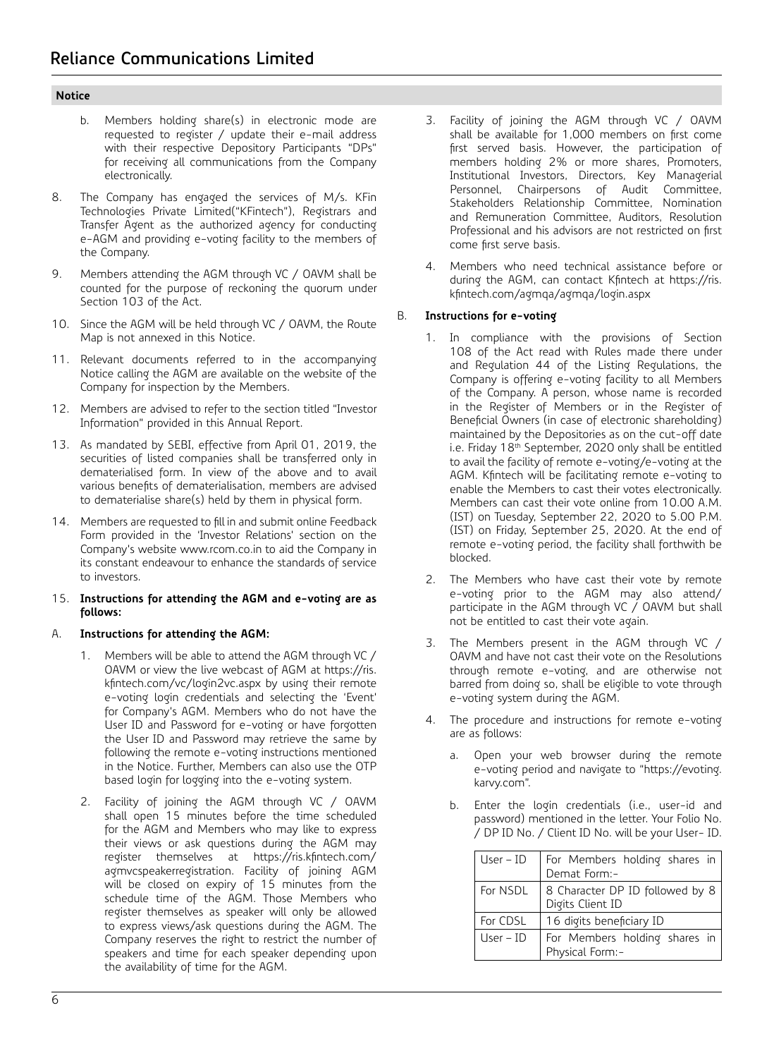## Notice

b. Members holding share(s) in electronic mode are requested to register / update their e-mail address with their respective Depository Participants "DPs" for receiving all communications from the Company electronically.

8. The Company has engaged the services of M/s. KFin Technologies Private Limited("KFintech"), Registrars and Transfer Agent as the authorized agency for conducting e-AGM and providing e-voting facility to the members of the Company.

9. Members attending the AGM through VC / OAVM shall be counted for the purpose of reckoning the quorum under Section 103 of the Act.

10. Since the AGM will be held through VC / OAVM, the Route Map is not annexed in this Notice.

11. Relevant documents referred to in the accompanying Notice calling the AGM are available on the website of the Company for inspection by the Members.

12. Members are advised to refer to the section titled "Investor Information" provided in this Annual Report.

13. As mandated by SEBI, effective from April 01, 2019, the securities of listed companies shall be transferred only in dematerialised form. In view of the above and to avail various benefits of dematerialisation, members are advised to dematerialise share(s) held by them in physical form.

14. Members are requested to fill in and submit online Feedback Form provided in the 'Investor Relations' section on the Company's website www.rcom.co.in to aid the Company in its constant endeavour to enhance the standards of service to investors.

15. **Instructions for attending the AGM and e-voting are as follows:**

A. **Instructions for attending the AGM:**

1. Members will be able to attend the AGM through VC / OAVM or view the live webcast of AGM at https://ris.kfintech.com/vc/login2vc.aspx by using their remote e-voting login credentials and selecting the 'Event' for Company's AGM. Members who do not have the User ID and Password for e-voting or have forgotten the User ID and Password may retrieve the same by following the remote e-voting instructions mentioned in the Notice. Further, Members can also use the OTP based login for logging into the e-voting system.

2. Facility of joining the AGM through VC / OAVM shall open 15 minutes before the time scheduled for the AGM and Members who may like to express their views or ask questions during the AGM may register themselves at https://ris.kfintech.com/agmvcspeakerregistration. Facility of joining AGM will be closed on expiry of 15 minutes from the schedule time of the AGM. Those Members who register themselves as speaker will only be allowed to express views/ask questions during the AGM. The Company reserves the right to restrict the number of speakers and time for each speaker depending upon the availability of time for the AGM.

3. Facility of joining the AGM through VC / OAVM shall be available for 1,000 members on first come first served basis. However, the participation of members holding 2% or more shares, Promoters, Institutional Investors, Directors, Key Managerial Personnel, Chairpersons of Audit Committee, Stakeholders Relationship Committee, Nomination and Remuneration Committee, Auditors, Resolution Professional and his advisors are not restricted on first come first serve basis.

4. Members who need technical assistance before or during the AGM, can contact Kfintech at https://ris.kfintech.com/agmqa/agmqa/login.aspx

B. **Instructions for e-voting**

1. In compliance with the provisions of Section 108 of the Act read with Rules made there under and Regulation 44 of the Listing Regulations, the Company is offering e-voting facility to all Members of the Company. A person, whose name is recorded in the Register of Members or in the Register of Beneficial Owners (in case of electronic shareholding) maintained by the Depositories as on the cut-off date i.e. Friday 18th September, 2020 only shall be entitled to avail the facility of remote e-voting/e-voting at the AGM. Kfintech will be facilitating remote e-voting to enable the Members to cast their votes electronically. Members can cast their vote online from 10.00 A.M. (IST) on Tuesday, September 22, 2020 to 5.00 P.M. (IST) on Friday, September 25, 2020. At the end of remote e-voting period, the facility shall forthwith be blocked.

2. The Members who have cast their vote by remote e-voting prior to the AGM may also attend/ participate in the AGM through VC / OAVM but shall not be entitled to cast their vote again.

3. The Members present in the AGM through VC / OAVM and have not cast their vote on the Resolutions through remote e-voting, and are otherwise not barred from doing so, shall be eligible to vote through e-voting system during the AGM.

4. The procedure and instructions for remote e-voting are as follows:

   a. Open your web browser during the remote e-voting period and navigate to "https://evoting.karvy.com".

   b. Enter the login credentials (i.e., user-id and password) mentioned in the letter. Your Folio No. / DP ID No. / Client ID No. will be your User- ID.

| | |
|---|---|
| User – ID | For Members holding shares in Demat Form:- |
| For NSDL | 8 Character DP ID followed by 8 Digits Client ID |
| For CDSL | 16 digits beneficiary ID |
| User – ID | For Members holding shares in Physical Form:- |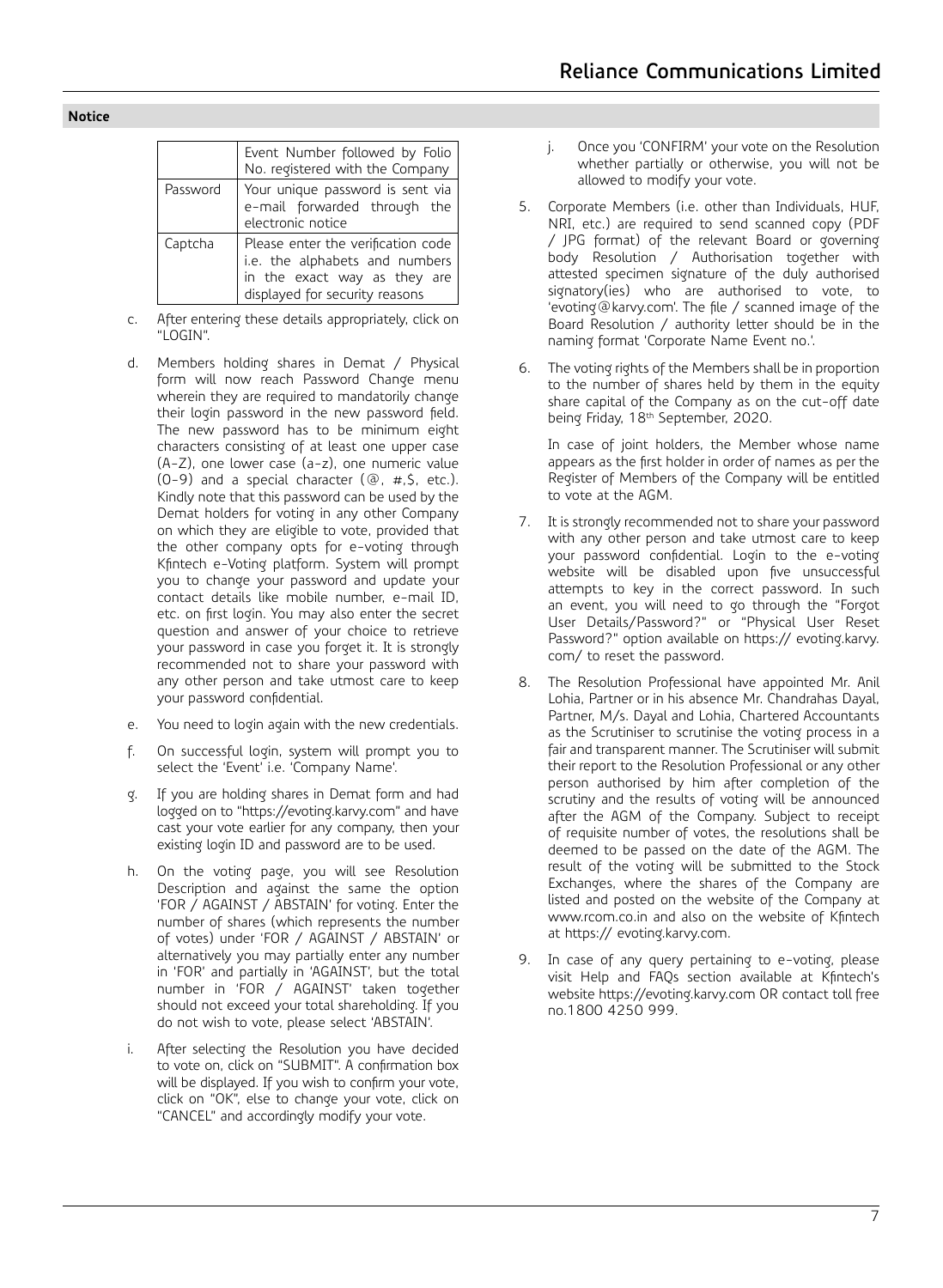**Notice**

| | |
|---|---|
| | Event Number followed by Folio No. registered with the Company |
| Password | Your unique password is sent via e-mail forwarded through the electronic notice |
| Captcha | Please enter the verification code i.e. the alphabets and numbers in the exact way as they are displayed for security reasons |

c. After entering these details appropriately, click on "LOGIN".

d. Members holding shares in Demat / Physical form will now reach Password Change menu wherein they are required to mandatorily change their login password in the new password field. The new password has to be minimum eight characters consisting of at least one upper case (A-Z), one lower case (a-z), one numeric value (0-9) and a special character (@, #,$, etc.). Kindly note that this password can be used by the Demat holders for voting in any other Company on which they are eligible to vote, provided that the other company opts for e-voting through Kfintech e-Voting platform. System will prompt you to change your password and update your contact details like mobile number, e-mail ID, etc. on first login. You may also enter the secret question and answer of your choice to retrieve your password in case you forget it. It is strongly recommended not to share your password with any other person and take utmost care to keep your password confidential.

e. You need to login again with the new credentials.

f. On successful login, system will prompt you to select the 'Event' i.e. 'Company Name'.

g. If you are holding shares in Demat form and had logged on to "https://evoting.karvy.com" and have cast your vote earlier for any company, then your existing login ID and password are to be used.

h. On the voting page, you will see Resolution Description and against the same the option 'FOR / AGAINST / ABSTAIN' for voting. Enter the number of shares (which represents the number of votes) under 'FOR / AGAINST / ABSTAIN' or alternatively you may partially enter any number in 'FOR' and partially in 'AGAINST', but the total number in 'FOR / AGAINST' taken together should not exceed your total shareholding. If you do not wish to vote, please select 'ABSTAIN'.

i. After selecting the Resolution you have decided to vote on, click on "SUBMIT". A confirmation box will be displayed. If you wish to confirm your vote, click on "OK", else to change your vote, click on "CANCEL" and accordingly modify your vote.

j. Once you 'CONFIRM' your vote on the Resolution whether partially or otherwise, you will not be allowed to modify your vote.

5. Corporate Members (i.e. other than Individuals, HUF, NRI, etc.) are required to send scanned copy (PDF / JPG format) of the relevant Board or governing body Resolution / Authorisation together with attested specimen signature of the duly authorised signatory(ies) who are authorised to vote, to 'evoting@karvy.com'. The file / scanned image of the Board Resolution / authority letter should be in the naming format 'Corporate Name Event no.'.

6. The voting rights of the Members shall be in proportion to the number of shares held by them in the equity share capital of the Company as on the cut-off date being Friday, 18th September, 2020.

   In case of joint holders, the Member whose name appears as the first holder in order of names as per the Register of Members of the Company will be entitled to vote at the AGM.

7. It is strongly recommended not to share your password with any other person and take utmost care to keep your password confidential. Login to the e-voting website will be disabled upon five unsuccessful attempts to key in the correct password. In such an event, you will need to go through the "Forgot User Details/Password?" or "Physical User Reset Password?" option available on https:// evoting.karvy.com/ to reset the password.

8. The Resolution Professional have appointed Mr. Anil Lohia, Partner or in his absence Mr. Chandrahas Dayal, Partner, M/s. Dayal and Lohia, Chartered Accountants as the Scrutiniser to scrutinise the voting process in a fair and transparent manner. The Scrutiniser will submit their report to the Resolution Professional or any other person authorised by him after completion of the scrutiny and the results of voting will be announced after the AGM of the Company. Subject to receipt of requisite number of votes, the resolutions shall be deemed to be passed on the date of the AGM. The result of the voting will be submitted to the Stock Exchanges, where the shares of the Company are listed and posted on the website of the Company at www.rcom.co.in and also on the website of Kfintech at https:// evoting.karvy.com.

9. In case of any query pertaining to e-voting, please visit Help and FAQs section available at Kfintech's website https://evoting.karvy.com OR contact toll free no.1800 4250 999.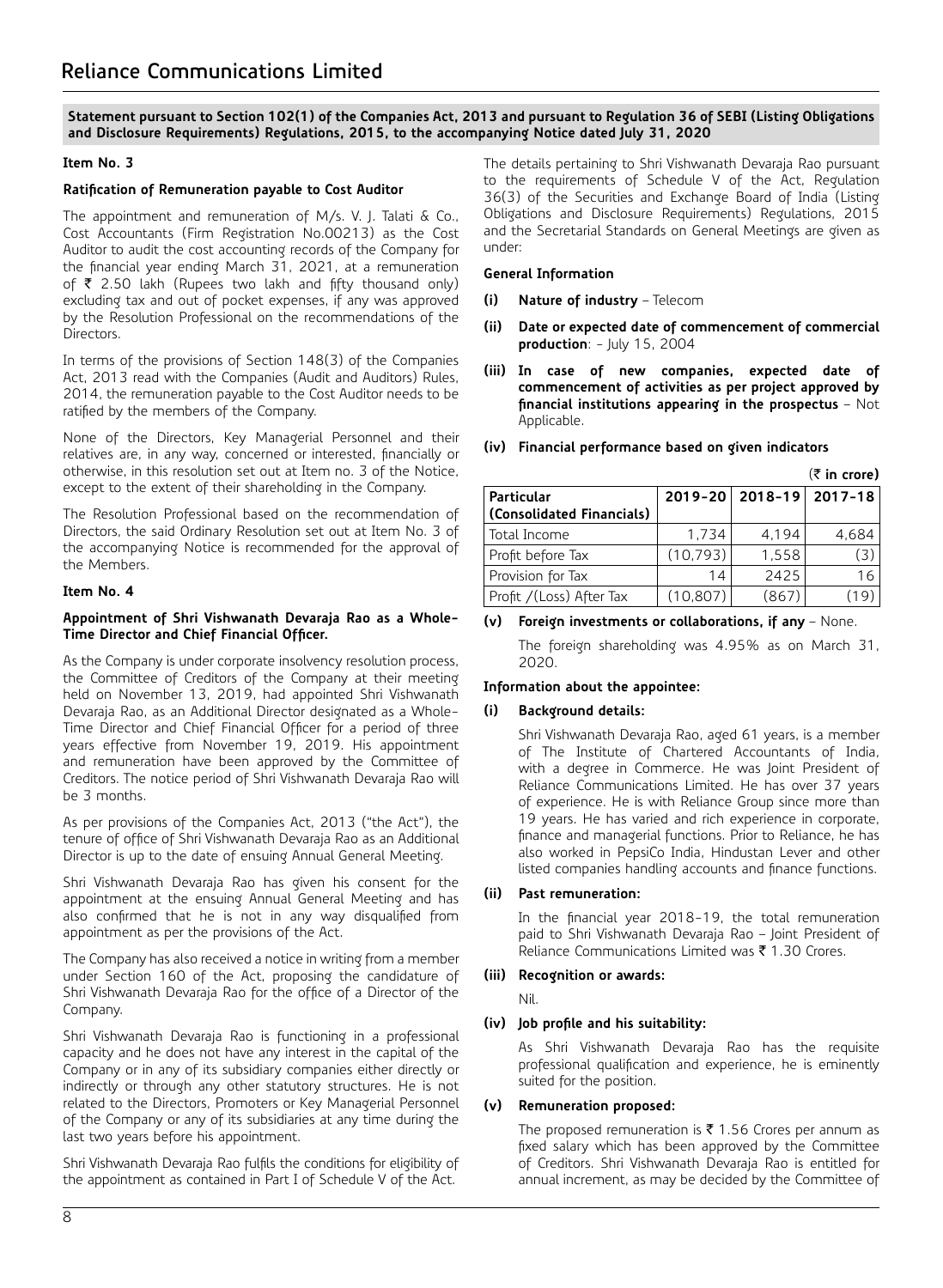**Statement pursuant to Section 102(1) of the Companies Act, 2013 and pursuant to Regulation 36 of SEBI (Listing Obligations and Disclosure Requirements) Regulations, 2015, to the accompanying Notice dated July 31, 2020**

### Item No. 3

**Ratification of Remuneration payable to Cost Auditor**

The appointment and remuneration of M/s. V. J. Talati & Co., Cost Accountants (Firm Registration No.00213) as the Cost Auditor to audit the cost accounting records of the Company for the financial year ending March 31, 2021, at a remuneration of ₹ 2.50 lakh (Rupees two lakh and fifty thousand only) excluding tax and out of pocket expenses, if any was approved by the Resolution Professional on the recommendations of the Directors.

In terms of the provisions of Section 148(3) of the Companies Act, 2013 read with the Companies (Audit and Auditors) Rules, 2014, the remuneration payable to the Cost Auditor needs to be ratified by the members of the Company.

None of the Directors, Key Managerial Personnel and their relatives are, in any way, concerned or interested, financially or otherwise, in this resolution set out at Item no. 3 of the Notice, except to the extent of their shareholding in the Company.

The Resolution Professional based on the recommendation of Directors, the said Ordinary Resolution set out at Item No. 3 of the accompanying Notice is recommended for the approval of the Members.

### Item No. 4

**Appointment of Shri Vishwanath Devaraja Rao as a Whole-Time Director and Chief Financial Officer.**

As the Company is under corporate insolvency resolution process, the Committee of Creditors of the Company at their meeting held on November 13, 2019, had appointed Shri Vishwanath Devaraja Rao, as an Additional Director designated as a Whole-Time Director and Chief Financial Officer for a period of three years effective from November 19, 2019. His appointment and remuneration have been approved by the Committee of Creditors. The notice period of Shri Vishwanath Devaraja Rao will be 3 months.

As per provisions of the Companies Act, 2013 ("the Act"), the tenure of office of Shri Vishwanath Devaraja Rao as an Additional Director is up to the date of ensuing Annual General Meeting.

Shri Vishwanath Devaraja Rao has given his consent for the appointment at the ensuing Annual General Meeting and has also confirmed that he is not in any way disqualified from appointment as per the provisions of the Act.

The Company has also received a notice in writing from a member under Section 160 of the Act, proposing the candidature of Shri Vishwanath Devaraja Rao for the office of a Director of the Company.

Shri Vishwanath Devaraja Rao is functioning in a professional capacity and he does not have any interest in the capital of the Company or in any of its subsidiary companies either directly or indirectly or through any other statutory structures. He is not related to the Directors, Promoters or Key Managerial Personnel of the Company or any of its subsidiaries at any time during the last two years before his appointment.

Shri Vishwanath Devaraja Rao fulfils the conditions for eligibility of the appointment as contained in Part I of Schedule V of the Act.

The details pertaining to Shri Vishwanath Devaraja Rao pursuant to the requirements of Schedule V of the Act, Regulation 36(3) of the Securities and Exchange Board of India (Listing Obligations and Disclosure Requirements) Regulations, 2015 and the Secretarial Standards on General Meetings are given as under:

**General Information**

**(i) Nature of industry** – Telecom

**(ii) Date or expected date of commencement of commercial production**: – July 15, 2004

**(iii) In case of new companies, expected date of commencement of activities as per project approved by financial institutions appearing in the prospectus** – Not Applicable.

**(iv) Financial performance based on given indicators**

(₹ in crore)

| Particular (Consolidated Financials) | 2019-20 | 2018-19 | 2017-18 |
|---|---|---|---|
| Total Income | 1,734 | 4,194 | 4,684 |
| Profit before Tax | (10,793) | 1,558 | (3) |
| Provision for Tax | 14 | 2425 | 16 |
| Profit /(Loss) After Tax | (10,807) | (867) | (19) |

**(v) Foreign investments or collaborations, if any** – None.

The foreign shareholding was 4.95% as on March 31, 2020.

**Information about the appointee:**

**(i) Background details:**

Shri Vishwanath Devaraja Rao, aged 61 years, is a member of The Institute of Chartered Accountants of India, with a degree in Commerce. He was Joint President of Reliance Communications Limited. He has over 37 years of experience. He is with Reliance Group since more than 19 years. He has varied and rich experience in corporate, finance and managerial functions. Prior to Reliance, he has also worked in PepsiCo India, Hindustan Lever and other listed companies handling accounts and finance functions.

**(ii) Past remuneration:**

In the financial year 2018-19, the total remuneration paid to Shri Vishwanath Devaraja Rao – Joint President of Reliance Communications Limited was ₹ 1.30 Crores.

**(iii) Recognition or awards:**

Nil.

**(iv) Job profile and his suitability:**

As Shri Vishwanath Devaraja Rao has the requisite professional qualification and experience, he is eminently suited for the position.

**(v) Remuneration proposed:**

The proposed remuneration is ₹ 1.56 Crores per annum as fixed salary which has been approved by the Committee of Creditors. Shri Vishwanath Devaraja Rao is entitled for annual increment, as may be decided by the Committee of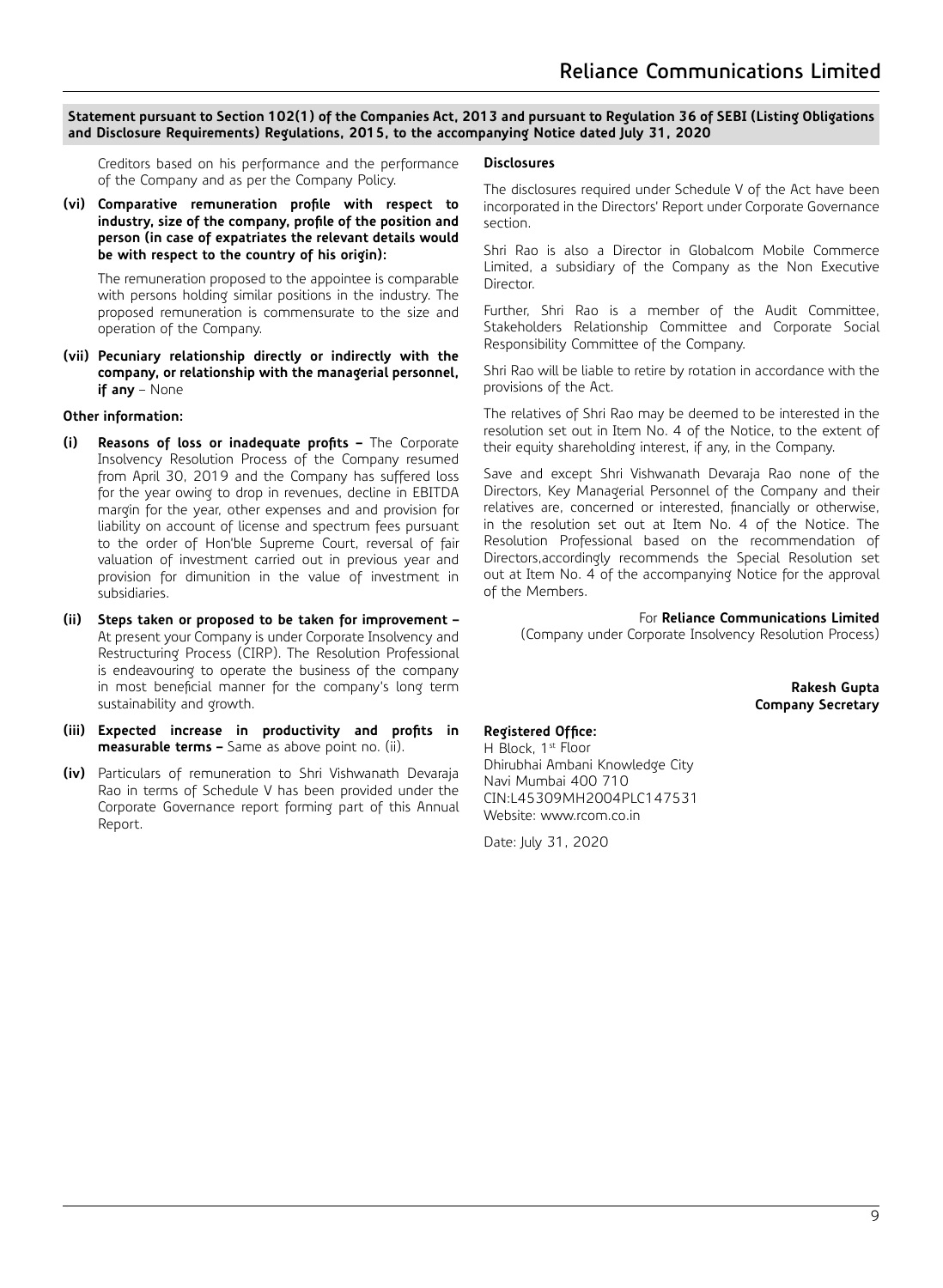**Statement pursuant to Section 102(1) of the Companies Act, 2013 and pursuant to Regulation 36 of SEBI (Listing Obligations and Disclosure Requirements) Regulations, 2015, to the accompanying Notice dated July 31, 2020**

Creditors based on his performance and the performance of the Company and as per the Company Policy.

**(vi) Comparative remuneration profile with respect to industry, size of the company, profile of the position and person (in case of expatriates the relevant details would be with respect to the country of his origin):**

The remuneration proposed to the appointee is comparable with persons holding similar positions in the industry. The proposed remuneration is commensurate to the size and operation of the Company.

**(vii) Pecuniary relationship directly or indirectly with the company, or relationship with the managerial personnel, if any** – None

**Other information:**

**(i) Reasons of loss or inadequate profits –** The Corporate Insolvency Resolution Process of the Company resumed from April 30, 2019 and the Company has suffered loss for the year owing to drop in revenues, decline in EBITDA margin for the year, other expenses and and provision for liability on account of license and spectrum fees pursuant to the order of Hon'ble Supreme Court, reversal of fair valuation of investment carried out in previous year and provision for dimunition in the value of investment in subsidiaries.

**(ii) Steps taken or proposed to be taken for improvement –** At present your Company is under Corporate Insolvency and Restructuring Process (CIRP). The Resolution Professional is endeavouring to operate the business of the company in most beneficial manner for the company's long term sustainability and growth.

**(iii) Expected increase in productivity and profits in measurable terms –** Same as above point no. (ii).

**(iv)** Particulars of remuneration to Shri Vishwanath Devaraja Rao in terms of Schedule V has been provided under the Corporate Governance report forming part of this Annual Report.

**Disclosures**

The disclosures required under Schedule V of the Act have been incorporated in the Directors' Report under Corporate Governance section.

Shri Rao is also a Director in Globalcom Mobile Commerce Limited, a subsidiary of the Company as the Non Executive Director.

Further, Shri Rao is a member of the Audit Committee, Stakeholders Relationship Committee and Corporate Social Responsibility Committee of the Company.

Shri Rao will be liable to retire by rotation in accordance with the provisions of the Act.

The relatives of Shri Rao may be deemed to be interested in the resolution set out in Item No. 4 of the Notice, to the extent of their equity shareholding interest, if any, in the Company.

Save and except Shri Vishwanath Devaraja Rao none of the Directors, Key Managerial Personnel of the Company and their relatives are, concerned or interested, financially or otherwise, in the resolution set out at Item No. 4 of the Notice. The Resolution Professional based on the recommendation of Directors,accordingly recommends the Special Resolution set out at Item No. 4 of the accompanying Notice for the approval of the Members.

For **Reliance Communications Limited**
(Company under Corporate Insolvency Resolution Process)

**Rakesh Gupta**
**Company Secretary**

**Registered Office:**
H Block, 1st Floor
Dhirubhai Ambani Knowledge City
Navi Mumbai 400 710
CIN:L45309MH2004PLC147531
Website: www.rcom.co.in

Date: July 31, 2020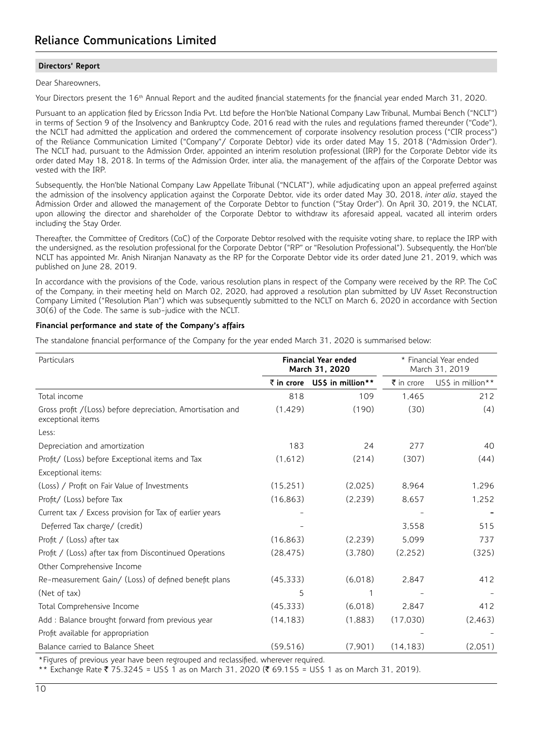## Directors' Report

Dear Shareowners,

Your Directors present the 16th Annual Report and the audited financial statements for the financial year ended March 31, 2020.

Pursuant to an application filed by Ericsson India Pvt. Ltd before the Hon'ble National Company Law Tribunal, Mumbai Bench ("NCLT") in terms of Section 9 of the Insolvency and Bankruptcy Code, 2016 read with the rules and regulations framed thereunder ("Code"), the NCLT had admitted the application and ordered the commencement of corporate insolvency resolution process ("CIR process") of the Reliance Communication Limited ("Company"/ Corporate Debtor) vide its order dated May 15, 2018 ("Admission Order"). The NCLT had, pursuant to the Admission Order, appointed an interim resolution professional (IRP) for the Corporate Debtor vide its order dated May 18, 2018. In terms of the Admission Order, inter alia, the management of the affairs of the Corporate Debtor was vested with the IRP.

Subsequently, the Hon'ble National Company Law Appellate Tribunal ("NCLAT"), while adjudicating upon an appeal preferred against the admission of the insolvency application against the Corporate Debtor, vide its order dated May 30, 2018, *inter alia*, stayed the Admission Order and allowed the management of the Corporate Debtor to function ("Stay Order"). On April 30, 2019, the NCLAT, upon allowing the director and shareholder of the Corporate Debtor to withdraw its aforesaid appeal, vacated all interim orders including the Stay Order.

Thereafter, the Committee of Creditors (CoC) of the Corporate Debtor resolved with the requisite voting share, to replace the IRP with the undersigned, as the resolution professional for the Corporate Debtor ("RP" or "Resolution Professional"). Subsequently, the Hon'ble NCLT has appointed Mr. Anish Niranjan Nanavaty as the RP for the Corporate Debtor vide its order dated June 21, 2019, which was published on June 28, 2019.

In accordance with the provisions of the Code, various resolution plans in respect of the Company were received by the RP. The CoC of the Company, in their meeting held on March 02, 2020, had approved a resolution plan submitted by UV Asset Reconstruction Company Limited ("Resolution Plan") which was subsequently submitted to the NCLT on March 6, 2020 in accordance with Section 30(6) of the Code. The same is sub-judice with the NCLT.

### Financial performance and state of the Company's affairs

The standalone financial performance of the Company for the year ended March 31, 2020 is summarised below:

| Particulars | Financial Year ended March 31, 2020 | | * Financial Year ended March 31, 2019 | |
|---|---|---|---|---|
| | ₹ in crore | US$ in million** | ₹ in crore | US$ in million** |
| Total income | 818 | 109 | 1,465 | 212 |
| Gross profit /(Loss) before depreciation, Amortisation and exceptional items | (1,429) | (190) | (30) | (4) |
| Less: | | | | |
| Depreciation and amortization | 183 | 24 | 277 | 40 |
| Profit/ (Loss) before Exceptional items and Tax | (1,612) | (214) | (307) | (44) |
| Exceptional items: | | | | |
| (Loss) / Profit on Fair Value of Investments | (15,251) | (2,025) | 8,964 | 1,296 |
| Profit/ (Loss) before Tax | (16,863) | (2,239) | 8,657 | 1,252 |
| Current tax / Excess provision for Tax of earlier years | - | | - | - |
| Deferred Tax charge/ (credit) | - | | 3,558 | 515 |
| Profit / (Loss) after tax | (16,863) | (2,239) | 5,099 | 737 |
| Profit / (Loss) after tax from Discontinued Operations | (28,475) | (3,780) | (2,252) | (325) |
| Other Comprehensive Income | | | | |
| Re-measurement Gain/ (Loss) of defined benefit plans | (45,333) | (6,018) | 2,847 | 412 |
| (Net of tax) | 5 | 1 | - | - |
| Total Comprehensive Income | (45,333) | (6,018) | 2,847 | 412 |
| Add : Balance brought forward from previous year | (14,183) | (1,883) | (17,030) | (2,463) |
| Profit available for appropriation | | | - | - |
| Balance carried to Balance Sheet | (59,516) | (7,901) | (14,183) | (2,051) |

*Figures of previous year have been regrouped and reclassified, wherever required.

** Exchange Rate ₹ 75.3245 = US$ 1 as on March 31, 2020 (₹ 69.155 = US$ 1 as on March 31, 2019).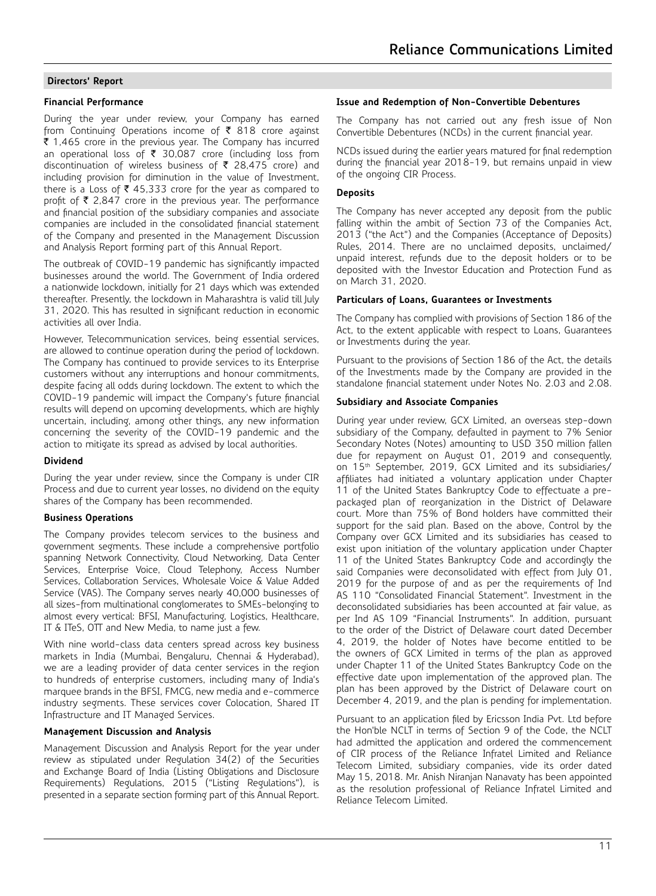## Directors' Report

### Financial Performance

During the year under review, your Company has earned from Continuing Operations income of ₹ 818 crore against ₹ 1,465 crore in the previous year. The Company has incurred an operational loss of ₹ 30,087 crore (including loss from discontinuation of wireless business of ₹ 28,475 crore) and including provision for diminution in the value of Investment, there is a Loss of ₹ 45,333 crore for the year as compared to profit of ₹ 2,847 crore in the previous year. The performance and financial position of the subsidiary companies and associate companies are included in the consolidated financial statement of the Company and presented in the Management Discussion and Analysis Report forming part of this Annual Report.

The outbreak of COVID-19 pandemic has significantly impacted businesses around the world. The Government of India ordered a nationwide lockdown, initially for 21 days which was extended thereafter. Presently, the lockdown in Maharashtra is valid till July 31, 2020. This has resulted in significant reduction in economic activities all over India.

However, Telecommunication services, being essential services, are allowed to continue operation during the period of lockdown. The Company has continued to provide services to its Enterprise customers without any interruptions and honour commitments, despite facing all odds during lockdown. The extent to which the COVID-19 pandemic will impact the Company's future financial results will depend on upcoming developments, which are highly uncertain, including, among other things, any new information concerning the severity of the COVID-19 pandemic and the action to mitigate its spread as advised by local authorities.

### Dividend

During the year under review, since the Company is under CIR Process and due to current year losses, no dividend on the equity shares of the Company has been recommended.

### Business Operations

The Company provides telecom services to the business and government segments. These include a comprehensive portfolio spanning Network Connectivity, Cloud Networking, Data Center Services, Enterprise Voice, Cloud Telephony, Access Number Services, Collaboration Services, Wholesale Voice & Value Added Service (VAS). The Company serves nearly 40,000 businesses of all sizes-from multinational conglomerates to SMEs-belonging to almost every vertical: BFSI, Manufacturing, Logistics, Healthcare, IT & ITeS, OTT and New Media, to name just a few.

With nine world-class data centers spread across key business markets in India (Mumbai, Bengaluru, Chennai & Hyderabad), we are a leading provider of data center services in the region to hundreds of enterprise customers, including many of India's marquee brands in the BFSI, FMCG, new media and e-commerce industry segments. These services cover Colocation, Shared IT Infrastructure and IT Managed Services.

### Management Discussion and Analysis

Management Discussion and Analysis Report for the year under review as stipulated under Regulation 34(2) of the Securities and Exchange Board of India (Listing Obligations and Disclosure Requirements) Regulations, 2015 ("Listing Regulations"), is presented in a separate section forming part of this Annual Report.

### Issue and Redemption of Non-Convertible Debentures

The Company has not carried out any fresh issue of Non Convertible Debentures (NCDs) in the current financial year.

NCDs issued during the earlier years matured for final redemption during the financial year 2018-19, but remains unpaid in view of the ongoing CIR Process.

### Deposits

The Company has never accepted any deposit from the public falling within the ambit of Section 73 of the Companies Act, 2013 ("the Act") and the Companies (Acceptance of Deposits) Rules, 2014. There are no unclaimed deposits, unclaimed/unpaid interest, refunds due to the deposit holders or to be deposited with the Investor Education and Protection Fund as on March 31, 2020.

### Particulars of Loans, Guarantees or Investments

The Company has complied with provisions of Section 186 of the Act, to the extent applicable with respect to Loans, Guarantees or Investments during the year.

Pursuant to the provisions of Section 186 of the Act, the details of the Investments made by the Company are provided in the standalone financial statement under Notes No. 2.03 and 2.08.

### Subsidiary and Associate Companies

During year under review, GCX Limited, an overseas step-down subsidiary of the Company, defaulted in payment to 7% Senior Secondary Notes (Notes) amounting to USD 350 million fallen due for repayment on August 01, 2019 and consequently, on 15th September, 2019, GCX Limited and its subsidiaries/affiliates had initiated a voluntary application under Chapter 11 of the United States Bankruptcy Code to effectuate a pre-packaged plan of reorganization in the District of Delaware court. More than 75% of Bond holders have committed their support for the said plan. Based on the above, Control by the Company over GCX Limited and its subsidiaries has ceased to exist upon initiation of the voluntary application under Chapter 11 of the United States Bankruptcy Code and accordingly the said Companies were deconsolidated with effect from July 01, 2019 for the purpose of and as per the requirements of Ind AS 110 "Consolidated Financial Statement". Investment in the deconsolidated subsidiaries has been accounted at fair value, as per Ind AS 109 "Financial Instruments". In addition, pursuant to the order of the District of Delaware court dated December 4, 2019, the holder of Notes have become entitled to be the owners of GCX Limited in terms of the plan as approved under Chapter 11 of the United States Bankruptcy Code on the effective date upon implementation of the approved plan. The plan has been approved by the District of Delaware court on December 4, 2019, and the plan is pending for implementation.

Pursuant to an application filed by Ericsson India Pvt. Ltd before the Hon'ble NCLT in terms of Section 9 of the Code, the NCLT had admitted the application and ordered the commencement of CIR process of the Reliance Infratel Limited and Reliance Telecom Limited, subsidiary companies, vide its order dated May 15, 2018. Mr. Anish Niranjan Nanavaty has been appointed as the resolution professional of Reliance Infratel Limited and Reliance Telecom Limited.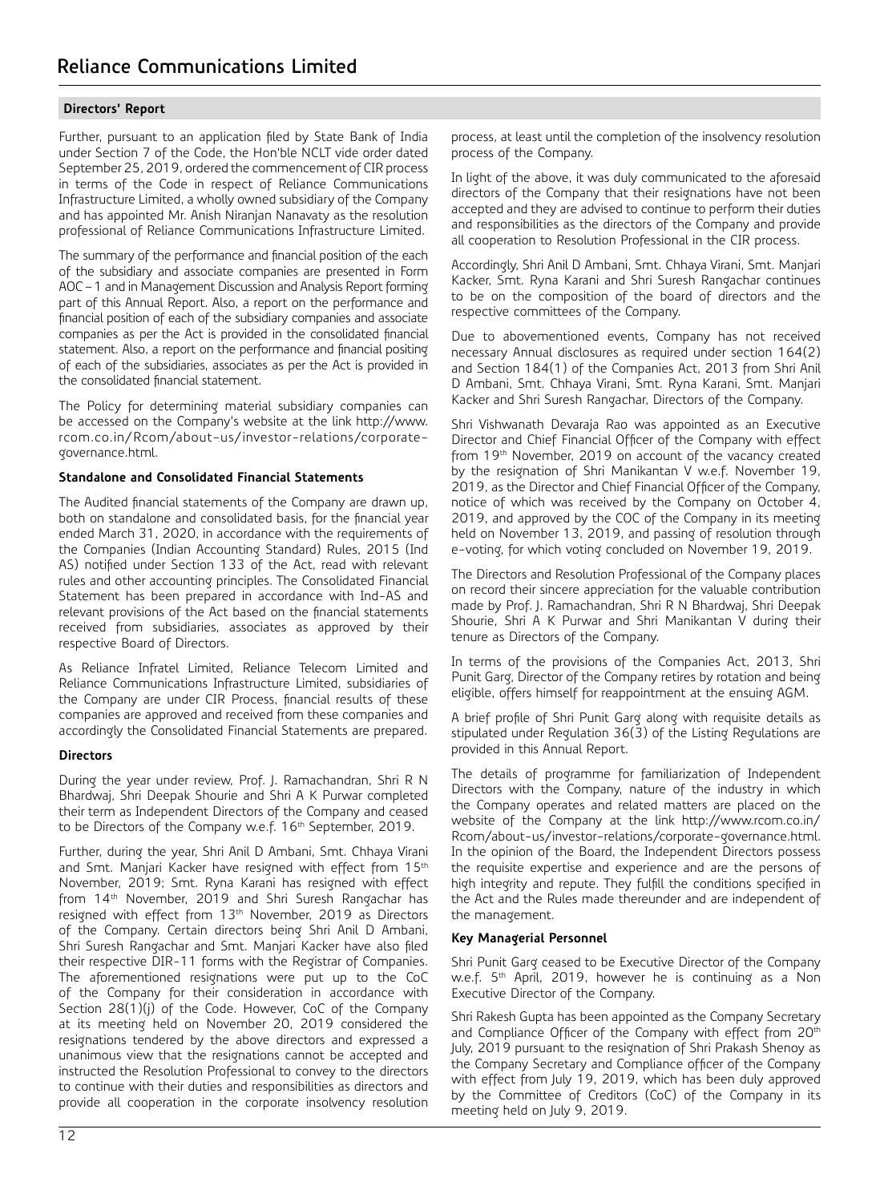## Directors' Report

Further, pursuant to an application filed by State Bank of India under Section 7 of the Code, the Hon'ble NCLT vide order dated September 25, 2019, ordered the commencement of CIR process in terms of the Code in respect of Reliance Communications Infrastructure Limited, a wholly owned subsidiary of the Company and has appointed Mr. Anish Niranjan Nanavaty as the resolution professional of Reliance Communications Infrastructure Limited.

The summary of the performance and financial position of the each of the subsidiary and associate companies are presented in Form AOC – 1 and in Management Discussion and Analysis Report forming part of this Annual Report. Also, a report on the performance and financial position of each of the subsidiary companies and associate companies as per the Act is provided in the consolidated financial statement. Also, a report on the performance and financial positing of each of the subsidiaries, associates as per the Act is provided in the consolidated financial statement.

The Policy for determining material subsidiary companies can be accessed on the Company's website at the link http://www.rcom.co.in/Rcom/about-us/investor-relations/corporate-governance.html.

### Standalone and Consolidated Financial Statements

The Audited financial statements of the Company are drawn up, both on standalone and consolidated basis, for the financial year ended March 31, 2020, in accordance with the requirements of the Companies (Indian Accounting Standard) Rules, 2015 (Ind AS) notified under Section 133 of the Act, read with relevant rules and other accounting principles. The Consolidated Financial Statement has been prepared in accordance with Ind-AS and relevant provisions of the Act based on the financial statements received from subsidiaries, associates as approved by their respective Board of Directors.

As Reliance Infratel Limited, Reliance Telecom Limited and Reliance Communications Infrastructure Limited, subsidiaries of the Company are under CIR Process, financial results of these companies are approved and received from these companies and accordingly the Consolidated Financial Statements are prepared.

### Directors

During the year under review, Prof. J. Ramachandran, Shri R N Bhardwaj, Shri Deepak Shourie and Shri A K Purwar completed their term as Independent Directors of the Company and ceased to be Directors of the Company w.e.f. 16th September, 2019.

Further, during the year, Shri Anil D Ambani, Smt. Chhaya Virani and Smt. Manjari Kacker have resigned with effect from 15th November, 2019; Smt. Ryna Karani has resigned with effect from 14th November, 2019 and Shri Suresh Rangachar has resigned with effect from 13th November, 2019 as Directors of the Company. Certain directors being Shri Anil D Ambani, Shri Suresh Rangachar and Smt. Manjari Kacker have also filed their respective DIR-11 forms with the Registrar of Companies. The aforementioned resignations were put up to the CoC of the Company for their consideration in accordance with Section 28(1)(j) of the Code. However, CoC of the Company at its meeting held on November 20, 2019 considered the resignations tendered by the above directors and expressed a unanimous view that the resignations cannot be accepted and instructed the Resolution Professional to convey to the directors to continue with their duties and responsibilities as directors and provide all cooperation in the corporate insolvency resolution process, at least until the completion of the insolvency resolution process of the Company.

In light of the above, it was duly communicated to the aforesaid directors of the Company that their resignations have not been accepted and they are advised to continue to perform their duties and responsibilities as the directors of the Company and provide all cooperation to Resolution Professional in the CIR process.

Accordingly, Shri Anil D Ambani, Smt. Chhaya Virani, Smt. Manjari Kacker, Smt. Ryna Karani and Shri Suresh Rangachar continues to be on the composition of the board of directors and the respective committees of the Company.

Due to abovementioned events, Company has not received necessary Annual disclosures as required under section 164(2) and Section 184(1) of the Companies Act, 2013 from Shri Anil D Ambani, Smt. Chhaya Virani, Smt. Ryna Karani, Smt. Manjari Kacker and Shri Suresh Rangachar, Directors of the Company.

Shri Vishwanath Devaraja Rao was appointed as an Executive Director and Chief Financial Officer of the Company with effect from 19th November, 2019 on account of the vacancy created by the resignation of Shri Manikantan V w.e.f. November 19, 2019, as the Director and Chief Financial Officer of the Company, notice of which was received by the Company on October 4, 2019, and approved by the COC of the Company in its meeting held on November 13, 2019, and passing of resolution through e-voting, for which voting concluded on November 19, 2019.

The Directors and Resolution Professional of the Company places on record their sincere appreciation for the valuable contribution made by Prof. J. Ramachandran, Shri R N Bhardwaj, Shri Deepak Shourie, Shri A K Purwar and Shri Manikantan V during their tenure as Directors of the Company.

In terms of the provisions of the Companies Act, 2013, Shri Punit Garg, Director of the Company retires by rotation and being eligible, offers himself for reappointment at the ensuing AGM.

A brief profile of Shri Punit Garg along with requisite details as stipulated under Regulation 36(3) of the Listing Regulations are provided in this Annual Report.

The details of programme for familiarization of Independent Directors with the Company, nature of the industry in which the Company operates and related matters are placed on the website of the Company at the link http://www.rcom.co.in/Rcom/about-us/investor-relations/corporate-governance.html. In the opinion of the Board, the Independent Directors possess the requisite expertise and experience and are the persons of high integrity and repute. They fulfill the conditions specified in the Act and the Rules made thereunder and are independent of the management.

### Key Managerial Personnel

Shri Punit Garg ceased to be Executive Director of the Company w.e.f. 5th April, 2019, however he is continuing as a Non Executive Director of the Company.

Shri Rakesh Gupta has been appointed as the Company Secretary and Compliance Officer of the Company with effect from 20th July, 2019 pursuant to the resignation of Shri Prakash Shenoy as the Company Secretary and Compliance officer of the Company with effect from July 19, 2019, which has been duly approved by the Committee of Creditors (CoC) of the Company in its meeting held on July 9, 2019.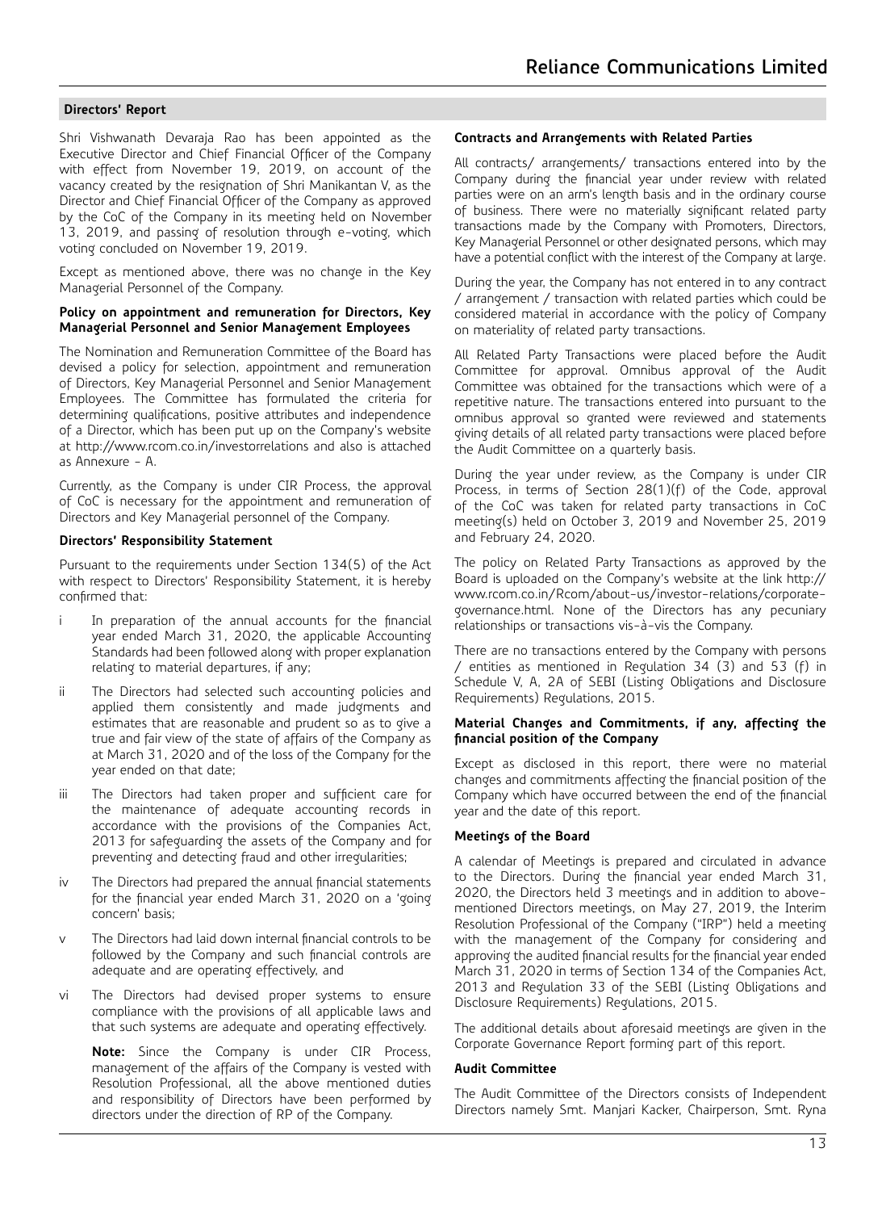## Directors' Report

Shri Vishwanath Devaraja Rao has been appointed as the Executive Director and Chief Financial Officer of the Company with effect from November 19, 2019, on account of the vacancy created by the resignation of Shri Manikantan V, as the Director and Chief Financial Officer of the Company as approved by the CoC of the Company in its meeting held on November 13, 2019, and passing of resolution through e-voting, which voting concluded on November 19, 2019.

Except as mentioned above, there was no change in the Key Managerial Personnel of the Company.

**Policy on appointment and remuneration for Directors, Key Managerial Personnel and Senior Management Employees**

The Nomination and Remuneration Committee of the Board has devised a policy for selection, appointment and remuneration of Directors, Key Managerial Personnel and Senior Management Employees. The Committee has formulated the criteria for determining qualifications, positive attributes and independence of a Director, which has been put up on the Company's website at http://www.rcom.co.in/investorrelations and also is attached as Annexure - A.

Currently, as the Company is under CIR Process, the approval of CoC is necessary for the appointment and remuneration of Directors and Key Managerial personnel of the Company.

**Directors' Responsibility Statement**

Pursuant to the requirements under Section 134(5) of the Act with respect to Directors' Responsibility Statement, it is hereby confirmed that:

i In preparation of the annual accounts for the financial year ended March 31, 2020, the applicable Accounting Standards had been followed along with proper explanation relating to material departures, if any;

ii The Directors had selected such accounting policies and applied them consistently and made judgments and estimates that are reasonable and prudent so as to give a true and fair view of the state of affairs of the Company as at March 31, 2020 and of the loss of the Company for the year ended on that date;

iii The Directors had taken proper and sufficient care for the maintenance of adequate accounting records in accordance with the provisions of the Companies Act, 2013 for safeguarding the assets of the Company and for preventing and detecting fraud and other irregularities;

iv The Directors had prepared the annual financial statements for the financial year ended March 31, 2020 on a 'going concern' basis;

v The Directors had laid down internal financial controls to be followed by the Company and such financial controls are adequate and are operating effectively, and

vi The Directors had devised proper systems to ensure compliance with the provisions of all applicable laws and that such systems are adequate and operating effectively.

**Note:** Since the Company is under CIR Process, management of the affairs of the Company is vested with Resolution Professional, all the above mentioned duties and responsibility of Directors have been performed by directors under the direction of RP of the Company.

**Contracts and Arrangements with Related Parties**

All contracts/ arrangements/ transactions entered into by the Company during the financial year under review with related parties were on an arm's length basis and in the ordinary course of business. There were no materially significant related party transactions made by the Company with Promoters, Directors, Key Managerial Personnel or other designated persons, which may have a potential conflict with the interest of the Company at large.

During the year, the Company has not entered in to any contract / arrangement / transaction with related parties which could be considered material in accordance with the policy of Company on materiality of related party transactions.

All Related Party Transactions were placed before the Audit Committee for approval. Omnibus approval of the Audit Committee was obtained for the transactions which were of a repetitive nature. The transactions entered into pursuant to the omnibus approval so granted were reviewed and statements giving details of all related party transactions were placed before the Audit Committee on a quarterly basis.

During the year under review, as the Company is under CIR Process, in terms of Section 28(1)(f) of the Code, approval of the CoC was taken for related party transactions in CoC meeting(s) held on October 3, 2019 and November 25, 2019 and February 24, 2020.

The policy on Related Party Transactions as approved by the Board is uploaded on the Company's website at the link http://www.rcom.co.in/Rcom/about-us/investor-relations/corporate-governance.html. None of the Directors has any pecuniary relationships or transactions vis-à-vis the Company.

There are no transactions entered by the Company with persons / entities as mentioned in Regulation 34 (3) and 53 (f) in Schedule V, A, 2A of SEBI (Listing Obligations and Disclosure Requirements) Regulations, 2015.

**Material Changes and Commitments, if any, affecting the financial position of the Company**

Except as disclosed in this report, there were no material changes and commitments affecting the financial position of the Company which have occurred between the end of the financial year and the date of this report.

**Meetings of the Board**

A calendar of Meetings is prepared and circulated in advance to the Directors. During the financial year ended March 31, 2020, the Directors held 3 meetings and in addition to above-mentioned Directors meetings, on May 27, 2019, the Interim Resolution Professional of the Company ("IRP") held a meeting with the management of the Company for considering and approving the audited financial results for the financial year ended March 31, 2020 in terms of Section 134 of the Companies Act, 2013 and Regulation 33 of the SEBI (Listing Obligations and Disclosure Requirements) Regulations, 2015.

The additional details about aforesaid meetings are given in the Corporate Governance Report forming part of this report.

**Audit Committee**

The Audit Committee of the Directors consists of Independent Directors namely Smt. Manjari Kacker, Chairperson, Smt. Ryna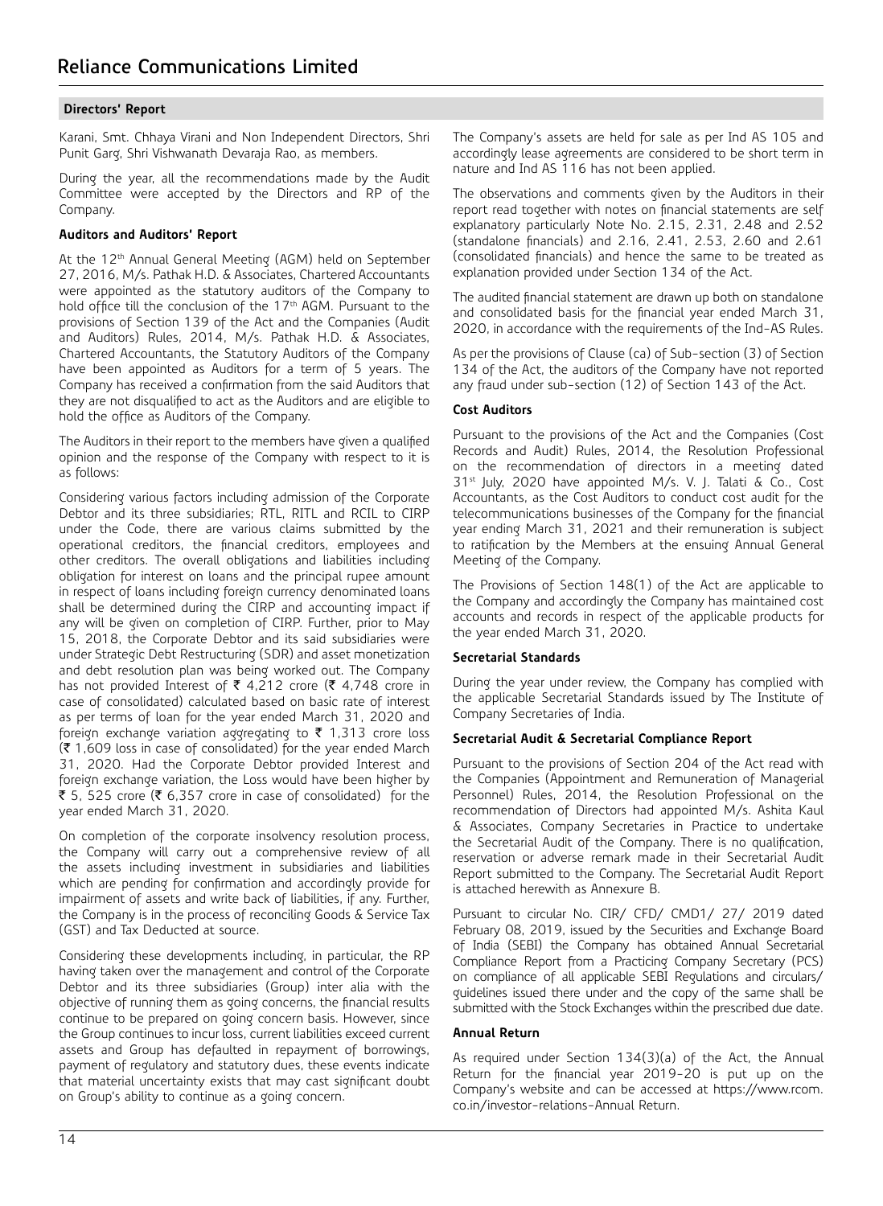## Directors' Report

Karani, Smt. Chhaya Virani and Non Independent Directors, Shri Punit Garg, Shri Vishwanath Devaraja Rao, as members.

During the year, all the recommendations made by the Audit Committee were accepted by the Directors and RP of the Company.

### Auditors and Auditors' Report

At the 12th Annual General Meeting (AGM) held on September 27, 2016, M/s. Pathak H.D. & Associates, Chartered Accountants were appointed as the statutory auditors of the Company to hold office till the conclusion of the 17th AGM. Pursuant to the provisions of Section 139 of the Act and the Companies (Audit and Auditors) Rules, 2014, M/s. Pathak H.D. & Associates, Chartered Accountants, the Statutory Auditors of the Company have been appointed as Auditors for a term of 5 years. The Company has received a confirmation from the said Auditors that they are not disqualified to act as the Auditors and are eligible to hold the office as Auditors of the Company.

The Auditors in their report to the members have given a qualified opinion and the response of the Company with respect to it is as follows:

Considering various factors including admission of the Corporate Debtor and its three subsidiaries; RTL, RITL and RCIL to CIRP under the Code, there are various claims submitted by the operational creditors, the financial creditors, employees and other creditors. The overall obligations and liabilities including obligation for interest on loans and the principal rupee amount in respect of loans including foreign currency denominated loans shall be determined during the CIRP and accounting impact if any will be given on completion of CIRP. Further, prior to May 15, 2018, the Corporate Debtor and its said subsidiaries were under Strategic Debt Restructuring (SDR) and asset monetization and debt resolution plan was being worked out. The Company has not provided Interest of ₹ 4,212 crore (₹ 4,748 crore in case of consolidated) calculated based on basic rate of interest as per terms of loan for the year ended March 31, 2020 and foreign exchange variation aggregating to ₹ 1,313 crore loss (₹ 1,609 loss in case of consolidated) for the year ended March 31, 2020. Had the Corporate Debtor provided Interest and foreign exchange variation, the Loss would have been higher by ₹ 5, 525 crore (₹ 6,357 crore in case of consolidated) for the year ended March 31, 2020.

On completion of the corporate insolvency resolution process, the Company will carry out a comprehensive review of all the assets including investment in subsidiaries and liabilities which are pending for confirmation and accordingly provide for impairment of assets and write back of liabilities, if any. Further, the Company is in the process of reconciling Goods & Service Tax (GST) and Tax Deducted at source.

Considering these developments including, in particular, the RP having taken over the management and control of the Corporate Debtor and its three subsidiaries (Group) inter alia with the objective of running them as going concerns, the financial results continue to be prepared on going concern basis. However, since the Group continues to incur loss, current liabilities exceed current assets and Group has defaulted in repayment of borrowings, payment of regulatory and statutory dues, these events indicate that material uncertainty exists that may cast significant doubt on Group's ability to continue as a going concern.

The Company's assets are held for sale as per Ind AS 105 and accordingly lease agreements are considered to be short term in nature and Ind AS 116 has not been applied.

The observations and comments given by the Auditors in their report read together with notes on financial statements are self explanatory particularly Note No. 2.15, 2.31, 2.48 and 2.52 (standalone financials) and 2.16, 2.41, 2.53, 2.60 and 2.61 (consolidated financials) and hence the same to be treated as explanation provided under Section 134 of the Act.

The audited financial statement are drawn up both on standalone and consolidated basis for the financial year ended March 31, 2020, in accordance with the requirements of the Ind-AS Rules.

As per the provisions of Clause (ca) of Sub-section (3) of Section 134 of the Act, the auditors of the Company have not reported any fraud under sub-section (12) of Section 143 of the Act.

### Cost Auditors

Pursuant to the provisions of the Act and the Companies (Cost Records and Audit) Rules, 2014, the Resolution Professional on the recommendation of directors in a meeting dated 31st July, 2020 have appointed M/s. V. J. Talati & Co., Cost Accountants, as the Cost Auditors to conduct cost audit for the telecommunications businesses of the Company for the financial year ending March 31, 2021 and their remuneration is subject to ratification by the Members at the ensuing Annual General Meeting of the Company.

The Provisions of Section 148(1) of the Act are applicable to the Company and accordingly the Company has maintained cost accounts and records in respect of the applicable products for the year ended March 31, 2020.

### Secretarial Standards

During the year under review, the Company has complied with the applicable Secretarial Standards issued by The Institute of Company Secretaries of India.

### Secretarial Audit & Secretarial Compliance Report

Pursuant to the provisions of Section 204 of the Act read with the Companies (Appointment and Remuneration of Managerial Personnel) Rules, 2014, the Resolution Professional on the recommendation of Directors had appointed M/s. Ashita Kaul & Associates, Company Secretaries in Practice to undertake the Secretarial Audit of the Company. There is no qualification, reservation or adverse remark made in their Secretarial Audit Report submitted to the Company. The Secretarial Audit Report is attached herewith as Annexure B.

Pursuant to circular No. CIR/ CFD/ CMD1/ 27/ 2019 dated February 08, 2019, issued by the Securities and Exchange Board of India (SEBI) the Company has obtained Annual Secretarial Compliance Report from a Practicing Company Secretary (PCS) on compliance of all applicable SEBI Regulations and circulars/ guidelines issued there under and the copy of the same shall be submitted with the Stock Exchanges within the prescribed due date.

### Annual Return

As required under Section 134(3)(a) of the Act, the Annual Return for the financial year 2019-20 is put up on the Company's website and can be accessed at https://www.rcom.co.in/investor-relations-Annual Return.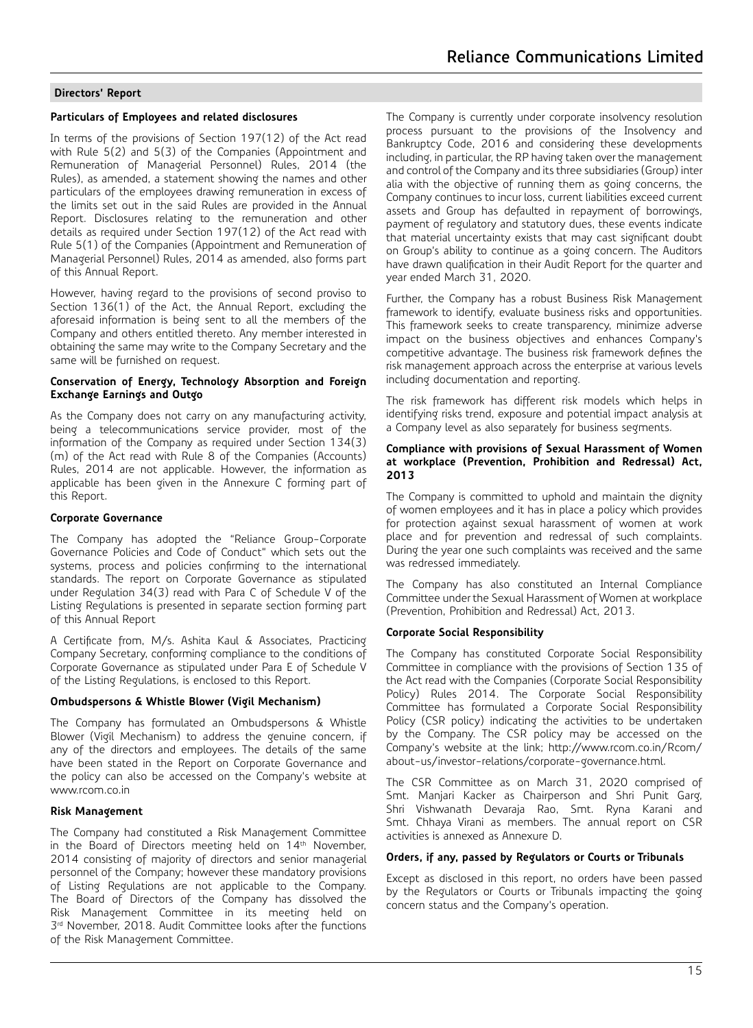## Directors' Report

### Particulars of Employees and related disclosures

In terms of the provisions of Section 197(12) of the Act read with Rule 5(2) and 5(3) of the Companies (Appointment and Remuneration of Managerial Personnel) Rules, 2014 (the Rules), as amended, a statement showing the names and other particulars of the employees drawing remuneration in excess of the limits set out in the said Rules are provided in the Annual Report. Disclosures relating to the remuneration and other details as required under Section 197(12) of the Act read with Rule 5(1) of the Companies (Appointment and Remuneration of Managerial Personnel) Rules, 2014 as amended, also forms part of this Annual Report.

However, having regard to the provisions of second proviso to Section 136(1) of the Act, the Annual Report, excluding the aforesaid information is being sent to all the members of the Company and others entitled thereto. Any member interested in obtaining the same may write to the Company Secretary and the same will be furnished on request.

### Conservation of Energy, Technology Absorption and Foreign Exchange Earnings and Outgo

As the Company does not carry on any manufacturing activity, being a telecommunications service provider, most of the information of the Company as required under Section 134(3)(m) of the Act read with Rule 8 of the Companies (Accounts) Rules, 2014 are not applicable. However, the information as applicable has been given in the Annexure C forming part of this Report.

### Corporate Governance

The Company has adopted the "Reliance Group-Corporate Governance Policies and Code of Conduct" which sets out the systems, process and policies confirming to the international standards. The report on Corporate Governance as stipulated under Regulation 34(3) read with Para C of Schedule V of the Listing Regulations is presented in separate section forming part of this Annual Report

A Certificate from, M/s. Ashita Kaul & Associates, Practicing Company Secretary, conforming compliance to the conditions of Corporate Governance as stipulated under Para E of Schedule V of the Listing Regulations, is enclosed to this Report.

### Ombudspersons & Whistle Blower (Vigil Mechanism)

The Company has formulated an Ombudspersons & Whistle Blower (Vigil Mechanism) to address the genuine concern, if any of the directors and employees. The details of the same have been stated in the Report on Corporate Governance and the policy can also be accessed on the Company's website at www.rcom.co.in

### Risk Management

The Company had constituted a Risk Management Committee in the Board of Directors meeting held on 14th November, 2014 consisting of majority of directors and senior managerial personnel of the Company; however these mandatory provisions of Listing Regulations are not applicable to the Company. The Board of Directors of the Company has dissolved the Risk Management Committee in its meeting held on 3rd November, 2018. Audit Committee looks after the functions of the Risk Management Committee.

The Company is currently under corporate insolvency resolution process pursuant to the provisions of the Insolvency and Bankruptcy Code, 2016 and considering these developments including, in particular, the RP having taken over the management and control of the Company and its three subsidiaries (Group) inter alia with the objective of running them as going concerns, the Company continues to incur loss, current liabilities exceed current assets and Group has defaulted in repayment of borrowings, payment of regulatory and statutory dues, these events indicate that material uncertainty exists that may cast significant doubt on Group's ability to continue as a going concern. The Auditors have drawn qualification in their Audit Report for the quarter and year ended March 31, 2020.

Further, the Company has a robust Business Risk Management framework to identify, evaluate business risks and opportunities. This framework seeks to create transparency, minimize adverse impact on the business objectives and enhances Company's competitive advantage. The business risk framework defines the risk management approach across the enterprise at various levels including documentation and reporting.

The risk framework has different risk models which helps in identifying risks trend, exposure and potential impact analysis at a Company level as also separately for business segments.

### Compliance with provisions of Sexual Harassment of Women at workplace (Prevention, Prohibition and Redressal) Act, 2013

The Company is committed to uphold and maintain the dignity of women employees and it has in place a policy which provides for protection against sexual harassment of women at work place and for prevention and redressal of such complaints. During the year one such complaints was received and the same was redressed immediately.

The Company has also constituted an Internal Compliance Committee under the Sexual Harassment of Women at workplace (Prevention, Prohibition and Redressal) Act, 2013.

### Corporate Social Responsibility

The Company has constituted Corporate Social Responsibility Committee in compliance with the provisions of Section 135 of the Act read with the Companies (Corporate Social Responsibility Policy) Rules 2014. The Corporate Social Responsibility Committee has formulated a Corporate Social Responsibility Policy (CSR policy) indicating the activities to be undertaken by the Company. The CSR policy may be accessed on the Company's website at the link; http://www.rcom.co.in/Rcom/about-us/investor-relations/corporate-governance.html.

The CSR Committee as on March 31, 2020 comprised of Smt. Manjari Kacker as Chairperson and Shri Punit Garg, Shri Vishwanath Devaraja Rao, Smt. Ryna Karani and Smt. Chhaya Virani as members. The annual report on CSR activities is annexed as Annexure D.

### Orders, if any, passed by Regulators or Courts or Tribunals

Except as disclosed in this report, no orders have been passed by the Regulators or Courts or Tribunals impacting the going concern status and the Company's operation.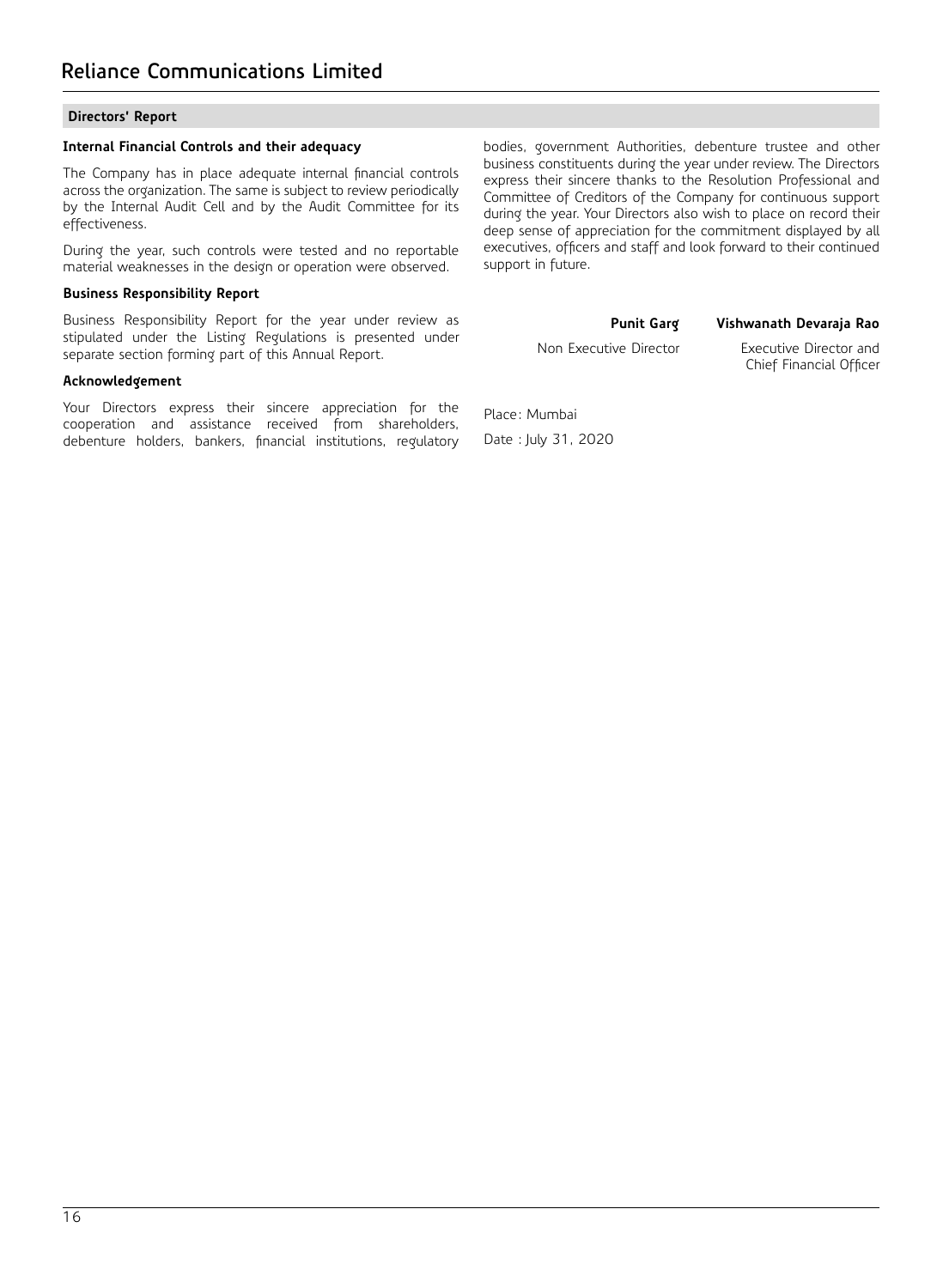## Directors' Report

### Internal Financial Controls and their adequacy

The Company has in place adequate internal financial controls across the organization. The same is subject to review periodically by the Internal Audit Cell and by the Audit Committee for its effectiveness.

During the year, such controls were tested and no reportable material weaknesses in the design or operation were observed.

### Business Responsibility Report

Business Responsibility Report for the year under review as stipulated under the Listing Regulations is presented under separate section forming part of this Annual Report.

### Acknowledgement

Your Directors express their sincere appreciation for the cooperation and assistance received from shareholders, debenture holders, bankers, financial institutions, regulatory bodies, government Authorities, debenture trustee and other business constituents during the year under review. The Directors express their sincere thanks to the Resolution Professional and Committee of Creditors of the Company for continuous support during the year. Your Directors also wish to place on record their deep sense of appreciation for the commitment displayed by all executives, officers and staff and look forward to their continued support in future.

**Punit Garg**
Non Executive Director

**Vishwanath Devaraja Rao**
Executive Director and Chief Financial Officer

Place: Mumbai
Date : July 31, 2020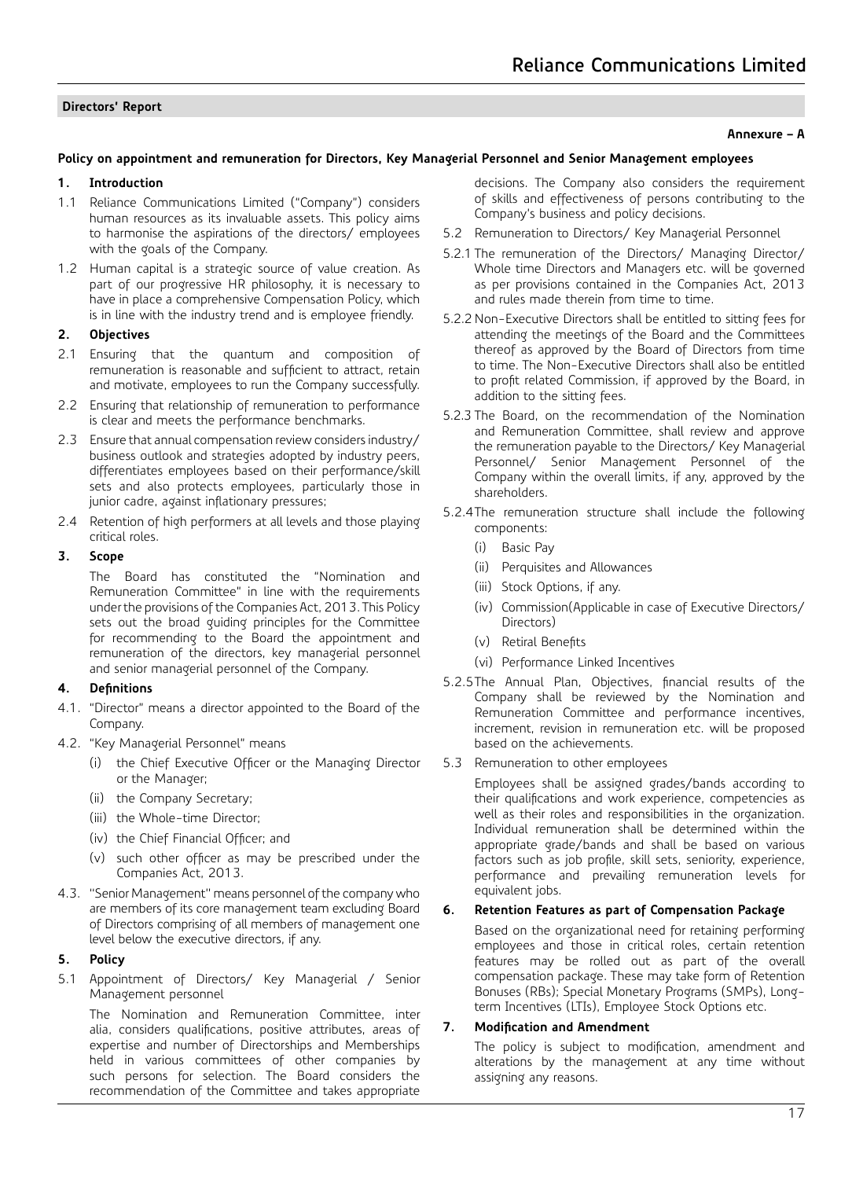**Directors' Report**

**Annexure – A**

## Policy on appointment and remuneration for Directors, Key Managerial Personnel and Senior Management employees

### 1. Introduction

1.1 Reliance Communications Limited ("Company") considers human resources as its invaluable assets. This policy aims to harmonise the aspirations of the directors/ employees with the goals of the Company.

1.2 Human capital is a strategic source of value creation. As part of our progressive HR philosophy, it is necessary to have in place a comprehensive Compensation Policy, which is in line with the industry trend and is employee friendly.

### 2. Objectives

2.1 Ensuring that the quantum and composition of remuneration is reasonable and sufficient to attract, retain and motivate, employees to run the Company successfully.

2.2 Ensuring that relationship of remuneration to performance is clear and meets the performance benchmarks.

2.3 Ensure that annual compensation review considers industry/ business outlook and strategies adopted by industry peers, differentiates employees based on their performance/skill sets and also protects employees, particularly those in junior cadre, against inflationary pressures;

2.4 Retention of high performers at all levels and those playing critical roles.

### 3. Scope

The Board has constituted the "Nomination and Remuneration Committee" in line with the requirements under the provisions of the Companies Act, 2013. This Policy sets out the broad guiding principles for the Committee for recommending to the Board the appointment and remuneration of the directors, key managerial personnel and senior managerial personnel of the Company.

### 4. Definitions

4.1. "Director" means a director appointed to the Board of the Company.

4.2. "Key Managerial Personnel" means

(i) the Chief Executive Officer or the Managing Director or the Manager;

(ii) the Company Secretary;

(iii) the Whole-time Director;

(iv) the Chief Financial Officer; and

(v) such other officer as may be prescribed under the Companies Act, 2013.

4.3. "Senior Management" means personnel of the company who are members of its core management team excluding Board of Directors comprising of all members of management one level below the executive directors, if any.

### 5. Policy

5.1 Appointment of Directors/ Key Managerial / Senior Management personnel

The Nomination and Remuneration Committee, inter alia, considers qualifications, positive attributes, areas of expertise and number of Directorships and Memberships held in various committees of other companies by such persons for selection. The Board considers the recommendation of the Committee and takes appropriate decisions. The Company also considers the requirement of skills and effectiveness of persons contributing to the Company's business and policy decisions.

5.2 Remuneration to Directors/ Key Managerial Personnel

5.2.1 The remuneration of the Directors/ Managing Director/ Whole time Directors and Managers etc. will be governed as per provisions contained in the Companies Act, 2013 and rules made therein from time to time.

5.2.2 Non-Executive Directors shall be entitled to sitting fees for attending the meetings of the Board and the Committees thereof as approved by the Board of Directors from time to time. The Non-Executive Directors shall also be entitled to profit related Commission, if approved by the Board, in addition to the sitting fees.

5.2.3 The Board, on the recommendation of the Nomination and Remuneration Committee, shall review and approve the remuneration payable to the Directors/ Key Managerial Personnel/ Senior Management Personnel of the Company within the overall limits, if any, approved by the shareholders.

5.2.4 The remuneration structure shall include the following components:

(i) Basic Pay

(ii) Perquisites and Allowances

(iii) Stock Options, if any.

(iv) Commission(Applicable in case of Executive Directors/ Directors)

(v) Retiral Benefits

(vi) Performance Linked Incentives

5.2.5 The Annual Plan, Objectives, financial results of the Company shall be reviewed by the Nomination and Remuneration Committee and performance incentives, increment, revision in remuneration etc. will be proposed based on the achievements.

5.3 Remuneration to other employees

Employees shall be assigned grades/bands according to their qualifications and work experience, competencies as well as their roles and responsibilities in the organization. Individual remuneration shall be determined within the appropriate grade/bands and shall be based on various factors such as job profile, skill sets, seniority, experience, performance and prevailing remuneration levels for equivalent jobs.

### 6. Retention Features as part of Compensation Package

Based on the organizational need for retaining performing employees and those in critical roles, certain retention features may be rolled out as part of the overall compensation package. These may take form of Retention Bonuses (RBs); Special Monetary Programs (SMPs), Long-term Incentives (LTIs), Employee Stock Options etc.

### 7. Modification and Amendment

The policy is subject to modification, amendment and alterations by the management at any time without assigning any reasons.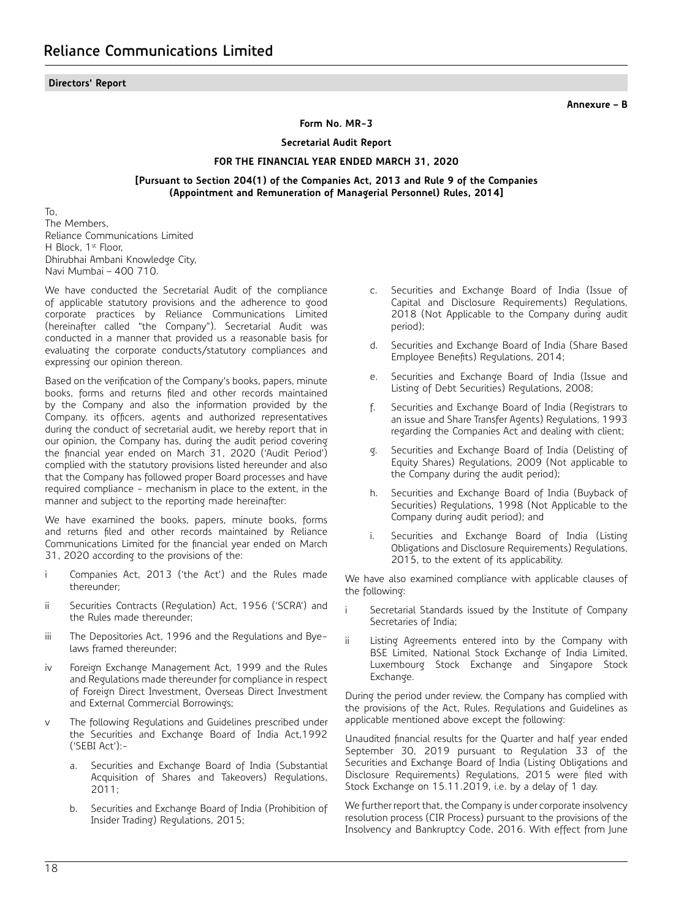**Directors' Report**

**Annexure – B**

**Form No. MR-3**

**Secretarial Audit Report**

**FOR THE FINANCIAL YEAR ENDED MARCH 31, 2020**

**[Pursuant to Section 204(1) of the Companies Act, 2013 and Rule 9 of the Companies (Appointment and Remuneration of Managerial Personnel) Rules, 2014]**

To,
The Members,
Reliance Communications Limited
H Block, 1st Floor,
Dhirubhai Ambani Knowledge City,
Navi Mumbai – 400 710.

We have conducted the Secretarial Audit of the compliance of applicable statutory provisions and the adherence to good corporate practices by Reliance Communications Limited (hereinafter called "the Company"). Secretarial Audit was conducted in a manner that provided us a reasonable basis for evaluating the corporate conducts/statutory compliances and expressing our opinion thereon.

Based on the verification of the Company's books, papers, minute books, forms and returns filed and other records maintained by the Company and also the information provided by the Company, its officers, agents and authorized representatives during the conduct of secretarial audit, we hereby report that in our opinion, the Company has, during the audit period covering the financial year ended on March 31, 2020 ('Audit Period') complied with the statutory provisions listed hereunder and also that the Company has followed proper Board processes and have required compliance - mechanism in place to the extent, in the manner and subject to the reporting made hereinafter:

We have examined the books, papers, minute books, forms and returns filed and other records maintained by Reliance Communications Limited for the financial year ended on March 31, 2020 according to the provisions of the:

i Companies Act, 2013 ('the Act') and the Rules made thereunder;

ii Securities Contracts (Regulation) Act, 1956 ('SCRA') and the Rules made thereunder;

iii The Depositories Act, 1996 and the Regulations and Bye-laws framed thereunder;

iv Foreign Exchange Management Act, 1999 and the Rules and Regulations made thereunder for compliance in respect of Foreign Direct Investment, Overseas Direct Investment and External Commercial Borrowings;

v The following Regulations and Guidelines prescribed under the Securities and Exchange Board of India Act,1992 ('SEBI Act'):-

   a. Securities and Exchange Board of India (Substantial Acquisition of Shares and Takeovers) Regulations, 2011;

   b. Securities and Exchange Board of India (Prohibition of Insider Trading) Regulations, 2015;

   c. Securities and Exchange Board of India (Issue of Capital and Disclosure Requirements) Regulations, 2018 (Not Applicable to the Company during audit period);

   d. Securities and Exchange Board of India (Share Based Employee Benefits) Regulations, 2014;

   e. Securities and Exchange Board of India (Issue and Listing of Debt Securities) Regulations, 2008;

   f. Securities and Exchange Board of India (Registrars to an issue and Share Transfer Agents) Regulations, 1993 regarding the Companies Act and dealing with client;

   g. Securities and Exchange Board of India (Delisting of Equity Shares) Regulations, 2009 (Not applicable to the Company during the audit period);

   h. Securities and Exchange Board of India (Buyback of Securities) Regulations, 1998 (Not Applicable to the Company during audit period); and

   i. Securities and Exchange Board of India (Listing Obligations and Disclosure Requirements) Regulations, 2015, to the extent of its applicability.

We have also examined compliance with applicable clauses of the following:

i Secretarial Standards issued by the Institute of Company Secretaries of India;

ii Listing Agreements entered into by the Company with BSE Limited, National Stock Exchange of India Limited, Luxembourg Stock Exchange and Singapore Stock Exchange.

During the period under review, the Company has complied with the provisions of the Act, Rules, Regulations and Guidelines as applicable mentioned above except the following:

Unaudited financial results for the Quarter and half year ended September 30, 2019 pursuant to Regulation 33 of the Securities and Exchange Board of India (Listing Obligations and Disclosure Requirements) Regulations, 2015 were filed with Stock Exchange on 15.11.2019, i.e. by a delay of 1 day.

We further report that, the Company is under corporate insolvency resolution process (CIR Process) pursuant to the provisions of the Insolvency and Bankruptcy Code, 2016. With effect from June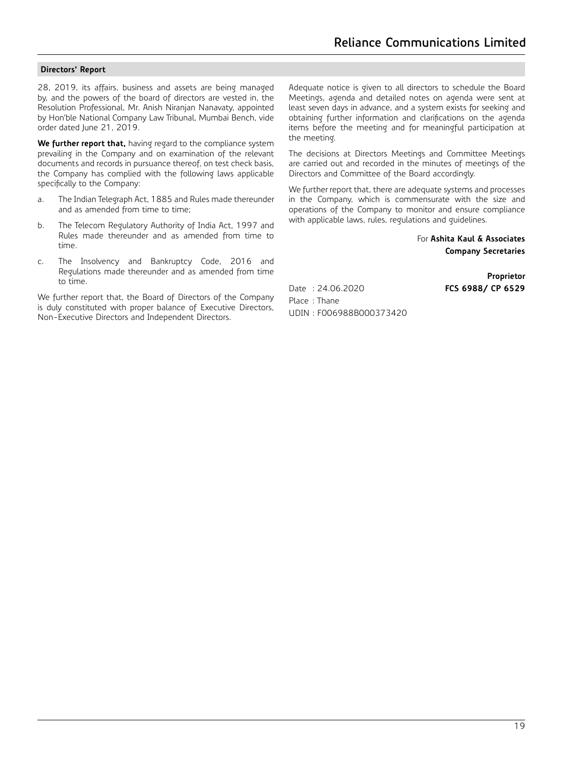**Directors' Report**

28, 2019, its affairs, business and assets are being managed by, and the powers of the board of directors are vested in, the Resolution Professional, Mr. Anish Niranjan Nanavaty, appointed by Hon'ble National Company Law Tribunal, Mumbai Bench, vide order dated June 21, 2019.

**We further report that,** having regard to the compliance system prevailing in the Company and on examination of the relevant documents and records in pursuance thereof, on test check basis, the Company has complied with the following laws applicable specifically to the Company:

a. The Indian Telegraph Act, 1885 and Rules made thereunder and as amended from time to time;

b. The Telecom Regulatory Authority of India Act, 1997 and Rules made thereunder and as amended from time to time.

c. The Insolvency and Bankruptcy Code, 2016 and Regulations made thereunder and as amended from time to time.

We further report that, the Board of Directors of the Company is duly constituted with proper balance of Executive Directors, Non-Executive Directors and Independent Directors.

Adequate notice is given to all directors to schedule the Board Meetings, agenda and detailed notes on agenda were sent at least seven days in advance, and a system exists for seeking and obtaining further information and clarifications on the agenda items before the meeting and for meaningful participation at the meeting.

The decisions at Directors Meetings and Committee Meetings are carried out and recorded in the minutes of meetings of the Directors and Committee of the Board accordingly.

We further report that, there are adequate systems and processes in the Company, which is commensurate with the size and operations of the Company to monitor and ensure compliance with applicable laws, rules, regulations and guidelines.

For **Ashita Kaul & Associates**
**Company Secretaries**

**Proprietor**
**FCS 6988/ CP 6529**

Date : 24.06.2020
Place : Thane
UDIN : F006988B000373420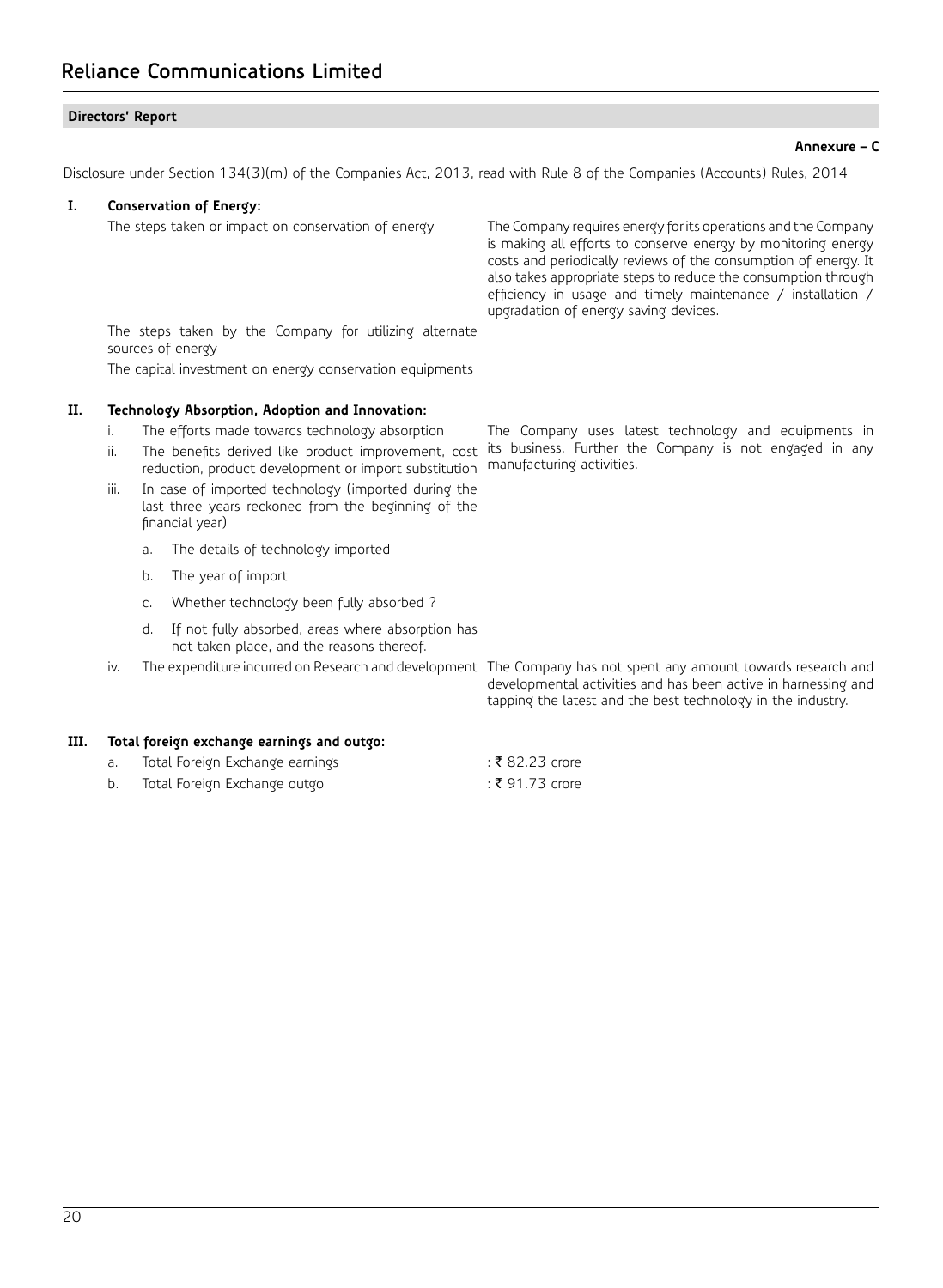## Directors' Report

**Annexure – C**

Disclosure under Section 134(3)(m) of the Companies Act, 2013, read with Rule 8 of the Companies (Accounts) Rules, 2014

| | | |
|---|---|---|
| **I.** | **Conservation of Energy:** | |
| | The steps taken or impact on conservation of energy | The Company requires energy for its operations and the Company is making all efforts to conserve energy by monitoring energy costs and periodically reviews of the consumption of energy. It also takes appropriate steps to reduce the consumption through efficiency in usage and timely maintenance / installation / upgradation of energy saving devices. |
| | The steps taken by the Company for utilizing alternate sources of energy | |
| | The capital investment on energy conservation equipments | |
| **II.** | **Technology Absorption, Adoption and Innovation:** | |
| | i. The efforts made towards technology absorption | The Company uses latest technology and equipments in its business. Further the Company is not engaged in any manufacturing activities. |
| | ii. The benefits derived like product improvement, cost reduction, product development or import substitution | |
| | iii. In case of imported technology (imported during the last three years reckoned from the beginning of the financial year) | |
| | a. The details of technology imported | |
| | b. The year of import | |
| | c. Whether technology been fully absorbed ? | |
| | d. If not fully absorbed, areas where absorption has not taken place, and the reasons thereof. | |
| | iv. The expenditure incurred on Research and development | The Company has not spent any amount towards research and developmental activities and has been active in harnessing and tapping the latest and the best technology in the industry. |
| **III.** | **Total foreign exchange earnings and outgo:** | |
| | a. Total Foreign Exchange earnings | : ₹ 82.23 crore |
| | b. Total Foreign Exchange outgo | : ₹ 91.73 crore |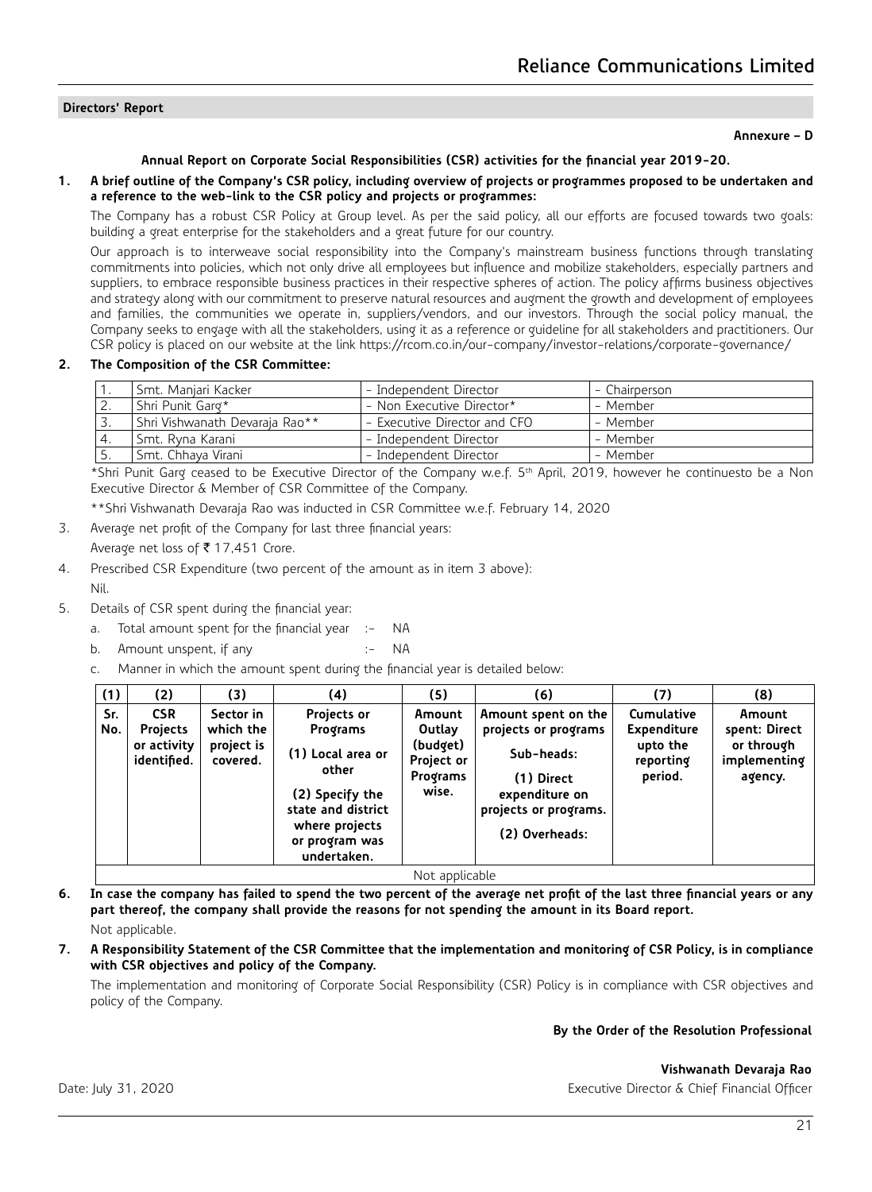## Directors' Report

**Annexure – D**

**Annual Report on Corporate Social Responsibilities (CSR) activities for the financial year 2019-20.**

**1. A brief outline of the Company's CSR policy, including overview of projects or programmes proposed to be undertaken and a reference to the web-link to the CSR policy and projects or programmes:**

The Company has a robust CSR Policy at Group level. As per the said policy, all our efforts are focused towards two goals: building a great enterprise for the stakeholders and a great future for our country.

Our approach is to interweave social responsibility into the Company's mainstream business functions through translating commitments into policies, which not only drive all employees but influence and mobilize stakeholders, especially partners and suppliers, to embrace responsible business practices in their respective spheres of action. The policy affirms business objectives and strategy along with our commitment to preserve natural resources and augment the growth and development of employees and families, the communities we operate in, suppliers/vendors, and our investors. Through the social policy manual, the Company seeks to engage with all the stakeholders, using it as a reference or guideline for all stakeholders and practitioners. Our CSR policy is placed on our website at the link https://rcom.co.in/our-company/investor-relations/corporate-governance/

**2. The Composition of the CSR Committee:**

| | | | |
|---|---|---|---|
| 1. | Smt. Manjari Kacker | - Independent Director | - Chairperson |
| 2. | Shri Punit Garg* | - Non Executive Director* | - Member |
| 3. | Shri Vishwanath Devaraja Rao** | - Executive Director and CFO | - Member |
| 4. | Smt. Ryna Karani | - Independent Director | - Member |
| 5. | Smt. Chhaya Virani | - Independent Director | - Member |

*Shri Punit Garg ceased to be Executive Director of the Company w.e.f. 5th April, 2019, however he continuesto be a Non Executive Director & Member of CSR Committee of the Company.

**Shri Vishwanath Devaraja Rao was inducted in CSR Committee w.e.f. February 14, 2020

3. Average net profit of the Company for last three financial years:

   Average net loss of ₹ 17,451 Crore.

4. Prescribed CSR Expenditure (two percent of the amount as in item 3 above):

   Nil.

5. Details of CSR spent during the financial year:

   a. Total amount spent for the financial year :- NA

   b. Amount unspent, if any :- NA

   c. Manner in which the amount spent during the financial year is detailed below:

| (1) | (2) | (3) | (4) | (5) | (6) | (7) | (8) |
|---|---|---|---|---|---|---|---|
| **Sr. No.** | **CSR Projects or activity identified.** | **Sector in which the project is covered.** | **Projects or Programs (1) Local area or other (2) Specify the state and district where projects or program was undertaken.** | **Amount Outlay (budget) Project or Programs wise.** | **Amount spent on the projects or programs Sub-heads: (1) Direct expenditure on projects or programs. (2) Overheads:** | **Cumulative Expenditure upto the reporting period.** | **Amount spent: Direct or through implementing agency.** |
| Not applicable | | | | | | | |

**6. In case the company has failed to spend the two percent of the average net profit of the last three financial years or any part thereof, the company shall provide the reasons for not spending the amount in its Board report.**

Not applicable.

**7. A Responsibility Statement of the CSR Committee that the implementation and monitoring of CSR Policy, is in compliance with CSR objectives and policy of the Company.**

The implementation and monitoring of Corporate Social Responsibility (CSR) Policy is in compliance with CSR objectives and policy of the Company.

**By the Order of the Resolution Professional**

**Vishwanath Devaraja Rao**

Date: July 31, 2020

Executive Director & Chief Financial Officer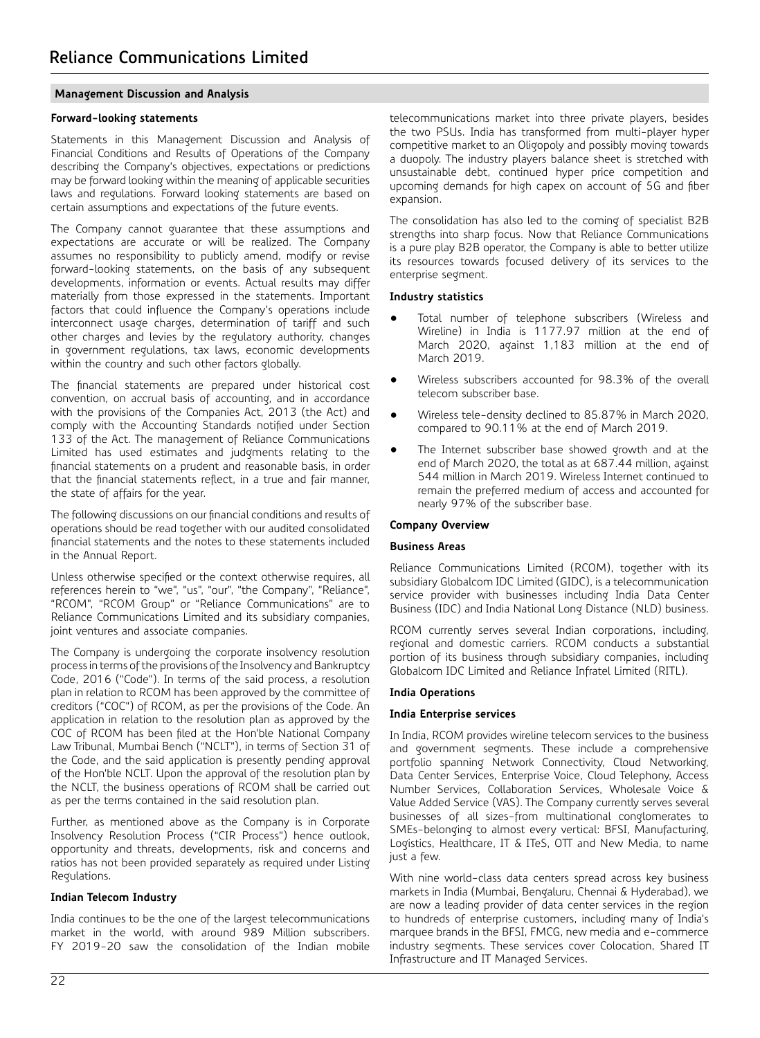## Management Discussion and Analysis

### Forward-looking statements

Statements in this Management Discussion and Analysis of Financial Conditions and Results of Operations of the Company describing the Company's objectives, expectations or predictions may be forward looking within the meaning of applicable securities laws and regulations. Forward looking statements are based on certain assumptions and expectations of the future events.

The Company cannot guarantee that these assumptions and expectations are accurate or will be realized. The Company assumes no responsibility to publicly amend, modify or revise forward-looking statements, on the basis of any subsequent developments, information or events. Actual results may differ materially from those expressed in the statements. Important factors that could influence the Company's operations include interconnect usage charges, determination of tariff and such other charges and levies by the regulatory authority, changes in government regulations, tax laws, economic developments within the country and such other factors globally.

The financial statements are prepared under historical cost convention, on accrual basis of accounting, and in accordance with the provisions of the Companies Act, 2013 (the Act) and comply with the Accounting Standards notified under Section 133 of the Act. The management of Reliance Communications Limited has used estimates and judgments relating to the financial statements on a prudent and reasonable basis, in order that the financial statements reflect, in a true and fair manner, the state of affairs for the year.

The following discussions on our financial conditions and results of operations should be read together with our audited consolidated financial statements and the notes to these statements included in the Annual Report.

Unless otherwise specified or the context otherwise requires, all references herein to "we", "us", "our", "the Company", "Reliance", "RCOM Group" or "Reliance Communications" are to Reliance Communications Limited and its subsidiary companies, joint ventures and associate companies.

The Company is undergoing the corporate insolvency resolution process in terms of the provisions of the Insolvency and Bankruptcy Code, 2016 ("Code"). In terms of the said process, a resolution plan in relation to RCOM has been approved by the committee of creditors ("COC") of RCOM, as per the provisions of the Code. An application in relation to the resolution plan as approved by the COC of RCOM has been filed at the Hon'ble National Company Law Tribunal, Mumbai Bench ("NCLT"), in terms of Section 31 of the Code, and the said application is presently pending approval of the Hon'ble NCLT. Upon the approval of the resolution plan by the NCLT, the business operations of RCOM shall be carried out as per the terms contained in the said resolution plan.

Further, as mentioned above as the Company is in Corporate Insolvency Resolution Process ("CIR Process") hence outlook, opportunity and threats, developments, risk and concerns and ratios has not been provided separately as required under Listing Regulations.

### Indian Telecom Industry

India continues to be the one of the largest telecommunications market in the world, with around 989 Million subscribers. FY 2019-20 saw the consolidation of the Indian mobile telecommunications market into three private players, besides the two PSUs. India has transformed from multi-player hyper competitive market to an Oligopoly and possibly moving towards a duopoly. The industry players balance sheet is stretched with unsustainable debt, continued hyper price competition and upcoming demands for high capex on account of 5G and fiber expansion.

The consolidation has also led to the coming of specialist B2B strengths into sharp focus. Now that Reliance Communications is a pure play B2B operator, the Company is able to better utilize its resources towards focused delivery of its services to the enterprise segment.

### Industry statistics

- Total number of telephone subscribers (Wireless and Wireline) in India is 1177.97 million at the end of March 2020, against 1,183 million at the end of March 2019.
- Wireless subscribers accounted for 98.3% of the overall telecom subscriber base.
- Wireless tele-density declined to 85.87% in March 2020, compared to 90.11% at the end of March 2019.
- The Internet subscriber base showed growth and at the end of March 2020, the total as at 687.44 million, against 544 million in March 2019. Wireless Internet continued to remain the preferred medium of access and accounted for nearly 97% of the subscriber base.

### Company Overview

### Business Areas

Reliance Communications Limited (RCOM), together with its subsidiary Globalcom IDC Limited (GIDC), is a telecommunication service provider with businesses including India Data Center Business (IDC) and India National Long Distance (NLD) business.

RCOM currently serves several Indian corporations, including, regional and domestic carriers. RCOM conducts a substantial portion of its business through subsidiary companies, including Globalcom IDC Limited and Reliance Infratel Limited (RITL).

### India Operations

### India Enterprise services

In India, RCOM provides wireline telecom services to the business and government segments. These include a comprehensive portfolio spanning Network Connectivity, Cloud Networking, Data Center Services, Enterprise Voice, Cloud Telephony, Access Number Services, Collaboration Services, Wholesale Voice & Value Added Service (VAS). The Company currently serves several businesses of all sizes-from multinational conglomerates to SMEs-belonging to almost every vertical: BFSI, Manufacturing, Logistics, Healthcare, IT & ITeS, OTT and New Media, to name just a few.

With nine world-class data centers spread across key business markets in India (Mumbai, Bengaluru, Chennai & Hyderabad), we are now a leading provider of data center services in the region to hundreds of enterprise customers, including many of India's marquee brands in the BFSI, FMCG, new media and e-commerce industry segments. These services cover Colocation, Shared IT Infrastructure and IT Managed Services.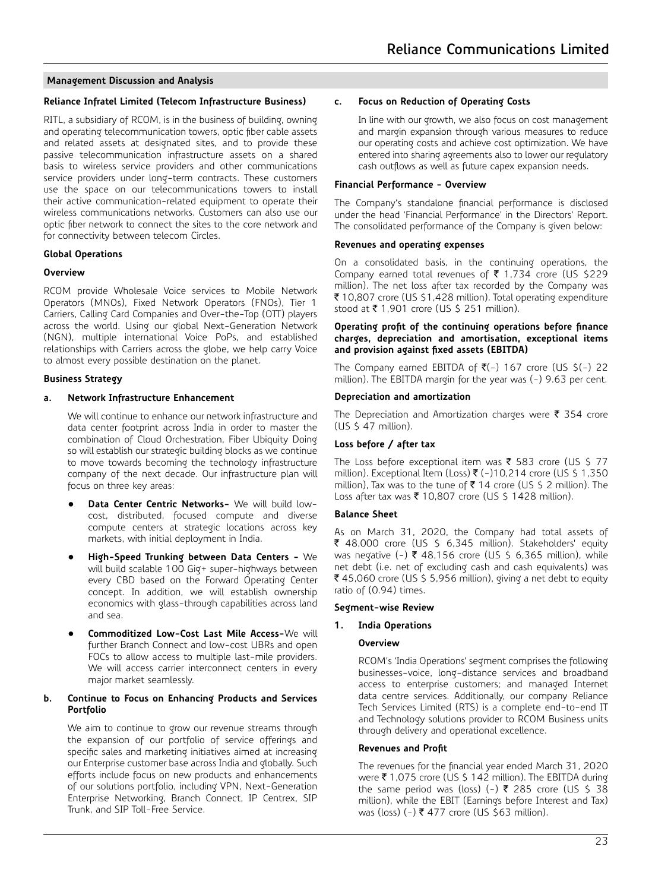## Management Discussion and Analysis

### Reliance Infratel Limited (Telecom Infrastructure Business)

RITL, a subsidiary of RCOM, is in the business of building, owning and operating telecommunication towers, optic fiber cable assets and related assets at designated sites, and to provide these passive telecommunication infrastructure assets on a shared basis to wireless service providers and other communications service providers under long-term contracts. These customers use the space on our telecommunications towers to install their active communication-related equipment to operate their wireless communications networks. Customers can also use our optic fiber network to connect the sites to the core network and for connectivity between telecom Circles.

### Global Operations

#### Overview

RCOM provide Wholesale Voice services to Mobile Network Operators (MNOs), Fixed Network Operators (FNOs), Tier 1 Carriers, Calling Card Companies and Over-the-Top (OTT) players across the world. Using our global Next-Generation Network (NGN), multiple international Voice PoPs, and established relationships with Carriers across the globe, we help carry Voice to almost every possible destination on the planet.

#### Business Strategy

**a. Network Infrastructure Enhancement**

We will continue to enhance our network infrastructure and data center footprint across India in order to master the combination of Cloud Orchestration, Fiber Ubiquity Doing so will establish our strategic building blocks as we continue to move towards becoming the technology infrastructure company of the next decade. Our infrastructure plan will focus on three key areas:

- **Data Center Centric Networks-** We will build low-cost, distributed, focused compute and diverse compute centers at strategic locations across key markets, with initial deployment in India.
- **High-Speed Trunking between Data Centers -** We will build scalable 100 Gig+ super-highways between every CBD based on the Forward Operating Center concept. In addition, we will establish ownership economics with glass-through capabilities across land and sea.
- **Commoditized Low-Cost Last Mile Access-**We will further Branch Connect and low-cost UBRs and open FOCs to allow access to multiple last-mile providers. We will access carrier interconnect centers in every major market seamlessly.

**b. Continue to Focus on Enhancing Products and Services Portfolio**

We aim to continue to grow our revenue streams through the expansion of our portfolio of service offerings and specific sales and marketing initiatives aimed at increasing our Enterprise customer base across India and globally. Such efforts include focus on new products and enhancements of our solutions portfolio, including VPN, Next-Generation Enterprise Networking, Branch Connect, IP Centrex, SIP Trunk, and SIP Toll-Free Service.

**c. Focus on Reduction of Operating Costs**

In line with our growth, we also focus on cost management and margin expansion through various measures to reduce our operating costs and achieve cost optimization. We have entered into sharing agreements also to lower our regulatory cash outflows as well as future capex expansion needs.

### Financial Performance - Overview

The Company's standalone financial performance is disclosed under the head 'Financial Performance' in the Directors' Report. The consolidated performance of the Company is given below:

#### Revenues and operating expenses

On a consolidated basis, in the continuing operations, the Company earned total revenues of ₹ 1,734 crore (US $229 million). The net loss after tax recorded by the Company was ₹ 10,807 crore (US $1,428 million). Total operating expenditure stood at ₹ 1,901 crore (US $ 251 million).

#### Operating profit of the continuing operations before finance charges, depreciation and amortisation, exceptional items and provision against fixed assets (EBITDA)

The Company earned EBITDA of ₹(-) 167 crore (US $(-) 22 million). The EBITDA margin for the year was (-) 9.63 per cent.

#### Depreciation and amortization

The Depreciation and Amortization charges were ₹ 354 crore (US $ 47 million).

#### Loss before / after tax

The Loss before exceptional item was ₹ 583 crore (US $ 77 million). Exceptional Item (Loss) ₹ (-)10,214 crore (US $ 1,350 million), Tax was to the tune of ₹ 14 crore (US $ 2 million). The Loss after tax was ₹ 10,807 crore (US $ 1428 million).

#### Balance Sheet

As on March 31, 2020, the Company had total assets of ₹ 48,000 crore (US $ 6,345 million). Stakeholders' equity was negative (-) ₹ 48,156 crore (US $ 6,365 million), while net debt (i.e. net of excluding cash and cash equivalents) was ₹ 45,060 crore (US $ 5,956 million), giving a net debt to equity ratio of (0.94) times.

### Segment-wise Review

#### 1. India Operations

**Overview**

RCOM's 'India Operations' segment comprises the following businesses-voice, long-distance services and broadband access to enterprise customers; and managed Internet data centre services. Additionally, our company Reliance Tech Services Limited (RTS) is a complete end-to-end IT and Technology solutions provider to RCOM Business units through delivery and operational excellence.

**Revenues and Profit**

The revenues for the financial year ended March 31, 2020 were ₹ 1,075 crore (US $ 142 million). The EBITDA during the same period was (loss) (-) ₹ 285 crore (US $ 38 million), while the EBIT (Earnings before Interest and Tax) was (loss) (-) ₹ 477 crore (US $63 million).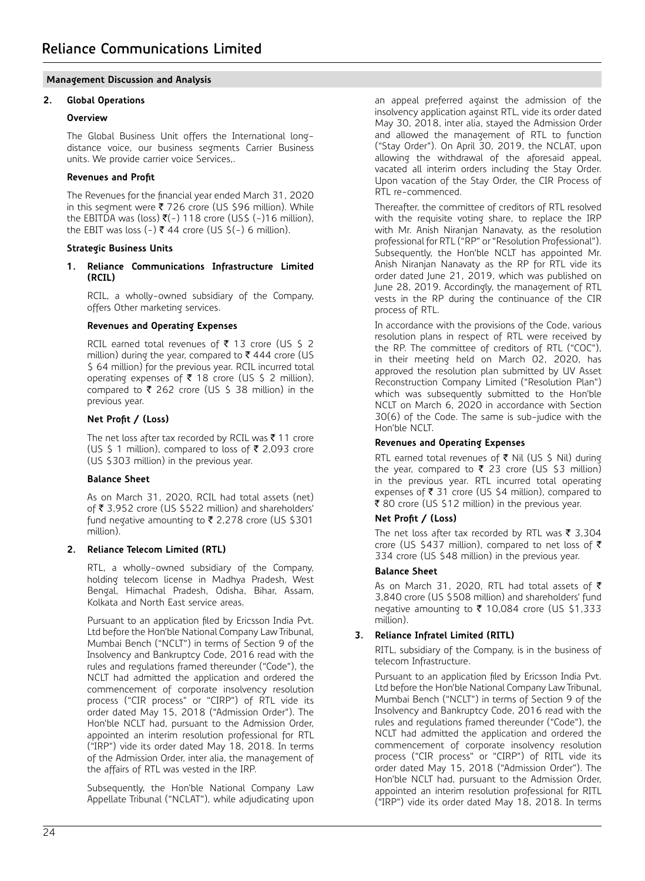### Management Discussion and Analysis

## 2. Global Operations

### Overview

The Global Business Unit offers the International long-distance voice, our business segments Carrier Business units. We provide carrier voice Services,.

### Revenues and Profit

The Revenues for the financial year ended March 31, 2020 in this segment were ₹ 726 crore (US $96 million). While the EBITDA was (loss) ₹(-) 118 crore (US$ (-)16 million), the EBIT was loss (-) ₹ 44 crore (US $(-) 6 million).

### Strategic Business Units

#### 1. Reliance Communications Infrastructure Limited (RCIL)

RCIL, a wholly-owned subsidiary of the Company, offers Other marketing services.

**Revenues and Operating Expenses**

RCIL earned total revenues of ₹ 13 crore (US $ 2 million) during the year, compared to ₹ 444 crore (US $ 64 million) for the previous year. RCIL incurred total operating expenses of ₹ 18 crore (US $ 2 million), compared to ₹ 262 crore (US $ 38 million) in the previous year.

**Net Profit / (Loss)**

The net loss after tax recorded by RCIL was ₹ 11 crore (US $ 1 million), compared to loss of ₹ 2,093 crore (US $303 million) in the previous year.

**Balance Sheet**

As on March 31, 2020, RCIL had total assets (net) of ₹ 3,952 crore (US $522 million) and shareholders' fund negative amounting to ₹ 2,278 crore (US $301 million).

#### 2. Reliance Telecom Limited (RTL)

RTL, a wholly-owned subsidiary of the Company, holding telecom license in Madhya Pradesh, West Bengal, Himachal Pradesh, Odisha, Bihar, Assam, Kolkata and North East service areas.

Pursuant to an application filed by Ericsson India Pvt. Ltd before the Hon'ble National Company Law Tribunal, Mumbai Bench ("NCLT") in terms of Section 9 of the Insolvency and Bankruptcy Code, 2016 read with the rules and regulations framed thereunder ("Code"), the NCLT had admitted the application and ordered the commencement of corporate insolvency resolution process ("CIR process" or "CIRP") of RTL vide its order dated May 15, 2018 ("Admission Order"). The Hon'ble NCLT had, pursuant to the Admission Order, appointed an interim resolution professional for RTL ("IRP") vide its order dated May 18, 2018. In terms of the Admission Order, inter alia, the management of the affairs of RTL was vested in the IRP.

Subsequently, the Hon'ble National Company Law Appellate Tribunal ("NCLAT"), while adjudicating upon an appeal preferred against the admission of the insolvency application against RTL, vide its order dated May 30, 2018, inter alia, stayed the Admission Order and allowed the management of RTL to function ("Stay Order"). On April 30, 2019, the NCLAT, upon allowing the withdrawal of the aforesaid appeal, vacated all interim orders including the Stay Order. Upon vacation of the Stay Order, the CIR Process of RTL re-commenced.

Thereafter, the committee of creditors of RTL resolved with the requisite voting share, to replace the IRP with Mr. Anish Niranjan Nanavaty, as the resolution professional for RTL ("RP" or "Resolution Professional"). Subsequently, the Hon'ble NCLT has appointed Mr. Anish Niranjan Nanavaty as the RP for RTL vide its order dated June 21, 2019, which was published on June 28, 2019. Accordingly, the management of RTL vests in the RP during the continuance of the CIR process of RTL.

In accordance with the provisions of the Code, various resolution plans in respect of RTL were received by the RP. The committee of creditors of RTL ("COC"), in their meeting held on March 02, 2020, has approved the resolution plan submitted by UV Asset Reconstruction Company Limited ("Resolution Plan") which was subsequently submitted to the Hon'ble NCLT on March 6, 2020 in accordance with Section 30(6) of the Code. The same is sub-judice with the Hon'ble NCLT.

**Revenues and Operating Expenses**

RTL earned total revenues of ₹ Nil (US $ Nil) during the year, compared to ₹ 23 crore (US $3 million) in the previous year. RTL incurred total operating expenses of ₹ 31 crore (US $4 million), compared to ₹ 80 crore (US $12 million) in the previous year.

**Net Profit / (Loss)**

The net loss after tax recorded by RTL was ₹ 3,304 crore (US $437 million), compared to net loss of ₹ 334 crore (US $48 million) in the previous year.

**Balance Sheet**

As on March 31, 2020, RTL had total assets of ₹ 3,840 crore (US $508 million) and shareholders' fund negative amounting to ₹ 10,084 crore (US $1,333 million).

#### 3. Reliance Infratel Limited (RITL)

RITL, subsidiary of the Company, is in the business of telecom Infrastructure.

Pursuant to an application filed by Ericsson India Pvt. Ltd before the Hon'ble National Company Law Tribunal, Mumbai Bench ("NCLT") in terms of Section 9 of the Insolvency and Bankruptcy Code, 2016 read with the rules and regulations framed thereunder ("Code"), the NCLT had admitted the application and ordered the commencement of corporate insolvency resolution process ("CIR process" or "CIRP") of RITL vide its order dated May 15, 2018 ("Admission Order"). The Hon'ble NCLT had, pursuant to the Admission Order, appointed an interim resolution professional for RITL ("IRP") vide its order dated May 18, 2018. In terms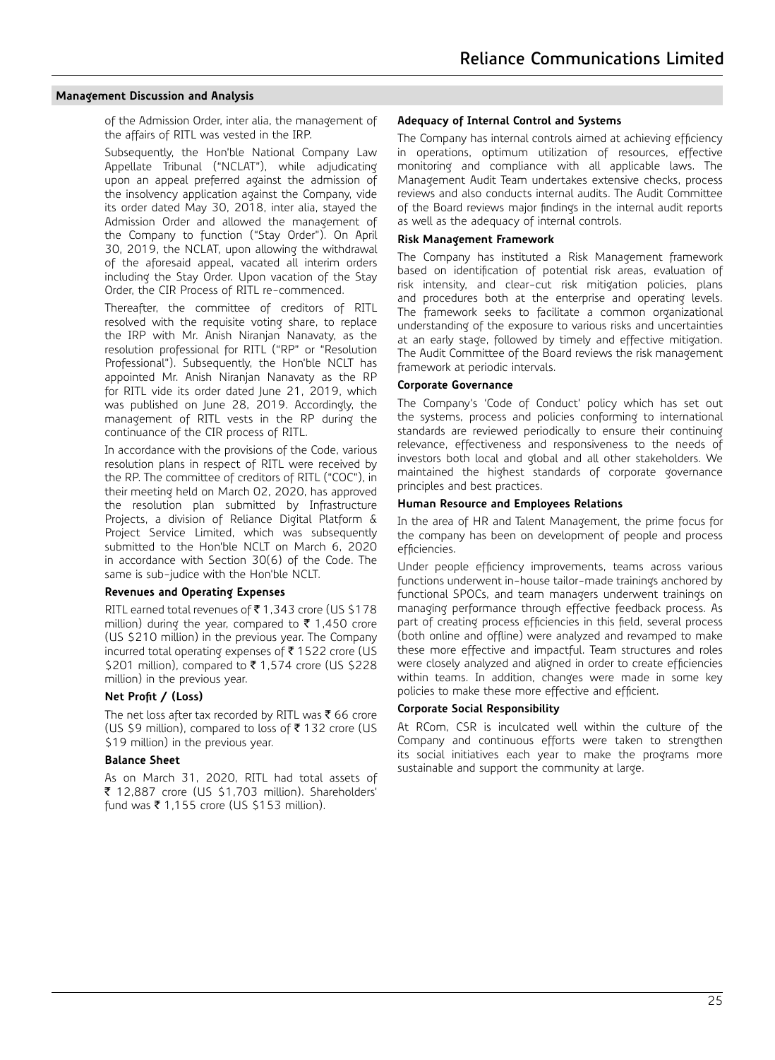## Management Discussion and Analysis

of the Admission Order, inter alia, the management of the affairs of RITL was vested in the IRP.

Subsequently, the Hon'ble National Company Law Appellate Tribunal ("NCLAT"), while adjudicating upon an appeal preferred against the admission of the insolvency application against the Company, vide its order dated May 30, 2018, inter alia, stayed the Admission Order and allowed the management of the Company to function ("Stay Order"). On April 30, 2019, the NCLAT, upon allowing the withdrawal of the aforesaid appeal, vacated all interim orders including the Stay Order. Upon vacation of the Stay Order, the CIR Process of RITL re-commenced.

Thereafter, the committee of creditors of RITL resolved with the requisite voting share, to replace the IRP with Mr. Anish Niranjan Nanavaty, as the resolution professional for RITL ("RP" or "Resolution Professional"). Subsequently, the Hon'ble NCLT has appointed Mr. Anish Niranjan Nanavaty as the RP for RITL vide its order dated June 21, 2019, which was published on June 28, 2019. Accordingly, the management of RITL vests in the RP during the continuance of the CIR process of RITL.

In accordance with the provisions of the Code, various resolution plans in respect of RITL were received by the RP. The committee of creditors of RITL ("COC"), in their meeting held on March 02, 2020, has approved the resolution plan submitted by Infrastructure Projects, a division of Reliance Digital Platform & Project Service Limited, which was subsequently submitted to the Hon'ble NCLT on March 6, 2020 in accordance with Section 30(6) of the Code. The same is sub-judice with the Hon'ble NCLT.

#### Revenues and Operating Expenses

RITL earned total revenues of ₹ 1,343 crore (US $178 million) during the year, compared to ₹ 1,450 crore (US $210 million) in the previous year. The Company incurred total operating expenses of ₹ 1522 crore (US $201 million), compared to ₹ 1,574 crore (US $228 million) in the previous year.

#### Net Profit / (Loss)

The net loss after tax recorded by RITL was ₹ 66 crore (US $9 million), compared to loss of ₹ 132 crore (US $19 million) in the previous year.

#### Balance Sheet

As on March 31, 2020, RITL had total assets of ₹ 12,887 crore (US $1,703 million). Shareholders' fund was ₹ 1,155 crore (US $153 million).

### Adequacy of Internal Control and Systems

The Company has internal controls aimed at achieving efficiency in operations, optimum utilization of resources, effective monitoring and compliance with all applicable laws. The Management Audit Team undertakes extensive checks, process reviews and also conducts internal audits. The Audit Committee of the Board reviews major findings in the internal audit reports as well as the adequacy of internal controls.

### Risk Management Framework

The Company has instituted a Risk Management framework based on identification of potential risk areas, evaluation of risk intensity, and clear-cut risk mitigation policies, plans and procedures both at the enterprise and operating levels. The framework seeks to facilitate a common organizational understanding of the exposure to various risks and uncertainties at an early stage, followed by timely and effective mitigation. The Audit Committee of the Board reviews the risk management framework at periodic intervals.

### Corporate Governance

The Company's 'Code of Conduct' policy which has set out the systems, process and policies conforming to international standards are reviewed periodically to ensure their continuing relevance, effectiveness and responsiveness to the needs of investors both local and global and all other stakeholders. We maintained the highest standards of corporate governance principles and best practices.

### Human Resource and Employees Relations

In the area of HR and Talent Management, the prime focus for the company has been on development of people and process efficiencies.

Under people efficiency improvements, teams across various functions underwent in-house tailor-made trainings anchored by functional SPOCs, and team managers underwent trainings on managing performance through effective feedback process. As part of creating process efficiencies in this field, several process (both online and offline) were analyzed and revamped to make these more effective and impactful. Team structures and roles were closely analyzed and aligned in order to create efficiencies within teams. In addition, changes were made in some key policies to make these more effective and efficient.

### Corporate Social Responsibility

At RCom, CSR is inculcated well within the culture of the Company and continuous efforts were taken to strengthen its social initiatives each year to make the programs more sustainable and support the community at large.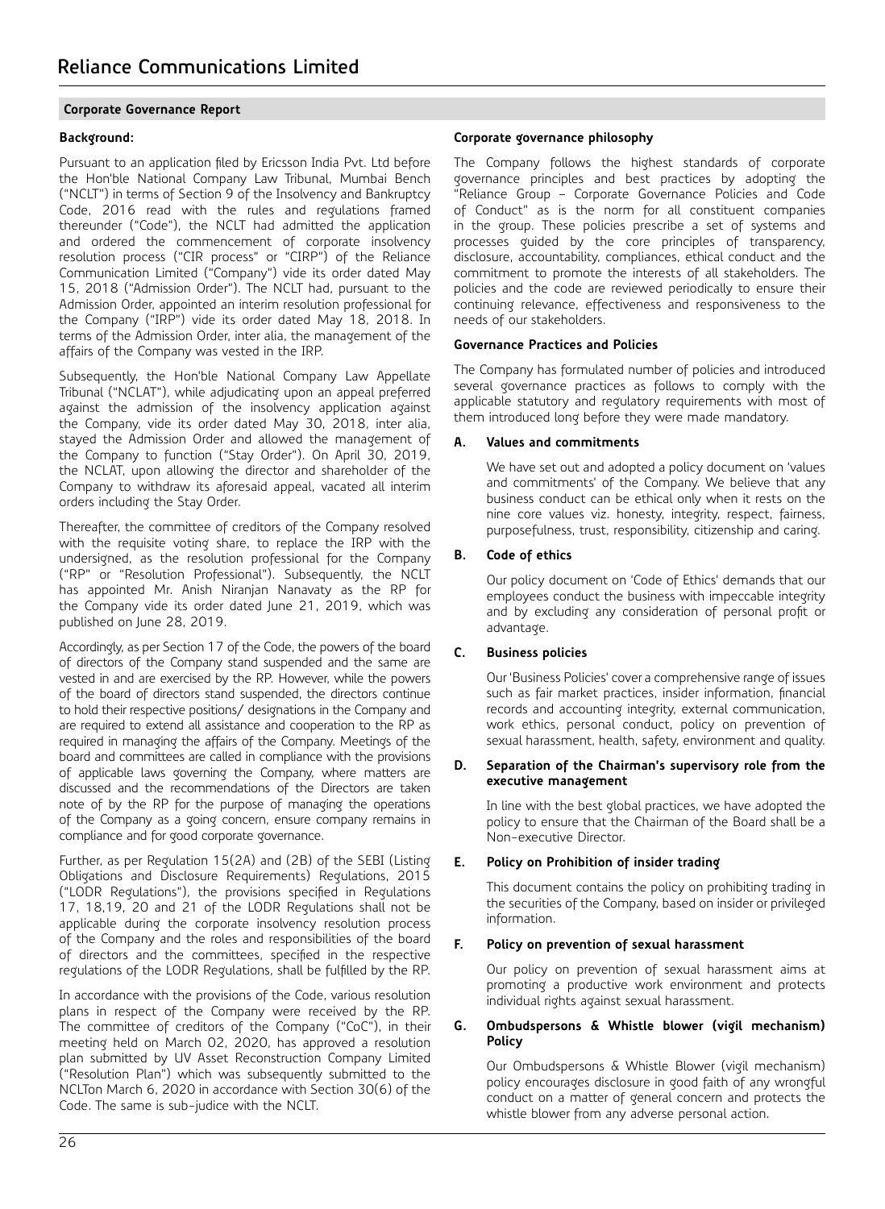## Corporate Governance Report

### Background:

Pursuant to an application filed by Ericsson India Pvt. Ltd before the Hon'ble National Company Law Tribunal, Mumbai Bench ("NCLT") in terms of Section 9 of the Insolvency and Bankruptcy Code, 2016 read with the rules and regulations framed thereunder ("Code"), the NCLT had admitted the application and ordered the commencement of corporate insolvency resolution process ("CIR process" or "CIRP") of the Reliance Communication Limited ("Company") vide its order dated May 15, 2018 ("Admission Order"). The NCLT had, pursuant to the Admission Order, appointed an interim resolution professional for the Company ("IRP") vide its order dated May 18, 2018. In terms of the Admission Order, inter alia, the management of the affairs of the Company was vested in the IRP.

Subsequently, the Hon'ble National Company Law Appellate Tribunal ("NCLAT"), while adjudicating upon an appeal preferred against the admission of the insolvency application against the Company, vide its order dated May 30, 2018, inter alia, stayed the Admission Order and allowed the management of the Company to function ("Stay Order"). On April 30, 2019, the NCLAT, upon allowing the director and shareholder of the Company to withdraw its aforesaid appeal, vacated all interim orders including the Stay Order.

Thereafter, the committee of creditors of the Company resolved with the requisite voting share, to replace the IRP with the undersigned, as the resolution professional for the Company ("RP" or "Resolution Professional"). Subsequently, the NCLT has appointed Mr. Anish Niranjan Nanavaty as the RP for the Company vide its order dated June 21, 2019, which was published on June 28, 2019.

Accordingly, as per Section 17 of the Code, the powers of the board of directors of the Company stand suspended and the same are vested in and are exercised by the RP. However, while the powers of the board of directors stand suspended, the directors continue to hold their respective positions/ designations in the Company and are required to extend all assistance and cooperation to the RP as required in managing the affairs of the Company. Meetings of the board and committees are called in compliance with the provisions of applicable laws governing the Company, where matters are discussed and the recommendations of the Directors are taken note of by the RP for the purpose of managing the operations of the Company as a going concern, ensure company remains in compliance and for good corporate governance.

Further, as per Regulation 15(2A) and (2B) of the SEBI (Listing Obligations and Disclosure Requirements) Regulations, 2015 ("LODR Regulations"), the provisions specified in Regulations 17, 18,19, 20 and 21 of the LODR Regulations shall not be applicable during the corporate insolvency resolution process of the Company and the roles and responsibilities of the board of directors and the committees, specified in the respective regulations of the LODR Regulations, shall be fulfilled by the RP.

In accordance with the provisions of the Code, various resolution plans in respect of the Company were received by the RP. The committee of creditors of the Company ("CoC"), in their meeting held on March 02, 2020, has approved a resolution plan submitted by UV Asset Reconstruction Company Limited ("Resolution Plan") which was subsequently submitted to the NCLTon March 6, 2020 in accordance with Section 30(6) of the Code. The same is sub-judice with the NCLT.

### Corporate governance philosophy

The Company follows the highest standards of corporate governance principles and best practices by adopting the "Reliance Group – Corporate Governance Policies and Code of Conduct" as is the norm for all constituent companies in the group. These policies prescribe a set of systems and processes guided by the core principles of transparency, disclosure, accountability, compliances, ethical conduct and the commitment to promote the interests of all stakeholders. The policies and the code are reviewed periodically to ensure their continuing relevance, effectiveness and responsiveness to the needs of our stakeholders.

### Governance Practices and Policies

The Company has formulated number of policies and introduced several governance practices as follows to comply with the applicable statutory and regulatory requirements with most of them introduced long before they were made mandatory.

**A. Values and commitments**

We have set out and adopted a policy document on 'values and commitments' of the Company. We believe that any business conduct can be ethical only when it rests on the nine core values viz. honesty, integrity, respect, fairness, purposefulness, trust, responsibility, citizenship and caring.

**B. Code of ethics**

Our policy document on 'Code of Ethics' demands that our employees conduct the business with impeccable integrity and by excluding any consideration of personal profit or advantage.

**C. Business policies**

Our 'Business Policies' cover a comprehensive range of issues such as fair market practices, insider information, financial records and accounting integrity, external communication, work ethics, personal conduct, policy on prevention of sexual harassment, health, safety, environment and quality.

**D. Separation of the Chairman's supervisory role from the executive management**

In line with the best global practices, we have adopted the policy to ensure that the Chairman of the Board shall be a Non-executive Director.

**E. Policy on Prohibition of insider trading**

This document contains the policy on prohibiting trading in the securities of the Company, based on insider or privileged information.

**F. Policy on prevention of sexual harassment**

Our policy on prevention of sexual harassment aims at promoting a productive work environment and protects individual rights against sexual harassment.

**G. Ombudspersons & Whistle blower (vigil mechanism) Policy**

Our Ombudspersons & Whistle Blower (vigil mechanism) policy encourages disclosure in good faith of any wrongful conduct on a matter of general concern and protects the whistle blower from any adverse personal action.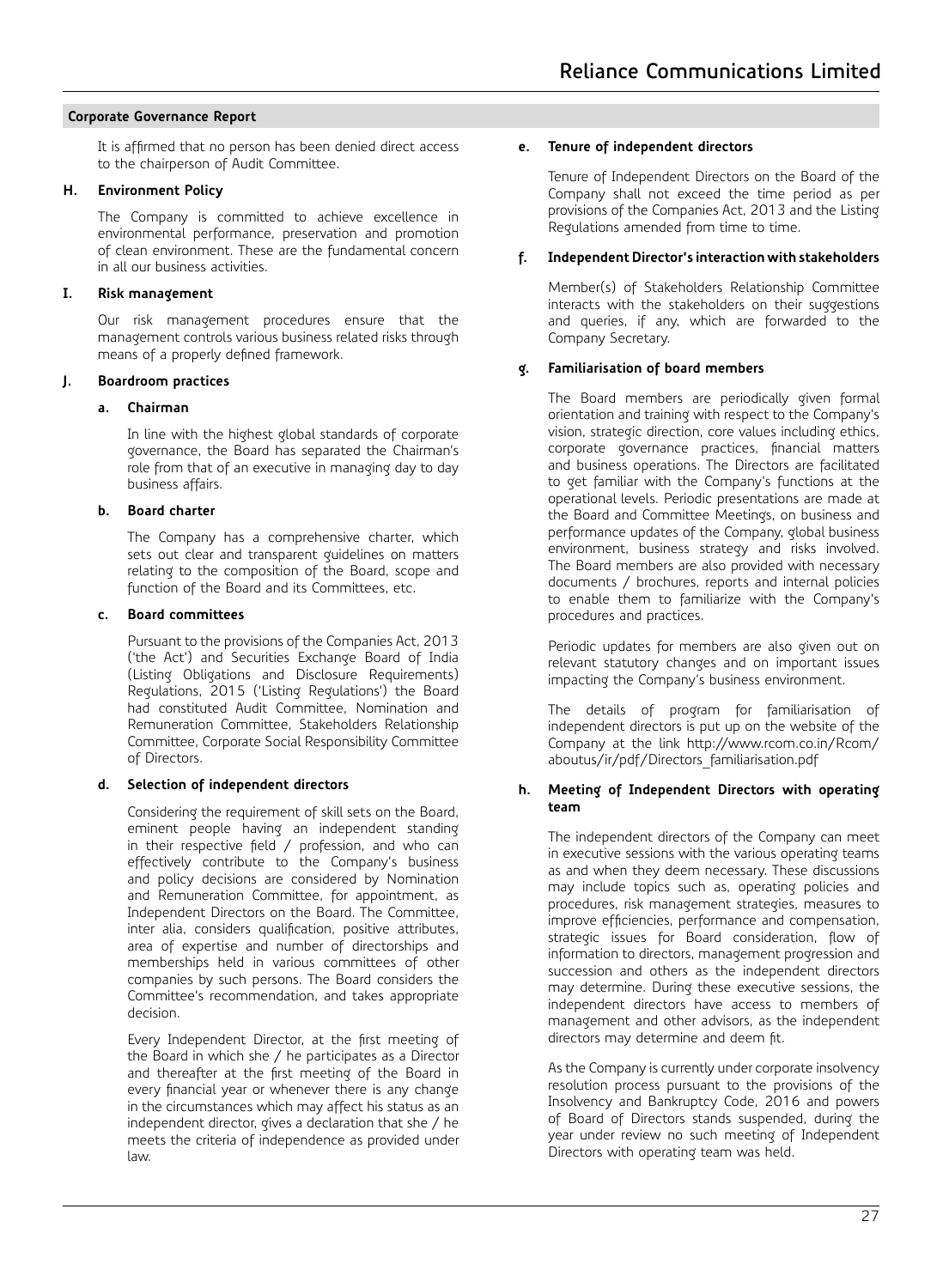**Corporate Governance Report**

It is affirmed that no person has been denied direct access to the chairperson of Audit Committee.

### H. Environment Policy

The Company is committed to achieve excellence in environmental performance, preservation and promotion of clean environment. These are the fundamental concern in all our business activities.

### I. Risk management

Our risk management procedures ensure that the management controls various business related risks through means of a properly defined framework.

### J. Boardroom practices

#### a. Chairman

In line with the highest global standards of corporate governance, the Board has separated the Chairman's role from that of an executive in managing day to day business affairs.

#### b. Board charter

The Company has a comprehensive charter, which sets out clear and transparent guidelines on matters relating to the composition of the Board, scope and function of the Board and its Committees, etc.

#### c. Board committees

Pursuant to the provisions of the Companies Act, 2013 ('the Act') and Securities Exchange Board of India (Listing Obligations and Disclosure Requirements) Regulations, 2015 ('Listing Regulations') the Board had constituted Audit Committee, Nomination and Remuneration Committee, Stakeholders Relationship Committee, Corporate Social Responsibility Committee of Directors.

#### d. Selection of independent directors

Considering the requirement of skill sets on the Board, eminent people having an independent standing in their respective field / profession, and who can effectively contribute to the Company's business and policy decisions are considered by Nomination and Remuneration Committee, for appointment, as Independent Directors on the Board. The Committee, inter alia, considers qualification, positive attributes, area of expertise and number of directorships and memberships held in various committees of other companies by such persons. The Board considers the Committee's recommendation, and takes appropriate decision.

Every Independent Director, at the first meeting of the Board in which she / he participates as a Director and thereafter at the first meeting of the Board in every financial year or whenever there is any change in the circumstances which may affect his status as an independent director, gives a declaration that she / he meets the criteria of independence as provided under law.

#### e. Tenure of independent directors

Tenure of Independent Directors on the Board of the Company shall not exceed the time period as per provisions of the Companies Act, 2013 and the Listing Regulations amended from time to time.

#### f. Independent Director's interaction with stakeholders

Member(s) of Stakeholders Relationship Committee interacts with the stakeholders on their suggestions and queries, if any, which are forwarded to the Company Secretary.

#### g. Familiarisation of board members

The Board members are periodically given formal orientation and training with respect to the Company's vision, strategic direction, core values including ethics, corporate governance practices, financial matters and business operations. The Directors are facilitated to get familiar with the Company's functions at the operational levels. Periodic presentations are made at the Board and Committee Meetings, on business and performance updates of the Company, global business environment, business strategy and risks involved. The Board members are also provided with necessary documents / brochures, reports and internal policies to enable them to familiarize with the Company's procedures and practices.

Periodic updates for members are also given out on relevant statutory changes and on important issues impacting the Company's business environment.

The details of program for familiarisation of independent directors is put up on the website of the Company at the link http://www.rcom.co.in/Rcom/aboutus/ir/pdf/Directors_familiarisation.pdf

#### h. Meeting of Independent Directors with operating team

The independent directors of the Company can meet in executive sessions with the various operating teams as and when they deem necessary. These discussions may include topics such as, operating policies and procedures, risk management strategies, measures to improve efficiencies, performance and compensation, strategic issues for Board consideration, flow of information to directors, management progression and succession and others as the independent directors may determine. During these executive sessions, the independent directors have access to members of management and other advisors, as the independent directors may determine and deem fit.

As the Company is currently under corporate insolvency resolution process pursuant to the provisions of the Insolvency and Bankruptcy Code, 2016 and powers of Board of Directors stands suspended, during the year under review no such meeting of Independent Directors with operating team was held.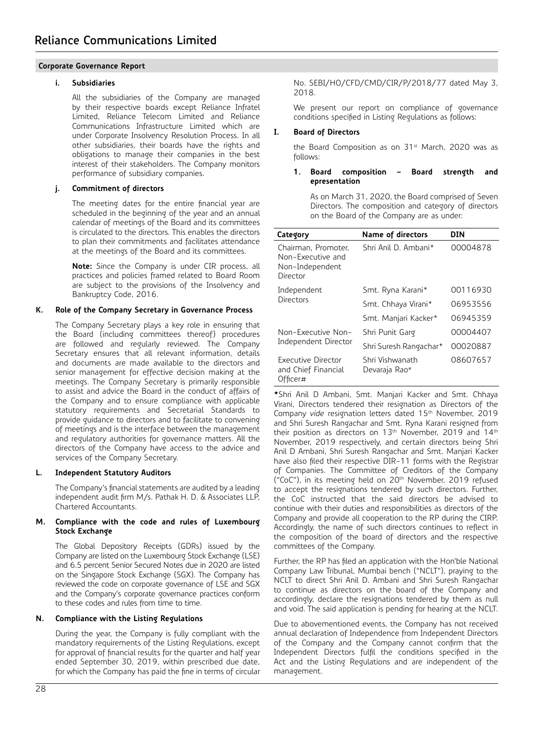## Corporate Governance Report

### i. Subsidiaries

All the subsidiaries of the Company are managed by their respective boards except Reliance Infratel Limited, Reliance Telecom Limited and Reliance Communications Infrastructure Limited which are under Corporate Insolvency Resolution Process. In all other subsidiaries, their boards have the rights and obligations to manage their companies in the best interest of their stakeholders. The Company monitors performance of subsidiary companies.

### j. Commitment of directors

The meeting dates for the entire financial year are scheduled in the beginning of the year and an annual calendar of meetings of the Board and its committees is circulated to the directors. This enables the directors to plan their commitments and facilitates attendance at the meetings of the Board and its committees.

**Note:** Since the Company is under CIR process, all practices and policies framed related to Board Room are subject to the provisions of the Insolvency and Bankruptcy Code, 2016.

### K. Role of the Company Secretary in Governance Process

The Company Secretary plays a key role in ensuring that the Board (including committees thereof) procedures are followed and regularly reviewed. The Company Secretary ensures that all relevant information, details and documents are made available to the directors and senior management for effective decision making at the meetings. The Company Secretary is primarily responsible to assist and advice the Board in the conduct of affairs of the Company and to ensure compliance with applicable statutory requirements and Secretarial Standards to provide guidance to directors and to facilitate to convening of meetings and is the interface between the management and regulatory authorities for governance matters. All the directors of the Company have access to the advice and services of the Company Secretary.

### L. Independent Statutory Auditors

The Company's financial statements are audited by a leading independent audit firm M/s. Pathak H. D. & Associates LLP, Chartered Accountants.

### M. Compliance with the code and rules of Luxembourg Stock Exchange

The Global Depository Receipts (GDRs) issued by the Company are listed on the Luxembourg Stock Exchange (LSE) and 6.5 percent Senior Secured Notes due in 2020 are listed on the Singapore Stock Exchange (SGX). The Company has reviewed the code on corporate governance of LSE and SGX and the Company's corporate governance practices conform to these codes and rules from time to time.

### N. Compliance with the Listing Regulations

During the year, the Company is fully compliant with the mandatory requirements of the Listing Regulations, except for approval of financial results for the quarter and half year ended September 30, 2019, within prescribed due date, for which the Company has paid the fine in terms of circular No. SEBI/HO/CFD/CMD/CIR/P/2018/77 dated May 3, 2018.

We present our report on compliance of governance conditions specified in Listing Regulations as follows:

## I. Board of Directors

the Board Composition as on 31st March, 2020 was as follows:

### 1. Board composition – Board strength and epresentation

As on March 31, 2020, the Board comprised of Seven Directors. The composition and category of directors on the Board of the Company are as under:

| Category | Name of directors | DIN |
|---|---|---|
| Chairman, Promoter, Non-Executive and Non-Independent Director | Shri Anil D. Ambani* | 00004878 |
| Independent Directors | Smt. Ryna Karani* | 00116930 |
| | Smt. Chhaya Virani* | 06953556 |
| | Smt. Manjari Kacker* | 06945359 |
| Non-Executive Non-Independent Director | Shri Punit Garg | 00004407 |
| | Shri Suresh Rangachar* | 00020887 |
| Executive Director and Chief Financial Officer# | Shri Vishwanath Devaraja Rao# | 08607657 |

*Shri Anil D Ambani, Smt. Manjari Kacker and Smt. Chhaya Virani, Directors tendered their resignation as Directors of the Company *vide* resignation letters dated 15th November, 2019 and Shri Suresh Rangachar and Smt. Ryna Karani resigned from their position as directors on 13th November, 2019 and 14th November, 2019 respectively, and certain directors being Shri Anil D Ambani, Shri Suresh Rangachar and Smt. Manjari Kacker have also filed their respective DIR-11 forms with the Registrar of Companies. The Committee of Creditors of the Company ("CoC"), in its meeting held on 20th November, 2019 refused to accept the resignations tendered by such directors. Further, the CoC instructed that the said directors be advised to continue with their duties and responsibilities as directors of the Company and provide all cooperation to the RP during the CIRP. Accordingly, the name of such directors continues to reflect in the composition of the board of directors and the respective committees of the Company.

Further, the RP has filed an application with the Hon'ble National Company Law Tribunal, Mumbai bench ("NCLT"), praying to the NCLT to direct Shri Anil D. Ambani and Shri Suresh Rangachar to continue as directors on the board of the Company and accordingly, declare the resignations tendered by them as null and void. The said application is pending for hearing at the NCLT.

Due to abovementioned events, the Company has not received annual declaration of Independence from Independent Directors of the Company and the Company cannot confirm that the Independent Directors fulfil the conditions specified in the Act and the Listing Regulations and are independent of the management.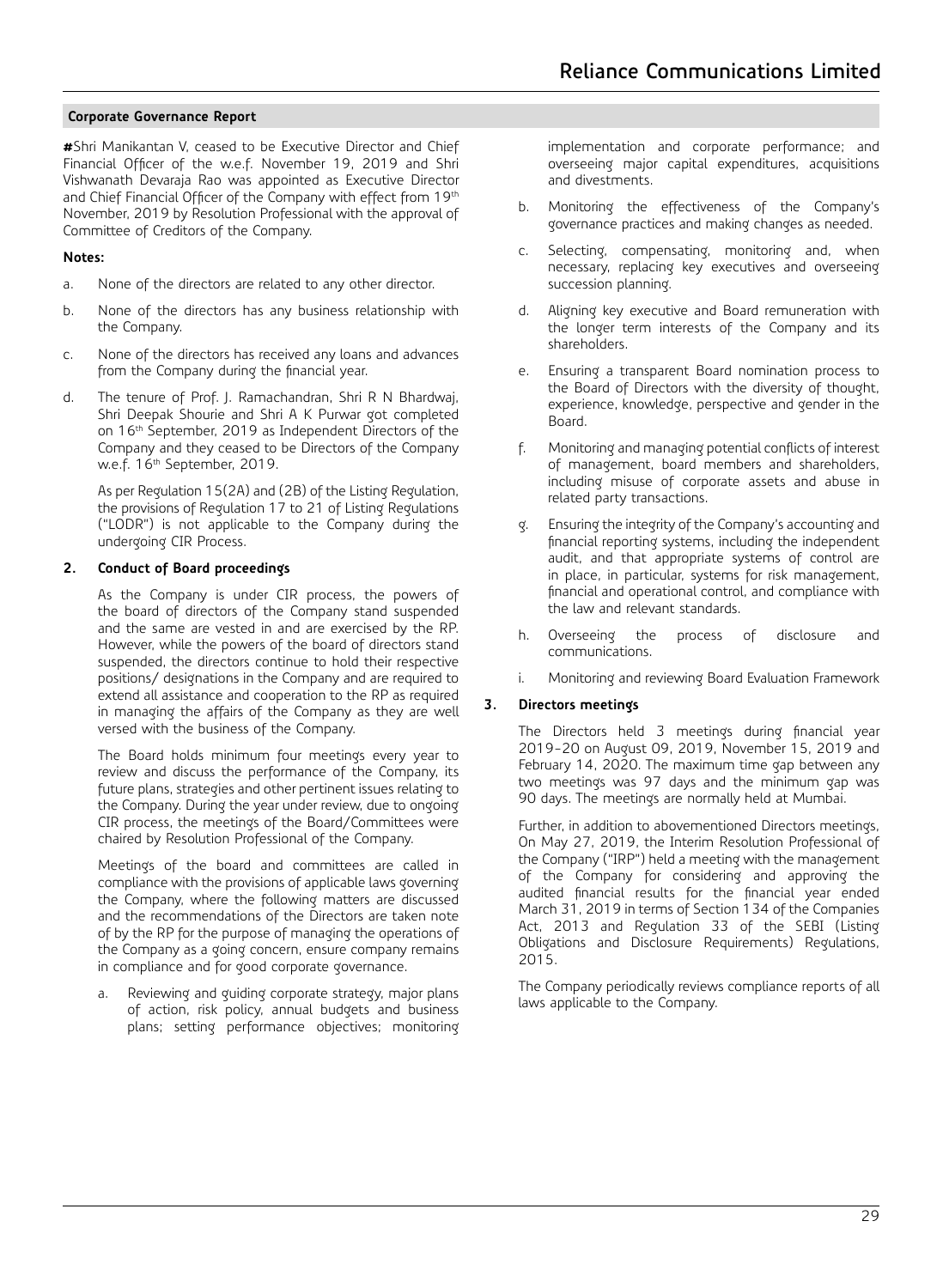**Corporate Governance Report**

**#**Shri Manikantan V, ceased to be Executive Director and Chief Financial Officer of the w.e.f. November 19, 2019 and Shri Vishwanath Devaraja Rao was appointed as Executive Director and Chief Financial Officer of the Company with effect from 19th November, 2019 by Resolution Professional with the approval of Committee of Creditors of the Company.

**Notes:**

a. None of the directors are related to any other director.

b. None of the directors has any business relationship with the Company.

c. None of the directors has received any loans and advances from the Company during the financial year.

d. The tenure of Prof. J. Ramachandran, Shri R N Bhardwaj, Shri Deepak Shourie and Shri A K Purwar got completed on 16th September, 2019 as Independent Directors of the Company and they ceased to be Directors of the Company w.e.f. 16th September, 2019.

   As per Regulation 15(2A) and (2B) of the Listing Regulation, the provisions of Regulation 17 to 21 of Listing Regulations ("LODR") is not applicable to the Company during the undergoing CIR Process.

## 2. Conduct of Board proceedings

As the Company is under CIR process, the powers of the board of directors of the Company stand suspended and the same are vested in and are exercised by the RP. However, while the powers of the board of directors stand suspended, the directors continue to hold their respective positions/ designations in the Company and are required to extend all assistance and cooperation to the RP as required in managing the affairs of the Company as they are well versed with the business of the Company.

The Board holds minimum four meetings every year to review and discuss the performance of the Company, its future plans, strategies and other pertinent issues relating to the Company. During the year under review, due to ongoing CIR process, the meetings of the Board/Committees were chaired by Resolution Professional of the Company.

Meetings of the board and committees are called in compliance with the provisions of applicable laws governing the Company, where the following matters are discussed and the recommendations of the Directors are taken note of by the RP for the purpose of managing the operations of the Company as a going concern, ensure company remains in compliance and for good corporate governance.

a. Reviewing and guiding corporate strategy, major plans of action, risk policy, annual budgets and business plans; setting performance objectives; monitoring implementation and corporate performance; and overseeing major capital expenditures, acquisitions and divestments.

b. Monitoring the effectiveness of the Company's governance practices and making changes as needed.

c. Selecting, compensating, monitoring and, when necessary, replacing key executives and overseeing succession planning.

d. Aligning key executive and Board remuneration with the longer term interests of the Company and its shareholders.

e. Ensuring a transparent Board nomination process to the Board of Directors with the diversity of thought, experience, knowledge, perspective and gender in the Board.

f. Monitoring and managing potential conflicts of interest of management, board members and shareholders, including misuse of corporate assets and abuse in related party transactions.

g. Ensuring the integrity of the Company's accounting and financial reporting systems, including the independent audit, and that appropriate systems of control are in place, in particular, systems for risk management, financial and operational control, and compliance with the law and relevant standards.

h. Overseeing the process of disclosure and communications.

i. Monitoring and reviewing Board Evaluation Framework

## 3. Directors meetings

The Directors held 3 meetings during financial year 2019-20 on August 09, 2019, November 15, 2019 and February 14, 2020. The maximum time gap between any two meetings was 97 days and the minimum gap was 90 days. The meetings are normally held at Mumbai.

Further, in addition to abovementioned Directors meetings, On May 27, 2019, the Interim Resolution Professional of the Company ("IRP") held a meeting with the management of the Company for considering and approving the audited financial results for the financial year ended March 31, 2019 in terms of Section 134 of the Companies Act, 2013 and Regulation 33 of the SEBI (Listing Obligations and Disclosure Requirements) Regulations, 2015.

The Company periodically reviews compliance reports of all laws applicable to the Company.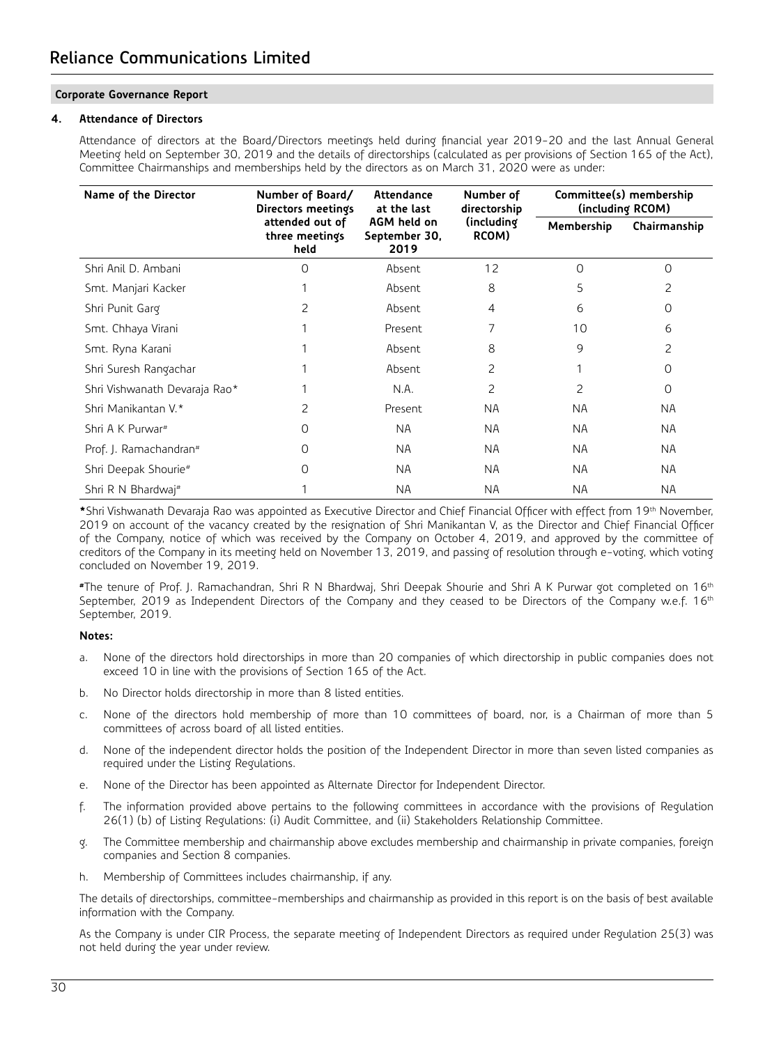## Corporate Governance Report

### 4. Attendance of Directors

Attendance of directors at the Board/Directors meetings held during financial year 2019-20 and the last Annual General Meeting held on September 30, 2019 and the details of directorships (calculated as per provisions of Section 165 of the Act), Committee Chairmanships and memberships held by the directors as on March 31, 2020 were as under:

| Name of the Director | Number of Board/ Directors meetings attended out of three meetings held | Attendance at the last AGM held on September 30, 2019 | Number of directorship (including RCOM) | Committee(s) membership (including RCOM) | |
|---|---|---|---|---|---|
| | | | | Membership | Chairmanship |
| Shri Anil D. Ambani | 0 | Absent | 12 | 0 | 0 |
| Smt. Manjari Kacker | 1 | Absent | 8 | 5 | 2 |
| Shri Punit Garg | 2 | Absent | 4 | 6 | 0 |
| Smt. Chhaya Virani | 1 | Present | 7 | 10 | 6 |
| Smt. Ryna Karani | 1 | Absent | 8 | 9 | 2 |
| Shri Suresh Rangachar | 1 | Absent | 2 | 1 | 0 |
| Shri Vishwanath Devaraja Rao* | 1 | N.A. | 2 | 2 | 0 |
| Shri Manikantan V.* | 2 | Present | NA | NA | NA |
| Shri A K Purwar# | 0 | NA | NA | NA | NA |
| Prof. J. Ramachandran# | 0 | NA | NA | NA | NA |
| Shri Deepak Shourie# | 0 | NA | NA | NA | NA |
| Shri R N Bhardwaj# | 1 | NA | NA | NA | NA |

*Shri Vishwanath Devaraja Rao was appointed as Executive Director and Chief Financial Officer with effect from 19th November, 2019 on account of the vacancy created by the resignation of Shri Manikantan V, as the Director and Chief Financial Officer of the Company, notice of which was received by the Company on October 4, 2019, and approved by the committee of creditors of the Company in its meeting held on November 13, 2019, and passing of resolution through e-voting, which voting concluded on November 19, 2019.

#The tenure of Prof. J. Ramachandran, Shri R N Bhardwaj, Shri Deepak Shourie and Shri A K Purwar got completed on 16th September, 2019 as Independent Directors of the Company and they ceased to be Directors of the Company w.e.f. 16th September, 2019.

**Notes:**

a. None of the directors hold directorships in more than 20 companies of which directorship in public companies does not exceed 10 in line with the provisions of Section 165 of the Act.

b. No Director holds directorship in more than 8 listed entities.

c. None of the directors hold membership of more than 10 committees of board, nor, is a Chairman of more than 5 committees of across board of all listed entities.

d. None of the independent director holds the position of the Independent Director in more than seven listed companies as required under the Listing Regulations.

e. None of the Director has been appointed as Alternate Director for Independent Director.

f. The information provided above pertains to the following committees in accordance with the provisions of Regulation 26(1) (b) of Listing Regulations: (i) Audit Committee, and (ii) Stakeholders Relationship Committee.

g. The Committee membership and chairmanship above excludes membership and chairmanship in private companies, foreign companies and Section 8 companies.

h. Membership of Committees includes chairmanship, if any.

The details of directorships, committee-memberships and chairmanship as provided in this report is on the basis of best available information with the Company.

As the Company is under CIR Process, the separate meeting of Independent Directors as required under Regulation 25(3) was not held during the year under review.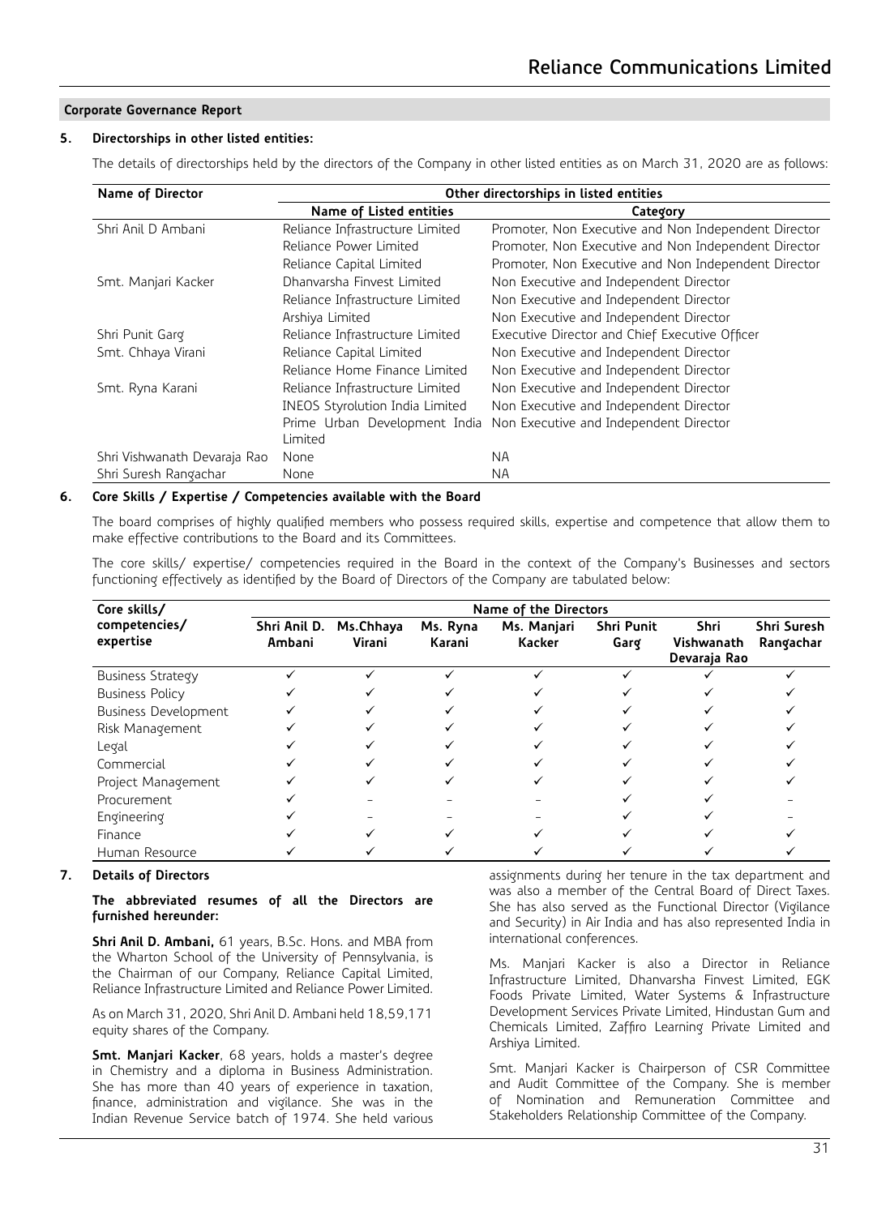## Corporate Governance Report

### 5. Directorships in other listed entities:

The details of directorships held by the directors of the Company in other listed entities as on March 31, 2020 are as follows:

| Name of Director | Other directorships in listed entities | |
|---|---|---|
| | **Name of Listed entities** | **Category** |
| Shri Anil D Ambani | Reliance Infrastructure Limited | Promoter, Non Executive and Non Independent Director |
| | Reliance Power Limited | Promoter, Non Executive and Non Independent Director |
| | Reliance Capital Limited | Promoter, Non Executive and Non Independent Director |
| Smt. Manjari Kacker | Dhanvarsha Finvest Limited | Non Executive and Independent Director |
| | Reliance Infrastructure Limited | Non Executive and Independent Director |
| | Arshiya Limited | Non Executive and Independent Director |
| Shri Punit Garg | Reliance Infrastructure Limited | Executive Director and Chief Executive Officer |
| Smt. Chhaya Virani | Reliance Capital Limited | Non Executive and Independent Director |
| | Reliance Home Finance Limited | Non Executive and Independent Director |
| Smt. Ryna Karani | Reliance Infrastructure Limited | Non Executive and Independent Director |
| | INEOS Styrolution India Limited | Non Executive and Independent Director |
| | Prime Urban Development India Limited | Non Executive and Independent Director |
| Shri Vishwanath Devaraja Rao | None | NA |
| Shri Suresh Rangachar | None | NA |

### 6. Core Skills / Expertise / Competencies available with the Board

The board comprises of highly qualified members who possess required skills, expertise and competence that allow them to make effective contributions to the Board and its Committees.

The core skills/ expertise/ competencies required in the Board in the context of the Company's Businesses and sectors functioning effectively as identified by the Board of Directors of the Company are tabulated below:

| Core skills/ competencies/ expertise | Name of the Directors | | | | | | |
|---|---|---|---|---|---|---|---|
| | **Shri Anil D. Ambani** | **Ms.Chhaya Virani** | **Ms. Ryna Karani** | **Ms. Manjari Kacker** | **Shri Punit Garg** | **Shri Vishwanath Devaraja Rao** | **Shri Suresh Rangachar** |
| Business Strategy | ✓ | ✓ | ✓ | ✓ | ✓ | ✓ | ✓ |
| Business Policy | ✓ | ✓ | ✓ | ✓ | ✓ | ✓ | ✓ |
| Business Development | ✓ | ✓ | ✓ | ✓ | ✓ | ✓ | ✓ |
| Risk Management | ✓ | ✓ | ✓ | ✓ | ✓ | ✓ | ✓ |
| Legal | ✓ | ✓ | ✓ | ✓ | ✓ | ✓ | ✓ |
| Commercial | ✓ | ✓ | ✓ | ✓ | ✓ | ✓ | ✓ |
| Project Management | ✓ | ✓ | ✓ | ✓ | ✓ | ✓ | ✓ |
| Procurement | ✓ | – | – | – | ✓ | ✓ | – |
| Engineering | ✓ | – | – | – | ✓ | ✓ | – |
| Finance | ✓ | ✓ | ✓ | ✓ | ✓ | ✓ | ✓ |
| Human Resource | ✓ | ✓ | ✓ | ✓ | ✓ | ✓ | ✓ |

### 7. Details of Directors

**The abbreviated resumes of all the Directors are furnished hereunder:**

**Shri Anil D. Ambani,** 61 years, B.Sc. Hons. and MBA from the Wharton School of the University of Pennsylvania, is the Chairman of our Company, Reliance Capital Limited, Reliance Infrastructure Limited and Reliance Power Limited.

As on March 31, 2020, Shri Anil D. Ambani held 18,59,171 equity shares of the Company.

**Smt. Manjari Kacker**, 68 years, holds a master's degree in Chemistry and a diploma in Business Administration. She has more than 40 years of experience in taxation, finance, administration and vigilance. She was in the Indian Revenue Service batch of 1974. She held various assignments during her tenure in the tax department and was also a member of the Central Board of Direct Taxes. She has also served as the Functional Director (Vigilance and Security) in Air India and has also represented India in international conferences.

Ms. Manjari Kacker is also a Director in Reliance Infrastructure Limited, Dhanvarsha Finvest Limited, EGK Foods Private Limited, Water Systems & Infrastructure Development Services Private Limited, Hindustan Gum and Chemicals Limited, Zaffiro Learning Private Limited and Arshiya Limited.

Smt. Manjari Kacker is Chairperson of CSR Committee and Audit Committee of the Company. She is member of Nomination and Remuneration Committee and Stakeholders Relationship Committee of the Company.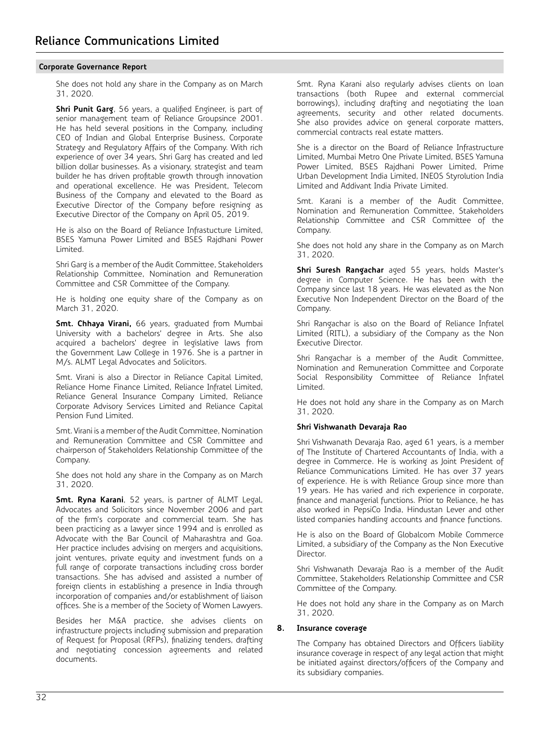She does not hold any share in the Company as on March 31, 2020.

**Shri Punit Garg**, 56 years, a qualified Engineer, is part of senior management team of Reliance Groupsince 2001. He has held several positions in the Company, including CEO of Indian and Global Enterprise Business, Corporate Strategy and Regulatory Affairs of the Company. With rich experience of over 34 years, Shri Garg has created and led billion dollar businesses. As a visionary, strategist and team builder he has driven profitable growth through innovation and operational excellence. He was President, Telecom Business of the Company and elevated to the Board as Executive Director of the Company before resigning as Executive Director of the Company on April 05, 2019.

He is also on the Board of Reliance Infrastucture Limited, BSES Yamuna Power Limited and BSES Rajdhani Power Limited.

Shri Garg is a member of the Audit Committee, Stakeholders Relationship Committee, Nomination and Remuneration Committee and CSR Committee of the Company.

He is holding one equity share of the Company as on March 31, 2020.

**Smt. Chhaya Virani,** 66 years, graduated from Mumbai University with a bachelors' degree in Arts. She also acquired a bachelors' degree in legislative laws from the Government Law College in 1976. She is a partner in M/s. ALMT Legal Advocates and Solicitors.

Smt. Virani is also a Director in Reliance Capital Limited, Reliance Home Finance Limited, Reliance Infratel Limited, Reliance General Insurance Company Limited, Reliance Corporate Advisory Services Limited and Reliance Capital Pension Fund Limited.

Smt. Virani is a member of the Audit Committee, Nomination and Remuneration Committee and CSR Committee and chairperson of Stakeholders Relationship Committee of the Company.

She does not hold any share in the Company as on March 31, 2020.

**Smt. Ryna Karani**, 52 years, is partner of ALMT Legal, Advocates and Solicitors since November 2006 and part of the firm's corporate and commercial team. She has been practicing as a lawyer since 1994 and is enrolled as Advocate with the Bar Council of Maharashtra and Goa. Her practice includes advising on mergers and acquisitions, joint ventures, private equity and investment funds on a full range of corporate transactions including cross border transactions. She has advised and assisted a number of foreign clients in establishing a presence in India through incorporation of companies and/or establishment of liaison offices. She is a member of the Society of Women Lawyers.

Besides her M&A practice, she advises clients on infrastructure projects including submission and preparation of Request for Proposal (RFPs), finalizing tenders, drafting and negotiating concession agreements and related documents.

Smt. Ryna Karani also regularly advises clients on loan transactions (both Rupee and external commercial borrowings), including drafting and negotiating the loan agreements, security and other related documents. She also provides advice on general corporate matters, commercial contracts real estate matters.

She is a director on the Board of Reliance Infrastructure Limited, Mumbai Metro One Private Limited, BSES Yamuna Power Limited, BSES Rajdhani Power Limited, Prime Urban Development India Limited, INEOS Styrolution India Limited and Addivant India Private Limited.

Smt. Karani is a member of the Audit Committee, Nomination and Remuneration Committee, Stakeholders Relationship Committee and CSR Committee of the Company.

She does not hold any share in the Company as on March 31, 2020.

**Shri Suresh Rangachar** aged 55 years, holds Master's degree in Computer Science. He has been with the Company since last 18 years. He was elevated as the Non Executive Non Independent Director on the Board of the Company.

Shri Rangachar is also on the Board of Reliance Infratel Limited (RITL), a subsidiary of the Company as the Non Executive Director.

Shri Rangachar is a member of the Audit Committee, Nomination and Remuneration Committee and Corporate Social Responsibility Committee of Reliance Infratel Limited.

He does not hold any share in the Company as on March 31, 2020.

**Shri Vishwanath Devaraja Rao**

Shri Vishwanath Devaraja Rao, aged 61 years, is a member of The Institute of Chartered Accountants of India, with a degree in Commerce. He is working as Joint President of Reliance Communications Limited. He has over 37 years of experience. He is with Reliance Group since more than 19 years. He has varied and rich experience in corporate, finance and managerial functions. Prior to Reliance, he has also worked in PepsiCo India, Hindustan Lever and other listed companies handling accounts and finance functions.

He is also on the Board of Globalcom Mobile Commerce Limited, a subsidiary of the Company as the Non Executive Director.

Shri Vishwanath Devaraja Rao is a member of the Audit Committee, Stakeholders Relationship Committee and CSR Committee of the Company.

He does not hold any share in the Company as on March 31, 2020.

**8. Insurance coverage**

The Company has obtained Directors and Officers liability insurance coverage in respect of any legal action that might be initiated against directors/officers of the Company and its subsidiary companies.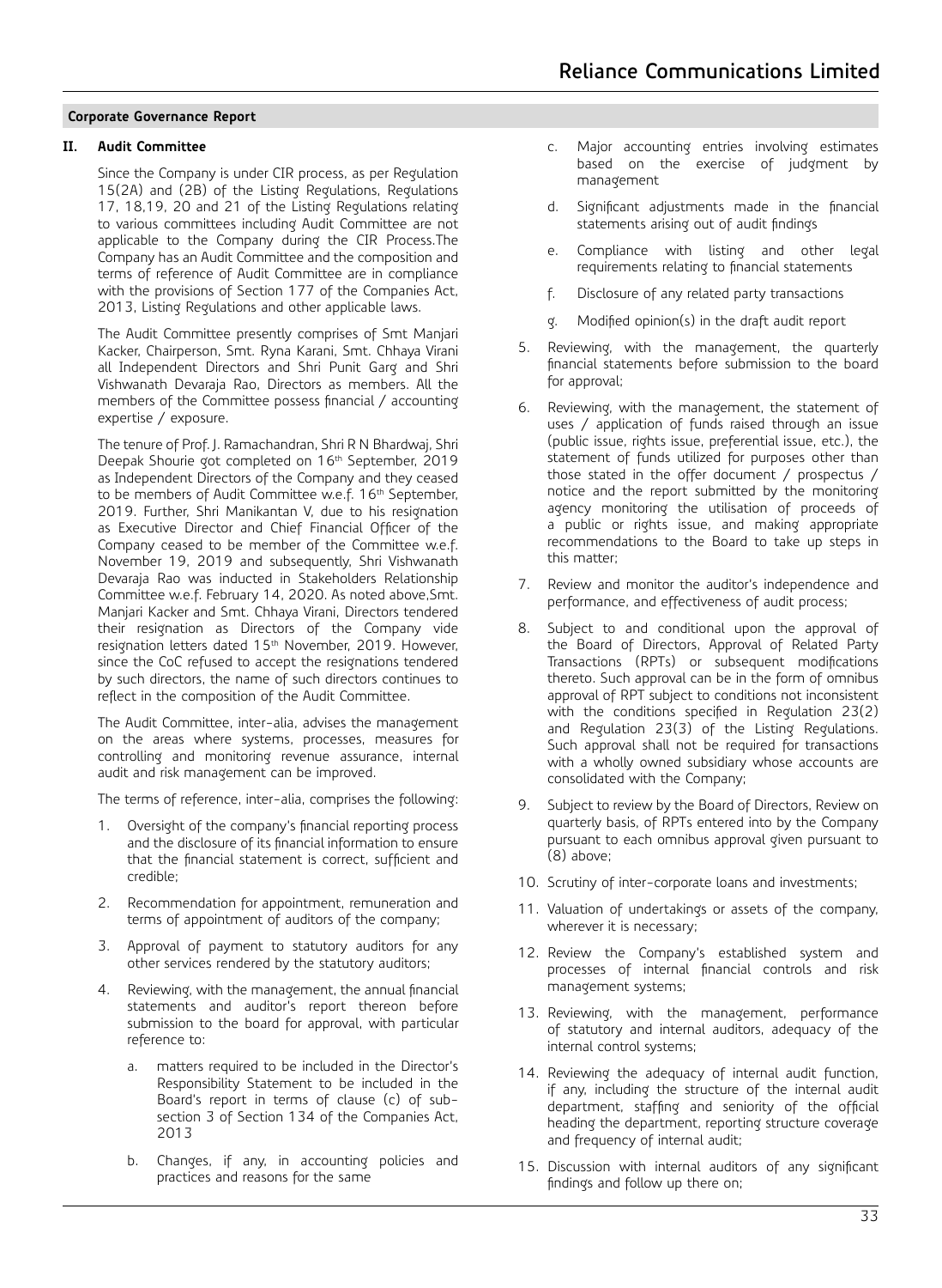## Corporate Governance Report

### II. Audit Committee

Since the Company is under CIR process, as per Regulation 15(2A) and (2B) of the Listing Regulations, Regulations 17, 18,19, 20 and 21 of the Listing Regulations relating to various committees including Audit Committee are not applicable to the Company during the CIR Process.The Company has an Audit Committee and the composition and terms of reference of Audit Committee are in compliance with the provisions of Section 177 of the Companies Act, 2013, Listing Regulations and other applicable laws.

The Audit Committee presently comprises of Smt Manjari Kacker, Chairperson, Smt. Ryna Karani, Smt. Chhaya Virani all Independent Directors and Shri Punit Garg and Shri Vishwanath Devaraja Rao, Directors as members. All the members of the Committee possess financial / accounting expertise / exposure.

The tenure of Prof. J. Ramachandran, Shri R N Bhardwaj, Shri Deepak Shourie got completed on 16th September, 2019 as Independent Directors of the Company and they ceased to be members of Audit Committee w.e.f. 16th September, 2019. Further, Shri Manikantan V, due to his resignation as Executive Director and Chief Financial Officer of the Company ceased to be member of the Committee w.e.f. November 19, 2019 and subsequently, Shri Vishwanath Devaraja Rao was inducted in Stakeholders Relationship Committee w.e.f. February 14, 2020. As noted above,Smt. Manjari Kacker and Smt. Chhaya Virani, Directors tendered their resignation as Directors of the Company vide resignation letters dated 15th November, 2019. However, since the CoC refused to accept the resignations tendered by such directors, the name of such directors continues to reflect in the composition of the Audit Committee.

The Audit Committee, inter-alia, advises the management on the areas where systems, processes, measures for controlling and monitoring revenue assurance, internal audit and risk management can be improved.

The terms of reference, inter-alia, comprises the following:

1. Oversight of the company's financial reporting process and the disclosure of its financial information to ensure that the financial statement is correct, sufficient and credible;
2. Recommendation for appointment, remuneration and terms of appointment of auditors of the company;
3. Approval of payment to statutory auditors for any other services rendered by the statutory auditors;
4. Reviewing, with the management, the annual financial statements and auditor's report thereon before submission to the board for approval, with particular reference to:
   a. matters required to be included in the Director's Responsibility Statement to be included in the Board's report in terms of clause (c) of sub-section 3 of Section 134 of the Companies Act, 2013
   b. Changes, if any, in accounting policies and practices and reasons for the same
   c. Major accounting entries involving estimates based on the exercise of judgment by management
   d. Significant adjustments made in the financial statements arising out of audit findings
   e. Compliance with listing and other legal requirements relating to financial statements
   f. Disclosure of any related party transactions
   g. Modified opinion(s) in the draft audit report
5. Reviewing, with the management, the quarterly financial statements before submission to the board for approval;
6. Reviewing, with the management, the statement of uses / application of funds raised through an issue (public issue, rights issue, preferential issue, etc.), the statement of funds utilized for purposes other than those stated in the offer document / prospectus / notice and the report submitted by the monitoring agency monitoring the utilisation of proceeds of a public or rights issue, and making appropriate recommendations to the Board to take up steps in this matter;
7. Review and monitor the auditor's independence and performance, and effectiveness of audit process;
8. Subject to and conditional upon the approval of the Board of Directors, Approval of Related Party Transactions (RPTs) or subsequent modifications thereto. Such approval can be in the form of omnibus approval of RPT subject to conditions not inconsistent with the conditions specified in Regulation 23(2) and Regulation 23(3) of the Listing Regulations. Such approval shall not be required for transactions with a wholly owned subsidiary whose accounts are consolidated with the Company;
9. Subject to review by the Board of Directors, Review on quarterly basis, of RPTs entered into by the Company pursuant to each omnibus approval given pursuant to (8) above;
10. Scrutiny of inter-corporate loans and investments;
11. Valuation of undertakings or assets of the company, wherever it is necessary;
12. Review the Company's established system and processes of internal financial controls and risk management systems;
13. Reviewing, with the management, performance of statutory and internal auditors, adequacy of the internal control systems;
14. Reviewing the adequacy of internal audit function, if any, including the structure of the internal audit department, staffing and seniority of the official heading the department, reporting structure coverage and frequency of internal audit;
15. Discussion with internal auditors of any significant findings and follow up there on;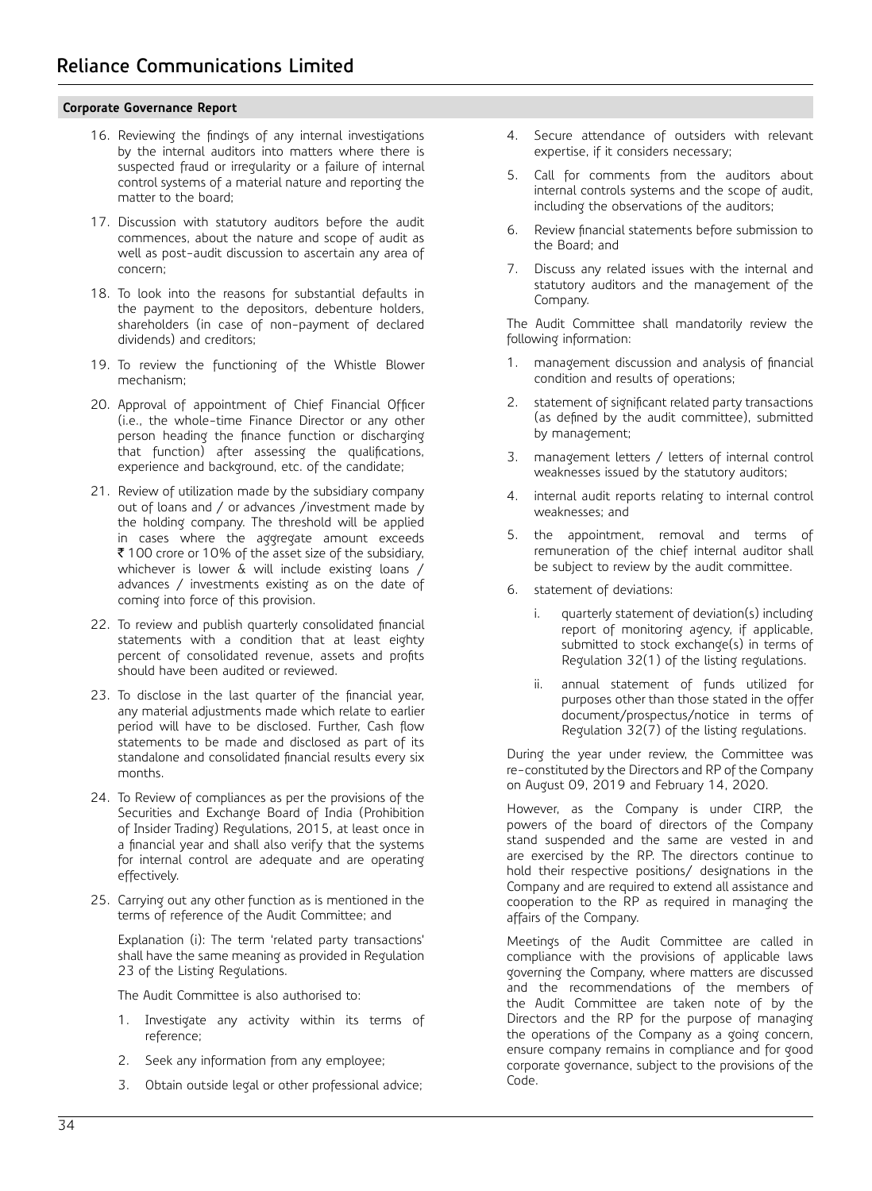**Corporate Governance Report**

16. Reviewing the findings of any internal investigations by the internal auditors into matters where there is suspected fraud or irregularity or a failure of internal control systems of a material nature and reporting the matter to the board;
17. Discussion with statutory auditors before the audit commences, about the nature and scope of audit as well as post-audit discussion to ascertain any area of concern;
18. To look into the reasons for substantial defaults in the payment to the depositors, debenture holders, shareholders (in case of non-payment of declared dividends) and creditors;
19. To review the functioning of the Whistle Blower mechanism;
20. Approval of appointment of Chief Financial Officer (i.e., the whole-time Finance Director or any other person heading the finance function or discharging that function) after assessing the qualifications, experience and background, etc. of the candidate;
21. Review of utilization made by the subsidiary company out of loans and / or advances /investment made by the holding company. The threshold will be applied in cases where the aggregate amount exceeds ₹ 100 crore or 10% of the asset size of the subsidiary, whichever is lower & will include existing loans / advances / investments existing as on the date of coming into force of this provision.
22. To review and publish quarterly consolidated financial statements with a condition that at least eighty percent of consolidated revenue, assets and profits should have been audited or reviewed.
23. To disclose in the last quarter of the financial year, any material adjustments made which relate to earlier period will have to be disclosed. Further, Cash flow statements to be made and disclosed as part of its standalone and consolidated financial results every six months.
24. To Review of compliances as per the provisions of the Securities and Exchange Board of India (Prohibition of Insider Trading) Regulations, 2015, at least once in a financial year and shall also verify that the systems for internal control are adequate and are operating effectively.
25. Carrying out any other function as is mentioned in the terms of reference of the Audit Committee; and

    Explanation (i): The term 'related party transactions' shall have the same meaning as provided in Regulation 23 of the Listing Regulations.

    The Audit Committee is also authorised to:

    1. Investigate any activity within its terms of reference;
    2. Seek any information from any employee;
    3. Obtain outside legal or other professional advice;
    4. Secure attendance of outsiders with relevant expertise, if it considers necessary;
    5. Call for comments from the auditors about internal controls systems and the scope of audit, including the observations of the auditors;
    6. Review financial statements before submission to the Board; and
    7. Discuss any related issues with the internal and statutory auditors and the management of the Company.

The Audit Committee shall mandatorily review the following information:

1. management discussion and analysis of financial condition and results of operations;
2. statement of significant related party transactions (as defined by the audit committee), submitted by management;
3. management letters / letters of internal control weaknesses issued by the statutory auditors;
4. internal audit reports relating to internal control weaknesses; and
5. the appointment, removal and terms of remuneration of the chief internal auditor shall be subject to review by the audit committee.
6. statement of deviations:
    1. quarterly statement of deviation(s) including report of monitoring agency, if applicable, submitted to stock exchange(s) in terms of Regulation 32(1) of the listing regulations.
    2. annual statement of funds utilized for purposes other than those stated in the offer document/prospectus/notice in terms of Regulation 32(7) of the listing regulations.

During the year under review, the Committee was re-constituted by the Directors and RP of the Company on August 09, 2019 and February 14, 2020.

However, as the Company is under CIRP, the powers of the board of directors of the Company stand suspended and the same are vested in and are exercised by the RP. The directors continue to hold their respective positions/ designations in the Company and are required to extend all assistance and cooperation to the RP as required in managing the affairs of the Company.

Meetings of the Audit Committee are called in compliance with the provisions of applicable laws governing the Company, where matters are discussed and the recommendations of the members of the Audit Committee are taken note of by the Directors and the RP for the purpose of managing the operations of the Company as a going concern, ensure company remains in compliance and for good corporate governance, subject to the provisions of the Code.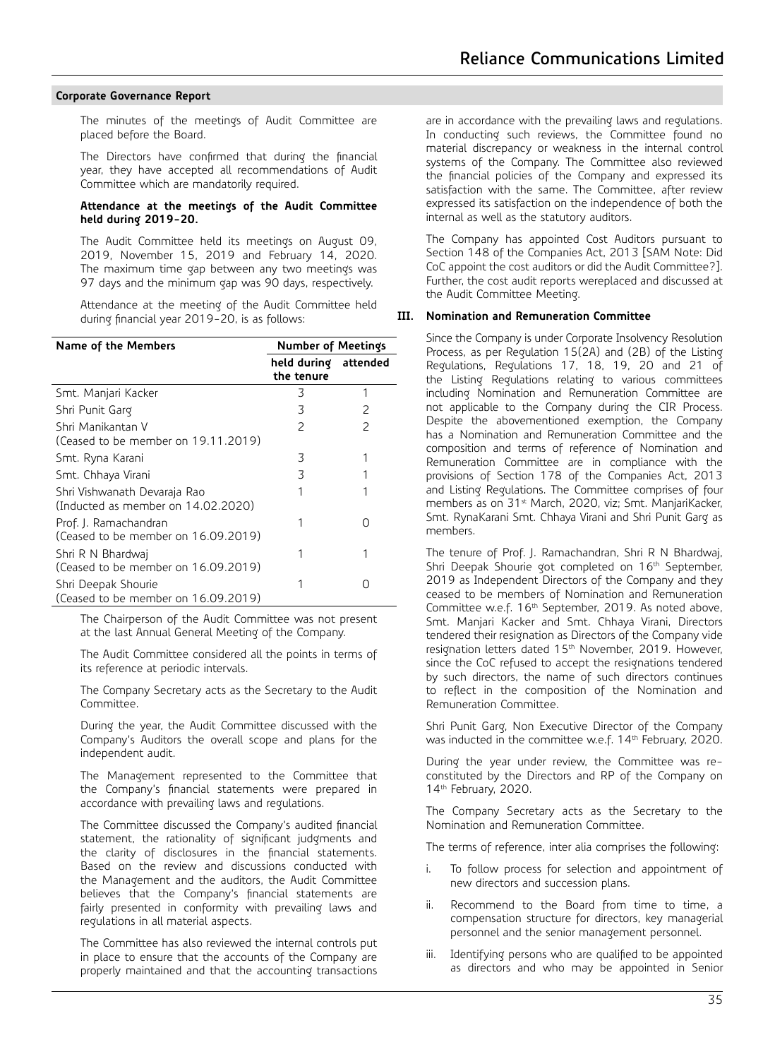## Corporate Governance Report

The minutes of the meetings of Audit Committee are placed before the Board.

The Directors have confirmed that during the financial year, they have accepted all recommendations of Audit Committee which are mandatorily required.

**Attendance at the meetings of the Audit Committee held during 2019-20.**

The Audit Committee held its meetings on August 09, 2019, November 15, 2019 and February 14, 2020. The maximum time gap between any two meetings was 97 days and the minimum gap was 90 days, respectively.

Attendance at the meeting of the Audit Committee held during financial year 2019-20, is as follows:

| Name of the Members | Number of Meetings | |
|---|---|---|
| | held during the tenure | attended |
| Smt. Manjari Kacker | 3 | 1 |
| Shri Punit Garg | 3 | 2 |
| Shri Manikantan V (Ceased to be member on 19.11.2019) | 2 | 2 |
| Smt. Ryna Karani | 3 | 1 |
| Smt. Chhaya Virani | 3 | 1 |
| Shri Vishwanath Devaraja Rao (Inducted as member on 14.02.2020) | 1 | 1 |
| Prof. J. Ramachandran (Ceased to be member on 16.09.2019) | 1 | 0 |
| Shri R N Bhardwaj (Ceased to be member on 16.09.2019) | 1 | 1 |
| Shri Deepak Shourie (Ceased to be member on 16.09.2019) | 1 | 0 |

The Chairperson of the Audit Committee was not present at the last Annual General Meeting of the Company.

The Audit Committee considered all the points in terms of its reference at periodic intervals.

The Company Secretary acts as the Secretary to the Audit Committee.

During the year, the Audit Committee discussed with the Company's Auditors the overall scope and plans for the independent audit.

The Management represented to the Committee that the Company's financial statements were prepared in accordance with prevailing laws and regulations.

The Committee discussed the Company's audited financial statement, the rationality of significant judgments and the clarity of disclosures in the financial statements. Based on the review and discussions conducted with the Management and the auditors, the Audit Committee believes that the Company's financial statements are fairly presented in conformity with prevailing laws and regulations in all material aspects.

The Committee has also reviewed the internal controls put in place to ensure that the accounts of the Company are properly maintained and that the accounting transactions are in accordance with the prevailing laws and regulations. In conducting such reviews, the Committee found no material discrepancy or weakness in the internal control systems of the Company. The Committee also reviewed the financial policies of the Company and expressed its satisfaction with the same. The Committee, after review expressed its satisfaction on the independence of both the internal as well as the statutory auditors.

The Company has appointed Cost Auditors pursuant to Section 148 of the Companies Act, 2013 [SAM Note: Did CoC appoint the cost auditors or did the Audit Committee?]. Further, the cost audit reports wereplaced and discussed at the Audit Committee Meeting.

### III. Nomination and Remuneration Committee

Since the Company is under Corporate Insolvency Resolution Process, as per Regulation 15(2A) and (2B) of the Listing Regulations, Regulations 17, 18, 19, 20 and 21 of the Listing Regulations relating to various committees including Nomination and Remuneration Committee are not applicable to the Company during the CIR Process. Despite the abovementioned exemption, the Company has a Nomination and Remuneration Committee and the composition and terms of reference of Nomination and Remuneration Committee are in compliance with the provisions of Section 178 of the Companies Act, 2013 and Listing Regulations. The Committee comprises of four members as on 31st March, 2020, viz; Smt. ManjariKacker, Smt. RynaKarani Smt. Chhaya Virani and Shri Punit Garg as members.

The tenure of Prof. J. Ramachandran, Shri R N Bhardwaj, Shri Deepak Shourie got completed on 16th September, 2019 as Independent Directors of the Company and they ceased to be members of Nomination and Remuneration Committee w.e.f. 16th September, 2019. As noted above, Smt. Manjari Kacker and Smt. Chhaya Virani, Directors tendered their resignation as Directors of the Company vide resignation letters dated 15th November, 2019. However, since the CoC refused to accept the resignations tendered by such directors, the name of such directors continues to reflect in the composition of the Nomination and Remuneration Committee.

Shri Punit Garg, Non Executive Director of the Company was inducted in the committee w.e.f. 14th February, 2020.

During the year under review, the Committee was re-constituted by the Directors and RP of the Company on 14th February, 2020.

The Company Secretary acts as the Secretary to the Nomination and Remuneration Committee.

The terms of reference, inter alia comprises the following:

i. To follow process for selection and appointment of new directors and succession plans.

ii. Recommend to the Board from time to time, a compensation structure for directors, key managerial personnel and the senior management personnel.

iii. Identifying persons who are qualified to be appointed as directors and who may be appointed in Senior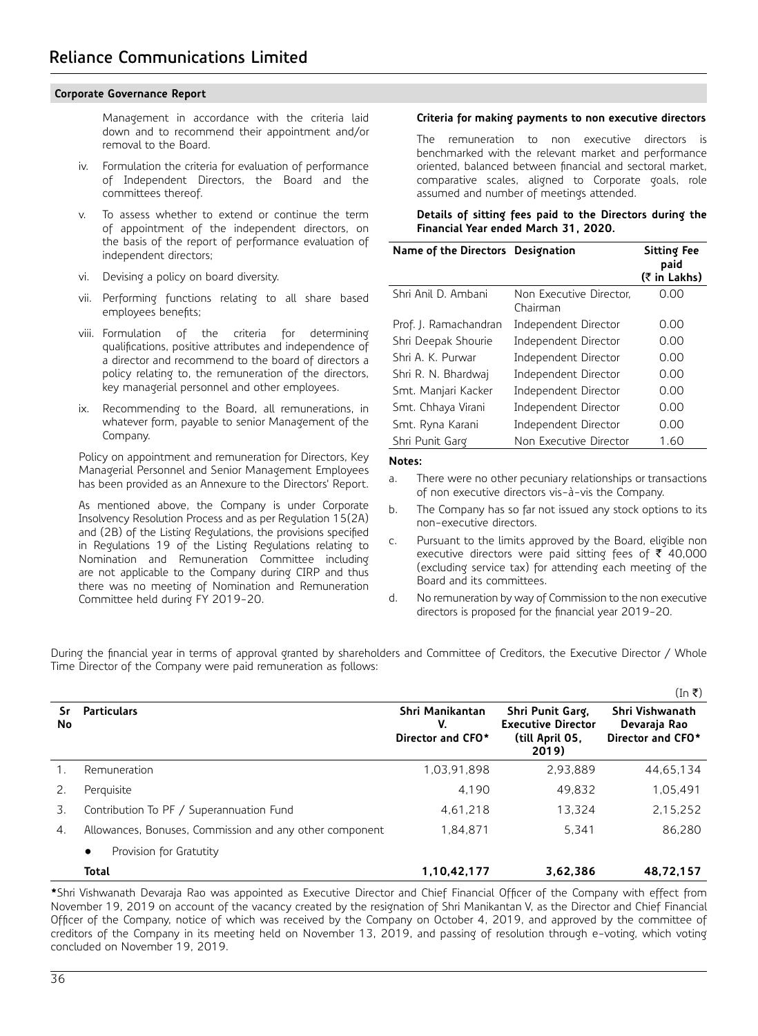## Corporate Governance Report

Management in accordance with the criteria laid down and to recommend their appointment and/or removal to the Board.

iv. Formulation the criteria for evaluation of performance of Independent Directors, the Board and the committees thereof.

v. To assess whether to extend or continue the term of appointment of the independent directors, on the basis of the report of performance evaluation of independent directors;

vi. Devising a policy on board diversity.

vii. Performing functions relating to all share based employees benefits;

viii. Formulation of the criteria for determining qualifications, positive attributes and independence of a director and recommend to the board of directors a policy relating to, the remuneration of the directors, key managerial personnel and other employees.

ix. Recommending to the Board, all remunerations, in whatever form, payable to senior Management of the Company.

Policy on appointment and remuneration for Directors, Key Managerial Personnel and Senior Management Employees has been provided as an Annexure to the Directors' Report.

As mentioned above, the Company is under Corporate Insolvency Resolution Process and as per Regulation 15(2A) and (2B) of the Listing Regulations, the provisions specified in Regulations 19 of the Listing Regulations relating to Nomination and Remuneration Committee including are not applicable to the Company during CIRP and thus there was no meeting of Nomination and Remuneration Committee held during FY 2019-20.

**Criteria for making payments to non executive directors**

The remuneration to non executive directors is benchmarked with the relevant market and performance oriented, balanced between financial and sectoral market, comparative scales, aligned to Corporate goals, role assumed and number of meetings attended.

**Details of sitting fees paid to the Directors during the Financial Year ended March 31, 2020.**

| Name of the Directors | Designation | Sitting Fee paid (₹ in Lakhs) |
|---|---|---|
| Shri Anil D. Ambani | Non Executive Director, Chairman | 0.00 |
| Prof. J. Ramachandran | Independent Director | 0.00 |
| Shri Deepak Shourie | Independent Director | 0.00 |
| Shri A. K. Purwar | Independent Director | 0.00 |
| Shri R. N. Bhardwaj | Independent Director | 0.00 |
| Smt. Manjari Kacker | Independent Director | 0.00 |
| Smt. Chhaya Virani | Independent Director | 0.00 |
| Smt. Ryna Karani | Independent Director | 0.00 |
| Shri Punit Garg | Non Executive Director | 1.60 |

**Notes:**

a. There were no other pecuniary relationships or transactions of non executive directors vis-à-vis the Company.

b. The Company has so far not issued any stock options to its non-executive directors.

c. Pursuant to the limits approved by the Board, eligible non executive directors were paid sitting fees of ₹ 40,000 (excluding service tax) for attending each meeting of the Board and its committees.

d. No remuneration by way of Commission to the non executive directors is proposed for the financial year 2019-20.

During the financial year in terms of approval granted by shareholders and Committee of Creditors, the Executive Director / Whole Time Director of the Company were paid remuneration as follows:

(In ₹)

| Sr No | Particulars | Shri Manikantan V. Director and CFO* | Shri Punit Garg, Executive Director (till April 05, 2019) | Shri Vishwanath Devaraja Rao Director and CFO* |
|---|---|---|---|---|
| 1. | Remuneration | 1,03,91,898 | 2,93,889 | 44,65,134 |
| 2. | Perquisite | 4,190 | 49,832 | 1,05,491 |
| 3. | Contribution To PF / Superannuation Fund | 4,61,218 | 13,324 | 2,15,252 |
| 4. | Allowances, Bonuses, Commission and any other component | 1,84,871 | 5,341 | 86,280 |
| | ● Provision for Gratutity | | | |
| | **Total** | **1,10,42,177** | **3,62,386** | **48,72,157** |

*Shri Vishwanath Devaraja Rao was appointed as Executive Director and Chief Financial Officer of the Company with effect from November 19, 2019 on account of the vacancy created by the resignation of Shri Manikantan V, as the Director and Chief Financial Officer of the Company, notice of which was received by the Company on October 4, 2019, and approved by the committee of creditors of the Company in its meeting held on November 13, 2019, and passing of resolution through e-voting, which voting concluded on November 19, 2019.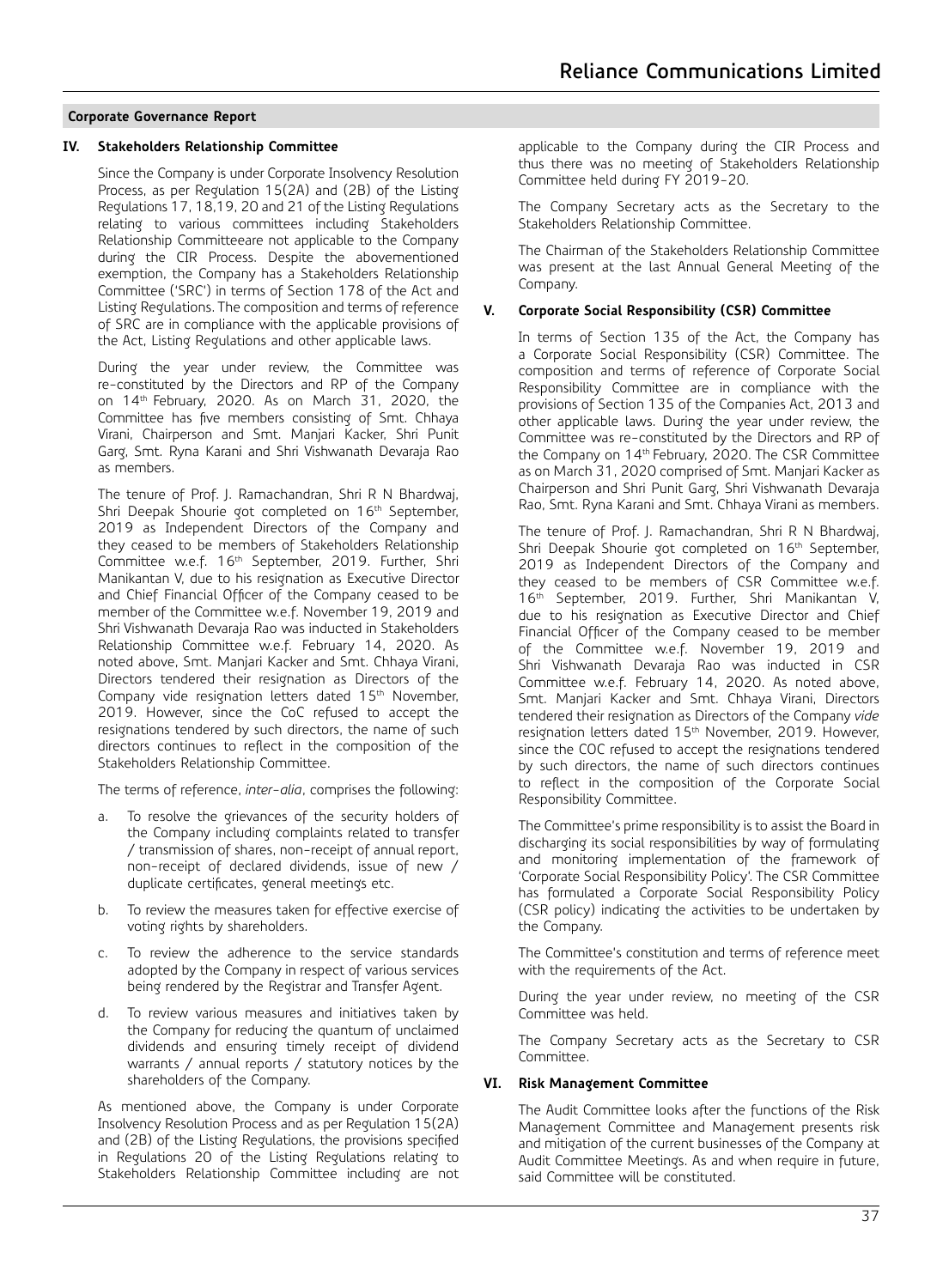**Corporate Governance Report**

## IV. Stakeholders Relationship Committee

Since the Company is under Corporate Insolvency Resolution Process, as per Regulation 15(2A) and (2B) of the Listing Regulations 17, 18,19, 20 and 21 of the Listing Regulations relating to various committees including Stakeholders Relationship Committeeare not applicable to the Company during the CIR Process. Despite the abovementioned exemption, the Company has a Stakeholders Relationship Committee ('SRC') in terms of Section 178 of the Act and Listing Regulations. The composition and terms of reference of SRC are in compliance with the applicable provisions of the Act, Listing Regulations and other applicable laws.

During the year under review, the Committee was re-constituted by the Directors and RP of the Company on 14th February, 2020. As on March 31, 2020, the Committee has five members consisting of Smt. Chhaya Virani, Chairperson and Smt. Manjari Kacker, Shri Punit Garg, Smt. Ryna Karani and Shri Vishwanath Devaraja Rao as members.

The tenure of Prof. J. Ramachandran, Shri R N Bhardwaj, Shri Deepak Shourie got completed on 16th September, 2019 as Independent Directors of the Company and they ceased to be members of Stakeholders Relationship Committee w.e.f. 16th September, 2019. Further, Shri Manikantan V, due to his resignation as Executive Director and Chief Financial Officer of the Company ceased to be member of the Committee w.e.f. November 19, 2019 and Shri Vishwanath Devaraja Rao was inducted in Stakeholders Relationship Committee w.e.f. February 14, 2020. As noted above, Smt. Manjari Kacker and Smt. Chhaya Virani, Directors tendered their resignation as Directors of the Company vide resignation letters dated 15th November, 2019. However, since the CoC refused to accept the resignations tendered by such directors, the name of such directors continues to reflect in the composition of the Stakeholders Relationship Committee.

The terms of reference, *inter-alia*, comprises the following:

a. To resolve the grievances of the security holders of the Company including complaints related to transfer / transmission of shares, non-receipt of annual report, non-receipt of declared dividends, issue of new / duplicate certificates, general meetings etc.

b. To review the measures taken for effective exercise of voting rights by shareholders.

c. To review the adherence to the service standards adopted by the Company in respect of various services being rendered by the Registrar and Transfer Agent.

d. To review various measures and initiatives taken by the Company for reducing the quantum of unclaimed dividends and ensuring timely receipt of dividend warrants / annual reports / statutory notices by the shareholders of the Company.

As mentioned above, the Company is under Corporate Insolvency Resolution Process and as per Regulation 15(2A) and (2B) of the Listing Regulations, the provisions specified in Regulations 20 of the Listing Regulations relating to Stakeholders Relationship Committee including are not applicable to the Company during the CIR Process and thus there was no meeting of Stakeholders Relationship Committee held during FY 2019-20.

The Company Secretary acts as the Secretary to the Stakeholders Relationship Committee.

The Chairman of the Stakeholders Relationship Committee was present at the last Annual General Meeting of the Company.

## V. Corporate Social Responsibility (CSR) Committee

In terms of Section 135 of the Act, the Company has a Corporate Social Responsibility (CSR) Committee. The composition and terms of reference of Corporate Social Responsibility Committee are in compliance with the provisions of Section 135 of the Companies Act, 2013 and other applicable laws. During the year under review, the Committee was re-constituted by the Directors and RP of the Company on 14th February, 2020. The CSR Committee as on March 31, 2020 comprised of Smt. Manjari Kacker as Chairperson and Shri Punit Garg, Shri Vishwanath Devaraja Rao, Smt. Ryna Karani and Smt. Chhaya Virani as members.

The tenure of Prof. J. Ramachandran, Shri R N Bhardwaj, Shri Deepak Shourie got completed on 16th September, 2019 as Independent Directors of the Company and they ceased to be members of CSR Committee w.e.f. 16th September, 2019. Further, Shri Manikantan V, due to his resignation as Executive Director and Chief Financial Officer of the Company ceased to be member of the Committee w.e.f. November 19, 2019 and Shri Vishwanath Devaraja Rao was inducted in CSR Committee w.e.f. February 14, 2020. As noted above, Smt. Manjari Kacker and Smt. Chhaya Virani, Directors tendered their resignation as Directors of the Company *vide* resignation letters dated 15th November, 2019. However, since the COC refused to accept the resignations tendered by such directors, the name of such directors continues to reflect in the composition of the Corporate Social Responsibility Committee.

The Committee's prime responsibility is to assist the Board in discharging its social responsibilities by way of formulating and monitoring implementation of the framework of 'Corporate Social Responsibility Policy'. The CSR Committee has formulated a Corporate Social Responsibility Policy (CSR policy) indicating the activities to be undertaken by the Company.

The Committee's constitution and terms of reference meet with the requirements of the Act.

During the year under review, no meeting of the CSR Committee was held.

The Company Secretary acts as the Secretary to CSR Committee.

## VI. Risk Management Committee

The Audit Committee looks after the functions of the Risk Management Committee and Management presents risk and mitigation of the current businesses of the Company at Audit Committee Meetings. As and when require in future, said Committee will be constituted.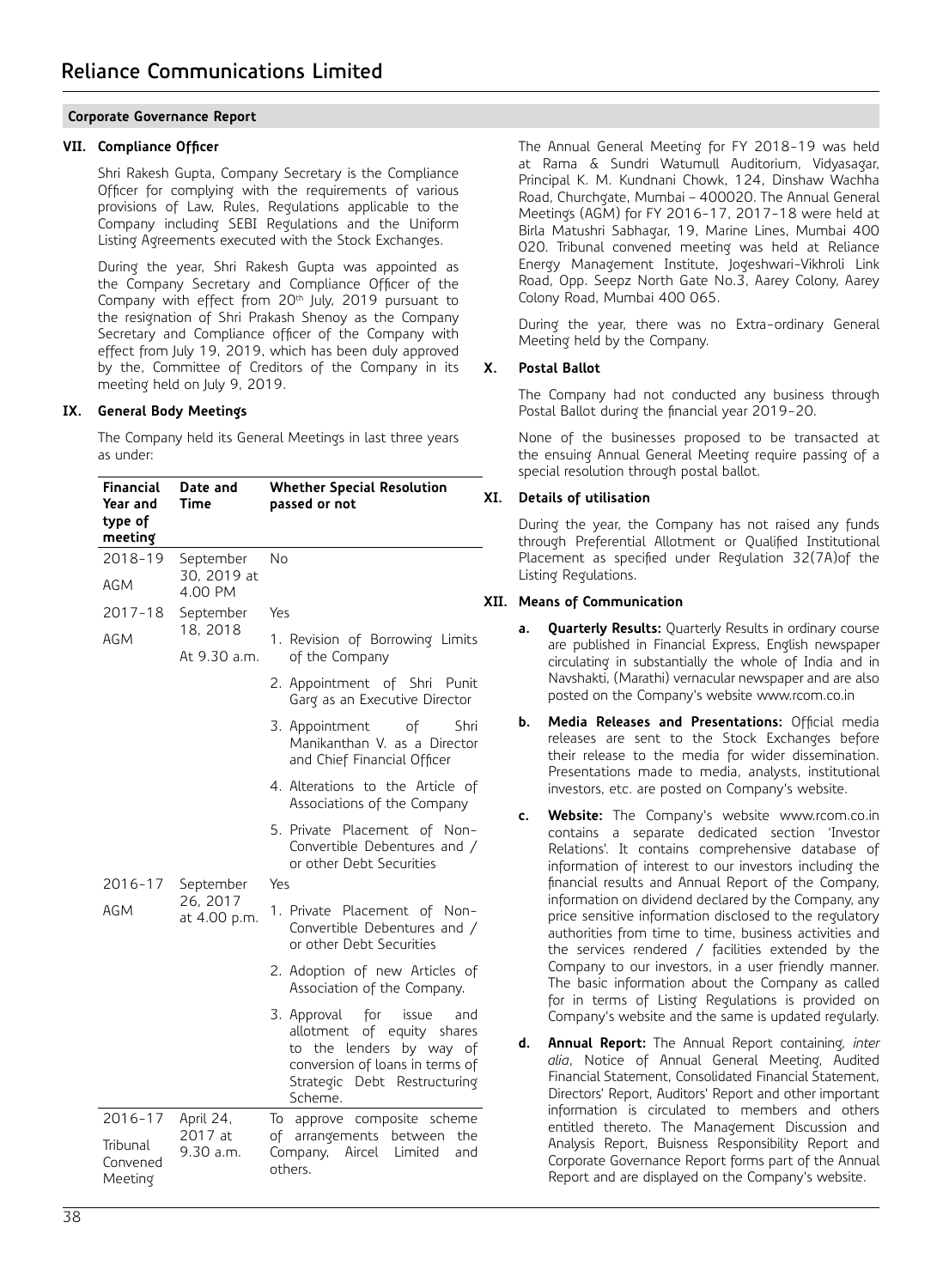## Corporate Governance Report

### VII. Compliance Officer

Shri Rakesh Gupta, Company Secretary is the Compliance Officer for complying with the requirements of various provisions of Law, Rules, Regulations applicable to the Company including SEBI Regulations and the Uniform Listing Agreements executed with the Stock Exchanges.

During the year, Shri Rakesh Gupta was appointed as the Company Secretary and Compliance Officer of the Company with effect from 20th July, 2019 pursuant to the resignation of Shri Prakash Shenoy as the Company Secretary and Compliance officer of the Company with effect from July 19, 2019, which has been duly approved by the, Committee of Creditors of the Company in its meeting held on July 9, 2019.

### IX. General Body Meetings

The Company held its General Meetings in last three years as under:

| Financial Year and type of meeting | Date and Time | Whether Special Resolution passed or not |
|---|---|---|
| 2018-19 AGM | September 30, 2019 at 4.00 PM | No |
| 2017-18 AGM | September 18, 2018 At 9.30 a.m. | Yes<br>1. Revision of Borrowing Limits of the Company<br>2. Appointment of Shri Punit Garg as an Executive Director<br>3. Appointment of Shri Manikanthan V. as a Director and Chief Financial Officer<br>4. Alterations to the Article of Associations of the Company<br>5. Private Placement of Non-Convertible Debentures and / or other Debt Securities |
| 2016-17 AGM | September 26, 2017 at 4.00 p.m. | Yes<br>1. Private Placement of Non-Convertible Debentures and / or other Debt Securities<br>2. Adoption of new Articles of Association of the Company.<br>3. Approval for issue and allotment of equity shares to the lenders by way of conversion of loans in terms of Strategic Debt Restructuring Scheme. |
| 2016-17 Tribunal Convened Meeting | April 24, 2017 at 9.30 a.m. | To approve composite scheme of arrangements between the Company, Aircel Limited and others. |

The Annual General Meeting for FY 2018-19 was held at Rama & Sundri Watumull Auditorium, Vidyasagar, Principal K. M. Kundnani Chowk, 124, Dinshaw Wachha Road, Churchgate, Mumbai – 400020. The Annual General Meetings (AGM) for FY 2016-17, 2017-18 were held at Birla Matushri Sabhagar, 19, Marine Lines, Mumbai 400 020. Tribunal convened meeting was held at Reliance Energy Management Institute, Jogeshwari-Vikhroli Link Road, Opp. Seepz North Gate No.3, Aarey Colony, Aarey Colony Road, Mumbai 400 065.

During the year, there was no Extra-ordinary General Meeting held by the Company.

### X. Postal Ballot

The Company had not conducted any business through Postal Ballot during the financial year 2019-20.

None of the businesses proposed to be transacted at the ensuing Annual General Meeting require passing of a special resolution through postal ballot.

### XI. Details of utilisation

During the year, the Company has not raised any funds through Preferential Allotment or Qualified Institutional Placement as specified under Regulation 32(7A)of the Listing Regulations.

### XII. Means of Communication

a. **Quarterly Results:** Quarterly Results in ordinary course are published in Financial Express, English newspaper circulating in substantially the whole of India and in Navshakti, (Marathi) vernacular newspaper and are also posted on the Company's website www.rcom.co.in

b. **Media Releases and Presentations:** Official media releases are sent to the Stock Exchanges before their release to the media for wider dissemination. Presentations made to media, analysts, institutional investors, etc. are posted on Company's website.

c. **Website:** The Company's website www.rcom.co.in contains a separate dedicated section 'Investor Relations'. It contains comprehensive database of information of interest to our investors including the financial results and Annual Report of the Company, information on dividend declared by the Company, any price sensitive information disclosed to the regulatory authorities from time to time, business activities and the services rendered / facilities extended by the Company to our investors, in a user friendly manner. The basic information about the Company as called for in terms of Listing Regulations is provided on Company's website and the same is updated regularly.

d. **Annual Report:** The Annual Report containing, *inter alia*, Notice of Annual General Meeting, Audited Financial Statement, Consolidated Financial Statement, Directors' Report, Auditors' Report and other important information is circulated to members and others entitled thereto. The Management Discussion and Analysis Report, Buisness Responsibility Report and Corporate Governance Report forms part of the Annual Report and are displayed on the Company's website.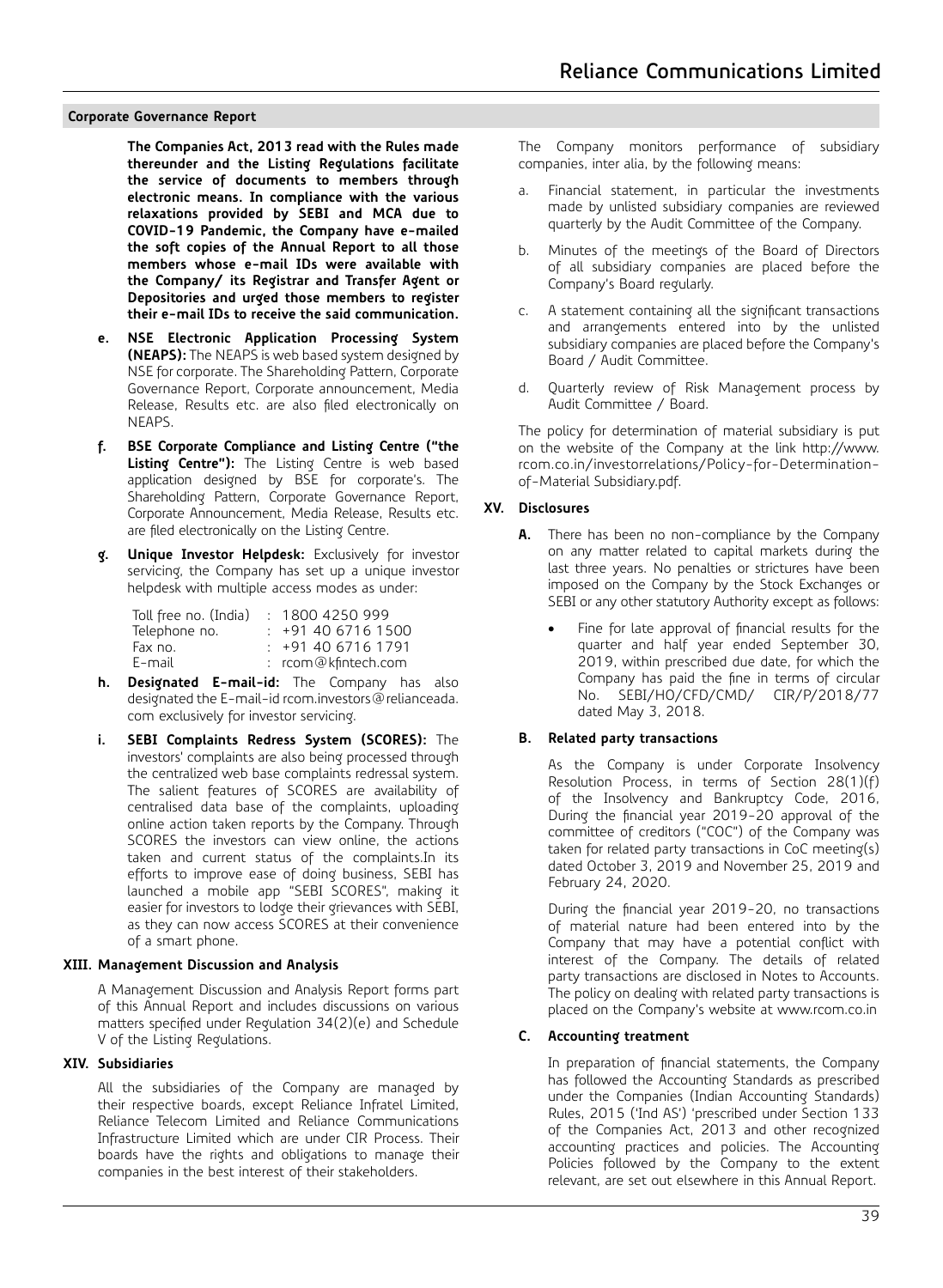**Corporate Governance Report**

**The Companies Act, 2013 read with the Rules made thereunder and the Listing Regulations facilitate the service of documents to members through electronic means. In compliance with the various relaxations provided by SEBI and MCA due to COVID-19 Pandemic, the Company have e-mailed the soft copies of the Annual Report to all those members whose e-mail IDs were available with the Company/ its Registrar and Transfer Agent or Depositories and urged those members to register their e-mail IDs to receive the said communication.**

e. **NSE Electronic Application Processing System (NEAPS):** The NEAPS is web based system designed by NSE for corporate. The Shareholding Pattern, Corporate Governance Report, Corporate announcement, Media Release, Results etc. are also filed electronically on NEAPS.

f. **BSE Corporate Compliance and Listing Centre ("the Listing Centre"):** The Listing Centre is web based application designed by BSE for corporate's. The Shareholding Pattern, Corporate Governance Report, Corporate Announcement, Media Release, Results etc. are filed electronically on the Listing Centre.

g. **Unique Investor Helpdesk:** Exclusively for investor servicing, the Company has set up a unique investor helpdesk with multiple access modes as under:

| | | |
|---|---|---|
| Toll free no. (India) | : | 1800 4250 999 |
| Telephone no. | : | +91 40 6716 1500 |
| Fax no. | : | +91 40 6716 1791 |
| E-mail | : | rcom@kfintech.com |

h. **Designated E-mail-id:** The Company has also designated the E-mail-id rcom.investors@relianceada.com exclusively for investor servicing.

i. **SEBI Complaints Redress System (SCORES):** The investors' complaints are also being processed through the centralized web base complaints redressal system. The salient features of SCORES are availability of centralised data base of the complaints, uploading online action taken reports by the Company. Through SCORES the investors can view online, the actions taken and current status of the complaints.In its efforts to improve ease of doing business, SEBI has launched a mobile app "SEBI SCORES", making it easier for investors to lodge their grievances with SEBI, as they can now access SCORES at their convenience of a smart phone.

## XIII. Management Discussion and Analysis

A Management Discussion and Analysis Report forms part of this Annual Report and includes discussions on various matters specified under Regulation 34(2)(e) and Schedule V of the Listing Regulations.

## XIV. Subsidiaries

All the subsidiaries of the Company are managed by their respective boards, except Reliance Infratel Limited, Reliance Telecom Limited and Reliance Communications Infrastructure Limited which are under CIR Process. Their boards have the rights and obligations to manage their companies in the best interest of their stakeholders.

The Company monitors performance of subsidiary companies, inter alia, by the following means:

a. Financial statement, in particular the investments made by unlisted subsidiary companies are reviewed quarterly by the Audit Committee of the Company.

b. Minutes of the meetings of the Board of Directors of all subsidiary companies are placed before the Company's Board regularly.

c. A statement containing all the significant transactions and arrangements entered into by the unlisted subsidiary companies are placed before the Company's Board / Audit Committee.

d. Quarterly review of Risk Management process by Audit Committee / Board.

The policy for determination of material subsidiary is put on the website of the Company at the link http://www.rcom.co.in/investorrelations/Policy-for-Determination-of-Material Subsidiary.pdf.

## XV. Disclosures

**A.** There has been no non-compliance by the Company on any matter related to capital markets during the last three years. No penalties or strictures have been imposed on the Company by the Stock Exchanges or SEBI or any other statutory Authority except as follows:

- Fine for late approval of financial results for the quarter and half year ended September 30, 2019, within prescribed due date, for which the Company has paid the fine in terms of circular No. SEBI/HO/CFD/CMD/ CIR/P/2018/77 dated May 3, 2018.

### B. Related party transactions

As the Company is under Corporate Insolvency Resolution Process, in terms of Section 28(1)(f) of the Insolvency and Bankruptcy Code, 2016, During the financial year 2019-20 approval of the committee of creditors ("COC") of the Company was taken for related party transactions in CoC meeting(s) dated October 3, 2019 and November 25, 2019 and February 24, 2020.

During the financial year 2019-20, no transactions of material nature had been entered into by the Company that may have a potential conflict with interest of the Company. The details of related party transactions are disclosed in Notes to Accounts. The policy on dealing with related party transactions is placed on the Company's website at www.rcom.co.in

### C. Accounting treatment

In preparation of financial statements, the Company has followed the Accounting Standards as prescribed under the Companies (Indian Accounting Standards) Rules, 2015 ('Ind AS') 'prescribed under Section 133 of the Companies Act, 2013 and other recognized accounting practices and policies. The Accounting Policies followed by the Company to the extent relevant, are set out elsewhere in this Annual Report.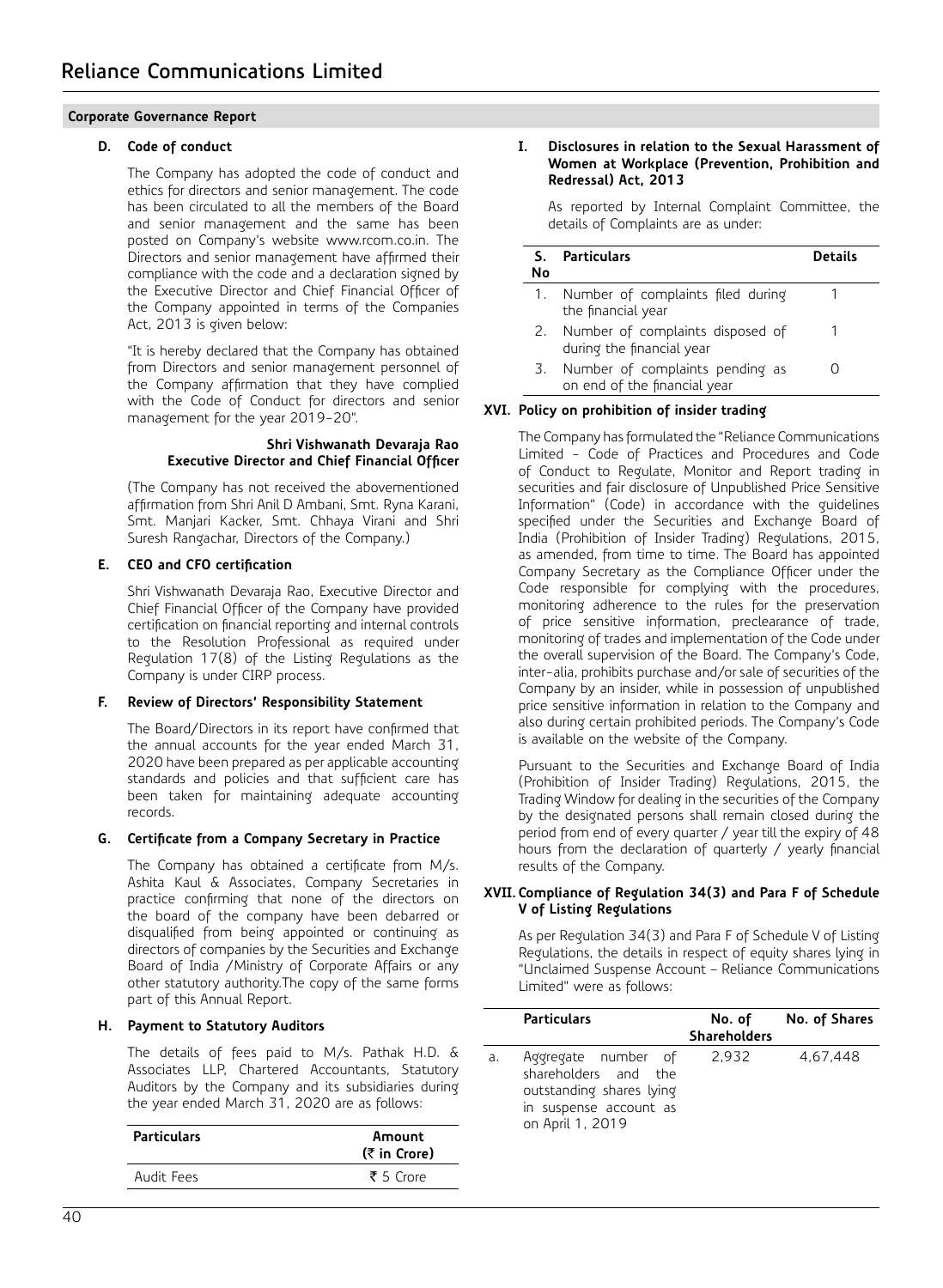## Corporate Governance Report

### D. Code of conduct

The Company has adopted the code of conduct and ethics for directors and senior management. The code has been circulated to all the members of the Board and senior management and the same has been posted on Company's website www.rcom.co.in. The Directors and senior management have affirmed their compliance with the code and a declaration signed by the Executive Director and Chief Financial Officer of the Company appointed in terms of the Companies Act, 2013 is given below:

"It is hereby declared that the Company has obtained from Directors and senior management personnel of the Company affirmation that they have complied with the Code of Conduct for directors and senior management for the year 2019-20".

**Shri Vishwanath Devaraja Rao**
**Executive Director and Chief Financial Officer**

(The Company has not received the abovementioned affirmation from Shri Anil D Ambani, Smt. Ryna Karani, Smt. Manjari Kacker, Smt. Chhaya Virani and Shri Suresh Rangachar, Directors of the Company.)

### E. CEO and CFO certification

Shri Vishwanath Devaraja Rao, Executive Director and Chief Financial Officer of the Company have provided certification on financial reporting and internal controls to the Resolution Professional as required under Regulation 17(8) of the Listing Regulations as the Company is under CIRP process.

### F. Review of Directors' Responsibility Statement

The Board/Directors in its report have confirmed that the annual accounts for the year ended March 31, 2020 have been prepared as per applicable accounting standards and policies and that sufficient care has been taken for maintaining adequate accounting records.

### G. Certificate from a Company Secretary in Practice

The Company has obtained a certificate from M/s. Ashita Kaul & Associates, Company Secretaries in practice confirming that none of the directors on the board of the company have been debarred or disqualified from being appointed or continuing as directors of companies by the Securities and Exchange Board of India /Ministry of Corporate Affairs or any other statutory authority.The copy of the same forms part of this Annual Report.

### H. Payment to Statutory Auditors

The details of fees paid to M/s. Pathak H.D. & Associates LLP, Chartered Accountants, Statutory Auditors by the Company and its subsidiaries during the year ended March 31, 2020 are as follows:

| Particulars | Amount (₹ in Crore) |
|---|---|
| Audit Fees | ₹ 5 Crore |

### I. Disclosures in relation to the Sexual Harassment of Women at Workplace (Prevention, Prohibition and Redressal) Act, 2013

As reported by Internal Complaint Committee, the details of Complaints are as under:

| S. No | Particulars | Details |
|---|---|---|
| 1. | Number of complaints filed during the financial year | 1 |
| 2. | Number of complaints disposed of during the financial year | 1 |
| 3. | Number of complaints pending as on end of the financial year | 0 |

## XVI. Policy on prohibition of insider trading

The Company has formulated the "Reliance Communications Limited - Code of Practices and Procedures and Code of Conduct to Regulate, Monitor and Report trading in securities and fair disclosure of Unpublished Price Sensitive Information" (Code) in accordance with the guidelines specified under the Securities and Exchange Board of India (Prohibition of Insider Trading) Regulations, 2015, as amended, from time to time. The Board has appointed Company Secretary as the Compliance Officer under the Code responsible for complying with the procedures, monitoring adherence to the rules for the preservation of price sensitive information, preclearance of trade, monitoring of trades and implementation of the Code under the overall supervision of the Board. The Company's Code, inter-alia, prohibits purchase and/or sale of securities of the Company by an insider, while in possession of unpublished price sensitive information in relation to the Company and also during certain prohibited periods. The Company's Code is available on the website of the Company.

Pursuant to the Securities and Exchange Board of India (Prohibition of Insider Trading) Regulations, 2015, the Trading Window for dealing in the securities of the Company by the designated persons shall remain closed during the period from end of every quarter / year till the expiry of 48 hours from the declaration of quarterly / yearly financial results of the Company.

## XVII. Compliance of Regulation 34(3) and Para F of Schedule V of Listing Regulations

As per Regulation 34(3) and Para F of Schedule V of Listing Regulations, the details in respect of equity shares lying in "Unclaimed Suspense Account – Reliance Communications Limited" were as follows:

| | Particulars | No. of Shareholders | No. of Shares |
|---|---|---|---|
| a. | Aggregate number of shareholders and the outstanding shares lying in suspense account as on April 1, 2019 | 2,932 | 4,67,448 |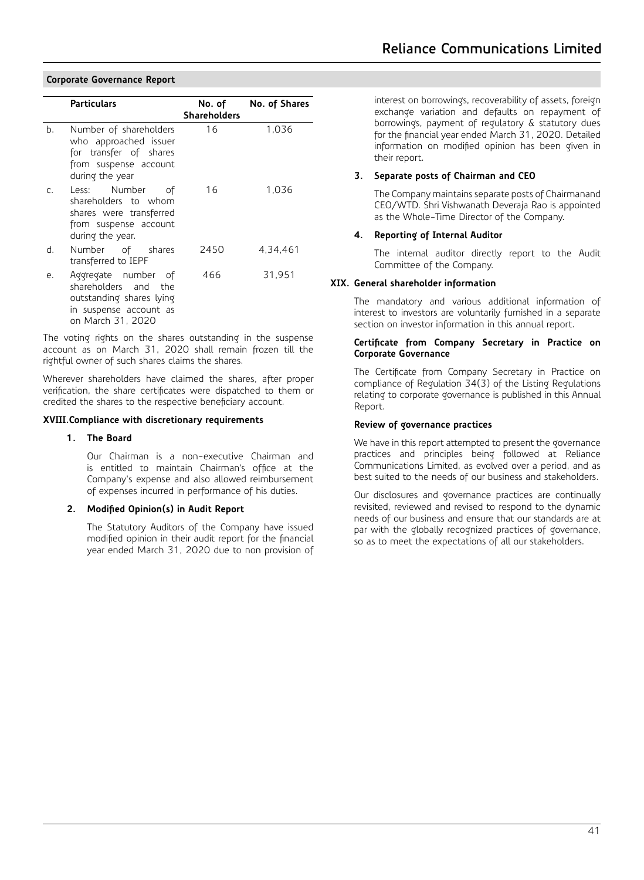**Corporate Governance Report**

| | Particulars | No. of Shareholders | No. of Shares |
|---|---|---|---|
| b. | Number of shareholders who approached issuer for transfer of shares from suspense account during the year | 16 | 1,036 |
| c. | Less: Number of shareholders to whom shares were transferred from suspense account during the year. | 16 | 1,036 |
| d. | Number of shares transferred to IEPF | 2450 | 4,34,461 |
| e. | Aggregate number of shareholders and the outstanding shares lying in suspense account as on March 31, 2020 | 466 | 31,951 |

The voting rights on the shares outstanding in the suspense account as on March 31, 2020 shall remain frozen till the rightful owner of such shares claims the shares.

Wherever shareholders have claimed the shares, after proper verification, the share certificates were dispatched to them or credited the shares to the respective beneficiary account.

**XVIII.Compliance with discretionary requirements**

**1. The Board**

Our Chairman is a non-executive Chairman and is entitled to maintain Chairman's office at the Company's expense and also allowed reimbursement of expenses incurred in performance of his duties.

**2. Modified Opinion(s) in Audit Report**

The Statutory Auditors of the Company have issued modified opinion in their audit report for the financial year ended March 31, 2020 due to non provision of interest on borrowings, recoverability of assets, foreign exchange variation and defaults on repayment of borrowings, payment of regulatory & statutory dues for the financial year ended March 31, 2020. Detailed information on modified opinion has been given in their report.

**3. Separate posts of Chairman and CEO**

The Company maintains separate posts of Chairmanand CEO/WTD. Shri Vishwanath Deveraja Rao is appointed as the Whole-Time Director of the Company.

**4. Reporting of Internal Auditor**

The internal auditor directly report to the Audit Committee of the Company.

**XIX. General shareholder information**

The mandatory and various additional information of interest to investors are voluntarily furnished in a separate section on investor information in this annual report.

**Certificate from Company Secretary in Practice on Corporate Governance**

The Certificate from Company Secretary in Practice on compliance of Regulation 34(3) of the Listing Regulations relating to corporate governance is published in this Annual Report.

**Review of governance practices**

We have in this report attempted to present the governance practices and principles being followed at Reliance Communications Limited, as evolved over a period, and as best suited to the needs of our business and stakeholders.

Our disclosures and governance practices are continually revisited, reviewed and revised to respond to the dynamic needs of our business and ensure that our standards are at par with the globally recognized practices of governance, so as to meet the expectations of all our stakeholders.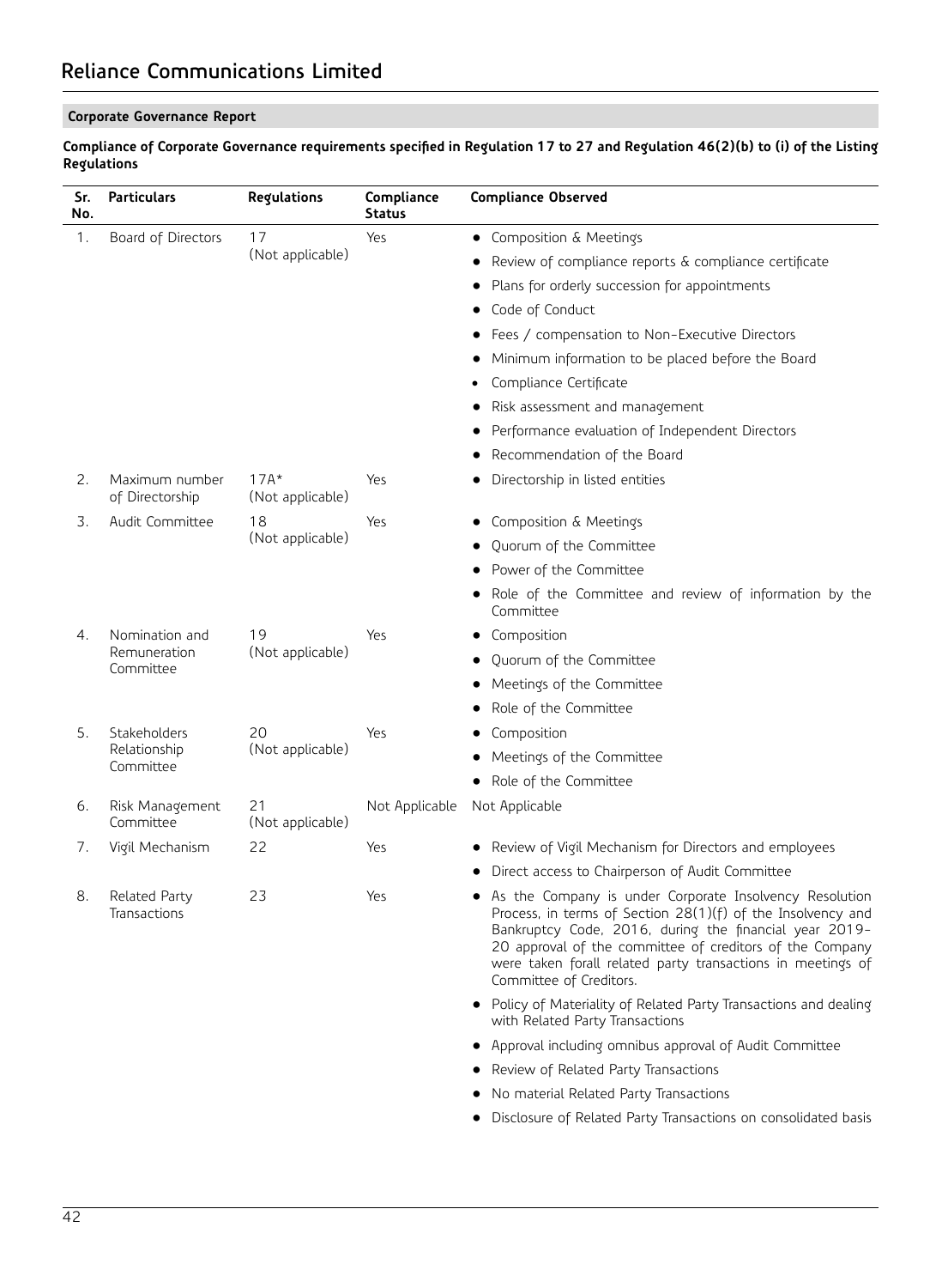## Corporate Governance Report

**Compliance of Corporate Governance requirements specified in Regulation 17 to 27 and Regulation 46(2)(b) to (i) of the Listing Regulations**

| Sr. No. | Particulars | Regulations | Compliance Status | Compliance Observed |
|---|---|---|---|---|
| 1. | Board of Directors | 17 (Not applicable) | Yes | • Composition & Meetings<br>• Review of compliance reports & compliance certificate<br>• Plans for orderly succession for appointments<br>• Code of Conduct<br>• Fees / compensation to Non-Executive Directors<br>• Minimum information to be placed before the Board<br>• Compliance Certificate<br>• Risk assessment and management<br>• Performance evaluation of Independent Directors<br>• Recommendation of the Board |
| 2. | Maximum number of Directorship | 17A* (Not applicable) | Yes | • Directorship in listed entities |
| 3. | Audit Committee | 18 (Not applicable) | Yes | • Composition & Meetings<br>• Quorum of the Committee<br>• Power of the Committee<br>• Role of the Committee and review of information by the Committee |
| 4. | Nomination and Remuneration Committee | 19 (Not applicable) | Yes | • Composition<br>• Quorum of the Committee<br>• Meetings of the Committee<br>• Role of the Committee |
| 5. | Stakeholders Relationship Committee | 20 (Not applicable) | Yes | • Composition<br>• Meetings of the Committee<br>• Role of the Committee |
| 6. | Risk Management Committee | 21 (Not applicable) | Not Applicable | Not Applicable |
| 7. | Vigil Mechanism | 22 | Yes | • Review of Vigil Mechanism for Directors and employees<br>• Direct access to Chairperson of Audit Committee |
| 8. | Related Party Transactions | 23 | Yes | • As the Company is under Corporate Insolvency Resolution Process, in terms of Section 28(1)(f) of the Insolvency and Bankruptcy Code, 2016, during the financial year 2019-20 approval of the committee of creditors of the Company were taken forall related party transactions in meetings of Committee of Creditors.<br>• Policy of Materiality of Related Party Transactions and dealing with Related Party Transactions<br>• Approval including omnibus approval of Audit Committee<br>• Review of Related Party Transactions<br>• No material Related Party Transactions<br>• Disclosure of Related Party Transactions on consolidated basis |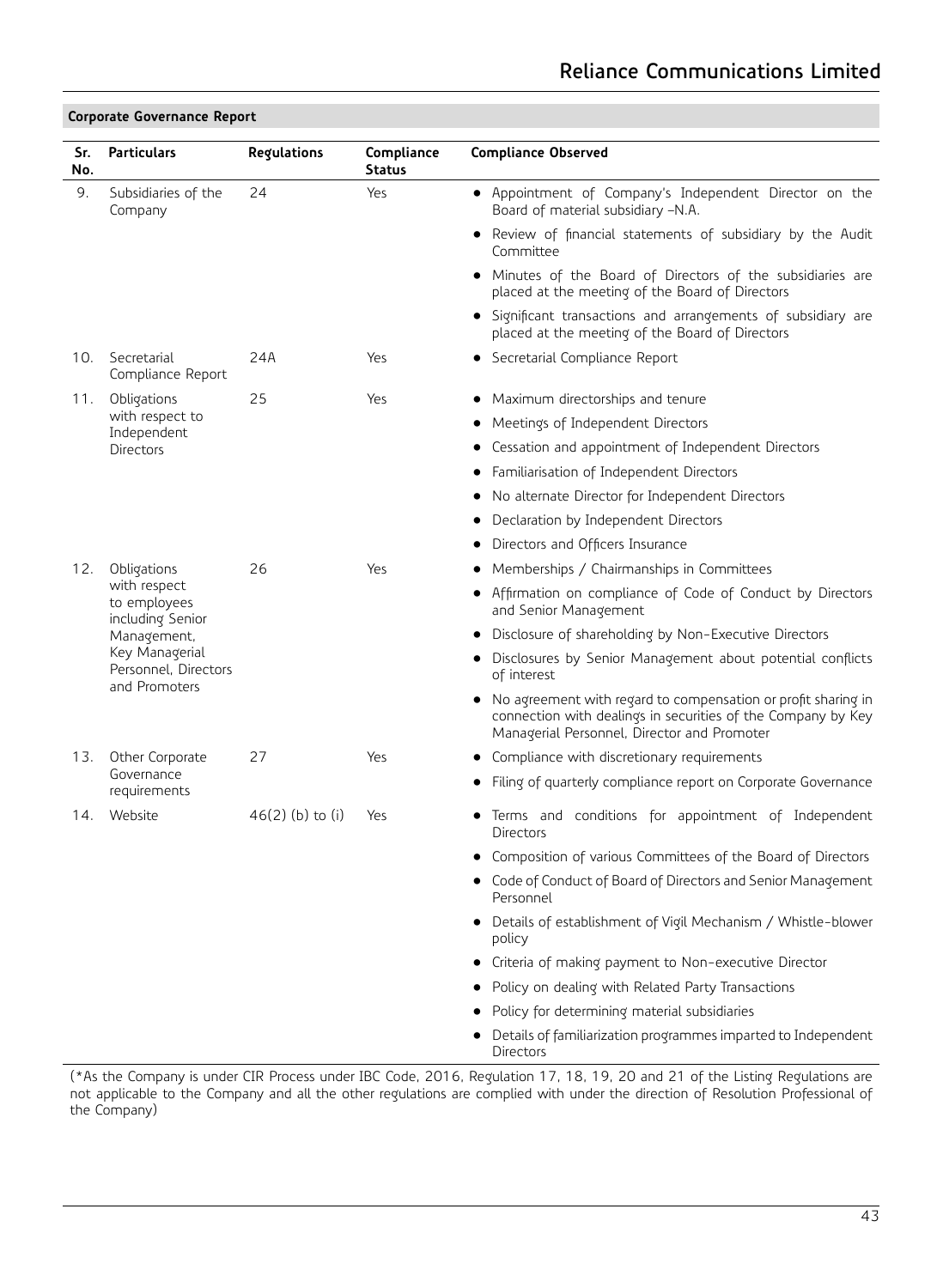## Corporate Governance Report

| Sr. No. | Particulars | Regulations | Compliance Status | Compliance Observed |
|---|---|---|---|---|
| 9. | Subsidiaries of the Company | 24 | Yes | • Appointment of Company's Independent Director on the Board of material subsidiary –N.A.<br>• Review of financial statements of subsidiary by the Audit Committee<br>• Minutes of the Board of Directors of the subsidiaries are placed at the meeting of the Board of Directors<br>• Significant transactions and arrangements of subsidiary are placed at the meeting of the Board of Directors |
| 10. | Secretarial Compliance Report | 24A | Yes | • Secretarial Compliance Report |
| 11. | Obligations with respect to Independent Directors | 25 | Yes | • Maximum directorships and tenure<br>• Meetings of Independent Directors<br>• Cessation and appointment of Independent Directors<br>• Familiarisation of Independent Directors<br>• No alternate Director for Independent Directors<br>• Declaration by Independent Directors<br>• Directors and Officers Insurance |
| 12. | Obligations with respect to employees including Senior Management, Key Managerial Personnel, Directors and Promoters | 26 | Yes | • Memberships / Chairmanships in Committees<br>• Affirmation on compliance of Code of Conduct by Directors and Senior Management<br>• Disclosure of shareholding by Non-Executive Directors<br>• Disclosures by Senior Management about potential conflicts of interest<br>• No agreement with regard to compensation or profit sharing in connection with dealings in securities of the Company by Key Managerial Personnel, Director and Promoter |
| 13. | Other Corporate Governance requirements | 27 | Yes | • Compliance with discretionary requirements<br>• Filing of quarterly compliance report on Corporate Governance |
| 14. | Website | 46(2) (b) to (i) | Yes | • Terms and conditions for appointment of Independent Directors<br>• Composition of various Committees of the Board of Directors<br>• Code of Conduct of Board of Directors and Senior Management Personnel<br>• Details of establishment of Vigil Mechanism / Whistle-blower policy<br>• Criteria of making payment to Non-executive Director<br>• Policy on dealing with Related Party Transactions<br>• Policy for determining material subsidiaries<br>• Details of familiarization programmes imparted to Independent Directors |

(*As the Company is under CIR Process under IBC Code, 2016, Regulation 17, 18, 19, 20 and 21 of the Listing Regulations are not applicable to the Company and all the other regulations are complied with under the direction of Resolution Professional of the Company)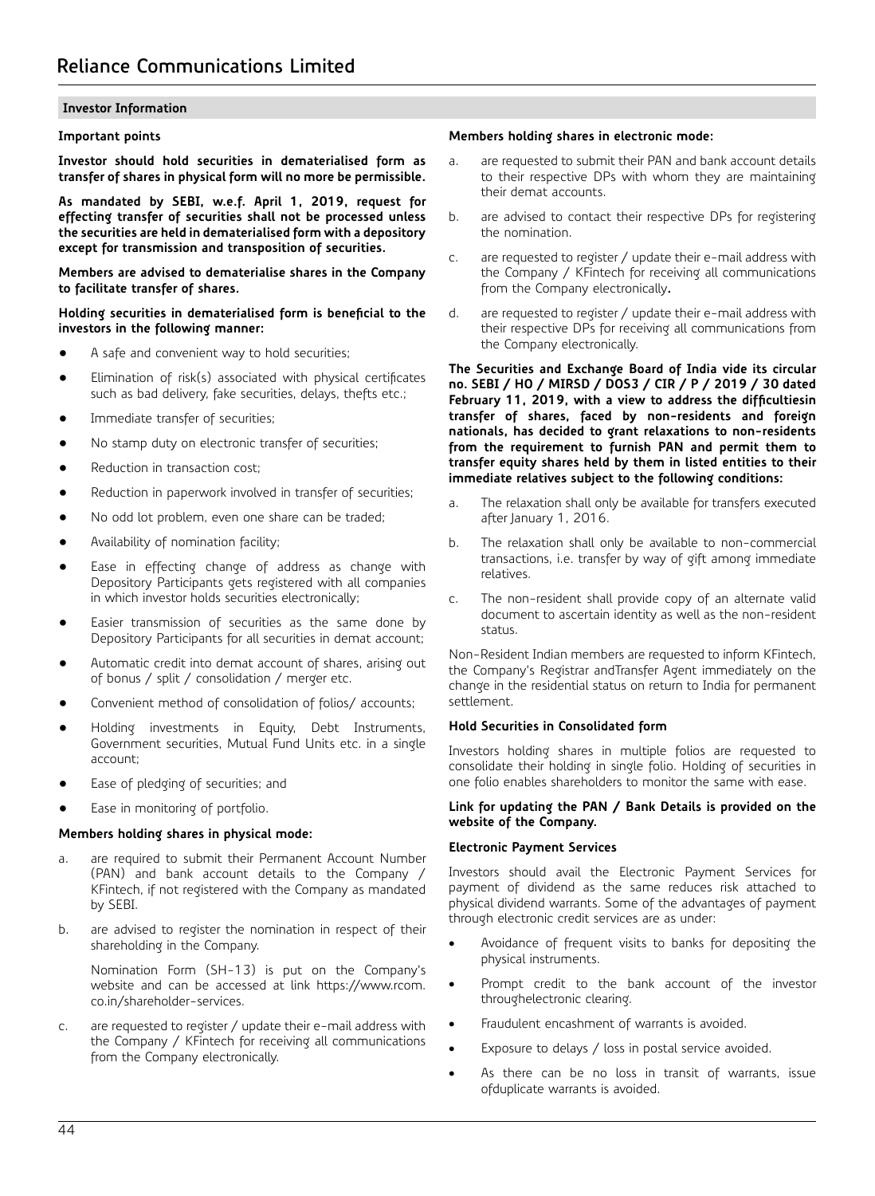## Investor Information

### Important points

**Investor should hold securities in dematerialised form as transfer of shares in physical form will no more be permissible.**

**As mandated by SEBI, w.e.f. April 1, 2019, request for effecting transfer of securities shall not be processed unless the securities are held in dematerialised form with a depository except for transmission and transposition of securities.**

**Members are advised to dematerialise shares in the Company to facilitate transfer of shares.**

**Holding securities in dematerialised form is beneficial to the investors in the following manner:**

- A safe and convenient way to hold securities;
- Elimination of risk(s) associated with physical certificates such as bad delivery, fake securities, delays, thefts etc.;
- Immediate transfer of securities;
- No stamp duty on electronic transfer of securities;
- Reduction in transaction cost;
- Reduction in paperwork involved in transfer of securities;
- No odd lot problem, even one share can be traded;
- Availability of nomination facility;
- Ease in effecting change of address as change with Depository Participants gets registered with all companies in which investor holds securities electronically;
- Easier transmission of securities as the same done by Depository Participants for all securities in demat account;
- Automatic credit into demat account of shares, arising out of bonus / split / consolidation / merger etc.
- Convenient method of consolidation of folios/ accounts;
- Holding investments in Equity, Debt Instruments, Government securities, Mutual Fund Units etc. in a single account;
- Ease of pledging of securities; and
- Ease in monitoring of portfolio.

### Members holding shares in physical mode:

a. are required to submit their Permanent Account Number (PAN) and bank account details to the Company / KFintech, if not registered with the Company as mandated by SEBI.

b. are advised to register the nomination in respect of their shareholding in the Company.

   Nomination Form (SH-13) is put on the Company's website and can be accessed at link https://www.rcom.co.in/shareholder-services.

c. are requested to register / update their e-mail address with the Company / KFintech for receiving all communications from the Company electronically.

### Members holding shares in electronic mode:

a. are requested to submit their PAN and bank account details to their respective DPs with whom they are maintaining their demat accounts.

b. are advised to contact their respective DPs for registering the nomination.

c. are requested to register / update their e-mail address with the Company / KFintech for receiving all communications from the Company electronically**.**

d. are requested to register / update their e-mail address with their respective DPs for receiving all communications from the Company electronically.

**The Securities and Exchange Board of India vide its circular no. SEBI / HO / MIRSD / DOS3 / CIR / P / 2019 / 30 dated February 11, 2019, with a view to address the difficultiesin transfer of shares, faced by non-residents and foreign nationals, has decided to grant relaxations to non-residents from the requirement to furnish PAN and permit them to transfer equity shares held by them in listed entities to their immediate relatives subject to the following conditions:**

a. The relaxation shall only be available for transfers executed after January 1, 2016.

b. The relaxation shall only be available to non-commercial transactions, i.e. transfer by way of gift among immediate relatives.

c. The non-resident shall provide copy of an alternate valid document to ascertain identity as well as the non-resident status.

Non-Resident Indian members are requested to inform KFintech, the Company's Registrar andTransfer Agent immediately on the change in the residential status on return to India for permanent settlement.

### Hold Securities in Consolidated form

Investors holding shares in multiple folios are requested to consolidate their holding in single folio. Holding of securities in one folio enables shareholders to monitor the same with ease.

**Link for updating the PAN / Bank Details is provided on the website of the Company.**

### Electronic Payment Services

Investors should avail the Electronic Payment Services for payment of dividend as the same reduces risk attached to physical dividend warrants. Some of the advantages of payment through electronic credit services are as under:

- Avoidance of frequent visits to banks for depositing the physical instruments.
- Prompt credit to the bank account of the investor throughelectronic clearing.
- Fraudulent encashment of warrants is avoided.
- Exposure to delays / loss in postal service avoided.
- As there can be no loss in transit of warrants, issue ofduplicate warrants is avoided.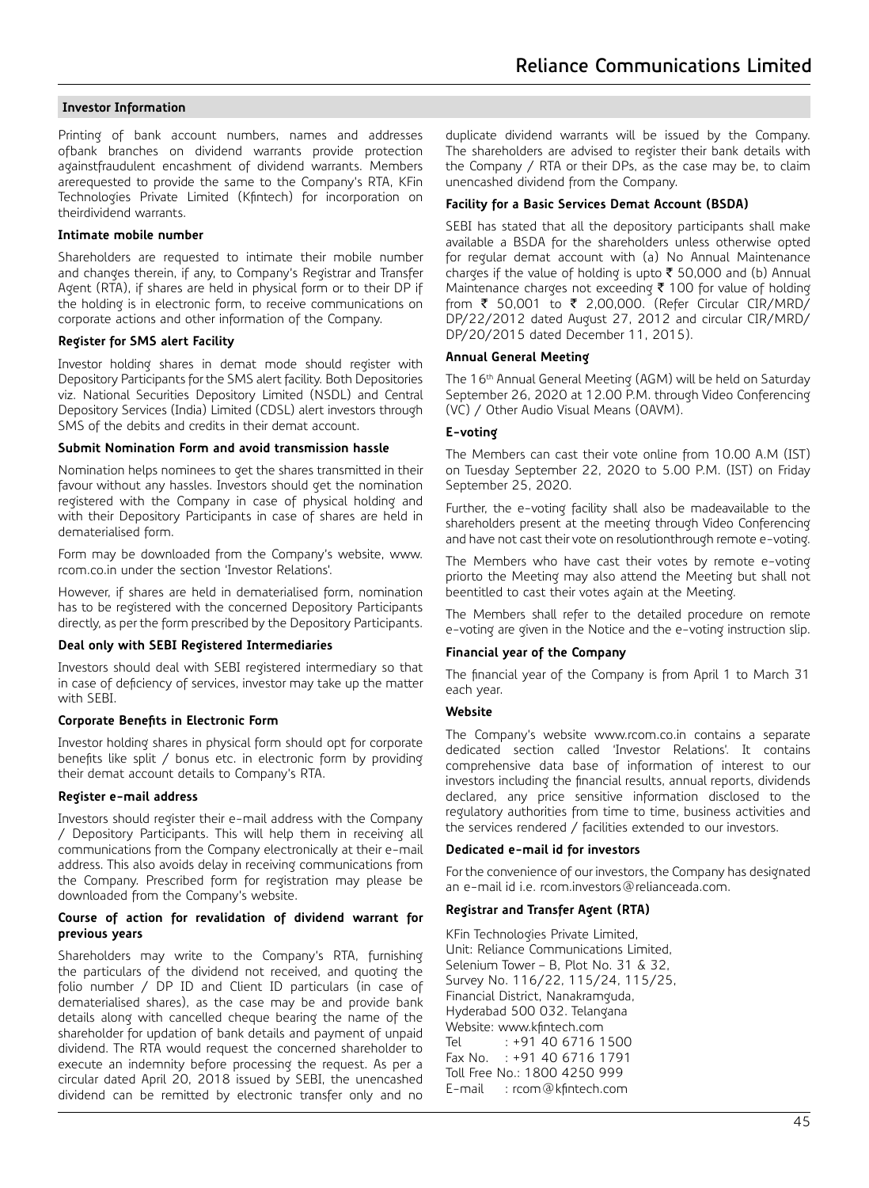## Investor Information

Printing of bank account numbers, names and addresses ofbank branches on dividend warrants provide protection againstfraudulent encashment of dividend warrants. Members arerequested to provide the same to the Company's RTA, KFin Technologies Private Limited (Kfintech) for incorporation on theirdividend warrants.

### Intimate mobile number

Shareholders are requested to intimate their mobile number and changes therein, if any, to Company's Registrar and Transfer Agent (RTA), if shares are held in physical form or to their DP if the holding is in electronic form, to receive communications on corporate actions and other information of the Company.

### Register for SMS alert Facility

Investor holding shares in demat mode should register with Depository Participants for the SMS alert facility. Both Depositories viz. National Securities Depository Limited (NSDL) and Central Depository Services (India) Limited (CDSL) alert investors through SMS of the debits and credits in their demat account.

### Submit Nomination Form and avoid transmission hassle

Nomination helps nominees to get the shares transmitted in their favour without any hassles. Investors should get the nomination registered with the Company in case of physical holding and with their Depository Participants in case of shares are held in dematerialised form.

Form may be downloaded from the Company's website, www.rcom.co.in under the section 'Investor Relations'.

However, if shares are held in dematerialised form, nomination has to be registered with the concerned Depository Participants directly, as per the form prescribed by the Depository Participants.

### Deal only with SEBI Registered Intermediaries

Investors should deal with SEBI registered intermediary so that in case of deficiency of services, investor may take up the matter with SEBI.

### Corporate Benefits in Electronic Form

Investor holding shares in physical form should opt for corporate benefits like split / bonus etc. in electronic form by providing their demat account details to Company's RTA.

### Register e-mail address

Investors should register their e-mail address with the Company / Depository Participants. This will help them in receiving all communications from the Company electronically at their e-mail address. This also avoids delay in receiving communications from the Company. Prescribed form for registration may please be downloaded from the Company's website.

### Course of action for revalidation of dividend warrant for previous years

Shareholders may write to the Company's RTA, furnishing the particulars of the dividend not received, and quoting the folio number / DP ID and Client ID particulars (in case of dematerialised shares), as the case may be and provide bank details along with cancelled cheque bearing the name of the shareholder for updation of bank details and payment of unpaid dividend. The RTA would request the concerned shareholder to execute an indemnity before processing the request. As per a circular dated April 20, 2018 issued by SEBI, the unencashed dividend can be remitted by electronic transfer only and no duplicate dividend warrants will be issued by the Company. The shareholders are advised to register their bank details with the Company / RTA or their DPs, as the case may be, to claim unencashed dividend from the Company.

### Facility for a Basic Services Demat Account (BSDA)

SEBI has stated that all the depository participants shall make available a BSDA for the shareholders unless otherwise opted for regular demat account with (a) No Annual Maintenance charges if the value of holding is upto ₹ 50,000 and (b) Annual Maintenance charges not exceeding ₹ 100 for value of holding from ₹ 50,001 to ₹ 2,00,000. (Refer Circular CIR/MRD/DP/22/2012 dated August 27, 2012 and circular CIR/MRD/DP/20/2015 dated December 11, 2015).

### Annual General Meeting

The 16th Annual General Meeting (AGM) will be held on Saturday September 26, 2020 at 12.00 P.M. through Video Conferencing (VC) / Other Audio Visual Means (OAVM).

### E-voting

The Members can cast their vote online from 10.00 A.M (IST) on Tuesday September 22, 2020 to 5.00 P.M. (IST) on Friday September 25, 2020.

Further, the e-voting facility shall also be madeavailable to the shareholders present at the meeting through Video Conferencing and have not cast their vote on resolutionthrough remote e-voting.

The Members who have cast their votes by remote e-voting priorto the Meeting may also attend the Meeting but shall not beentitled to cast their votes again at the Meeting.

The Members shall refer to the detailed procedure on remote e-voting are given in the Notice and the e-voting instruction slip.

### Financial year of the Company

The financial year of the Company is from April 1 to March 31 each year.

### Website

The Company's website www.rcom.co.in contains a separate dedicated section called 'Investor Relations'. It contains comprehensive data base of information of interest to our investors including the financial results, annual reports, dividends declared, any price sensitive information disclosed to the regulatory authorities from time to time, business activities and the services rendered / facilities extended to our investors.

### Dedicated e-mail id for investors

For the convenience of our investors, the Company has designated an e-mail id i.e. rcom.investors@relianceada.com.

### Registrar and Transfer Agent (RTA)

KFin Technologies Private Limited,
Unit: Reliance Communications Limited,
Selenium Tower – B, Plot No. 31 & 32,
Survey No. 116/22, 115/24, 115/25,
Financial District, Nanakramguda,
Hyderabad 500 032. Telangana
Website: www.kfintech.com
Tel : +91 40 6716 1500
Fax No. : +91 40 6716 1791
Toll Free No.: 1800 4250 999
E-mail : rcom@kfintech.com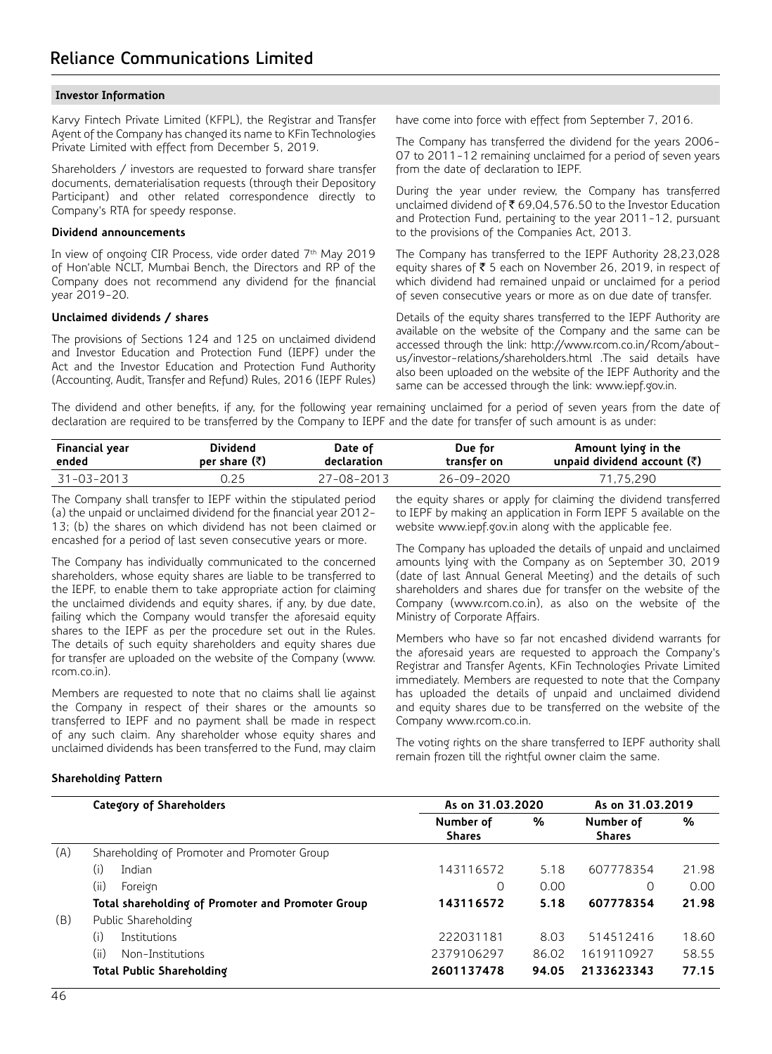## Investor Information

Karvy Fintech Private Limited (KFPL), the Registrar and Transfer Agent of the Company has changed its name to KFin Technologies Private Limited with effect from December 5, 2019.

Shareholders / investors are requested to forward share transfer documents, dematerialisation requests (through their Depository Participant) and other related correspondence directly to Company's RTA for speedy response.

**Dividend announcements**

In view of ongoing CIR Process, vide order dated 7th May 2019 of Hon'able NCLT, Mumbai Bench, the Directors and RP of the Company does not recommend any dividend for the financial year 2019-20.

**Unclaimed dividends / shares**

The provisions of Sections 124 and 125 on unclaimed dividend and Investor Education and Protection Fund (IEPF) under the Act and the Investor Education and Protection Fund Authority (Accounting, Audit, Transfer and Refund) Rules, 2016 (IEPF Rules) have come into force with effect from September 7, 2016.

The Company has transferred the dividend for the years 2006-07 to 2011-12 remaining unclaimed for a period of seven years from the date of declaration to IEPF.

During the year under review, the Company has transferred unclaimed dividend of ₹ 69,04,576.50 to the Investor Education and Protection Fund, pertaining to the year 2011-12, pursuant to the provisions of the Companies Act, 2013.

The Company has transferred to the IEPF Authority 28,23,028 equity shares of ₹ 5 each on November 26, 2019, in respect of which dividend had remained unpaid or unclaimed for a period of seven consecutive years or more as on due date of transfer.

Details of the equity shares transferred to the IEPF Authority are available on the website of the Company and the same can be accessed through the link: http://www.rcom.co.in/Rcom/about-us/investor-relations/shareholders.html .The said details have also been uploaded on the website of the IEPF Authority and the same can be accessed through the link: www.iepf.gov.in.

The dividend and other benefits, if any, for the following year remaining unclaimed for a period of seven years from the date of declaration are required to be transferred by the Company to IEPF and the date for transfer of such amount is as under:

| Financial year ended | Dividend per share (₹) | Date of declaration | Due for transfer on | Amount lying in the unpaid dividend account (₹) |
|---|---|---|---|---|
| 31-03-2013 | 0.25 | 27-08-2013 | 26-09-2020 | 71,75,290 |

The Company shall transfer to IEPF within the stipulated period (a) the unpaid or unclaimed dividend for the financial year 2012-13; (b) the shares on which dividend has not been claimed or encashed for a period of last seven consecutive years or more.

The Company has individually communicated to the concerned shareholders, whose equity shares are liable to be transferred to the IEPF, to enable them to take appropriate action for claiming the unclaimed dividends and equity shares, if any, by due date, failing which the Company would transfer the aforesaid equity shares to the IEPF as per the procedure set out in the Rules. The details of such equity shareholders and equity shares due for transfer are uploaded on the website of the Company (www.rcom.co.in).

Members are requested to note that no claims shall lie against the Company in respect of their shares or the amounts so transferred to IEPF and no payment shall be made in respect of any such claim. Any shareholder whose equity shares and unclaimed dividends has been transferred to the Fund, may claim the equity shares or apply for claiming the dividend transferred to IEPF by making an application in Form IEPF 5 available on the website www.iepf.gov.in along with the applicable fee.

The Company has uploaded the details of unpaid and unclaimed amounts lying with the Company as on September 30, 2019 (date of last Annual General Meeting) and the details of such shareholders and shares due for transfer on the website of the Company (www.rcom.co.in), as also on the website of the Ministry of Corporate Affairs.

Members who have so far not encashed dividend warrants for the aforesaid years are requested to approach the Company's Registrar and Transfer Agents, KFin Technologies Private Limited immediately. Members are requested to note that the Company has uploaded the details of unpaid and unclaimed dividend and equity shares due to be transferred on the website of the Company www.rcom.co.in.

The voting rights on the share transferred to IEPF authority shall remain frozen till the rightful owner claim the same.

**Shareholding Pattern**

| | Category of Shareholders | As on 31.03.2020 | | As on 31.03.2019 | |
|---|---|---|---|---|---|
| | | Number of Shares | % | Number of Shares | % |
| (A) | Shareholding of Promoter and Promoter Group | | | | |
| | (i) Indian | 143116572 | 5.18 | 607778354 | 21.98 |
| | (ii) Foreign | 0 | 0.00 | 0 | 0.00 |
| | **Total shareholding of Promoter and Promoter Group** | **143116572** | **5.18** | **607778354** | **21.98** |
| (B) | Public Shareholding | | | | |
| | (i) Institutions | 222031181 | 8.03 | 514512416 | 18.60 |
| | (ii) Non-Institutions | 2379106297 | 86.02 | 1619110927 | 58.55 |
| | **Total Public Shareholding** | **2601137478** | **94.05** | **2133623343** | **77.15** |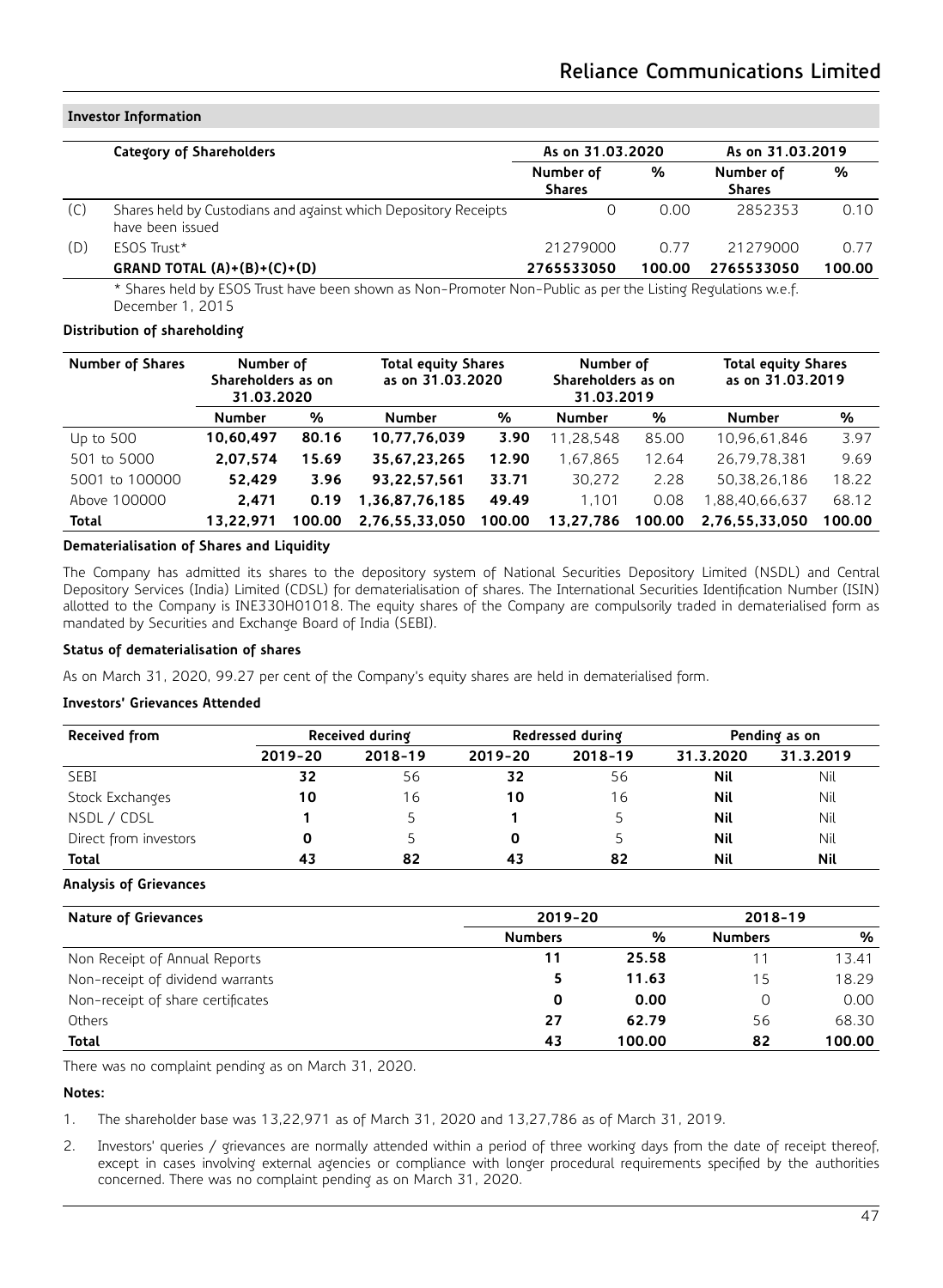**Investor Information**

| | Category of Shareholders | As on 31.03.2020 | | As on 31.03.2019 | |
|---|---|---|---|---|---|
| | | Number of Shares | % | Number of Shares | % |
| (C) | Shares held by Custodians and against which Depository Receipts have been issued | 0 | 0.00 | 2852353 | 0.10 |
| (D) | ESOS Trust* | 21279000 | 0.77 | 21279000 | 0.77 |
| | **GRAND TOTAL (A)+(B)+(C)+(D)** | **2765533050** | **100.00** | **2765533050** | **100.00** |

\* Shares held by ESOS Trust have been shown as Non-Promoter Non-Public as per the Listing Regulations w.e.f. December 1, 2015

**Distribution of shareholding**

| Number of Shares | Number of Shareholders as on 31.03.2020 | | Total equity Shares as on 31.03.2020 | | Number of Shareholders as on 31.03.2019 | | Total equity Shares as on 31.03.2019 | |
|---|---|---|---|---|---|---|---|---|
| | Number | % | Number | % | Number | % | Number | % |
| Up to 500 | **10,60,497** | **80.16** | **10,77,76,039** | **3.90** | 11,28,548 | 85.00 | 10,96,61,846 | 3.97 |
| 501 to 5000 | **2,07,574** | **15.69** | **35,67,23,265** | **12.90** | 1,67,865 | 12.64 | 26,79,78,381 | 9.69 |
| 5001 to 100000 | **52,429** | **3.96** | **93,22,57,561** | **33.71** | 30,272 | 2.28 | 50,38,26,186 | 18.22 |
| Above 100000 | **2,471** | **0.19** | **1,36,87,76,185** | **49.49** | 1,101 | 0.08 | 1,88,40,66,637 | 68.12 |
| **Total** | **13,22,971** | **100.00** | **2,76,55,33,050** | **100.00** | **13,27,786** | **100.00** | **2,76,55,33,050** | **100.00** |

**Dematerialisation of Shares and Liquidity**

The Company has admitted its shares to the depository system of National Securities Depository Limited (NSDL) and Central Depository Services (India) Limited (CDSL) for dematerialisation of shares. The International Securities Identification Number (ISIN) allotted to the Company is INE330H01018. The equity shares of the Company are compulsorily traded in dematerialised form as mandated by Securities and Exchange Board of India (SEBI).

**Status of dematerialisation of shares**

As on March 31, 2020, 99.27 per cent of the Company's equity shares are held in dematerialised form.

**Investors' Grievances Attended**

| Received from | Received during | | Redressed during | | Pending as on | |
|---|---|---|---|---|---|---|
| | 2019-20 | 2018-19 | 2019-20 | 2018-19 | 31.3.2020 | 31.3.2019 |
| SEBI | **32** | 56 | **32** | 56 | **Nil** | Nil |
| Stock Exchanges | **10** | 16 | **10** | 16 | **Nil** | Nil |
| NSDL / CDSL | **1** | 5 | **1** | 5 | **Nil** | Nil |
| Direct from investors | **0** | 5 | **0** | 5 | **Nil** | Nil |
| **Total** | **43** | **82** | **43** | **82** | **Nil** | **Nil** |

**Analysis of Grievances**

| Nature of Grievances | 2019-20 | | 2018-19 | |
|---|---|---|---|---|
| | Numbers | % | Numbers | % |
| Non Receipt of Annual Reports | **11** | **25.58** | 11 | 13.41 |
| Non-receipt of dividend warrants | **5** | **11.63** | 15 | 18.29 |
| Non-receipt of share certificates | **0** | **0.00** | 0 | 0.00 |
| Others | **27** | **62.79** | 56 | 68.30 |
| **Total** | **43** | **100.00** | **82** | **100.00** |

There was no complaint pending as on March 31, 2020.

**Notes:**

1. The shareholder base was 13,22,971 as of March 31, 2020 and 13,27,786 as of March 31, 2019.
2. Investors' queries / grievances are normally attended within a period of three working days from the date of receipt thereof, except in cases involving external agencies or compliance with longer procedural requirements specified by the authorities concerned. There was no complaint pending as on March 31, 2020.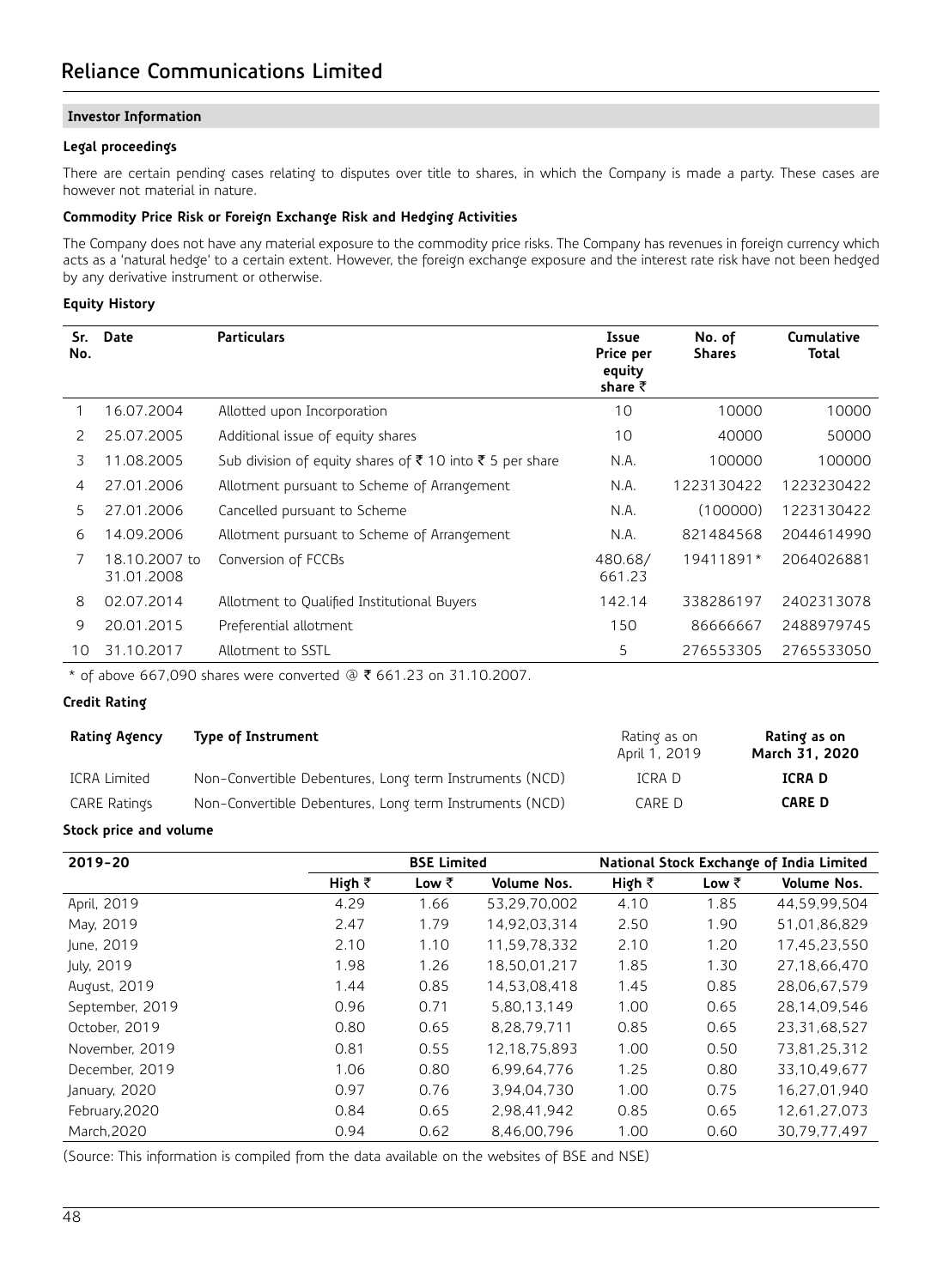## Investor Information

### Legal proceedings

There are certain pending cases relating to disputes over title to shares, in which the Company is made a party. These cases are however not material in nature.

### Commodity Price Risk or Foreign Exchange Risk and Hedging Activities

The Company does not have any material exposure to the commodity price risks. The Company has revenues in foreign currency which acts as a 'natural hedge' to a certain extent. However, the foreign exchange exposure and the interest rate risk have not been hedged by any derivative instrument or otherwise.

### Equity History

| Sr. No. | Date | Particulars | Issue Price per equity share ₹ | No. of Shares | Cumulative Total |
|---|---|---|---|---|---|
| 1 | 16.07.2004 | Allotted upon Incorporation | 10 | 10000 | 10000 |
| 2 | 25.07.2005 | Additional issue of equity shares | 10 | 40000 | 50000 |
| 3 | 11.08.2005 | Sub division of equity shares of ₹ 10 into ₹ 5 per share | N.A. | 100000 | 100000 |
| 4 | 27.01.2006 | Allotment pursuant to Scheme of Arrangement | N.A. | 1223130422 | 1223230422 |
| 5 | 27.01.2006 | Cancelled pursuant to Scheme | N.A. | (100000) | 1223130422 |
| 6 | 14.09.2006 | Allotment pursuant to Scheme of Arrangement | N.A. | 821484568 | 2044614990 |
| 7 | 18.10.2007 to 31.01.2008 | Conversion of FCCBs | 480.68/ 661.23 | 19411891* | 2064026881 |
| 8 | 02.07.2014 | Allotment to Qualified Institutional Buyers | 142.14 | 338286197 | 2402313078 |
| 9 | 20.01.2015 | Preferential allotment | 150 | 86666667 | 2488979745 |
| 10 | 31.10.2017 | Allotment to SSTL | 5 | 276553305 | 2765533050 |

* of above 667,090 shares were converted @ ₹ 661.23 on 31.10.2007.

### Credit Rating

| Rating Agency | Type of Instrument | Rating as on April 1, 2019 | Rating as on March 31, 2020 |
|---|---|---|---|
| ICRA Limited | Non-Convertible Debentures, Long term Instruments (NCD) | ICRA D | **ICRA D** |
| CARE Ratings | Non-Convertible Debentures, Long term Instruments (NCD) | CARE D | **CARE D** |

### Stock price and volume

| 2019-20 | BSE Limited | | | National Stock Exchange of India Limited | | |
|---|---|---|---|---|---|---|
| | High ₹ | Low ₹ | Volume Nos. | High ₹ | Low ₹ | Volume Nos. |
| April, 2019 | 4.29 | 1.66 | 53,29,70,002 | 4.10 | 1.85 | 44,59,99,504 |
| May, 2019 | 2.47 | 1.79 | 14,92,03,314 | 2.50 | 1.90 | 51,01,86,829 |
| June, 2019 | 2.10 | 1.10 | 11,59,78,332 | 2.10 | 1.20 | 17,45,23,550 |
| July, 2019 | 1.98 | 1.26 | 18,50,01,217 | 1.85 | 1.30 | 27,18,66,470 |
| August, 2019 | 1.44 | 0.85 | 14,53,08,418 | 1.45 | 0.85 | 28,06,67,579 |
| September, 2019 | 0.96 | 0.71 | 5,80,13,149 | 1.00 | 0.65 | 28,14,09,546 |
| October, 2019 | 0.80 | 0.65 | 8,28,79,711 | 0.85 | 0.65 | 23,31,68,527 |
| November, 2019 | 0.81 | 0.55 | 12,18,75,893 | 1.00 | 0.50 | 73,81,25,312 |
| December, 2019 | 1.06 | 0.80 | 6,99,64,776 | 1.25 | 0.80 | 33,10,49,677 |
| January, 2020 | 0.97 | 0.76 | 3,94,04,730 | 1.00 | 0.75 | 16,27,01,940 |
| February,2020 | 0.84 | 0.65 | 2,98,41,942 | 0.85 | 0.65 | 12,61,27,073 |
| March,2020 | 0.94 | 0.62 | 8,46,00,796 | 1.00 | 0.60 | 30,79,77,497 |

(Source: This information is compiled from the data available on the websites of BSE and NSE)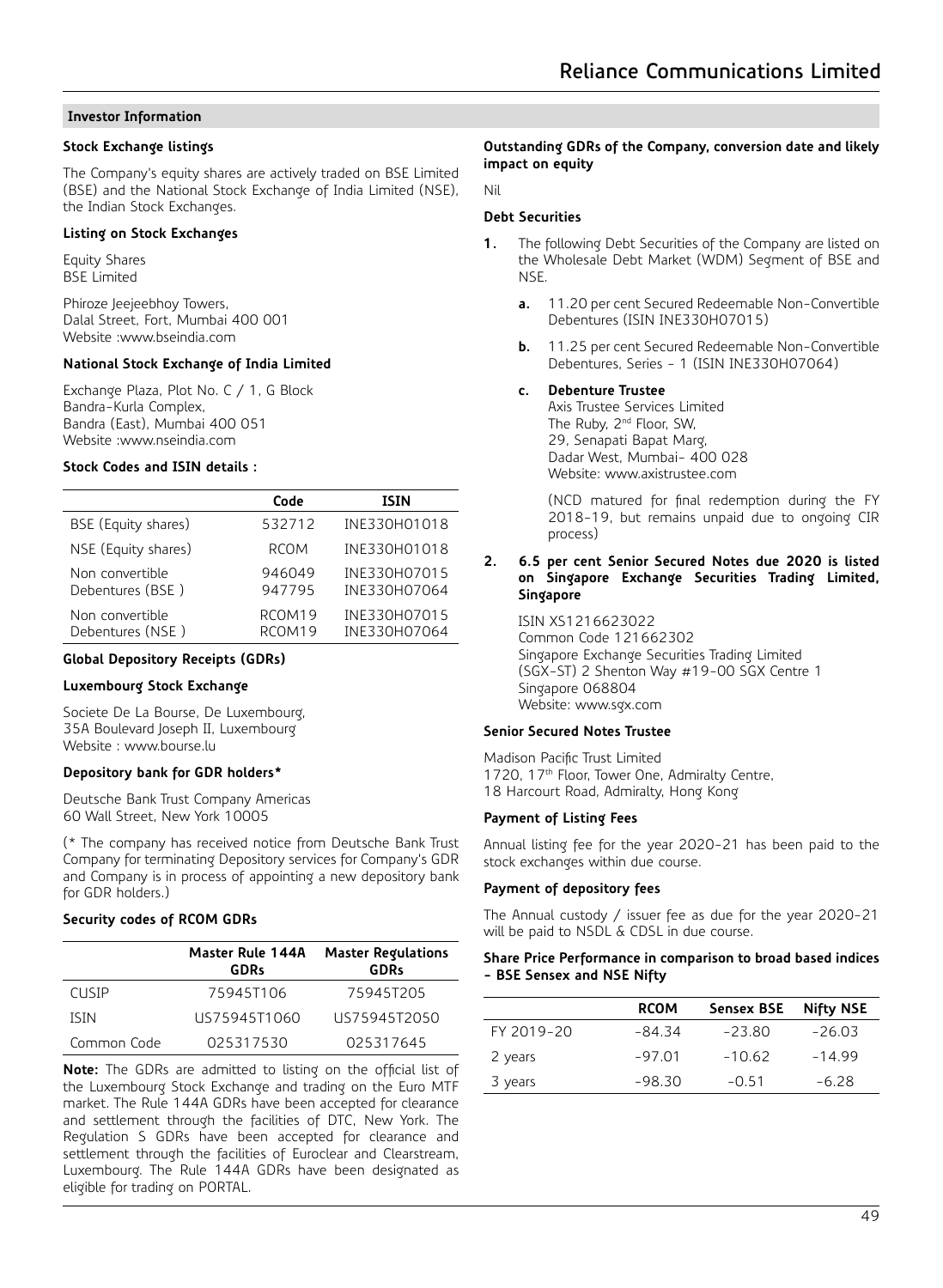## Investor Information

### Stock Exchange listings

The Company's equity shares are actively traded on BSE Limited (BSE) and the National Stock Exchange of India Limited (NSE), the Indian Stock Exchanges.

### Listing on Stock Exchanges

Equity Shares
BSE Limited

Phiroze Jeejeebhoy Towers,
Dalal Street, Fort, Mumbai 400 001
Website :www.bseindia.com

### National Stock Exchange of India Limited

Exchange Plaza, Plot No. C / 1, G Block
Bandra-Kurla Complex,
Bandra (East), Mumbai 400 051
Website :www.nseindia.com

### Stock Codes and ISIN details :

| | Code | ISIN |
|---|---|---|
| BSE (Equity shares) | 532712 | INE330H01018 |
| NSE (Equity shares) | RCOM | INE330H01018 |
| Non convertible Debentures (BSE ) | 946049<br>947795 | INE330H07015<br>INE330H07064 |
| Non convertible Debentures (NSE ) | RCOM19<br>RCOM19 | INE330H07015<br>INE330H07064 |

### Global Depository Receipts (GDRs)

### Luxembourg Stock Exchange

Societe De La Bourse, De Luxembourg,
35A Boulevard Joseph II, Luxembourg
Website : www.bourse.lu

### Depository bank for GDR holders*

Deutsche Bank Trust Company Americas
60 Wall Street, New York 10005

(* The company has received notice from Deutsche Bank Trust Company for terminating Depository services for Company's GDR and Company is in process of appointing a new depository bank for GDR holders.)

### Security codes of RCOM GDRs

| | Master Rule 144A GDRs | Master Regulations GDRs |
|---|---|---|
| CUSIP | 75945T106 | 75945T205 |
| ISIN | US75945T1060 | US75945T2050 |
| Common Code | 025317530 | 025317645 |

**Note:** The GDRs are admitted to listing on the official list of the Luxembourg Stock Exchange and trading on the Euro MTF market. The Rule 144A GDRs have been accepted for clearance and settlement through the facilities of DTC, New York. The Regulation S GDRs have been accepted for clearance and settlement through the facilities of Euroclear and Clearstream, Luxembourg. The Rule 144A GDRs have been designated as eligible for trading on PORTAL.

### Outstanding GDRs of the Company, conversion date and likely impact on equity

Nil

### Debt Securities

1. The following Debt Securities of the Company are listed on the Wholesale Debt Market (WDM) Segment of BSE and NSE.

   a. 11.20 per cent Secured Redeemable Non-Convertible Debentures (ISIN INE330H07015)

   b. 11.25 per cent Secured Redeemable Non-Convertible Debentures, Series - 1 (ISIN INE330H07064)

   c. **Debenture Trustee**
   Axis Trustee Services Limited
   The Ruby, 2nd Floor, SW,
   29, Senapati Bapat Marg,
   Dadar West, Mumbai- 400 028
   Website: www.axistrustee.com

   (NCD matured for final redemption during the FY 2018-19, but remains unpaid due to ongoing CIR process)

2. **6.5 per cent Senior Secured Notes due 2020 is listed on Singapore Exchange Securities Trading Limited, Singapore**

   ISIN XS1216623022
   Common Code 121662302
   Singapore Exchange Securities Trading Limited (SGX-ST) 2 Shenton Way #19-00 SGX Centre 1
   Singapore 068804
   Website: www.sgx.com

### Senior Secured Notes Trustee

Madison Pacific Trust Limited
1720, 17th Floor, Tower One, Admiralty Centre,
18 Harcourt Road, Admiralty, Hong Kong

### Payment of Listing Fees

Annual listing fee for the year 2020-21 has been paid to the stock exchanges within due course.

### Payment of depository fees

The Annual custody / issuer fee as due for the year 2020-21 will be paid to NSDL & CDSL in due course.

### Share Price Performance in comparison to broad based indices - BSE Sensex and NSE Nifty

| | RCOM | Sensex BSE | Nifty NSE |
|---|---|---|---|
| FY 2019-20 | -84.34 | -23.80 | -26.03 |
| 2 years | -97.01 | -10.62 | -14.99 |
| 3 years | -98.30 | -0.51 | -6.28 |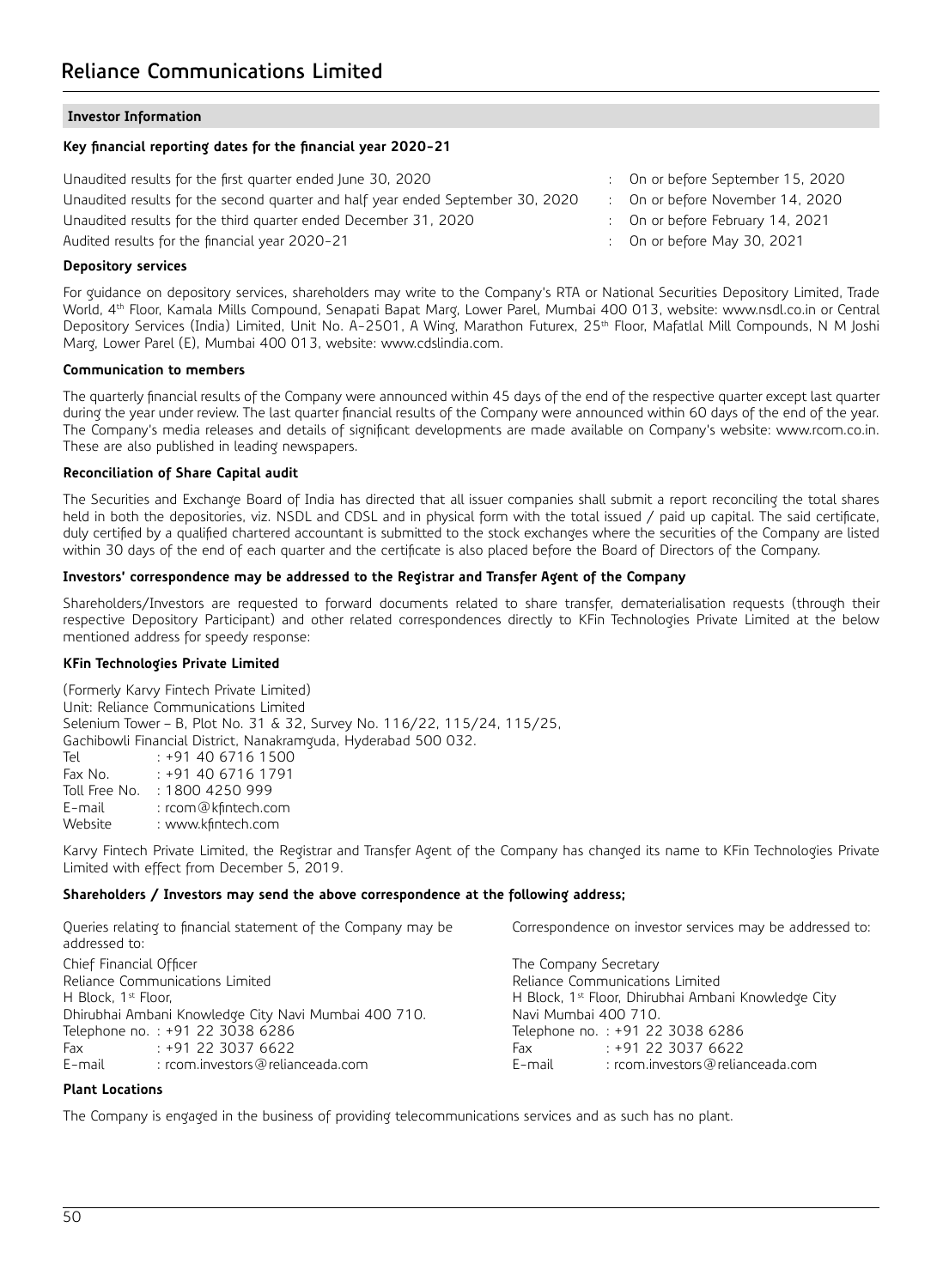## Investor Information

### Key financial reporting dates for the financial year 2020-21

| | |
|---|---|
| Unaudited results for the first quarter ended June 30, 2020 | : On or before September 15, 2020 |
| Unaudited results for the second quarter and half year ended September 30, 2020 | : On or before November 14, 2020 |
| Unaudited results for the third quarter ended December 31, 2020 | : On or before February 14, 2021 |
| Audited results for the financial year 2020-21 | : On or before May 30, 2021 |

### Depository services

For guidance on depository services, shareholders may write to the Company's RTA or National Securities Depository Limited, Trade World, 4th Floor, Kamala Mills Compound, Senapati Bapat Marg, Lower Parel, Mumbai 400 013, website: www.nsdl.co.in or Central Depository Services (India) Limited, Unit No. A-2501, A Wing, Marathon Futurex, 25th Floor, Mafatlal Mill Compounds, N M Joshi Marg, Lower Parel (E), Mumbai 400 013, website: www.cdslindia.com.

### Communication to members

The quarterly financial results of the Company were announced within 45 days of the end of the respective quarter except last quarter during the year under review. The last quarter financial results of the Company were announced within 60 days of the end of the year. The Company's media releases and details of significant developments are made available on Company's website: www.rcom.co.in. These are also published in leading newspapers.

### Reconciliation of Share Capital audit

The Securities and Exchange Board of India has directed that all issuer companies shall submit a report reconciling the total shares held in both the depositories, viz. NSDL and CDSL and in physical form with the total issued / paid up capital. The said certificate, duly certified by a qualified chartered accountant is submitted to the stock exchanges where the securities of the Company are listed within 30 days of the end of each quarter and the certificate is also placed before the Board of Directors of the Company.

### Investors' correspondence may be addressed to the Registrar and Transfer Agent of the Company

Shareholders/Investors are requested to forward documents related to share transfer, dematerialisation requests (through their respective Depository Participant) and other related correspondences directly to KFin Technologies Private Limited at the below mentioned address for speedy response:

### KFin Technologies Private Limited

(Formerly Karvy Fintech Private Limited)
Unit: Reliance Communications Limited
Selenium Tower – B, Plot No. 31 & 32, Survey No. 116/22, 115/24, 115/25,
Gachibowli Financial District, Nanakramguda, Hyderabad 500 032.
Tel : +91 40 6716 1500
Fax No. : +91 40 6716 1791
Toll Free No. : 1800 4250 999
E-mail : rcom@kfintech.com
Website : www.kfintech.com

Karvy Fintech Private Limited, the Registrar and Transfer Agent of the Company has changed its name to KFin Technologies Private Limited with effect from December 5, 2019.

### Shareholders / Investors may send the above correspondence at the following address;

Queries relating to financial statement of the Company may be addressed to:

Chief Financial Officer
Reliance Communications Limited
H Block, 1st Floor,
Dhirubhai Ambani Knowledge City Navi Mumbai 400 710.
Telephone no. : +91 22 3038 6286
Fax : +91 22 3037 6622
E-mail : rcom.investors@relianceada.com

Correspondence on investor services may be addressed to:

The Company Secretary
Reliance Communications Limited
H Block, 1st Floor, Dhirubhai Ambani Knowledge City
Navi Mumbai 400 710.
Telephone no. : +91 22 3038 6286
Fax : +91 22 3037 6622
E-mail : rcom.investors@relianceada.com

### Plant Locations

The Company is engaged in the business of providing telecommunications services and as such has no plant.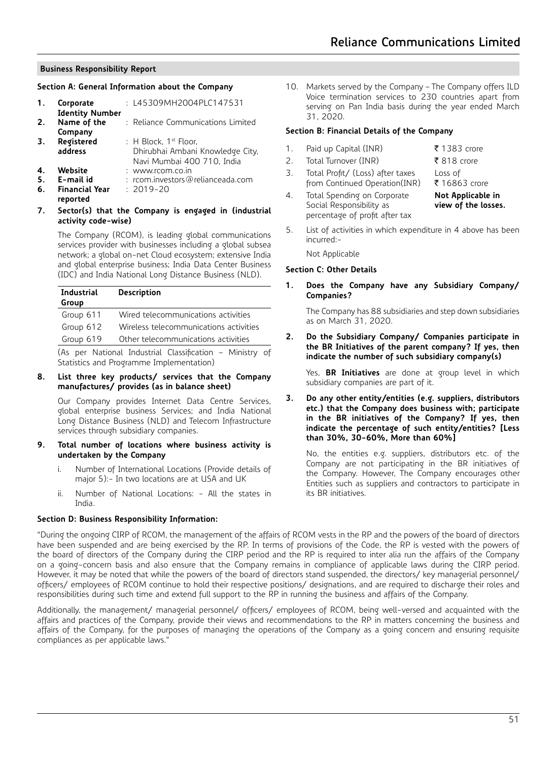## Business Responsibility Report

### Section A: General Information about the Company

1. **Corporate Identity Number** : L45309MH2004PLC147531
2. **Name of the Company** : Reliance Communications Limited
3. **Registered address** : H Block, 1st Floor, Dhirubhai Ambani Knowledge City, Navi Mumbai 400 710, India
4. **Website** : www.rcom.co.in
5. **E-mail id** : rcom.investors@relianceada.com
6. **Financial Year reported** : 2019-20
7. **Sector(s) that the Company is engaged in (industrial activity code-wise)**

   The Company (RCOM), is leading global communications services provider with businesses including a global subsea network; a global on-net Cloud ecosystem; extensive India and global enterprise business; India Data Center Business (IDC) and India National Long Distance Business (NLD).

| Industrial Group | Description |
|---|---|
| Group 611 | Wired telecommunications activities |
| Group 612 | Wireless telecommunications activities |
| Group 619 | Other telecommunications activities |

   (As per National Industrial Classification – Ministry of Statistics and Programme Implementation)

8. **List three key products/ services that the Company manufactures/ provides (as in balance sheet)**

   Our Company provides Internet Data Centre Services, global enterprise business Services; and India National Long Distance Business (NLD) and Telecom Infrastructure services through subsidiary companies.

9. **Total number of locations where business activity is undertaken by the Company**

   i. Number of International Locations (Provide details of major 5):- In two locations are at USA and UK

   ii. Number of National Locations: - All the states in India.

10. Markets served by the Company – The Company offers ILD Voice termination services to 230 countries apart from serving on Pan India basis during the year ended March 31, 2020.

### Section B: Financial Details of the Company

| | | |
|---|---|---|
| 1. | Paid up Capital (INR) | ₹ 1383 crore |
| 2. | Total Turnover (INR) | ₹ 818 crore |
| 3. | Total Profit/ (Loss) after taxes from Continued Operation(INR) | Loss of ₹ 16863 crore |
| 4. | Total Spending on Corporate Social Responsibility as percentage of profit after tax | **Not Applicable in view of the losses.** |

5. List of activities in which expenditure in 4 above has been incurred:-

   Not Applicable

### Section C: Other Details

1. **Does the Company have any Subsidiary Company/ Companies?**

   The Company has 88 subsidiaries and step down subsidiaries as on March 31, 2020.

2. **Do the Subsidiary Company/ Companies participate in the BR Initiatives of the parent company? If yes, then indicate the number of such subsidiary company(s)**

   Yes, **BR Initiatives** are done at group level in which subsidiary companies are part of it.

3. **Do any other entity/entities (e.g. suppliers, distributors etc.) that the Company does business with; participate in the BR initiatives of the Company? If yes, then indicate the percentage of such entity/entities? [Less than 30%, 30-60%, More than 60%]**

   No, the entities e.g. suppliers, distributors etc. of the Company are not participating in the BR initiatives of the Company. However, The Company encourages other Entities such as suppliers and contractors to participate in its BR initiatives.

### Section D: Business Responsibility Information:

"During the ongoing CIRP of RCOM, the management of the affairs of RCOM vests in the RP and the powers of the board of directors have been suspended and are being exercised by the RP. In terms of provisions of the Code, the RP is vested with the powers of the board of directors of the Company during the CIRP period and the RP is required to inter alia run the affairs of the Company on a going-concern basis and also ensure that the Company remains in compliance of applicable laws during the CIRP period. However, it may be noted that while the powers of the board of directors stand suspended, the directors/ key managerial personnel/ officers/ employees of RCOM continue to hold their respective positions/ designations, and are required to discharge their roles and responsibilities during such time and extend full support to the RP in running the business and affairs of the Company.

Additionally, the management/ managerial personnel/ officers/ employees of RCOM, being well-versed and acquainted with the affairs and practices of the Company, provide their views and recommendations to the RP in matters concerning the business and affairs of the Company, for the purposes of managing the operations of the Company as a going concern and ensuring requisite compliances as per applicable laws."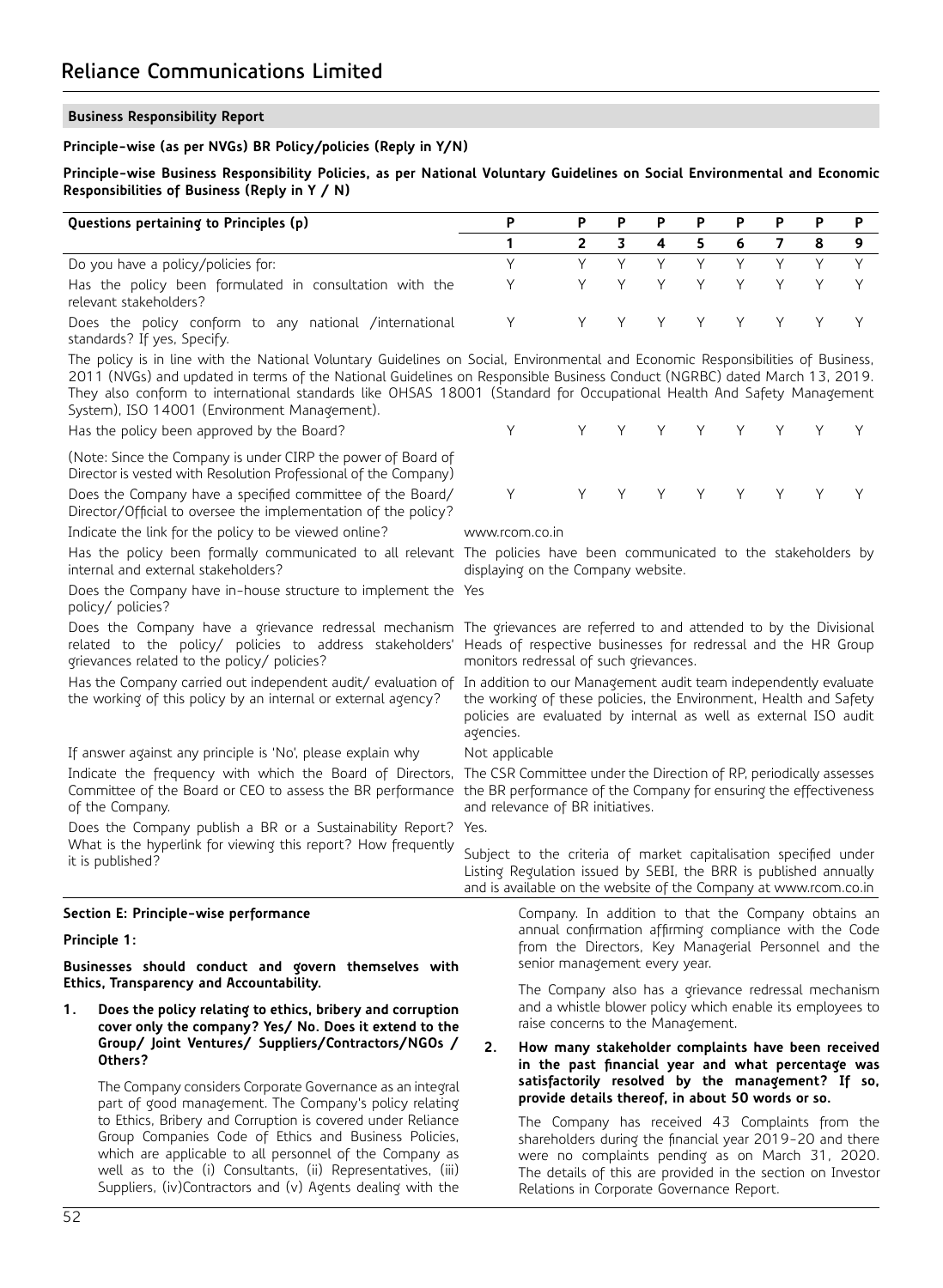## Business Responsibility Report

**Principle-wise (as per NVGs) BR Policy/policies (Reply in Y/N)**

**Principle-wise Business Responsibility Policies, as per National Voluntary Guidelines on Social Environmental and Economic Responsibilities of Business (Reply in Y / N)**

| Questions pertaining to Principles (p) | P 1 | P 2 | P 3 | P 4 | P 5 | P 6 | P 7 | P 8 | P 9 |
|---|---|---|---|---|---|---|---|---|---|
| Do you have a policy/policies for: | Y | Y | Y | Y | Y | Y | Y | Y | Y |
| Has the policy been formulated in consultation with the relevant stakeholders? | Y | Y | Y | Y | Y | Y | Y | Y | Y |
| Does the policy conform to any national /international standards? If yes, Specify. | Y | Y | Y | Y | Y | Y | Y | Y | Y |
| The policy is in line with the National Voluntary Guidelines on Social, Environmental and Economic Responsibilities of Business, 2011 (NVGs) and updated in terms of the National Guidelines on Responsible Business Conduct (NGRBC) dated March 13, 2019. They also conform to international standards like OHSAS 18001 (Standard for Occupational Health And Safety Management System), ISO 14001 (Environment Management). | | | | | | | | | |
| Has the policy been approved by the Board? | Y | Y | Y | Y | Y | Y | Y | Y | Y |
| (Note: Since the Company is under CIRP the power of Board of Director is vested with Resolution Professional of the Company) | | | | | | | | | |
| Does the Company have a specified committee of the Board/ Director/Official to oversee the implementation of the policy? | Y | Y | Y | Y | Y | Y | Y | Y | Y |
| Indicate the link for the policy to be viewed online? | www.rcom.co.in | | | | | | | | |
| Has the policy been formally communicated to all relevant internal and external stakeholders? | The policies have been communicated to the stakeholders by displaying on the Company website. | | | | | | | | |
| Does the Company have in-house structure to implement the policy/ policies? | Yes | | | | | | | | |
| Does the Company have a grievance redressal mechanism related to the policy/ policies to address stakeholders' grievances related to the policy/ policies? | The grievances are referred to and attended to by the Divisional Heads of respective businesses for redressal and the HR Group monitors redressal of such grievances. | | | | | | | | |
| Has the Company carried out independent audit/ evaluation of the working of this policy by an internal or external agency? | In addition to our Management audit team independently evaluate the working of these policies, the Environment, Health and Safety policies are evaluated by internal as well as external ISO audit agencies. | | | | | | | | |
| If answer against any principle is 'No', please explain why | Not applicable | | | | | | | | |
| Indicate the frequency with which the Board of Directors, Committee of the Board or CEO to assess the BR performance of the Company. | The CSR Committee under the Direction of RP, periodically assesses the BR performance of the Company for ensuring the effectiveness and relevance of BR initiatives. | | | | | | | | |
| Does the Company publish a BR or a Sustainability Report? What is the hyperlink for viewing this report? How frequently it is published? | Yes. Subject to the criteria of market capitalisation specified under Listing Regulation issued by SEBI, the BRR is published annually and is available on the website of the Company at www.rcom.co.in | | | | | | | | |

### Section E: Principle-wise performance

**Principle 1:**

**Businesses should conduct and govern themselves with Ethics, Transparency and Accountability.**

1. **Does the policy relating to ethics, bribery and corruption cover only the company? Yes/ No. Does it extend to the Group/ Joint Ventures/ Suppliers/Contractors/NGOs / Others?**

   The Company considers Corporate Governance as an integral part of good management. The Company's policy relating to Ethics, Bribery and Corruption is covered under Reliance Group Companies Code of Ethics and Business Policies, which are applicable to all personnel of the Company as well as to the (i) Consultants, (ii) Representatives, (iii) Suppliers, (iv)Contractors and (v) Agents dealing with the Company. In addition to that the Company obtains an annual confirmation affirming compliance with the Code from the Directors, Key Managerial Personnel and the senior management every year.

   The Company also has a grievance redressal mechanism and a whistle blower policy which enable its employees to raise concerns to the Management.

2. **How many stakeholder complaints have been received in the past financial year and what percentage was satisfactorily resolved by the management? If so, provide details thereof, in about 50 words or so.**

   The Company has received 43 Complaints from the shareholders during the financial year 2019-20 and there were no complaints pending as on March 31, 2020. The details of this are provided in the section on Investor Relations in Corporate Governance Report.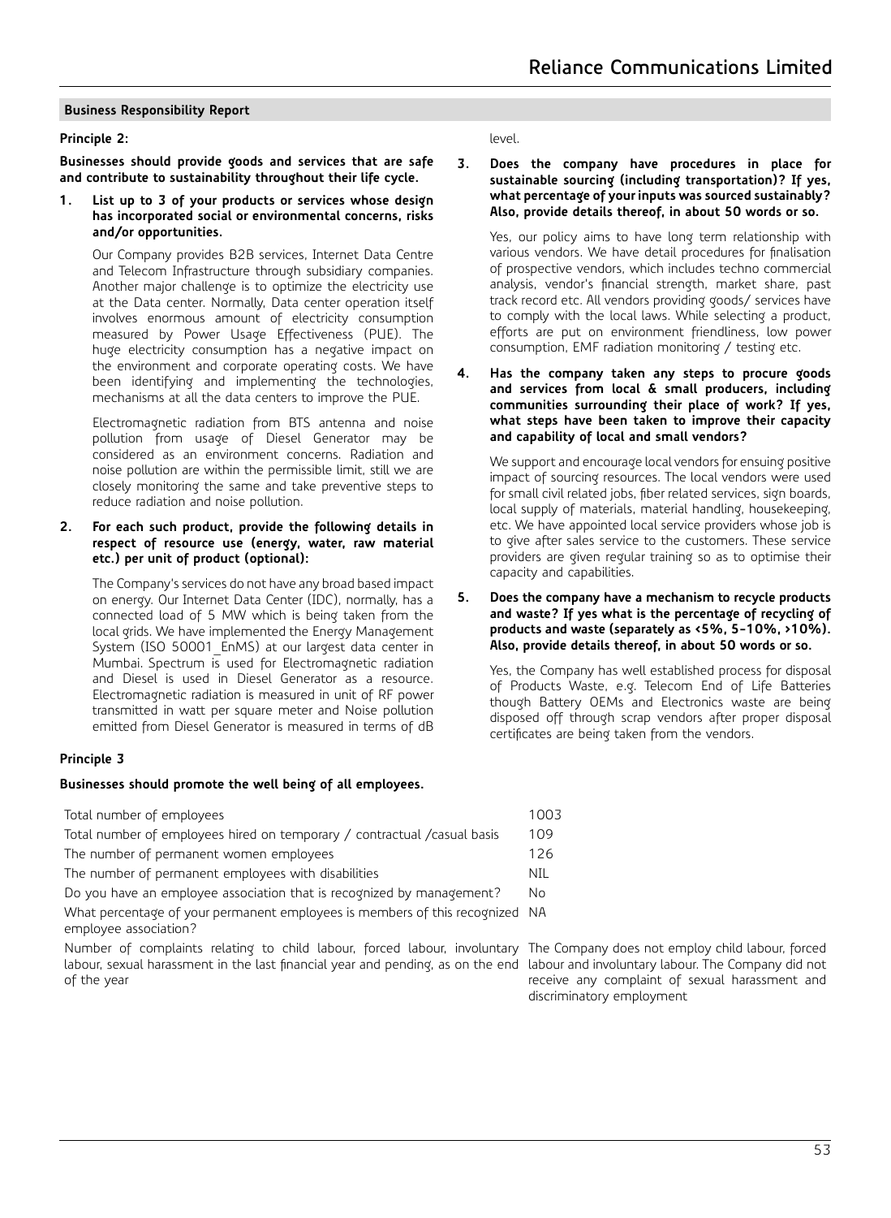## Business Responsibility Report

### Principle 2:

**Businesses should provide goods and services that are safe and contribute to sustainability throughout their life cycle.**

**1. List up to 3 of your products or services whose design has incorporated social or environmental concerns, risks and/or opportunities.**

Our Company provides B2B services, Internet Data Centre and Telecom Infrastructure through subsidiary companies. Another major challenge is to optimize the electricity use at the Data center. Normally, Data center operation itself involves enormous amount of electricity consumption measured by Power Usage Effectiveness (PUE). The huge electricity consumption has a negative impact on the environment and corporate operating costs. We have been identifying and implementing the technologies, mechanisms at all the data centers to improve the PUE.

Electromagnetic radiation from BTS antenna and noise pollution from usage of Diesel Generator may be considered as an environment concerns. Radiation and noise pollution are within the permissible limit, still we are closely monitoring the same and take preventive steps to reduce radiation and noise pollution.

**2. For each such product, provide the following details in respect of resource use (energy, water, raw material etc.) per unit of product (optional):**

The Company's services do not have any broad based impact on energy. Our Internet Data Center (IDC), normally, has a connected load of 5 MW which is being taken from the local grids. We have implemented the Energy Management System (ISO 50001_EnMS) at our largest data center in Mumbai. Spectrum is used for Electromagnetic radiation and Diesel is used in Diesel Generator as a resource. Electromagnetic radiation is measured in unit of RF power transmitted in watt per square meter and Noise pollution emitted from Diesel Generator is measured in terms of dB level.

**3. Does the company have procedures in place for sustainable sourcing (including transportation)? If yes, what percentage of your inputs was sourced sustainably? Also, provide details thereof, in about 50 words or so.**

Yes, our policy aims to have long term relationship with various vendors. We have detail procedures for finalisation of prospective vendors, which includes techno commercial analysis, vendor's financial strength, market share, past track record etc. All vendors providing goods/ services have to comply with the local laws. While selecting a product, efforts are put on environment friendliness, low power consumption, EMF radiation monitoring / testing etc.

**4. Has the company taken any steps to procure goods and services from local & small producers, including communities surrounding their place of work? If yes, what steps have been taken to improve their capacity and capability of local and small vendors?**

We support and encourage local vendors for ensuing positive impact of sourcing resources. The local vendors were used for small civil related jobs, fiber related services, sign boards, local supply of materials, material handling, housekeeping, etc. We have appointed local service providers whose job is to give after sales service to the customers. These service providers are given regular training so as to optimise their capacity and capabilities.

**5. Does the company have a mechanism to recycle products and waste? If yes what is the percentage of recycling of products and waste (separately as <5%, 5-10%, >10%). Also, provide details thereof, in about 50 words or so.**

Yes, the Company has well established process for disposal of Products Waste, e.g. Telecom End of Life Batteries though Battery OEMs and Electronics waste are being disposed off through scrap vendors after proper disposal certificates are being taken from the vendors.

### Principle 3

**Businesses should promote the well being of all employees.**

| | |
|---|---|
| Total number of employees | 1003 |
| Total number of employees hired on temporary / contractual /casual basis | 109 |
| The number of permanent women employees | 126 |
| The number of permanent employees with disabilities | NIL |
| Do you have an employee association that is recognized by management? | No |
| What percentage of your permanent employees is members of this recognized employee association? | NA |
| Number of complaints relating to child labour, forced labour, involuntary labour, sexual harassment in the last financial year and pending, as on the end of the year | The Company does not employ child labour, forced labour and involuntary labour. The Company did not receive any complaint of sexual harassment and discriminatory employment |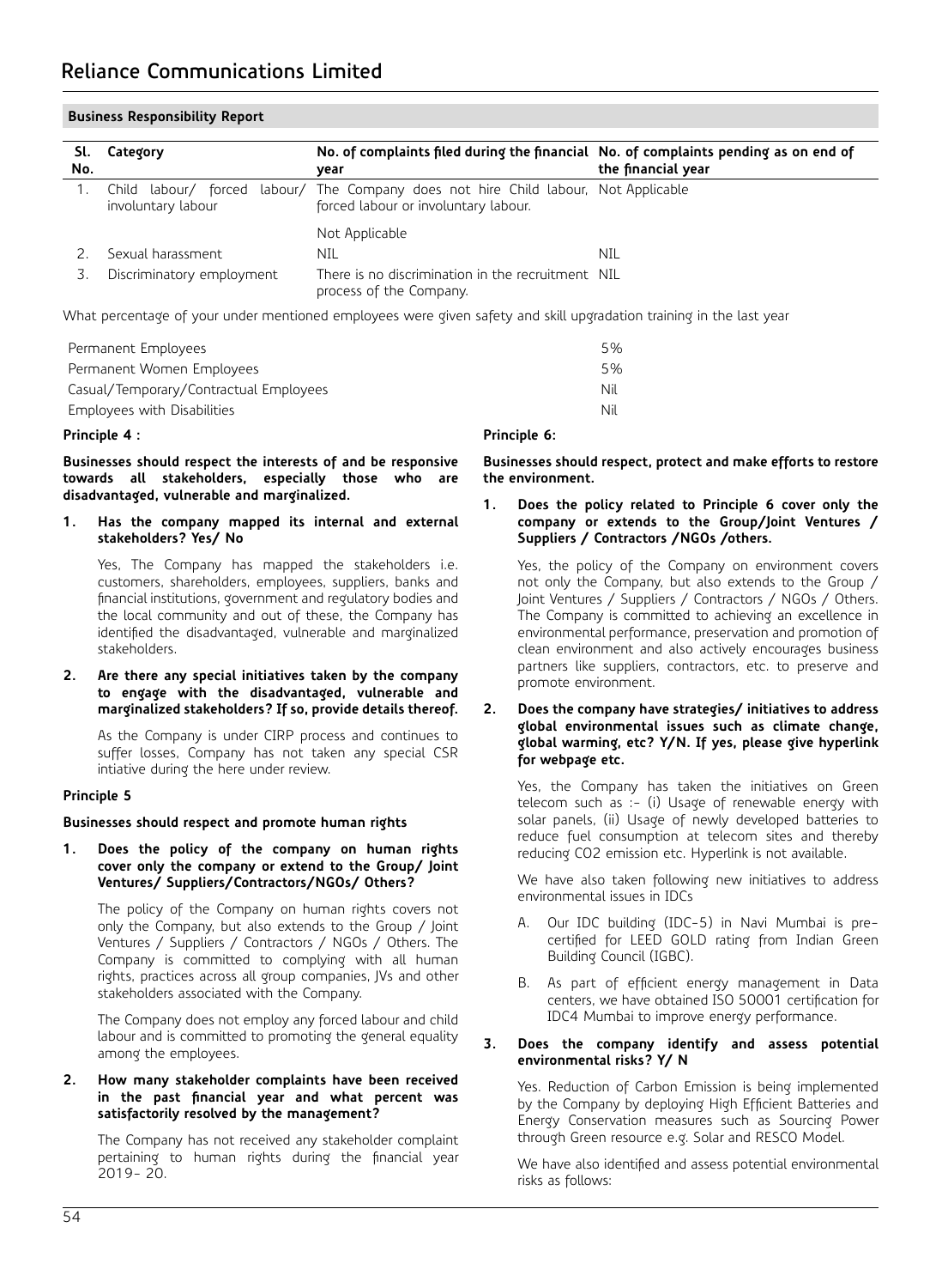## Business Responsibility Report

| Sl. No. | Category | No. of complaints filed during the financial year | No. of complaints pending as on end of the financial year |
|---|---|---|---|
| 1. | Child labour/ forced labour/ involuntary labour | The Company does not hire Child labour, forced labour or involuntary labour.<br><br>Not Applicable | Not Applicable |
| 2. | Sexual harassment | NIL | NIL |
| 3. | Discriminatory employment | There is no discrimination in the recruitment process of the Company. | NIL |

What percentage of your under mentioned employees were given safety and skill upgradation training in the last year

| | |
|---|---|
| Permanent Employees | 5% |
| Permanent Women Employees | 5% |
| Casual/Temporary/Contractual Employees | Nil |
| Employees with Disabilities | Nil |

**Principle 4 :**

**Businesses should respect the interests of and be responsive towards all stakeholders, especially those who are disadvantaged, vulnerable and marginalized.**

**1. Has the company mapped its internal and external stakeholders? Yes/ No**

Yes, The Company has mapped the stakeholders i.e. customers, shareholders, employees, suppliers, banks and financial institutions, government and regulatory bodies and the local community and out of these, the Company has identified the disadvantaged, vulnerable and marginalized stakeholders.

**2. Are there any special initiatives taken by the company to engage with the disadvantaged, vulnerable and marginalized stakeholders? If so, provide details thereof.**

As the Company is under CIRP process and continues to suffer losses, Company has not taken any special CSR intiative during the here under review.

**Principle 5**

**Businesses should respect and promote human rights**

**1. Does the policy of the company on human rights cover only the company or extend to the Group/ Joint Ventures/ Suppliers/Contractors/NGOs/ Others?**

The policy of the Company on human rights covers not only the Company, but also extends to the Group / Joint Ventures / Suppliers / Contractors / NGOs / Others. The Company is committed to complying with all human rights, practices across all group companies, JVs and other stakeholders associated with the Company.

The Company does not employ any forced labour and child labour and is committed to promoting the general equality among the employees.

**2. How many stakeholder complaints have been received in the past financial year and what percent was satisfactorily resolved by the management?**

The Company has not received any stakeholder complaint pertaining to human rights during the financial year 2019- 20.

**Principle 6:**

**Businesses should respect, protect and make efforts to restore the environment.**

**1. Does the policy related to Principle 6 cover only the company or extends to the Group/Joint Ventures / Suppliers / Contractors /NGOs /others.**

Yes, the policy of the Company on environment covers not only the Company, but also extends to the Group / Joint Ventures / Suppliers / Contractors / NGOs / Others. The Company is committed to achieving an excellence in environmental performance, preservation and promotion of clean environment and also actively encourages business partners like suppliers, contractors, etc. to preserve and promote environment.

**2. Does the company have strategies/ initiatives to address global environmental issues such as climate change, global warming, etc? Y/N. If yes, please give hyperlink for webpage etc.**

Yes, the Company has taken the initiatives on Green telecom such as :- (i) Usage of renewable energy with solar panels, (ii) Usage of newly developed batteries to reduce fuel consumption at telecom sites and thereby reducing $CO2$ emission etc. Hyperlink is not available.

We have also taken following new initiatives to address environmental issues in IDCs

A. Our IDC building (IDC-5) in Navi Mumbai is pre-certified for LEED GOLD rating from Indian Green Building Council (IGBC).

B. As part of efficient energy management in Data centers, we have obtained ISO 50001 certification for IDC4 Mumbai to improve energy performance.

**3. Does the company identify and assess potential environmental risks? Y/ N**

Yes. Reduction of Carbon Emission is being implemented by the Company by deploying High Efficient Batteries and Energy Conservation measures such as Sourcing Power through Green resource e.g. Solar and RESCO Model.

We have also identified and assess potential environmental risks as follows: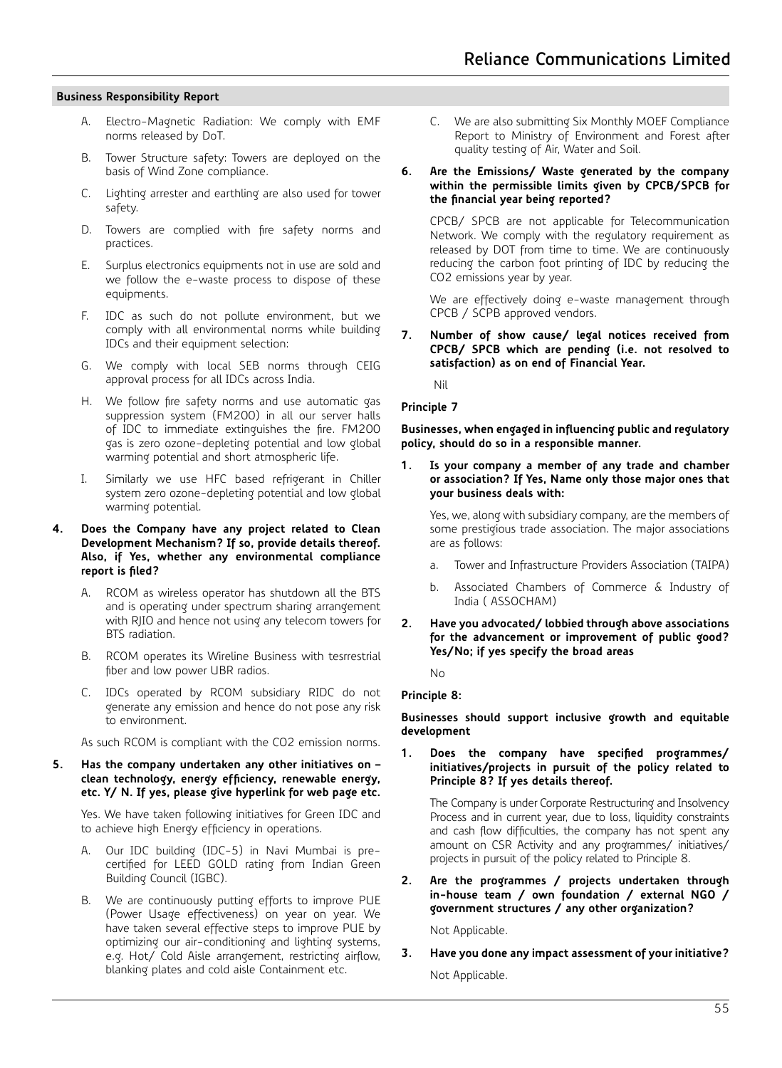**Business Responsibility Report**

A. Electro-Magnetic Radiation: We comply with EMF norms released by DoT.

B. Tower Structure safety: Towers are deployed on the basis of Wind Zone compliance.

C. Lighting arrester and earthling are also used for tower safety.

D. Towers are complied with fire safety norms and practices.

E. Surplus electronics equipments not in use are sold and we follow the e-waste process to dispose of these equipments.

F. IDC as such do not pollute environment, but we comply with all environmental norms while building IDCs and their equipment selection:

G. We comply with local SEB norms through CEIG approval process for all IDCs across India.

H. We follow fire safety norms and use automatic gas suppression system (FM200) in all our server halls of IDC to immediate extinguishes the fire. FM200 gas is zero ozone-depleting potential and low global warming potential and short atmospheric life.

I. Similarly we use HFC based refrigerant in Chiller system zero ozone-depleting potential and low global warming potential.

**4. Does the Company have any project related to Clean Development Mechanism? If so, provide details thereof. Also, if Yes, whether any environmental compliance report is filed?**

A. RCOM as wireless operator has shutdown all the BTS and is operating under spectrum sharing arrangement with RJIO and hence not using any telecom towers for BTS radiation.

B. RCOM operates its Wireline Business with tesrrestrial fiber and low power UBR radios.

C. IDCs operated by RCOM subsidiary RIDC do not generate any emission and hence do not pose any risk to environment.

As such RCOM is compliant with the CO2 emission norms.

**5. Has the company undertaken any other initiatives on – clean technology, energy efficiency, renewable energy, etc. Y/ N. If yes, please give hyperlink for web page etc.**

Yes. We have taken following initiatives for Green IDC and to achieve high Energy efficiency in operations.

A. Our IDC building (IDC-5) in Navi Mumbai is pre-certified for LEED GOLD rating from Indian Green Building Council (IGBC).

B. We are continuously putting efforts to improve PUE (Power Usage effectiveness) on year on year. We have taken several effective steps to improve PUE by optimizing our air-conditioning and lighting systems, e.g. Hot/ Cold Aisle arrangement, restricting airflow, blanking plates and cold aisle Containment etc.

C. We are also submitting Six Monthly MOEF Compliance Report to Ministry of Environment and Forest after quality testing of Air, Water and Soil.

**6. Are the Emissions/ Waste generated by the company within the permissible limits given by CPCB/SPCB for the financial year being reported?**

CPCB/ SPCB are not applicable for Telecommunication Network. We comply with the regulatory requirement as released by DOT from time to time. We are continuously reducing the carbon foot printing of IDC by reducing the CO2 emissions year by year.

We are effectively doing e-waste management through CPCB / SCPB approved vendors.

**7. Number of show cause/ legal notices received from CPCB/ SPCB which are pending (i.e. not resolved to satisfaction) as on end of Financial Year.**

Nil

**Principle 7**

**Businesses, when engaged in influencing public and regulatory policy, should do so in a responsible manner.**

**1. Is your company a member of any trade and chamber or association? If Yes, Name only those major ones that your business deals with:**

Yes, we, along with subsidiary company, are the members of some prestigious trade association. The major associations are as follows:

a. Tower and Infrastructure Providers Association (TAIPA)

b. Associated Chambers of Commerce & Industry of India ( ASSOCHAM)

**2. Have you advocated/ lobbied through above associations for the advancement or improvement of public good? Yes/No; if yes specify the broad areas**

No

**Principle 8:**

**Businesses should support inclusive growth and equitable development**

**1. Does the company have specified programmes/ initiatives/projects in pursuit of the policy related to Principle 8? If yes details thereof.**

The Company is under Corporate Restructuring and Insolvency Process and in current year, due to loss, liquidity constraints and cash flow difficulties, the company has not spent any amount on CSR Activity and any programmes/ initiatives/ projects in pursuit of the policy related to Principle 8.

**2. Are the programmes / projects undertaken through in-house team / own foundation / external NGO / government structures / any other organization?**

Not Applicable.

**3. Have you done any impact assessment of your initiative?**

Not Applicable.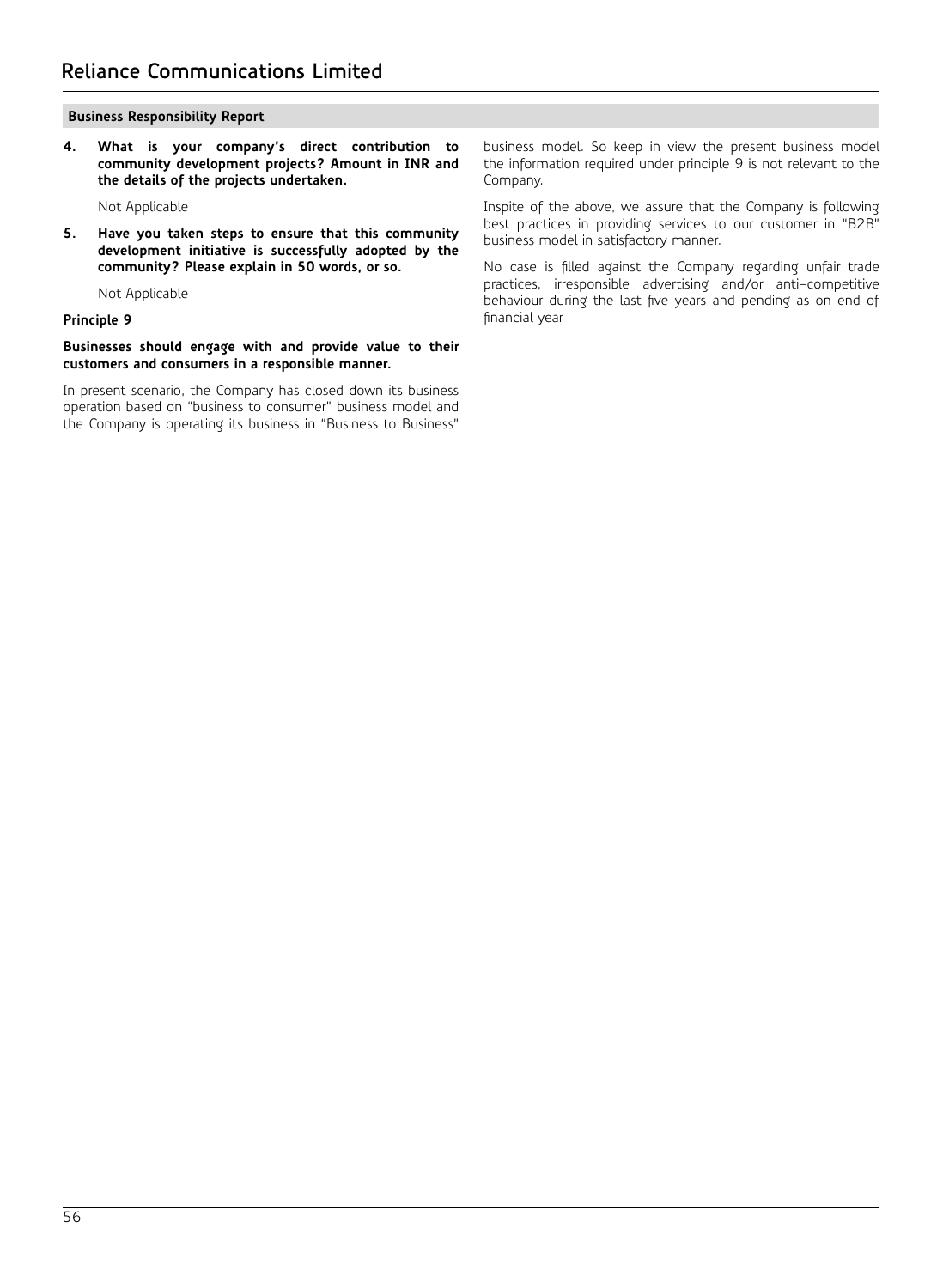## Business Responsibility Report

**4. What is your company's direct contribution to community development projects? Amount in INR and the details of the projects undertaken.**

Not Applicable

**5. Have you taken steps to ensure that this community development initiative is successfully adopted by the community? Please explain in 50 words, or so.**

Not Applicable

### Principle 9

**Businesses should engage with and provide value to their customers and consumers in a responsible manner.**

In present scenario, the Company has closed down its business operation based on "business to consumer" business model and the Company is operating its business in "Business to Business" business model. So keep in view the present business model the information required under principle 9 is not relevant to the Company.

Inspite of the above, we assure that the Company is following best practices in providing services to our customer in "B2B" business model in satisfactory manner.

No case is filled against the Company regarding unfair trade practices, irresponsible advertising and/or anti-competitive behaviour during the last five years and pending as on end of financial year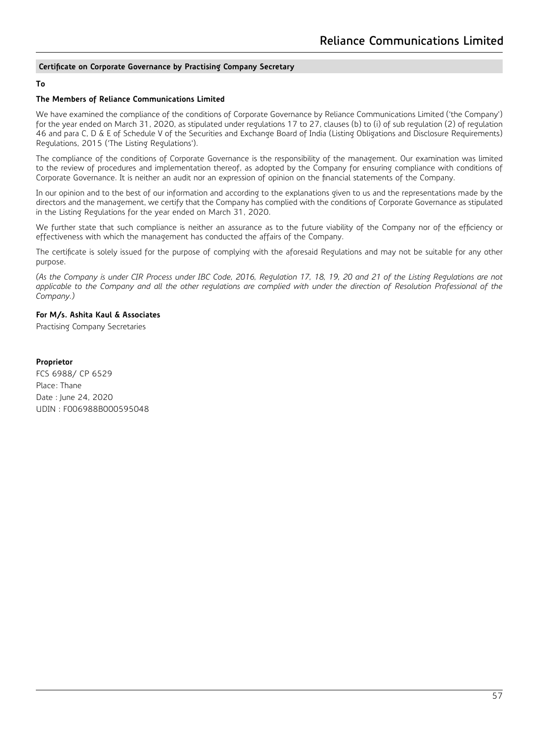## Certificate on Corporate Governance by Practising Company Secretary

**To**

**The Members of Reliance Communications Limited**

We have examined the compliance of the conditions of Corporate Governance by Reliance Communications Limited ('the Company') for the year ended on March 31, 2020, as stipulated under regulations 17 to 27, clauses (b) to (i) of sub regulation (2) of regulation 46 and para C, D & E of Schedule V of the Securities and Exchange Board of India (Listing Obligations and Disclosure Requirements) Regulations, 2015 ('The Listing Regulations').

The compliance of the conditions of Corporate Governance is the responsibility of the management. Our examination was limited to the review of procedures and implementation thereof, as adopted by the Company for ensuring compliance with conditions of Corporate Governance. It is neither an audit nor an expression of opinion on the financial statements of the Company.

In our opinion and to the best of our information and according to the explanations given to us and the representations made by the directors and the management, we certify that the Company has complied with the conditions of Corporate Governance as stipulated in the Listing Regulations for the year ended on March 31, 2020.

We further state that such compliance is neither an assurance as to the future viability of the Company nor of the efficiency or effectiveness with which the management has conducted the affairs of the Company.

The certificate is solely issued for the purpose of complying with the aforesaid Regulations and may not be suitable for any other purpose.

*(As the Company is under CIR Process under IBC Code, 2016, Regulation 17, 18, 19, 20 and 21 of the Listing Regulations are not applicable to the Company and all the other regulations are complied with under the direction of Resolution Professional of the Company.)*

**For M/s. Ashita Kaul & Associates**
Practising Company Secretaries

**Proprietor**
FCS 6988/ CP 6529
Place: Thane
Date : June 24, 2020
UDIN : F006988B000595048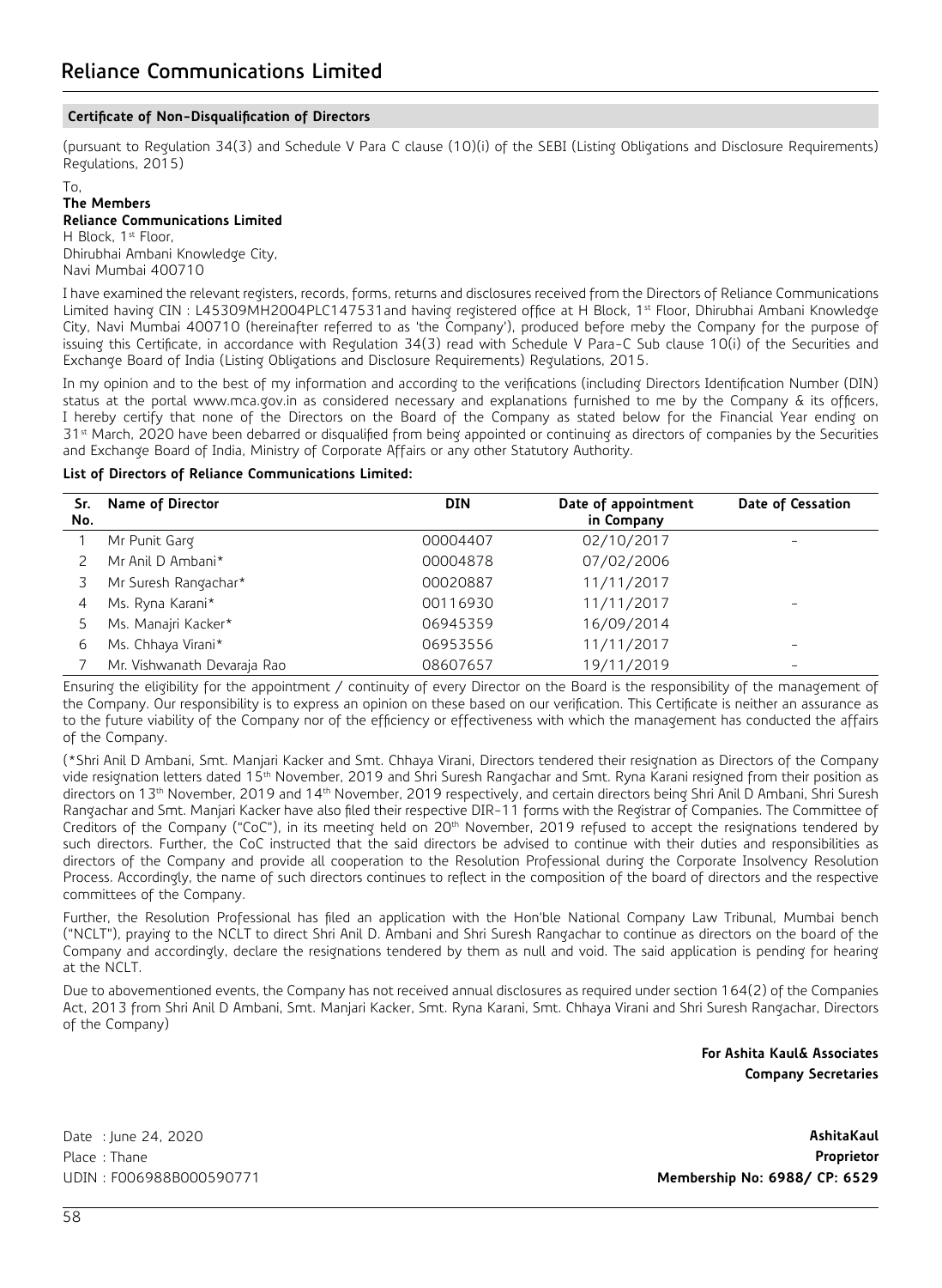## Certificate of Non-Disqualification of Directors

(pursuant to Regulation 34(3) and Schedule V Para C clause (10)(i) of the SEBI (Listing Obligations and Disclosure Requirements) Regulations, 2015)

To,
**The Members**
**Reliance Communications Limited**
H Block, 1st Floor,
Dhirubhai Ambani Knowledge City,
Navi Mumbai 400710

I have examined the relevant registers, records, forms, returns and disclosures received from the Directors of Reliance Communications Limited having CIN : L45309MH2004PLC147531and having registered office at H Block, 1st Floor, Dhirubhai Ambani Knowledge City, Navi Mumbai 400710 (hereinafter referred to as 'the Company'), produced before meby the Company for the purpose of issuing this Certificate, in accordance with Regulation 34(3) read with Schedule V Para-C Sub clause 10(i) of the Securities and Exchange Board of India (Listing Obligations and Disclosure Requirements) Regulations, 2015.

In my opinion and to the best of my information and according to the verifications (including Directors Identification Number (DIN) status at the portal www.mca.gov.in as considered necessary and explanations furnished to me by the Company & its officers, I hereby certify that none of the Directors on the Board of the Company as stated below for the Financial Year ending on 31st March, 2020 have been debarred or disqualified from being appointed or continuing as directors of companies by the Securities and Exchange Board of India, Ministry of Corporate Affairs or any other Statutory Authority.

**List of Directors of Reliance Communications Limited:**

| Sr. No. | Name of Director | DIN | Date of appointment in Company | Date of Cessation |
|---|---|---|---|---|
| 1 | Mr Punit Garg | 00004407 | 02/10/2017 | - |
| 2 | Mr Anil D Ambani* | 00004878 | 07/02/2006 | |
| 3 | Mr Suresh Rangachar* | 00020887 | 11/11/2017 | |
| 4 | Ms. Ryna Karani* | 00116930 | 11/11/2017 | - |
| 5 | Ms. Manajri Kacker* | 06945359 | 16/09/2014 | |
| 6 | Ms. Chhaya Virani* | 06953556 | 11/11/2017 | - |
| 7 | Mr. Vishwanath Devaraja Rao | 08607657 | 19/11/2019 | - |

Ensuring the eligibility for the appointment / continuity of every Director on the Board is the responsibility of the management of the Company. Our responsibility is to express an opinion on these based on our verification. This Certificate is neither an assurance as to the future viability of the Company nor of the efficiency or effectiveness with which the management has conducted the affairs of the Company.

(*Shri Anil D Ambani, Smt. Manjari Kacker and Smt. Chhaya Virani, Directors tendered their resignation as Directors of the Company vide resignation letters dated 15th November, 2019 and Shri Suresh Rangachar and Smt. Ryna Karani resigned from their position as directors on 13th November, 2019 and 14th November, 2019 respectively, and certain directors being Shri Anil D Ambani, Shri Suresh Rangachar and Smt. Manjari Kacker have also filed their respective DIR-11 forms with the Registrar of Companies. The Committee of Creditors of the Company ("CoC"), in its meeting held on 20th November, 2019 refused to accept the resignations tendered by such directors. Further, the CoC instructed that the said directors be advised to continue with their duties and responsibilities as directors of the Company and provide all cooperation to the Resolution Professional during the Corporate Insolvency Resolution Process. Accordingly, the name of such directors continues to reflect in the composition of the board of directors and the respective committees of the Company.

Further, the Resolution Professional has filed an application with the Hon'ble National Company Law Tribunal, Mumbai bench ("NCLT"), praying to the NCLT to direct Shri Anil D. Ambani and Shri Suresh Rangachar to continue as directors on the board of the Company and accordingly, declare the resignations tendered by them as null and void. The said application is pending for hearing at the NCLT.

Due to abovementioned events, the Company has not received annual disclosures as required under section 164(2) of the Companies Act, 2013 from Shri Anil D Ambani, Smt. Manjari Kacker, Smt. Ryna Karani, Smt. Chhaya Virani and Shri Suresh Rangachar, Directors of the Company)

**For Ashita Kaul& Associates**
**Company Secretaries**

Date : June 24, 2020
Place : Thane
UDIN : F006988B000590771

**AshitaKaul**
**Proprietor**
**Membership No: 6988/ CP: 6529**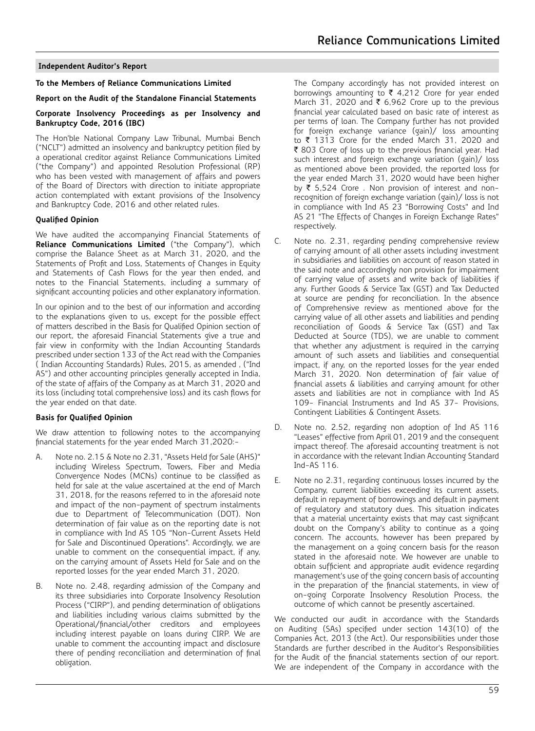## Independent Auditor's Report

**To the Members of Reliance Communications Limited**

**Report on the Audit of the Standalone Financial Statements**

**Corporate Insolvency Proceedings as per Insolvency and Bankruptcy Code, 2016 (IBC)**

The Hon'ble National Company Law Tribunal, Mumbai Bench ("NCLT") admitted an insolvency and bankruptcy petition filed by a operational creditor against Reliance Communications Limited ("the Company") and appointed Resolution Professional (RP) who has been vested with management of affairs and powers of the Board of Directors with direction to initiate appropriate action contemplated with extant provisions of the Insolvency and Bankruptcy Code, 2016 and other related rules.

**Qualified Opinion**

We have audited the accompanying Financial Statements of **Reliance Communications Limited** ("the Company"), which comprise the Balance Sheet as at March 31, 2020, and the Statements of Profit and Loss, Statements of Changes in Equity and Statements of Cash Flows for the year then ended, and notes to the Financial Statements, including a summary of significant accounting policies and other explanatory information.

In our opinion and to the best of our information and according to the explanations given to us, except for the possible effect of matters described in the Basis for Qualified Opinion section of our report, the aforesaid Financial Statements give a true and fair view in conformity with the Indian Accounting Standards prescribed under section 133 of the Act read with the Companies ( Indian Accounting Standards) Rules, 2015, as amended , ("Ind AS") and other accounting principles generally accepted in India, of the state of affairs of the Company as at March 31, 2020 and its loss (including total comprehensive loss) and its cash flows for the year ended on that date.

**Basis for Qualified Opinion**

We draw attention to following notes to the accompanying financial statements for the year ended March 31,2020:-

A. Note no. 2.15 & Note no 2.31, "Assets Held for Sale (AHS)" including Wireless Spectrum, Towers, Fiber and Media Convergence Nodes (MCNs) continue to be classified as held for sale at the value ascertained at the end of March 31, 2018, for the reasons referred to in the aforesaid note and impact of the non-payment of spectrum instalments due to Department of Telecommunication (DOT). Non determination of fair value as on the reporting date is not in compliance with Ind AS 105 "Non-Current Assets Held for Sale and Discontinued Operations". Accordingly, we are unable to comment on the consequential impact, if any, on the carrying amount of Assets Held for Sale and on the reported losses for the year ended March 31, 2020.

B. Note no. 2.48, regarding admission of the Company and its three subsidiaries into Corporate Insolvency Resolution Process ("CIRP"), and pending determination of obligations and liabilities including various claims submitted by the Operational/financial/other creditors and employees including interest payable on loans during CIRP. We are unable to comment the accounting impact and disclosure there of pending reconciliation and determination of final obligation.

   The Company accordingly has not provided interest on borrowings amounting to ₹ 4,212 Crore for year ended March 31, 2020 and ₹ 6,962 Crore up to the previous financial year calculated based on basic rate of interest as per terms of loan. The Company further has not provided for foreign exchange variance (gain)/ loss amounting to ₹ 1313 Crore for the ended March 31, 2020 and ₹ 803 Crore of loss up to the previous financial year. Had such interest and foreign exchange variation (gain)/ loss as mentioned above been provided, the reported loss for the year ended March 31, 2020 would have been higher by ₹ 5,524 Crore . Non provision of interest and non-recognition of foreign exchange variation (gain)/ loss is not in compliance with Ind AS 23 "Borrowing Costs" and Ind AS 21 "The Effects of Changes in Foreign Exchange Rates" respectively.

C. Note no. 2.31, regarding pending comprehensive review of carrying amount of all other assets including investment in subsidiaries and liabilities on account of reason stated in the said note and accordingly non provision for impairment of carrying value of assets and write back of liabilities if any. Further Goods & Service Tax (GST) and Tax Deducted at source are pending for reconciliation. In the absence of Comprehensive review as mentioned above for the carrying value of all other assets and liabilities and pending reconciliation of Goods & Service Tax (GST) and Tax Deducted at Source (TDS), we are unable to comment that whether any adjustment is required in the carrying amount of such assets and liabilities and consequential impact, if any, on the reported losses for the year ended March 31, 2020. Non determination of fair value of financial assets & liabilities and carrying amount for other assets and liabilities are not in compliance with Ind AS 109- Financial Instruments and Ind AS 37- Provisions, Contingent Liabilities & Contingent Assets.

D. Note no. 2.52, regarding non adoption of Ind AS 116 "Leases" effective from April 01, 2019 and the consequent impact thereof. The aforesaid accounting treatment is not in accordance with the relevant Indian Accounting Standard Ind-AS 116.

E. Note no 2.31, regarding continuous losses incurred by the Company, current liabilities exceeding its current assets, default in repayment of borrowings and default in payment of regulatory and statutory dues. This situation indicates that a material uncertainty exists that may cast significant doubt on the Company's ability to continue as a going concern. The accounts, however has been prepared by the management on a going concern basis for the reason stated in the aforesaid note. We however are unable to obtain sufficient and appropriate audit evidence regarding management's use of the going concern basis of accounting in the preparation of the financial statements, in view of on-going Corporate Insolvency Resolution Process, the outcome of which cannot be presently ascertained.

We conducted our audit in accordance with the Standards on Auditing (SAs) specified under section 143(10) of the Companies Act, 2013 (the Act). Our responsibilities under those Standards are further described in the Auditor's Responsibilities for the Audit of the financial statements section of our report. We are independent of the Company in accordance with the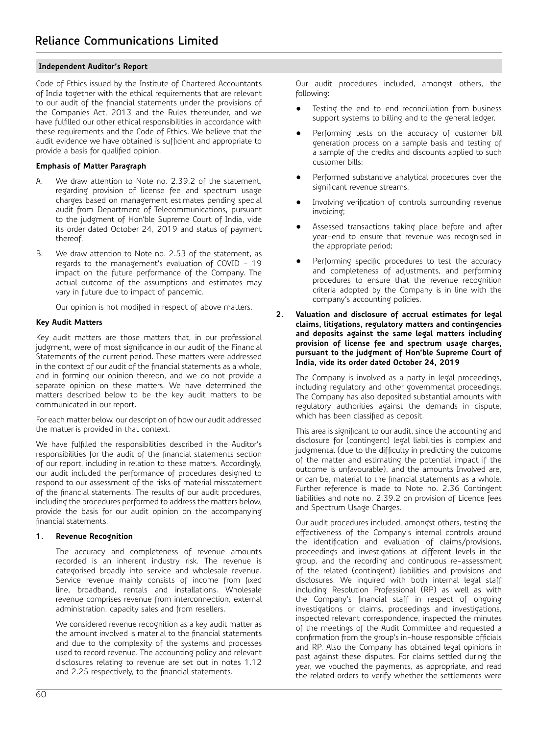## Independent Auditor's Report

Code of Ethics issued by the Institute of Chartered Accountants of India together with the ethical requirements that are relevant to our audit of the financial statements under the provisions of the Companies Act, 2013 and the Rules thereunder, and we have fulfilled our other ethical responsibilities in accordance with these requirements and the Code of Ethics. We believe that the audit evidence we have obtained is sufficient and appropriate to provide a basis for qualified opinion.

### Emphasis of Matter Paragraph

A. We draw attention to Note no. 2.39.2 of the statement, regarding provision of license fee and spectrum usage charges based on management estimates pending special audit from Department of Telecommunications, pursuant to the judgment of Hon'ble Supreme Court of India, vide its order dated October 24, 2019 and status of payment thereof.

B. We draw attention to Note no. 2.53 of the statement, as regards to the management's evaluation of COVID - 19 impact on the future performance of the Company. The actual outcome of the assumptions and estimates may vary in future due to impact of pandemic.

Our opinion is not modified in respect of above matters.

### Key Audit Matters

Key audit matters are those matters that, in our professional judgment, were of most significance in our audit of the Financial Statements of the current period. These matters were addressed in the context of our audit of the financial statements as a whole, and in forming our opinion thereon, and we do not provide a separate opinion on these matters. We have determined the matters described below to be the key audit matters to be communicated in our report.

For each matter below, our description of how our audit addressed the matter is provided in that context.

We have fulfilled the responsibilities described in the Auditor's responsibilities for the audit of the financial statements section of our report, including in relation to these matters. Accordingly, our audit included the performance of procedures designed to respond to our assessment of the risks of material misstatement of the financial statements. The results of our audit procedures, including the procedures performed to address the matters below, provide the basis for our audit opinion on the accompanying financial statements.

**1. Revenue Recognition**

The accuracy and completeness of revenue amounts recorded is an inherent industry risk. The revenue is categorised broadly into service and wholesale revenue. Service revenue mainly consists of income from fixed line, broadband, rentals and installations. Wholesale revenue comprises revenue from interconnection, external administration, capacity sales and from resellers.

We considered revenue recognition as a key audit matter as the amount involved is material to the financial statements and due to the complexity of the systems and processes used to record revenue. The accounting policy and relevant disclosures relating to revenue are set out in notes 1.12 and 2.25 respectively, to the financial statements.

Our audit procedures included, amongst others, the following:

- Testing the end-to-end reconciliation from business support systems to billing and to the general ledger,
- Performing tests on the accuracy of customer bill generation process on a sample basis and testing of a sample of the credits and discounts applied to such customer bills;
- Performed substantive analytical procedures over the significant revenue streams.
- Involving verification of controls surrounding revenue invoicing;
- Assessed transactions taking place before and after year-end to ensure that revenue was recognised in the appropriate period;
- Performing specific procedures to test the accuracy and completeness of adjustments, and performing procedures to ensure that the revenue recognition criteria adopted by the Company is in line with the company's accounting policies.

**2. Valuation and disclosure of accrual estimates for legal claims, litigations, regulatory matters and contingencies and deposits against the same legal matters including provision of license fee and spectrum usage charges, pursuant to the judgment of Hon'ble Supreme Court of India, vide its order dated October 24, 2019**

The Company is involved as a party in legal proceedings, including regulatory and other governmental proceedings. The Company has also deposited substantial amounts with regulatory authorities against the demands in dispute, which has been classified as deposit.

This area is significant to our audit, since the accounting and disclosure for (contingent) legal liabilities is complex and judgmental (due to the difficulty in predicting the outcome of the matter and estimating the potential impact if the outcome is unfavourable), and the amounts Involved are, or can be, material to the financial statements as a whole. Further reference is made to Note no. 2.36 Contingent liabilities and note no. 2.39.2 on provision of Licence fees and Spectrum Usage Charges.

Our audit procedures included, amongst others, testing the effectiveness of the Company's internal controls around the identification and evaluation of claims/provisions, proceedings and investigations at different levels in the group, and the recording and continuous re-assessment of the related (contingent) liabilities and provisions and disclosures. We inquired with both internal legal staff including Resolution Professional (RP) as well as with the Company's financial staff in respect of ongoing investigations or claims, proceedings and investigations, inspected relevant correspondence, inspected the minutes of the meetings of the Audit Committee and requested a confirmation from the group's in-house responsible officials and RP. Also the Company has obtained legal opinions in past against these disputes. For claims settled during the year, we vouched the payments, as appropriate, and read the related orders to verify whether the settlements were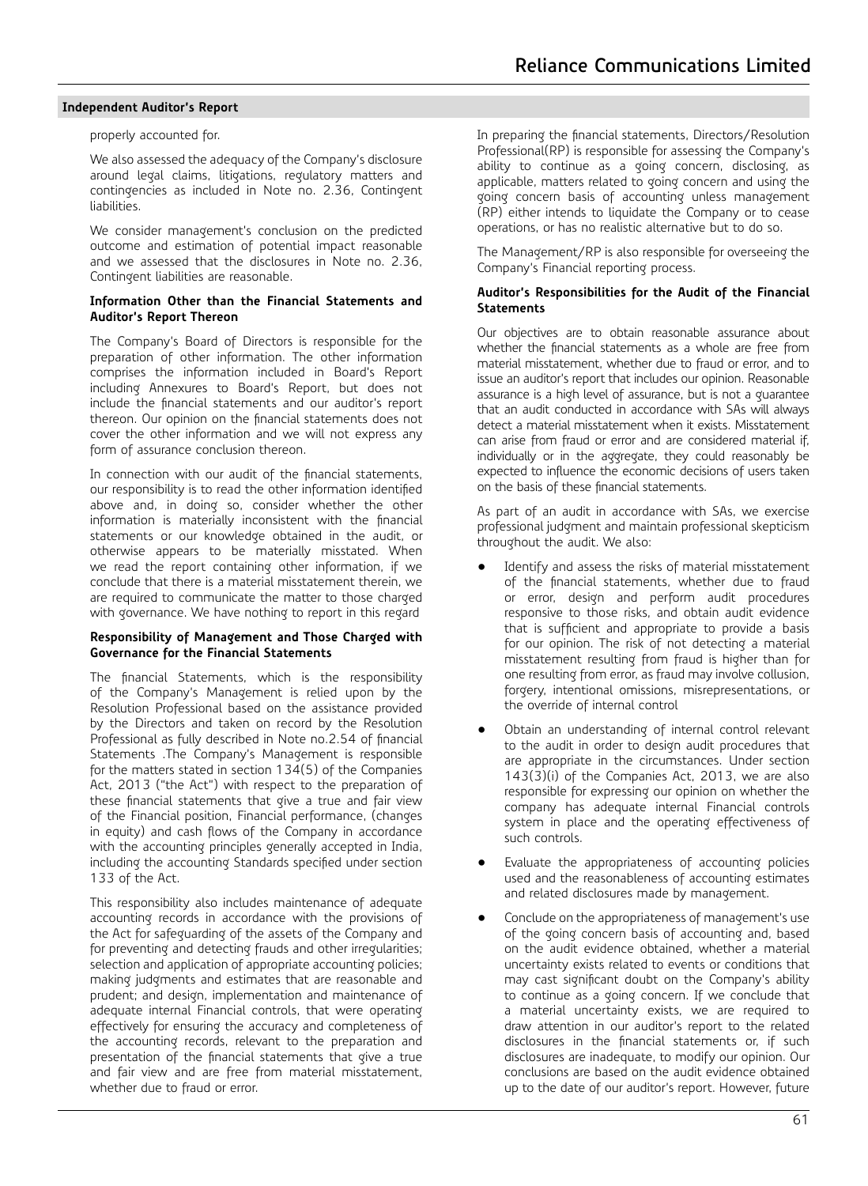## Independent Auditor's Report

properly accounted for.

We also assessed the adequacy of the Company's disclosure around legal claims, litigations, regulatory matters and contingencies as included in Note no. 2.36, Contingent liabilities.

We consider management's conclusion on the predicted outcome and estimation of potential impact reasonable and we assessed that the disclosures in Note no. 2.36, Contingent liabilities are reasonable.

### Information Other than the Financial Statements and Auditor's Report Thereon

The Company's Board of Directors is responsible for the preparation of other information. The other information comprises the information included in Board's Report including Annexures to Board's Report, but does not include the financial statements and our auditor's report thereon. Our opinion on the financial statements does not cover the other information and we will not express any form of assurance conclusion thereon.

In connection with our audit of the financial statements, our responsibility is to read the other information identified above and, in doing so, consider whether the other information is materially inconsistent with the financial statements or our knowledge obtained in the audit, or otherwise appears to be materially misstated. When we read the report containing other information, if we conclude that there is a material misstatement therein, we are required to communicate the matter to those charged with governance. We have nothing to report in this regard

### Responsibility of Management and Those Charged with Governance for the Financial Statements

The financial Statements, which is the responsibility of the Company's Management is relied upon by the Resolution Professional based on the assistance provided by the Directors and taken on record by the Resolution Professional as fully described in Note no.2.54 of financial Statements .The Company's Management is responsible for the matters stated in section 134(5) of the Companies Act, 2013 ("the Act") with respect to the preparation of these financial statements that give a true and fair view of the Financial position, Financial performance, (changes in equity) and cash flows of the Company in accordance with the accounting principles generally accepted in India, including the accounting Standards specified under section 133 of the Act.

This responsibility also includes maintenance of adequate accounting records in accordance with the provisions of the Act for safeguarding of the assets of the Company and for preventing and detecting frauds and other irregularities; selection and application of appropriate accounting policies; making judgments and estimates that are reasonable and prudent; and design, implementation and maintenance of adequate internal Financial controls, that were operating effectively for ensuring the accuracy and completeness of the accounting records, relevant to the preparation and presentation of the financial statements that give a true and fair view and are free from material misstatement, whether due to fraud or error.

In preparing the financial statements, Directors/Resolution Professional(RP) is responsible for assessing the Company's ability to continue as a going concern, disclosing, as applicable, matters related to going concern and using the going concern basis of accounting unless management (RP) either intends to liquidate the Company or to cease operations, or has no realistic alternative but to do so.

The Management/RP is also responsible for overseeing the Company's Financial reporting process.

### Auditor's Responsibilities for the Audit of the Financial Statements

Our objectives are to obtain reasonable assurance about whether the financial statements as a whole are free from material misstatement, whether due to fraud or error, and to issue an auditor's report that includes our opinion. Reasonable assurance is a high level of assurance, but is not a guarantee that an audit conducted in accordance with SAs will always detect a material misstatement when it exists. Misstatement can arise from fraud or error and are considered material if, individually or in the aggregate, they could reasonably be expected to influence the economic decisions of users taken on the basis of these financial statements.

As part of an audit in accordance with SAs, we exercise professional judgment and maintain professional skepticism throughout the audit. We also:

- Identify and assess the risks of material misstatement of the financial statements, whether due to fraud or error, design and perform audit procedures responsive to those risks, and obtain audit evidence that is sufficient and appropriate to provide a basis for our opinion. The risk of not detecting a material misstatement resulting from fraud is higher than for one resulting from error, as fraud may involve collusion, forgery, intentional omissions, misrepresentations, or the override of internal control
- Obtain an understanding of internal control relevant to the audit in order to design audit procedures that are appropriate in the circumstances. Under section 143(3)(i) of the Companies Act, 2013, we are also responsible for expressing our opinion on whether the company has adequate internal Financial controls system in place and the operating effectiveness of such controls.
- Evaluate the appropriateness of accounting policies used and the reasonableness of accounting estimates and related disclosures made by management.
- Conclude on the appropriateness of management's use of the going concern basis of accounting and, based on the audit evidence obtained, whether a material uncertainty exists related to events or conditions that may cast significant doubt on the Company's ability to continue as a going concern. If we conclude that a material uncertainty exists, we are required to draw attention in our auditor's report to the related disclosures in the financial statements or, if such disclosures are inadequate, to modify our opinion. Our conclusions are based on the audit evidence obtained up to the date of our auditor's report. However, future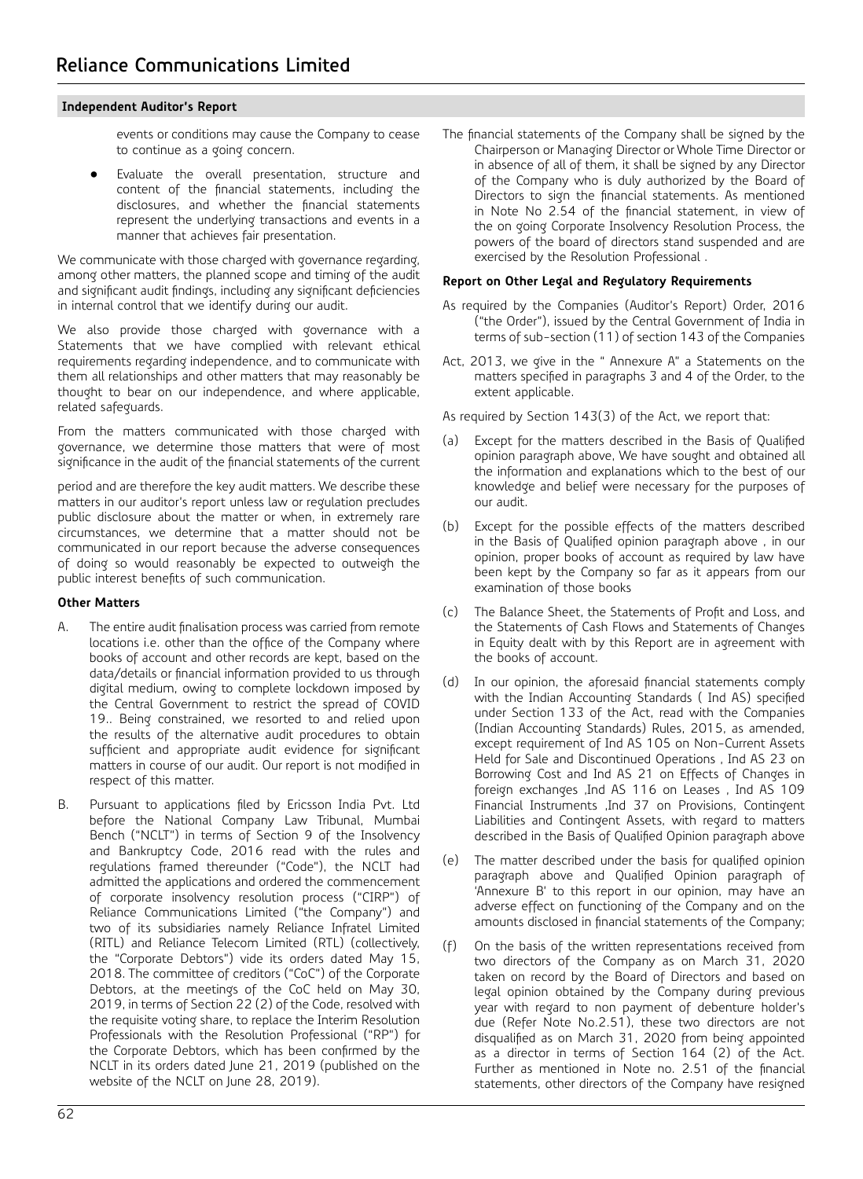events or conditions may cause the Company to cease to continue as a going concern.

- Evaluate the overall presentation, structure and content of the financial statements, including the disclosures, and whether the financial statements represent the underlying transactions and events in a manner that achieves fair presentation.

We communicate with those charged with governance regarding, among other matters, the planned scope and timing of the audit and significant audit findings, including any significant deficiencies in internal control that we identify during our audit.

We also provide those charged with governance with a Statements that we have complied with relevant ethical requirements regarding independence, and to communicate with them all relationships and other matters that may reasonably be thought to bear on our independence, and where applicable, related safeguards.

From the matters communicated with those charged with governance, we determine those matters that were of most significance in the audit of the financial statements of the current period and are therefore the key audit matters. We describe these matters in our auditor's report unless law or regulation precludes public disclosure about the matter or when, in extremely rare circumstances, we determine that a matter should not be communicated in our report because the adverse consequences of doing so would reasonably be expected to outweigh the public interest benefits of such communication.

**Other Matters**

A. The entire audit finalisation process was carried from remote locations i.e. other than the office of the Company where books of account and other records are kept, based on the data/details or financial information provided to us through digital medium, owing to complete lockdown imposed by the Central Government to restrict the spread of COVID 19.. Being constrained, we resorted to and relied upon the results of the alternative audit procedures to obtain sufficient and appropriate audit evidence for significant matters in course of our audit. Our report is not modified in respect of this matter.

B. Pursuant to applications filed by Ericsson India Pvt. Ltd before the National Company Law Tribunal, Mumbai Bench ("NCLT") in terms of Section 9 of the Insolvency and Bankruptcy Code, 2016 read with the rules and regulations framed thereunder ("Code"), the NCLT had admitted the applications and ordered the commencement of corporate insolvency resolution process ("CIRP") of Reliance Communications Limited ("the Company") and two of its subsidiaries namely Reliance Infratel Limited (RITL) and Reliance Telecom Limited (RTL) (collectively, the "Corporate Debtors") vide its orders dated May 15, 2018. The committee of creditors ("CoC") of the Corporate Debtors, at the meetings of the CoC held on May 30, 2019, in terms of Section 22 (2) of the Code, resolved with the requisite voting share, to replace the Interim Resolution Professionals with the Resolution Professional ("RP") for the Corporate Debtors, which has been confirmed by the NCLT in its orders dated June 21, 2019 (published on the website of the NCLT on June 28, 2019).

The financial statements of the Company shall be signed by the Chairperson or Managing Director or Whole Time Director or in absence of all of them, it shall be signed by any Director of the Company who is duly authorized by the Board of Directors to sign the financial statements. As mentioned in Note No 2.54 of the financial statement, in view of the on going Corporate Insolvency Resolution Process, the powers of the board of directors stand suspended and are exercised by the Resolution Professional .

**Report on Other Legal and Regulatory Requirements**

As required by the Companies (Auditor's Report) Order, 2016 ("the Order"), issued by the Central Government of India in terms of sub-section (11) of section 143 of the Companies Act, 2013, we give in the " Annexure A" a Statements on the matters specified in paragraphs 3 and 4 of the Order, to the extent applicable.

As required by Section 143(3) of the Act, we report that:

(a) Except for the matters described in the Basis of Qualified opinion paragraph above, We have sought and obtained all the information and explanations which to the best of our knowledge and belief were necessary for the purposes of our audit.

(b) Except for the possible effects of the matters described in the Basis of Qualified opinion paragraph above , in our opinion, proper books of account as required by law have been kept by the Company so far as it appears from our examination of those books

(c) The Balance Sheet, the Statements of Profit and Loss, and the Statements of Cash Flows and Statements of Changes in Equity dealt with by this Report are in agreement with the books of account.

(d) In our opinion, the aforesaid financial statements comply with the Indian Accounting Standards ( Ind AS) specified under Section 133 of the Act, read with the Companies (Indian Accounting Standards) Rules, 2015, as amended, except requirement of Ind AS 105 on Non-Current Assets Held for Sale and Discontinued Operations , Ind AS 23 on Borrowing Cost and Ind AS 21 on Effects of Changes in foreign exchanges ,Ind AS 116 on Leases , Ind AS 109 Financial Instruments ,Ind 37 on Provisions, Contingent Liabilities and Contingent Assets, with regard to matters described in the Basis of Qualified Opinion paragraph above

(e) The matter described under the basis for qualified opinion paragraph above and Qualified Opinion paragraph of 'Annexure B' to this report in our opinion, may have an adverse effect on functioning of the Company and on the amounts disclosed in financial statements of the Company;

(f) On the basis of the written representations received from two directors of the Company as on March 31, 2020 taken on record by the Board of Directors and based on legal opinion obtained by the Company during previous year with regard to non payment of debenture holder's due (Refer Note No.2.51), these two directors are not disqualified as on March 31, 2020 from being appointed as a director in terms of Section 164 (2) of the Act. Further as mentioned in Note no. 2.51 of the financial statements, other directors of the Company have resigned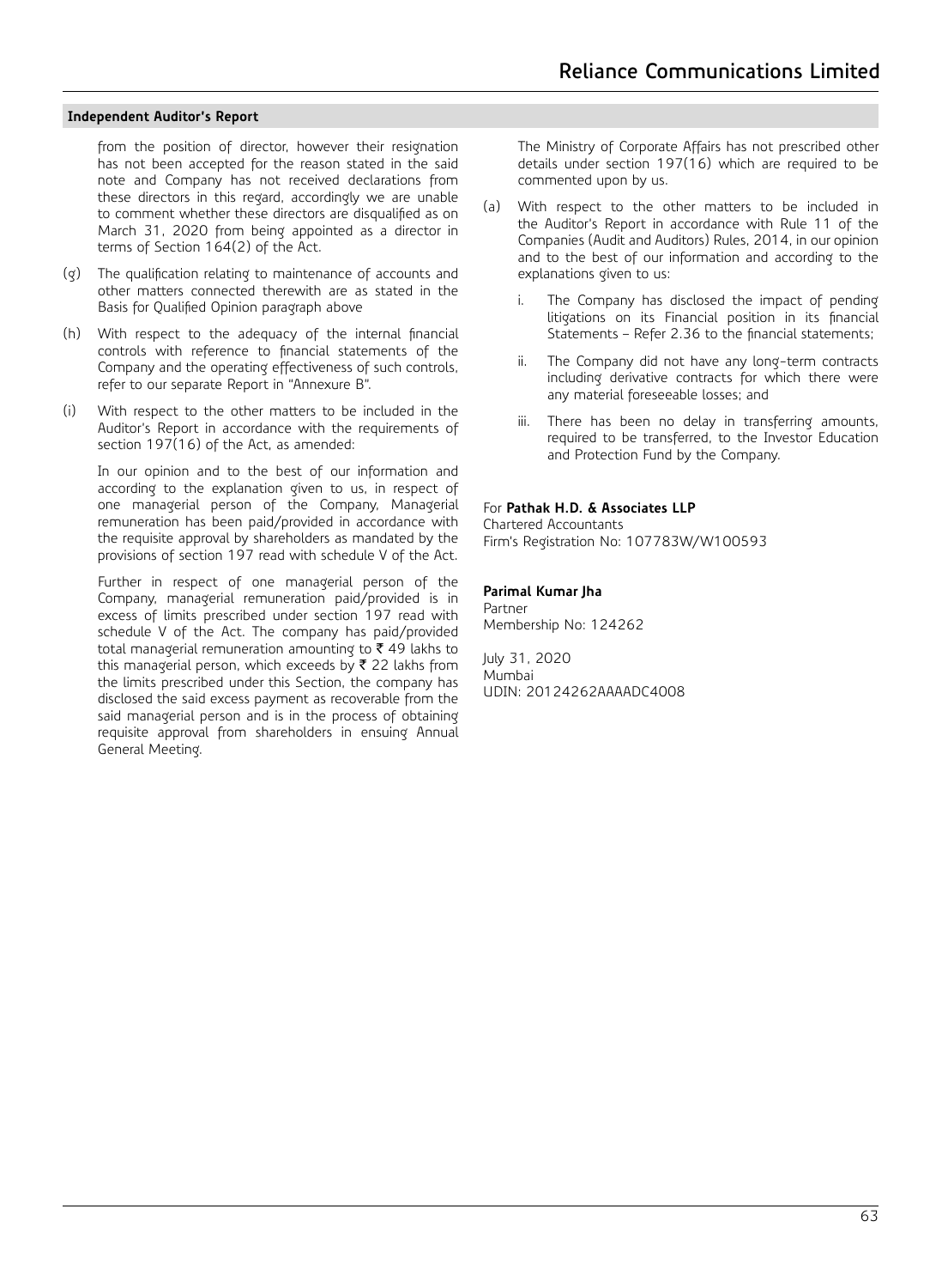**Independent Auditor's Report**

from the position of director, however their resignation has not been accepted for the reason stated in the said note and Company has not received declarations from these directors in this regard, accordingly we are unable to comment whether these directors are disqualified as on March 31, 2020 from being appointed as a director in terms of Section 164(2) of the Act.

(g) The qualification relating to maintenance of accounts and other matters connected therewith are as stated in the Basis for Qualified Opinion paragraph above

(h) With respect to the adequacy of the internal financial controls with reference to financial statements of the Company and the operating effectiveness of such controls, refer to our separate Report in "Annexure B".

(i) With respect to the other matters to be included in the Auditor's Report in accordance with the requirements of section 197(16) of the Act, as amended:

In our opinion and to the best of our information and according to the explanation given to us, in respect of one managerial person of the Company, Managerial remuneration has been paid/provided in accordance with the requisite approval by shareholders as mandated by the provisions of section 197 read with schedule V of the Act.

Further in respect of one managerial person of the Company, managerial remuneration paid/provided is in excess of limits prescribed under section 197 read with schedule V of the Act. The company has paid/provided total managerial remuneration amounting to ₹ 49 lakhs to this managerial person, which exceeds by ₹ 22 lakhs from the limits prescribed under this Section, the company has disclosed the said excess payment as recoverable from the said managerial person and is in the process of obtaining requisite approval from shareholders in ensuing Annual General Meeting.

The Ministry of Corporate Affairs has not prescribed other details under section 197(16) which are required to be commented upon by us.

(a) With respect to the other matters to be included in the Auditor's Report in accordance with Rule 11 of the Companies (Audit and Auditors) Rules, 2014, in our opinion and to the best of our information and according to the explanations given to us:

   i. The Company has disclosed the impact of pending litigations on its Financial position in its financial Statements – Refer 2.36 to the financial statements;

   ii. The Company did not have any long-term contracts including derivative contracts for which there were any material foreseeable losses; and

   iii. There has been no delay in transferring amounts, required to be transferred, to the Investor Education and Protection Fund by the Company.

For **Pathak H.D. & Associates LLP**
Chartered Accountants
Firm's Registration No: 107783W/W100593

**Parimal Kumar Jha**
Partner
Membership No: 124262

July 31, 2020
Mumbai
UDIN: 20124262AAAADC4008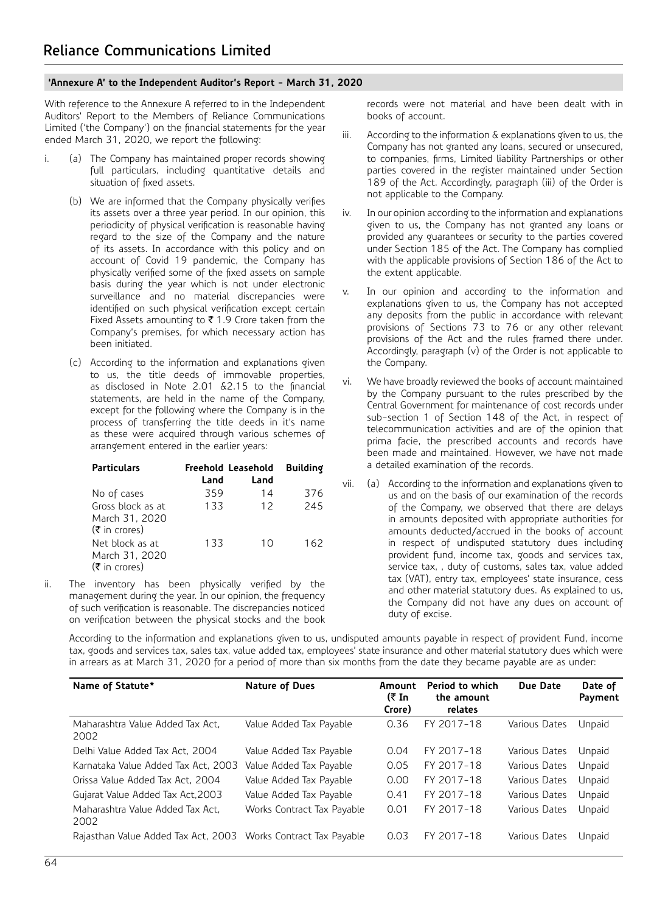## 'Annexure A' to the Independent Auditor's Report - March 31, 2020

With reference to the Annexure A referred to in the Independent Auditors' Report to the Members of Reliance Communications Limited ('the Company') on the financial statements for the year ended March 31, 2020, we report the following:

i. (a) The Company has maintained proper records showing full particulars, including quantitative details and situation of fixed assets.

(b) We are informed that the Company physically verifies its assets over a three year period. In our opinion, this periodicity of physical verification is reasonable having regard to the size of the Company and the nature of its assets. In accordance with this policy and on account of Covid 19 pandemic, the Company has physically verified some of the fixed assets on sample basis during the year which is not under electronic surveillance and no material discrepancies were identified on such physical verification except certain Fixed Assets amounting to ₹ 1.9 Crore taken from the Company's premises, for which necessary action has been initiated.

(c) According to the information and explanations given to us, the title deeds of immovable properties, as disclosed in Note 2.01 &2.15 to the financial statements, are held in the name of the Company, except for the following where the Company is in the process of transferring the title deeds in it's name as these were acquired through various schemes of arrangement entered in the earlier years:

| Particulars | Freehold Land | Leasehold Land | Building |
|---|---|---|---|
| No of cases | 359 | 14 | 376 |
| Gross block as at March 31, 2020 (₹ in crores) | 133 | 12 | 245 |
| Net block as at March 31, 2020 (₹ in crores) | 133 | 10 | 162 |

ii. The inventory has been physically verified by the management during the year. In our opinion, the frequency of such verification is reasonable. The discrepancies noticed on verification between the physical stocks and the book records were not material and have been dealt with in books of account.

iii. According to the information & explanations given to us, the Company has not granted any loans, secured or unsecured, to companies, firms, Limited liability Partnerships or other parties covered in the register maintained under Section 189 of the Act. Accordingly, paragraph (iii) of the Order is not applicable to the Company.

iv. In our opinion according to the information and explanations given to us, the Company has not granted any loans or provided any guarantees or security to the parties covered under Section 185 of the Act. The Company has complied with the applicable provisions of Section 186 of the Act to the extent applicable.

v. In our opinion and according to the information and explanations given to us, the Company has not accepted any deposits from the public in accordance with relevant provisions of Sections 73 to 76 or any other relevant provisions of the Act and the rules framed there under. Accordingly, paragraph (v) of the Order is not applicable to the Company.

vi. We have broadly reviewed the books of account maintained by the Company pursuant to the rules prescribed by the Central Government for maintenance of cost records under sub-section 1 of Section 148 of the Act, in respect of telecommunication activities and are of the opinion that prima facie, the prescribed accounts and records have been made and maintained. However, we have not made a detailed examination of the records.

vii. (a) According to the information and explanations given to us and on the basis of our examination of the records of the Company, we observed that there are delays in amounts deposited with appropriate authorities for amounts deducted/accrued in the books of account in respect of undisputed statutory dues including provident fund, income tax, goods and services tax, service tax, , duty of customs, sales tax, value added tax (VAT), entry tax, employees' state insurance, cess and other material statutory dues. As explained to us, the Company did not have any dues on account of duty of excise.

According to the information and explanations given to us, undisputed amounts payable in respect of provident Fund, income tax, goods and services tax, sales tax, value added tax, employees' state insurance and other material statutory dues which were in arrears as at March 31, 2020 for a period of more than six months from the date they became payable are as under:

| Name of Statute* | Nature of Dues | Amount (₹ In Crore) | Period to which the amount relates | Due Date | Date of Payment |
|---|---|---|---|---|---|
| Maharashtra Value Added Tax Act, 2002 | Value Added Tax Payable | 0.36 | FY 2017-18 | Various Dates | Unpaid |
| Delhi Value Added Tax Act, 2004 | Value Added Tax Payable | 0.04 | FY 2017-18 | Various Dates | Unpaid |
| Karnataka Value Added Tax Act, 2003 | Value Added Tax Payable | 0.05 | FY 2017-18 | Various Dates | Unpaid |
| Orissa Value Added Tax Act, 2004 | Value Added Tax Payable | 0.00 | FY 2017-18 | Various Dates | Unpaid |
| Gujarat Value Added Tax Act,2003 | Value Added Tax Payable | 0.41 | FY 2017-18 | Various Dates | Unpaid |
| Maharashtra Value Added Tax Act, 2002 | Works Contract Tax Payable | 0.01 | FY 2017-18 | Various Dates | Unpaid |
| Rajasthan Value Added Tax Act, 2003 | Works Contract Tax Payable | 0.03 | FY 2017-18 | Various Dates | Unpaid |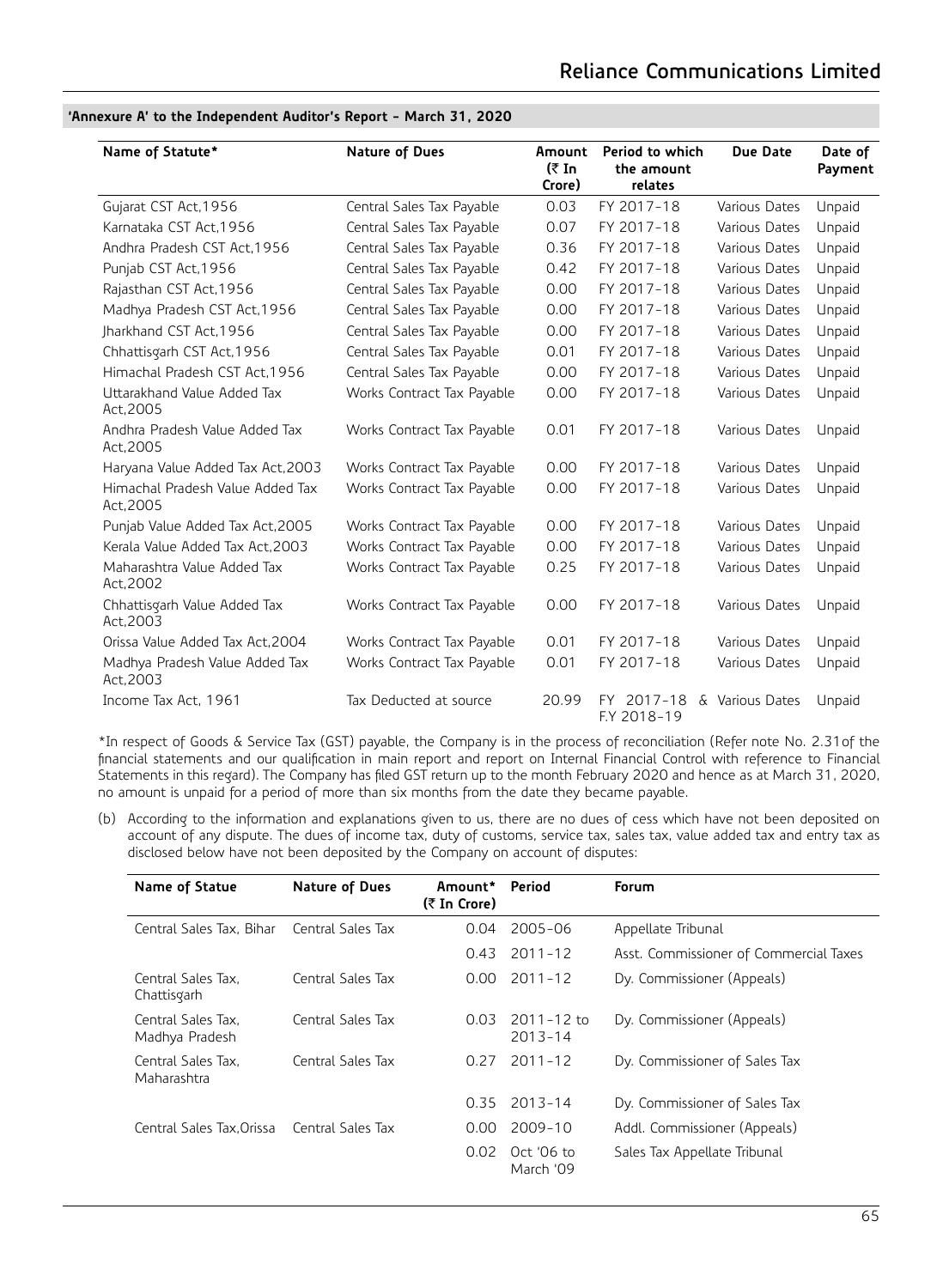**'Annexure A' to the Independent Auditor's Report - March 31, 2020**

| Name of Statute* | Nature of Dues | Amount (₹ In Crore) | Period to which the amount relates | Due Date | Date of Payment |
|---|---|---|---|---|---|
| Gujarat CST Act,1956 | Central Sales Tax Payable | 0.03 | FY 2017-18 | Various Dates | Unpaid |
| Karnataka CST Act,1956 | Central Sales Tax Payable | 0.07 | FY 2017-18 | Various Dates | Unpaid |
| Andhra Pradesh CST Act,1956 | Central Sales Tax Payable | 0.36 | FY 2017-18 | Various Dates | Unpaid |
| Punjab CST Act,1956 | Central Sales Tax Payable | 0.42 | FY 2017-18 | Various Dates | Unpaid |
| Rajasthan CST Act,1956 | Central Sales Tax Payable | 0.00 | FY 2017-18 | Various Dates | Unpaid |
| Madhya Pradesh CST Act,1956 | Central Sales Tax Payable | 0.00 | FY 2017-18 | Various Dates | Unpaid |
| Jharkhand CST Act,1956 | Central Sales Tax Payable | 0.00 | FY 2017-18 | Various Dates | Unpaid |
| Chhattisgarh CST Act,1956 | Central Sales Tax Payable | 0.01 | FY 2017-18 | Various Dates | Unpaid |
| Himachal Pradesh CST Act,1956 | Central Sales Tax Payable | 0.00 | FY 2017-18 | Various Dates | Unpaid |
| Uttarakhand Value Added Tax Act,2005 | Works Contract Tax Payable | 0.00 | FY 2017-18 | Various Dates | Unpaid |
| Andhra Pradesh Value Added Tax Act,2005 | Works Contract Tax Payable | 0.01 | FY 2017-18 | Various Dates | Unpaid |
| Haryana Value Added Tax Act,2003 | Works Contract Tax Payable | 0.00 | FY 2017-18 | Various Dates | Unpaid |
| Himachal Pradesh Value Added Tax Act,2005 | Works Contract Tax Payable | 0.00 | FY 2017-18 | Various Dates | Unpaid |
| Punjab Value Added Tax Act,2005 | Works Contract Tax Payable | 0.00 | FY 2017-18 | Various Dates | Unpaid |
| Kerala Value Added Tax Act,2003 | Works Contract Tax Payable | 0.00 | FY 2017-18 | Various Dates | Unpaid |
| Maharashtra Value Added Tax Act,2002 | Works Contract Tax Payable | 0.25 | FY 2017-18 | Various Dates | Unpaid |
| Chhattisgarh Value Added Tax Act,2003 | Works Contract Tax Payable | 0.00 | FY 2017-18 | Various Dates | Unpaid |
| Orissa Value Added Tax Act,2004 | Works Contract Tax Payable | 0.01 | FY 2017-18 | Various Dates | Unpaid |
| Madhya Pradesh Value Added Tax Act,2003 | Works Contract Tax Payable | 0.01 | FY 2017-18 | Various Dates | Unpaid |
| Income Tax Act, 1961 | Tax Deducted at source | 20.99 | FY 2017-18 & F.Y 2018-19 | Various Dates | Unpaid |

*In respect of Goods & Service Tax (GST) payable, the Company is in the process of reconciliation (Refer note No. 2.31of the financial statements and our qualification in main report and report on Internal Financial Control with reference to Financial Statements in this regard). The Company has filed GST return up to the month February 2020 and hence as at March 31, 2020, no amount is unpaid for a period of more than six months from the date they became payable.

(b) According to the information and explanations given to us, there are no dues of cess which have not been deposited on account of any dispute. The dues of income tax, duty of customs, service tax, sales tax, value added tax and entry tax as disclosed below have not been deposited by the Company on account of disputes:

| Name of Statue | Nature of Dues | Amount* (₹ In Crore) | Period | Forum |
|---|---|---|---|---|
| Central Sales Tax, Bihar | Central Sales Tax | 0.04 | 2005-06 | Appellate Tribunal |
| | | 0.43 | 2011-12 | Asst. Commissioner of Commercial Taxes |
| Central Sales Tax, Chattisgarh | Central Sales Tax | 0.00 | 2011-12 | Dy. Commissioner (Appeals) |
| Central Sales Tax, Madhya Pradesh | Central Sales Tax | 0.03 | 2011-12 to 2013-14 | Dy. Commissioner (Appeals) |
| Central Sales Tax, Maharashtra | Central Sales Tax | 0.27 | 2011-12 | Dy. Commissioner of Sales Tax |
| | | 0.35 | 2013-14 | Dy. Commissioner of Sales Tax |
| Central Sales Tax,Orissa | Central Sales Tax | 0.00 | 2009-10 | Addl. Commissioner (Appeals) |
| | | 0.02 | Oct '06 to March '09 | Sales Tax Appellate Tribunal |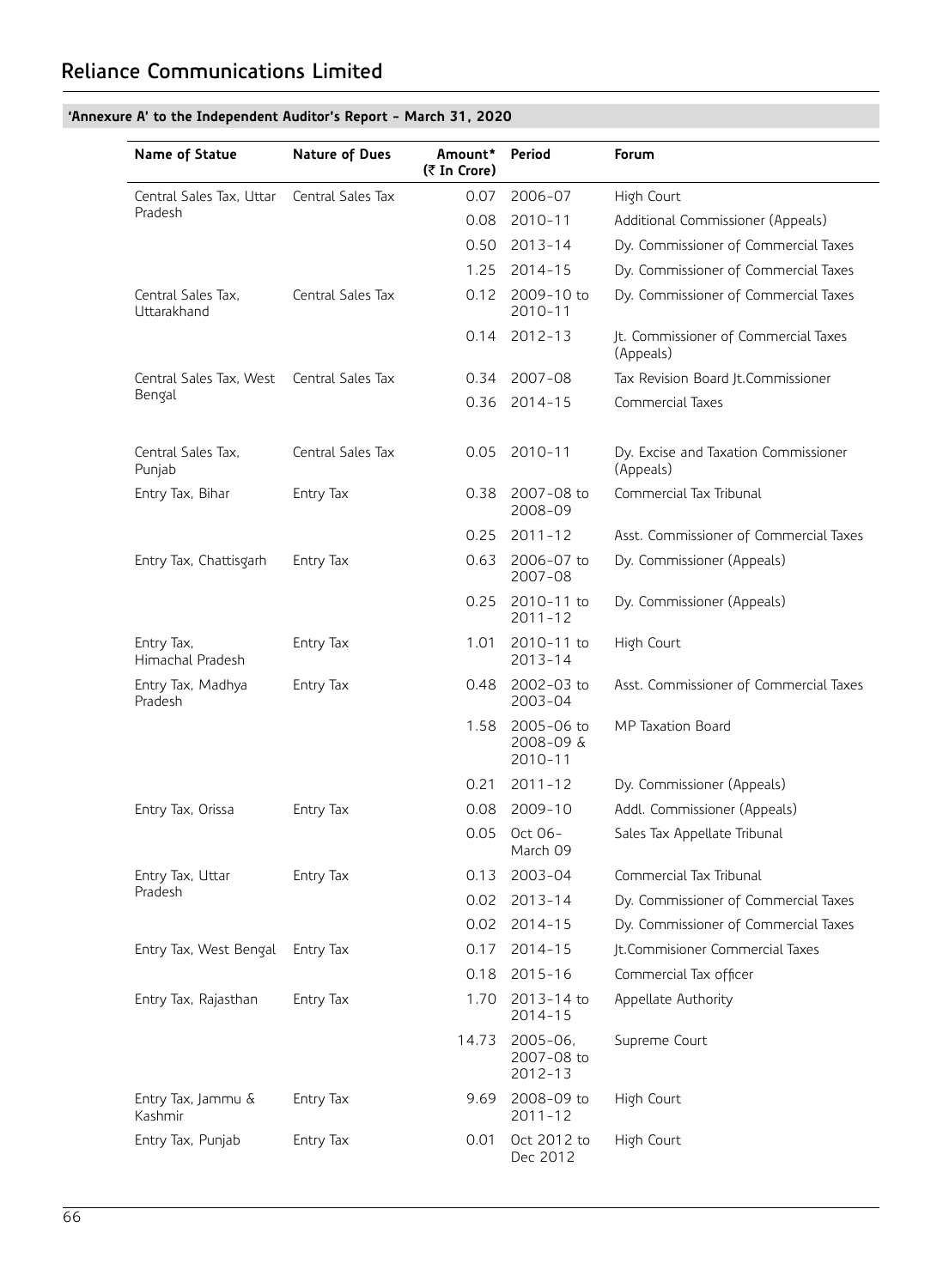## 'Annexure A' to the Independent Auditor's Report - March 31, 2020

| Name of Statue | Nature of Dues | Amount* (₹ In Crore) | Period | Forum |
|---|---|---|---|---|
| Central Sales Tax, Uttar Pradesh | Central Sales Tax | 0.07 | 2006-07 | High Court |
| | | 0.08 | 2010-11 | Additional Commissioner (Appeals) |
| | | 0.50 | 2013-14 | Dy. Commissioner of Commercial Taxes |
| | | 1.25 | 2014-15 | Dy. Commissioner of Commercial Taxes |
| Central Sales Tax, Uttarakhand | Central Sales Tax | 0.12 | 2009-10 to 2010-11 | Dy. Commissioner of Commercial Taxes |
| | | 0.14 | 2012-13 | Jt. Commissioner of Commercial Taxes (Appeals) |
| Central Sales Tax, West Bengal | Central Sales Tax | 0.34 | 2007-08 | Tax Revision Board Jt.Commissioner |
| | | 0.36 | 2014-15 | Commercial Taxes |
| Central Sales Tax, Punjab | Central Sales Tax | 0.05 | 2010-11 | Dy. Excise and Taxation Commissioner (Appeals) |
| Entry Tax, Bihar | Entry Tax | 0.38 | 2007-08 to 2008-09 | Commercial Tax Tribunal |
| | | 0.25 | 2011-12 | Asst. Commissioner of Commercial Taxes |
| Entry Tax, Chattisgarh | Entry Tax | 0.63 | 2006-07 to 2007-08 | Dy. Commissioner (Appeals) |
| | | 0.25 | 2010-11 to 2011-12 | Dy. Commissioner (Appeals) |
| Entry Tax, Himachal Pradesh | Entry Tax | 1.01 | 2010-11 to 2013-14 | High Court |
| Entry Tax, Madhya Pradesh | Entry Tax | 0.48 | 2002-03 to 2003-04 | Asst. Commissioner of Commercial Taxes |
| | | 1.58 | 2005-06 to 2008-09 & 2010-11 | MP Taxation Board |
| | | 0.21 | 2011-12 | Dy. Commissioner (Appeals) |
| Entry Tax, Orissa | Entry Tax | 0.08 | 2009-10 | Addl. Commissioner (Appeals) |
| | | 0.05 | Oct 06- March 09 | Sales Tax Appellate Tribunal |
| Entry Tax, Uttar Pradesh | Entry Tax | 0.13 | 2003-04 | Commercial Tax Tribunal |
| | | 0.02 | 2013-14 | Dy. Commissioner of Commercial Taxes |
| | | 0.02 | 2014-15 | Dy. Commissioner of Commercial Taxes |
| Entry Tax, West Bengal | Entry Tax | 0.17 | 2014-15 | Jt.Commisioner Commercial Taxes |
| | | 0.18 | 2015-16 | Commercial Tax officer |
| Entry Tax, Rajasthan | Entry Tax | 1.70 | 2013-14 to 2014-15 | Appellate Authority |
| | | 14.73 | 2005-06, 2007-08 to 2012-13 | Supreme Court |
| Entry Tax, Jammu & Kashmir | Entry Tax | 9.69 | 2008-09 to 2011-12 | High Court |
| Entry Tax, Punjab | Entry Tax | 0.01 | Oct 2012 to Dec 2012 | High Court |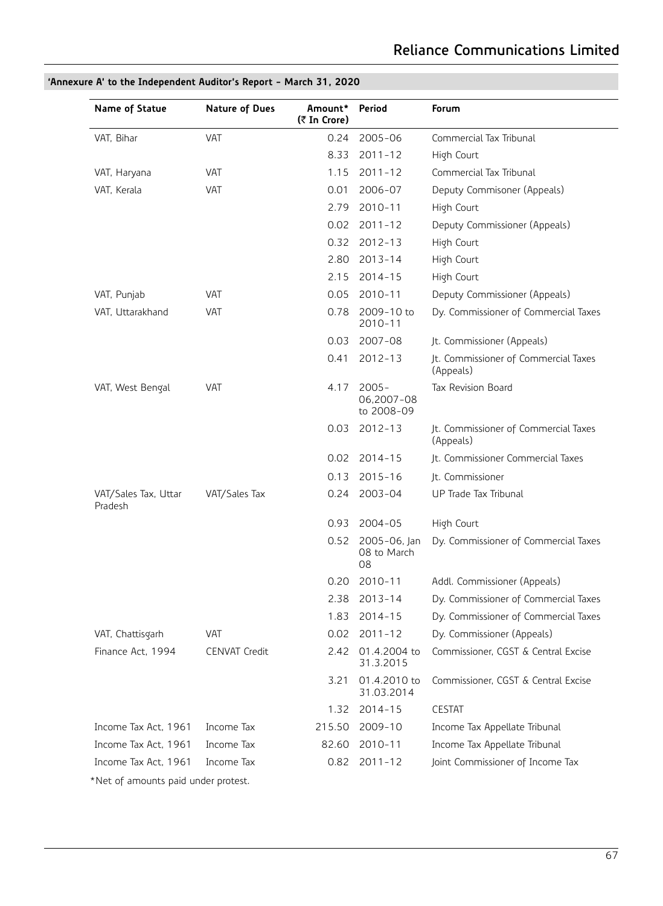## 'Annexure A' to the Independent Auditor's Report - March 31, 2020

| Name of Statue | Nature of Dues | Amount* (₹ In Crore) | Period | Forum |
|---|---|---|---|---|
| VAT, Bihar | VAT | 0.24 | 2005-06 | Commercial Tax Tribunal |
| | | 8.33 | 2011-12 | High Court |
| VAT, Haryana | VAT | 1.15 | 2011-12 | Commercial Tax Tribunal |
| VAT, Kerala | VAT | 0.01 | 2006-07 | Deputy Commisoner (Appeals) |
| | | 2.79 | 2010-11 | High Court |
| | | 0.02 | 2011-12 | Deputy Commissioner (Appeals) |
| | | 0.32 | 2012-13 | High Court |
| | | 2.80 | 2013-14 | High Court |
| | | 2.15 | 2014-15 | High Court |
| VAT, Punjab | VAT | 0.05 | 2010-11 | Deputy Commissioner (Appeals) |
| VAT, Uttarakhand | VAT | 0.78 | 2009-10 to 2010-11 | Dy. Commissioner of Commercial Taxes |
| | | 0.03 | 2007-08 | Jt. Commissioner (Appeals) |
| | | 0.41 | 2012-13 | Jt. Commissioner of Commercial Taxes (Appeals) |
| VAT, West Bengal | VAT | 4.17 | 2005-06,2007-08 to 2008-09 | Tax Revision Board |
| | | 0.03 | 2012-13 | Jt. Commissioner of Commercial Taxes (Appeals) |
| | | 0.02 | 2014-15 | Jt. Commissioner Commercial Taxes |
| | | 0.13 | 2015-16 | Jt. Commissioner |
| VAT/Sales Tax, Uttar Pradesh | VAT/Sales Tax | 0.24 | 2003-04 | UP Trade Tax Tribunal |
| | | 0.93 | 2004-05 | High Court |
| | | 0.52 | 2005-06, Jan 08 to March 08 | Dy. Commissioner of Commercial Taxes |
| | | 0.20 | 2010-11 | Addl. Commissioner (Appeals) |
| | | 2.38 | 2013-14 | Dy. Commissioner of Commercial Taxes |
| | | 1.83 | 2014-15 | Dy. Commissioner of Commercial Taxes |
| VAT, Chattisgarh | VAT | 0.02 | 2011-12 | Dy. Commissioner (Appeals) |
| Finance Act, 1994 | CENVAT Credit | 2.42 | 01.4.2004 to 31.3.2015 | Commissioner, CGST & Central Excise |
| | | 3.21 | 01.4.2010 to 31.03.2014 | Commissioner, CGST & Central Excise |
| | | 1.32 | 2014-15 | CESTAT |
| Income Tax Act, 1961 | Income Tax | 215.50 | 2009-10 | Income Tax Appellate Tribunal |
| Income Tax Act, 1961 | Income Tax | 82.60 | 2010-11 | Income Tax Appellate Tribunal |
| Income Tax Act, 1961 | Income Tax | 0.82 | 2011-12 | Joint Commissioner of Income Tax |

*Net of amounts paid under protest.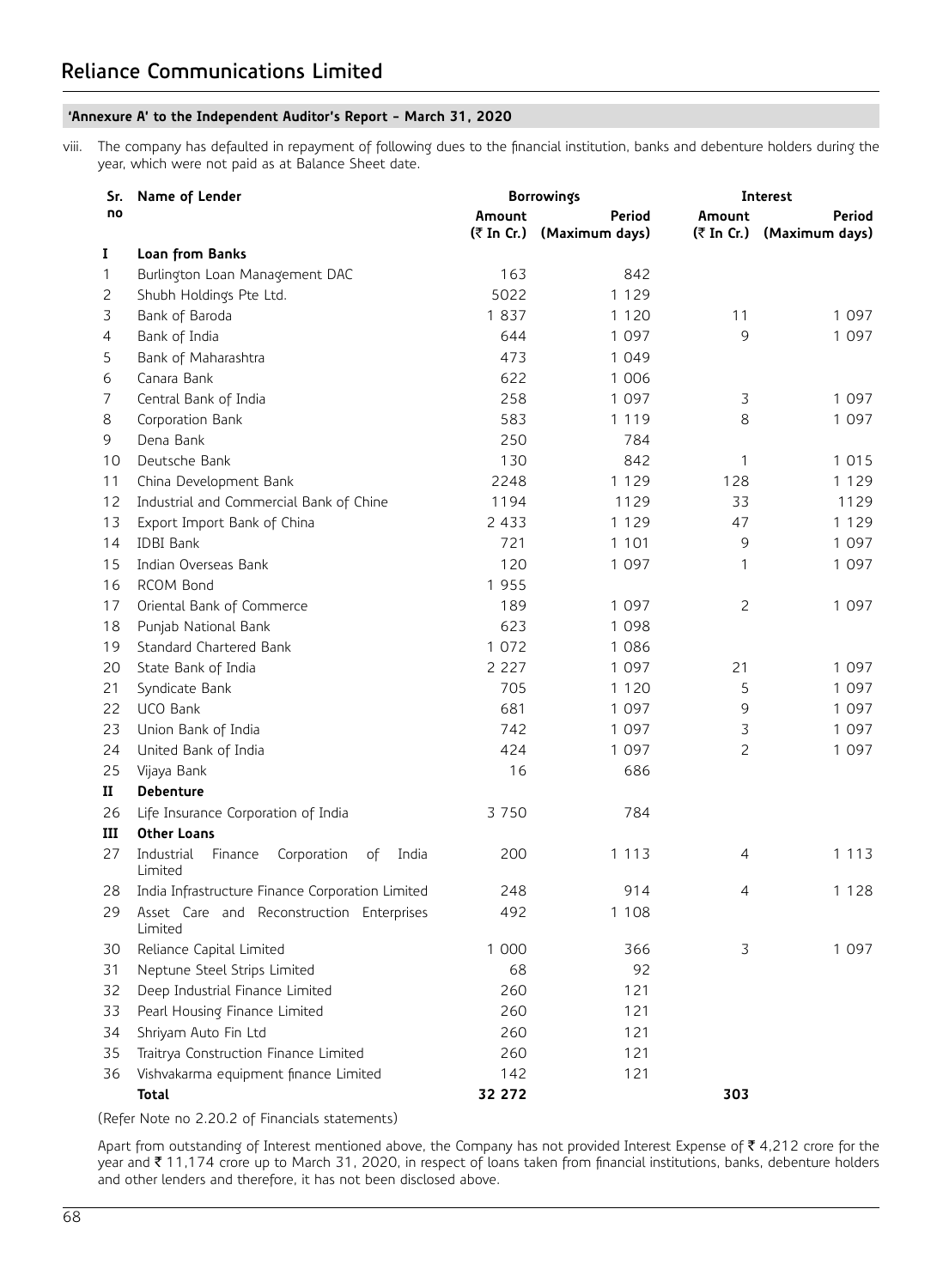### 'Annexure A' to the Independent Auditor's Report - March 31, 2020

viii. The company has defaulted in repayment of following dues to the financial institution, banks and debenture holders during the year, which were not paid as at Balance Sheet date.

| Sr. no | Name of Lender | Borrowings | | Interest | |
|---|---|---|---|---|---|
| | | Amount (₹ In Cr.) | Period (Maximum days) | Amount (₹ In Cr.) | Period (Maximum days) |
| **I** | **Loan from Banks** | | | | |
| 1 | Burlington Loan Management DAC | 163 | 842 | | |
| 2 | Shubh Holdings Pte Ltd. | 5022 | 1 129 | | |
| 3 | Bank of Baroda | 1 837 | 1 120 | 11 | 1 097 |
| 4 | Bank of India | 644 | 1 097 | 9 | 1 097 |
| 5 | Bank of Maharashtra | 473 | 1 049 | | |
| 6 | Canara Bank | 622 | 1 006 | | |
| 7 | Central Bank of India | 258 | 1 097 | 3 | 1 097 |
| 8 | Corporation Bank | 583 | 1 119 | 8 | 1 097 |
| 9 | Dena Bank | 250 | 784 | | |
| 10 | Deutsche Bank | 130 | 842 | 1 | 1 015 |
| 11 | China Development Bank | 2248 | 1 129 | 128 | 1 129 |
| 12 | Industrial and Commercial Bank of Chine | 1194 | 1129 | 33 | 1129 |
| 13 | Export Import Bank of China | 2 433 | 1 129 | 47 | 1 129 |
| 14 | IDBI Bank | 721 | 1 101 | 9 | 1 097 |
| 15 | Indian Overseas Bank | 120 | 1 097 | 1 | 1 097 |
| 16 | RCOM Bond | 1 955 | | | |
| 17 | Oriental Bank of Commerce | 189 | 1 097 | 2 | 1 097 |
| 18 | Punjab National Bank | 623 | 1 098 | | |
| 19 | Standard Chartered Bank | 1 072 | 1 086 | | |
| 20 | State Bank of India | 2 227 | 1 097 | 21 | 1 097 |
| 21 | Syndicate Bank | 705 | 1 120 | 5 | 1 097 |
| 22 | UCO Bank | 681 | 1 097 | 9 | 1 097 |
| 23 | Union Bank of India | 742 | 1 097 | 3 | 1 097 |
| 24 | United Bank of India | 424 | 1 097 | 2 | 1 097 |
| 25 | Vijaya Bank | 16 | 686 | | |
| **II** | **Debenture** | | | | |
| 26 | Life Insurance Corporation of India | 3 750 | 784 | | |
| **III** | **Other Loans** | | | | |
| 27 | Industrial Finance Corporation of India Limited | 200 | 1 113 | 4 | 1 113 |
| 28 | India Infrastructure Finance Corporation Limited | 248 | 914 | 4 | 1 128 |
| 29 | Asset Care and Reconstruction Enterprises Limited | 492 | 1 108 | | |
| 30 | Reliance Capital Limited | 1 000 | 366 | 3 | 1 097 |
| 31 | Neptune Steel Strips Limited | 68 | 92 | | |
| 32 | Deep Industrial Finance Limited | 260 | 121 | | |
| 33 | Pearl Housing Finance Limited | 260 | 121 | | |
| 34 | Shriyam Auto Fin Ltd | 260 | 121 | | |
| 35 | Traitrya Construction Finance Limited | 260 | 121 | | |
| 36 | Vishvakarma equipment finance Limited | 142 | 121 | | |
| | **Total** | **32 272** | | **303** | |

(Refer Note no 2.20.2 of Financials statements)

Apart from outstanding of Interest mentioned above, the Company has not provided Interest Expense of ₹ 4,212 crore for the year and ₹ 11,174 crore up to March 31, 2020, in respect of loans taken from financial institutions, banks, debenture holders and other lenders and therefore, it has not been disclosed above.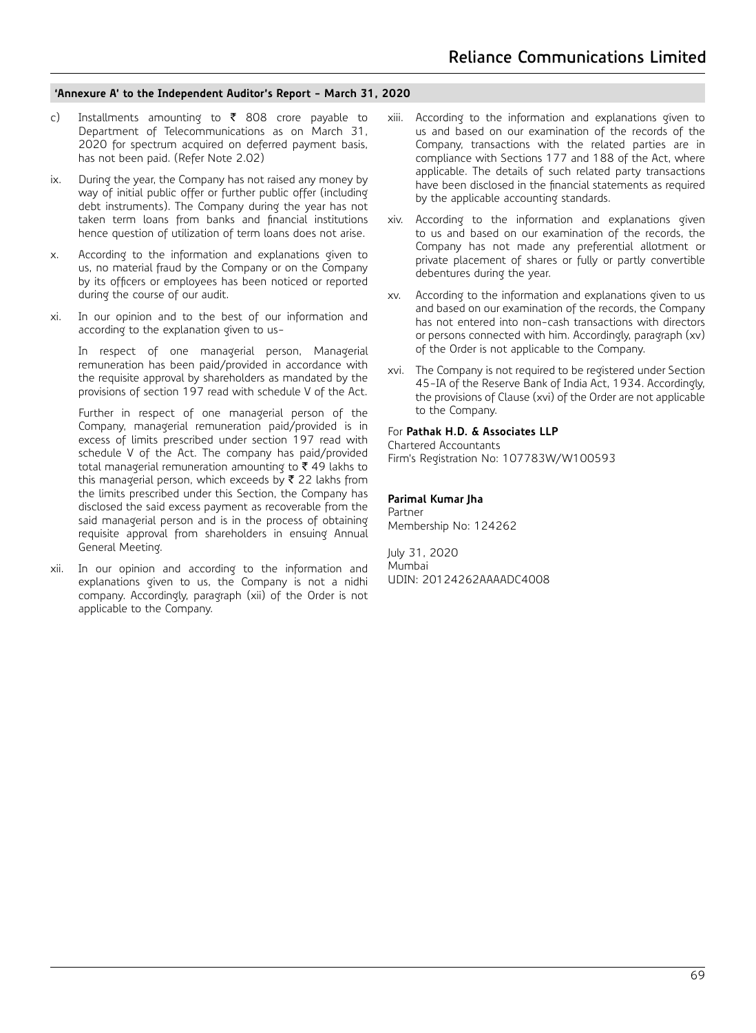**'Annexure A' to the Independent Auditor's Report - March 31, 2020**

c) Installments amounting to ₹ 808 crore payable to Department of Telecommunications as on March 31, 2020 for spectrum acquired on deferred payment basis, has not been paid. (Refer Note 2.02)

ix. During the year, the Company has not raised any money by way of initial public offer or further public offer (including debt instruments). The Company during the year has not taken term loans from banks and financial institutions hence question of utilization of term loans does not arise.

x. According to the information and explanations given to us, no material fraud by the Company or on the Company by its officers or employees has been noticed or reported during the course of our audit.

xi. In our opinion and to the best of our information and according to the explanation given to us-

In respect of one managerial person, Managerial remuneration has been paid/provided in accordance with the requisite approval by shareholders as mandated by the provisions of section 197 read with schedule V of the Act.

Further in respect of one managerial person of the Company, managerial remuneration paid/provided is in excess of limits prescribed under section 197 read with schedule V of the Act. The company has paid/provided total managerial remuneration amounting to ₹ 49 lakhs to this managerial person, which exceeds by ₹ 22 lakhs from the limits prescribed under this Section, the Company has disclosed the said excess payment as recoverable from the said managerial person and is in the process of obtaining requisite approval from shareholders in ensuing Annual General Meeting.

xii. In our opinion and according to the information and explanations given to us, the Company is not a nidhi company. Accordingly, paragraph (xii) of the Order is not applicable to the Company.

xiii. According to the information and explanations given to us and based on our examination of the records of the Company, transactions with the related parties are in compliance with Sections 177 and 188 of the Act, where applicable. The details of such related party transactions have been disclosed in the financial statements as required by the applicable accounting standards.

xiv. According to the information and explanations given to us and based on our examination of the records, the Company has not made any preferential allotment or private placement of shares or fully or partly convertible debentures during the year.

xv. According to the information and explanations given to us and based on our examination of the records, the Company has not entered into non-cash transactions with directors or persons connected with him. Accordingly, paragraph (xv) of the Order is not applicable to the Company.

xvi. The Company is not required to be registered under Section 45-IA of the Reserve Bank of India Act, 1934. Accordingly, the provisions of Clause (xvi) of the Order are not applicable to the Company.

For **Pathak H.D. & Associates LLP**
Chartered Accountants
Firm's Registration No: 107783W/W100593

**Parimal Kumar Jha**
Partner
Membership No: 124262

July 31, 2020
Mumbai
UDIN: 20124262AAAADC4008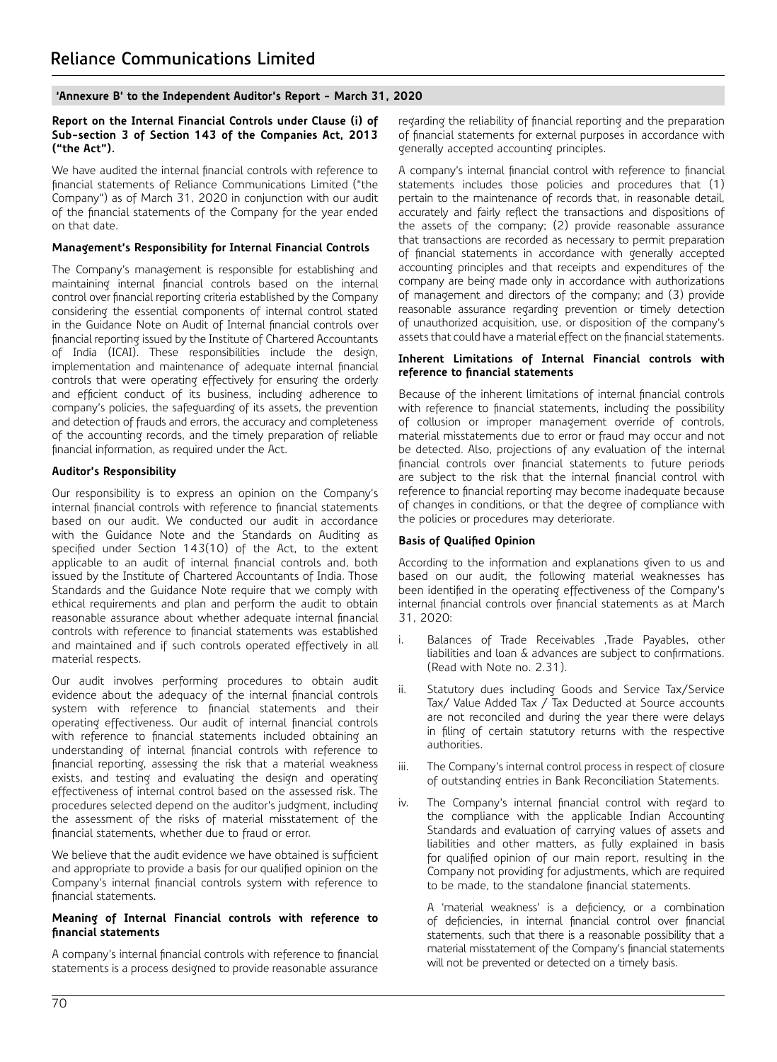## 'Annexure B' to the Independent Auditor's Report - March 31, 2020

**Report on the Internal Financial Controls under Clause (i) of Sub-section 3 of Section 143 of the Companies Act, 2013 ("the Act").**

We have audited the internal financial controls with reference to financial statements of Reliance Communications Limited ("the Company") as of March 31, 2020 in conjunction with our audit of the financial statements of the Company for the year ended on that date.

### Management's Responsibility for Internal Financial Controls

The Company's management is responsible for establishing and maintaining internal financial controls based on the internal control over financial reporting criteria established by the Company considering the essential components of internal control stated in the Guidance Note on Audit of Internal financial controls over financial reporting issued by the Institute of Chartered Accountants of India (ICAI). These responsibilities include the design, implementation and maintenance of adequate internal financial controls that were operating effectively for ensuring the orderly and efficient conduct of its business, including adherence to company's policies, the safeguarding of its assets, the prevention and detection of frauds and errors, the accuracy and completeness of the accounting records, and the timely preparation of reliable financial information, as required under the Act.

### Auditor's Responsibility

Our responsibility is to express an opinion on the Company's internal financial controls with reference to financial statements based on our audit. We conducted our audit in accordance with the Guidance Note and the Standards on Auditing as specified under Section 143(10) of the Act, to the extent applicable to an audit of internal financial controls and, both issued by the Institute of Chartered Accountants of India. Those Standards and the Guidance Note require that we comply with ethical requirements and plan and perform the audit to obtain reasonable assurance about whether adequate internal financial controls with reference to financial statements was established and maintained and if such controls operated effectively in all material respects.

Our audit involves performing procedures to obtain audit evidence about the adequacy of the internal financial controls system with reference to financial statements and their operating effectiveness. Our audit of internal financial controls with reference to financial statements included obtaining an understanding of internal financial controls with reference to financial reporting, assessing the risk that a material weakness exists, and testing and evaluating the design and operating effectiveness of internal control based on the assessed risk. The procedures selected depend on the auditor's judgment, including the assessment of the risks of material misstatement of the financial statements, whether due to fraud or error.

We believe that the audit evidence we have obtained is sufficient and appropriate to provide a basis for our qualified opinion on the Company's internal financial controls system with reference to financial statements.

### Meaning of Internal Financial controls with reference to financial statements

A company's internal financial controls with reference to financial statements is a process designed to provide reasonable assurance regarding the reliability of financial reporting and the preparation of financial statements for external purposes in accordance with generally accepted accounting principles.

A company's internal financial control with reference to financial statements includes those policies and procedures that (1) pertain to the maintenance of records that, in reasonable detail, accurately and fairly reflect the transactions and dispositions of the assets of the company; (2) provide reasonable assurance that transactions are recorded as necessary to permit preparation of financial statements in accordance with generally accepted accounting principles and that receipts and expenditures of the company are being made only in accordance with authorizations of management and directors of the company; and (3) provide reasonable assurance regarding prevention or timely detection of unauthorized acquisition, use, or disposition of the company's assets that could have a material effect on the financial statements.

### Inherent Limitations of Internal Financial controls with reference to financial statements

Because of the inherent limitations of internal financial controls with reference to financial statements, including the possibility of collusion or improper management override of controls, material misstatements due to error or fraud may occur and not be detected. Also, projections of any evaluation of the internal financial controls over financial statements to future periods are subject to the risk that the internal financial control with reference to financial reporting may become inadequate because of changes in conditions, or that the degree of compliance with the policies or procedures may deteriorate.

### Basis of Qualified Opinion

According to the information and explanations given to us and based on our audit, the following material weaknesses has been identified in the operating effectiveness of the Company's internal financial controls over financial statements as at March 31, 2020:

i. Balances of Trade Receivables ,Trade Payables, other liabilities and loan & advances are subject to confirmations. (Read with Note no. 2.31).

ii. Statutory dues including Goods and Service Tax/Service Tax/ Value Added Tax / Tax Deducted at Source accounts are not reconciled and during the year there were delays in filing of certain statutory returns with the respective authorities.

iii. The Company's internal control process in respect of closure of outstanding entries in Bank Reconciliation Statements.

iv. The Company's internal financial control with regard to the compliance with the applicable Indian Accounting Standards and evaluation of carrying values of assets and liabilities and other matters, as fully explained in basis for qualified opinion of our main report, resulting in the Company not providing for adjustments, which are required to be made, to the standalone financial statements.

A 'material weakness' is a deficiency, or a combination of deficiencies, in internal financial control over financial statements, such that there is a reasonable possibility that a material misstatement of the Company's financial statements will not be prevented or detected on a timely basis.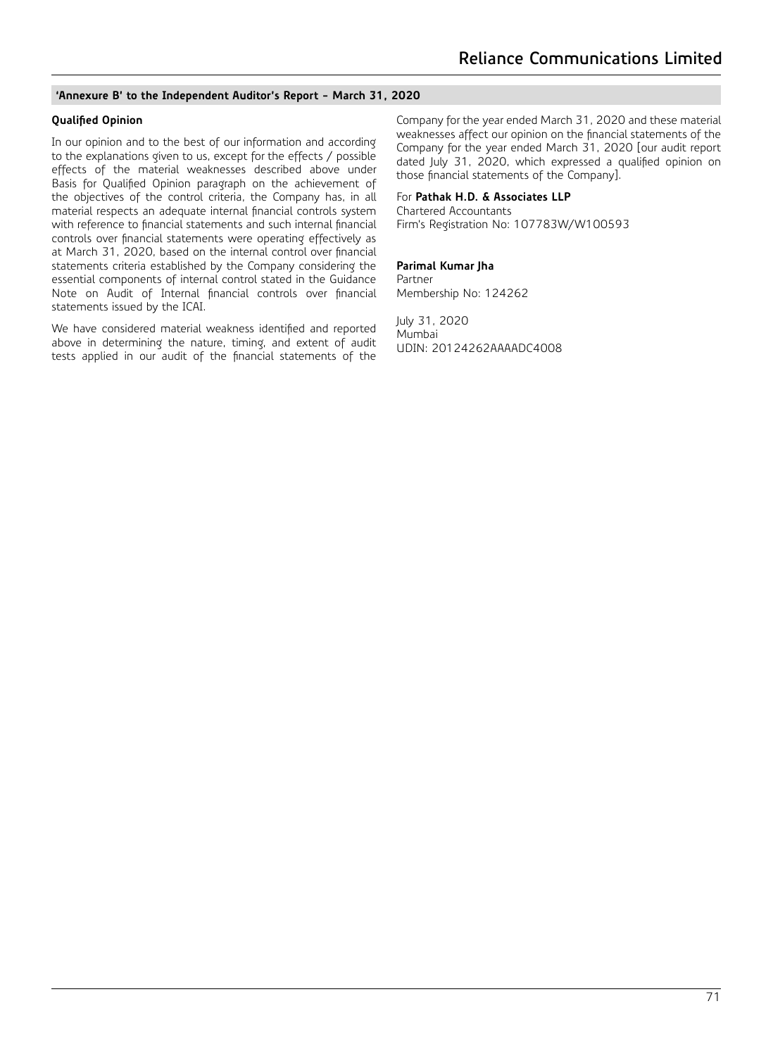## 'Annexure B' to the Independent Auditor's Report - March 31, 2020

### Qualified Opinion

In our opinion and to the best of our information and according to the explanations given to us, except for the effects / possible effects of the material weaknesses described above under Basis for Qualified Opinion paragraph on the achievement of the objectives of the control criteria, the Company has, in all material respects an adequate internal financial controls system with reference to financial statements and such internal financial controls over financial statements were operating effectively as at March 31, 2020, based on the internal control over financial statements criteria established by the Company considering the essential components of internal control stated in the Guidance Note on Audit of Internal financial controls over financial statements issued by the ICAI.

We have considered material weakness identified and reported above in determining the nature, timing, and extent of audit tests applied in our audit of the financial statements of the Company for the year ended March 31, 2020 and these material weaknesses affect our opinion on the financial statements of the Company for the year ended March 31, 2020 [our audit report dated July 31, 2020, which expressed a qualified opinion on those financial statements of the Company].

For **Pathak H.D. & Associates LLP**
Chartered Accountants
Firm's Registration No: 107783W/W100593

**Parimal Kumar Jha**
Partner
Membership No: 124262

July 31, 2020
Mumbai
UDIN: 20124262AAAADC4008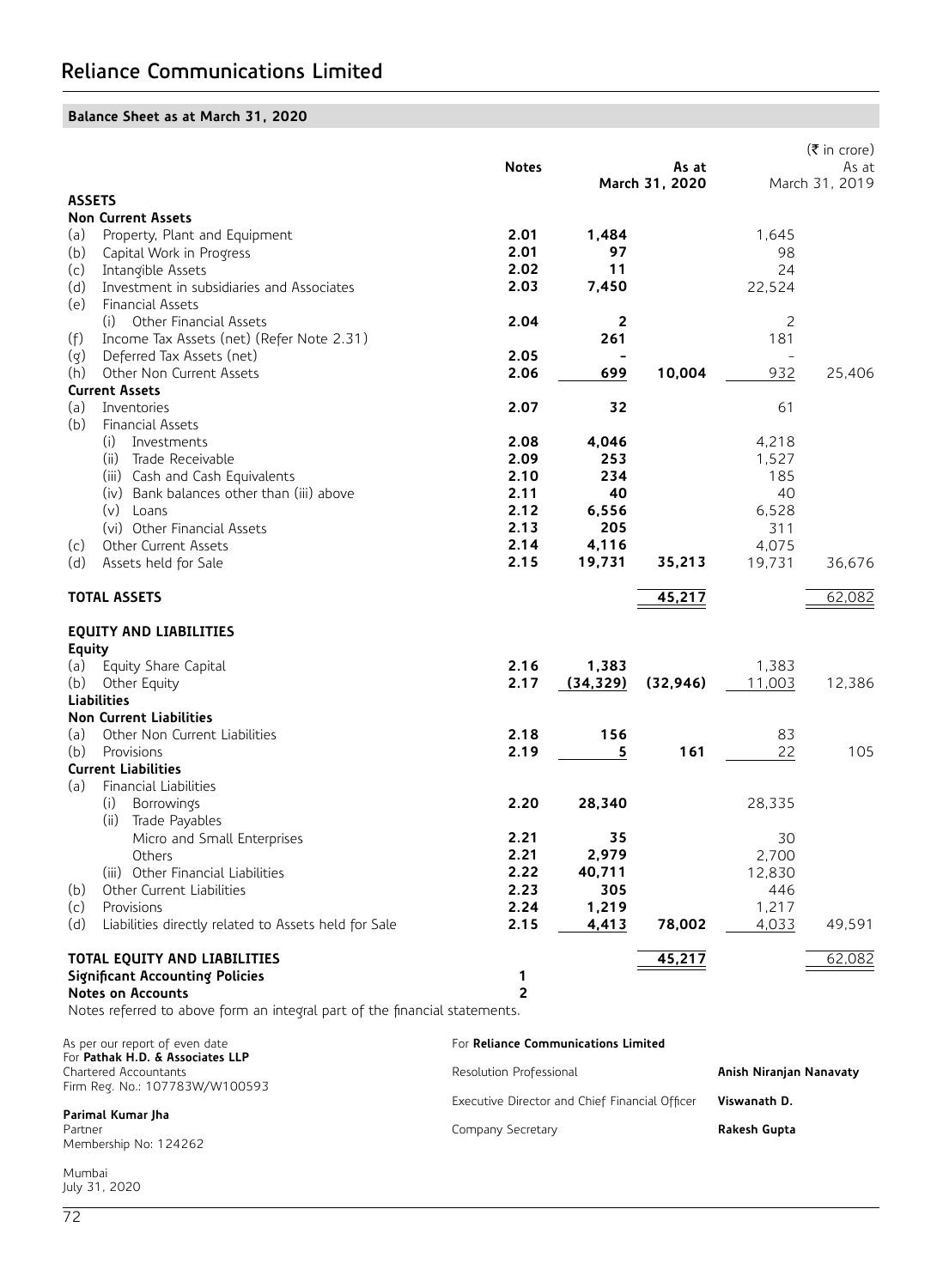## Balance Sheet as at March 31, 2020

(₹ in crore)

| | Notes | As at March 31, 2020 | | As at March 31, 2019 | |
|---|---|---|---|---|---|
| **ASSETS** | | | | | |
| **Non Current Assets** | | | | | |
| (a) Property, Plant and Equipment | 2.01 | 1,484 | | 1,645 | |
| (b) Capital Work in Progress | 2.01 | 97 | | 98 | |
| (c) Intangible Assets | 2.02 | 11 | | 24 | |
| (d) Investment in subsidiaries and Associates | 2.03 | 7,450 | | 22,524 | |
| (e) Financial Assets | | | | | |
| (i) Other Financial Assets | 2.04 | 2 | | 2 | |
| (f) Income Tax Assets (net) (Refer Note 2.31) | | 261 | | 181 | |
| (g) Deferred Tax Assets (net) | 2.05 | - | | - | |
| (h) Other Non Current Assets | 2.06 | 699 | 10,004 | 932 | 25,406 |
| **Current Assets** | | | | | |
| (a) Inventories | 2.07 | 32 | | 61 | |
| (b) Financial Assets | | | | | |
| (i) Investments | 2.08 | 4,046 | | 4,218 | |
| (ii) Trade Receivable | 2.09 | 253 | | 1,527 | |
| (iii) Cash and Cash Equivalents | 2.10 | 234 | | 185 | |
| (iv) Bank balances other than (iii) above | 2.11 | 40 | | 40 | |
| (v) Loans | 2.12 | 6,556 | | 6,528 | |
| (vi) Other Financial Assets | 2.13 | 205 | | 311 | |
| (c) Other Current Assets | 2.14 | 4,116 | | 4,075 | |
| (d) Assets held for Sale | 2.15 | 19,731 | 35,213 | 19,731 | 36,676 |
| **TOTAL ASSETS** | | | 45,217 | | 62,082 |
| **EQUITY AND LIABILITIES** | | | | | |
| **Equity** | | | | | |
| (a) Equity Share Capital | 2.16 | 1,383 | | 1,383 | |
| (b) Other Equity | 2.17 | (34,329) | (32,946) | 11,003 | 12,386 |
| **Liabilities** | | | | | |
| **Non Current Liabilities** | | | | | |
| (a) Other Non Current Liabilities | 2.18 | 156 | | 83 | |
| (b) Provisions | 2.19 | 5 | 161 | 22 | 105 |
| **Current Liabilities** | | | | | |
| (a) Financial Liabilities | | | | | |
| (i) Borrowings | 2.20 | 28,340 | | 28,335 | |
| (ii) Trade Payables | | | | | |
| Micro and Small Enterprises | 2.21 | 35 | | 30 | |
| Others | 2.21 | 2,979 | | 2,700 | |
| (iii) Other Financial Liabilities | 2.22 | 40,711 | | 12,830 | |
| (b) Other Current Liabilities | 2.23 | 305 | | 446 | |
| (c) Provisions | 2.24 | 1,219 | | 1,217 | |
| (d) Liabilities directly related to Assets held for Sale | 2.15 | 4,413 | 78,002 | 4,033 | 49,591 |
| **TOTAL EQUITY AND LIABILITIES** | | | 45,217 | | 62,082 |
| **Significant Accounting Policies** | 1 | | | | |
| **Notes on Accounts** | 2 | | | | |

Notes referred to above form an integral part of the financial statements.

As per our report of even date
For **Pathak H.D. & Associates LLP**
Chartered Accountants
Firm Reg. No.: 107783W/W100593

**Parimal Kumar Jha**
Partner
Membership No: 124262

Mumbai
July 31, 2020

For **Reliance Communications Limited**

| | |
|---|---|
| Resolution Professional | **Anish Niranjan Nanavaty** |
| Executive Director and Chief Financial Officer | **Viswanath D.** |
| Company Secretary | **Rakesh Gupta** |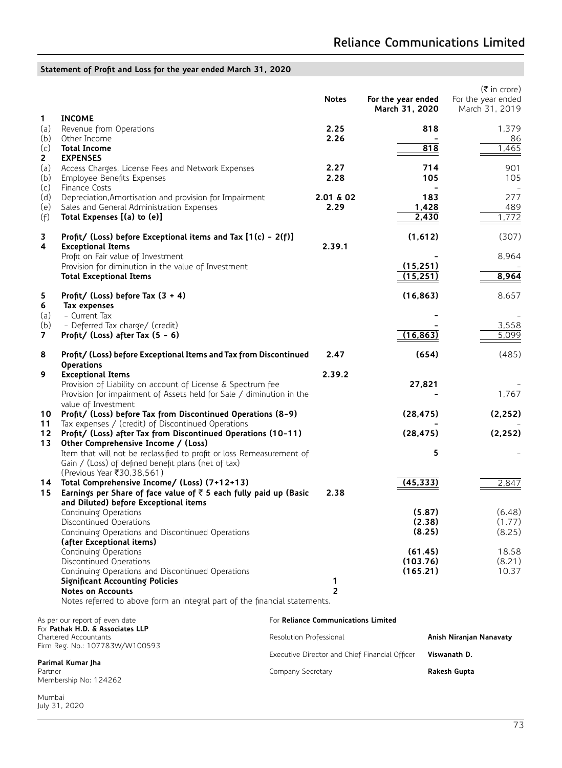## Statement of Profit and Loss for the year ended March 31, 2020

(₹ in crore)

| | | Notes | For the year ended March 31, 2020 | For the year ended March 31, 2019 |
|---|---|---|---|---|
| **1** | **INCOME** | | | |
| (a) | Revenue from Operations | **2.25** | **818** | 1,379 |
| (b) | Other Income | **2.26** | **-** | 86 |
| (c) | **Total Income** | | **818** | 1,465 |
| **2** | **EXPENSES** | | | |
| (a) | Access Charges, License Fees and Network Expenses | **2.27** | **714** | 901 |
| (b) | Employee Benefits Expenses | **2.28** | **105** | 105 |
| (c) | Finance Costs | | **-** | - |
| (d) | Depreciation,Amortisation and provision for Impairment | **2.01 & 02** | **183** | 277 |
| (e) | Sales and General Administration Expenses | **2.29** | **1,428** | 489 |
| (f) | **Total Expenses [(a) to (e)]** | | **2,430** | 1,772 |
| **3** | **Profit/ (Loss) before Exceptional items and Tax [1(c) - 2(f)]** | | **(1,612)** | (307) |
| **4** | **Exceptional Items** | **2.39.1** | | |
| | Profit on Fair value of Investment | | **-** | 8,964 |
| | Provision for diminution in the value of Investment | | **(15,251)** | - |
| | **Total Exceptional Items** | | **(15,251)** | **8,964** |
| **5** | **Profit/ (Loss) before Tax (3 + 4)** | | **(16,863)** | 8,657 |
| **6** | **Tax expenses** | | | |
| (a) | - Current Tax | | **-** | - |
| (b) | - Deferred Tax charge/ (credit) | | **-** | 3,558 |
| **7** | **Profit/ (Loss) after Tax (5 - 6)** | | **(16,863)** | 5,099 |
| **8** | **Profit/ (Loss) before Exceptional Items and Tax from Discontinued Operations** | **2.47** | **(654)** | (485) |
| **9** | **Exceptional Items** | **2.39.2** | | |
| | Provision of Liability on account of License & Spectrum fee | | **27,821** | - |
| | Provision for impairment of Assets held for Sale / diminution in the value of Investment | | **-** | 1,767 |
| **10** | **Profit/ (Loss) before Tax from Discontinued Operations (8-9)** | | **(28,475)** | **(2,252)** |
| **11** | Tax expenses / (credit) of Discontinued Operations | | **-** | - |
| **12** | **Profit/ (Loss) after Tax from Discontinued Operations (10-11)** | | **(28,475)** | **(2,252)** |
| **13** | **Other Comprehensive Income / (Loss)** | | | |
| | Item that will not be reclassified to profit or loss Remeasurement of Gain / (Loss) of defined benefit plans (net of tax) (Previous Year ₹30,38,561) | | **5** | - |
| **14** | **Total Comprehensive Income/ (Loss) (7+12+13)** | | **(45,333)** | 2,847 |
| **15** | **Earnings per Share of face value of ₹ 5 each fully paid up (Basic and Diluted) before Exceptional items** | **2.38** | | |
| | Continuing Operations | | **(5.87)** | (6.48) |
| | Discontinued Operations | | **(2.38)** | (1.77) |
| | Continuing Operations and Discontinued Operations | | **(8.25)** | (8.25) |
| | **(after Exceptional items)** | | | |
| | Continuing Operations | | **(61.45)** | 18.58 |
| | Discontinued Operations | | **(103.76)** | (8.21) |
| | Continuing Operations and Discontinued Operations | | **(165.21)** | 10.37 |
| | **Significant Accounting Policies** | **1** | | |
| | **Notes on Accounts** | **2** | | |

Notes referred to above form an integral part of the financial statements.

As per our report of even date
For **Pathak H.D. & Associates LLP**
Chartered Accountants
Firm Reg. No.: 107783W/W100593

**Parimal Kumar Jha**
Partner
Membership No: 124262

Mumbai
July 31, 2020

For **Reliance Communications Limited**

| | |
|---|---|
| Resolution Professional | **Anish Niranjan Nanavaty** |
| Executive Director and Chief Financial Officer | **Viswanath D.** |
| Company Secretary | **Rakesh Gupta** |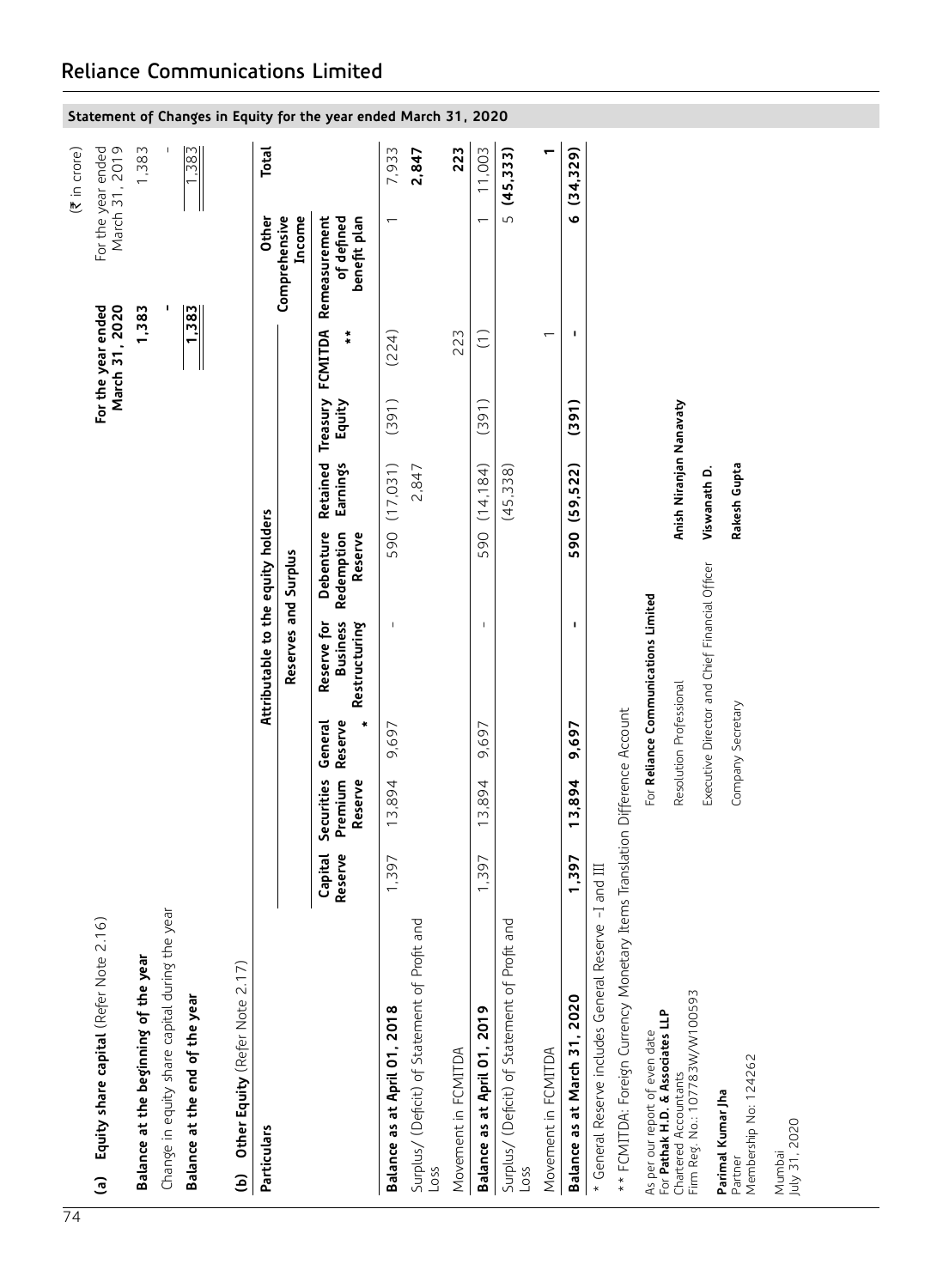## Statement of Changes in Equity for the year ended March 31, 2020

### (a) Equity share capital (Refer Note 2.16)

(₹ in crore)

| | For the year ended March 31, 2020 | For the year ended March 31, 2019 |
|---|---|---|
| **Balance at the beginning of the year** | **1,383** | 1,383 |
| Change in equity share capital during the year | **-** | - |
| **Balance at the end of the year** | **1,383** | 1,383 |

### (b) Other Equity (Refer Note 2.17)

| Particulars | Attributable to the equity holders | | | | | | | | | Other Comprehensive Income | Total |
|---|---|---|---|---|---|---|---|---|---|---|---|
| | Reserves and Surplus | | | | | | | | | | |
| | Capital Reserve | Securities Premium Reserve | General Reserve * | Reserve for Business Restructuring | Debenture Redemption Reserve | Retained Earnings | Treasury Equity | FCMITDA ** | | Remeasurement of defined benefit plan | |
| **Balance as at April 01, 2018** | 1,397 | 13,894 | 9,697 | - | 590 | (17,031) | (391) | (224) | | 1 | 7,933 |
| Surplus/ (Deficit) of Statement of Profit and Loss | | | | | | 2,847 | | | | | **2,847** |
| Movement in FCMITDA | | | | | | | | 223 | | | **223** |
| **Balance as at April 01, 2019** | 1,397 | 13,894 | 9,697 | - | 590 | (14,184) | (391) | (1) | | 1 | 11,003 |
| Surplus/ (Deficit) of Statement of Profit and Loss | | | | | | (45,338) | | | | 5 | **(45,333)** |
| Movement in FCMITDA | | | | | | | | 1 | | | **1** |
| **Balance as at March 31, 2020** | **1,397** | **13,894** | **9,697** | **-** | **590** | **(59,522)** | **(391)** | **-** | | **6** | **(34,329)** |

* General Reserve includes General Reserve -I and III

** FCMITDA: Foreign Currency Monetary Items Translation Difference Account

As per our report of even date
For **Pathak H.D. & Associates LLP**
Chartered Accountants
Firm Reg. No.: 107783W/W100593

**Parimal Kumar Jha**
Partner
Membership No: 124262

Mumbai
July 31, 2020

For **Reliance Communications Limited**

Resolution Professional — **Anish Niranjan Nanavaty**

Executive Director and Chief Financial Officer — **Viswanath D.**

Company Secretary — **Rakesh Gupta**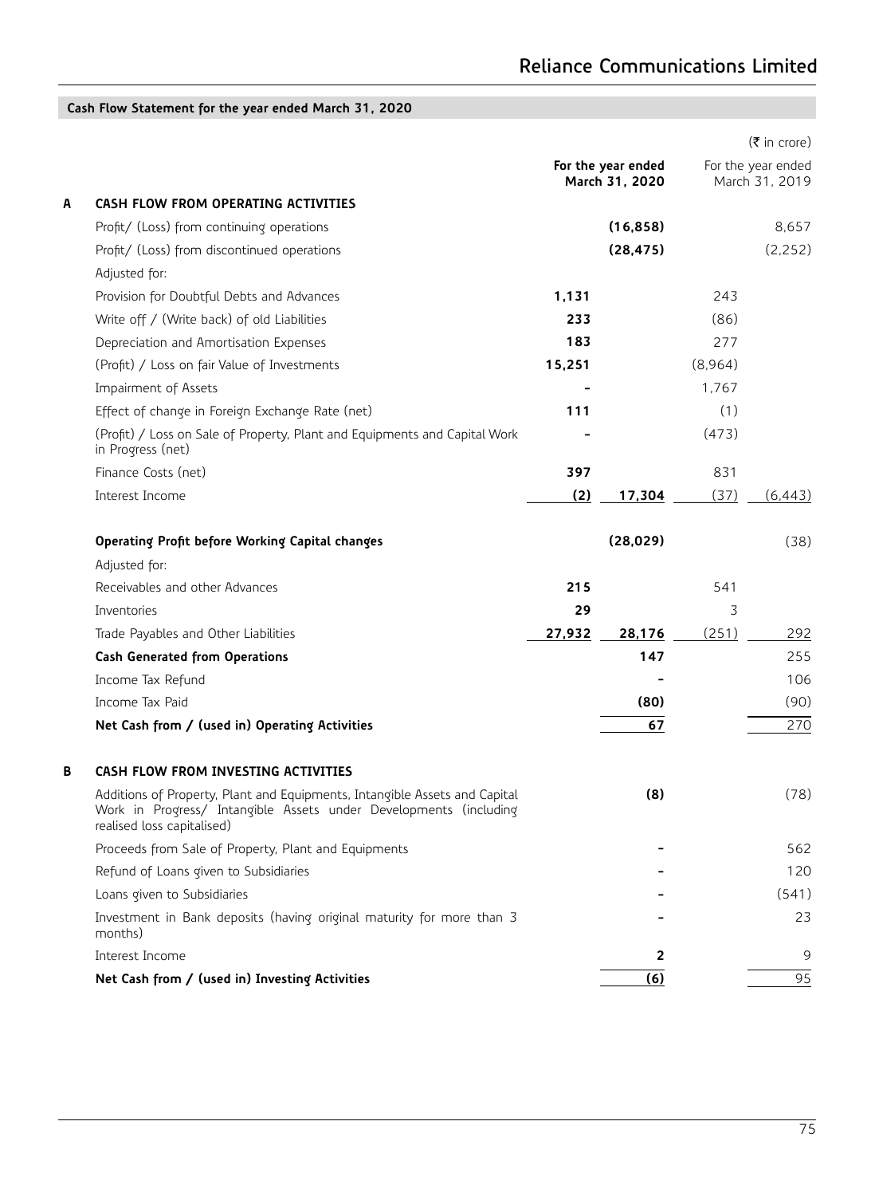## Cash Flow Statement for the year ended March 31, 2020

(₹ in crore)

| | | For the year ended March 31, 2020 | | For the year ended March 31, 2019 | |
|---|---|---|---|---|---|
| **A** | **CASH FLOW FROM OPERATING ACTIVITIES** | | | | |
| | Profit/ (Loss) from continuing operations | | **(16,858)** | | 8,657 |
| | Profit/ (Loss) from discontinued operations | | **(28,475)** | | (2,252) |
| | Adjusted for: | | | | |
| | Provision for Doubtful Debts and Advances | **1,131** | | 243 | |
| | Write off / (Write back) of old Liabilities | **233** | | (86) | |
| | Depreciation and Amortisation Expenses | **183** | | 277 | |
| | (Profit) / Loss on fair Value of Investments | **15,251** | | (8,964) | |
| | Impairment of Assets | **-** | | 1,767 | |
| | Effect of change in Foreign Exchange Rate (net) | **111** | | (1) | |
| | (Profit) / Loss on Sale of Property, Plant and Equipments and Capital Work in Progress (net) | **-** | | (473) | |
| | Finance Costs (net) | **397** | | 831 | |
| | Interest Income | **(2)** | **17,304** | (37) | (6,443) |
| | **Operating Profit before Working Capital changes** | | **(28,029)** | | (38) |
| | Adjusted for: | | | | |
| | Receivables and other Advances | **215** | | 541 | |
| | Inventories | **29** | | 3 | |
| | Trade Payables and Other Liabilities | **27,932** | **28,176** | (251) | 292 |
| | **Cash Generated from Operations** | | **147** | | 255 |
| | Income Tax Refund | | **-** | | 106 |
| | Income Tax Paid | | **(80)** | | (90) |
| | **Net Cash from / (used in) Operating Activities** | | **67** | | 270 |
| **B** | **CASH FLOW FROM INVESTING ACTIVITIES** | | | | |
| | Additions of Property, Plant and Equipments, Intangible Assets and Capital Work in Progress/ Intangible Assets under Developments (including realised loss capitalised) | | **(8)** | | (78) |
| | Proceeds from Sale of Property, Plant and Equipments | | **-** | | 562 |
| | Refund of Loans given to Subsidiaries | | **-** | | 120 |
| | Loans given to Subsidiaries | | **-** | | (541) |
| | Investment in Bank deposits (having original maturity for more than 3 months) | | **-** | | 23 |
| | Interest Income | | **2** | | 9 |
| | **Net Cash from / (used in) Investing Activities** | | **(6)** | | 95 |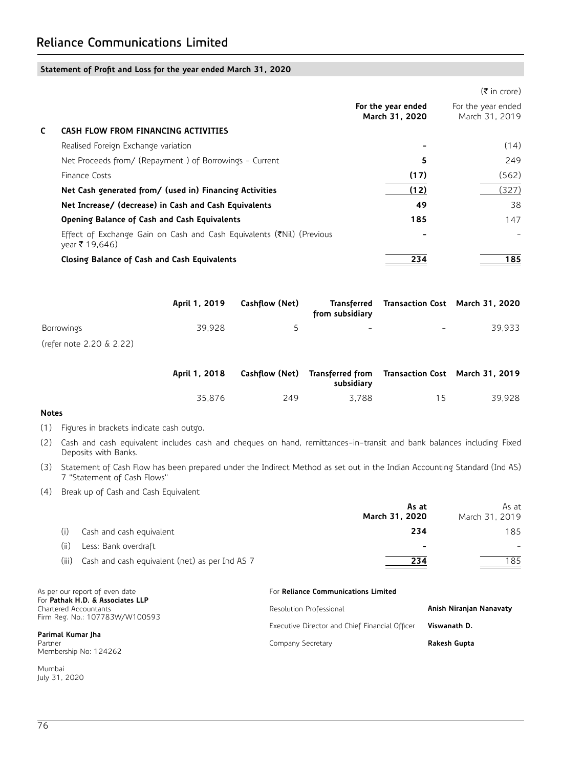## Reliance Communications Limited

### Statement of Profit and Loss for the year ended March 31, 2020

(₹ in crore)

| | | For the year ended March 31, 2020 | For the year ended March 31, 2019 |
|---|---|---|---|
| **C** | **CASH FLOW FROM FINANCING ACTIVITIES** | | |
| | Realised Foreign Exchange variation | **-** | (14) |
| | Net Proceeds from/ (Repayment ) of Borrowings - Current | **5** | 249 |
| | Finance Costs | **(17)** | (562) |
| | **Net Cash generated from/ (used in) Financing Activities** | **(12)** | (327) |
| | **Net Increase/ (decrease) in Cash and Cash Equivalents** | **49** | 38 |
| | **Opening Balance of Cash and Cash Equivalents** | **185** | 147 |
| | Effect of Exchange Gain on Cash and Cash Equivalents (₹Nil) (Previous year ₹ 19,646) | **-** | - |
| | **Closing Balance of Cash and Cash Equivalents** | **234** | 185 |

| | April 1, 2019 | Cashflow (Net) | Transferred from subsidiary | Transaction Cost | March 31, 2020 |
|---|---|---|---|---|---|
| Borrowings | 39,928 | 5 | - | - | 39,933 |
| (refer note 2.20 & 2.22) | | | | | |

| | April 1, 2018 | Cashflow (Net) | Transferred from subsidiary | Transaction Cost | March 31, 2019 |
|---|---|---|---|---|---|
| | 35,876 | 249 | 3,788 | 15 | 39,928 |

**Notes**

(1) Figures in brackets indicate cash outgo.

(2) Cash and cash equivalent includes cash and cheques on hand, remittances-in-transit and bank balances including Fixed Deposits with Banks.

(3) Statement of Cash Flow has been prepared under the Indirect Method as set out in the Indian Accounting Standard (Ind AS) 7 "Statement of Cash Flows"

(4) Break up of Cash and Cash Equivalent

| | | As at March 31, 2020 | As at March 31, 2019 |
|---|---|---|---|
| (i) | Cash and cash equivalent | **234** | 185 |
| (ii) | Less: Bank overdraft | **-** | - |
| (iii) | Cash and cash equivalent (net) as per Ind AS 7 | **234** | 185 |

As per our report of even date
For **Pathak H.D. & Associates LLP**
Chartered Accountants
Firm Reg. No.: 107783W/W100593

**Parimal Kumar Jha**
Partner
Membership No: 124262

Mumbai
July 31, 2020

For **Reliance Communications Limited**

| | |
|---|---|
| Resolution Professional | **Anish Niranjan Nanavaty** |
| Executive Director and Chief Financial Officer | **Viswanath D.** |
| Company Secretary | **Rakesh Gupta** |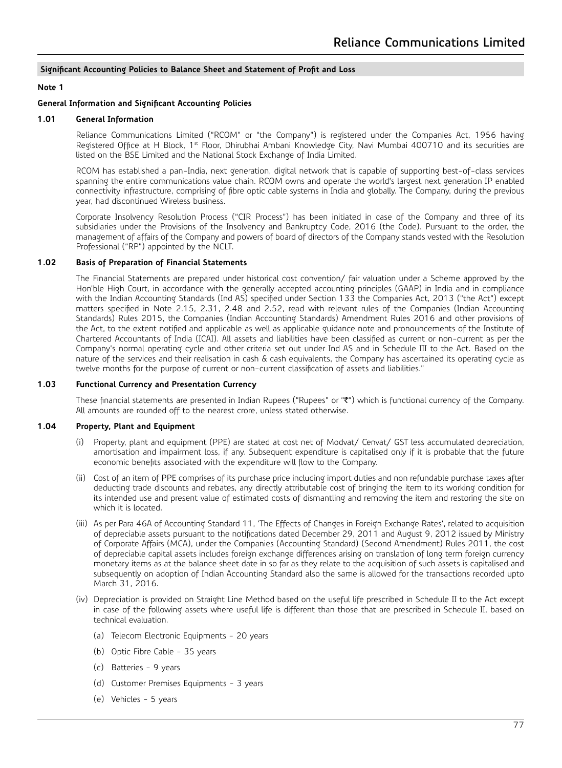## Significant Accounting Policies to Balance Sheet and Statement of Profit and Loss

### Note 1

### General Information and Significant Accounting Policies

#### 1.01 General Information

Reliance Communications Limited ("RCOM" or "the Company") is registered under the Companies Act, 1956 having Registered Office at H Block, 1st Floor, Dhirubhai Ambani Knowledge City, Navi Mumbai 400710 and its securities are listed on the BSE Limited and the National Stock Exchange of India Limited.

RCOM has established a pan-India, next generation, digital network that is capable of supporting best-of-class services spanning the entire communications value chain. RCOM owns and operate the world's largest next generation IP enabled connectivity infrastructure, comprising of fibre optic cable systems in India and globally. The Company, during the previous year, had discontinued Wireless business.

Corporate Insolvency Resolution Process ("CIR Process") has been initiated in case of the Company and three of its subsidiaries under the Provisions of the Insolvency and Bankruptcy Code, 2016 (the Code). Pursuant to the order, the management of affairs of the Company and powers of board of directors of the Company stands vested with the Resolution Professional ("RP") appointed by the NCLT.

#### 1.02 Basis of Preparation of Financial Statements

The Financial Statements are prepared under historical cost convention/ fair valuation under a Scheme approved by the Hon'ble High Court, in accordance with the generally accepted accounting principles (GAAP) in India and in compliance with the Indian Accounting Standards (Ind AS) specified under Section 133 the Companies Act, 2013 ("the Act") except matters specified in Note 2.15, 2.31, 2.48 and 2.52, read with relevant rules of the Companies (Indian Accounting Standards) Rules 2015, the Companies (Indian Accounting Standards) Amendment Rules 2016 and other provisions of the Act, to the extent notified and applicable as well as applicable guidance note and pronouncements of the Institute of Chartered Accountants of India (ICAI). All assets and liabilities have been classified as current or non-current as per the Company's normal operating cycle and other criteria set out under Ind AS and in Schedule III to the Act. Based on the nature of the services and their realisation in cash & cash equivalents, the Company has ascertained its operating cycle as twelve months for the purpose of current or non-current classification of assets and liabilities."

#### 1.03 Functional Currency and Presentation Currency

These financial statements are presented in Indian Rupees ("Rupees" or "₹") which is functional currency of the Company. All amounts are rounded off to the nearest crore, unless stated otherwise.

#### 1.04 Property, Plant and Equipment

(i) Property, plant and equipment (PPE) are stated at cost net of Modvat/ Cenvat/ GST less accumulated depreciation, amortisation and impairment loss, if any. Subsequent expenditure is capitalised only if it is probable that the future economic benefits associated with the expenditure will flow to the Company.

(ii) Cost of an item of PPE comprises of its purchase price including import duties and non refundable purchase taxes after deducting trade discounts and rebates, any directly attributable cost of bringing the item to its working condition for its intended use and present value of estimated costs of dismantling and removing the item and restoring the site on which it is located.

(iii) As per Para 46A of Accounting Standard 11, 'The Effects of Changes in Foreign Exchange Rates', related to acquisition of depreciable assets pursuant to the notifications dated December 29, 2011 and August 9, 2012 issued by Ministry of Corporate Affairs (MCA), under the Companies (Accounting Standard) (Second Amendment) Rules 2011, the cost of depreciable capital assets includes foreign exchange differences arising on translation of long term foreign currency monetary items as at the balance sheet date in so far as they relate to the acquisition of such assets is capitalised and subsequently on adoption of Indian Accounting Standard also the same is allowed for the transactions recorded upto March 31, 2016.

(iv) Depreciation is provided on Straight Line Method based on the useful life prescribed in Schedule II to the Act except in case of the following assets where useful life is different than those that are prescribed in Schedule II, based on technical evaluation.

- (a) Telecom Electronic Equipments - 20 years
- (b) Optic Fibre Cable - 35 years
- (c) Batteries - 9 years
- (d) Customer Premises Equipments - 3 years
- (e) Vehicles - 5 years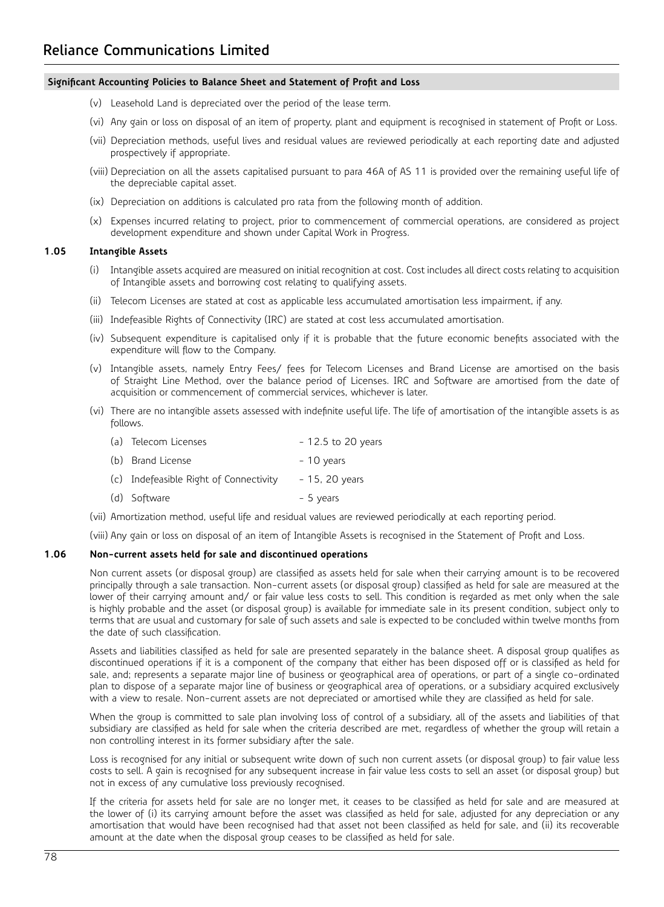**Significant Accounting Policies to Balance Sheet and Statement of Profit and Loss**

(v) Leasehold Land is depreciated over the period of the lease term.

(vi) Any gain or loss on disposal of an item of property, plant and equipment is recognised in statement of Profit or Loss.

(vii) Depreciation methods, useful lives and residual values are reviewed periodically at each reporting date and adjusted prospectively if appropriate.

(viii) Depreciation on all the assets capitalised pursuant to para 46A of AS 11 is provided over the remaining useful life of the depreciable capital asset.

(ix) Depreciation on additions is calculated pro rata from the following month of addition.

(x) Expenses incurred relating to project, prior to commencement of commercial operations, are considered as project development expenditure and shown under Capital Work in Progress.

## 1.05 Intangible Assets

(i) Intangible assets acquired are measured on initial recognition at cost. Cost includes all direct costs relating to acquisition of Intangible assets and borrowing cost relating to qualifying assets.

(ii) Telecom Licenses are stated at cost as applicable less accumulated amortisation less impairment, if any.

(iii) Indefeasible Rights of Connectivity (IRC) are stated at cost less accumulated amortisation.

(iv) Subsequent expenditure is capitalised only if it is probable that the future economic benefits associated with the expenditure will flow to the Company.

(v) Intangible assets, namely Entry Fees/ fees for Telecom Licenses and Brand License are amortised on the basis of Straight Line Method, over the balance period of Licenses. IRC and Software are amortised from the date of acquisition or commencement of commercial services, whichever is later.

(vi) There are no intangible assets assessed with indefinite useful life. The life of amortisation of the intangible assets is as follows.

| | |
|---|---|
| (a) Telecom Licenses | - 12.5 to 20 years |
| (b) Brand License | - 10 years |
| (c) Indefeasible Right of Connectivity | - 15, 20 years |
| (d) Software | - 5 years |

(vii) Amortization method, useful life and residual values are reviewed periodically at each reporting period.

(viii) Any gain or loss on disposal of an item of Intangible Assets is recognised in the Statement of Profit and Loss.

## 1.06 Non-current assets held for sale and discontinued operations

Non current assets (or disposal group) are classified as assets held for sale when their carrying amount is to be recovered principally through a sale transaction. Non-current assets (or disposal group) classified as held for sale are measured at the lower of their carrying amount and/ or fair value less costs to sell. This condition is regarded as met only when the sale is highly probable and the asset (or disposal group) is available for immediate sale in its present condition, subject only to terms that are usual and customary for sale of such assets and sale is expected to be concluded within twelve months from the date of such classification.

Assets and liabilities classified as held for sale are presented separately in the balance sheet. A disposal group qualifies as discontinued operations if it is a component of the company that either has been disposed off or is classified as held for sale, and; represents a separate major line of business or geographical area of operations, or part of a single co-ordinated plan to dispose of a separate major line of business or geographical area of operations, or a subsidiary acquired exclusively with a view to resale. Non-current assets are not depreciated or amortised while they are classified as held for sale.

When the group is committed to sale plan involving loss of control of a subsidiary, all of the assets and liabilities of that subsidiary are classified as held for sale when the criteria described are met, regardless of whether the group will retain a non controlling interest in its former subsidiary after the sale.

Loss is recognised for any initial or subsequent write down of such non current assets (or disposal group) to fair value less costs to sell. A gain is recognised for any subsequent increase in fair value less costs to sell an asset (or disposal group) but not in excess of any cumulative loss previously recognised.

If the criteria for assets held for sale are no longer met, it ceases to be classified as held for sale and are measured at the lower of (i) its carrying amount before the asset was classified as held for sale, adjusted for any depreciation or any amortisation that would have been recognised had that asset not been classified as held for sale, and (ii) its recoverable amount at the date when the disposal group ceases to be classified as held for sale.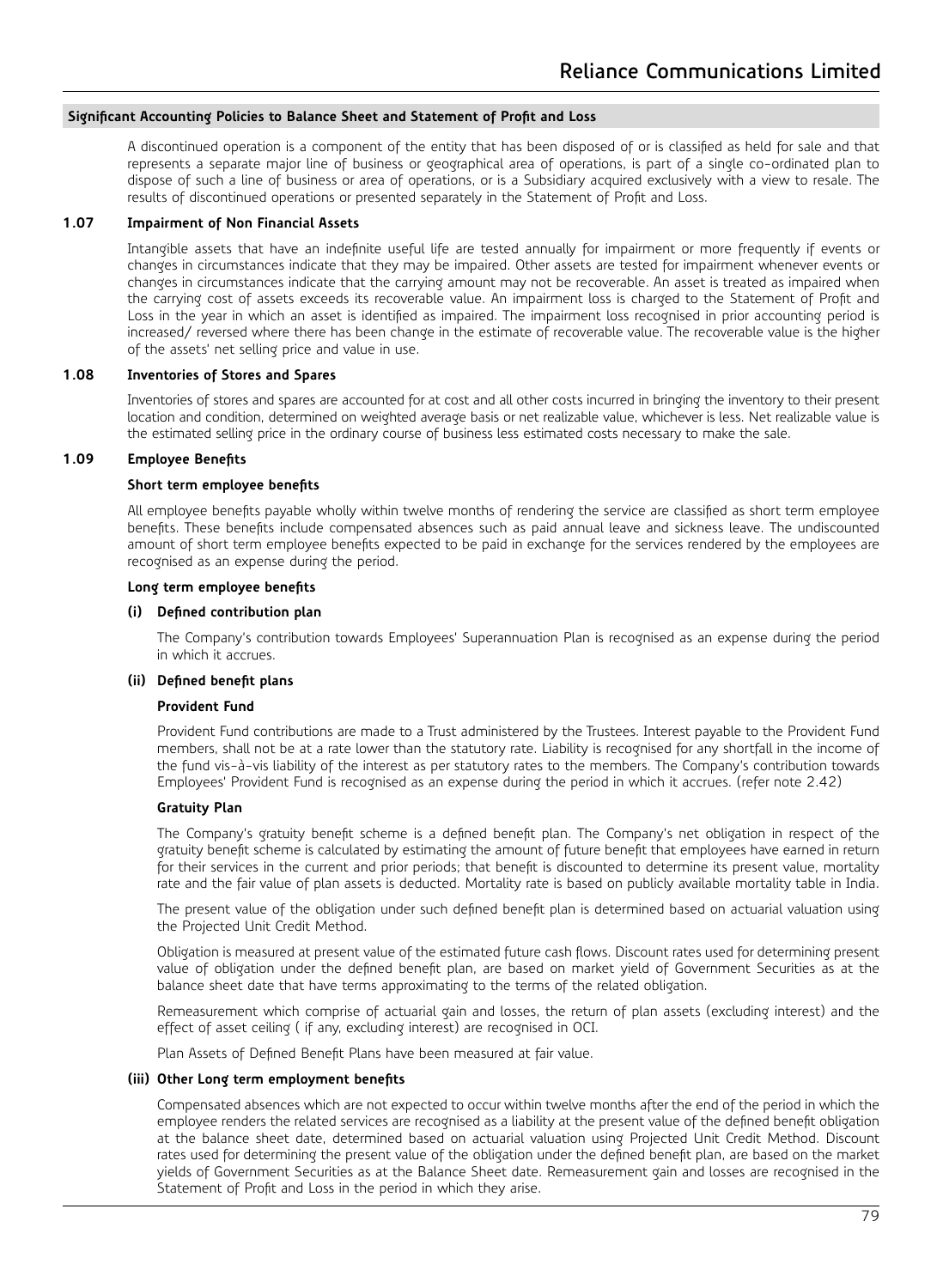## Significant Accounting Policies to Balance Sheet and Statement of Profit and Loss

A discontinued operation is a component of the entity that has been disposed of or is classified as held for sale and that represents a separate major line of business or geographical area of operations, is part of a single co-ordinated plan to dispose of such a line of business or area of operations, or is a Subsidiary acquired exclusively with a view to resale. The results of discontinued operations or presented separately in the Statement of Profit and Loss.

### 1.07 Impairment of Non Financial Assets

Intangible assets that have an indefinite useful life are tested annually for impairment or more frequently if events or changes in circumstances indicate that they may be impaired. Other assets are tested for impairment whenever events or changes in circumstances indicate that the carrying amount may not be recoverable. An asset is treated as impaired when the carrying cost of assets exceeds its recoverable value. An impairment loss is charged to the Statement of Profit and Loss in the year in which an asset is identified as impaired. The impairment loss recognised in prior accounting period is increased/ reversed where there has been change in the estimate of recoverable value. The recoverable value is the higher of the assets' net selling price and value in use.

### 1.08 Inventories of Stores and Spares

Inventories of stores and spares are accounted for at cost and all other costs incurred in bringing the inventory to their present location and condition, determined on weighted average basis or net realizable value, whichever is less. Net realizable value is the estimated selling price in the ordinary course of business less estimated costs necessary to make the sale.

### 1.09 Employee Benefits

**Short term employee benefits**

All employee benefits payable wholly within twelve months of rendering the service are classified as short term employee benefits. These benefits include compensated absences such as paid annual leave and sickness leave. The undiscounted amount of short term employee benefits expected to be paid in exchange for the services rendered by the employees are recognised as an expense during the period.

**Long term employee benefits**

**(i) Defined contribution plan**

The Company's contribution towards Employees' Superannuation Plan is recognised as an expense during the period in which it accrues.

**(ii) Defined benefit plans**

**Provident Fund**

Provident Fund contributions are made to a Trust administered by the Trustees. Interest payable to the Provident Fund members, shall not be at a rate lower than the statutory rate. Liability is recognised for any shortfall in the income of the fund vis-à-vis liability of the interest as per statutory rates to the members. The Company's contribution towards Employees' Provident Fund is recognised as an expense during the period in which it accrues. (refer note 2.42)

**Gratuity Plan**

The Company's gratuity benefit scheme is a defined benefit plan. The Company's net obligation in respect of the gratuity benefit scheme is calculated by estimating the amount of future benefit that employees have earned in return for their services in the current and prior periods; that benefit is discounted to determine its present value, mortality rate and the fair value of plan assets is deducted. Mortality rate is based on publicly available mortality table in India.

The present value of the obligation under such defined benefit plan is determined based on actuarial valuation using the Projected Unit Credit Method.

Obligation is measured at present value of the estimated future cash flows. Discount rates used for determining present value of obligation under the defined benefit plan, are based on market yield of Government Securities as at the balance sheet date that have terms approximating to the terms of the related obligation.

Remeasurement which comprise of actuarial gain and losses, the return of plan assets (excluding interest) and the effect of asset ceiling ( if any, excluding interest) are recognised in OCI.

Plan Assets of Defined Benefit Plans have been measured at fair value.

**(iii) Other Long term employment benefits**

Compensated absences which are not expected to occur within twelve months after the end of the period in which the employee renders the related services are recognised as a liability at the present value of the defined benefit obligation at the balance sheet date, determined based on actuarial valuation using Projected Unit Credit Method. Discount rates used for determining the present value of the obligation under the defined benefit plan, are based on the market yields of Government Securities as at the Balance Sheet date. Remeasurement gain and losses are recognised in the Statement of Profit and Loss in the period in which they arise.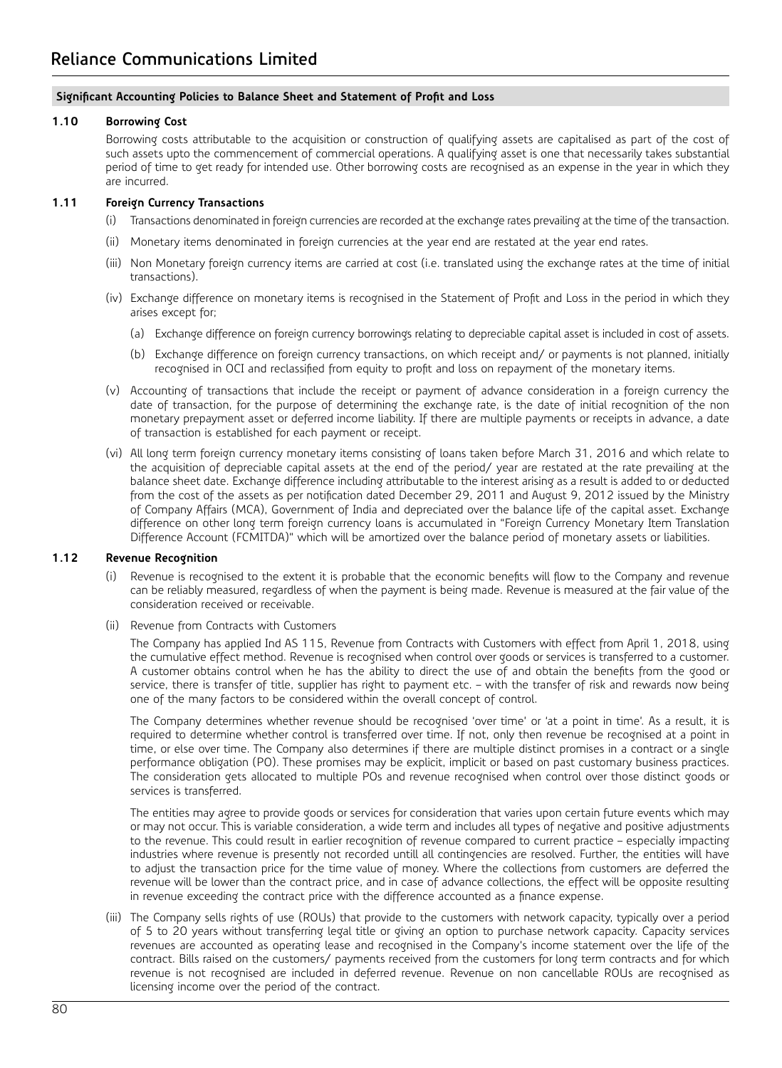## Significant Accounting Policies to Balance Sheet and Statement of Profit and Loss

### 1.10 Borrowing Cost

Borrowing costs attributable to the acquisition or construction of qualifying assets are capitalised as part of the cost of such assets upto the commencement of commercial operations. A qualifying asset is one that necessarily takes substantial period of time to get ready for intended use. Other borrowing costs are recognised as an expense in the year in which they are incurred.

### 1.11 Foreign Currency Transactions

(i) Transactions denominated in foreign currencies are recorded at the exchange rates prevailing at the time of the transaction.

(ii) Monetary items denominated in foreign currencies at the year end are restated at the year end rates.

(iii) Non Monetary foreign currency items are carried at cost (i.e. translated using the exchange rates at the time of initial transactions).

(iv) Exchange difference on monetary items is recognised in the Statement of Profit and Loss in the period in which they arises except for;

(a) Exchange difference on foreign currency borrowings relating to depreciable capital asset is included in cost of assets.

(b) Exchange difference on foreign currency transactions, on which receipt and/ or payments is not planned, initially recognised in OCI and reclassified from equity to profit and loss on repayment of the monetary items.

(v) Accounting of transactions that include the receipt or payment of advance consideration in a foreign currency the date of transaction, for the purpose of determining the exchange rate, is the date of initial recognition of the non monetary prepayment asset or deferred income liability. If there are multiple payments or receipts in advance, a date of transaction is established for each payment or receipt.

(vi) All long term foreign currency monetary items consisting of loans taken before March 31, 2016 and which relate to the acquisition of depreciable capital assets at the end of the period/ year are restated at the rate prevailing at the balance sheet date. Exchange difference including attributable to the interest arising as a result is added to or deducted from the cost of the assets as per notification dated December 29, 2011 and August 9, 2012 issued by the Ministry of Company Affairs (MCA), Government of India and depreciated over the balance life of the capital asset. Exchange difference on other long term foreign currency loans is accumulated in "Foreign Currency Monetary Item Translation Difference Account (FCMITDA)" which will be amortized over the balance period of monetary assets or liabilities.

### 1.12 Revenue Recognition

(i) Revenue is recognised to the extent it is probable that the economic benefits will flow to the Company and revenue can be reliably measured, regardless of when the payment is being made. Revenue is measured at the fair value of the consideration received or receivable.

(ii) Revenue from Contracts with Customers

The Company has applied Ind AS 115, Revenue from Contracts with Customers with effect from April 1, 2018, using the cumulative effect method. Revenue is recognised when control over goods or services is transferred to a customer. A customer obtains control when he has the ability to direct the use of and obtain the benefits from the good or service, there is transfer of title, supplier has right to payment etc. – with the transfer of risk and rewards now being one of the many factors to be considered within the overall concept of control.

The Company determines whether revenue should be recognised 'over time' or 'at a point in time'. As a result, it is required to determine whether control is transferred over time. If not, only then revenue be recognised at a point in time, or else over time. The Company also determines if there are multiple distinct promises in a contract or a single performance obligation (PO). These promises may be explicit, implicit or based on past customary business practices. The consideration gets allocated to multiple POs and revenue recognised when control over those distinct goods or services is transferred.

The entities may agree to provide goods or services for consideration that varies upon certain future events which may or may not occur. This is variable consideration, a wide term and includes all types of negative and positive adjustments to the revenue. This could result in earlier recognition of revenue compared to current practice – especially impacting industries where revenue is presently not recorded untill all contingencies are resolved. Further, the entities will have to adjust the transaction price for the time value of money. Where the collections from customers are deferred the revenue will be lower than the contract price, and in case of advance collections, the effect will be opposite resulting in revenue exceeding the contract price with the difference accounted as a finance expense.

(iii) The Company sells rights of use (ROUs) that provide to the customers with network capacity, typically over a period of 5 to 20 years without transferring legal title or giving an option to purchase network capacity. Capacity services revenues are accounted as operating lease and recognised in the Company's income statement over the life of the contract. Bills raised on the customers/ payments received from the customers for long term contracts and for which revenue is not recognised are included in deferred revenue. Revenue on non cancellable ROUs are recognised as licensing income over the period of the contract.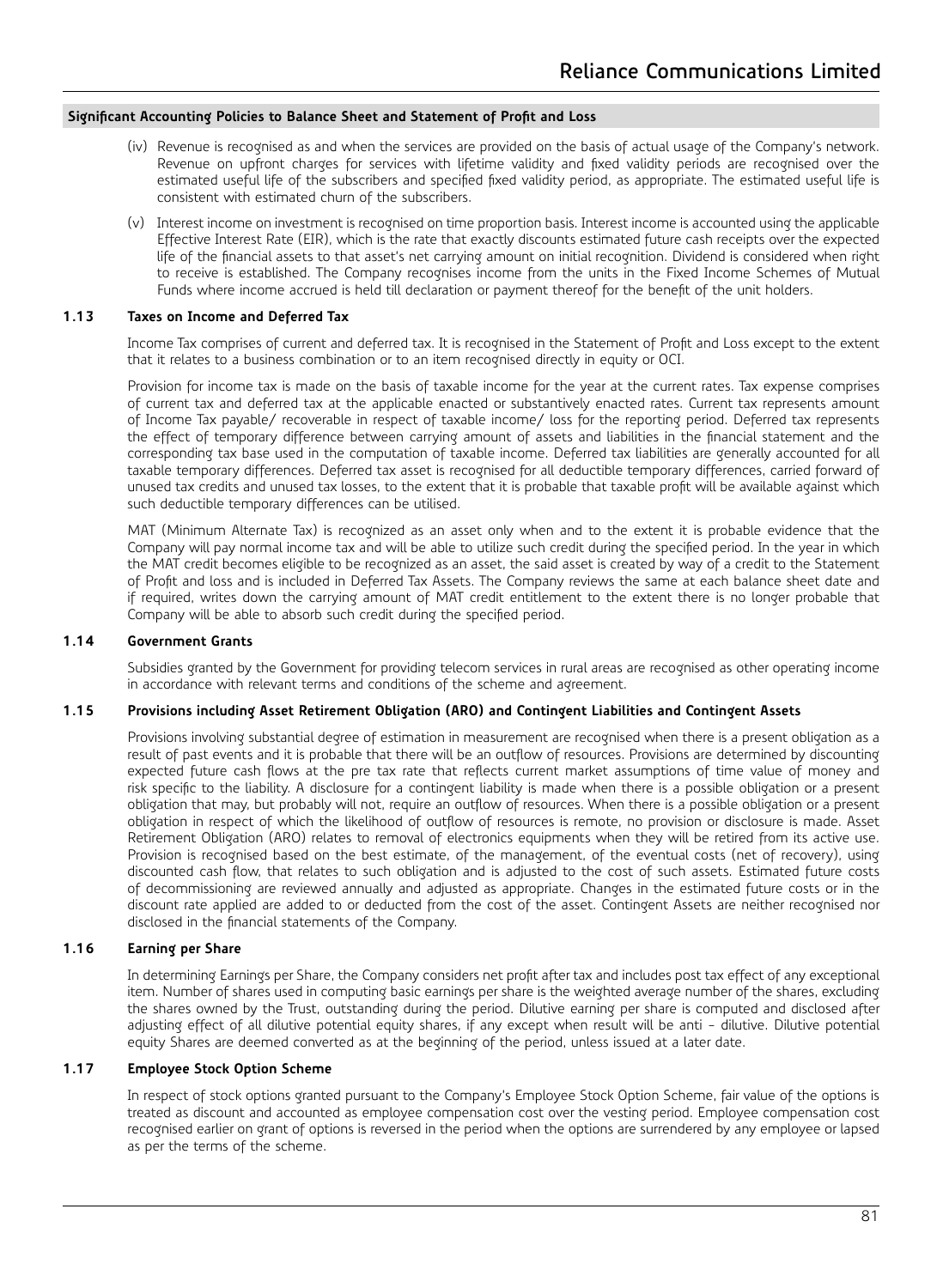**Significant Accounting Policies to Balance Sheet and Statement of Profit and Loss**

(iv) Revenue is recognised as and when the services are provided on the basis of actual usage of the Company's network. Revenue on upfront charges for services with lifetime validity and fixed validity periods are recognised over the estimated useful life of the subscribers and specified fixed validity period, as appropriate. The estimated useful life is consistent with estimated churn of the subscribers.

(v) Interest income on investment is recognised on time proportion basis. Interest income is accounted using the applicable Effective Interest Rate (EIR), which is the rate that exactly discounts estimated future cash receipts over the expected life of the financial assets to that asset's net carrying amount on initial recognition. Dividend is considered when right to receive is established. The Company recognises income from the units in the Fixed Income Schemes of Mutual Funds where income accrued is held till declaration or payment thereof for the benefit of the unit holders.

### 1.13 Taxes on Income and Deferred Tax

Income Tax comprises of current and deferred tax. It is recognised in the Statement of Profit and Loss except to the extent that it relates to a business combination or to an item recognised directly in equity or OCI.

Provision for income tax is made on the basis of taxable income for the year at the current rates. Tax expense comprises of current tax and deferred tax at the applicable enacted or substantively enacted rates. Current tax represents amount of Income Tax payable/ recoverable in respect of taxable income/ loss for the reporting period. Deferred tax represents the effect of temporary difference between carrying amount of assets and liabilities in the financial statement and the corresponding tax base used in the computation of taxable income. Deferred tax liabilities are generally accounted for all taxable temporary differences. Deferred tax asset is recognised for all deductible temporary differences, carried forward of unused tax credits and unused tax losses, to the extent that it is probable that taxable profit will be available against which such deductible temporary differences can be utilised.

MAT (Minimum Alternate Tax) is recognized as an asset only when and to the extent it is probable evidence that the Company will pay normal income tax and will be able to utilize such credit during the specified period. In the year in which the MAT credit becomes eligible to be recognized as an asset, the said asset is created by way of a credit to the Statement of Profit and loss and is included in Deferred Tax Assets. The Company reviews the same at each balance sheet date and if required, writes down the carrying amount of MAT credit entitlement to the extent there is no longer probable that Company will be able to absorb such credit during the specified period.

### 1.14 Government Grants

Subsidies granted by the Government for providing telecom services in rural areas are recognised as other operating income in accordance with relevant terms and conditions of the scheme and agreement.

### 1.15 Provisions including Asset Retirement Obligation (ARO) and Contingent Liabilities and Contingent Assets

Provisions involving substantial degree of estimation in measurement are recognised when there is a present obligation as a result of past events and it is probable that there will be an outflow of resources. Provisions are determined by discounting expected future cash flows at the pre tax rate that reflects current market assumptions of time value of money and risk specific to the liability. A disclosure for a contingent liability is made when there is a possible obligation or a present obligation that may, but probably will not, require an outflow of resources. When there is a possible obligation or a present obligation in respect of which the likelihood of outflow of resources is remote, no provision or disclosure is made. Asset Retirement Obligation (ARO) relates to removal of electronics equipments when they will be retired from its active use. Provision is recognised based on the best estimate, of the management, of the eventual costs (net of recovery), using discounted cash flow, that relates to such obligation and is adjusted to the cost of such assets. Estimated future costs of decommissioning are reviewed annually and adjusted as appropriate. Changes in the estimated future costs or in the discount rate applied are added to or deducted from the cost of the asset. Contingent Assets are neither recognised nor disclosed in the financial statements of the Company.

### 1.16 Earning per Share

In determining Earnings per Share, the Company considers net profit after tax and includes post tax effect of any exceptional item. Number of shares used in computing basic earnings per share is the weighted average number of the shares, excluding the shares owned by the Trust, outstanding during the period. Dilutive earning per share is computed and disclosed after adjusting effect of all dilutive potential equity shares, if any except when result will be anti - dilutive. Dilutive potential equity Shares are deemed converted as at the beginning of the period, unless issued at a later date.

### 1.17 Employee Stock Option Scheme

In respect of stock options granted pursuant to the Company's Employee Stock Option Scheme, fair value of the options is treated as discount and accounted as employee compensation cost over the vesting period. Employee compensation cost recognised earlier on grant of options is reversed in the period when the options are surrendered by any employee or lapsed as per the terms of the scheme.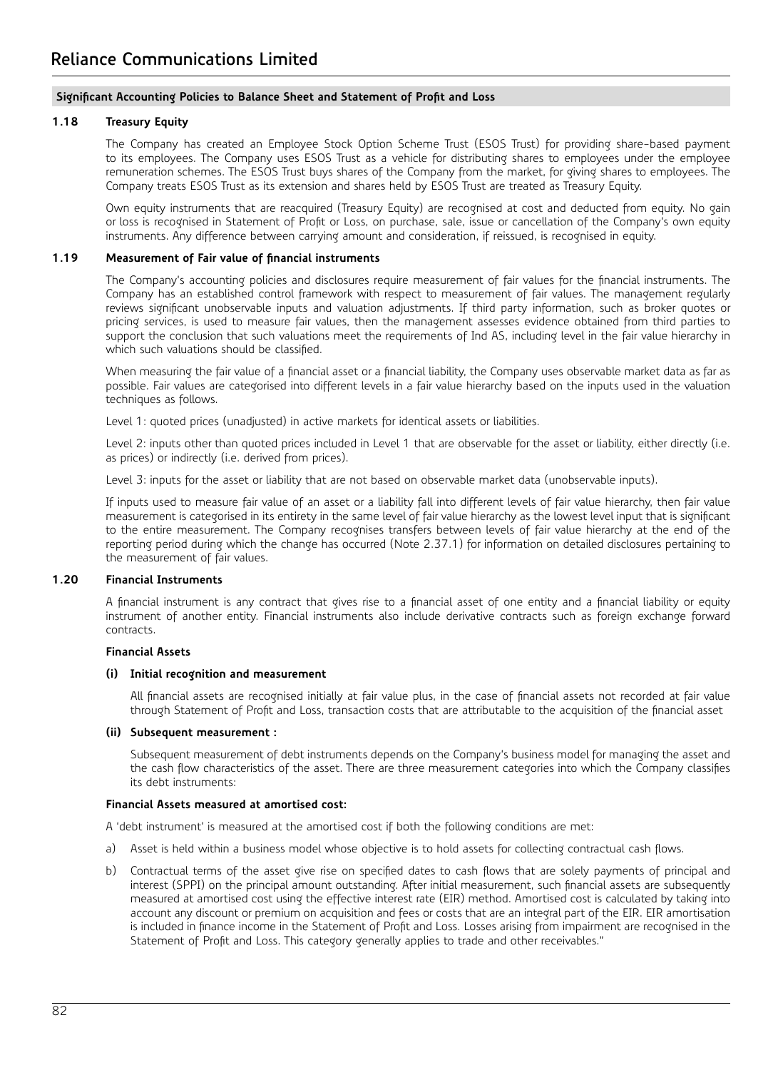**Significant Accounting Policies to Balance Sheet and Statement of Profit and Loss**

### 1.18 Treasury Equity

The Company has created an Employee Stock Option Scheme Trust (ESOS Trust) for providing share-based payment to its employees. The Company uses ESOS Trust as a vehicle for distributing shares to employees under the employee remuneration schemes. The ESOS Trust buys shares of the Company from the market, for giving shares to employees. The Company treats ESOS Trust as its extension and shares held by ESOS Trust are treated as Treasury Equity.

Own equity instruments that are reacquired (Treasury Equity) are recognised at cost and deducted from equity. No gain or loss is recognised in Statement of Profit or Loss, on purchase, sale, issue or cancellation of the Company's own equity instruments. Any difference between carrying amount and consideration, if reissued, is recognised in equity.

### 1.19 Measurement of Fair value of financial instruments

The Company's accounting policies and disclosures require measurement of fair values for the financial instruments. The Company has an established control framework with respect to measurement of fair values. The management regularly reviews significant unobservable inputs and valuation adjustments. If third party information, such as broker quotes or pricing services, is used to measure fair values, then the management assesses evidence obtained from third parties to support the conclusion that such valuations meet the requirements of Ind AS, including level in the fair value hierarchy in which such valuations should be classified.

When measuring the fair value of a financial asset or a financial liability, the Company uses observable market data as far as possible. Fair values are categorised into different levels in a fair value hierarchy based on the inputs used in the valuation techniques as follows.

Level 1: quoted prices (unadjusted) in active markets for identical assets or liabilities.

Level 2: inputs other than quoted prices included in Level 1 that are observable for the asset or liability, either directly (i.e. as prices) or indirectly (i.e. derived from prices).

Level 3: inputs for the asset or liability that are not based on observable market data (unobservable inputs).

If inputs used to measure fair value of an asset or a liability fall into different levels of fair value hierarchy, then fair value measurement is categorised in its entirety in the same level of fair value hierarchy as the lowest level input that is significant to the entire measurement. The Company recognises transfers between levels of fair value hierarchy at the end of the reporting period during which the change has occurred (Note 2.37.1) for information on detailed disclosures pertaining to the measurement of fair values.

### 1.20 Financial Instruments

A financial instrument is any contract that gives rise to a financial asset of one entity and a financial liability or equity instrument of another entity. Financial instruments also include derivative contracts such as foreign exchange forward contracts.

**Financial Assets**

**(i) Initial recognition and measurement**

All financial assets are recognised initially at fair value plus, in the case of financial assets not recorded at fair value through Statement of Profit and Loss, transaction costs that are attributable to the acquisition of the financial asset

**(ii) Subsequent measurement :**

Subsequent measurement of debt instruments depends on the Company's business model for managing the asset and the cash flow characteristics of the asset. There are three measurement categories into which the Company classifies its debt instruments:

**Financial Assets measured at amortised cost:**

A 'debt instrument' is measured at the amortised cost if both the following conditions are met:

a) Asset is held within a business model whose objective is to hold assets for collecting contractual cash flows.

b) Contractual terms of the asset give rise on specified dates to cash flows that are solely payments of principal and interest (SPPI) on the principal amount outstanding. After initial measurement, such financial assets are subsequently measured at amortised cost using the effective interest rate (EIR) method. Amortised cost is calculated by taking into account any discount or premium on acquisition and fees or costs that are an integral part of the EIR. EIR amortisation is included in finance income in the Statement of Profit and Loss. Losses arising from impairment are recognised in the Statement of Profit and Loss. This category generally applies to trade and other receivables."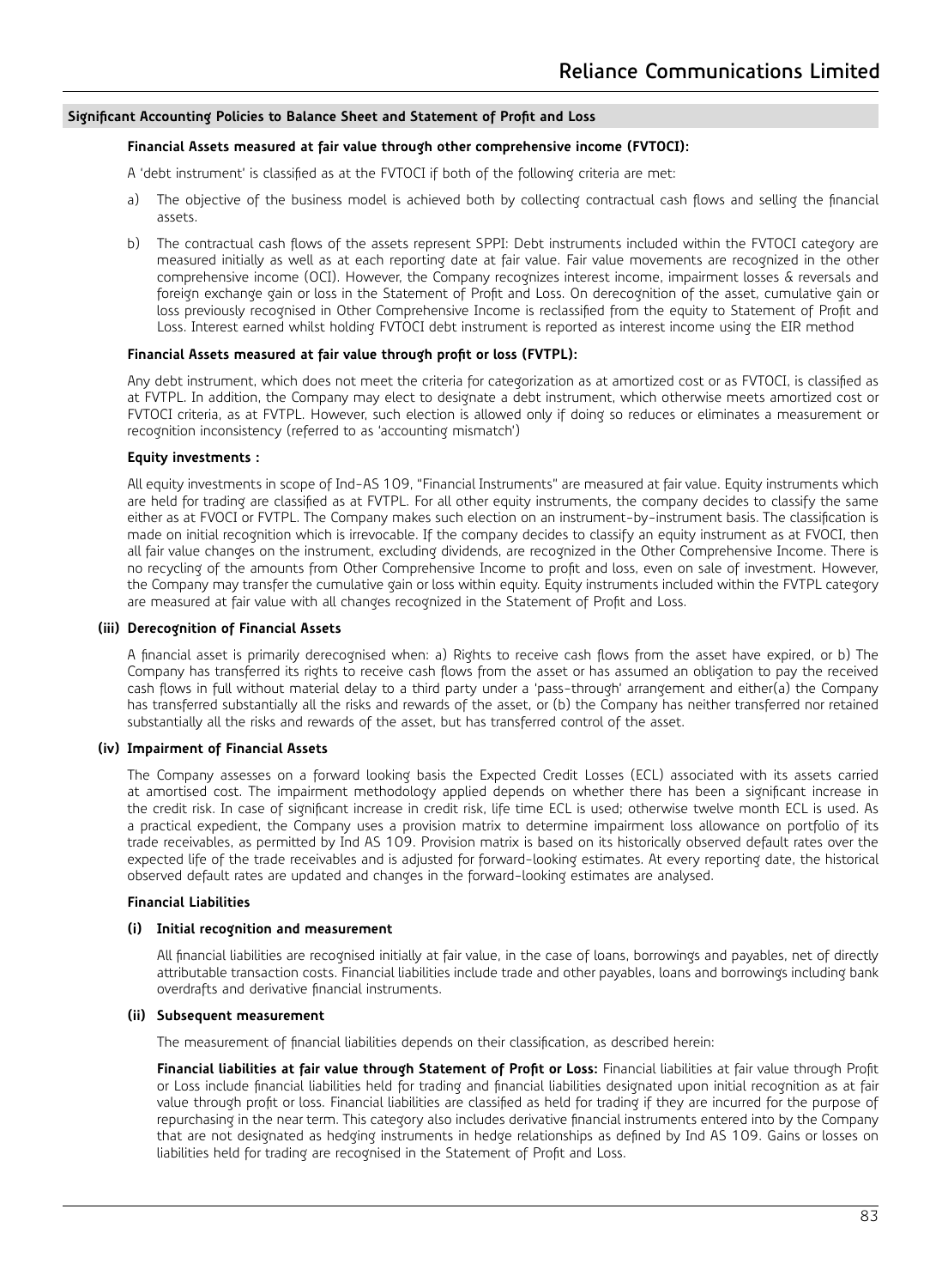## Significant Accounting Policies to Balance Sheet and Statement of Profit and Loss

**Financial Assets measured at fair value through other comprehensive income (FVTOCI):**

A 'debt instrument' is classified as at the FVTOCI if both of the following criteria are met:

a) The objective of the business model is achieved both by collecting contractual cash flows and selling the financial assets.

b) The contractual cash flows of the assets represent SPPI: Debt instruments included within the FVTOCI category are measured initially as well as at each reporting date at fair value. Fair value movements are recognized in the other comprehensive income (OCI). However, the Company recognizes interest income, impairment losses & reversals and foreign exchange gain or loss in the Statement of Profit and Loss. On derecognition of the asset, cumulative gain or loss previously recognised in Other Comprehensive Income is reclassified from the equity to Statement of Profit and Loss. Interest earned whilst holding FVTOCI debt instrument is reported as interest income using the EIR method

**Financial Assets measured at fair value through profit or loss (FVTPL):**

Any debt instrument, which does not meet the criteria for categorization as at amortized cost or as FVTOCI, is classified as at FVTPL. In addition, the Company may elect to designate a debt instrument, which otherwise meets amortized cost or FVTOCI criteria, as at FVTPL. However, such election is allowed only if doing so reduces or eliminates a measurement or recognition inconsistency (referred to as 'accounting mismatch')

**Equity investments :**

All equity investments in scope of Ind-AS 109, "Financial Instruments" are measured at fair value. Equity instruments which are held for trading are classified as at FVTPL. For all other equity instruments, the company decides to classify the same either as at FVOCI or FVTPL. The Company makes such election on an instrument-by-instrument basis. The classification is made on initial recognition which is irrevocable. If the company decides to classify an equity instrument as at FVOCI, then all fair value changes on the instrument, excluding dividends, are recognized in the Other Comprehensive Income. There is no recycling of the amounts from Other Comprehensive Income to profit and loss, even on sale of investment. However, the Company may transfer the cumulative gain or loss within equity. Equity instruments included within the FVTPL category are measured at fair value with all changes recognized in the Statement of Profit and Loss.

**(iii) Derecognition of Financial Assets**

A financial asset is primarily derecognised when: a) Rights to receive cash flows from the asset have expired, or b) The Company has transferred its rights to receive cash flows from the asset or has assumed an obligation to pay the received cash flows in full without material delay to a third party under a 'pass-through' arrangement and either(a) the Company has transferred substantially all the risks and rewards of the asset, or (b) the Company has neither transferred nor retained substantially all the risks and rewards of the asset, but has transferred control of the asset.

**(iv) Impairment of Financial Assets**

The Company assesses on a forward looking basis the Expected Credit Losses (ECL) associated with its assets carried at amortised cost. The impairment methodology applied depends on whether there has been a significant increase in the credit risk. In case of significant increase in credit risk, life time ECL is used; otherwise twelve month ECL is used. As a practical expedient, the Company uses a provision matrix to determine impairment loss allowance on portfolio of its trade receivables, as permitted by Ind AS 109. Provision matrix is based on its historically observed default rates over the expected life of the trade receivables and is adjusted for forward-looking estimates. At every reporting date, the historical observed default rates are updated and changes in the forward-looking estimates are analysed.

**Financial Liabilities**

**(i) Initial recognition and measurement**

All financial liabilities are recognised initially at fair value, in the case of loans, borrowings and payables, net of directly attributable transaction costs. Financial liabilities include trade and other payables, loans and borrowings including bank overdrafts and derivative financial instruments.

**(ii) Subsequent measurement**

The measurement of financial liabilities depends on their classification, as described herein:

**Financial liabilities at fair value through Statement of Profit or Loss:** Financial liabilities at fair value through Profit or Loss include financial liabilities held for trading and financial liabilities designated upon initial recognition as at fair value through profit or loss. Financial liabilities are classified as held for trading if they are incurred for the purpose of repurchasing in the near term. This category also includes derivative financial instruments entered into by the Company that are not designated as hedging instruments in hedge relationships as defined by Ind AS 109. Gains or losses on liabilities held for trading are recognised in the Statement of Profit and Loss.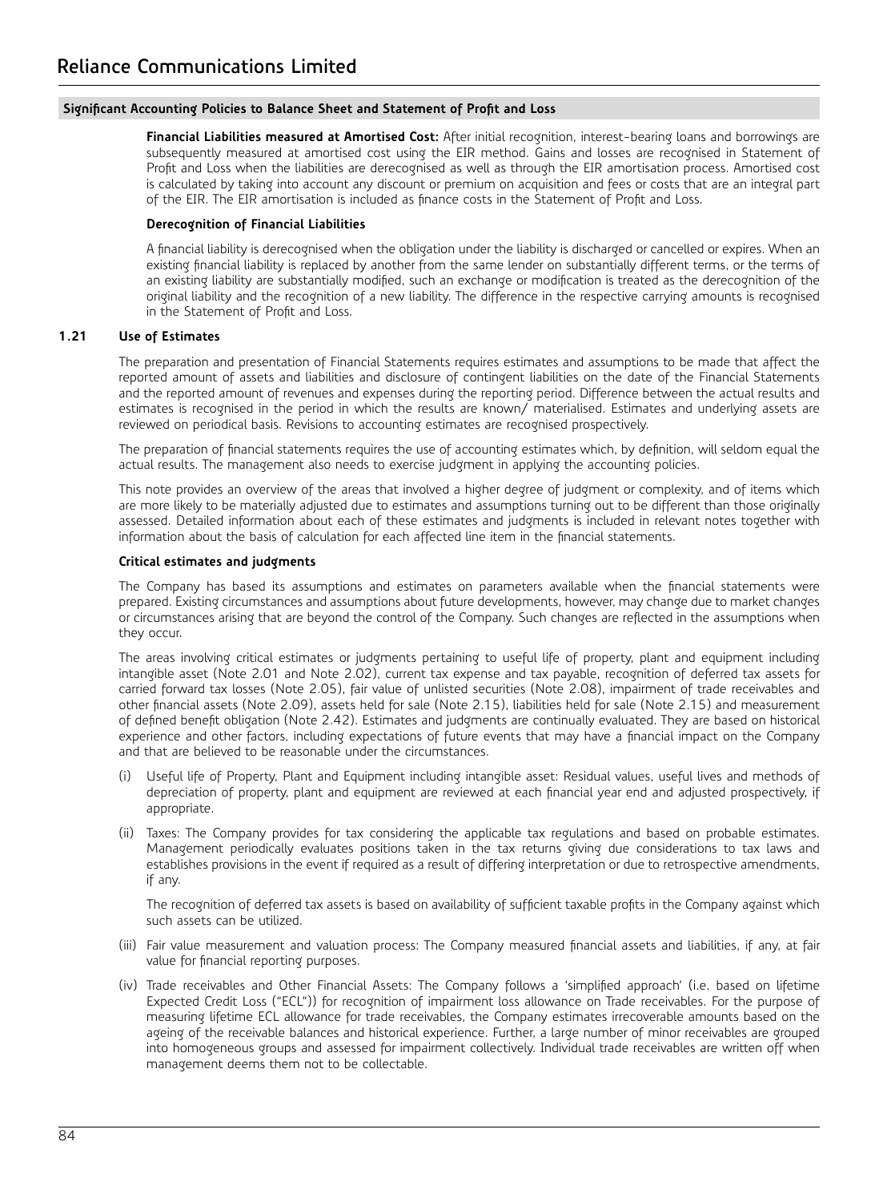**Significant Accounting Policies to Balance Sheet and Statement of Profit and Loss**

**Financial Liabilities measured at Amortised Cost:** After initial recognition, interest-bearing loans and borrowings are subsequently measured at amortised cost using the EIR method. Gains and losses are recognised in Statement of Profit and Loss when the liabilities are derecognised as well as through the EIR amortisation process. Amortised cost is calculated by taking into account any discount or premium on acquisition and fees or costs that are an integral part of the EIR. The EIR amortisation is included as finance costs in the Statement of Profit and Loss.

**Derecognition of Financial Liabilities**

A financial liability is derecognised when the obligation under the liability is discharged or cancelled or expires. When an existing financial liability is replaced by another from the same lender on substantially different terms, or the terms of an existing liability are substantially modified, such an exchange or modification is treated as the derecognition of the original liability and the recognition of a new liability. The difference in the respective carrying amounts is recognised in the Statement of Profit and Loss.

## 1.21 Use of Estimates

The preparation and presentation of Financial Statements requires estimates and assumptions to be made that affect the reported amount of assets and liabilities and disclosure of contingent liabilities on the date of the Financial Statements and the reported amount of revenues and expenses during the reporting period. Difference between the actual results and estimates is recognised in the period in which the results are known/ materialised. Estimates and underlying assets are reviewed on periodical basis. Revisions to accounting estimates are recognised prospectively.

The preparation of financial statements requires the use of accounting estimates which, by definition, will seldom equal the actual results. The management also needs to exercise judgment in applying the accounting policies.

This note provides an overview of the areas that involved a higher degree of judgment or complexity, and of items which are more likely to be materially adjusted due to estimates and assumptions turning out to be different than those originally assessed. Detailed information about each of these estimates and judgments is included in relevant notes together with information about the basis of calculation for each affected line item in the financial statements.

**Critical estimates and judgments**

The Company has based its assumptions and estimates on parameters available when the financial statements were prepared. Existing circumstances and assumptions about future developments, however, may change due to market changes or circumstances arising that are beyond the control of the Company. Such changes are reflected in the assumptions when they occur.

The areas involving critical estimates or judgments pertaining to useful life of property, plant and equipment including intangible asset (Note 2.01 and Note 2.02), current tax expense and tax payable, recognition of deferred tax assets for carried forward tax losses (Note 2.05), fair value of unlisted securities (Note 2.08), impairment of trade receivables and other financial assets (Note 2.09), assets held for sale (Note 2.15), liabilities held for sale (Note 2.15) and measurement of defined benefit obligation (Note 2.42). Estimates and judgments are continually evaluated. They are based on historical experience and other factors, including expectations of future events that may have a financial impact on the Company and that are believed to be reasonable under the circumstances.

(i) Useful life of Property, Plant and Equipment including intangible asset: Residual values, useful lives and methods of depreciation of property, plant and equipment are reviewed at each financial year end and adjusted prospectively, if appropriate.

(ii) Taxes: The Company provides for tax considering the applicable tax regulations and based on probable estimates. Management periodically evaluates positions taken in the tax returns giving due considerations to tax laws and establishes provisions in the event if required as a result of differing interpretation or due to retrospective amendments, if any.

The recognition of deferred tax assets is based on availability of sufficient taxable profits in the Company against which such assets can be utilized.

(iii) Fair value measurement and valuation process: The Company measured financial assets and liabilities, if any, at fair value for financial reporting purposes.

(iv) Trade receivables and Other Financial Assets: The Company follows a 'simplified approach' (i.e. based on lifetime Expected Credit Loss ("ECL")) for recognition of impairment loss allowance on Trade receivables. For the purpose of measuring lifetime ECL allowance for trade receivables, the Company estimates irrecoverable amounts based on the ageing of the receivable balances and historical experience. Further, a large number of minor receivables are grouped into homogeneous groups and assessed for impairment collectively. Individual trade receivables are written off when management deems them not to be collectable.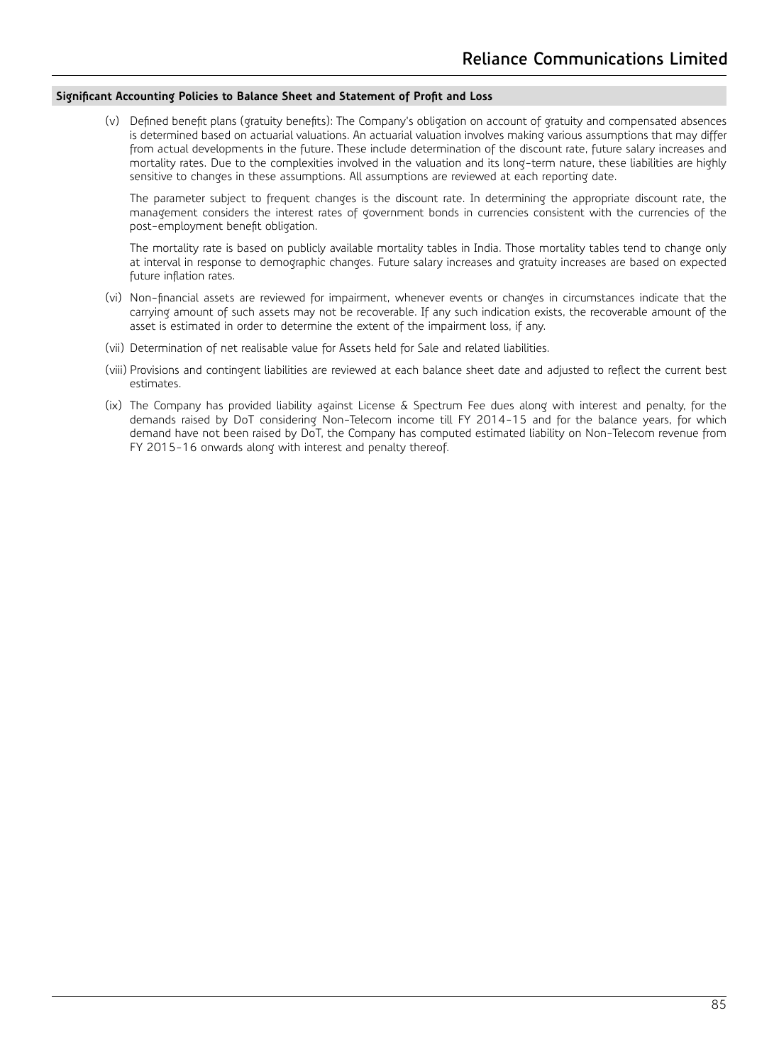## Significant Accounting Policies to Balance Sheet and Statement of Profit and Loss

(v) Defined benefit plans (gratuity benefits): The Company's obligation on account of gratuity and compensated absences is determined based on actuarial valuations. An actuarial valuation involves making various assumptions that may differ from actual developments in the future. These include determination of the discount rate, future salary increases and mortality rates. Due to the complexities involved in the valuation and its long-term nature, these liabilities are highly sensitive to changes in these assumptions. All assumptions are reviewed at each reporting date.

The parameter subject to frequent changes is the discount rate. In determining the appropriate discount rate, the management considers the interest rates of government bonds in currencies consistent with the currencies of the post-employment benefit obligation.

The mortality rate is based on publicly available mortality tables in India. Those mortality tables tend to change only at interval in response to demographic changes. Future salary increases and gratuity increases are based on expected future inflation rates.

(vi) Non-financial assets are reviewed for impairment, whenever events or changes in circumstances indicate that the carrying amount of such assets may not be recoverable. If any such indication exists, the recoverable amount of the asset is estimated in order to determine the extent of the impairment loss, if any.

(vii) Determination of net realisable value for Assets held for Sale and related liabilities.

(viii) Provisions and contingent liabilities are reviewed at each balance sheet date and adjusted to reflect the current best estimates.

(ix) The Company has provided liability against License & Spectrum Fee dues along with interest and penalty, for the demands raised by DoT considering Non-Telecom income till FY 2014-15 and for the balance years, for which demand have not been raised by DoT, the Company has computed estimated liability on Non-Telecom revenue from FY 2015-16 onwards along with interest and penalty thereof.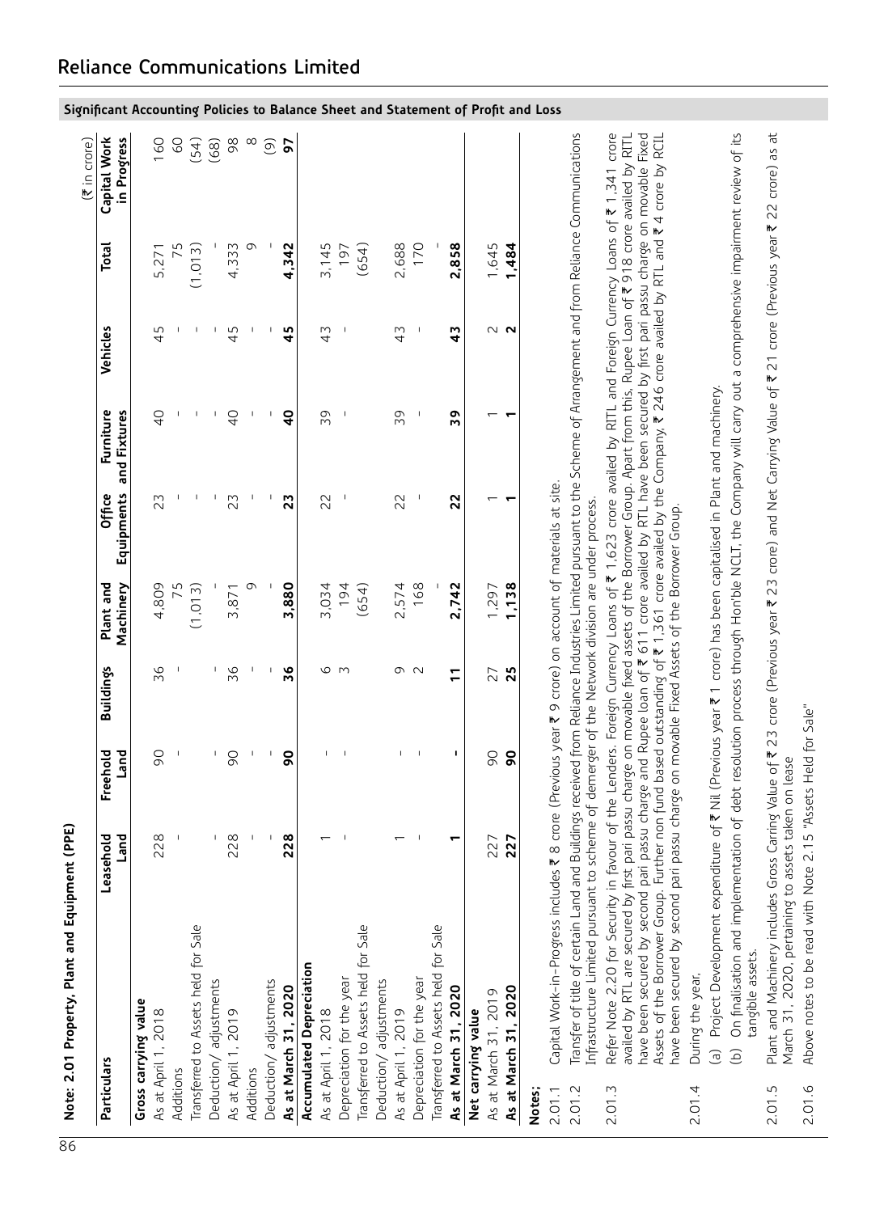## Significant Accounting Policies to Balance Sheet and Statement of Profit and Loss

### Note: 2.01 Property, Plant and Equipment (PPE)

(₹ in crore)

| Particulars | Leasehold Land | Freehold Land | Buildings | Plant and Machinery | Office Equipments | Furniture and Fixtures | Vehicles | Total | Capital Work in Progress |
|---|---|---|---|---|---|---|---|---|---|
| **Gross carrying value** | | | | | | | | | |
| As at April 1, 2018 | 228 | 90 | 36 | 4,809 | 23 | 40 | 45 | 5,271 | 160 |
| Additions | - | - | - | 75 | - | - | - | 75 | 60 |
| Transferred to Assets held for Sale | | | | (1,013) | | | | (1,013) | (54) |
| Deduction/ adjustments | - | - | - | - | - | - | - | - | (68) |
| As at April 1, 2019 | 228 | 90 | 36 | 3,871 | 23 | 40 | 45 | 4,333 | 98 |
| Additions | - | - | - | 9 | - | - | - | 9 | 8 |
| Deduction/ adjustments | - | - | - | - | - | - | - | - | (9) |
| **As at March 31, 2020** | **228** | **90** | **36** | **3,880** | **23** | **40** | **45** | **4,342** | **97** |
| **Accumulated Depreciation** | | | | | | | | | |
| As at April 1, 2018 | 1 | - | 6 | 3,034 | 22 | 39 | 43 | 3,145 | |
| Depreciation for the year | - | - | 3 | 194 | - | - | - | 197 | |
| Transferred to Assets held for Sale | | | | (654) | | | | (654) | |
| Deduction/ adjustments | | | | | | | | | |
| As at April 1, 2019 | 1 | - | 9 | 2,574 | 22 | 39 | 43 | 2,688 | |
| Depreciation for the year | - | - | 2 | 168 | - | - | - | 170 | |
| Transferred to Assets held for Sale | | | | - | | | | - | |
| **As at March 31, 2020** | **1** | **-** | **11** | **2,742** | **22** | **39** | **43** | **2,858** | |
| **Net carrying value** | | | | | | | | | |
| As at March 31, 2019 | 227 | 90 | 27 | 1,297 | 1 | 1 | 2 | 1,645 | |
| **As at March 31, 2020** | **227** | **90** | **25** | **1,138** | **1** | **1** | **2** | **1,484** | |

**Notes;**

2.01.1 Capital Work-in-Progress includes ₹ 8 crore (Previous year ₹ 9 crore) on account of materials at site.

2.01.2 Transfer of title of certain Land and Buildings received from Reliance Industries Limited pursuant to the Scheme of Arrangement and from Reliance Communications Infrastructure Limited pursuant to scheme of demerger of the Network division are under process.

2.01.3 Refer Note 2.20 for Security in favour of the Lenders. Foreign Currency Loans of ₹ 1,623 crore availed by RITL and Foreign Currency Loans of ₹ 1,341 crore availed by RTL are secured by first pari passu charge on movable fixed assets of the Borrower Group. Apart from this, Rupee Loan of ₹ 918 crore availed by RITL have been secured by second pari passu charge and Rupee loan of ₹ 611 crore availed by RTL have been secured by first pari passu charge on movable Fixed Assets of the Borrower Group. Further non fund based outstanding of ₹ 1,361 crore availed by the Company, ₹ 246 crore availed by RTL and ₹ 4 crore by RCIL have been secured by second pari passu charge on movable Fixed Assets of the Borrower Group.

2.01.4 During the year,

(a) Project Development expenditure of ₹ Nil (Previous year ₹ 1 crore) has been capitalised in Plant and machinery.

(b) On finalisation and implementation of debt resolution process through Hon'ble NCLT, the Company will carry out a comprehensive impairment review of its tangible assets.

2.01.5 Plant and Machinery includes Gross Carring Value of ₹ 23 crore (Previous year ₹ 23 crore) and Net Carrying Value of ₹ 21 crore (Previous year ₹ 22 crore) as at March 31, 2020, pertaining to assets taken on lease

2.01.6 Above notes to be read with Note 2.15 "Assets Held for Sale"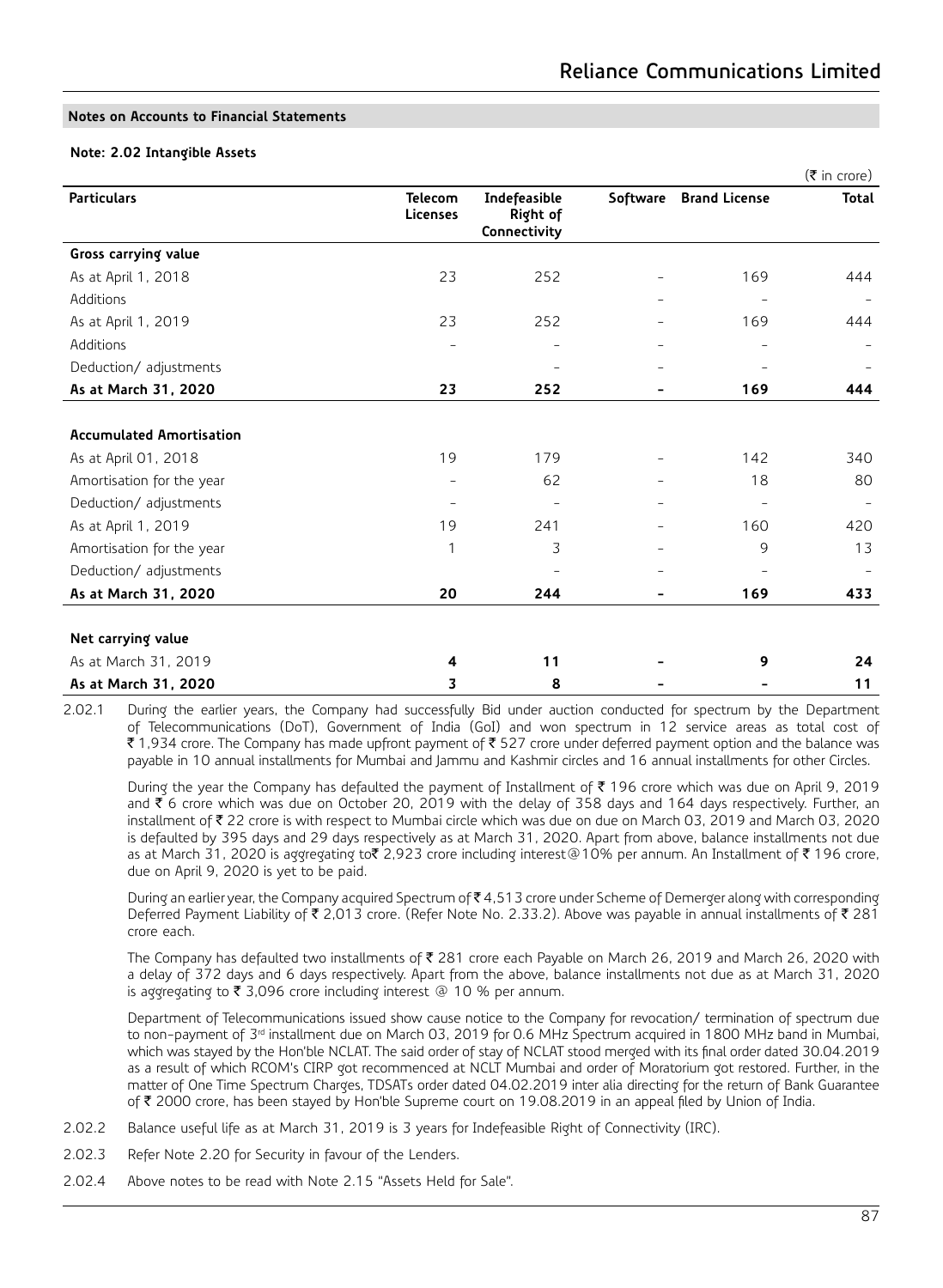**Notes on Accounts to Financial Statements**

**Note: 2.02 Intangible Assets**

(₹ in crore)

| Particulars | Telecom Licenses | Indefeasible Right of Connectivity | Software | Brand License | Total |
|---|---|---|---|---|---|
| **Gross carrying value** | | | | | |
| As at April 1, 2018 | 23 | 252 | - | 169 | 444 |
| Additions | | | - | - | - |
| As at April 1, 2019 | 23 | 252 | - | 169 | 444 |
| Additions | - | - | - | - | - |
| Deduction/ adjustments | | - | - | - | - |
| **As at March 31, 2020** | **23** | **252** | **-** | **169** | **444** |
| **Accumulated Amortisation** | | | | | |
| As at April 01, 2018 | 19 | 179 | - | 142 | 340 |
| Amortisation for the year | - | 62 | - | 18 | 80 |
| Deduction/ adjustments | - | - | - | - | - |
| As at April 1, 2019 | 19 | 241 | - | 160 | 420 |
| Amortisation for the year | 1 | 3 | - | 9 | 13 |
| Deduction/ adjustments | | - | - | - | - |
| **As at March 31, 2020** | **20** | **244** | **-** | **169** | **433** |
| **Net carrying value** | | | | | |
| As at March 31, 2019 | **4** | **11** | **-** | **9** | **24** |
| **As at March 31, 2020** | **3** | **8** | **-** | **-** | **11** |

2.02.1 During the earlier years, the Company had successfully Bid under auction conducted for spectrum by the Department of Telecommunications (DoT), Government of India (GoI) and won spectrum in 12 service areas as total cost of ₹ 1,934 crore. The Company has made upfront payment of ₹ 527 crore under deferred payment option and the balance was payable in 10 annual installments for Mumbai and Jammu and Kashmir circles and 16 annual installments for other Circles.

During the year the Company has defaulted the payment of Installment of ₹ 196 crore which was due on April 9, 2019 and ₹ 6 crore which was due on October 20, 2019 with the delay of 358 days and 164 days respectively. Further, an installment of ₹ 22 crore is with respect to Mumbai circle which was due on due on March 03, 2019 and March 03, 2020 is defaulted by 395 days and 29 days respectively as at March 31, 2020. Apart from above, balance installments not due as at March 31, 2020 is aggregating to₹ 2,923 crore including interest@10% per annum. An Installment of ₹ 196 crore, due on April 9, 2020 is yet to be paid.

During an earlier year, the Company acquired Spectrum of ₹ 4,513 crore under Scheme of Demerger along with corresponding Deferred Payment Liability of ₹ 2,013 crore. (Refer Note No. 2.33.2). Above was payable in annual installments of ₹ 281 crore each.

The Company has defaulted two installments of ₹ 281 crore each Payable on March 26, 2019 and March 26, 2020 with a delay of 372 days and 6 days respectively. Apart from the above, balance installments not due as at March 31, 2020 is aggregating to ₹ 3,096 crore including interest @ 10 % per annum.

Department of Telecommunications issued show cause notice to the Company for revocation/ termination of spectrum due to non-payment of 3rd installment due on March 03, 2019 for 0.6 MHz Spectrum acquired in 1800 MHz band in Mumbai, which was stayed by the Hon'ble NCLAT. The said order of stay of NCLAT stood merged with its final order dated 30.04.2019 as a result of which RCOM's CIRP got recommenced at NCLT Mumbai and order of Moratorium got restored. Further, in the matter of One Time Spectrum Charges, TDSATs order dated 04.02.2019 inter alia directing for the return of Bank Guarantee of ₹ 2000 crore, has been stayed by Hon'ble Supreme court on 19.08.2019 in an appeal filed by Union of India.

2.02.2 Balance useful life as at March 31, 2019 is 3 years for Indefeasible Right of Connectivity (IRC).

2.02.3 Refer Note 2.20 for Security in favour of the Lenders.

2.02.4 Above notes to be read with Note 2.15 "Assets Held for Sale".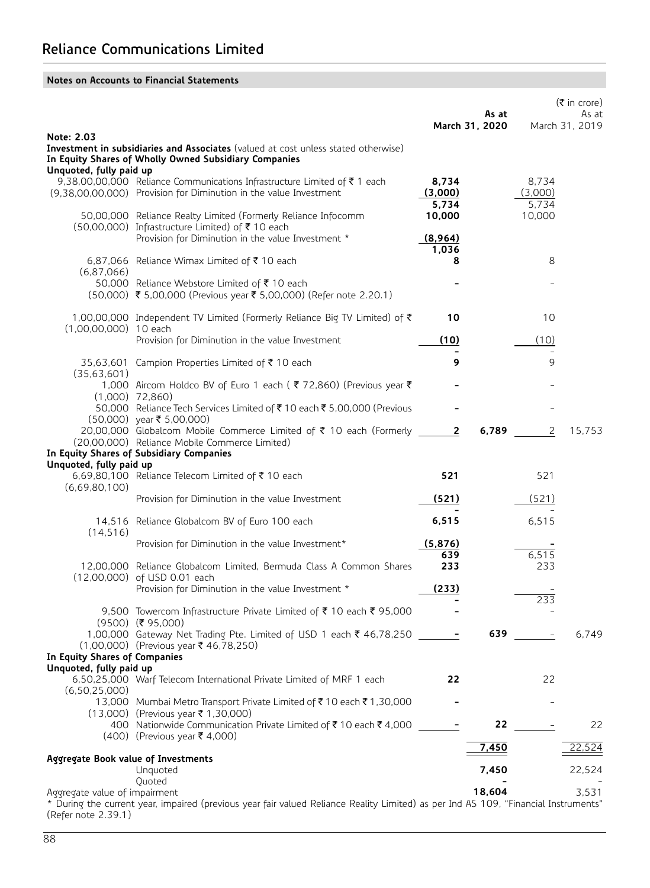# Reliance Communications Limited

**Notes on Accounts to Financial Statements**

(₹ in crore)

| | | | As at March 31, 2020 | | As at March 31, 2019 |
|---|---|---|---|---|---|
| **Note: 2.03** | | | | | |
| | **Investment in subsidiaries and Associates** (valued at cost unless stated otherwise) | | | | |
| | **In Equity Shares of Wholly Owned Subsidiary Companies** | | | | |
| **Unquoted, fully paid up** | | | | | |
| 9,38,00,00,000 (9,38,00,00,000) | Reliance Communications Infrastructure Limited of ₹ 1 each | **8,734** | | 8,734 | |
| | Provision for Diminution in the value Investment | **(3,000)** | | (3,000) | |
| | | **5,734** | | 5,734 | |
| 50,00,000 (50,00,000) | Reliance Realty Limited (Formerly Reliance Infocomm Infrastructure Limited) of ₹ 10 each | **10,000** | | 10,000 | |
| | Provision for Diminution in the value Investment * | **(8,964)** | | | |
| | | **1,036** | | | |
| 6,87,066 (6,87,066) | Reliance Wimax Limited of ₹ 10 each | **8** | | 8 | |
| 50,000 (50,000) | Reliance Webstore Limited of ₹ 10 each ₹ 5,00,000 (Previous year ₹ 5,00,000) (Refer note 2.20.1) | **-** | | - | |
| 1,00,00,000 (1,00,00,000) | Independent TV Limited (Formerly Reliance Big TV Limited) of ₹ 10 each | **10** | | 10 | |
| | Provision for Diminution in the value Investment | **(10)** | | (10) | |
| | | **-** | | - | |
| 35,63,601 (35,63,601) | Campion Properties Limited of ₹ 10 each | **9** | | 9 | |
| 1,000 (1,000) | Aircom Holdco BV of Euro 1 each ( ₹ 72,860) (Previous year ₹ 72,860) | **-** | | - | |
| 50,000 (50,000) | Reliance Tech Services Limited of ₹ 10 each ₹ 5,00,000 (Previous year ₹ 5,00,000) | **-** | | - | |
| 20,00,000 (20,00,000) | Globalcom Mobile Commerce Limited of ₹ 10 each (Formerly Reliance Mobile Commerce Limited) | **2** | **6,789** | 2 | 15,753 |
| | **In Equity Shares of Subsidiary Companies** | | | | |
| **Unquoted, fully paid up** | | | | | |
| 6,69,80,100 (6,69,80,100) | Reliance Telecom Limited of ₹ 10 each | **521** | | 521 | |
| | Provision for Diminution in the value Investment | **(521)** | | (521) | |
| | | **-** | | - | |
| 14,516 (14,516) | Reliance Globalcom BV of Euro 100 each | **6,515** | | 6,515 | |
| | Provision for Diminution in the value Investment* | **(5,876)** | | - | |
| | | **639** | | 6,515 | |
| 12,00,000 (12,00,000) | Reliance Globalcom Limited, Bermuda Class A Common Shares of USD 0.01 each | **233** | | 233 | |
| | Provision for Diminution in the value Investment * | **(233)** | | - | |
| | | **-** | | 233 | |
| 9,500 (9500) | Towercom Infrastructure Private Limited of ₹ 10 each ₹ 95,000 (₹ 95,000) | **-** | | - | |
| 1,00,000 (1,00,000) | Gateway Net Trading Pte. Limited of USD 1 each ₹ 46,78,250 (Previous year ₹ 46,78,250) | **-** | **639** | - | 6,749 |
| | **In Equity Shares of Companies** | | | | |
| **Unquoted, fully paid up** | | | | | |
| 6,50,25,000 (6,50,25,000) | Warf Telecom International Private Limited of MRF 1 each | **22** | | 22 | |
| 13,000 (13,000) | Mumbai Metro Transport Private Limited of ₹ 10 each ₹ 1,30,000 (Previous year ₹ 1,30,000) | **-** | | - | |
| 400 (400) | Nationwide Communication Private Limited of ₹ 10 each ₹ 4,000 (Previous year ₹ 4,000) | **-** | **22** | - | 22 |
| | | | **7,450** | | 22,524 |
| **Aggregate Book value of Investments** | | | | | |
| | Unquoted | | **7,450** | | 22,524 |
| | Quoted | | **-** | | - |
| Aggregate value of impairment | | | **18,604** | | 3,531 |

\* During the current year, impaired (previous year fair valued Reliance Reality Limited) as per Ind AS 109, "Financial Instruments" (Refer note 2.39.1)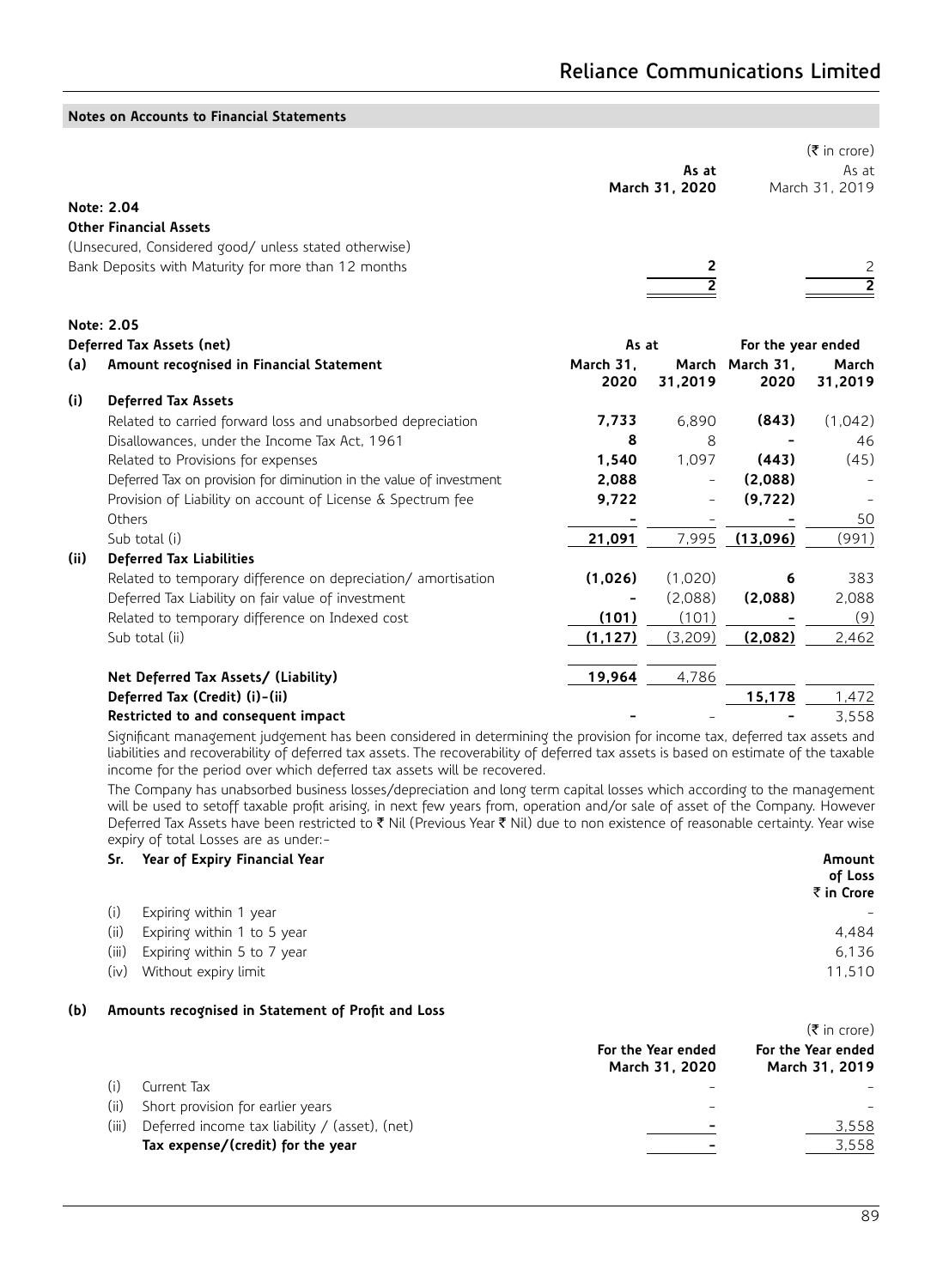## Notes on Accounts to Financial Statements

(₹ in crore)

| | As at March 31, 2020 | As at March 31, 2019 |
|---|---|---|
| **Note: 2.04** | | |
| **Other Financial Assets** | | |
| (Unsecured, Considered good/ unless stated otherwise) | | |
| Bank Deposits with Maturity for more than 12 months | **2** | 2 |
| | **2** | **2** |

**Note: 2.05**

**Deferred Tax Assets (net)**

| | | As at | | For the year ended | |
|---|---|---|---|---|---|
| **(a)** | **Amount recognised in Financial Statement** | **March 31, 2020** | **March 31,2019** | **March 31, 2020** | **March 31,2019** |
| **(i)** | **Deferred Tax Assets** | | | | |
| | Related to carried forward loss and unabsorbed depreciation | **7,733** | 6,890 | **(843)** | (1,042) |
| | Disallowances, under the Income Tax Act, 1961 | **8** | 8 | **-** | 46 |
| | Related to Provisions for expenses | **1,540** | 1,097 | **(443)** | (45) |
| | Deferred Tax on provision for diminution in the value of investment | **2,088** | - | **(2,088)** | - |
| | Provision of Liability on account of License & Spectrum fee | **9,722** | - | **(9,722)** | - |
| | Others | **-** | - | **-** | 50 |
| | Sub total (i) | **21,091** | 7,995 | **(13,096)** | (991) |
| **(ii)** | **Deferred Tax Liabilities** | | | | |
| | Related to temporary difference on depreciation/ amortisation | **(1,026)** | (1,020) | **6** | 383 |
| | Deferred Tax Liability on fair value of investment | **-** | (2,088) | **(2,088)** | 2,088 |
| | Related to temporary difference on Indexed cost | **(101)** | (101) | **-** | (9) |
| | Sub total (ii) | **(1,127)** | (3,209) | **(2,082)** | 2,462 |
| | **Net Deferred Tax Assets/ (Liability)** | **19,964** | 4,786 | | |
| | **Deferred Tax (Credit) (i)-(ii)** | | | **15,178** | 1,472 |
| | **Restricted to and consequent impact** | **-** | - | **-** | 3,558 |

Significant management judgement has been considered in determining the provision for income tax, deferred tax assets and liabilities and recoverability of deferred tax assets. The recoverability of deferred tax assets is based on estimate of the taxable income for the period over which deferred tax assets will be recovered.

The Company has unabsorbed business losses/depreciation and long term capital losses which according to the management will be used to setoff taxable profit arising, in next few years from, operation and/or sale of asset of the Company. However Deferred Tax Assets have been restricted to ₹ Nil (Previous Year ₹ Nil) due to non existence of reasonable certainty. Year wise expiry of total Losses are as under:-

| Sr. | Year of Expiry Financial Year | Amount of Loss ₹ in Crore |
|---|---|---|
| (i) | Expiring within 1 year | - |
| (ii) | Expiring within 1 to 5 year | 4,484 |
| (iii) | Expiring within 5 to 7 year | 6,136 |
| (iv) | Without expiry limit | 11,510 |

**(b) Amounts recognised in Statement of Profit and Loss**

(₹ in crore)

| | | For the Year ended March 31, 2020 | For the Year ended March 31, 2019 |
|---|---|---|---|
| (i) | Current Tax | - | - |
| (ii) | Short provision for earlier years | - | - |
| (iii) | Deferred income tax liability / (asset), (net) | **-** | 3,558 |
| | **Tax expense/(credit) for the year** | **-** | 3,558 |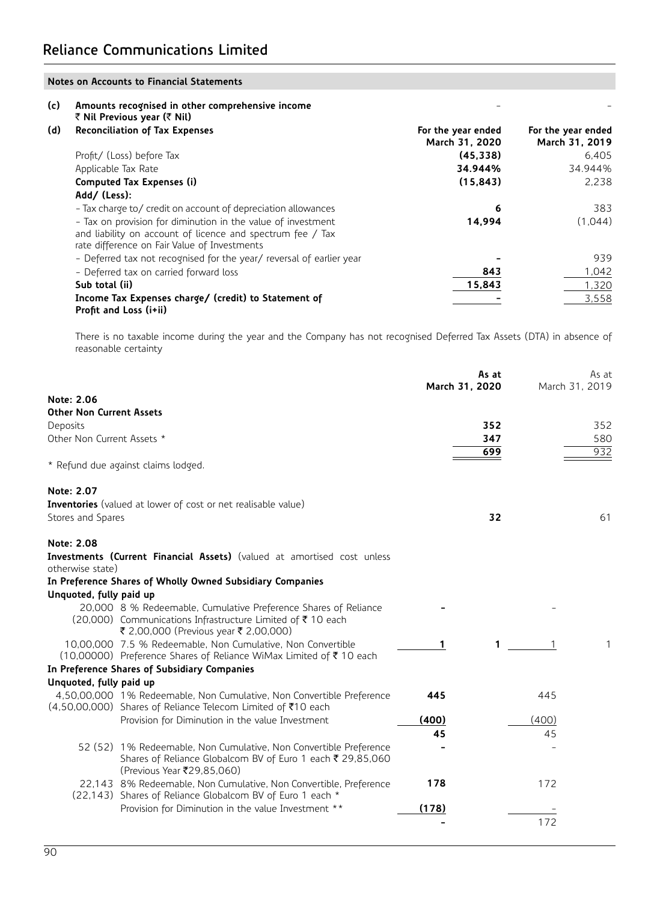## Notes on Accounts to Financial Statements

| | | For the year ended March 31, 2020 | For the year ended March 31, 2019 |
|---|---|---|---|
| **(c)** | **Amounts recognised in other comprehensive income ₹ Nil Previous year (₹ Nil)** | - | - |
| **(d)** | **Reconciliation of Tax Expenses** | | |
| | Profit/ (Loss) before Tax | **(45,338)** | 6,405 |
| | Applicable Tax Rate | **34.944%** | 34.944% |
| | **Computed Tax Expenses (i)** | **(15,843)** | 2,238 |
| | **Add/ (Less):** | | |
| | - Tax charge to/ credit on account of depreciation allowances | **6** | 383 |
| | - Tax on provision for diminution in the value of investment and liability on account of licence and spectrum fee / Tax rate difference on Fair Value of Investments | **14,994** | (1,044) |
| | - Deferred tax not recognised for the year/ reversal of earlier year | **-** | 939 |
| | - Deferred tax on carried forward loss | **843** | 1,042 |
| | **Sub total (ii)** | **15,843** | 1,320 |
| | **Income Tax Expenses charge/ (credit) to Statement of Profit and Loss (i+ii)** | **-** | 3,558 |

There is no taxable income during the year and the Company has not recognised Deferred Tax Assets (DTA) in absence of reasonable certainty

| | As at March 31, 2020 | As at March 31, 2019 |
|---|---|---|
| **Note: 2.06** | | |
| **Other Non Current Assets** | | |
| Deposits | **352** | 352 |
| Other Non Current Assets * | **347** | 580 |
| | **699** | 932 |

\* Refund due against claims lodged.

| | As at March 31, 2020 | As at March 31, 2019 |
|---|---|---|
| **Note: 2.07** | | |
| **Inventories** (valued at lower of cost or net realisable value) | | |
| Stores and Spares | **32** | 61 |

**Note: 2.08**

**Investments (Current Financial Assets)** (valued at amortised cost unless otherwise state)

| | | As at March 31, 2020 | | As at March 31, 2019 | |
|---|---|---|---|---|---|
| **In Preference Shares of Wholly Owned Subsidiary Companies** | | | | | |
| **Unquoted, fully paid up** | | | | | |
| 20,000 (20,000) | 8 % Redeemable, Cumulative Preference Shares of Reliance Communications Infrastructure Limited of ₹ 10 each ₹ 2,00,000 (Previous year ₹ 2,00,000) | **-** | | - | |
| 10,00,000 (10,00000) | 7.5 % Redeemable, Non Cumulative, Non Convertible Preference Shares of Reliance WiMax Limited of ₹ 10 each | **1** | **1** | 1 | 1 |
| **In Preference Shares of Subsidiary Companies** | | | | | |
| **Unquoted, fully paid up** | | | | | |
| 4,50,00,000 (4,50,00,000) | 1% Redeemable, Non Cumulative, Non Convertible Preference Shares of Reliance Telecom Limited of ₹10 each | **445** | | 445 | |
| | Provision for Diminution in the value Investment | **(400)** | | (400) | |
| | | **45** | | 45 | |
| 52 (52) | 1% Redeemable, Non Cumulative, Non Convertible Preference Shares of Reliance Globalcom BV of Euro 1 each ₹ 29,85,060 (Previous Year ₹29,85,060) | **-** | | - | |
| 22,143 (22,143) | 8% Redeemable, Non Cumulative, Non Convertible, Preference Shares of Reliance Globalcom BV of Euro 1 each * | **178** | | 172 | |
| | Provision for Diminution in the value Investment ** | **(178)** | | - | |
| | | **-** | | 172 | |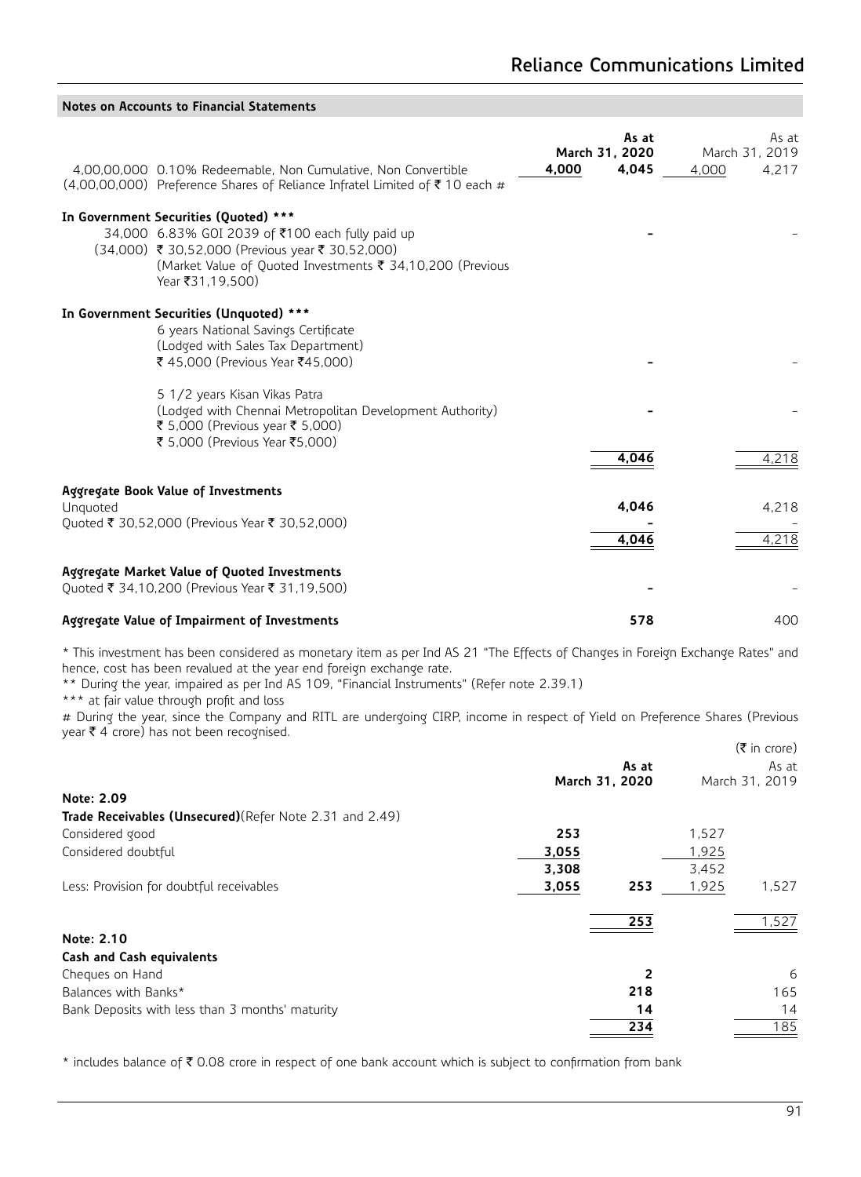## Notes on Accounts to Financial Statements

| | | As at March 31, 2020 | | As at March 31, 2019 | |
|---|---|---|---|---|---|
| 4,00,00,000 (4,00,00,000) | 0.10% Redeemable, Non Cumulative, Non Convertible Preference Shares of Reliance Infratel Limited of ₹ 10 each # | 4,000 | 4,045 | 4,000 | 4,217 |
| **In Government Securities (Quoted) \*\*\*** | | | | | |
| 34,000 (34,000) | 6.83% GOI 2039 of ₹100 each fully paid up ₹ 30,52,000 (Previous year ₹ 30,52,000) (Market Value of Quoted Investments ₹ 34,10,200 (Previous Year ₹31,19,500) | | - | | - |
| **In Government Securities (Unquoted) \*\*\*** | | | | | |
| | 6 years National Savings Certificate (Lodged with Sales Tax Department) ₹ 45,000 (Previous Year ₹45,000) | | - | | - |
| | 5 1/2 years Kisan Vikas Patra (Lodged with Chennai Metropolitan Development Authority) ₹ 5,000 (Previous year ₹ 5,000) ₹ 5,000 (Previous Year ₹5,000) | | - | | - |
| | | | 4,046 | | 4,218 |
| **Aggregate Book Value of Investments** | | | | | |
| Unquoted | | | 4,046 | | 4,218 |
| Quoted ₹ 30,52,000 (Previous Year ₹ 30,52,000) | | | - | | - |
| | | | 4,046 | | 4,218 |
| **Aggregate Market Value of Quoted Investments** | | | | | |
| Quoted ₹ 34,10,200 (Previous Year ₹ 31,19,500) | | | - | | - |
| **Aggregate Value of Impairment of Investments** | | | 578 | | 400 |

* This investment has been considered as monetary item as per Ind AS 21 "The Effects of Changes in Foreign Exchange Rates" and hence, cost has been revalued at the year end foreign exchange rate.

** During the year, impaired as per Ind AS 109, "Financial Instruments" (Refer note 2.39.1)

*** at fair value through profit and loss

# During the year, since the Company and RITL are undergoing CIRP, income in respect of Yield on Preference Shares (Previous year ₹ 4 crore) has not been recognised.

(₹ in crore)

| | | As at March 31, 2020 | | As at March 31, 2019 |
|---|---|---|---|---|
| **Note: 2.09** | | | | |
| **Trade Receivables (Unsecured)**(Refer Note 2.31 and 2.49) | | | | |
| Considered good | 253 | | 1,527 | |
| Considered doubtful | 3,055 | | 1,925 | |
| | 3,308 | | 3,452 | |
| Less: Provision for doubtful receivables | 3,055 | 253 | 1,925 | 1,527 |
| | | 253 | | 1,527 |
| **Note: 2.10** | | | | |
| **Cash and Cash equivalents** | | | | |
| Cheques on Hand | | 2 | | 6 |
| Balances with Banks* | | 218 | | 165 |
| Bank Deposits with less than 3 months' maturity | | 14 | | 14 |
| | | 234 | | 185 |

* includes balance of ₹ 0.08 crore in respect of one bank account which is subject to confirmation from bank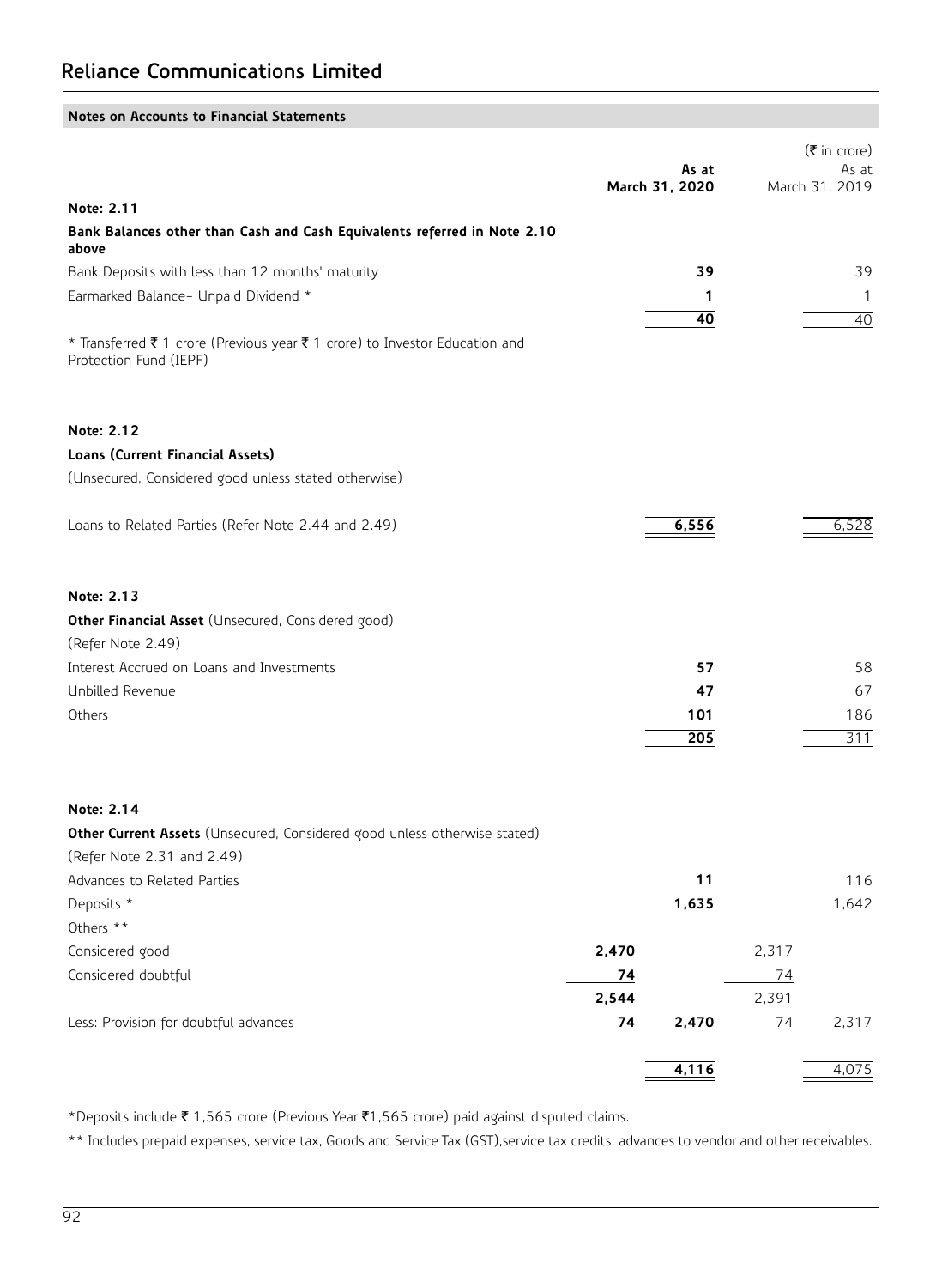## Notes on Accounts to Financial Statements

| | | As at March 31, 2020 | | (₹ in crore) As at March 31, 2019 |
|---|---|---|---|---|
| **Note: 2.11** | | | | |
| **Bank Balances other than Cash and Cash Equivalents referred in Note 2.10 above** | | | | |
| Bank Deposits with less than 12 months' maturity | | **39** | | 39 |
| Earmarked Balance- Unpaid Dividend * | | **1** | | 1 |
| | | **40** | | 40 |

* Transferred ₹ 1 crore (Previous year ₹ 1 crore) to Investor Education and Protection Fund (IEPF)

| | | As at March 31, 2020 | | As at March 31, 2019 |
|---|---|---|---|---|
| **Note: 2.12** | | | | |
| **Loans (Current Financial Assets)** | | | | |
| (Unsecured, Considered good unless stated otherwise) | | | | |
| Loans to Related Parties (Refer Note 2.44 and 2.49) | | **6,556** | | 6,528 |
| **Note: 2.13** | | | | |
| **Other Financial Asset** (Unsecured, Considered good) | | | | |
| (Refer Note 2.49) | | | | |
| Interest Accrued on Loans and Investments | | **57** | | 58 |
| Unbilled Revenue | | **47** | | 67 |
| Others | | **101** | | 186 |
| | | **205** | | 311 |
| **Note: 2.14** | | | | |
| **Other Current Assets** (Unsecured, Considered good unless otherwise stated) | | | | |
| (Refer Note 2.31 and 2.49) | | | | |
| Advances to Related Parties | | **11** | | 116 |
| Deposits * | | **1,635** | | 1,642 |
| Others ** | | | | |
| Considered good | **2,470** | | 2,317 | |
| Considered doubtful | **74** | | 74 | |
| | **2,544** | | 2,391 | |
| Less: Provision for doubtful advances | **74** | **2,470** | 74 | 2,317 |
| | | **4,116** | | 4,075 |

*Deposits include ₹ 1,565 crore (Previous Year ₹1,565 crore) paid against disputed claims.

** Includes prepaid expenses, service tax, Goods and Service Tax (GST),service tax credits, advances to vendor and other receivables.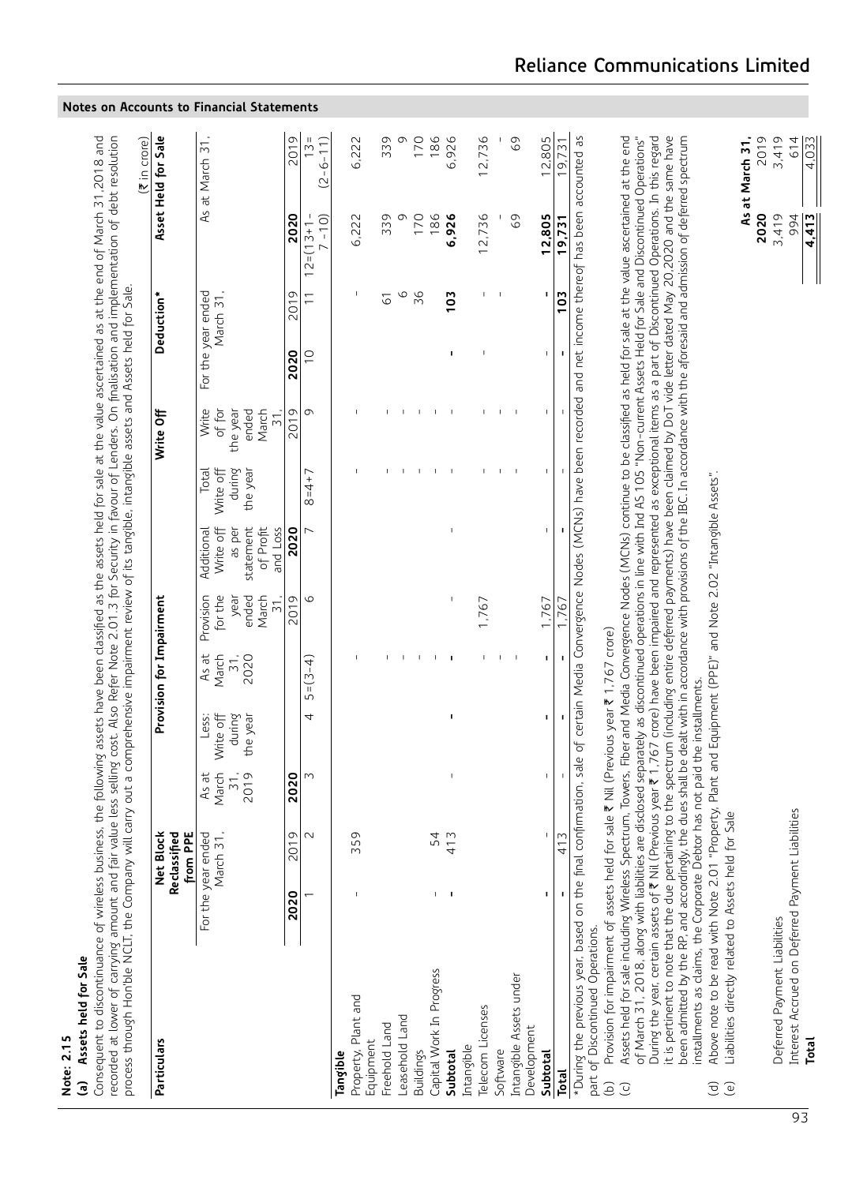**Note: 2.15**

**(a) Assets held for Sale**

Consequent to discontinuance of wireless business, the following assets have been classified as the assets held for sale at the value ascertained as at the end of March 31,2018 and recorded at lower of carrying amount and fair value less selling cost. Also Refer Note 2.01.3 for Security in favour of Lenders. On finalisation and implementation of debt resolution process through Hon'ble NCLT, the Company will carry out a comprehensive impairment review of its tangible, intangible assets and Assets held for Sale.

(₹ in crore)

| Particulars | Net Block Reclassified from PPE | | Provision for Impairment | | | | Write Off | | | Deduction* | | Asset Held for Sale | |
|---|---|---|---|---|---|---|---|---|---|---|---|---|---|
| | For the year ended March 31, | | As at March 31, 2019 | Less: Write off during the year | As at March 31, 2020 | Provision for the year ended March 31, | Additional Write off as per statement of Profit and Loss | Total Write off during the year | Write of for the year ended March 31, | For the year ended March 31, | | As at March 31, | |
| | **2020** | 2019 | **2020** | | | 2019 | **2020** | | 2019 | **2020** | 2019 | **2020** | 2019 |
| | 1 | 2 | 3 | 4 | 5=(3-4) | 6 | 7 | 8=4+7 | 9 | 10 | 11 | 12=(13+1-7-10) | 13=(2-6-11) |
| **Tangible** | | | | | | | | | | | | | |
| Property, Plant and Equipment | - | 359 | | | - | | | - | - | | - | 6,222 | 6,222 |
| Freehold Land | | | | | - | | | - | - | | 61 | 339 | 339 |
| Leasehold Land | | | | | - | | | - | - | | 6 | 9 | 9 |
| Buildings | | | | | - | | | - | - | | 36 | 170 | 170 |
| Capital Work In Progress | - | 54 | | | - | | | - | - | | | 186 | 186 |
| **Subtotal** | **-** | 413 | - | **-** | **-** | - | - | - | - | **-** | **103** | **6,926** | 6,926 |
| Intangible | | | | | | | | | | | | | |
| Telecom Licenses | | | | | - | 1,767 | | - | - | - | - | 12,736 | 12,736 |
| Software | | | | | - | | | - | - | | - | - | - |
| Intangible Assets under Development | | | | | - | | | - | - | | | 69 | 69 |
| **Subtotal** | **-** | - | - | **-** | **-** | 1,767 | - | - | - | - | - | **12,805** | 12,805 |
| **Total** | **-** | 413 | - | **-** | **-** | 1,767 | **-** | - | - | **-** | **103** | **19,731** | 19,731 |

*During the previous year, based on the final confirmation, sale of certain Media Convergence Nodes (MCNs) have been recorded and net income thereof has been accounted as part of Discontinued Operations.

(b) Provision for impairment of assets held for sale ₹ Nil (Previous year ₹ 1,767 crore)

(c) Assets held for sale including Wireless Spectrum, Towers, Fiber and Media Convergence Nodes (MCNs) continue to be classified as held for sale at the value ascertained at the end of March 31, 2018, along with liabilities are disclosed separately as discontinued operations in line with Ind AS 105 "Non-current Assets Held for Sale and Discontinued Operations". During the year, certain assets of ₹ Nil (Previous year ₹ 1,767 crore) have been impaired and represented as exceptional Items as a part of Discontinued Operations. In this regard it is pertinent to note that the due pertaining to the spectrum (including entire deferred payments) have been claimed by DoT vide letter dated May 20,2020 and the same have been admitted by the RP, and accordingly, the dues shall be dealt with in accordance with provisions of the IBC. In accordance with the aforesaid and admission of deferred spectrum installments as claims, the Corporate Debtor has not paid the installments.

(d) Above note to be read with Note 2.01 "Property, Plant and Equipment (PPE)" and Note 2.02 "Intangible Assets".

(e) Liabilities directly related to Assets held for Sale

| | As at March 31, **2020** | 2019 |
|---|---|---|
| Deferred Payment Liabilities | 3,419 | 3,419 |
| Interest Accrued on Deferred Payment Liabilities | 994 | 614 |
| **Total** | **4,413** | 4,033 |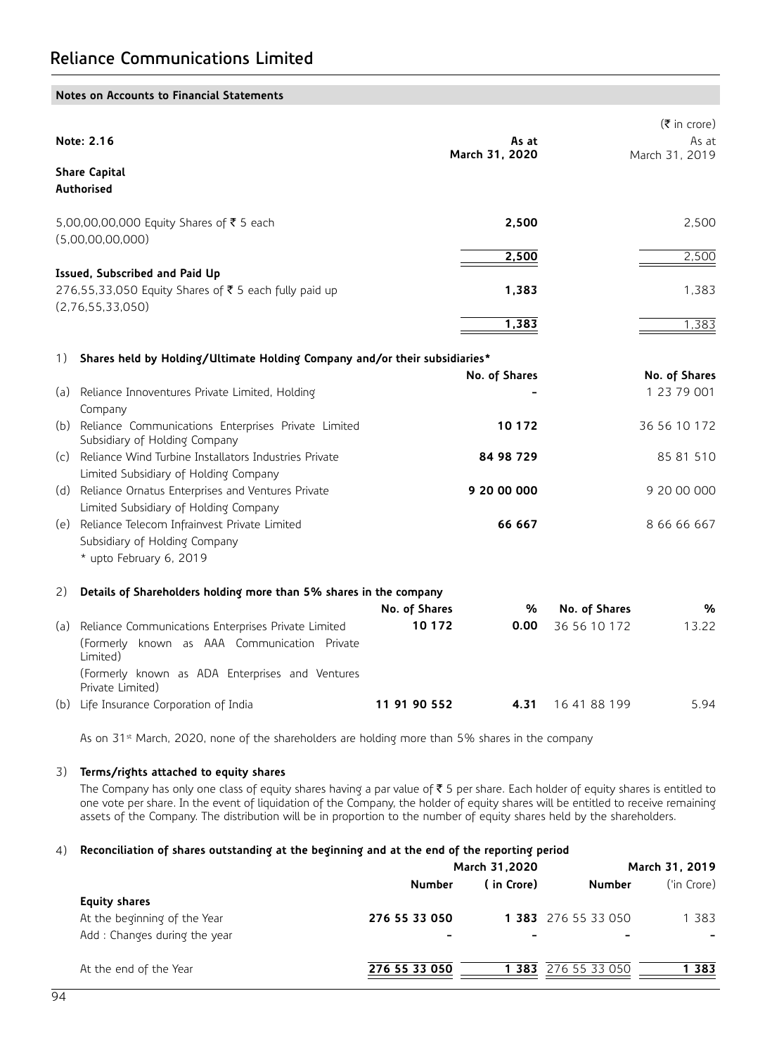## Notes on Accounts to Financial Statements

(₹ in crore)

| Note: 2.16 | As at March 31, 2020 | As at March 31, 2019 |
|---|---|---|
| **Share Capital** | | |
| **Authorised** | | |
| 5,00,00,00,000 Equity Shares of ₹ 5 each (5,00,00,00,000) | **2,500** | 2,500 |
| | **2,500** | 2,500 |
| **Issued, Subscribed and Paid Up** | | |
| 276,55,33,050 Equity Shares of ₹ 5 each fully paid up (2,76,55,33,050) | **1,383** | 1,383 |
| | **1,383** | 1,383 |

1) **Shares held by Holding/Ultimate Holding Company and/or their subsidiaries***

| | No. of Shares | No. of Shares |
|---|---|---|
| (a) Reliance Innoventures Private Limited, Holding Company | **-** | 1 23 79 001 |
| (b) Reliance Communications Enterprises Private Limited Subsidiary of Holding Company | **10 172** | 36 56 10 172 |
| (c) Reliance Wind Turbine Installators Industries Private Limited Subsidiary of Holding Company | **84 98 729** | 85 81 510 |
| (d) Reliance Ornatus Enterprises and Ventures Private Limited Subsidiary of Holding Company | **9 20 00 000** | 9 20 00 000 |
| (e) Reliance Telecom Infrainvest Private Limited Subsidiary of Holding Company | **66 667** | 8 66 66 667 |

\* upto February 6, 2019

2) **Details of Shareholders holding more than 5% shares in the company**

| | No. of Shares | % | No. of Shares | % |
|---|---|---|---|---|
| (a) Reliance Communications Enterprises Private Limited (Formerly known as AAA Communication Private Limited) (Formerly known as ADA Enterprises and Ventures Private Limited) | **10 172** | **0.00** | 36 56 10 172 | 13.22 |
| (b) Life Insurance Corporation of India | **11 91 90 552** | **4.31** | 16 41 88 199 | 5.94 |

As on 31st March, 2020, none of the shareholders are holding more than 5% shares in the company

3) **Terms/rights attached to equity shares**

The Company has only one class of equity shares having a par value of ₹ 5 per share. Each holder of equity shares is entitled to one vote per share. In the event of liquidation of the Company, the holder of equity shares will be entitled to receive remaining assets of the Company. The distribution will be in proportion to the number of equity shares held by the shareholders.

4) **Reconciliation of shares outstanding at the beginning and at the end of the reporting period**

| | March 31,2020 | | March 31, 2019 | |
|---|---|---|---|---|
| | Number | ( in Crore) | Number | ('in Crore) |
| **Equity shares** | | | | |
| At the beginning of the Year | **276 55 33 050** | **1 383** | 276 55 33 050 | 1 383 |
| Add : Changes during the year | **-** | **-** | - | - |
| At the end of the Year | **276 55 33 050** | **1 383** | 276 55 33 050 | **1 383** |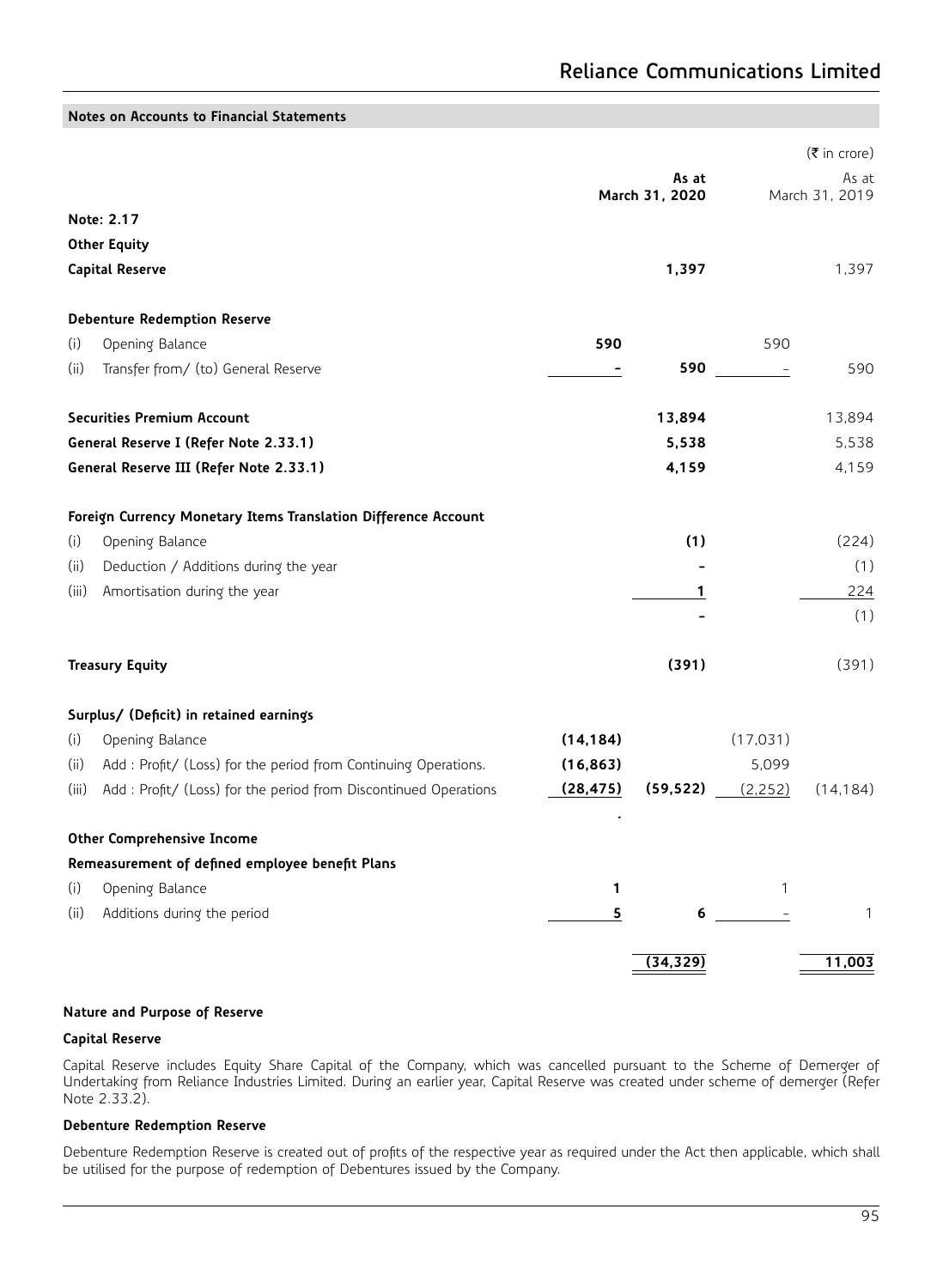## Notes on Accounts to Financial Statements

(₹ in crore)

| | | | As at March 31, 2020 | | As at March 31, 2019 |
|---|---|---|---|---|---|
| **Note: 2.17** | | | | | |
| **Other Equity** | | | | | |
| **Capital Reserve** | | | **1,397** | | 1,397 |
| **Debenture Redemption Reserve** | | | | | |
| (i) | Opening Balance | **590** | | 590 | |
| (ii) | Transfer from/ (to) General Reserve | **-** | **590** | - | 590 |
| **Securities Premium Account** | | | **13,894** | | 13,894 |
| **General Reserve I (Refer Note 2.33.1)** | | | **5,538** | | 5,538 |
| **General Reserve III (Refer Note 2.33.1)** | | | **4,159** | | 4,159 |
| **Foreign Currency Monetary Items Translation Difference Account** | | | | | |
| (i) | Opening Balance | | **(1)** | | (224) |
| (ii) | Deduction / Additions during the year | | **-** | | (1) |
| (iii) | Amortisation during the year | | **1** | | 224 |
| | | | **-** | | (1) |
| **Treasury Equity** | | | **(391)** | | (391) |
| **Surplus/ (Deficit) in retained earnings** | | | | | |
| (i) | Opening Balance | **(14,184)** | | (17,031) | |
| (ii) | Add : Profit/ (Loss) for the period from Continuing Operations. | **(16,863)** | | 5,099 | |
| (iii) | Add : Profit/ (Loss) for the period from Discontinued Operations | **(28,475)** | **(59,522)** | (2,252) | (14,184) |
| **Other Comprehensive Income** | | | | | |
| **Remeasurement of defined employee benefit Plans** | | | | | |
| (i) | Opening Balance | **1** | | 1 | |
| (ii) | Additions during the period | **5** | **6** | - | 1 |
| | | | **(34,329)** | | **11,003** |

### Nature and Purpose of Reserve

**Capital Reserve**

Capital Reserve includes Equity Share Capital of the Company, which was cancelled pursuant to the Scheme of Demerger of Undertaking from Reliance Industries Limited. During an earlier year, Capital Reserve was created under scheme of demerger (Refer Note 2.33.2).

**Debenture Redemption Reserve**

Debenture Redemption Reserve is created out of profits of the respective year as required under the Act then applicable, which shall be utilised for the purpose of redemption of Debentures issued by the Company.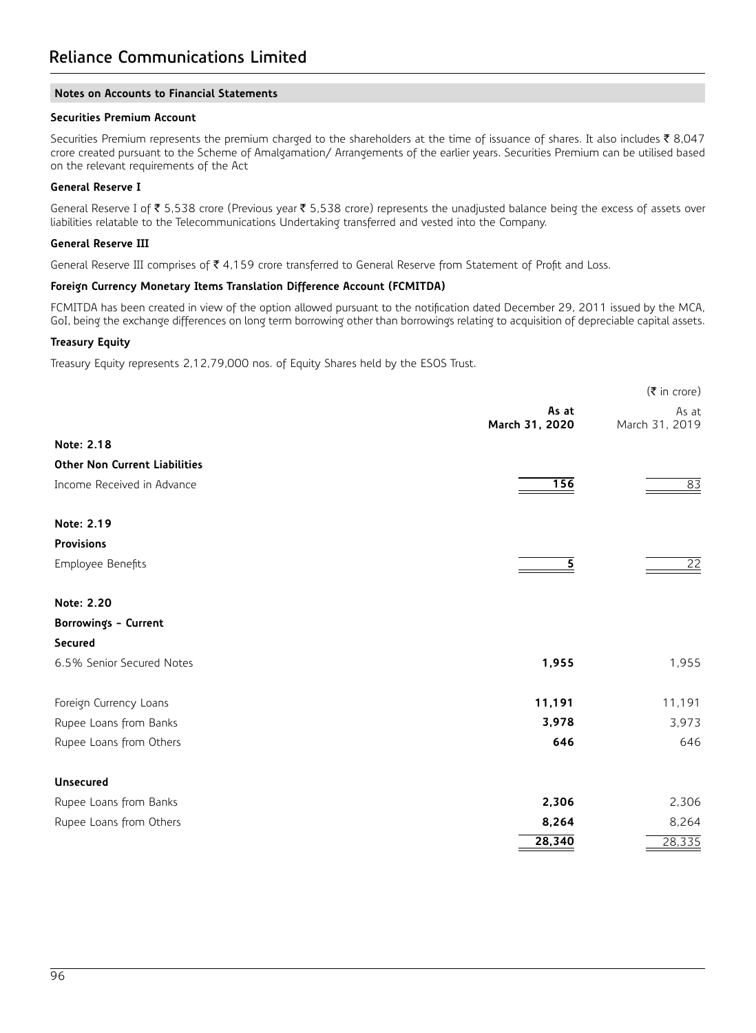## Notes on Accounts to Financial Statements

**Securities Premium Account**

Securities Premium represents the premium charged to the shareholders at the time of issuance of shares. It also includes ₹ 8,047 crore created pursuant to the Scheme of Amalgamation/ Arrangements of the earlier years. Securities Premium can be utilised based on the relevant requirements of the Act

**General Reserve I**

General Reserve I of ₹ 5,538 crore (Previous year ₹ 5,538 crore) represents the unadjusted balance being the excess of assets over liabilities relatable to the Telecommunications Undertaking transferred and vested into the Company.

**General Reserve III**

General Reserve III comprises of ₹ 4,159 crore transferred to General Reserve from Statement of Profit and Loss.

**Foreign Currency Monetary Items Translation Difference Account (FCMITDA)**

FCMITDA has been created in view of the option allowed pursuant to the notification dated December 29, 2011 issued by the MCA, GoI, being the exchange differences on long term borrowing other than borrowings relating to acquisition of depreciable capital assets.

**Treasury Equity**

Treasury Equity represents 2,12,79,000 nos. of Equity Shares held by the ESOS Trust.

(₹ in crore)

| | **As at March 31, 2020** | As at March 31, 2019 |
|---|---|---|
| **Note: 2.18** | | |
| **Other Non Current Liabilities** | | |
| Income Received in Advance | **156** | 83 |
| **Note: 2.19** | | |
| **Provisions** | | |
| Employee Benefits | **5** | 22 |
| **Note: 2.20** | | |
| **Borrowings - Current** | | |
| **Secured** | | |
| 6.5% Senior Secured Notes | **1,955** | 1,955 |
| Foreign Currency Loans | **11,191** | 11,191 |
| Rupee Loans from Banks | **3,978** | 3,973 |
| Rupee Loans from Others | **646** | 646 |
| **Unsecured** | | |
| Rupee Loans from Banks | **2,306** | 2,306 |
| Rupee Loans from Others | **8,264** | 8,264 |
| | **28,340** | 28,335 |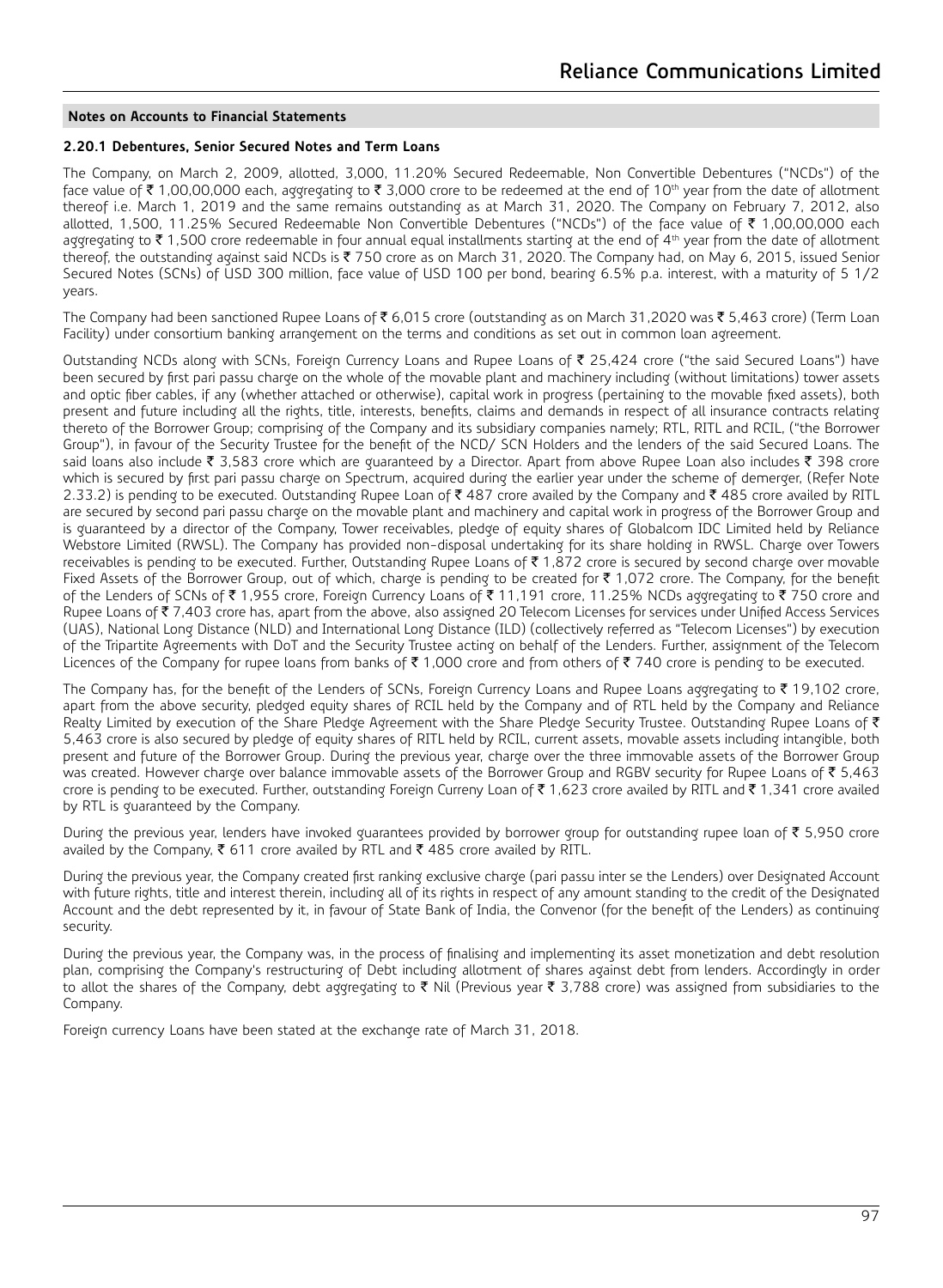## Notes on Accounts to Financial Statements

### 2.20.1 Debentures, Senior Secured Notes and Term Loans

The Company, on March 2, 2009, allotted, 3,000, 11.20% Secured Redeemable, Non Convertible Debentures ("NCDs") of the face value of ₹ 1,00,00,000 each, aggregating to ₹ 3,000 crore to be redeemed at the end of 10th year from the date of allotment thereof i.e. March 1, 2019 and the same remains outstanding as at March 31, 2020. The Company on February 7, 2012, also allotted, 1,500, 11.25% Secured Redeemable Non Convertible Debentures ("NCDs") of the face value of ₹ 1,00,00,000 each aggregating to ₹ 1,500 crore redeemable in four annual equal installments starting at the end of 4th year from the date of allotment thereof, the outstanding against said NCDs is ₹ 750 crore as on March 31, 2020. The Company had, on May 6, 2015, issued Senior Secured Notes (SCNs) of USD 300 million, face value of USD 100 per bond, bearing 6.5% p.a. interest, with a maturity of 5 1/2 years.

The Company had been sanctioned Rupee Loans of ₹ 6,015 crore (outstanding as on March 31,2020 was ₹ 5,463 crore) (Term Loan Facility) under consortium banking arrangement on the terms and conditions as set out in common loan agreement.

Outstanding NCDs along with SCNs, Foreign Currency Loans and Rupee Loans of ₹ 25,424 crore ("the said Secured Loans") have been secured by first pari passu charge on the whole of the movable plant and machinery including (without limitations) tower assets and optic fiber cables, if any (whether attached or otherwise), capital work in progress (pertaining to the movable fixed assets), both present and future including all the rights, title, interests, benefits, claims and demands in respect of all insurance contracts relating thereto of the Borrower Group; comprising of the Company and its subsidiary companies namely; RTL, RITL and RCIL, ("the Borrower Group"), in favour of the Security Trustee for the benefit of the NCD/ SCN Holders and the lenders of the said Secured Loans. The said loans also include ₹ 3,583 crore which are guaranteed by a Director. Apart from above Rupee Loan also includes ₹ 398 crore which is secured by first pari passu charge on Spectrum, acquired during the earlier year under the scheme of demerger, (Refer Note 2.33.2) is pending to be executed. Outstanding Rupee Loan of ₹ 487 crore availed by the Company and ₹ 485 crore availed by RITL are secured by second pari passu charge on the movable plant and machinery and capital work in progress of the Borrower Group and is guaranteed by a director of the Company, Tower receivables, pledge of equity shares of Globalcom IDC Limited held by Reliance Webstore Limited (RWSL). The Company has provided non-disposal undertaking for its share holding in RWSL. Charge over Towers receivables is pending to be executed. Further, Outstanding Rupee Loans of ₹ 1,872 crore is secured by second charge over movable Fixed Assets of the Borrower Group, out of which, charge is pending to be created for ₹ 1,072 crore. The Company, for the benefit of the Lenders of SCNs of ₹ 1,955 crore, Foreign Currency Loans of ₹ 11,191 crore, 11.25% NCDs aggregating to ₹ 750 crore and Rupee Loans of ₹ 7,403 crore has, apart from the above, also assigned 20 Telecom Licenses for services under Unified Access Services (UAS), National Long Distance (NLD) and International Long Distance (ILD) (collectively referred as "Telecom Licenses") by execution of the Tripartite Agreements with DoT and the Security Trustee acting on behalf of the Lenders. Further, assignment of the Telecom Licences of the Company for rupee loans from banks of ₹ 1,000 crore and from others of ₹ 740 crore is pending to be executed.

The Company has, for the benefit of the Lenders of SCNs, Foreign Currency Loans and Rupee Loans aggregating to ₹ 19,102 crore, apart from the above security, pledged equity shares of RCIL held by the Company and of RTL held by the Company and Reliance Realty Limited by execution of the Share Pledge Agreement with the Share Pledge Security Trustee. Outstanding Rupee Loans of ₹ 5,463 crore is also secured by pledge of equity shares of RITL held by RCIL, current assets, movable assets including intangible, both present and future of the Borrower Group. During the previous year, charge over the three immovable assets of the Borrower Group was created. However charge over balance immovable assets of the Borrower Group and RGBV security for Rupee Loans of ₹ 5,463 crore is pending to be executed. Further, outstanding Foreign Curreny Loan of ₹ 1,623 crore availed by RITL and ₹ 1,341 crore availed by RTL is guaranteed by the Company.

During the previous year, lenders have invoked guarantees provided by borrower group for outstanding rupee loan of ₹ 5,950 crore availed by the Company, ₹ 611 crore availed by RTL and ₹ 485 crore availed by RITL.

During the previous year, the Company created first ranking exclusive charge (pari passu inter se the Lenders) over Designated Account with future rights, title and interest therein, including all of its rights in respect of any amount standing to the credit of the Designated Account and the debt represented by it, in favour of State Bank of India, the Convenor (for the benefit of the Lenders) as continuing security.

During the previous year, the Company was, in the process of finalising and implementing its asset monetization and debt resolution plan, comprising the Company's restructuring of Debt including allotment of shares against debt from lenders. Accordingly in order to allot the shares of the Company, debt aggregating to ₹ Nil (Previous year ₹ 3,788 crore) was assigned from subsidiaries to the Company.

Foreign currency Loans have been stated at the exchange rate of March 31, 2018.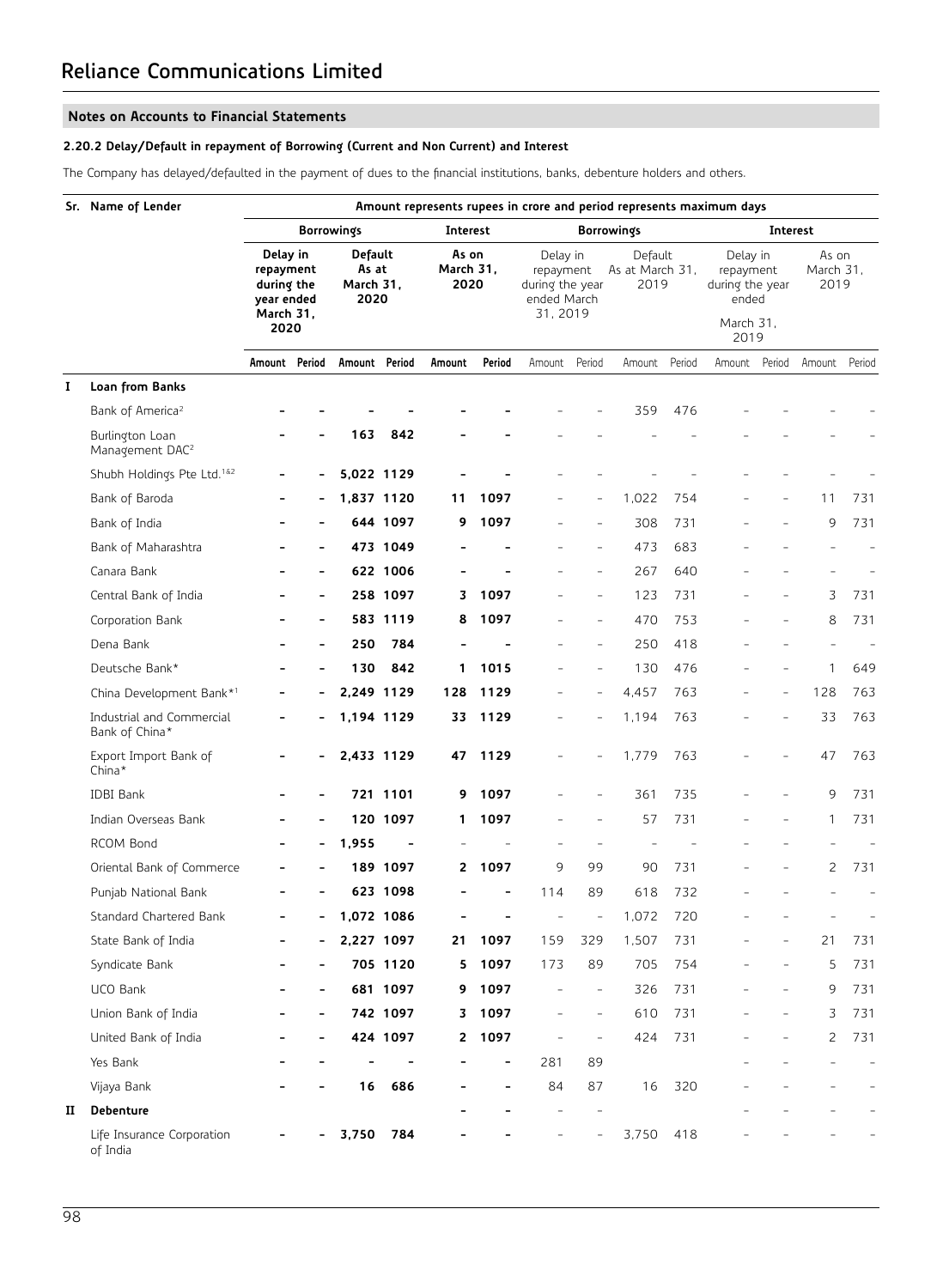# Reliance Communications Limited

## Notes on Accounts to Financial Statements

### 2.20.2 Delay/Default in repayment of Borrowing (Current and Non Current) and Interest

The Company has delayed/defaulted in the payment of dues to the financial institutions, banks, debenture holders and others.

| Sr. | Name of Lender | Amount represents rupees in crore and period represents maximum days | | | | | | | | | | | | | | | |
|---|---|---|---|---|---|---|---|---|---|---|---|---|---|---|---|---|---|
| | | Borrowings | | | | Interest | | Borrowings | | | | Interest | | | | | |
| | | Delay in repayment during the year ended March 31, 2020 | | Default As at March 31, 2020 | | As on March 31, 2020 | | Delay in repayment during the year ended March 31, 2019 | | Default As at March 31, 2019 | | Delay in repayment during the year ended March 31, 2019 | | As on March 31, 2019 | | | |
| | | Amount | Period | Amount | Period | Amount | Period | Amount | Period | Amount | Period | Amount | Period | Amount | Period | | |
| I | Loan from Banks | | | | | | | | | | | | | | | | |
| | Bank of America[2] | - | - | - | - | - | - | - | - | 359 | 476 | - | - | - | - | | |
| | Burlington Loan Management DAC[2] | - | - | 163 | 842 | - | - | - | - | - | - | - | - | - | - | | |
| | Shubh Holdings Pte Ltd.[1&2] | - | - | 5,022 | 1129 | - | - | - | - | - | - | - | - | - | - | | |
| | Bank of Baroda | - | - | 1,837 | 1120 | 11 | 1097 | - | - | 1,022 | 754 | - | - | 11 | 731 | | |
| | Bank of India | - | - | 644 | 1097 | 9 | 1097 | - | - | 308 | 731 | - | - | 9 | 731 | | |
| | Bank of Maharashtra | - | - | 473 | 1049 | - | - | - | - | 473 | 683 | - | - | - | - | | |
| | Canara Bank | - | - | 622 | 1006 | - | - | - | - | 267 | 640 | - | - | - | - | | |
| | Central Bank of India | - | - | 258 | 1097 | 3 | 1097 | - | - | 123 | 731 | - | - | 3 | 731 | | |
| | Corporation Bank | - | - | 583 | 1119 | 8 | 1097 | - | - | 470 | 753 | - | - | 8 | 731 | | |
| | Dena Bank | - | - | 250 | 784 | - | - | - | - | 250 | 418 | - | - | - | - | | |
| | Deutsche Bank* | - | - | 130 | 842 | 1 | 1015 | - | - | 130 | 476 | - | - | 1 | 649 | | |
| | China Development Bank*[1] | - | - | 2,249 | 1129 | 128 | 1129 | - | - | 4,457 | 763 | - | - | 128 | 763 | | |
| | Industrial and Commercial Bank of China* | - | - | 1,194 | 1129 | 33 | 1129 | - | - | 1,194 | 763 | - | - | 33 | 763 | | |
| | Export Import Bank of China* | - | - | 2,433 | 1129 | 47 | 1129 | - | - | 1,779 | 763 | - | - | 47 | 763 | | |
| | IDBI Bank | - | - | 721 | 1101 | 9 | 1097 | - | - | 361 | 735 | - | - | 9 | 731 | | |
| | Indian Overseas Bank | - | - | 120 | 1097 | 1 | 1097 | - | - | 57 | 731 | - | - | 1 | 731 | | |
| | RCOM Bond | - | - | 1,955 | - | - | - | - | - | - | - | - | - | - | - | | |
| | Oriental Bank of Commerce | - | - | 189 | 1097 | 2 | 1097 | 9 | 99 | 90 | 731 | - | - | 2 | 731 | | |
| | Punjab National Bank | - | - | 623 | 1098 | - | - | 114 | 89 | 618 | 732 | - | - | - | - | | |
| | Standard Chartered Bank | - | - | 1,072 | 1086 | - | - | - | - | 1,072 | 720 | - | - | - | - | | |
| | State Bank of India | - | - | 2,227 | 1097 | 21 | 1097 | 159 | 329 | 1,507 | 731 | - | - | 21 | 731 | | |
| | Syndicate Bank | - | - | 705 | 1120 | 5 | 1097 | 173 | 89 | 705 | 754 | - | - | 5 | 731 | | |
| | UCO Bank | - | - | 681 | 1097 | 9 | 1097 | - | - | 326 | 731 | - | - | 9 | 731 | | |
| | Union Bank of India | - | - | 742 | 1097 | 3 | 1097 | - | - | 610 | 731 | - | - | 3 | 731 | | |
| | United Bank of India | - | - | 424 | 1097 | 2 | 1097 | - | - | 424 | 731 | - | - | 2 | 731 | | |
| | Yes Bank | - | - | - | - | - | - | 281 | 89 | | | - | - | - | - | | |
| | Vijaya Bank | - | - | 16 | 686 | - | - | 84 | 87 | 16 | 320 | - | - | - | - | | |
| II | Debenture | | | | | - | - | - | - | | | - | - | - | - | | |
| | Life Insurance Corporation of India | - | - | 3,750 | 784 | - | - | - | - | 3,750 | 418 | - | - | - | - | | |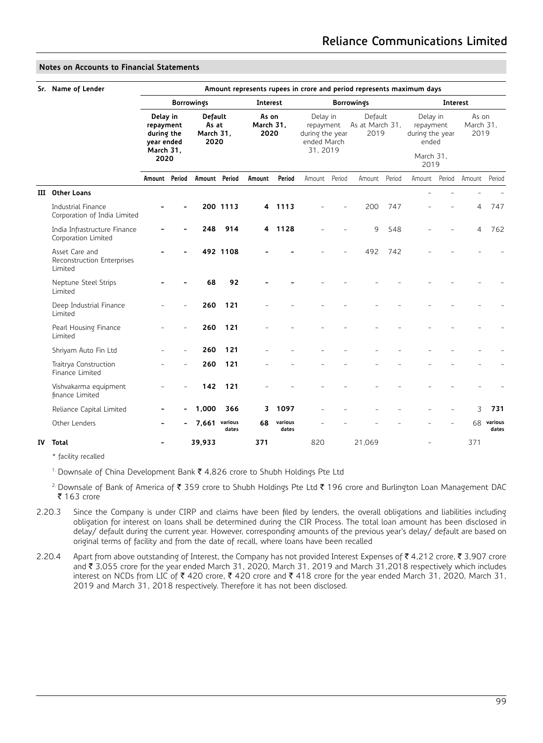## Notes on Accounts to Financial Statements

| Sr. | Name of Lender | Amount represents rupees in crore and period represents maximum days | | | | | | | | | | | | | | | |
|---|---|---|---|---|---|---|---|---|---|---|---|---|---|---|---|---|---|
| | | Borrowings | | | | Interest | | Borrowings | | | | Interest | | | | | |
| | | Delay in repayment during the year ended March 31, 2020 | | Default As at March 31, 2020 | | As on March 31, 2020 | | Delay in repayment during the year ended March 31, 2019 | | Default As at March 31, 2019 | | Delay in repayment during the year ended March 31, 2019 | | As on March 31, 2019 | | | |
| | | Amount | Period | Amount | Period | Amount | Period | Amount | Period | Amount | Period | Amount | Period | Amount | Period | | |
| III | Other Loans | | | | | | | | | | | – | – | – | – | | |
| | Industrial Finance Corporation of India Limited | – | – | 200 | 1113 | 4 | 1113 | – | – | 200 | 747 | – | – | 4 | 747 | | |
| | India Infrastructure Finance Corporation Limited | – | – | 248 | 914 | 4 | 1128 | – | – | 9 | 548 | – | – | 4 | 762 | | |
| | Asset Care and Reconstruction Enterprises Limited | – | – | 492 | 1108 | – | – | – | – | 492 | 742 | – | – | – | – | | |
| | Neptune Steel Strips Limited | – | – | 68 | 92 | – | – | – | – | – | – | – | – | – | – | | |
| | Deep Industrial Finance Limited | – | – | 260 | 121 | – | – | – | – | – | – | – | – | – | – | | |
| | Pearl Housing Finance Limited | – | – | 260 | 121 | – | – | – | – | – | – | – | – | – | – | | |
| | Shriyam Auto Fin Ltd | – | – | 260 | 121 | – | – | – | – | – | – | – | – | – | – | | |
| | Traitrya Construction Finance Limited | – | – | 260 | 121 | – | – | – | – | – | – | – | – | – | – | | |
| | Vishvakarma equipment finance Limited | – | – | 142 | 121 | – | – | – | – | – | – | – | – | – | – | | |
| | Reliance Capital Limited | – | – | 1,000 | 366 | 3 | 1097 | – | – | – | – | – | – | 3 | 731 | | |
| | Other Lenders | – | – | 7,661 | various dates | 68 | various dates | – | – | – | – | – | – | 68 | various dates | | |
| IV | Total | – | | 39,933 | | 371 | | 820 | | 21,069 | | – | | 371 | | | |

\* facility recalled

[1] Downsale of China Development Bank ₹ 4,826 crore to Shubh Holdings Pte Ltd

[2] Downsale of Bank of America of ₹ 359 crore to Shubh Holdings Pte Ltd ₹ 196 crore and Burlington Loan Management DAC ₹ 163 crore

2.20.3 Since the Company is under CIRP and claims have been filed by lenders, the overall obligations and liabilities including obligation for interest on loans shall be determined during the CIR Process. The total loan amount has been disclosed in delay/ default during the current year. However, corresponding amounts of the previous year's delay/ default are based on original terms of facility and from the date of recall, where loans have been recalled

2.20.4 Apart from above outstanding of Interest, the Company has not provided Interest Expenses of ₹ 4,212 crore, ₹ 3,907 crore and ₹ 3,055 crore for the year ended March 31, 2020, March 31, 2019 and March 31,2018 respectively which includes interest on NCDs from LIC of ₹ 420 crore, ₹ 420 crore and ₹ 418 crore for the year ended March 31, 2020, March 31, 2019 and March 31, 2018 respectively. Therefore it has not been disclosed.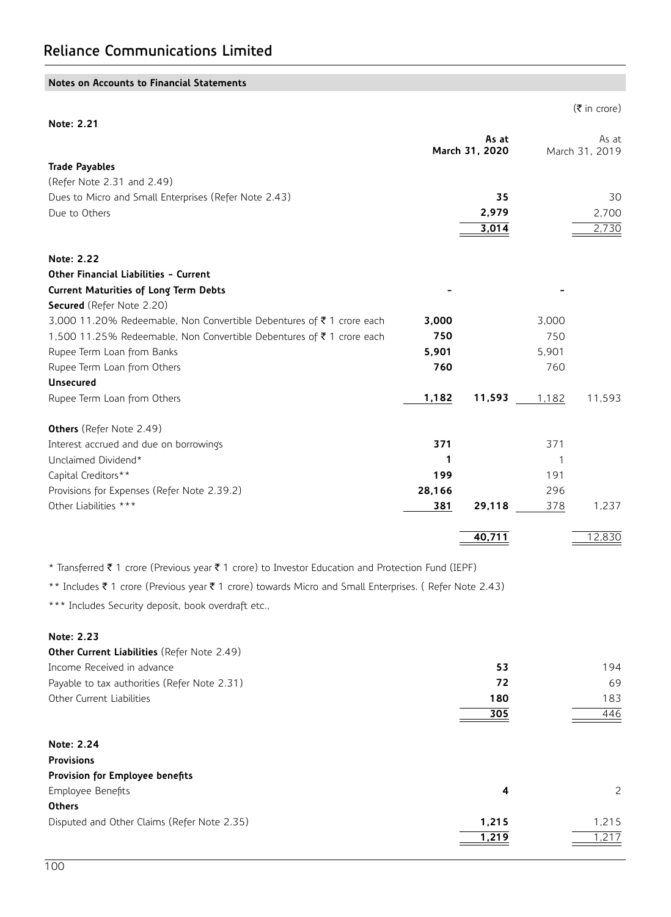## Notes on Accounts to Financial Statements

(₹ in crore)

**Note: 2.21**

| | | As at March 31, 2020 | | As at March 31, 2019 |
|---|---|---|---|---|
| **Trade Payables** | | | | |
| (Refer Note 2.31 and 2.49) | | | | |
| Dues to Micro and Small Enterprises (Refer Note 2.43) | | **35** | | 30 |
| Due to Others | | **2,979** | | 2,700 |
| | | **3,014** | | 2,730 |
| **Note: 2.22** | | | | |
| **Other Financial Liabilities - Current** | | | | |
| **Current Maturities of Long Term Debts** | | **-** | | - |
| **Secured** (Refer Note 2.20) | | | | |
| 3,000 11.20% Redeemable, Non Convertible Debentures of ₹ 1 crore each | **3,000** | | 3,000 | |
| 1,500 11.25% Redeemable, Non Convertible Debentures of ₹ 1 crore each | **750** | | 750 | |
| Rupee Term Loan from Banks | **5,901** | | 5,901 | |
| Rupee Term Loan from Others | **760** | | 760 | |
| **Unsecured** | | | | |
| Rupee Term Loan from Others | **1,182** | **11,593** | 1,182 | 11,593 |
| **Others** (Refer Note 2.49) | | | | |
| Interest accrued and due on borrowings | **371** | | 371 | |
| Unclaimed Dividend* | **1** | | 1 | |
| Capital Creditors** | **199** | | 191 | |
| Provisions for Expenses (Refer Note 2.39.2) | **28,166** | | 296 | |
| Other Liabilities *** | **381** | **29,118** | 378 | 1,237 |
| | | **40,711** | | 12,830 |

* Transferred ₹ 1 crore (Previous year ₹ 1 crore) to Investor Education and Protection Fund (IEPF)

** Includes ₹ 1 crore (Previous year ₹ 1 crore) towards Micro and Small Enterprises. ( Refer Note 2.43)

*** Includes Security deposit, book overdraft etc.,

**Note: 2.23**

| | As at March 31, 2020 | As at March 31, 2019 |
|---|---|---|
| **Other Current Liabilities** (Refer Note 2.49) | | |
| Income Received in advance | **53** | 194 |
| Payable to tax authorities (Refer Note 2.31) | **72** | 69 |
| Other Current Liabilities | **180** | 183 |
| | **305** | 446 |

**Note: 2.24**

| | As at March 31, 2020 | As at March 31, 2019 |
|---|---|---|
| **Provisions** | | |
| **Provision for Employee benefits** | | |
| Employee Benefits | **4** | 2 |
| **Others** | | |
| Disputed and Other Claims (Refer Note 2.35) | **1,215** | 1,215 |
| | **1,219** | 1,217 |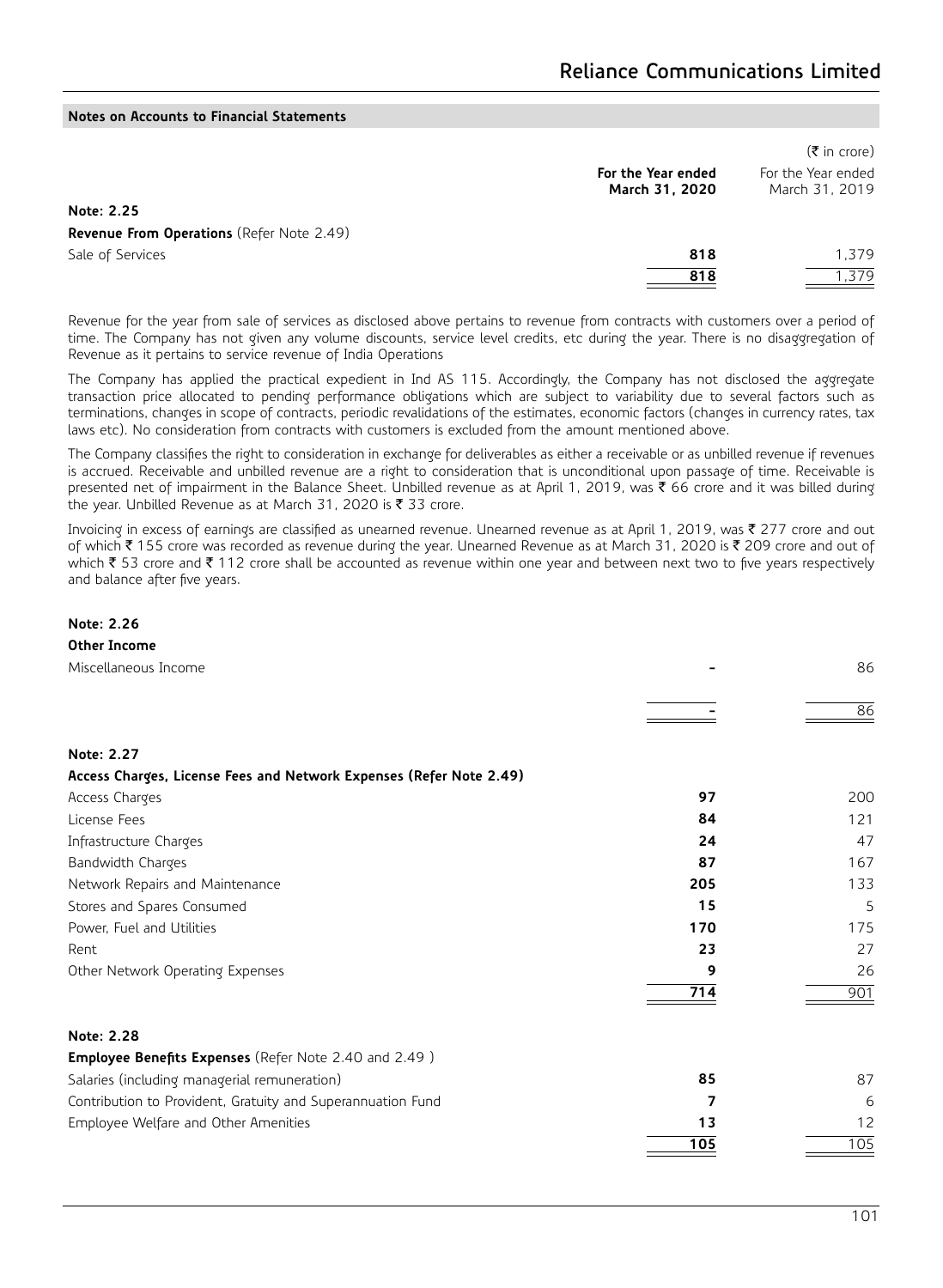## Notes on Accounts to Financial Statements

| | For the Year ended March 31, 2020 | For the Year ended March 31, 2019 |
|---|---|---|
| | | (₹ in crore) |
| **Note: 2.25** | | |
| **Revenue From Operations** (Refer Note 2.49) | | |
| Sale of Services | **818** | 1,379 |
| | **818** | 1,379 |

Revenue for the year from sale of services as disclosed above pertains to revenue from contracts with customers over a period of time. The Company has not given any volume discounts, service level credits, etc during the year. There is no disaggregation of Revenue as it pertains to service revenue of India Operations

The Company has applied the practical expedient in Ind AS 115. Accordingly, the Company has not disclosed the aggregate transaction price allocated to pending performance obligations which are subject to variability due to several factors such as terminations, changes in scope of contracts, periodic revalidations of the estimates, economic factors (changes in currency rates, tax laws etc). No consideration from contracts with customers is excluded from the amount mentioned above.

The Company classifies the right to consideration in exchange for deliverables as either a receivable or as unbilled revenue if revenues is accrued. Receivable and unbilled revenue are a right to consideration that is unconditional upon passage of time. Receivable is presented net of impairment in the Balance Sheet. Unbilled revenue as at April 1, 2019, was ₹ 66 crore and it was billed during the year. Unbilled Revenue as at March 31, 2020 is ₹ 33 crore.

Invoicing in excess of earnings are classified as unearned revenue. Unearned revenue as at April 1, 2019, was ₹ 277 crore and out of which ₹ 155 crore was recorded as revenue during the year. Unearned Revenue as at March 31, 2020 is ₹ 209 crore and out of which ₹ 53 crore and ₹ 112 crore shall be accounted as revenue within one year and between next two to five years respectively and balance after five years.

| | For the Year ended March 31, 2020 | For the Year ended March 31, 2019 |
|---|---|---|
| **Note: 2.26** | | |
| **Other Income** | | |
| Miscellaneous Income | - | 86 |
| | - | 86 |
| **Note: 2.27** | | |
| **Access Charges, License Fees and Network Expenses (Refer Note 2.49)** | | |
| Access Charges | **97** | 200 |
| License Fees | **84** | 121 |
| Infrastructure Charges | **24** | 47 |
| Bandwidth Charges | **87** | 167 |
| Network Repairs and Maintenance | **205** | 133 |
| Stores and Spares Consumed | **15** | 5 |
| Power, Fuel and Utilities | **170** | 175 |
| Rent | **23** | 27 |
| Other Network Operating Expenses | **9** | 26 |
| | **714** | 901 |
| **Note: 2.28** | | |
| **Employee Benefits Expenses** (Refer Note 2.40 and 2.49 ) | | |
| Salaries (including managerial remuneration) | **85** | 87 |
| Contribution to Provident, Gratuity and Superannuation Fund | **7** | 6 |
| Employee Welfare and Other Amenities | **13** | 12 |
| | **105** | 105 |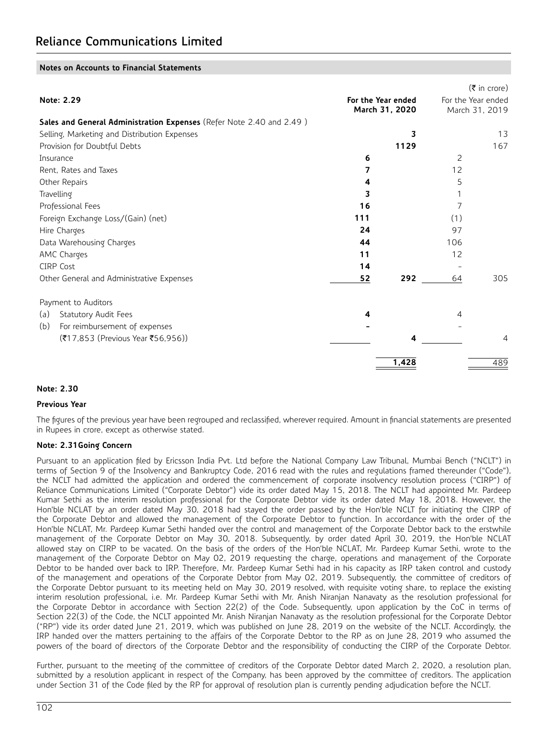## Notes on Accounts to Financial Statements

(₹ in crore)

| Note: 2.29 | For the Year ended March 31, 2020 | | For the Year ended March 31, 2019 | |
|---|---|---|---|---|
| **Sales and General Administration Expenses** (Refer Note 2.40 and 2.49 ) | | | | |
| Selling, Marketing and Distribution Expenses | | **3** | | 13 |
| Provision for Doubtful Debts | | **1129** | | 167 |
| Insurance | **6** | | 2 | |
| Rent, Rates and Taxes | **7** | | 12 | |
| Other Repairs | **4** | | 5 | |
| Travelling | **3** | | 1 | |
| Professional Fees | **16** | | 7 | |
| Foreign Exchange Loss/(Gain) (net) | **111** | | (1) | |
| Hire Charges | **24** | | 97 | |
| Data Warehousing Charges | **44** | | 106 | |
| AMC Charges | **11** | | 12 | |
| CIRP Cost | **14** | | - | |
| Other General and Administrative Expenses | **52** | **292** | 64 | 305 |
| Payment to Auditors | | | | |
| (a) Statutory Audit Fees | **4** | | 4 | |
| (b) For reimbursement of expenses | **-** | | - | |
| (₹17,853 (Previous Year ₹56,956)) | | **4** | | 4 |
| | | **1,428** | | 489 |

### Note: 2.30

**Previous Year**

The figures of the previous year have been regrouped and reclassified, wherever required. Amount in financial statements are presented in Rupees in crore, except as otherwise stated.

### Note: 2.31 Going Concern

Pursuant to an application filed by Ericsson India Pvt. Ltd before the National Company Law Tribunal, Mumbai Bench ("NCLT") in terms of Section 9 of the Insolvency and Bankruptcy Code, 2016 read with the rules and regulations framed thereunder ("Code"), the NCLT had admitted the application and ordered the commencement of corporate insolvency resolution process ("CIRP") of Reliance Communications Limited ("Corporate Debtor") vide its order dated May 15, 2018. The NCLT had appointed Mr. Pardeep Kumar Sethi as the interim resolution professional for the Corporate Debtor vide its order dated May 18, 2018. However, the Hon'ble NCLAT by an order dated May 30, 2018 had stayed the order passed by the Hon'ble NCLT for initiating the CIRP of the Corporate Debtor and allowed the management of the Corporate Debtor to function. In accordance with the order of the Hon'ble NCLAT, Mr. Pardeep Kumar Sethi handed over the control and management of the Corporate Debtor back to the erstwhile management of the Corporate Debtor on May 30, 2018. Subsequently, by order dated April 30, 2019, the Hon'ble NCLAT allowed stay on CIRP to be vacated. On the basis of the orders of the Hon'ble NCLAT, Mr. Pardeep Kumar Sethi, wrote to the management of the Corporate Debtor on May 02, 2019 requesting the charge, operations and management of the Corporate Debtor to be handed over back to IRP. Therefore, Mr. Pardeep Kumar Sethi had in his capacity as IRP taken control and custody of the management and operations of the Corporate Debtor from May 02, 2019. Subsequently, the committee of creditors of the Corporate Debtor pursuant to its meeting held on May 30, 2019 resolved, with requisite voting share, to replace the existing interim resolution professional, i.e. Mr. Pardeep Kumar Sethi with Mr. Anish Niranjan Nanavaty as the resolution professional for the Corporate Debtor in accordance with Section 22(2) of the Code. Subsequently, upon application by the CoC in terms of Section 22(3) of the Code, the NCLT appointed Mr. Anish Niranjan Nanavaty as the resolution professional for the Corporate Debtor ("RP") vide its order dated June 21, 2019, which was published on June 28, 2019 on the website of the NCLT. Accordingly, the IRP handed over the matters pertaining to the affairs of the Corporate Debtor to the RP as on June 28, 2019 who assumed the powers of the board of directors of the Corporate Debtor and the responsibility of conducting the CIRP of the Corporate Debtor.

Further, pursuant to the meeting of the committee of creditors of the Corporate Debtor dated March 2, 2020, a resolution plan, submitted by a resolution applicant in respect of the Company, has been approved by the committee of creditors. The application under Section 31 of the Code filed by the RP for approval of resolution plan is currently pending adjudication before the NCLT.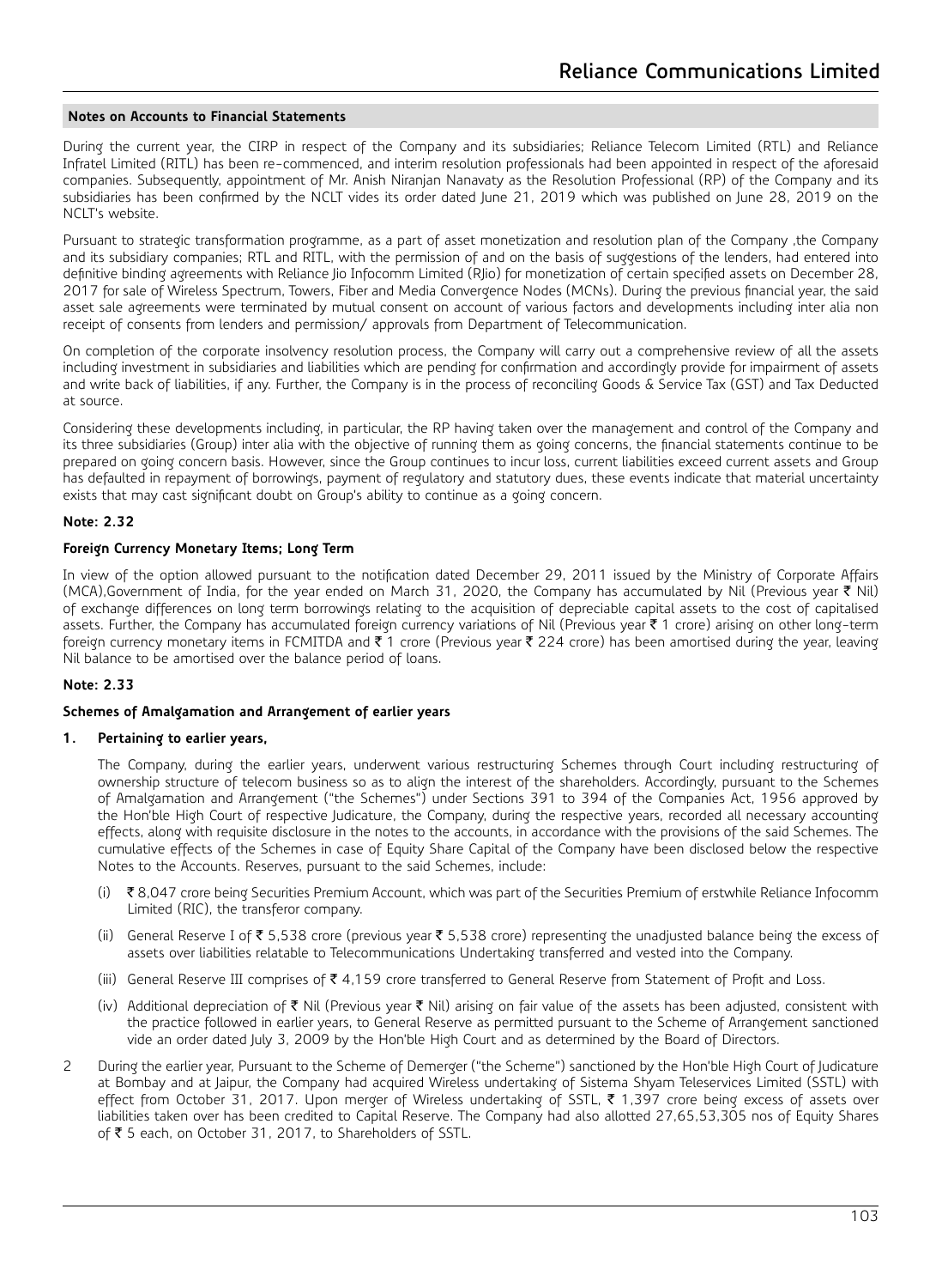**Notes on Accounts to Financial Statements**

During the current year, the CIRP in respect of the Company and its subsidiaries; Reliance Telecom Limited (RTL) and Reliance Infratel Limited (RITL) has been re-commenced, and interim resolution professionals had been appointed in respect of the aforesaid companies. Subsequently, appointment of Mr. Anish Niranjan Nanavaty as the Resolution Professional (RP) of the Company and its subsidiaries has been confirmed by the NCLT vides its order dated June 21, 2019 which was published on June 28, 2019 on the NCLT's website.

Pursuant to strategic transformation programme, as a part of asset monetization and resolution plan of the Company ,the Company and its subsidiary companies; RTL and RITL, with the permission of and on the basis of suggestions of the lenders, had entered into definitive binding agreements with Reliance Jio Infocomm Limited (RJio) for monetization of certain specified assets on December 28, 2017 for sale of Wireless Spectrum, Towers, Fiber and Media Convergence Nodes (MCNs). During the previous financial year, the said asset sale agreements were terminated by mutual consent on account of various factors and developments including inter alia non receipt of consents from lenders and permission/ approvals from Department of Telecommunication.

On completion of the corporate insolvency resolution process, the Company will carry out a comprehensive review of all the assets including investment in subsidiaries and liabilities which are pending for confirmation and accordingly provide for impairment of assets and write back of liabilities, if any. Further, the Company is in the process of reconciling Goods & Service Tax (GST) and Tax Deducted at source.

Considering these developments including, in particular, the RP having taken over the management and control of the Company and its three subsidiaries (Group) inter alia with the objective of running them as going concerns, the financial statements continue to be prepared on going concern basis. However, since the Group continues to incur loss, current liabilities exceed current assets and Group has defaulted in repayment of borrowings, payment of regulatory and statutory dues, these events indicate that material uncertainty exists that may cast significant doubt on Group's ability to continue as a going concern.

**Note: 2.32**

**Foreign Currency Monetary Items; Long Term**

In view of the option allowed pursuant to the notification dated December 29, 2011 issued by the Ministry of Corporate Affairs (MCA),Government of India, for the year ended on March 31, 2020, the Company has accumulated by Nil (Previous year ₹ Nil) of exchange differences on long term borrowings relating to the acquisition of depreciable capital assets to the cost of capitalised assets. Further, the Company has accumulated foreign currency variations of Nil (Previous year ₹ 1 crore) arising on other long-term foreign currency monetary items in FCMITDA and ₹ 1 crore (Previous year ₹ 224 crore) has been amortised during the year, leaving Nil balance to be amortised over the balance period of loans.

**Note: 2.33**

**Schemes of Amalgamation and Arrangement of earlier years**

**1. Pertaining to earlier years,**

The Company, during the earlier years, underwent various restructuring Schemes through Court including restructuring of ownership structure of telecom business so as to align the interest of the shareholders. Accordingly, pursuant to the Schemes of Amalgamation and Arrangement ("the Schemes") under Sections 391 to 394 of the Companies Act, 1956 approved by the Hon'ble High Court of respective Judicature, the Company, during the respective years, recorded all necessary accounting effects, along with requisite disclosure in the notes to the accounts, in accordance with the provisions of the said Schemes. The cumulative effects of the Schemes in case of Equity Share Capital of the Company have been disclosed below the respective Notes to the Accounts. Reserves, pursuant to the said Schemes, include:

(i) ₹ 8,047 crore being Securities Premium Account, which was part of the Securities Premium of erstwhile Reliance Infocomm Limited (RIC), the transferor company.

(ii) General Reserve I of ₹ 5,538 crore (previous year ₹ 5,538 crore) representing the unadjusted balance being the excess of assets over liabilities relatable to Telecommunications Undertaking transferred and vested into the Company.

(iii) General Reserve III comprises of ₹ 4,159 crore transferred to General Reserve from Statement of Profit and Loss.

(iv) Additional depreciation of ₹ Nil (Previous year ₹ Nil) arising on fair value of the assets has been adjusted, consistent with the practice followed in earlier years, to General Reserve as permitted pursuant to the Scheme of Arrangement sanctioned vide an order dated July 3, 2009 by the Hon'ble High Court and as determined by the Board of Directors.

2 During the earlier year, Pursuant to the Scheme of Demerger ("the Scheme") sanctioned by the Hon'ble High Court of Judicature at Bombay and at Jaipur, the Company had acquired Wireless undertaking of Sistema Shyam Teleservices Limited (SSTL) with effect from October 31, 2017. Upon merger of Wireless undertaking of SSTL, ₹ 1,397 crore being excess of assets over liabilities taken over has been credited to Capital Reserve. The Company had also allotted 27,65,53,305 nos of Equity Shares of ₹ 5 each, on October 31, 2017, to Shareholders of SSTL.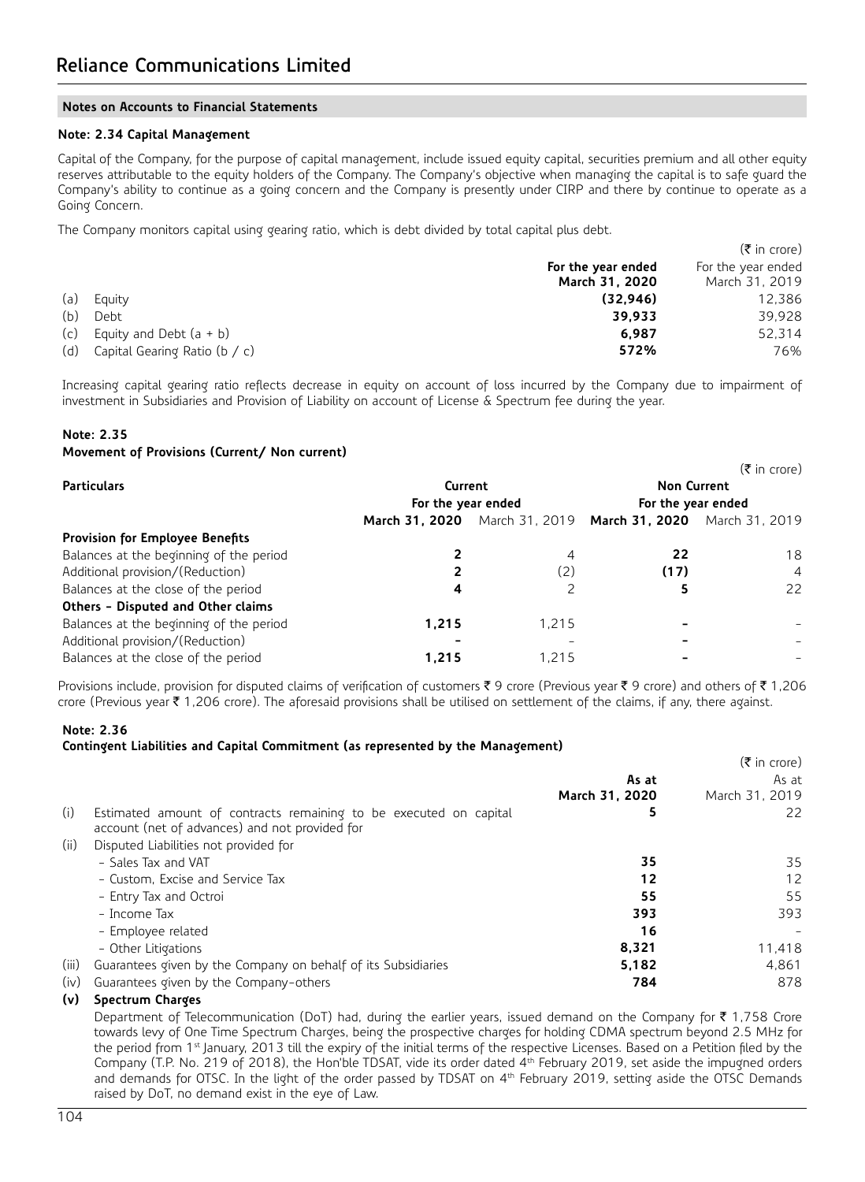## Notes on Accounts to Financial Statements

### Note: 2.34 Capital Management

Capital of the Company, for the purpose of capital management, include issued equity capital, securities premium and all other equity reserves attributable to the equity holders of the Company. The Company's objective when managing the capital is to safe guard the Company's ability to continue as a going concern and the Company is presently under CIRP and there by continue to operate as a Going Concern.

The Company monitors capital using gearing ratio, which is debt divided by total capital plus debt.

(₹ in crore)

| | | For the year ended March 31, 2020 | For the year ended March 31, 2019 |
|---|---|---|---|
| (a) | Equity | **(32,946)** | 12,386 |
| (b) | Debt | **39,933** | 39,928 |
| (c) | Equity and Debt (a + b) | **6,987** | 52,314 |
| (d) | Capital Gearing Ratio (b / c) | **572%** | 76% |

Increasing capital gearing ratio reflects decrease in equity on account of loss incurred by the Company due to impairment of investment in Subsidiaries and Provision of Liability on account of License & Spectrum fee during the year.

### Note: 2.35
### Movement of Provisions (Current/ Non current)

(₹ in crore)

| Particulars | Current | | Non Current | |
|---|---|---|---|---|
| | For the year ended | | For the year ended | |
| | **March 31, 2020** | March 31, 2019 | **March 31, 2020** | March 31, 2019 |
| **Provision for Employee Benefits** | | | | |
| Balances at the beginning of the period | **2** | 4 | **22** | 18 |
| Additional provision/(Reduction) | **2** | (2) | **(17)** | 4 |
| Balances at the close of the period | **4** | 2 | **5** | 22 |
| **Others - Disputed and Other claims** | | | | |
| Balances at the beginning of the period | **1,215** | 1,215 | **-** | - |
| Additional provision/(Reduction) | **-** | - | **-** | - |
| Balances at the close of the period | **1,215** | 1,215 | **-** | - |

Provisions include, provision for disputed claims of verification of customers ₹ 9 crore (Previous year ₹ 9 crore) and others of ₹ 1,206 crore (Previous year ₹ 1,206 crore). The aforesaid provisions shall be utilised on settlement of the claims, if any, there against.

### Note: 2.36
### Contingent Liabilities and Capital Commitment (as represented by the Management)

(₹ in crore)

| | | As at March 31, 2020 | As at March 31, 2019 |
|---|---|---|---|
| (i) | Estimated amount of contracts remaining to be executed on capital account (net of advances) and not provided for | **5** | 22 |
| (ii) | Disputed Liabilities not provided for | | |
| | - Sales Tax and VAT | **35** | 35 |
| | - Custom, Excise and Service Tax | **12** | 12 |
| | - Entry Tax and Octroi | **55** | 55 |
| | - Income Tax | **393** | 393 |
| | - Employee related | **16** | - |
| | - Other Litigations | **8,321** | 11,418 |
| (iii) | Guarantees given by the Company on behalf of its Subsidiaries | **5,182** | 4,861 |
| (iv) | Guarantees given by the Company-others | **784** | 878 |

**(v) Spectrum Charges**

Department of Telecommunication (DoT) had, during the earlier years, issued demand on the Company for ₹ 1,758 Crore towards levy of One Time Spectrum Charges, being the prospective charges for holding CDMA spectrum beyond 2.5 MHz for the period from 1st January, 2013 till the expiry of the initial terms of the respective Licenses. Based on a Petition filed by the Company (T.P. No. 219 of 2018), the Hon'ble TDSAT, vide its order dated 4th February 2019, set aside the impugned orders and demands for OTSC. In the light of the order passed by TDSAT on 4th February 2019, setting aside the OTSC Demands raised by DoT, no demand exist in the eye of Law.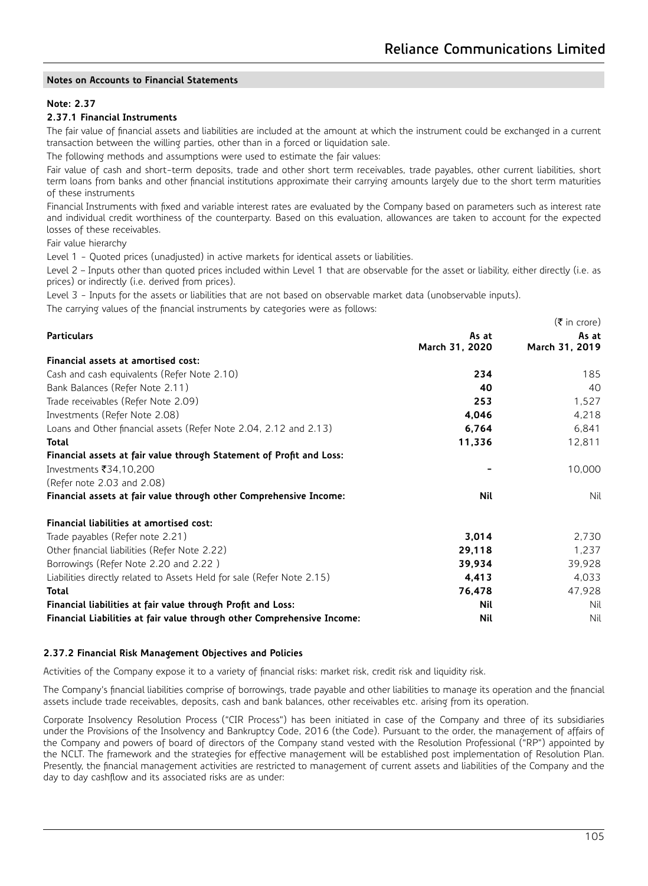**Notes on Accounts to Financial Statements**

**Note: 2.37**

**2.37.1 Financial Instruments**

The fair value of financial assets and liabilities are included at the amount at which the instrument could be exchanged in a current transaction between the willing parties, other than in a forced or liquidation sale.

The following methods and assumptions were used to estimate the fair values:

Fair value of cash and short-term deposits, trade and other short term receivables, trade payables, other current liabilities, short term loans from banks and other financial institutions approximate their carrying amounts largely due to the short term maturities of these instruments

Financial Instruments with fixed and variable interest rates are evaluated by the Company based on parameters such as interest rate and individual credit worthiness of the counterparty. Based on this evaluation, allowances are taken to account for the expected losses of these receivables.

Fair value hierarchy

Level 1 - Quoted prices (unadjusted) in active markets for identical assets or liabilities.

Level 2 – Inputs other than quoted prices included within Level 1 that are observable for the asset or liability, either directly (i.e. as prices) or indirectly (i.e. derived from prices).

Level 3 - Inputs for the assets or liabilities that are not based on observable market data (unobservable inputs).

The carrying values of the financial instruments by categories were as follows:

(₹ in crore)

| Particulars | As at March 31, 2020 | As at March 31, 2019 |
|---|---|---|
| **Financial assets at amortised cost:** | | |
| Cash and cash equivalents (Refer Note 2.10) | **234** | 185 |
| Bank Balances (Refer Note 2.11) | **40** | 40 |
| Trade receivables (Refer Note 2.09) | **253** | 1,527 |
| Investments (Refer Note 2.08) | **4,046** | 4,218 |
| Loans and Other financial assets (Refer Note 2.04, 2.12 and 2.13) | **6,764** | 6,841 |
| **Total** | **11,336** | 12,811 |
| **Financial assets at fair value through Statement of Profit and Loss:** | | |
| Investments ₹34,10,200 (Refer note 2.03 and 2.08) | **-** | 10,000 |
| **Financial assets at fair value through other Comprehensive Income:** | **Nil** | Nil |
| **Financial liabilities at amortised cost:** | | |
| Trade payables (Refer note 2.21) | **3,014** | 2,730 |
| Other financial liabilities (Refer Note 2.22) | **29,118** | 1,237 |
| Borrowings (Refer Note 2.20 and 2.22 ) | **39,934** | 39,928 |
| Liabilities directly related to Assets Held for sale (Refer Note 2.15) | **4,413** | 4,033 |
| **Total** | **76,478** | 47,928 |
| **Financial liabilities at fair value through Profit and Loss:** | **Nil** | Nil |
| **Financial Liabilities at fair value through other Comprehensive Income:** | **Nil** | Nil |

**2.37.2 Financial Risk Management Objectives and Policies**

Activities of the Company expose it to a variety of financial risks: market risk, credit risk and liquidity risk.

The Company's financial liabilities comprise of borrowings, trade payable and other liabilities to manage its operation and the financial assets include trade receivables, deposits, cash and bank balances, other receivables etc. arising from its operation.

Corporate Insolvency Resolution Process ("CIR Process") has been initiated in case of the Company and three of its subsidiaries under the Provisions of the Insolvency and Bankruptcy Code, 2016 (the Code). Pursuant to the order, the management of affairs of the Company and powers of board of directors of the Company stand vested with the Resolution Professional ("RP") appointed by the NCLT. The framework and the strategies for effective management will be established post implementation of Resolution Plan. Presently, the financial management activities are restricted to management of current assets and liabilities of the Company and the day to day cashflow and its associated risks are as under: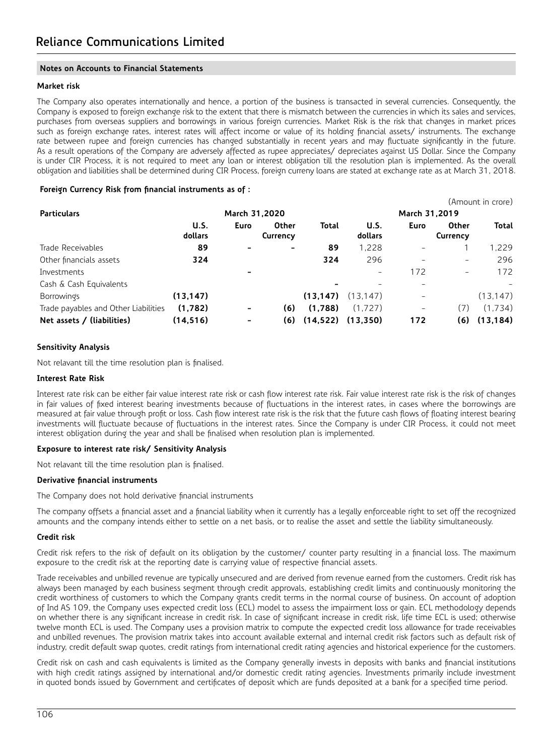**Notes on Accounts to Financial Statements**

**Market risk**

The Company also operates internationally and hence, a portion of the business is transacted in several currencies. Consequently, the Company is exposed to foreign exchange risk to the extent that there is mismatch between the currencies in which its sales and services, purchases from overseas suppliers and borrowings in various foreign currencies. Market Risk is the risk that changes in market prices such as foreign exchange rates, interest rates will affect income or value of its holding financial assets/ instruments. The exchange rate between rupee and foreign currencies has changed substantially in recent years and may fluctuate significantly in the future. As a result operations of the Company are adversely affected as rupee appreciates/ depreciates against US Dollar. Since the Company is under CIR Process, it is not required to meet any loan or interest obligation till the resolution plan is implemented. As the overall obligation and liabilities shall be determined during CIR Process, foreign curreny loans are stated at exchange rate as at March 31, 2018.

**Foreign Currency Risk from financial instruments as of :**

(Amount in crore)

| Particulars | March 31,2020 | | | | March 31,2019 | | | |
|---|---|---|---|---|---|---|---|---|
| | U.S. dollars | Euro | Other Currency | Total | U.S. dollars | Euro | Other Currency | Total |
| Trade Receivables | **89** | **-** | **-** | **89** | 1,228 | - | 1 | 1,229 |
| Other financials assets | **324** | | | **324** | 296 | - | - | 296 |
| Investments | | **-** | | | - | 172 | - | 172 |
| Cash & Cash Equivalents | | | | **-** | - | - | | - |
| Borrowings | **(13,147)** | | | **(13,147)** | (13,147) | - | | (13,147) |
| Trade payables and Other Liabilities | **(1,782)** | **-** | **(6)** | **(1,788)** | (1,727) | - | (7) | (1,734) |
| **Net assets / (liabilities)** | **(14,516)** | **-** | **(6)** | **(14,522)** | **(13,350)** | **172** | **(6)** | **(13,184)** |

**Sensitivity Analysis**

Not relavant till the time resolution plan is finalised.

**Interest Rate Risk**

Interest rate risk can be either fair value interest rate risk or cash flow interest rate risk. Fair value interest rate risk is the risk of changes in fair values of fixed interest bearing investments because of fluctuations in the interest rates, in cases where the borrowings are measured at fair value through profit or loss. Cash flow interest rate risk is the risk that the future cash flows of floating interest bearing investments will fluctuate because of fluctuations in the interest rates. Since the Company is under CIR Process, it could not meet interest obligation during the year and shall be finalised when resolution plan is implemented.

**Exposure to interest rate risk/ Sensitivity Analysis**

Not relavant till the time resolution plan is finalised.

**Derivative financial instruments**

The Company does not hold derivative financial instruments

The company offsets a financial asset and a financial liability when it currently has a legally enforceable right to set off the recognized amounts and the company intends either to settle on a net basis, or to realise the asset and settle the liability simultaneously.

**Credit risk**

Credit risk refers to the risk of default on its obligation by the customer/ counter party resulting in a financial loss. The maximum exposure to the credit risk at the reporting date is carrying value of respective financial assets.

Trade receivables and unbilled revenue are typically unsecured and are derived from revenue earned from the customers. Credit risk has always been managed by each business segment through credit approvals, establishing credit limits and continuously monitoring the credit worthiness of customers to which the Company grants credit terms in the normal course of business. On account of adoption of Ind AS 109, the Company uses expected credit loss (ECL) model to assess the impairment loss or gain. ECL methodology depends on whether there is any significant increase in credit risk. In case of significant increase in credit risk, life time ECL is used; otherwise twelve month ECL is used. The Company uses a provision matrix to compute the expected credit loss allowance for trade receivables and unbilled revenues. The provision matrix takes into account available external and internal credit risk factors such as default risk of industry, credit default swap quotes, credit ratings from international credit rating agencies and historical experience for the customers.

Credit risk on cash and cash equivalents is limited as the Company generally invests in deposits with banks and financial institutions with high credit ratings assigned by international and/or domestic credit rating agencies. Investments primarily include investment in quoted bonds issued by Government and certificates of deposit which are funds deposited at a bank for a specified time period.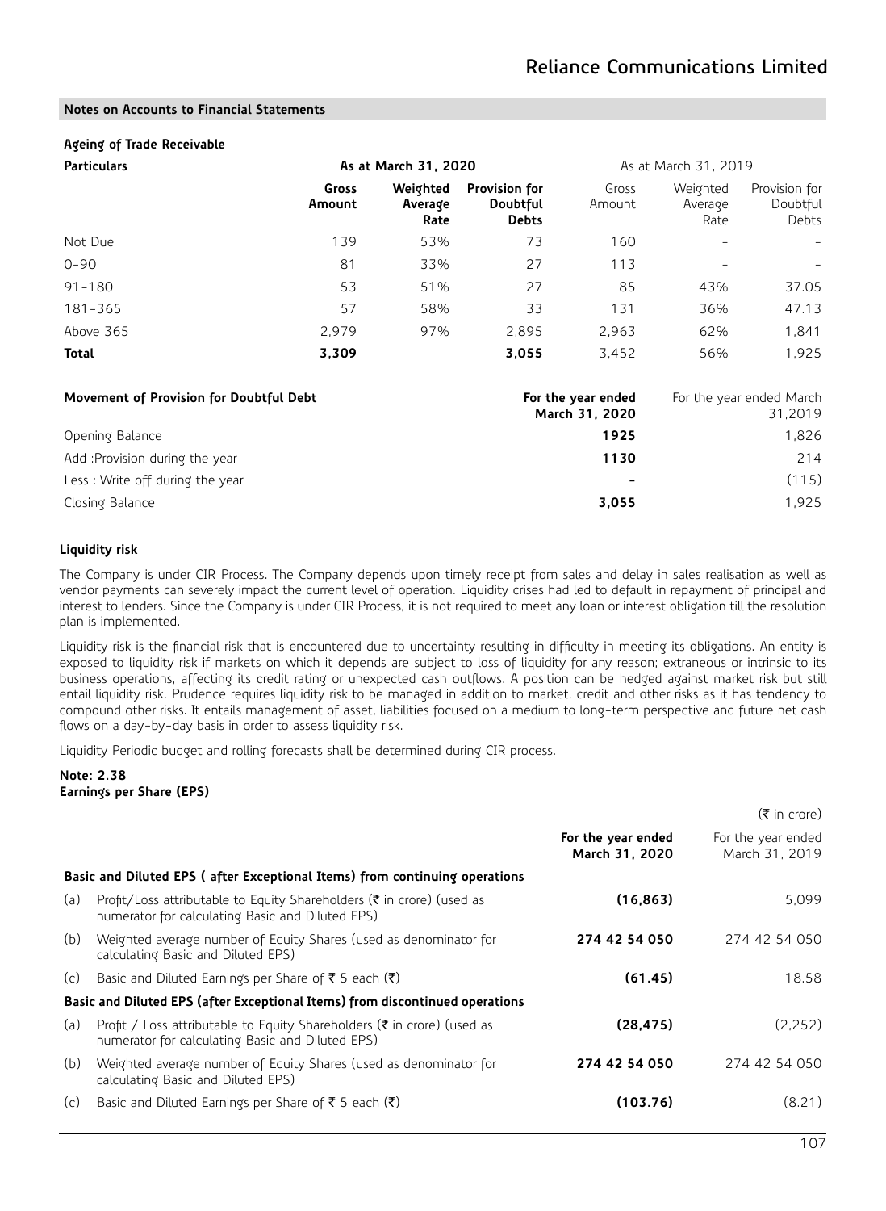**Notes on Accounts to Financial Statements**

**Ageing of Trade Receivable**

| Particulars | As at March 31, 2020 | | | As at March 31, 2019 | | |
|---|---|---|---|---|---|---|
| | **Gross Amount** | **Weighted Average Rate** | **Provision for Doubtful Debts** | Gross Amount | Weighted Average Rate | Provision for Doubtful Debts |
| Not Due | 139 | 53% | 73 | 160 | - | - |
| 0-90 | 81 | 33% | 27 | 113 | - | - |
| 91-180 | 53 | 51% | 27 | 85 | 43% | 37.05 |
| 181-365 | 57 | 58% | 33 | 131 | 36% | 47.13 |
| Above 365 | 2,979 | 97% | 2,895 | 2,963 | 62% | 1,841 |
| **Total** | **3,309** | | **3,055** | 3,452 | 56% | 1,925 |

| Movement of Provision for Doubtful Debt | For the year ended March 31, 2020 | For the year ended March 31,2019 |
|---|---|---|
| Opening Balance | **1925** | 1,826 |
| Add :Provision during the year | **1130** | 214 |
| Less : Write off during the year | **-** | (115) |
| Closing Balance | **3,055** | 1,925 |

**Liquidity risk**

The Company is under CIR Process. The Company depends upon timely receipt from sales and delay in sales realisation as well as vendor payments can severely impact the current level of operation. Liquidity crises had led to default in repayment of principal and interest to lenders. Since the Company is under CIR Process, it is not required to meet any loan or interest obligation till the resolution plan is implemented.

Liquidity risk is the financial risk that is encountered due to uncertainty resulting in difficulty in meeting its obligations. An entity is exposed to liquidity risk if markets on which it depends are subject to loss of liquidity for any reason; extraneous or intrinsic to its business operations, affecting its credit rating or unexpected cash outflows. A position can be hedged against market risk but still entail liquidity risk. Prudence requires liquidity risk to be managed in addition to market, credit and other risks as it has tendency to compound other risks. It entails management of asset, liabilities focused on a medium to long-term perspective and future net cash flows on a day-by-day basis in order to assess liquidity risk.

Liquidity Periodic budget and rolling forecasts shall be determined during CIR process.

**Note: 2.38**
**Earnings per Share (EPS)**

(₹ in crore)

| | | For the year ended March 31, 2020 | For the year ended March 31, 2019 |
|---|---|---|---|
| **Basic and Diluted EPS ( after Exceptional Items) from continuing operations** | | | |
| (a) | Profit/Loss attributable to Equity Shareholders (₹ in crore) (used as numerator for calculating Basic and Diluted EPS) | **(16,863)** | 5,099 |
| (b) | Weighted average number of Equity Shares (used as denominator for calculating Basic and Diluted EPS) | **274 42 54 050** | 274 42 54 050 |
| (c) | Basic and Diluted Earnings per Share of ₹ 5 each (₹) | **(61.45)** | 18.58 |
| **Basic and Diluted EPS (after Exceptional Items) from discontinued operations** | | | |
| (a) | Profit / Loss attributable to Equity Shareholders (₹ in crore) (used as numerator for calculating Basic and Diluted EPS) | **(28,475)** | (2,252) |
| (b) | Weighted average number of Equity Shares (used as denominator for calculating Basic and Diluted EPS) | **274 42 54 050** | 274 42 54 050 |
| (c) | Basic and Diluted Earnings per Share of ₹ 5 each (₹) | **(103.76)** | (8.21) |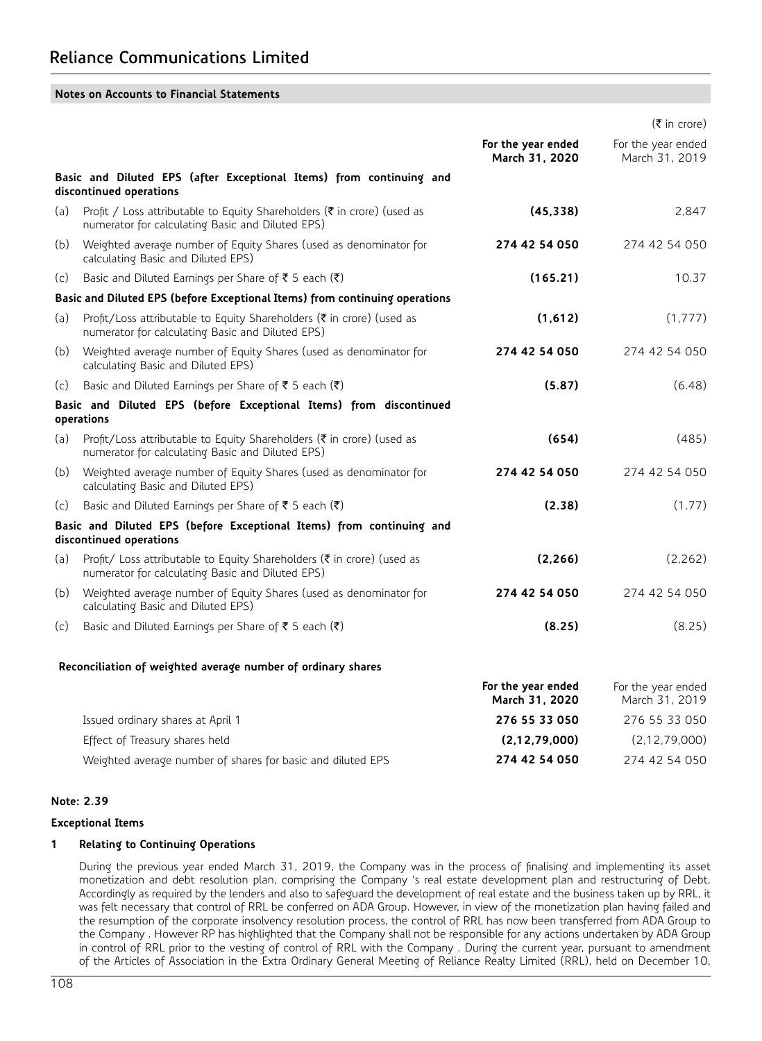**Notes on Accounts to Financial Statements**

(₹ in crore)

| | | For the year ended March 31, 2020 | For the year ended March 31, 2019 |
|---|---|---|---|
| **Basic and Diluted EPS (after Exceptional Items) from continuing and discontinued operations** | | | |
| (a) | Profit / Loss attributable to Equity Shareholders (₹ in crore) (used as numerator for calculating Basic and Diluted EPS) | **(45,338)** | 2,847 |
| (b) | Weighted average number of Equity Shares (used as denominator for calculating Basic and Diluted EPS) | **274 42 54 050** | 274 42 54 050 |
| (c) | Basic and Diluted Earnings per Share of ₹ 5 each (₹) | **(165.21)** | 10.37 |
| **Basic and Diluted EPS (before Exceptional Items) from continuing operations** | | | |
| (a) | Profit/Loss attributable to Equity Shareholders (₹ in crore) (used as numerator for calculating Basic and Diluted EPS) | **(1,612)** | (1,777) |
| (b) | Weighted average number of Equity Shares (used as denominator for calculating Basic and Diluted EPS) | **274 42 54 050** | 274 42 54 050 |
| (c) | Basic and Diluted Earnings per Share of ₹ 5 each (₹) | **(5.87)** | (6.48) |
| **Basic and Diluted EPS (before Exceptional Items) from discontinued operations** | | | |
| (a) | Profit/Loss attributable to Equity Shareholders (₹ in crore) (used as numerator for calculating Basic and Diluted EPS) | **(654)** | (485) |
| (b) | Weighted average number of Equity Shares (used as denominator for calculating Basic and Diluted EPS) | **274 42 54 050** | 274 42 54 050 |
| (c) | Basic and Diluted Earnings per Share of ₹ 5 each (₹) | **(2.38)** | (1.77) |
| **Basic and Diluted EPS (before Exceptional Items) from continuing and discontinued operations** | | | |
| (a) | Profit/ Loss attributable to Equity Shareholders (₹ in crore) (used as numerator for calculating Basic and Diluted EPS) | **(2,266)** | (2,262) |
| (b) | Weighted average number of Equity Shares (used as denominator for calculating Basic and Diluted EPS) | **274 42 54 050** | 274 42 54 050 |
| (c) | Basic and Diluted Earnings per Share of ₹ 5 each (₹) | **(8.25)** | (8.25) |

**Reconciliation of weighted average number of ordinary shares**

| | For the year ended March 31, 2020 | For the year ended March 31, 2019 |
|---|---|---|
| Issued ordinary shares at April 1 | **276 55 33 050** | 276 55 33 050 |
| Effect of Treasury shares held | **(2,12,79,000)** | (2,12,79,000) |
| Weighted average number of shares for basic and diluted EPS | **274 42 54 050** | 274 42 54 050 |

**Note: 2.39**

**Exceptional Items**

**1 Relating to Continuing Operations**

During the previous year ended March 31, 2019, the Company was in the process of finalising and implementing its asset monetization and debt resolution plan, comprising the Company 's real estate development plan and restructuring of Debt. Accordingly as required by the lenders and also to safeguard the development of real estate and the business taken up by RRL, it was felt necessary that control of RRL be conferred on ADA Group. However, in view of the monetization plan having failed and the resumption of the corporate insolvency resolution process, the control of RRL has now been transferred from ADA Group to the Company . However RP has highlighted that the Company shall not be responsible for any actions undertaken by ADA Group in control of RRL prior to the vesting of control of RRL with the Company . During the current year, pursuant to amendment of the Articles of Association in the Extra Ordinary General Meeting of Reliance Realty Limited (RRL), held on December 10,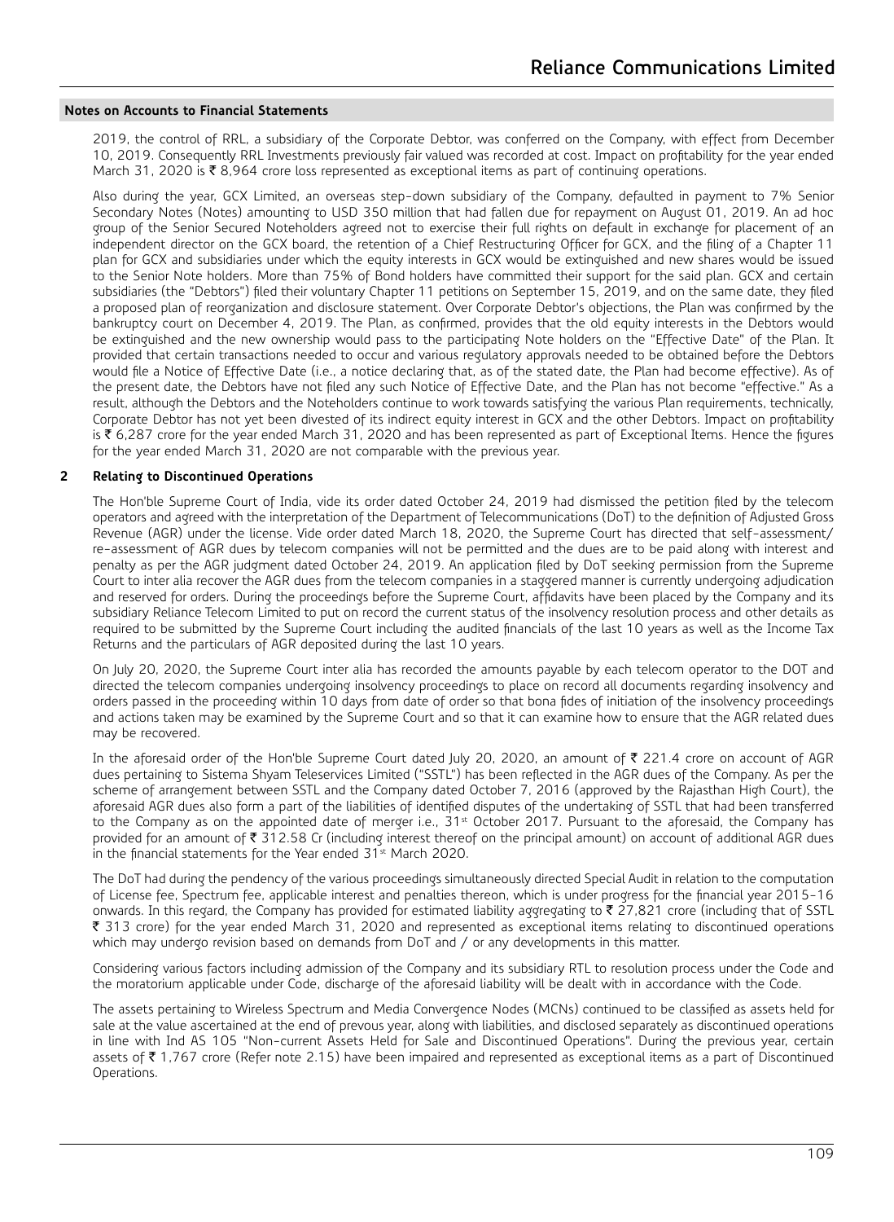**Notes on Accounts to Financial Statements**

2019, the control of RRL, a subsidiary of the Corporate Debtor, was conferred on the Company, with effect from December 10, 2019. Consequently RRL Investments previously fair valued was recorded at cost. Impact on profitability for the year ended March 31, 2020 is ₹ 8,964 crore loss represented as exceptional items as part of continuing operations.

Also during the year, GCX Limited, an overseas step-down subsidiary of the Company, defaulted in payment to 7% Senior Secondary Notes (Notes) amounting to USD 350 million that had fallen due for repayment on August 01, 2019. An ad hoc group of the Senior Secured Noteholders agreed not to exercise their full rights on default in exchange for placement of an independent director on the GCX board, the retention of a Chief Restructuring Officer for GCX, and the filing of a Chapter 11 plan for GCX and subsidiaries under which the equity interests in GCX would be extinguished and new shares would be issued to the Senior Note holders. More than 75% of Bond holders have committed their support for the said plan. GCX and certain subsidiaries (the "Debtors") filed their voluntary Chapter 11 petitions on September 15, 2019, and on the same date, they filed a proposed plan of reorganization and disclosure statement. Over Corporate Debtor's objections, the Plan was confirmed by the bankruptcy court on December 4, 2019. The Plan, as confirmed, provides that the old equity interests in the Debtors would be extinguished and the new ownership would pass to the participating Note holders on the "Effective Date" of the Plan. It provided that certain transactions needed to occur and various regulatory approvals needed to be obtained before the Debtors would file a Notice of Effective Date (i.e., a notice declaring that, as of the stated date, the Plan had become effective). As of the present date, the Debtors have not filed any such Notice of Effective Date, and the Plan has not become "effective." As a result, although the Debtors and the Noteholders continue to work towards satisfying the various Plan requirements, technically, Corporate Debtor has not yet been divested of its indirect equity interest in GCX and the other Debtors. Impact on profitability is ₹ 6,287 crore for the year ended March 31, 2020 and has been represented as part of Exceptional Items. Hence the figures for the year ended March 31, 2020 are not comparable with the previous year.

**2 Relating to Discontinued Operations**

The Hon'ble Supreme Court of India, vide its order dated October 24, 2019 had dismissed the petition filed by the telecom operators and agreed with the interpretation of the Department of Telecommunications (DoT) to the definition of Adjusted Gross Revenue (AGR) under the license. Vide order dated March 18, 2020, the Supreme Court has directed that self-assessment/ re-assessment of AGR dues by telecom companies will not be permitted and the dues are to be paid along with interest and penalty as per the AGR judgment dated October 24, 2019. An application filed by DoT seeking permission from the Supreme Court to inter alia recover the AGR dues from the telecom companies in a staggered manner is currently undergoing adjudication and reserved for orders. During the proceedings before the Supreme Court, affidavits have been placed by the Company and its subsidiary Reliance Telecom Limited to put on record the current status of the insolvency resolution process and other details as required to be submitted by the Supreme Court including the audited financials of the last 10 years as well as the Income Tax Returns and the particulars of AGR deposited during the last 10 years.

On July 20, 2020, the Supreme Court inter alia has recorded the amounts payable by each telecom operator to the DOT and directed the telecom companies undergoing insolvency proceedings to place on record all documents regarding insolvency and orders passed in the proceeding within 10 days from date of order so that bona fides of initiation of the insolvency proceedings and actions taken may be examined by the Supreme Court and so that it can examine how to ensure that the AGR related dues may be recovered.

In the aforesaid order of the Hon'ble Supreme Court dated July 20, 2020, an amount of ₹ 221.4 crore on account of AGR dues pertaining to Sistema Shyam Teleservices Limited ("SSTL") has been reflected in the AGR dues of the Company. As per the scheme of arrangement between SSTL and the Company dated October 7, 2016 (approved by the Rajasthan High Court), the aforesaid AGR dues also form a part of the liabilities of identified disputes of the undertaking of SSTL that had been transferred to the Company as on the appointed date of merger i.e., 31st October 2017. Pursuant to the aforesaid, the Company has provided for an amount of ₹ 312.58 Cr (including interest thereof on the principal amount) on account of additional AGR dues in the financial statements for the Year ended 31st March 2020.

The DoT had during the pendency of the various proceedings simultaneously directed Special Audit in relation to the computation of License fee, Spectrum fee, applicable interest and penalties thereon, which is under progress for the financial year 2015-16 onwards. In this regard, the Company has provided for estimated liability aggregating to ₹ 27,821 crore (including that of SSTL ₹ 313 crore) for the year ended March 31, 2020 and represented as exceptional items relating to discontinued operations which may undergo revision based on demands from DoT and / or any developments in this matter.

Considering various factors including admission of the Company and its subsidiary RTL to resolution process under the Code and the moratorium applicable under Code, discharge of the aforesaid liability will be dealt with in accordance with the Code.

The assets pertaining to Wireless Spectrum and Media Convergence Nodes (MCNs) continued to be classified as assets held for sale at the value ascertained at the end of prevous year, along with liabilities, and disclosed separately as discontinued operations in line with Ind AS 105 "Non-current Assets Held for Sale and Discontinued Operations". During the previous year, certain assets of ₹ 1,767 crore (Refer note 2.15) have been impaired and represented as exceptional items as a part of Discontinued Operations.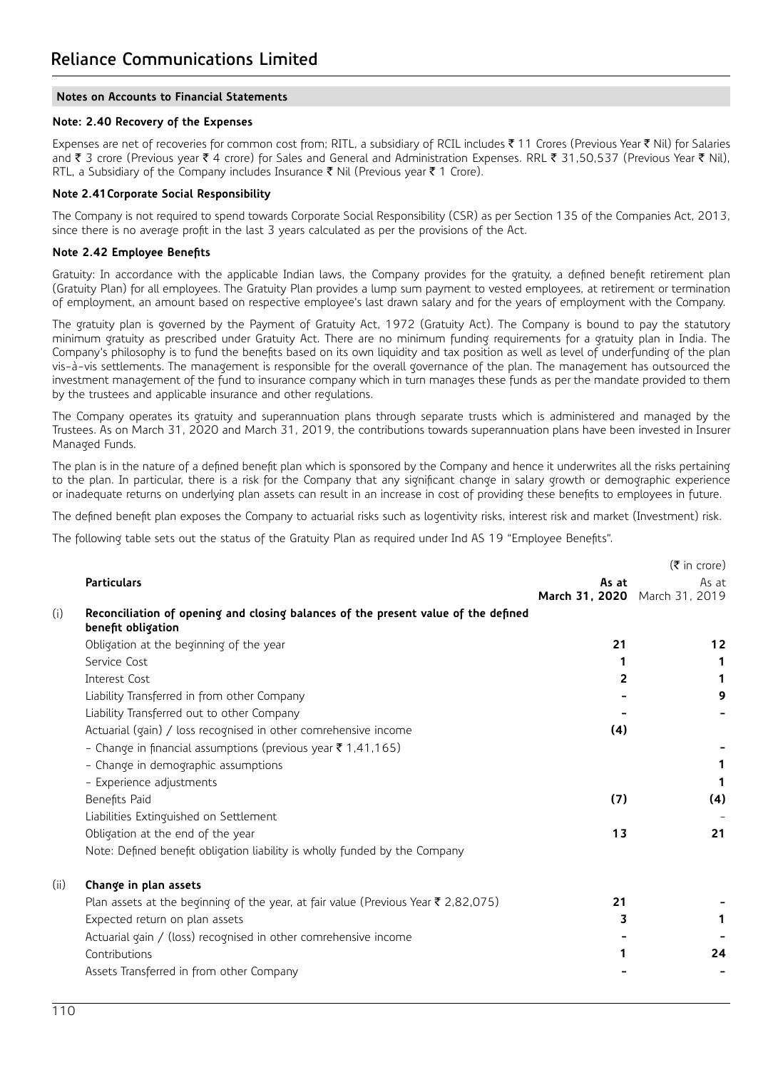## Notes on Accounts to Financial Statements

### Note: 2.40 Recovery of the Expenses

Expenses are net of recoveries for common cost from; RITL, a subsidiary of RCIL includes ₹ 11 Crores (Previous Year ₹ Nil) for Salaries and ₹ 3 crore (Previous year ₹ 4 crore) for Sales and General and Administration Expenses. RRL ₹ 31,50,537 (Previous Year ₹ Nil), RTL, a Subsidiary of the Company includes Insurance ₹ Nil (Previous year ₹ 1 Crore).

### Note 2.41 Corporate Social Responsibility

The Company is not required to spend towards Corporate Social Responsibility (CSR) as per Section 135 of the Companies Act, 2013, since there is no average profit in the last 3 years calculated as per the provisions of the Act.

### Note 2.42 Employee Benefits

Gratuity: In accordance with the applicable Indian laws, the Company provides for the gratuity, a defined benefit retirement plan (Gratuity Plan) for all employees. The Gratuity Plan provides a lump sum payment to vested employees, at retirement or termination of employment, an amount based on respective employee's last drawn salary and for the years of employment with the Company.

The gratuity plan is governed by the Payment of Gratuity Act, 1972 (Gratuity Act). The Company is bound to pay the statutory minimum gratuity as prescribed under Gratuity Act. There are no minimum funding requirements for a gratuity plan in India. The Company's philosophy is to fund the benefits based on its own liquidity and tax position as well as level of underfunding of the plan vis-à-vis settlements. The management is responsible for the overall governance of the plan. The management has outsourced the investment management of the fund to insurance company which in turn manages these funds as per the mandate provided to them by the trustees and applicable insurance and other regulations.

The Company operates its gratuity and superannuation plans through separate trusts which is administered and managed by the Trustees. As on March 31, 2020 and March 31, 2019, the contributions towards superannuation plans have been invested in Insurer Managed Funds.

The plan is in the nature of a defined benefit plan which is sponsored by the Company and hence it underwrites all the risks pertaining to the plan. In particular, there is a risk for the Company that any significant change in salary growth or demographic experience or inadequate returns on underlying plan assets can result in an increase in cost of providing these benefits to employees in future.

The defined benefit plan exposes the Company to actuarial risks such as logentivity risks, interest risk and market (Investment) risk.

The following table sets out the status of the Gratuity Plan as required under Ind AS 19 "Employee Benefits".

(₹ in crore)

| | Particulars | As at March 31, 2020 | As at March 31, 2019 |
|---|---|---|---|
| (i) | **Reconciliation of opening and closing balances of the present value of the defined benefit obligation** | | |
| | Obligation at the beginning of the year | 21 | 12 |
| | Service Cost | 1 | 1 |
| | Interest Cost | 2 | 1 |
| | Liability Transferred in from other Company | - | 9 |
| | Liability Transferred out to other Company | - | - |
| | Actuarial (gain) / loss recognised in other comrehensive income | (4) | |
| | - Change in financial assumptions (previous year ₹ 1,41,165) | | - |
| | - Change in demographic assumptions | | 1 |
| | - Experience adjustments | | 1 |
| | Benefits Paid | (7) | (4) |
| | Liabilities Extinguished on Settlement | | - |
| | Obligation at the end of the year | 13 | 21 |
| | Note: Defined benefit obligation liability is wholly funded by the Company | | |
| (ii) | **Change in plan assets** | | |
| | Plan assets at the beginning of the year, at fair value (Previous Year ₹ 2,82,075) | 21 | - |
| | Expected return on plan assets | 3 | 1 |
| | Actuarial gain / (loss) recognised in other comrehensive income | - | - |
| | Contributions | 1 | 24 |
| | Assets Transferred in from other Company | - | - |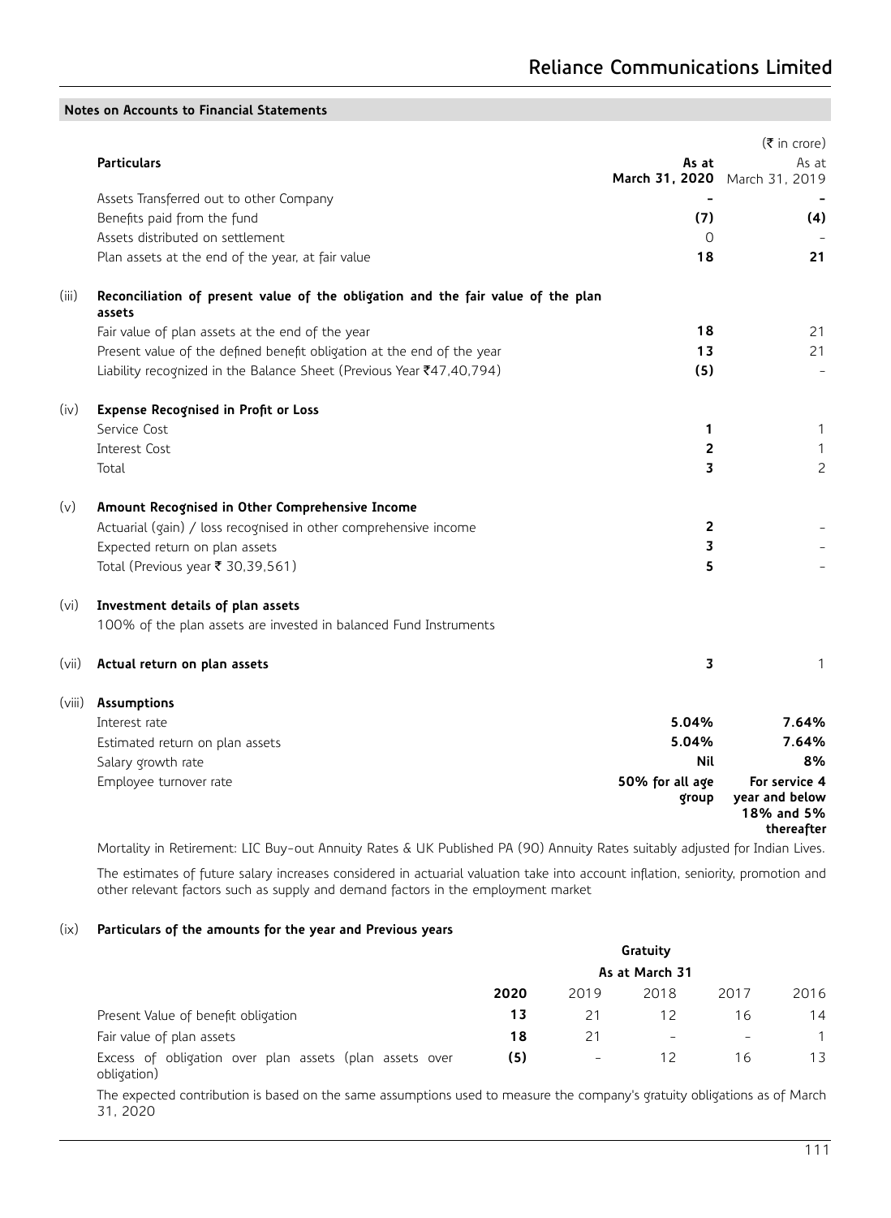**Notes on Accounts to Financial Statements**

(₹ in crore)

| | Particulars | As at March 31, 2020 | As at March 31, 2019 |
|---|---|---|---|
| | Assets Transferred out to other Company | **-** | **-** |
| | Benefits paid from the fund | **(7)** | **(4)** |
| | Assets distributed on settlement | 0 | - |
| | Plan assets at the end of the year, at fair value | **18** | **21** |
| (iii) | **Reconciliation of present value of the obligation and the fair value of the plan assets** | | |
| | Fair value of plan assets at the end of the year | **18** | 21 |
| | Present value of the defined benefit obligation at the end of the year | **13** | 21 |
| | Liability recognized in the Balance Sheet (Previous Year ₹47,40,794) | **(5)** | - |
| (iv) | **Expense Recognised in Profit or Loss** | | |
| | Service Cost | **1** | 1 |
| | Interest Cost | **2** | 1 |
| | Total | **3** | 2 |
| (v) | **Amount Recognised in Other Comprehensive Income** | | |
| | Actuarial (gain) / loss recognised in other comprehensive income | **2** | - |
| | Expected return on plan assets | **3** | - |
| | Total (Previous year ₹ 30,39,561) | **5** | - |
| (vi) | **Investment details of plan assets** | | |
| | 100% of the plan assets are invested in balanced Fund Instruments | | |
| (vii) | **Actual return on plan assets** | **3** | 1 |
| (viii) | **Assumptions** | | |
| | Interest rate | **5.04%** | **7.64%** |
| | Estimated return on plan assets | **5.04%** | **7.64%** |
| | Salary growth rate | **Nil** | **8%** |
| | Employee turnover rate | **50% for all age group** | **For service 4 year and below 18% and 5% thereafter** |

Mortality in Retirement: LIC Buy-out Annuity Rates & UK Published PA (90) Annuity Rates suitably adjusted for Indian Lives.

The estimates of future salary increases considered in actuarial valuation take into account inflation, seniority, promotion and other relevant factors such as supply and demand factors in the employment market

(ix) **Particulars of the amounts for the year and Previous years**

| | Gratuity | | | | |
|---|---|---|---|---|---|
| | As at March 31 | | | | |
| | **2020** | 2019 | 2018 | 2017 | 2016 |
| Present Value of benefit obligation | **13** | 21 | 12 | 16 | 14 |
| Fair value of plan assets | **18** | 21 | - | - | 1 |
| Excess of obligation over plan assets (plan assets over obligation) | **(5)** | - | 12 | 16 | 13 |

The expected contribution is based on the same assumptions used to measure the company's gratuity obligations as of March 31, 2020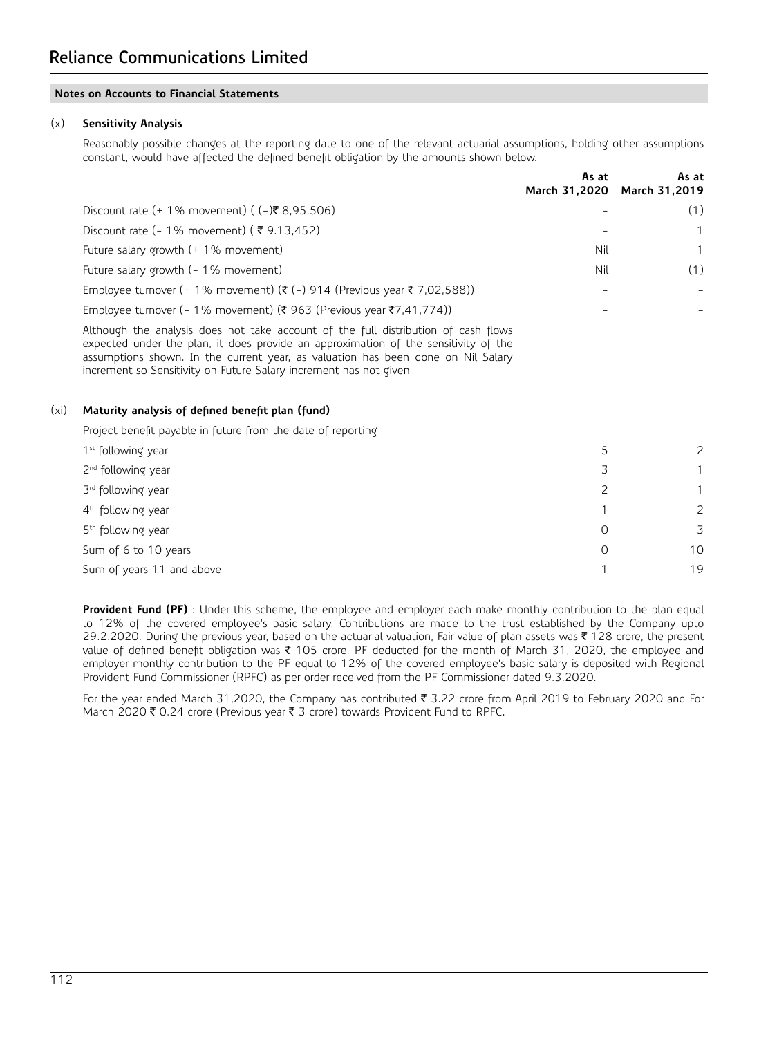## Notes on Accounts to Financial Statements

(x) **Sensitivity Analysis**

Reasonably possible changes at the reporting date to one of the relevant actuarial assumptions, holding other assumptions constant, would have affected the defined benefit obligation by the amounts shown below.

| | As at March 31,2020 | As at March 31,2019 |
|---|---|---|
| Discount rate (+ 1% movement) ( (-)₹ 8,95,506) | - | (1) |
| Discount rate (- 1% movement) ( ₹ 9.13,452) | - | 1 |
| Future salary growth (+ 1% movement) | Nil | 1 |
| Future salary growth (- 1% movement) | Nil | (1) |
| Employee turnover (+ 1% movement) (₹ (-) 914 (Previous year ₹ 7,02,588)) | - | - |
| Employee turnover (- 1% movement) (₹ 963 (Previous year ₹7,41,774)) | - | - |

Although the analysis does not take account of the full distribution of cash flows expected under the plan, it does provide an approximation of the sensitivity of the assumptions shown. In the current year, as valuation has been done on Nil Salary increment so Sensitivity on Future Salary increment has not given

(xi) **Maturity analysis of defined benefit plan (fund)**

Project benefit payable in future from the date of reporting

| | | |
|---|---|---|
| 1st following year | 5 | 2 |
| 2nd following year | 3 | 1 |
| 3rd following year | 2 | 1 |
| 4th following year | 1 | 2 |
| 5th following year | 0 | 3 |
| Sum of 6 to 10 years | 0 | 10 |
| Sum of years 11 and above | 1 | 19 |

**Provident Fund (PF)** : Under this scheme, the employee and employer each make monthly contribution to the plan equal to 12% of the covered employee's basic salary. Contributions are made to the trust established by the Company upto 29.2.2020. During the previous year, based on the actuarial valuation, Fair value of plan assets was ₹ 128 crore, the present value of defined benefit obligation was ₹ 105 crore. PF deducted for the month of March 31, 2020, the employee and employer monthly contribution to the PF equal to 12% of the covered employee's basic salary is deposited with Regional Provident Fund Commissioner (RPFC) as per order received from the PF Commissioner dated 9.3.2020.

For the year ended March 31,2020, the Company has contributed ₹ 3.22 crore from April 2019 to February 2020 and For March 2020 ₹ 0.24 crore (Previous year ₹ 3 crore) towards Provident Fund to RPFC.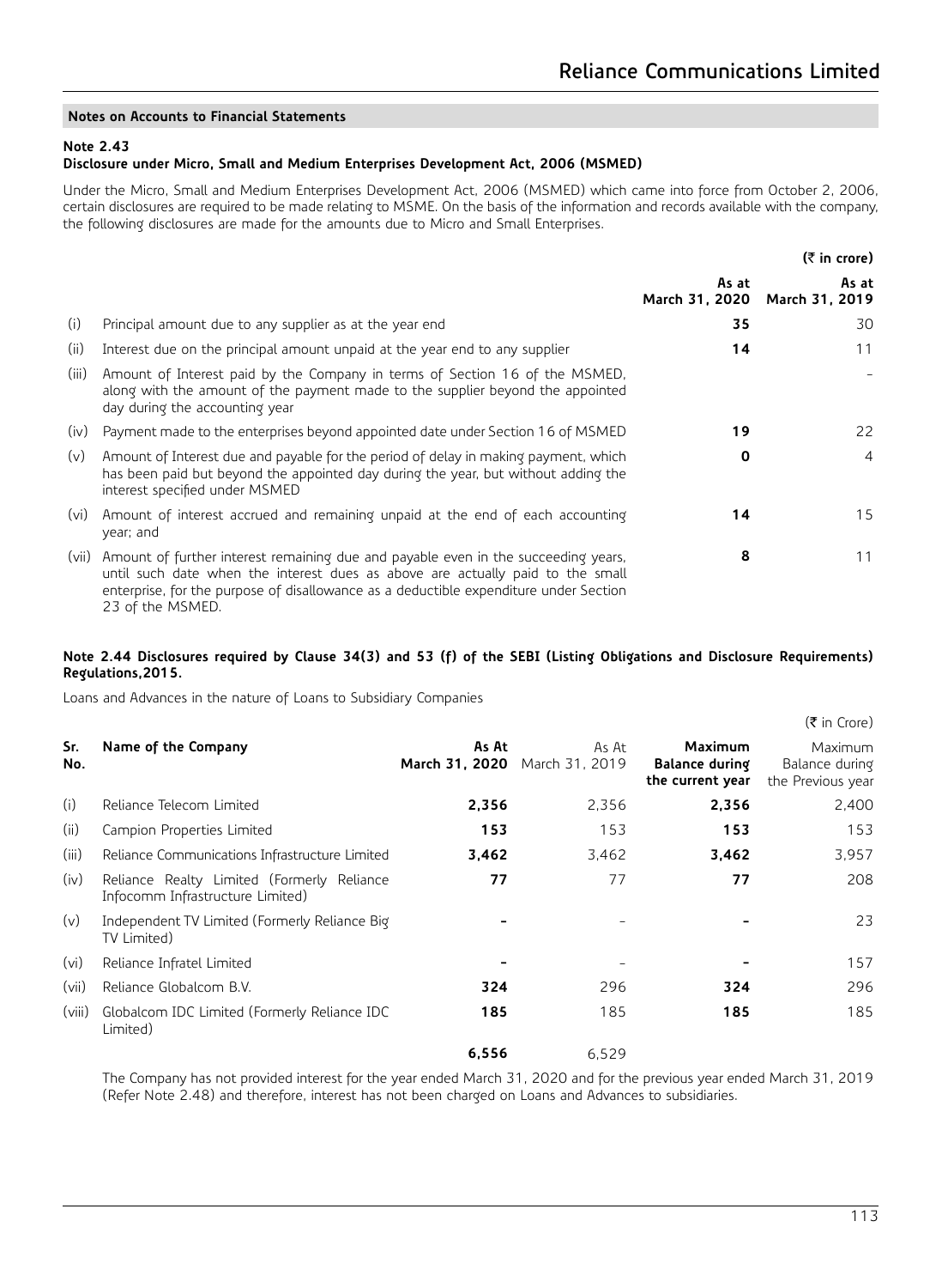**Notes on Accounts to Financial Statements**

**Note 2.43**

**Disclosure under Micro, Small and Medium Enterprises Development Act, 2006 (MSMED)**

Under the Micro, Small and Medium Enterprises Development Act, 2006 (MSMED) which came into force from October 2, 2006, certain disclosures are required to be made relating to MSME. On the basis of the information and records available with the company, the following disclosures are made for the amounts due to Micro and Small Enterprises.

(₹ in crore)

| | | As at March 31, 2020 | As at March 31, 2019 |
|---|---|---|---|
| (i) | Principal amount due to any supplier as at the year end | **35** | 30 |
| (ii) | Interest due on the principal amount unpaid at the year end to any supplier | **14** | 11 |
| (iii) | Amount of Interest paid by the Company in terms of Section 16 of the MSMED, along with the amount of the payment made to the supplier beyond the appointed day during the accounting year | | - |
| (iv) | Payment made to the enterprises beyond appointed date under Section 16 of MSMED | **19** | 22 |
| (v) | Amount of Interest due and payable for the period of delay in making payment, which has been paid but beyond the appointed day during the year, but without adding the interest specified under MSMED | **0** | 4 |
| (vi) | Amount of interest accrued and remaining unpaid at the end of each accounting year; and | **14** | 15 |
| (vii) | Amount of further interest remaining due and payable even in the succeeding years, until such date when the interest dues as above are actually paid to the small enterprise, for the purpose of disallowance as a deductible expenditure under Section 23 of the MSMED. | **8** | 11 |

**Note 2.44 Disclosures required by Clause 34(3) and 53 (f) of the SEBI (Listing Obligations and Disclosure Requirements) Regulations,2015.**

Loans and Advances in the nature of Loans to Subsidiary Companies

(₹ in Crore)

| Sr. No. | Name of the Company | As At March 31, 2020 | As At March 31, 2019 | Maximum Balance during the current year | Maximum Balance during the Previous year |
|---|---|---|---|---|---|
| (i) | Reliance Telecom Limited | **2,356** | 2,356 | **2,356** | 2,400 |
| (ii) | Campion Properties Limited | **153** | 153 | **153** | 153 |
| (iii) | Reliance Communications Infrastructure Limited | **3,462** | 3,462 | **3,462** | 3,957 |
| (iv) | Reliance Realty Limited (Formerly Reliance Infocomm Infrastructure Limited) | **77** | 77 | **77** | 208 |
| (v) | Independent TV Limited (Formerly Reliance Big TV Limited) | **-** | - | **-** | 23 |
| (vi) | Reliance Infratel Limited | **-** | - | **-** | 157 |
| (vii) | Reliance Globalcom B.V. | **324** | 296 | **324** | 296 |
| (viii) | Globalcom IDC Limited (Formerly Reliance IDC Limited) | **185** | 185 | **185** | 185 |
| | | **6,556** | 6,529 | | |

The Company has not provided interest for the year ended March 31, 2020 and for the previous year ended March 31, 2019 (Refer Note 2.48) and therefore, interest has not been charged on Loans and Advances to subsidiaries.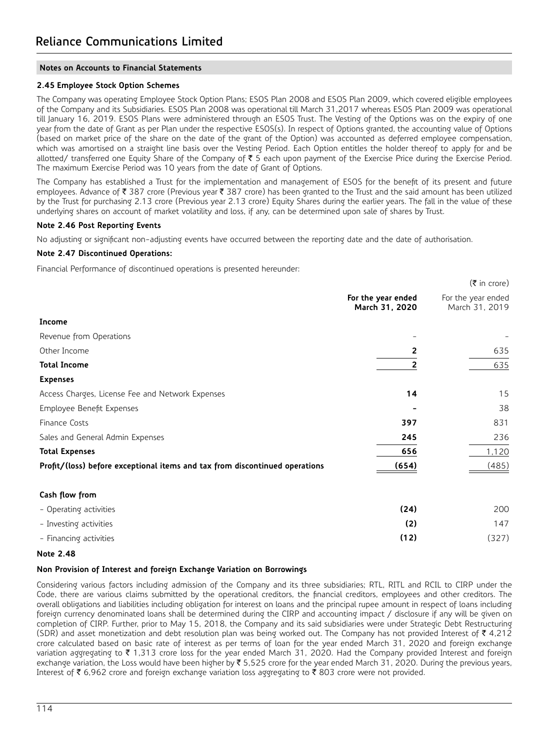## Notes on Accounts to Financial Statements

### 2.45 Employee Stock Option Schemes

The Company was operating Employee Stock Option Plans; ESOS Plan 2008 and ESOS Plan 2009, which covered eligible employees of the Company and its Subsidiaries. ESOS Plan 2008 was operational till March 31,2017 whereas ESOS Plan 2009 was operational till January 16, 2019. ESOS Plans were administered through an ESOS Trust. The Vesting of the Options was on the expiry of one year from the date of Grant as per Plan under the respective ESOS(s). In respect of Options granted, the accounting value of Options (based on market price of the share on the date of the grant of the Option) was accounted as deferred employee compensation, which was amortised on a straight line basis over the Vesting Period. Each Option entitles the holder thereof to apply for and be allotted/ transferred one Equity Share of the Company of ₹ 5 each upon payment of the Exercise Price during the Exercise Period. The maximum Exercise Period was 10 years from the date of Grant of Options.

The Company has established a Trust for the implementation and management of ESOS for the benefit of its present and future employees. Advance of ₹ 387 crore (Previous year ₹ 387 crore) has been granted to the Trust and the said amount has been utilized by the Trust for purchasing 2.13 crore (Previous year 2.13 crore) Equity Shares during the earlier years. The fall in the value of these underlying shares on account of market volatility and loss, if any, can be determined upon sale of shares by Trust.

### Note 2.46 Post Reporting Events

No adjusting or significant non-adjusting events have occurred between the reporting date and the date of authorisation.

### Note 2.47 Discontinued Operations:

Financial Performance of discontinued operations is presented hereunder:

(₹ in crore)

| | **For the year ended March 31, 2020** | For the year ended March 31, 2019 |
|---|---|---|
| **Income** | | |
| Revenue from Operations | - | - |
| Other Income | **2** | 635 |
| **Total Income** | **2** | 635 |
| **Expenses** | | |
| Access Charges, License Fee and Network Expenses | **14** | 15 |
| Employee Benefit Expenses | **-** | 38 |
| Finance Costs | **397** | 831 |
| Sales and General Admin Expenses | **245** | 236 |
| **Total Expenses** | **656** | 1,120 |
| **Profit/(loss) before exceptional items and tax from discontinued operations** | **(654)** | (485) |
| **Cash flow from** | | |
| - Operating activities | **(24)** | 200 |
| - Investing activities | **(2)** | 147 |
| - Financing activities | **(12)** | (327) |

### Note 2.48

#### Non Provision of Interest and foreign Exchange Variation on Borrowings

Considering various factors including admission of the Company and its three subsidiaries; RTL, RITL and RCIL to CIRP under the Code, there are various claims submitted by the operational creditors, the financial creditors, employees and other creditors. The overall obligations and liabilities including obligation for interest on loans and the principal rupee amount in respect of loans including foreign currency denominated loans shall be determined during the CIRP and accounting impact / disclosure if any will be given on completion of CIRP. Further, prior to May 15, 2018, the Company and its said subsidiaries were under Strategic Debt Restructuring (SDR) and asset monetization and debt resolution plan was being worked out. The Company has not provided Interest of ₹ 4,212 crore calculated based on basic rate of interest as per terms of loan for the year ended March 31, 2020 and foreign exchange variation aggregating to ₹ 1,313 crore loss for the year ended March 31, 2020. Had the Company provided Interest and foreign exchange variation, the Loss would have been higher by ₹ 5,525 crore for the year ended March 31, 2020. During the previous years, Interest of ₹ 6,962 crore and foreign exchange variation loss aggregating to ₹ 803 crore were not provided.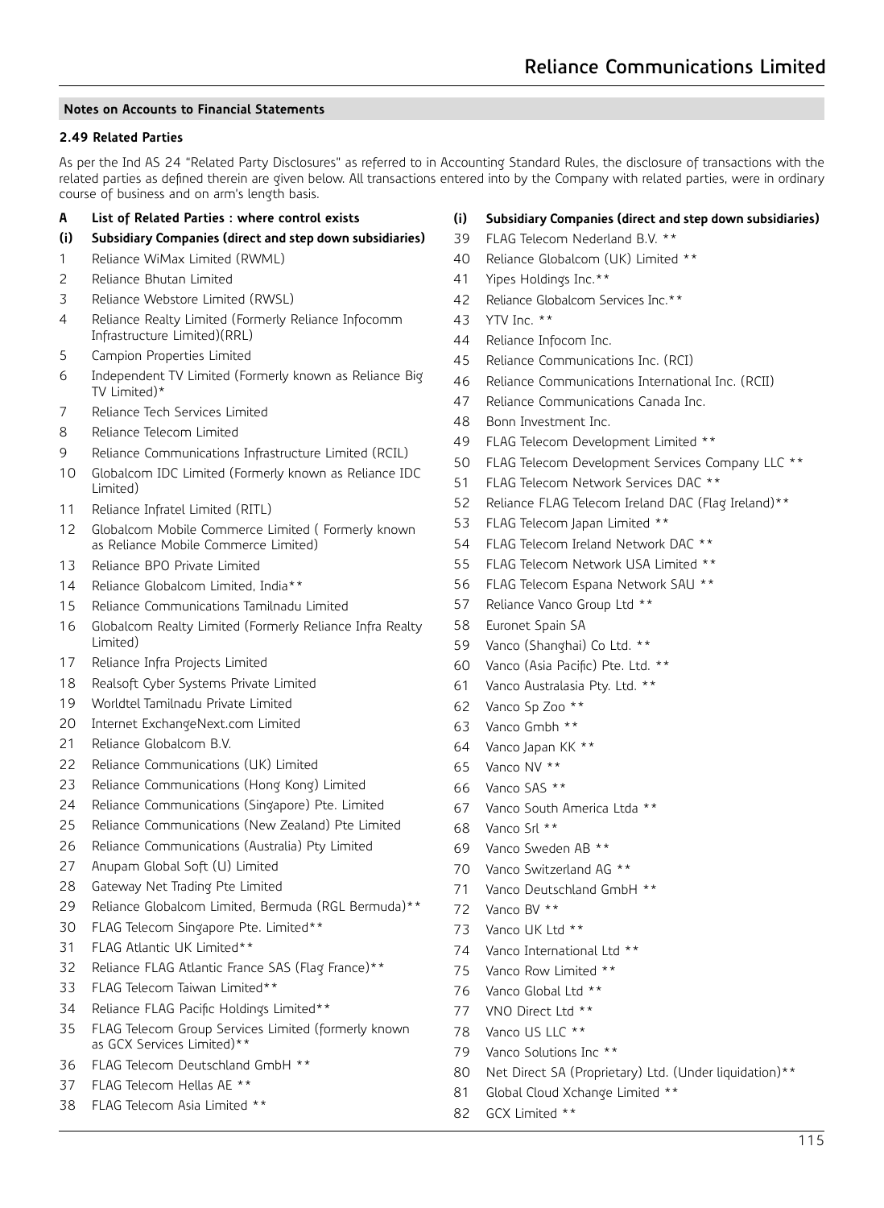## Notes on Accounts to Financial Statements

### 2.49 Related Parties

As per the Ind AS 24 "Related Party Disclosures" as referred to in Accounting Standard Rules, the disclosure of transactions with the related parties as defined therein are given below. All transactions entered into by the Company with related parties, were in ordinary course of business and on arm's length basis.

**A List of Related Parties : where control exists**

**(i) Subsidiary Companies (direct and step down subsidiaries)**

1 Reliance WiMax Limited (RWML)
2 Reliance Bhutan Limited
3 Reliance Webstore Limited (RWSL)
4 Reliance Realty Limited (Formerly Reliance Infocomm Infrastructure Limited)(RRL)
5 Campion Properties Limited
6 Independent TV Limited (Formerly known as Reliance Big TV Limited)*
7 Reliance Tech Services Limited
8 Reliance Telecom Limited
9 Reliance Communications Infrastructure Limited (RCIL)
10 Globalcom IDC Limited (Formerly known as Reliance IDC Limited)
11 Reliance Infratel Limited (RITL)
12 Globalcom Mobile Commerce Limited ( Formerly known as Reliance Mobile Commerce Limited)
13 Reliance BPO Private Limited
14 Reliance Globalcom Limited, India**
15 Reliance Communications Tamilnadu Limited
16 Globalcom Realty Limited (Formerly Reliance Infra Realty Limited)
17 Reliance Infra Projects Limited
18 Realsoft Cyber Systems Private Limited
19 Worldtel Tamilnadu Private Limited
20 Internet ExchangeNext.com Limited
21 Reliance Globalcom B.V.
22 Reliance Communications (UK) Limited
23 Reliance Communications (Hong Kong) Limited
24 Reliance Communications (Singapore) Pte. Limited
25 Reliance Communications (New Zealand) Pte Limited
26 Reliance Communications (Australia) Pty Limited
27 Anupam Global Soft (U) Limited
28 Gateway Net Trading Pte Limited
29 Reliance Globalcom Limited, Bermuda (RGL Bermuda)**
30 FLAG Telecom Singapore Pte. Limited**
31 FLAG Atlantic UK Limited**
32 Reliance FLAG Atlantic France SAS (Flag France)**
33 FLAG Telecom Taiwan Limited**
34 Reliance FLAG Pacific Holdings Limited**
35 FLAG Telecom Group Services Limited (formerly known as GCX Services Limited)**
36 FLAG Telecom Deutschland GmbH **
37 FLAG Telecom Hellas AE **
38 FLAG Telecom Asia Limited **

**(i) Subsidiary Companies (direct and step down subsidiaries)**

39 FLAG Telecom Nederland B.V. **
40 Reliance Globalcom (UK) Limited **
41 Yipes Holdings Inc.**
42 Reliance Globalcom Services Inc.**
43 YTV Inc. **
44 Reliance Infocom Inc.
45 Reliance Communications Inc. (RCI)
46 Reliance Communications International Inc. (RCII)
47 Reliance Communications Canada Inc.
48 Bonn Investment Inc.
49 FLAG Telecom Development Limited **
50 FLAG Telecom Development Services Company LLC **
51 FLAG Telecom Network Services DAC **
52 Reliance FLAG Telecom Ireland DAC (Flag Ireland)**
53 FLAG Telecom Japan Limited **
54 FLAG Telecom Ireland Network DAC **
55 FLAG Telecom Network USA Limited **
56 FLAG Telecom Espana Network SAU **
57 Reliance Vanco Group Ltd **
58 Euronet Spain SA
59 Vanco (Shanghai) Co Ltd. **
60 Vanco (Asia Pacific) Pte. Ltd. **
61 Vanco Australasia Pty. Ltd. **
62 Vanco Sp Zoo **
63 Vanco Gmbh **
64 Vanco Japan KK **
65 Vanco NV **
66 Vanco SAS **
67 Vanco South America Ltda **
68 Vanco Srl **
69 Vanco Sweden AB **
70 Vanco Switzerland AG **
71 Vanco Deutschland GmbH **
72 Vanco BV **
73 Vanco UK Ltd **
74 Vanco International Ltd **
75 Vanco Row Limited **
76 Vanco Global Ltd **
77 VNO Direct Ltd **
78 Vanco US LLC **
79 Vanco Solutions Inc **
80 Net Direct SA (Proprietary) Ltd. (Under liquidation)**
81 Global Cloud Xchange Limited **
82 GCX Limited **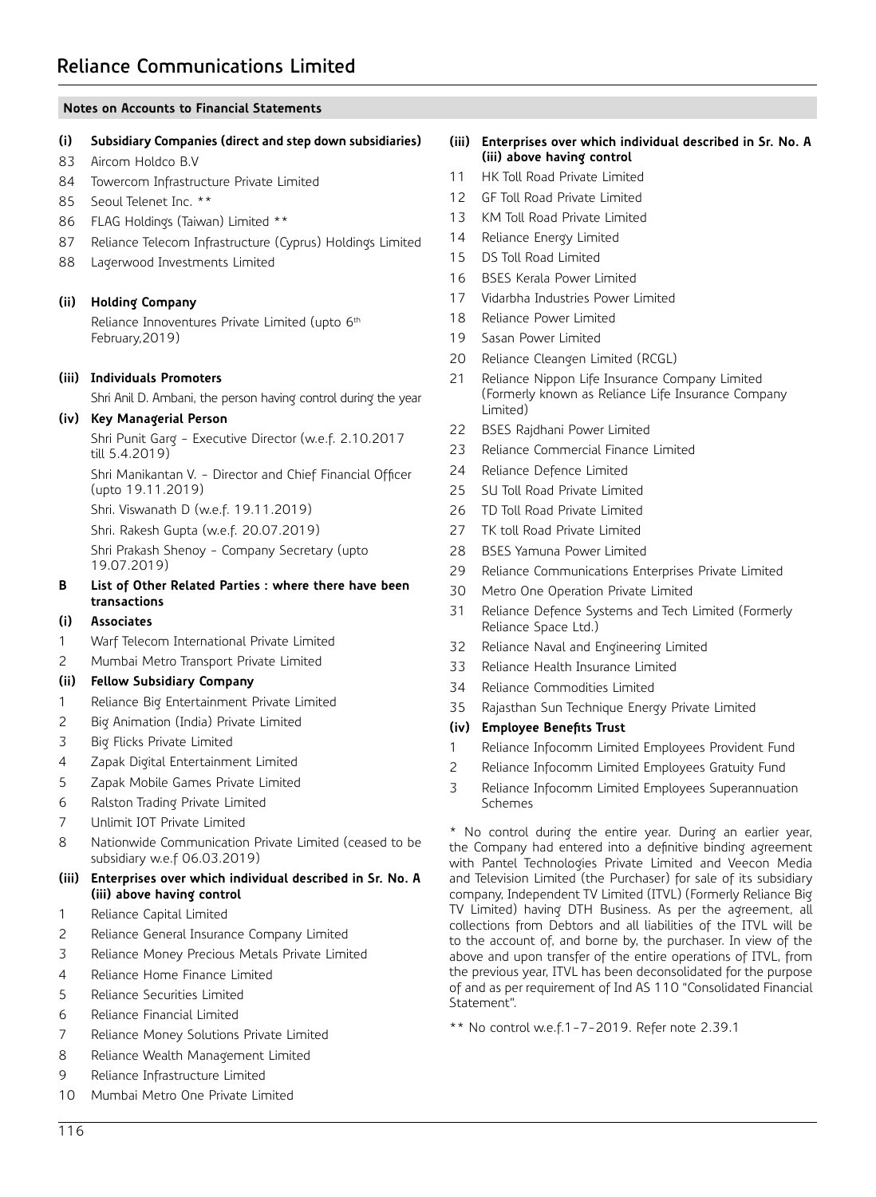**Notes on Accounts to Financial Statements**

**(i) Subsidiary Companies (direct and step down subsidiaries)**

83 Aircom Holdco B.V

84 Towercom Infrastructure Private Limited

85 Seoul Telenet Inc. **

86 FLAG Holdings (Taiwan) Limited **

87 Reliance Telecom Infrastructure (Cyprus) Holdings Limited

88 Lagerwood Investments Limited

**(ii) Holding Company**

Reliance Innoventures Private Limited (upto 6th February,2019)

**(iii) Individuals Promoters**

Shri Anil D. Ambani, the person having control during the year

**(iv) Key Managerial Person**

Shri Punit Garg - Executive Director (w.e.f. 2.10.2017 till 5.4.2019)

Shri Manikantan V. - Director and Chief Financial Officer (upto 19.11.2019)

Shri. Viswanath D (w.e.f. 19.11.2019)

Shri. Rakesh Gupta (w.e.f. 20.07.2019)

Shri Prakash Shenoy - Company Secretary (upto 19.07.2019)

**B List of Other Related Parties : where there have been transactions**

**(i) Associates**

1 Warf Telecom International Private Limited

2 Mumbai Metro Transport Private Limited

**(ii) Fellow Subsidiary Company**

1 Reliance Big Entertainment Private Limited

2 Big Animation (India) Private Limited

3 Big Flicks Private Limited

4 Zapak Digital Entertainment Limited

5 Zapak Mobile Games Private Limited

6 Ralston Trading Private Limited

7 Unlimit IOT Private Limited

8 Nationwide Communication Private Limited (ceased to be subsidiary w.e.f 06.03.2019)

**(iii) Enterprises over which individual described in Sr. No. A (iii) above having control**

1 Reliance Capital Limited

2 Reliance General Insurance Company Limited

3 Reliance Money Precious Metals Private Limited

4 Reliance Home Finance Limited

5 Reliance Securities Limited

6 Reliance Financial Limited

7 Reliance Money Solutions Private Limited

8 Reliance Wealth Management Limited

9 Reliance Infrastructure Limited

10 Mumbai Metro One Private Limited

11 HK Toll Road Private Limited

12 GF Toll Road Private Limited

13 KM Toll Road Private Limited

14 Reliance Energy Limited

15 DS Toll Road Limited

16 BSES Kerala Power Limited

17 Vidarbha Industries Power Limited

18 Reliance Power Limited

19 Sasan Power Limited

20 Reliance Cleangen Limited (RCGL)

21 Reliance Nippon Life Insurance Company Limited (Formerly known as Reliance Life Insurance Company Limited)

22 BSES Rajdhani Power Limited

23 Reliance Commercial Finance Limited

24 Reliance Defence Limited

25 SU Toll Road Private Limited

26 TD Toll Road Private Limited

27 TK toll Road Private Limited

28 BSES Yamuna Power Limited

29 Reliance Communications Enterprises Private Limited

30 Metro One Operation Private Limited

31 Reliance Defence Systems and Tech Limited (Formerly Reliance Space Ltd.)

32 Reliance Naval and Engineering Limited

33 Reliance Health Insurance Limited

34 Reliance Commodities Limited

35 Rajasthan Sun Technique Energy Private Limited

**(iv) Employee Benefits Trust**

1 Reliance Infocomm Limited Employees Provident Fund

2 Reliance Infocomm Limited Employees Gratuity Fund

3 Reliance Infocomm Limited Employees Superannuation Schemes

* No control during the entire year. During an earlier year, the Company had entered into a definitive binding agreement with Pantel Technologies Private Limited and Veecon Media and Television Limited (the Purchaser) for sale of its subsidiary company, Independent TV Limited (ITVL) (Formerly Reliance Big TV Limited) having DTH Business. As per the agreement, all collections from Debtors and all liabilities of the ITVL will be to the account of, and borne by, the purchaser. In view of the above and upon transfer of the entire operations of ITVL, from the previous year, ITVL has been deconsolidated for the purpose of and as per requirement of Ind AS 110 "Consolidated Financial Statement".

** No control w.e.f.1-7-2019. Refer note 2.39.1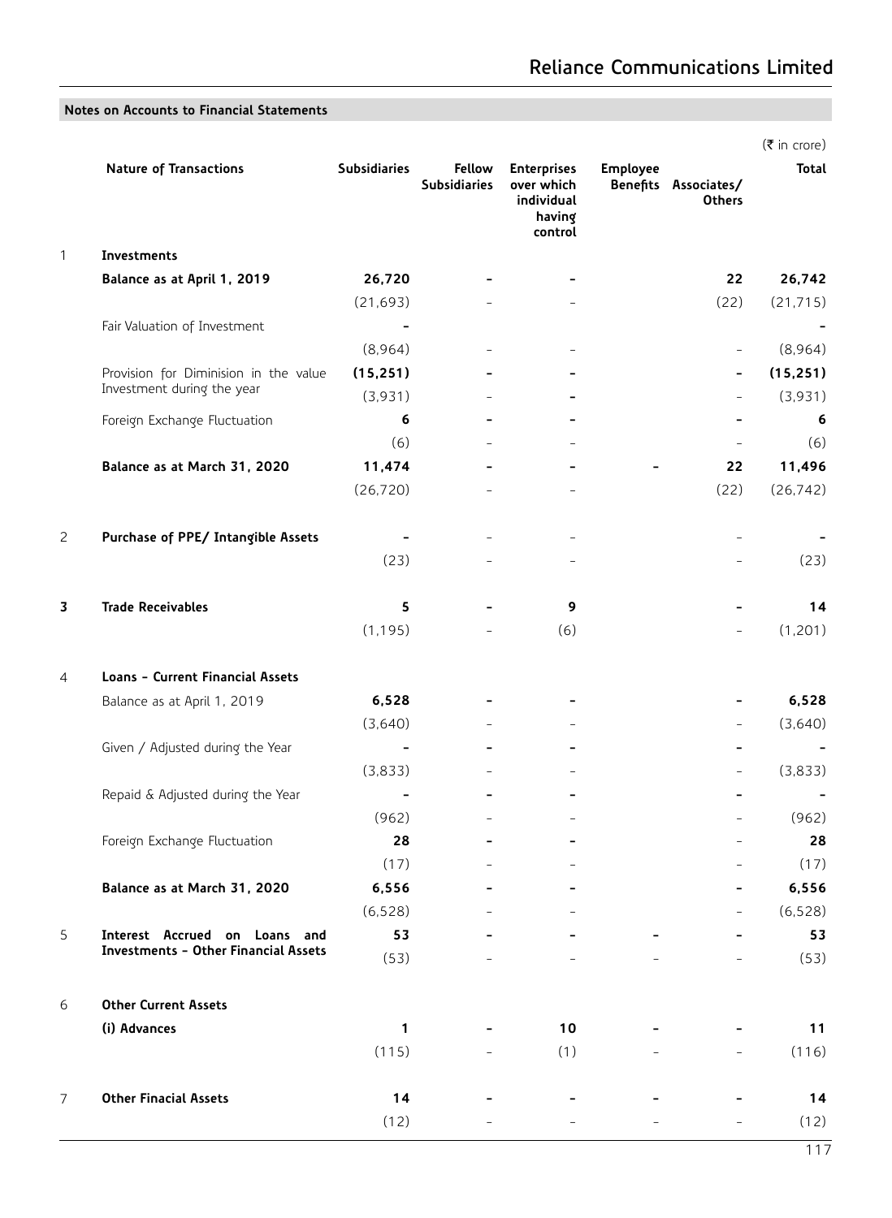**Notes on Accounts to Financial Statements**

(₹ in crore)

| | Nature of Transactions | Subsidiaries | Fellow Subsidiaries | Enterprises over which individual having control | Employee Benefits | Associates/ Others | Total |
|---|---|---|---|---|---|---|---|
| 1 | **Investments** | | | | | | |
| | **Balance as at April 1, 2019** | **26,720** | **-** | **-** | | **22** | **26,742** |
| | | (21,693) | - | - | | (22) | (21,715) |
| | Fair Valuation of Investment | **-** | | | | | **-** |
| | | (8,964) | - | - | | - | (8,964) |
| | Provision for Diminision in the value Investment during the year | **(15,251)** | **-** | **-** | | **-** | **(15,251)** |
| | | (3,931) | - | **-** | | - | (3,931) |
| | Foreign Exchange Fluctuation | **6** | **-** | **-** | | **-** | **6** |
| | | (6) | - | - | | - | (6) |
| | **Balance as at March 31, 2020** | **11,474** | **-** | **-** | **-** | **22** | **11,496** |
| | | (26,720) | - | - | | (22) | (26,742) |
| 2 | **Purchase of PPE/ Intangible Assets** | **-** | - | - | | - | **-** |
| | | (23) | - | - | | - | (23) |
| **3** | **Trade Receivables** | **5** | **-** | **9** | | **-** | **14** |
| | | (1,195) | - | (6) | | - | (1,201) |
| 4 | **Loans - Current Financial Assets** | | | | | | |
| | Balance as at April 1, 2019 | **6,528** | **-** | **-** | | **-** | **6,528** |
| | | (3,640) | - | - | | - | (3,640) |
| | Given / Adjusted during the Year | **-** | **-** | **-** | | **-** | **-** |
| | | (3,833) | - | - | | - | (3,833) |
| | Repaid & Adjusted during the Year | **-** | **-** | **-** | | **-** | **-** |
| | | (962) | - | - | | - | (962) |
| | Foreign Exchange Fluctuation | **28** | **-** | **-** | | - | **28** |
| | | (17) | - | - | | - | (17) |
| | **Balance as at March 31, 2020** | **6,556** | **-** | **-** | | **-** | **6,556** |
| | | (6,528) | - | - | | - | (6,528) |
| 5 | **Interest Accrued on Loans and Investments - Other Financial Assets** | **53** | **-** | **-** | **-** | **-** | **53** |
| | | (53) | - | - | - | - | (53) |
| 6 | **Other Current Assets** | | | | | | |
| | **(i) Advances** | **1** | **-** | **10** | **-** | **-** | **11** |
| | | (115) | - | (1) | - | - | (116) |
| 7 | **Other Finacial Assets** | **14** | **-** | **-** | **-** | **-** | **14** |
| | | (12) | - | - | - | - | (12) |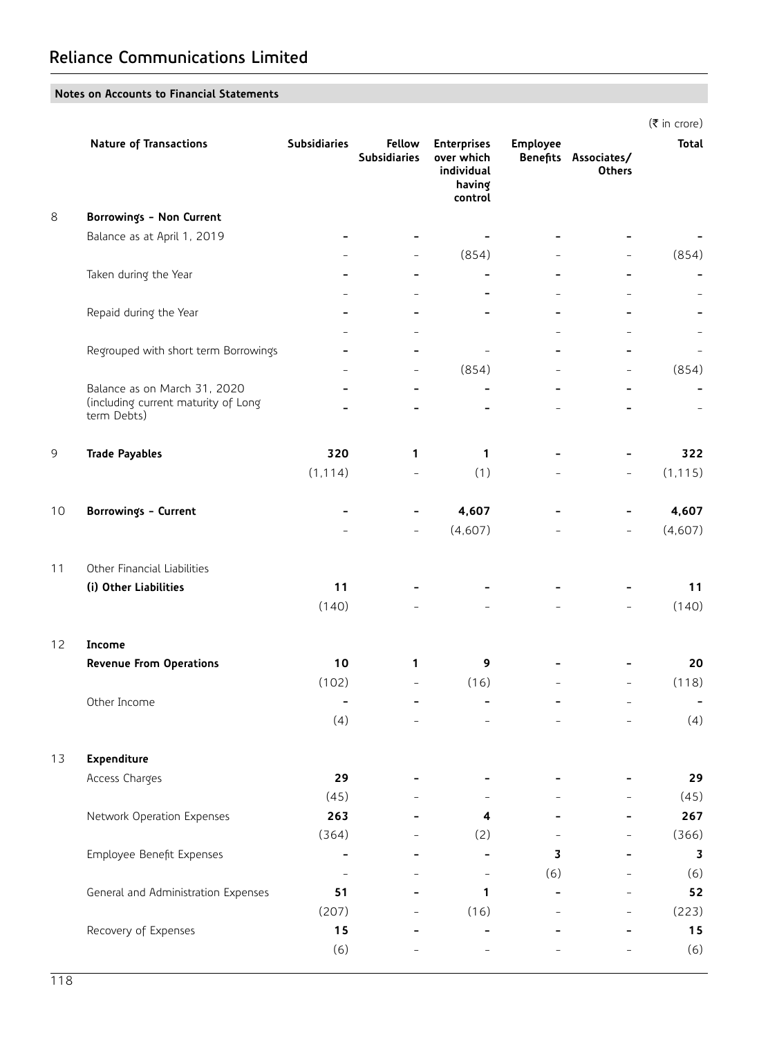## Reliance Communications Limited

### Notes on Accounts to Financial Statements

(₹ in crore)

| | Nature of Transactions | Subsidiaries | Fellow Subsidiaries | Enterprises over which individual having control | Employee Benefits | Associates/ Others | Total |
|---|---|---|---|---|---|---|---|
| 8 | **Borrowings - Non Current** | | | | | | |
| | Balance as at April 1, 2019 | **-** | **-** | **-** | **-** | **-** | **-** |
| | | - | - | (854) | - | - | (854) |
| | Taken during the Year | **-** | **-** | **-** | **-** | **-** | **-** |
| | | - | - | **-** | - | - | - |
| | Repaid during the Year | **-** | **-** | **-** | **-** | **-** | **-** |
| | | - | - | | - | - | - |
| | Regrouped with short term Borrowings | **-** | **-** | - | **-** | **-** | - |
| | | - | - | (854) | - | - | (854) |
| | Balance as on March 31, 2020 (including current maturity of Long term Debts) | **-** | **-** | **-** | **-** | **-** | **-** |
| | | **-** | **-** | **-** | - | **-** | - |
| 9 | **Trade Payables** | **320** | **1** | **1** | **-** | **-** | **322** |
| | | (1,114) | - | (1) | - | - | (1,115) |
| 10 | **Borrowings - Current** | **-** | **-** | **4,607** | **-** | **-** | **4,607** |
| | | - | - | (4,607) | - | - | (4,607) |
| 11 | Other Financial Liabilities | | | | | | |
| | **(i) Other Liabilities** | **11** | **-** | **-** | **-** | **-** | **11** |
| | | (140) | - | - | - | - | (140) |
| 12 | **Income** | | | | | | |
| | **Revenue From Operations** | **10** | **1** | **9** | **-** | **-** | **20** |
| | | (102) | - | (16) | - | - | (118) |
| | Other Income | **-** | **-** | **-** | **-** | - | **-** |
| | | (4) | - | - | - | - | (4) |
| 13 | **Expenditure** | | | | | | |
| | Access Charges | **29** | **-** | **-** | **-** | **-** | **29** |
| | | (45) | - | - | - | - | (45) |
| | Network Operation Expenses | **263** | **-** | **4** | **-** | **-** | **267** |
| | | (364) | - | (2) | - | - | (366) |
| | Employee Benefit Expenses | **-** | **-** | **-** | **3** | **-** | **3** |
| | | - | - | - | (6) | - | (6) |
| | General and Administration Expenses | **51** | **-** | **1** | **-** | - | **52** |
| | | (207) | - | (16) | - | - | (223) |
| | Recovery of Expenses | **15** | **-** | **-** | **-** | **-** | **15** |
| | | (6) | - | - | - | - | (6) |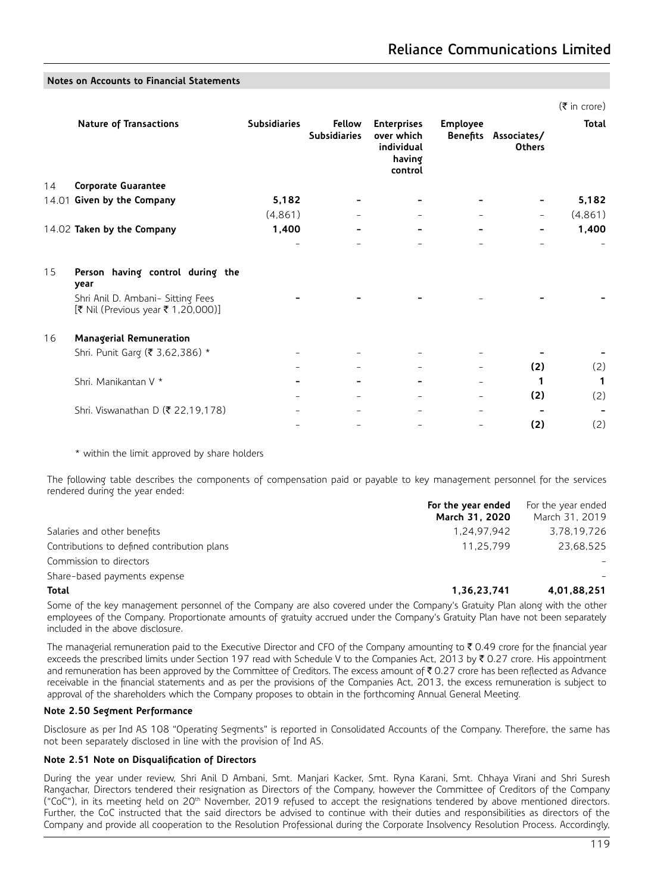## Notes on Accounts to Financial Statements

(₹ in crore)

| | Nature of Transactions | Subsidiaries | Fellow Subsidiaries | Enterprises over which individual having control | Employee Benefits | Associates/ Others | Total |
|---|---|---|---|---|---|---|---|
| 14 | **Corporate Guarantee** | | | | | | |
| 14.01 | **Given by the Company** | **5,182** | **-** | **-** | **-** | **-** | **5,182** |
| | | (4,861) | - | - | - | - | (4,861) |
| 14.02 | **Taken by the Company** | **1,400** | **-** | **-** | **-** | **-** | **1,400** |
| | | - | - | - | - | - | - |
| 15 | **Person having control during the year** | | | | | | |
| | Shri Anil D. Ambani- Sitting Fees [₹ Nil (Previous year ₹ 1,20,000)] | **-** | **-** | **-** | - | **-** | **-** |
| 16 | **Managerial Remuneration** | | | | | | |
| | Shri. Punit Garg (₹ 3,62,386) * | - | - | - | - | **-** | **-** |
| | | - | - | - | - | **(2)** | (2) |
| | Shri. Manikantan V * | **-** | **-** | **-** | - | **1** | **1** |
| | | - | - | - | - | **(2)** | (2) |
| | Shri. Viswanathan D (₹ 22,19,178) | - | - | - | - | **-** | **-** |
| | | - | - | - | - | **(2)** | (2) |

\* within the limit approved by share holders

The following table describes the components of compensation paid or payable to key management personnel for the services rendered during the year ended:

| | **For the year ended March 31, 2020** | For the year ended March 31, 2019 |
|---|---|---|
| Salaries and other benefits | 1,24,97,942 | 3,78,19,726 |
| Contributions to defined contribution plans | 11,25,799 | 23,68,525 |
| Commission to directors | | - |
| Share-based payments expense | | - |
| **Total** | **1,36,23,741** | **4,01,88,251** |

Some of the key management personnel of the Company are also covered under the Company's Gratuity Plan along with the other employees of the Company. Proportionate amounts of gratuity accrued under the Company's Gratuity Plan have not been separately included in the above disclosure.

The managerial remuneration paid to the Executive Director and CFO of the Company amounting to ₹ 0.49 crore for the financial year exceeds the prescribed limits under Section 197 read with Schedule V to the Companies Act, 2013 by ₹ 0.27 crore. His appointment and remuneration has been approved by the Committee of Creditors. The excess amount of ₹ 0.27 crore has been reflected as Advance receivable in the financial statements and as per the provisions of the Companies Act, 2013, the excess remuneration is subject to approval of the shareholders which the Company proposes to obtain in the forthcoming Annual General Meeting.

### Note 2.50 Segment Performance

Disclosure as per Ind AS 108 "Operating Segments" is reported in Consolidated Accounts of the Company. Therefore, the same has not been separately disclosed in line with the provision of Ind AS.

### Note 2.51 Note on Disqualification of Directors

During the year under review, Shri Anil D Ambani, Smt. Manjari Kacker, Smt. Ryna Karani, Smt. Chhaya Virani and Shri Suresh Rangachar, Directors tendered their resignation as Directors of the Company, however the Committee of Creditors of the Company ("CoC"), in its meeting held on 20th November, 2019 refused to accept the resignations tendered by above mentioned directors. Further, the CoC instructed that the said directors be advised to continue with their duties and responsibilities as directors of the Company and provide all cooperation to the Resolution Professional during the Corporate Insolvency Resolution Process. Accordingly,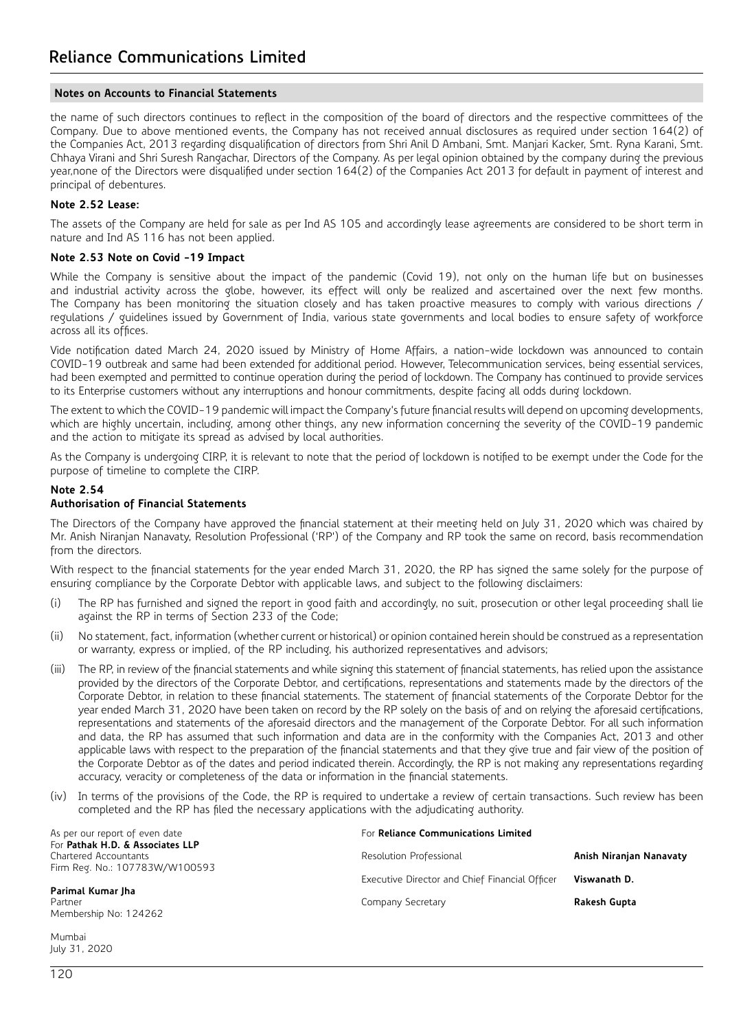## Notes on Accounts to Financial Statements

the name of such directors continues to reflect in the composition of the board of directors and the respective committees of the Company. Due to above mentioned events, the Company has not received annual disclosures as required under section 164(2) of the Companies Act, 2013 regarding disqualification of directors from Shri Anil D Ambani, Smt. Manjari Kacker, Smt. Ryna Karani, Smt. Chhaya Virani and Shri Suresh Rangachar, Directors of the Company. As per legal opinion obtained by the company during the previous year,none of the Directors were disqualified under section 164(2) of the Companies Act 2013 for default in payment of interest and principal of debentures.

### Note 2.52 Lease:

The assets of the Company are held for sale as per Ind AS 105 and accordingly lease agreements are considered to be short term in nature and Ind AS 116 has not been applied.

### Note 2.53 Note on Covid -19 Impact

While the Company is sensitive about the impact of the pandemic (Covid 19), not only on the human life but on businesses and industrial activity across the globe, however, its effect will only be realized and ascertained over the next few months. The Company has been monitoring the situation closely and has taken proactive measures to comply with various directions / regulations / guidelines issued by Government of India, various state governments and local bodies to ensure safety of workforce across all its offices.

Vide notification dated March 24, 2020 issued by Ministry of Home Affairs, a nation-wide lockdown was announced to contain COVID-19 outbreak and same had been extended for additional period. However, Telecommunication services, being essential services, had been exempted and permitted to continue operation during the period of lockdown. The Company has continued to provide services to its Enterprise customers without any interruptions and honour commitments, despite facing all odds during lockdown.

The extent to which the COVID-19 pandemic will impact the Company's future financial results will depend on upcoming developments, which are highly uncertain, including, among other things, any new information concerning the severity of the COVID-19 pandemic and the action to mitigate its spread as advised by local authorities.

As the Company is undergoing CIRP, it is relevant to note that the period of lockdown is notified to be exempt under the Code for the purpose of timeline to complete the CIRP.

### Note 2.54
### Authorisation of Financial Statements

The Directors of the Company have approved the financial statement at their meeting held on July 31, 2020 which was chaired by Mr. Anish Niranjan Nanavaty, Resolution Professional ('RP') of the Company and RP took the same on record, basis recommendation from the directors.

With respect to the financial statements for the year ended March 31, 2020, the RP has signed the same solely for the purpose of ensuring compliance by the Corporate Debtor with applicable laws, and subject to the following disclaimers:

(i) The RP has furnished and signed the report in good faith and accordingly, no suit, prosecution or other legal proceeding shall lie against the RP in terms of Section 233 of the Code;

(ii) No statement, fact, information (whether current or historical) or opinion contained herein should be construed as a representation or warranty, express or implied, of the RP including, his authorized representatives and advisors;

(iii) The RP, in review of the financial statements and while signing this statement of financial statements, has relied upon the assistance provided by the directors of the Corporate Debtor, and certifications, representations and statements made by the directors of the Corporate Debtor, in relation to these financial statements. The statement of financial statements of the Corporate Debtor for the year ended March 31, 2020 have been taken on record by the RP solely on the basis of and on relying the aforesaid certifications, representations and statements of the aforesaid directors and the management of the Corporate Debtor. For all such information and data, the RP has assumed that such information and data are in the conformity with the Companies Act, 2013 and other applicable laws with respect to the preparation of the financial statements and that they give true and fair view of the position of the Corporate Debtor as of the dates and period indicated therein. Accordingly, the RP is not making any representations regarding accuracy, veracity or completeness of the data or information in the financial statements.

(iv) In terms of the provisions of the Code, the RP is required to undertake a review of certain transactions. Such review has been completed and the RP has filed the necessary applications with the adjudicating authority.

As per our report of even date
For **Pathak H.D. & Associates LLP**
Chartered Accountants
Firm Reg. No.: 107783W/W100593

**Parimal Kumar Jha**
Partner
Membership No: 124262

Mumbai
July 31, 2020

For **Reliance Communications Limited**

| | |
|---|---|
| Resolution Professional | **Anish Niranjan Nanavaty** |
| Executive Director and Chief Financial Officer | **Viswanath D.** |
| Company Secretary | **Rakesh Gupta** |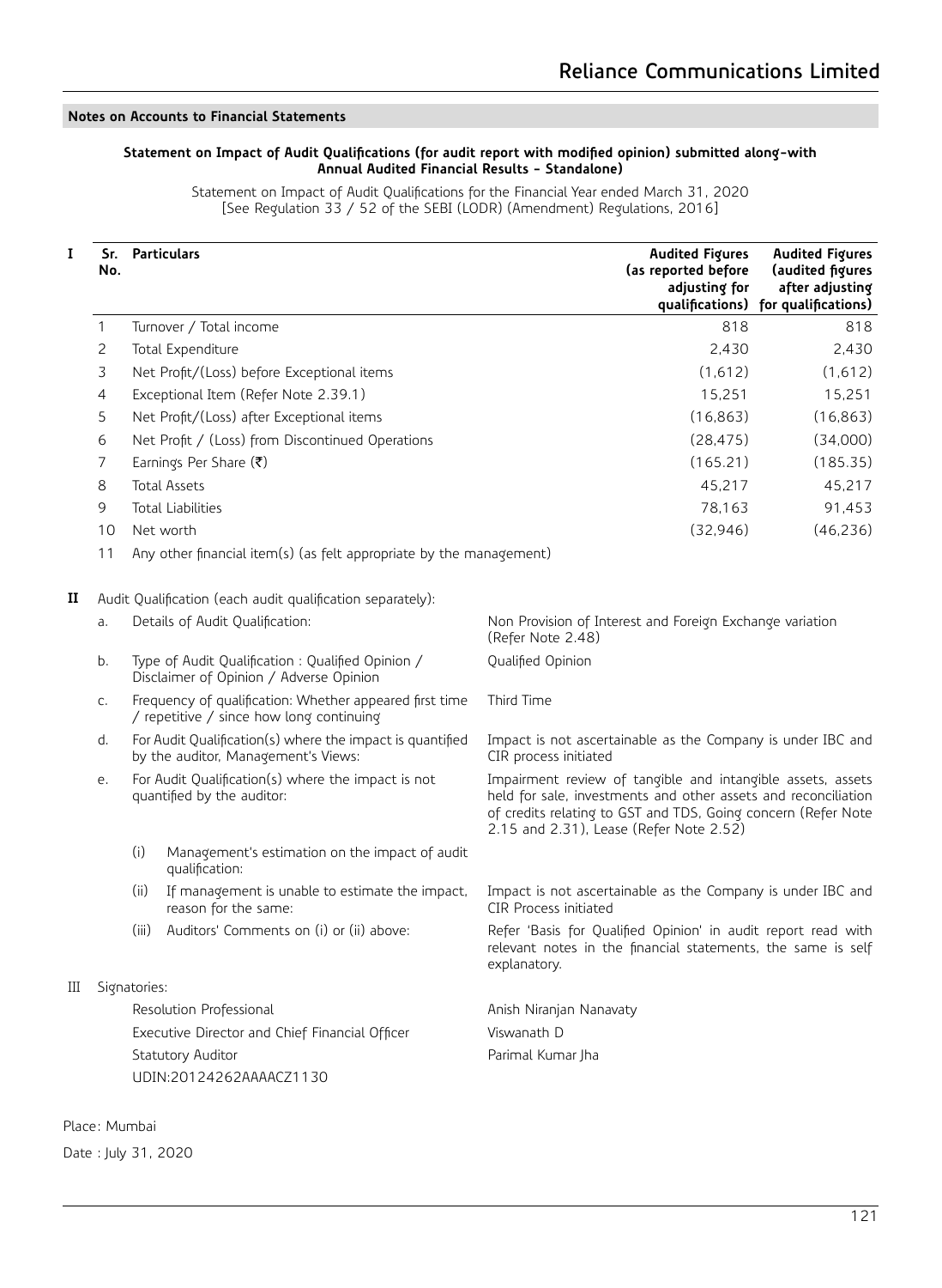**Notes on Accounts to Financial Statements**

**Statement on Impact of Audit Qualifications (for audit report with modified opinion) submitted along-with Annual Audited Financial Results - Standalone)**

Statement on Impact of Audit Qualifications for the Financial Year ended March 31, 2020
[See Regulation 33 / 52 of the SEBI (LODR) (Amendment) Regulations, 2016]

| I | Sr. No. | Particulars | Audited Figures (as reported before adjusting for qualifications) | Audited Figures (audited figures after adjusting for qualifications) |
|---|---|---|---|---|
| | 1 | Turnover / Total income | 818 | 818 |
| | 2 | Total Expenditure | 2,430 | 2,430 |
| | 3 | Net Profit/(Loss) before Exceptional items | (1,612) | (1,612) |
| | 4 | Exceptional Item (Refer Note 2.39.1) | 15,251 | 15,251 |
| | 5 | Net Profit/(Loss) after Exceptional items | (16,863) | (16,863) |
| | 6 | Net Profit / (Loss) from Discontinued Operations | (28,475) | (34,000) |
| | 7 | Earnings Per Share (₹) | (165.21) | (185.35) |
| | 8 | Total Assets | 45,217 | 45,217 |
| | 9 | Total Liabilities | 78,163 | 91,453 |
| | 10 | Net worth | (32,946) | (46,236) |
| | 11 | Any other financial item(s) (as felt appropriate by the management) | | |

**II** Audit Qualification (each audit qualification separately):

| | | |
|---|---|---|
| a. | Details of Audit Qualification: | Non Provision of Interest and Foreign Exchange variation (Refer Note 2.48) |
| b. | Type of Audit Qualification : Qualified Opinion / Disclaimer of Opinion / Adverse Opinion | Qualified Opinion |
| c. | Frequency of qualification: Whether appeared first time / repetitive / since how long continuing | Third Time |
| d. | For Audit Qualification(s) where the impact is quantified by the auditor, Management's Views: | Impact is not ascertainable as the Company is under IBC and CIR process initiated |
| e. | For Audit Qualification(s) where the impact is not quantified by the auditor: | Impairment review of tangible and intangible assets, assets held for sale, investments and other assets and reconciliation of credits relating to GST and TDS, Going concern (Refer Note 2.15 and 2.31), Lease (Refer Note 2.52) |
| | (i) Management's estimation on the impact of audit qualification: | |
| | (ii) If management is unable to estimate the impact, reason for the same: | Impact is not ascertainable as the Company is under IBC and CIR Process initiated |
| | (iii) Auditors' Comments on (i) or (ii) above: | Refer 'Basis for Qualified Opinion' in audit report read with relevant notes in the financial statements, the same is self explanatory. |

**III** Signatories:

| | |
|---|---|
| Resolution Professional | Anish Niranjan Nanavaty |
| Executive Director and Chief Financial Officer | Viswanath D |
| Statutory Auditor | Parimal Kumar Jha |
| UDIN:20124262AAAACZ1130 | |

Place: Mumbai

Date : July 31, 2020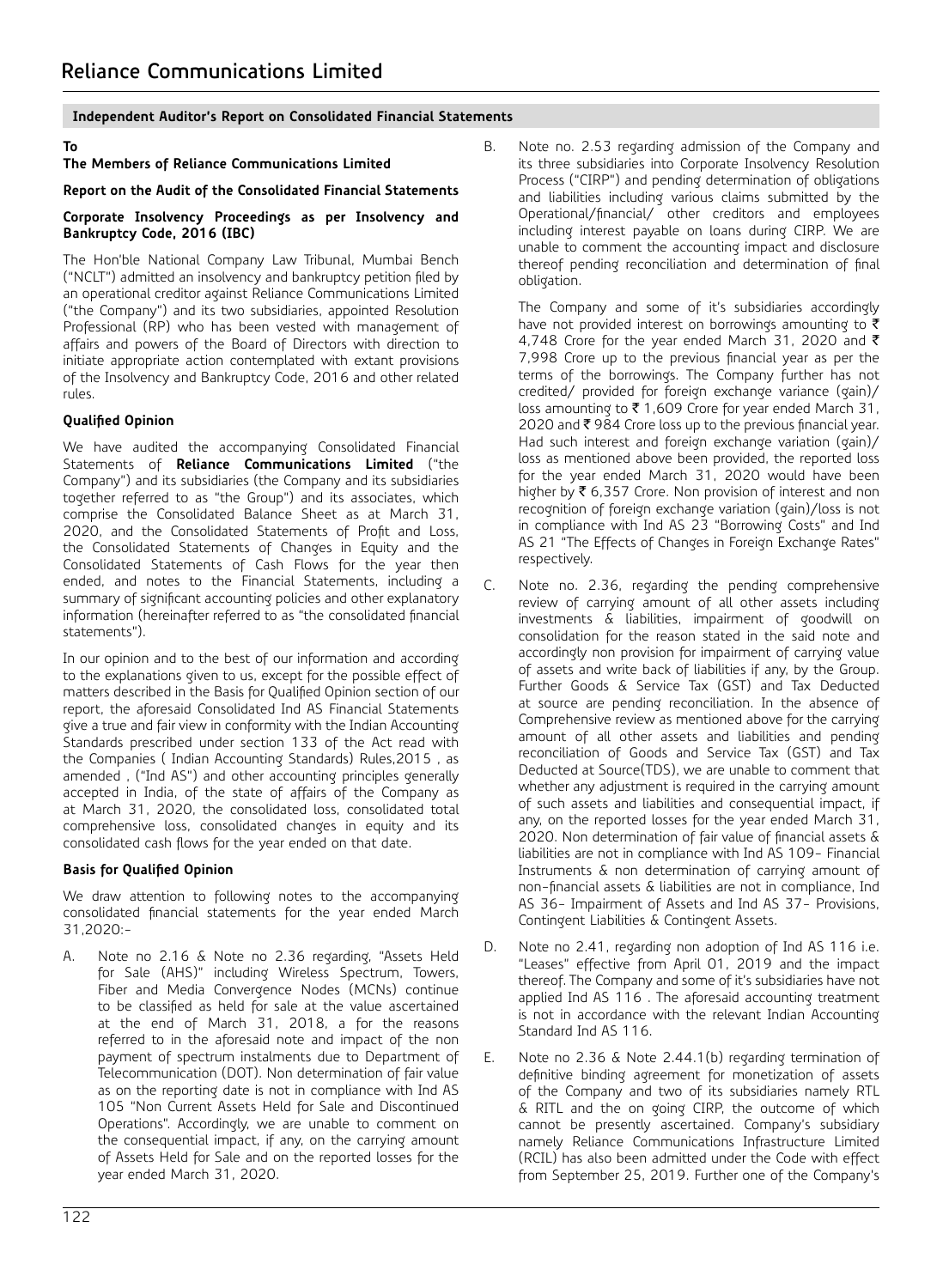## Independent Auditor's Report on Consolidated Financial Statements

**To**

**The Members of Reliance Communications Limited**

**Report on the Audit of the Consolidated Financial Statements**

**Corporate Insolvency Proceedings as per Insolvency and Bankruptcy Code, 2016 (IBC)**

The Hon'ble National Company Law Tribunal, Mumbai Bench ("NCLT") admitted an insolvency and bankruptcy petition filed by an operational creditor against Reliance Communications Limited ("the Company") and its two subsidiaries, appointed Resolution Professional (RP) who has been vested with management of affairs and powers of the Board of Directors with direction to initiate appropriate action contemplated with extant provisions of the Insolvency and Bankruptcy Code, 2016 and other related rules.

**Qualified Opinion**

We have audited the accompanying Consolidated Financial Statements of **Reliance Communications Limited** ("the Company") and its subsidiaries (the Company and its subsidiaries together referred to as "the Group") and its associates, which comprise the Consolidated Balance Sheet as at March 31, 2020, and the Consolidated Statements of Profit and Loss, the Consolidated Statements of Changes in Equity and the Consolidated Statements of Cash Flows for the year then ended, and notes to the Financial Statements, including a summary of significant accounting policies and other explanatory information (hereinafter referred to as "the consolidated financial statements").

In our opinion and to the best of our information and according to the explanations given to us, except for the possible effect of matters described in the Basis for Qualified Opinion section of our report, the aforesaid Consolidated Ind AS Financial Statements give a true and fair view in conformity with the Indian Accounting Standards prescribed under section 133 of the Act read with the Companies ( Indian Accounting Standards) Rules,2015 , as amended , ("Ind AS") and other accounting principles generally accepted in India, of the state of affairs of the Company as at March 31, 2020, the consolidated loss, consolidated total comprehensive loss, consolidated changes in equity and its consolidated cash flows for the year ended on that date.

**Basis for Qualified Opinion**

We draw attention to following notes to the accompanying consolidated financial statements for the year ended March 31,2020:-

A. Note no 2.16 & Note no 2.36 regarding, "Assets Held for Sale (AHS)" including Wireless Spectrum, Towers, Fiber and Media Convergence Nodes (MCNs) continue to be classified as held for sale at the value ascertained at the end of March 31, 2018, a for the reasons referred to in the aforesaid note and impact of the non payment of spectrum instalments due to Department of Telecommunication (DOT). Non determination of fair value as on the reporting date is not in compliance with Ind AS 105 "Non Current Assets Held for Sale and Discontinued Operations". Accordingly, we are unable to comment on the consequential impact, if any, on the carrying amount of Assets Held for Sale and on the reported losses for the year ended March 31, 2020.

B. Note no. 2.53 regarding admission of the Company and its three subsidiaries into Corporate Insolvency Resolution Process ("CIRP") and pending determination of obligations and liabilities including various claims submitted by the Operational/financial/ other creditors and employees including interest payable on loans during CIRP. We are unable to comment the accounting impact and disclosure thereof pending reconciliation and determination of final obligation.

   The Company and some of it's subsidiaries accordingly have not provided interest on borrowings amounting to ₹ 4,748 Crore for the year ended March 31, 2020 and ₹ 7,998 Crore up to the previous financial year as per the terms of the borrowings. The Company further has not credited/ provided for foreign exchange variance (gain)/ loss amounting to ₹ 1,609 Crore for year ended March 31, 2020 and ₹ 984 Crore loss up to the previous financial year. Had such interest and foreign exchange variation (gain)/ loss as mentioned above been provided, the reported loss for the year ended March 31, 2020 would have been higher by ₹ 6,357 Crore. Non provision of interest and non recognition of foreign exchange variation (gain)/loss is not in compliance with Ind AS 23 "Borrowing Costs" and Ind AS 21 "The Effects of Changes in Foreign Exchange Rates" respectively.

C. Note no. 2.36, regarding the pending comprehensive review of carrying amount of all other assets including investments & liabilities, impairment of goodwill on consolidation for the reason stated in the said note and accordingly non provision for impairment of carrying value of assets and write back of liabilities if any, by the Group. Further Goods & Service Tax (GST) and Tax Deducted at source are pending reconciliation. In the absence of Comprehensive review as mentioned above for the carrying amount of all other assets and liabilities and pending reconciliation of Goods and Service Tax (GST) and Tax Deducted at Source(TDS), we are unable to comment that whether any adjustment is required in the carrying amount of such assets and liabilities and consequential impact, if any, on the reported losses for the year ended March 31, 2020. Non determination of fair value of financial assets & liabilities are not in compliance with Ind AS 109- Financial Instruments & non determination of carrying amount of non-financial assets & liabilities are not in compliance, Ind AS 36- Impairment of Assets and Ind AS 37- Provisions, Contingent Liabilities & Contingent Assets.

D. Note no 2.41, regarding non adoption of Ind AS 116 i.e. "Leases" effective from April 01, 2019 and the impact thereof. The Company and some of it's subsidiaries have not applied Ind AS 116 . The aforesaid accounting treatment is not in accordance with the relevant Indian Accounting Standard Ind AS 116.

E. Note no 2.36 & Note 2.44.1(b) regarding termination of definitive binding agreement for monetization of assets of the Company and two of its subsidiaries namely RTL & RITL and the on going CIRP, the outcome of which cannot be presently ascertained. Company's subsidiary namely Reliance Communications Infrastructure Limited (RCIL) has also been admitted under the Code with effect from September 25, 2019. Further one of the Company's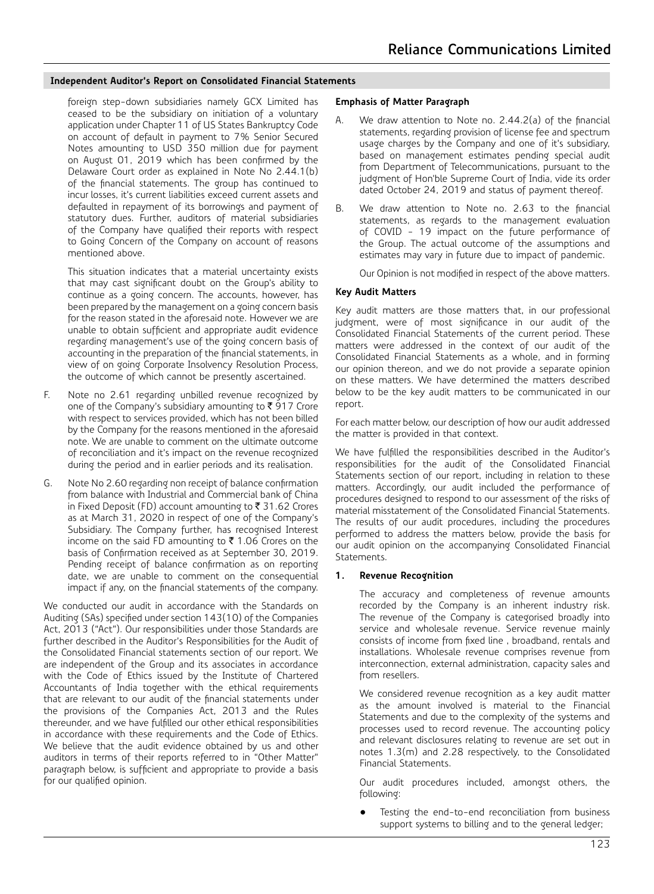## Independent Auditor's Report on Consolidated Financial Statements

foreign step-down subsidiaries namely GCX Limited has ceased to be the subsidiary on initiation of a voluntary application under Chapter 11 of US States Bankruptcy Code on account of default in payment to 7% Senior Secured Notes amounting to USD 350 million due for payment on August 01, 2019 which has been confirmed by the Delaware Court order as explained in Note No 2.44.1(b) of the financial statements. The group has continued to incur losses, it's current liabilities exceed current assets and defaulted in repayment of its borrowings and payment of statutory dues. Further, auditors of material subsidiaries of the Company have qualified their reports with respect to Going Concern of the Company on account of reasons mentioned above.

This situation indicates that a material uncertainty exists that may cast significant doubt on the Group's ability to continue as a going concern. The accounts, however, has been prepared by the management on a going concern basis for the reason stated in the aforesaid note. However we are unable to obtain sufficient and appropriate audit evidence regarding management's use of the going concern basis of accounting in the preparation of the financial statements, in view of on going Corporate Insolvency Resolution Process, the outcome of which cannot be presently ascertained.

F. Note no 2.61 regarding unbilled revenue recognized by one of the Company's subsidiary amounting to ₹ 917 Crore with respect to services provided, which has not been billed by the Company for the reasons mentioned in the aforesaid note. We are unable to comment on the ultimate outcome of reconciliation and it's impact on the revenue recognized during the period and in earlier periods and its realisation.

G. Note No 2.60 regarding non receipt of balance confirmation from balance with Industrial and Commercial bank of China in Fixed Deposit (FD) account amounting to ₹ 31.62 Crores as at March 31, 2020 in respect of one of the Company's Subsidiary. The Company further, has recognised Interest income on the said FD amounting to ₹ 1.06 Crores on the basis of Confirmation received as at September 30, 2019. Pending receipt of balance confirmation as on reporting date, we are unable to comment on the consequential impact if any, on the financial statements of the company.

We conducted our audit in accordance with the Standards on Auditing (SAs) specified under section 143(10) of the Companies Act, 2013 ("Act"). Our responsibilities under those Standards are further described in the Auditor's Responsibilities for the Audit of the Consolidated Financial statements section of our report. We are independent of the Group and its associates in accordance with the Code of Ethics issued by the Institute of Chartered Accountants of India together with the ethical requirements that are relevant to our audit of the financial statements under the provisions of the Companies Act, 2013 and the Rules thereunder, and we have fulfilled our other ethical responsibilities in accordance with these requirements and the Code of Ethics. We believe that the audit evidence obtained by us and other auditors in terms of their reports referred to in "Other Matter" paragraph below, is sufficient and appropriate to provide a basis for our qualified opinion.

### Emphasis of Matter Paragraph

A. We draw attention to Note no. 2.44.2(a) of the financial statements, regarding provision of license fee and spectrum usage charges by the Company and one of it's subsidiary, based on management estimates pending special audit from Department of Telecommunications, pursuant to the judgment of Hon'ble Supreme Court of India, vide its order dated October 24, 2019 and status of payment thereof.

B. We draw attention to Note no. 2.63 to the financial statements, as regards to the management evaluation of COVID - 19 impact on the future performance of the Group. The actual outcome of the assumptions and estimates may vary in future due to impact of pandemic.

Our Opinion is not modified in respect of the above matters.

### Key Audit Matters

Key audit matters are those matters that, in our professional judgment, were of most significance in our audit of the Consolidated Financial Statements of the current period. These matters were addressed in the context of our audit of the Consolidated Financial Statements as a whole, and in forming our opinion thereon, and we do not provide a separate opinion on these matters. We have determined the matters described below to be the key audit matters to be communicated in our report.

For each matter below, our description of how our audit addressed the matter is provided in that context.

We have fulfilled the responsibilities described in the Auditor's responsibilities for the audit of the Consolidated Financial Statements section of our report, including in relation to these matters. Accordingly, our audit included the performance of procedures designed to respond to our assessment of the risks of material misstatement of the Consolidated Financial Statements. The results of our audit procedures, including the procedures performed to address the matters below, provide the basis for our audit opinion on the accompanying Consolidated Financial Statements.

#### 1. Revenue Recognition

The accuracy and completeness of revenue amounts recorded by the Company is an inherent industry risk. The revenue of the Company is categorised broadly into service and wholesale revenue. Service revenue mainly consists of income from fixed line , broadband, rentals and installations. Wholesale revenue comprises revenue from interconnection, external administration, capacity sales and from resellers.

We considered revenue recognition as a key audit matter as the amount involved is material to the Financial Statements and due to the complexity of the systems and processes used to record revenue. The accounting policy and relevant disclosures relating to revenue are set out in notes 1.3(m) and 2.28 respectively, to the Consolidated Financial Statements.

Our audit procedures included, amongst others, the following:

- Testing the end-to-end reconciliation from business support systems to billing and to the general ledger;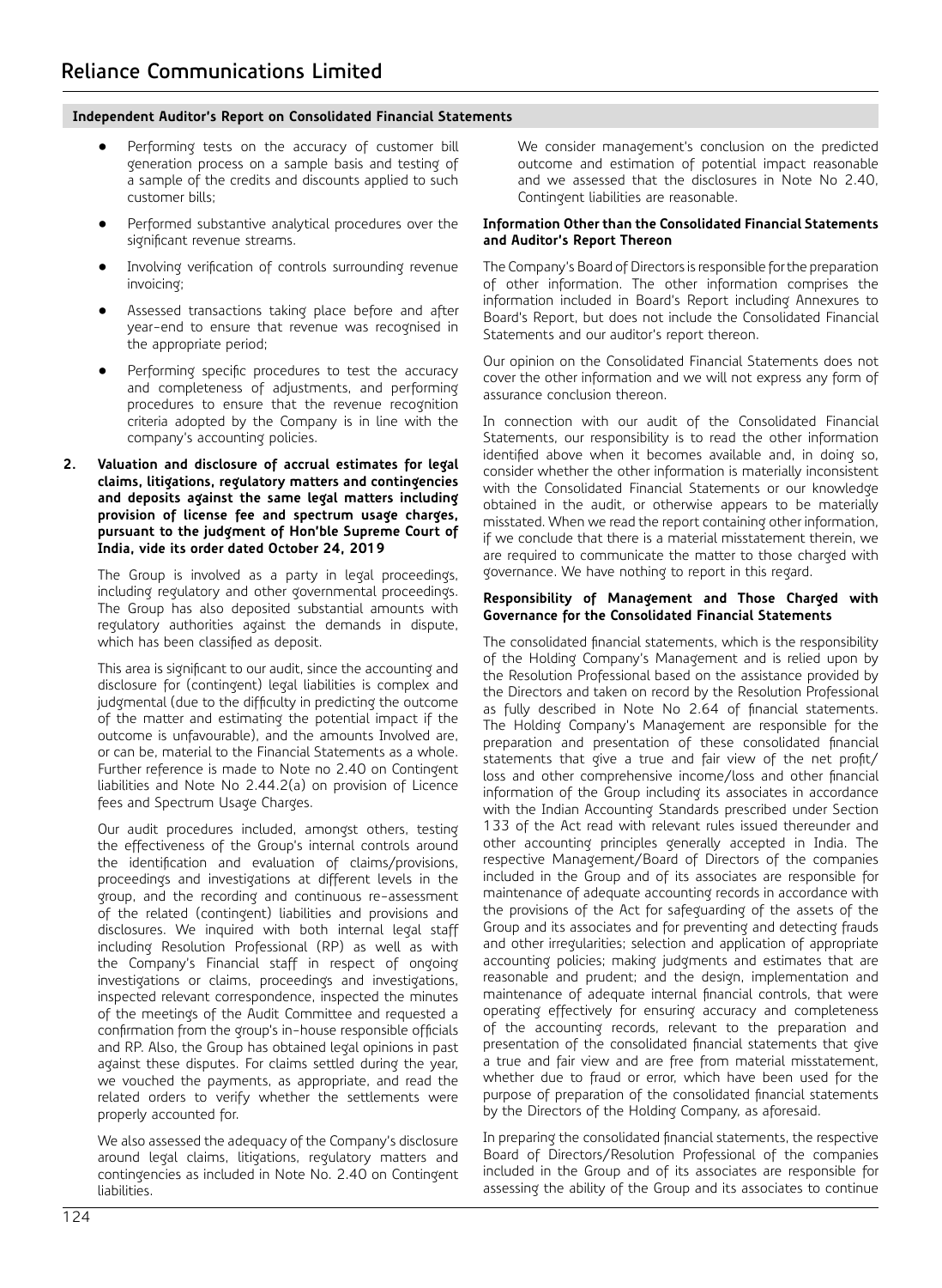- Performing tests on the accuracy of customer bill generation process on a sample basis and testing of a sample of the credits and discounts applied to such customer bills;
- Performed substantive analytical procedures over the significant revenue streams.
- Involving verification of controls surrounding revenue invoicing;
- Assessed transactions taking place before and after year-end to ensure that revenue was recognised in the appropriate period;
- Performing specific procedures to test the accuracy and completeness of adjustments, and performing procedures to ensure that the revenue recognition criteria adopted by the Company is in line with the company's accounting policies.

**2. Valuation and disclosure of accrual estimates for legal claims, litigations, regulatory matters and contingencies and deposits against the same legal matters including provision of license fee and spectrum usage charges, pursuant to the judgment of Hon'ble Supreme Court of India, vide its order dated October 24, 2019**

The Group is involved as a party in legal proceedings, including regulatory and other governmental proceedings. The Group has also deposited substantial amounts with regulatory authorities against the demands in dispute, which has been classified as deposit.

This area is significant to our audit, since the accounting and disclosure for (contingent) legal liabilities is complex and judgmental (due to the difficulty in predicting the outcome of the matter and estimating the potential impact if the outcome is unfavourable), and the amounts Involved are, or can be, material to the Financial Statements as a whole. Further reference is made to Note no 2.40 on Contingent liabilities and Note No 2.44.2(a) on provision of Licence fees and Spectrum Usage Charges.

Our audit procedures included, amongst others, testing the effectiveness of the Group's internal controls around the identification and evaluation of claims/provisions, proceedings and investigations at different levels in the group, and the recording and continuous re-assessment of the related (contingent) liabilities and provisions and disclosures. We inquired with both internal legal staff including Resolution Professional (RP) as well as with the Company's Financial staff in respect of ongoing investigations or claims, proceedings and investigations, inspected relevant correspondence, inspected the minutes of the meetings of the Audit Committee and requested a confirmation from the group's in-house responsible officials and RP. Also, the Group has obtained legal opinions in past against these disputes. For claims settled during the year, we vouched the payments, as appropriate, and read the related orders to verify whether the settlements were properly accounted for.

We also assessed the adequacy of the Company's disclosure around legal claims, litigations, regulatory matters and contingencies as included in Note No. 2.40 on Contingent liabilities.

We consider management's conclusion on the predicted outcome and estimation of potential impact reasonable and we assessed that the disclosures in Note No 2.40, Contingent liabilities are reasonable.

**Information Other than the Consolidated Financial Statements and Auditor's Report Thereon**

The Company's Board of Directors is responsible for the preparation of other information. The other information comprises the information included in Board's Report including Annexures to Board's Report, but does not include the Consolidated Financial Statements and our auditor's report thereon.

Our opinion on the Consolidated Financial Statements does not cover the other information and we will not express any form of assurance conclusion thereon.

In connection with our audit of the Consolidated Financial Statements, our responsibility is to read the other information identified above when it becomes available and, in doing so, consider whether the other information is materially inconsistent with the Consolidated Financial Statements or our knowledge obtained in the audit, or otherwise appears to be materially misstated. When we read the report containing other information, if we conclude that there is a material misstatement therein, we are required to communicate the matter to those charged with governance. We have nothing to report in this regard.

**Responsibility of Management and Those Charged with Governance for the Consolidated Financial Statements**

The consolidated financial statements, which is the responsibility of the Holding Company's Management and is relied upon by the Resolution Professional based on the assistance provided by the Directors and taken on record by the Resolution Professional as fully described in Note No 2.64 of financial statements. The Holding Company's Management are responsible for the preparation and presentation of these consolidated financial statements that give a true and fair view of the net profit/ loss and other comprehensive income/loss and other financial information of the Group including its associates in accordance with the Indian Accounting Standards prescribed under Section 133 of the Act read with relevant rules issued thereunder and other accounting principles generally accepted in India. The respective Management/Board of Directors of the companies included in the Group and of its associates are responsible for maintenance of adequate accounting records in accordance with the provisions of the Act for safeguarding of the assets of the Group and its associates and for preventing and detecting frauds and other irregularities; selection and application of appropriate accounting policies; making judgments and estimates that are reasonable and prudent; and the design, implementation and maintenance of adequate internal financial controls, that were operating effectively for ensuring accuracy and completeness of the accounting records, relevant to the preparation and presentation of the consolidated financial statements that give a true and fair view and are free from material misstatement, whether due to fraud or error, which have been used for the purpose of preparation of the consolidated financial statements by the Directors of the Holding Company, as aforesaid.

In preparing the consolidated financial statements, the respective Board of Directors/Resolution Professional of the companies included in the Group and of its associates are responsible for assessing the ability of the Group and its associates to continue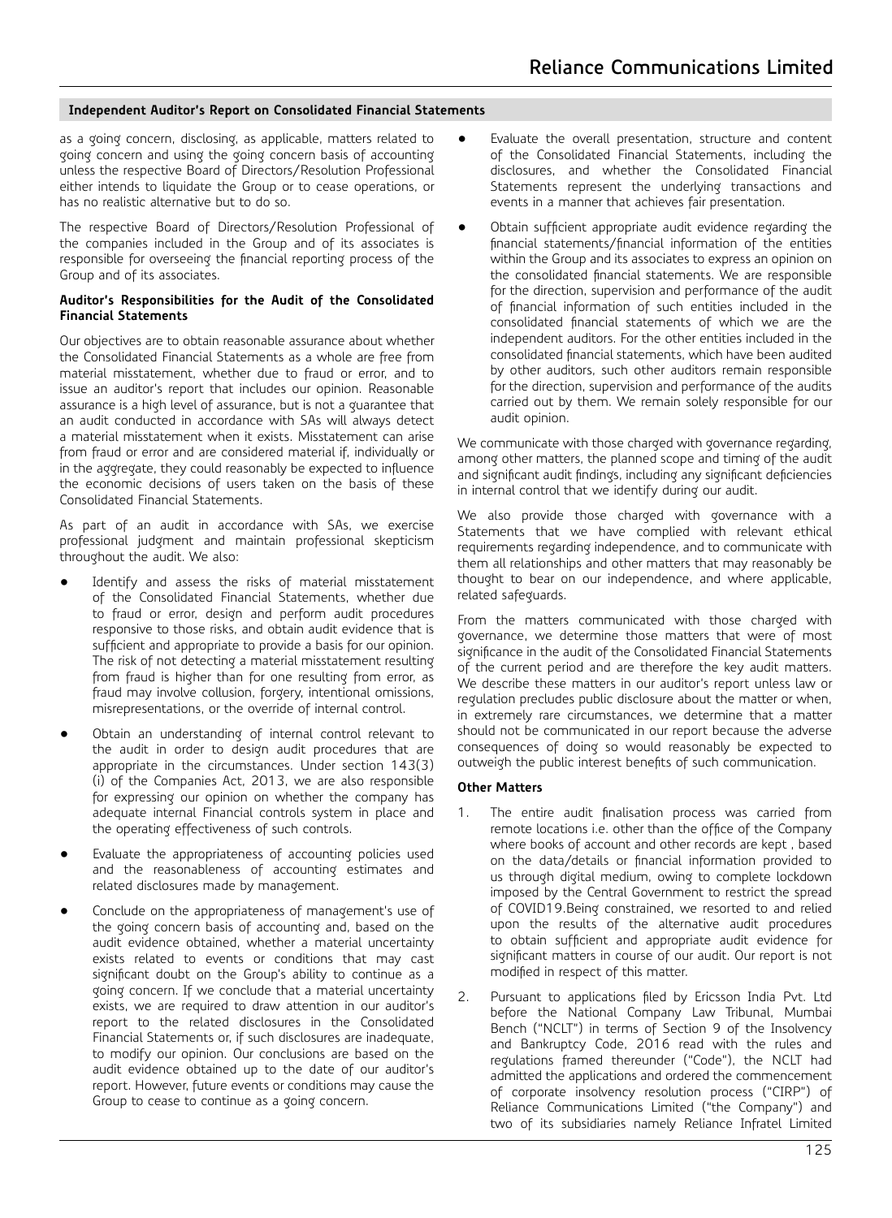as a going concern, disclosing, as applicable, matters related to going concern and using the going concern basis of accounting unless the respective Board of Directors/Resolution Professional either intends to liquidate the Group or to cease operations, or has no realistic alternative but to do so.

The respective Board of Directors/Resolution Professional of the companies included in the Group and of its associates is responsible for overseeing the financial reporting process of the Group and of its associates.

**Auditor's Responsibilities for the Audit of the Consolidated Financial Statements**

Our objectives are to obtain reasonable assurance about whether the Consolidated Financial Statements as a whole are free from material misstatement, whether due to fraud or error, and to issue an auditor's report that includes our opinion. Reasonable assurance is a high level of assurance, but is not a guarantee that an audit conducted in accordance with SAs will always detect a material misstatement when it exists. Misstatement can arise from fraud or error and are considered material if, individually or in the aggregate, they could reasonably be expected to influence the economic decisions of users taken on the basis of these Consolidated Financial Statements.

As part of an audit in accordance with SAs, we exercise professional judgment and maintain professional skepticism throughout the audit. We also:

- Identify and assess the risks of material misstatement of the Consolidated Financial Statements, whether due to fraud or error, design and perform audit procedures responsive to those risks, and obtain audit evidence that is sufficient and appropriate to provide a basis for our opinion. The risk of not detecting a material misstatement resulting from fraud is higher than for one resulting from error, as fraud may involve collusion, forgery, intentional omissions, misrepresentations, or the override of internal control.
- Obtain an understanding of internal control relevant to the audit in order to design audit procedures that are appropriate in the circumstances. Under section 143(3)(i) of the Companies Act, 2013, we are also responsible for expressing our opinion on whether the company has adequate internal Financial controls system in place and the operating effectiveness of such controls.
- Evaluate the appropriateness of accounting policies used and the reasonableness of accounting estimates and related disclosures made by management.
- Conclude on the appropriateness of management's use of the going concern basis of accounting and, based on the audit evidence obtained, whether a material uncertainty exists related to events or conditions that may cast significant doubt on the Group's ability to continue as a going concern. If we conclude that a material uncertainty exists, we are required to draw attention in our auditor's report to the related disclosures in the Consolidated Financial Statements or, if such disclosures are inadequate, to modify our opinion. Our conclusions are based on the audit evidence obtained up to the date of our auditor's report. However, future events or conditions may cause the Group to cease to continue as a going concern.
- Evaluate the overall presentation, structure and content of the Consolidated Financial Statements, including the disclosures, and whether the Consolidated Financial Statements represent the underlying transactions and events in a manner that achieves fair presentation.
- Obtain sufficient appropriate audit evidence regarding the financial statements/financial information of the entities within the Group and its associates to express an opinion on the consolidated financial statements. We are responsible for the direction, supervision and performance of the audit of financial information of such entities included in the consolidated financial statements of which we are the independent auditors. For the other entities included in the consolidated financial statements, which have been audited by other auditors, such other auditors remain responsible for the direction, supervision and performance of the audits carried out by them. We remain solely responsible for our audit opinion.

We communicate with those charged with governance regarding, among other matters, the planned scope and timing of the audit and significant audit findings, including any significant deficiencies in internal control that we identify during our audit.

We also provide those charged with governance with a Statements that we have complied with relevant ethical requirements regarding independence, and to communicate with them all relationships and other matters that may reasonably be thought to bear on our independence, and where applicable, related safeguards.

From the matters communicated with those charged with governance, we determine those matters that were of most significance in the audit of the Consolidated Financial Statements of the current period and are therefore the key audit matters. We describe these matters in our auditor's report unless law or regulation precludes public disclosure about the matter or when, in extremely rare circumstances, we determine that a matter should not be communicated in our report because the adverse consequences of doing so would reasonably be expected to outweigh the public interest benefits of such communication.

**Other Matters**

1. The entire audit finalisation process was carried from remote locations i.e. other than the office of the Company where books of account and other records are kept , based on the data/details or financial information provided to us through digital medium, owing to complete lockdown imposed by the Central Government to restrict the spread of COVID19.Being constrained, we resorted to and relied upon the results of the alternative audit procedures to obtain sufficient and appropriate audit evidence for significant matters in course of our audit. Our report is not modified in respect of this matter.
2. Pursuant to applications filed by Ericsson India Pvt. Ltd before the National Company Law Tribunal, Mumbai Bench ("NCLT") in terms of Section 9 of the Insolvency and Bankruptcy Code, 2016 read with the rules and regulations framed thereunder ("Code"), the NCLT had admitted the applications and ordered the commencement of corporate insolvency resolution process ("CIRP") of Reliance Communications Limited ("the Company") and two of its subsidiaries namely Reliance Infratel Limited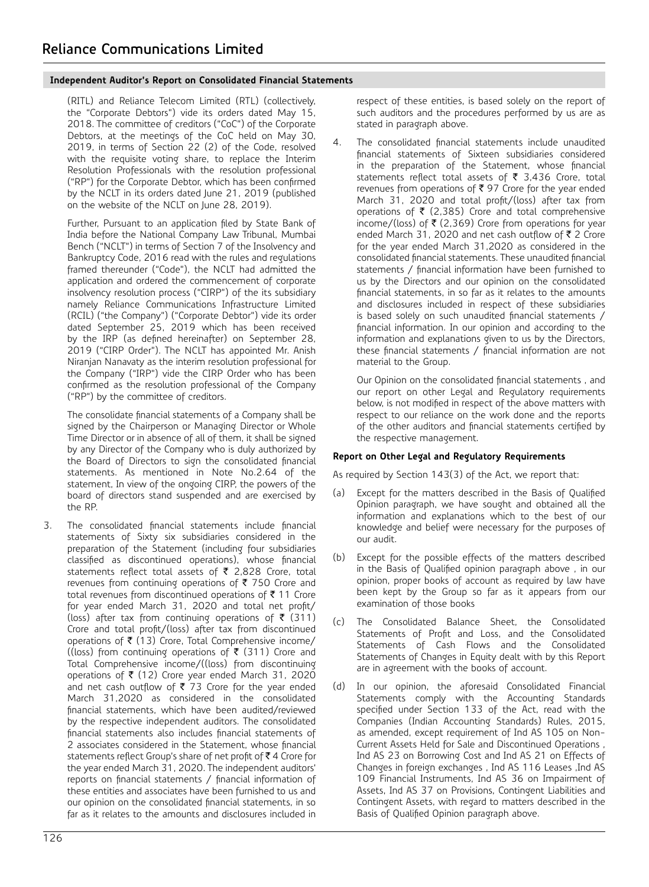(RITL) and Reliance Telecom Limited (RTL) (collectively, the "Corporate Debtors") vide its orders dated May 15, 2018. The committee of creditors ("CoC") of the Corporate Debtors, at the meetings of the CoC held on May 30, 2019, in terms of Section 22 (2) of the Code, resolved with the requisite voting share, to replace the Interim Resolution Professionals with the resolution professional ("RP") for the Corporate Debtor, which has been confirmed by the NCLT in its orders dated June 21, 2019 (published on the website of the NCLT on June 28, 2019).

Further, Pursuant to an application filed by State Bank of India before the National Company Law Tribunal, Mumbai Bench ("NCLT") in terms of Section 7 of the Insolvency and Bankruptcy Code, 2016 read with the rules and regulations framed thereunder ("Code"), the NCLT had admitted the application and ordered the commencement of corporate insolvency resolution process ("CIRP") of the its subsidiary namely Reliance Communications Infrastructure Limited (RCIL) ("the Company") ("Corporate Debtor") vide its order dated September 25, 2019 which has been received by the IRP (as defined hereinafter) on September 28, 2019 ("CIRP Order"). The NCLT has appointed Mr. Anish Niranjan Nanavaty as the interim resolution professional for the Company ("IRP") vide the CIRP Order who has been confirmed as the resolution professional of the Company ("RP") by the committee of creditors.

The consolidate financial statements of a Company shall be signed by the Chairperson or Managing Director or Whole Time Director or in absence of all of them, it shall be signed by any Director of the Company who is duly authorized by the Board of Directors to sign the consolidated financial statements. As mentioned in Note No.2.64 of the statement, In view of the ongoing CIRP, the powers of the board of directors stand suspended and are exercised by the RP.

3. The consolidated financial statements include financial statements of Sixty six subsidiaries considered in the preparation of the Statement (including four subsidiaries classified as discontinued operations), whose financial statements reflect total assets of ₹ 2,828 Crore, total revenues from continuing operations of ₹ 750 Crore and total revenues from discontinued operations of ₹ 11 Crore for year ended March 31, 2020 and total net profit/(loss) after tax from continuing operations of ₹ (311) Crore and total profit/(loss) after tax from discontinued operations of ₹ (13) Crore, Total Comprehensive income/((loss) from continuing operations of ₹ (311) Crore and Total Comprehensive income/((loss) from discontinuing operations of ₹ (12) Crore year ended March 31, 2020 and net cash outflow of ₹ 73 Crore for the year ended March 31,2020 as considered in the consolidated financial statements, which have been audited/reviewed by the respective independent auditors. The consolidated financial statements also includes financial statements of 2 associates considered in the Statement, whose financial statements reflect Group's share of net profit of ₹ 4 Crore for the year ended March 31, 2020. The independent auditors' reports on financial statements / financial information of these entities and associates have been furnished to us and our opinion on the consolidated financial statements, in so far as it relates to the amounts and disclosures included in respect of these entities, is based solely on the report of such auditors and the procedures performed by us are as stated in paragraph above.

4. The consolidated financial statements include unaudited financial statements of Sixteen subsidiaries considered in the preparation of the Statement, whose financial statements reflect total assets of ₹ 3,436 Crore, total revenues from operations of ₹ 97 Crore for the year ended March 31, 2020 and total profit/(loss) after tax from operations of ₹ (2,385) Crore and total comprehensive income/(loss) of ₹ (2,369) Crore from operations for year ended March 31, 2020 and net cash outflow of ₹ 2 Crore for the year ended March 31,2020 as considered in the consolidated financial statements. These unaudited financial statements / financial information have been furnished to us by the Directors and our opinion on the consolidated financial statements, in so far as it relates to the amounts and disclosures included in respect of these subsidiaries is based solely on such unaudited financial statements / financial information. In our opinion and according to the information and explanations given to us by the Directors, these financial statements / financial information are not material to the Group.

Our Opinion on the consolidated financial statements , and our report on other Legal and Regulatory requirements below, is not modified in respect of the above matters with respect to our reliance on the work done and the reports of the other auditors and financial statements certified by the respective management.

**Report on Other Legal and Regulatory Requirements**

As required by Section 143(3) of the Act, we report that:

(a) Except for the matters described in the Basis of Qualified Opinion paragraph, we have sought and obtained all the information and explanations which to the best of our knowledge and belief were necessary for the purposes of our audit.

(b) Except for the possible effects of the matters described in the Basis of Qualified opinion paragraph above , in our opinion, proper books of account as required by law have been kept by the Group so far as it appears from our examination of those books

(c) The Consolidated Balance Sheet, the Consolidated Statements of Profit and Loss, and the Consolidated Statements of Cash Flows and the Consolidated Statements of Changes in Equity dealt with by this Report are in agreement with the books of account.

(d) In our opinion, the aforesaid Consolidated Financial Statements comply with the Accounting Standards specified under Section 133 of the Act, read with the Companies (Indian Accounting Standards) Rules, 2015, as amended, except requirement of Ind AS 105 on Non-Current Assets Held for Sale and Discontinued Operations , Ind AS 23 on Borrowing Cost and Ind AS 21 on Effects of Changes in foreign exchanges , Ind AS 116 Leases ,Ind AS 109 Financial Instruments, Ind AS 36 on Impairment of Assets, Ind AS 37 on Provisions, Contingent Liabilities and Contingent Assets, with regard to matters described in the Basis of Qualified Opinion paragraph above.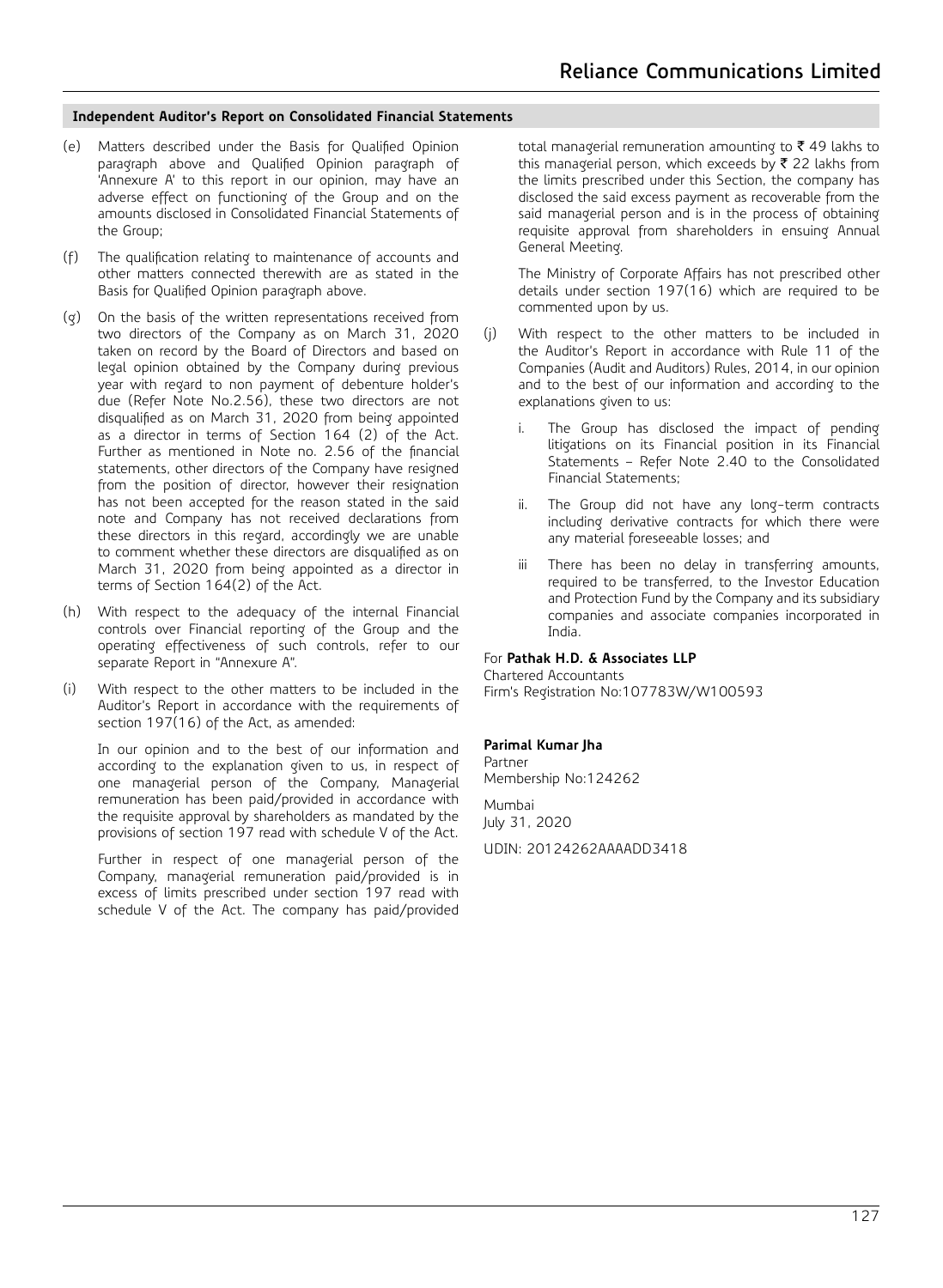**Independent Auditor's Report on Consolidated Financial Statements**

(e) Matters described under the Basis for Qualified Opinion paragraph above and Qualified Opinion paragraph of 'Annexure A' to this report in our opinion, may have an adverse effect on functioning of the Group and on the amounts disclosed in Consolidated Financial Statements of the Group;

(f) The qualification relating to maintenance of accounts and other matters connected therewith are as stated in the Basis for Qualified Opinion paragraph above.

(g) On the basis of the written representations received from two directors of the Company as on March 31, 2020 taken on record by the Board of Directors and based on legal opinion obtained by the Company during previous year with regard to non payment of debenture holder's due (Refer Note No.2.56), these two directors are not disqualified as on March 31, 2020 from being appointed as a director in terms of Section 164 (2) of the Act. Further as mentioned in Note no. 2.56 of the financial statements, other directors of the Company have resigned from the position of director, however their resignation has not been accepted for the reason stated in the said note and Company has not received declarations from these directors in this regard, accordingly we are unable to comment whether these directors are disqualified as on March 31, 2020 from being appointed as a director in terms of Section 164(2) of the Act.

(h) With respect to the adequacy of the internal Financial controls over Financial reporting of the Group and the operating effectiveness of such controls, refer to our separate Report in "Annexure A".

(i) With respect to the other matters to be included in the Auditor's Report in accordance with the requirements of section 197(16) of the Act, as amended:

In our opinion and to the best of our information and according to the explanation given to us, in respect of one managerial person of the Company, Managerial remuneration has been paid/provided in accordance with the requisite approval by shareholders as mandated by the provisions of section 197 read with schedule V of the Act.

Further in respect of one managerial person of the Company, managerial remuneration paid/provided is in excess of limits prescribed under section 197 read with schedule V of the Act. The company has paid/provided total managerial remuneration amounting to ₹ 49 lakhs to this managerial person, which exceeds by ₹ 22 lakhs from the limits prescribed under this Section, the company has disclosed the said excess payment as recoverable from the said managerial person and is in the process of obtaining requisite approval from shareholders in ensuing Annual General Meeting.

The Ministry of Corporate Affairs has not prescribed other details under section 197(16) which are required to be commented upon by us.

(j) With respect to the other matters to be included in the Auditor's Report in accordance with Rule 11 of the Companies (Audit and Auditors) Rules, 2014, in our opinion and to the best of our information and according to the explanations given to us:

i. The Group has disclosed the impact of pending litigations on its Financial position in its Financial Statements – Refer Note 2.40 to the Consolidated Financial Statements;

ii. The Group did not have any long-term contracts including derivative contracts for which there were any material foreseeable losses; and

iii There has been no delay in transferring amounts, required to be transferred, to the Investor Education and Protection Fund by the Company and its subsidiary companies and associate companies incorporated in India.

For **Pathak H.D. & Associates LLP**
Chartered Accountants
Firm's Registration No:107783W/W100593

**Parimal Kumar Jha**
Partner
Membership No:124262

Mumbai
July 31, 2020

UDIN: 20124262AAAADD3418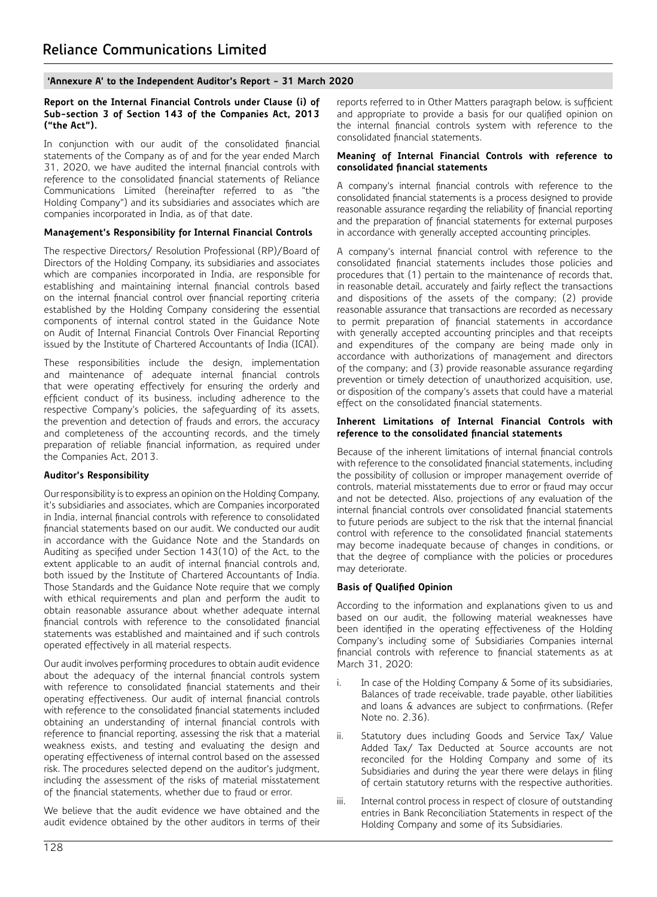## 'Annexure A' to the Independent Auditor's Report - 31 March 2020

**Report on the Internal Financial Controls under Clause (i) of Sub-section 3 of Section 143 of the Companies Act, 2013 ("the Act").**

In conjunction with our audit of the consolidated financial statements of the Company as of and for the year ended March 31, 2020, we have audited the internal financial controls with reference to the consolidated financial statements of Reliance Communications Limited (hereinafter referred to as "the Holding Company") and its subsidiaries and associates which are companies incorporated in India, as of that date.

**Management's Responsibility for Internal Financial Controls**

The respective Directors/ Resolution Professional (RP)/Board of Directors of the Holding Company, its subsidiaries and associates which are companies incorporated in India, are responsible for establishing and maintaining internal financial controls based on the internal financial control over financial reporting criteria established by the Holding Company considering the essential components of internal control stated in the Guidance Note on Audit of Internal Financial Controls Over Financial Reporting issued by the Institute of Chartered Accountants of India (ICAI).

These responsibilities include the design, implementation and maintenance of adequate internal financial controls that were operating effectively for ensuring the orderly and efficient conduct of its business, including adherence to the respective Company's policies, the safeguarding of its assets, the prevention and detection of frauds and errors, the accuracy and completeness of the accounting records, and the timely preparation of reliable financial information, as required under the Companies Act, 2013.

**Auditor's Responsibility**

Our responsibility is to express an opinion on the Holding Company, it's subsidiaries and associates, which are Companies incorporated in India, internal financial controls with reference to consolidated financial statements based on our audit. We conducted our audit in accordance with the Guidance Note and the Standards on Auditing as specified under Section 143(10) of the Act, to the extent applicable to an audit of internal financial controls and, both issued by the Institute of Chartered Accountants of India. Those Standards and the Guidance Note require that we comply with ethical requirements and plan and perform the audit to obtain reasonable assurance about whether adequate internal financial controls with reference to the consolidated financial statements was established and maintained and if such controls operated effectively in all material respects.

Our audit involves performing procedures to obtain audit evidence about the adequacy of the internal financial controls system with reference to consolidated financial statements and their operating effectiveness. Our audit of internal financial controls with reference to the consolidated financial statements included obtaining an understanding of internal financial controls with reference to financial reporting, assessing the risk that a material weakness exists, and testing and evaluating the design and operating effectiveness of internal control based on the assessed risk. The procedures selected depend on the auditor's judgment, including the assessment of the risks of material misstatement of the financial statements, whether due to fraud or error.

We believe that the audit evidence we have obtained and the audit evidence obtained by the other auditors in terms of their reports referred to in Other Matters paragraph below, is sufficient and appropriate to provide a basis for our qualified opinion on the internal financial controls system with reference to the consolidated financial statements.

**Meaning of Internal Financial Controls with reference to consolidated financial statements**

A company's internal financial controls with reference to the consolidated financial statements is a process designed to provide reasonable assurance regarding the reliability of financial reporting and the preparation of financial statements for external purposes in accordance with generally accepted accounting principles.

A company's internal financial control with reference to the consolidated financial statements includes those policies and procedures that (1) pertain to the maintenance of records that, in reasonable detail, accurately and fairly reflect the transactions and dispositions of the assets of the company; (2) provide reasonable assurance that transactions are recorded as necessary to permit preparation of financial statements in accordance with generally accepted accounting principles and that receipts and expenditures of the company are being made only in accordance with authorizations of management and directors of the company; and (3) provide reasonable assurance regarding prevention or timely detection of unauthorized acquisition, use, or disposition of the company's assets that could have a material effect on the consolidated financial statements.

**Inherent Limitations of Internal Financial Controls with reference to the consolidated financial statements**

Because of the inherent limitations of internal financial controls with reference to the consolidated financial statements, including the possibility of collusion or improper management override of controls, material misstatements due to error or fraud may occur and not be detected. Also, projections of any evaluation of the internal financial controls over consolidated financial statements to future periods are subject to the risk that the internal financial control with reference to the consolidated financial statements may become inadequate because of changes in conditions, or that the degree of compliance with the policies or procedures may deteriorate.

**Basis of Qualified Opinion**

According to the information and explanations given to us and based on our audit, the following material weaknesses have been identified in the operating effectiveness of the Holding Company's including some of Subsidiaries Companies internal financial controls with reference to financial statements as at March 31, 2020:

i. In case of the Holding Company & Some of its subsidiaries, Balances of trade receivable, trade payable, other liabilities and loans & advances are subject to confirmations. (Refer Note no. 2.36).

ii. Statutory dues including Goods and Service Tax/ Value Added Tax/ Tax Deducted at Source accounts are not reconciled for the Holding Company and some of its Subsidiaries and during the year there were delays in filing of certain statutory returns with the respective authorities.

iii. Internal control process in respect of closure of outstanding entries in Bank Reconciliation Statements in respect of the Holding Company and some of its Subsidiaries.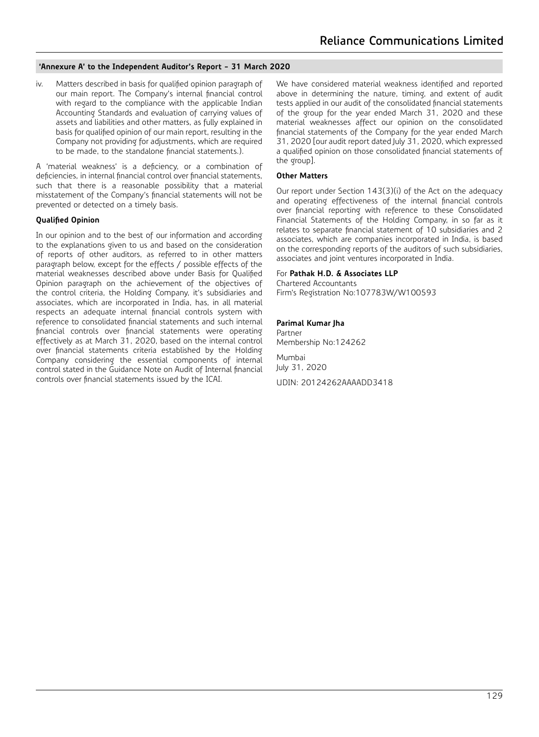## 'Annexure A' to the Independent Auditor's Report - 31 March 2020

iv. Matters described in basis for qualified opinion paragraph of our main report. The Company's internal financial control with regard to the compliance with the applicable Indian Accounting Standards and evaluation of carrying values of assets and liabilities and other matters, as fully explained in basis for qualified opinion of our main report, resulting in the Company not providing for adjustments, which are required to be made, to the standalone financial statements.).

A 'material weakness' is a deficiency, or a combination of deficiencies, in internal financial control over financial statements, such that there is a reasonable possibility that a material misstatement of the Company's financial statements will not be prevented or detected on a timely basis.

**Qualified Opinion**

In our opinion and to the best of our information and according to the explanations given to us and based on the consideration of reports of other auditors, as referred to in other matters paragraph below, except for the effects / possible effects of the material weaknesses described above under Basis for Qualified Opinion paragraph on the achievement of the objectives of the control criteria, the Holding Company, it's subsidiaries and associates, which are incorporated in India, has, in all material respects an adequate internal financial controls system with reference to consolidated financial statements and such internal financial controls over financial statements were operating effectively as at March 31, 2020, based on the internal control over financial statements criteria established by the Holding Company considering the essential components of internal control stated in the Guidance Note on Audit of Internal financial controls over financial statements issued by the ICAI.

We have considered material weakness identified and reported above in determining the nature, timing, and extent of audit tests applied in our audit of the consolidated financial statements of the group for the year ended March 31, 2020 and these material weaknesses affect our opinion on the consolidated financial statements of the Company for the year ended March 31, 2020 [our audit report dated July 31, 2020, which expressed a qualified opinion on those consolidated financial statements of the group].

**Other Matters**

Our report under Section 143(3)(i) of the Act on the adequacy and operating effectiveness of the internal financial controls over financial reporting with reference to these Consolidated Financial Statements of the Holding Company, in so far as it relates to separate financial statement of 10 subsidiaries and 2 associates, which are companies incorporated in India, is based on the corresponding reports of the auditors of such subsidiaries, associates and joint ventures incorporated in India.

For **Pathak H.D. & Associates LLP**
Chartered Accountants
Firm's Registration No:107783W/W100593

**Parimal Kumar Jha**
Partner
Membership No:124262

Mumbai
July 31, 2020

UDIN: 20124262AAAADD3418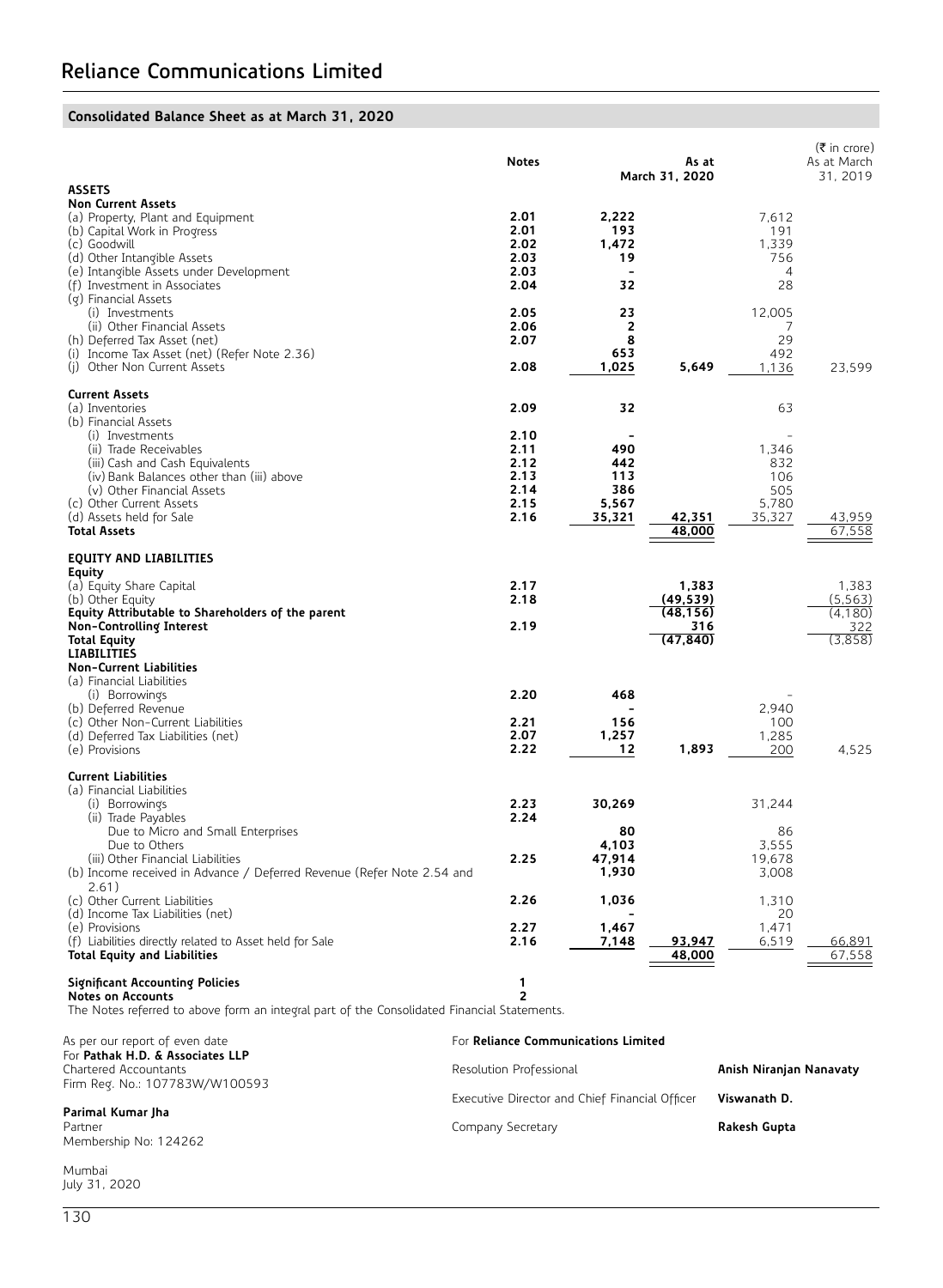# Reliance Communications Limited

## Consolidated Balance Sheet as at March 31, 2020

(₹ in crore)

| | Notes | As at March 31, 2020 | | As at March 31, 2019 | |
|---|---|---|---|---|---|
| **ASSETS** | | | | | |
| **Non Current Assets** | | | | | |
| (a) Property, Plant and Equipment | 2.01 | 2,222 | | 7,612 | |
| (b) Capital Work in Progress | 2.01 | 193 | | 191 | |
| (c) Goodwill | 2.02 | 1,472 | | 1,339 | |
| (d) Other Intangible Assets | 2.03 | 19 | | 756 | |
| (e) Intangible Assets under Development | 2.03 | - | | 4 | |
| (f) Investment in Associates | 2.04 | 32 | | 28 | |
| (g) Financial Assets | | | | | |
| (i) Investments | 2.05 | 23 | | 12,005 | |
| (ii) Other Financial Assets | 2.06 | 2 | | 7 | |
| (h) Deferred Tax Asset (net) | 2.07 | 8 | | 29 | |
| (i) Income Tax Asset (net) (Refer Note 2.36) | | 653 | | 492 | |
| (j) Other Non Current Assets | 2.08 | 1,025 | 5,649 | 1,136 | 23,599 |
| **Current Assets** | | | | | |
| (a) Inventories | 2.09 | 32 | | 63 | |
| (b) Financial Assets | | | | | |
| (i) Investments | 2.10 | - | | - | |
| (ii) Trade Receivables | 2.11 | 490 | | 1,346 | |
| (iii) Cash and Cash Equivalents | 2.12 | 442 | | 832 | |
| (iv) Bank Balances other than (iii) above | 2.13 | 113 | | 106 | |
| (v) Other Financial Assets | 2.14 | 386 | | 505 | |
| (c) Other Current Assets | 2.15 | 5,567 | | 5,780 | |
| (d) Assets held for Sale | 2.16 | 35,321 | 42,351 | 35,327 | 43,959 |
| **Total Assets** | | | **48,000** | | 67,558 |
| **EQUITY AND LIABILITIES** | | | | | |
| **Equity** | | | | | |
| (a) Equity Share Capital | 2.17 | | 1,383 | | 1,383 |
| (b) Other Equity | 2.18 | | (49,539) | | (5,563) |
| **Equity Attributable to Shareholders of the parent** | | | **(48,156)** | | (4,180) |
| **Non-Controlling Interest** | 2.19 | | 316 | | 322 |
| **Total Equity** | | | **(47,840)** | | (3,858) |
| **LIABILITIES** | | | | | |
| **Non-Current Liabilities** | | | | | |
| (a) Financial Liabilities | | | | | |
| (i) Borrowings | 2.20 | 468 | | - | |
| (b) Deferred Revenue | | - | | 2,940 | |
| (c) Other Non-Current Liabilities | 2.21 | 156 | | 100 | |
| (d) Deferred Tax Liabilities (net) | 2.07 | 1,257 | | 1,285 | |
| (e) Provisions | 2.22 | 12 | 1,893 | 200 | 4,525 |
| **Current Liabilities** | | | | | |
| (a) Financial Liabilities | | | | | |
| (i) Borrowings | 2.23 | 30,269 | | 31,244 | |
| (ii) Trade Payables | 2.24 | | | | |
| Due to Micro and Small Enterprises | | 80 | | 86 | |
| Due to Others | | 4,103 | | 3,555 | |
| (iii) Other Financial Liabilities | 2.25 | 47,914 | | 19,678 | |
| (b) Income received in Advance / Deferred Revenue (Refer Note 2.54 and 2.61) | | 1,930 | | 3,008 | |
| (c) Other Current Liabilities | 2.26 | 1,036 | | 1,310 | |
| (d) Income Tax Liabilities (net) | | - | | 20 | |
| (e) Provisions | 2.27 | 1,467 | | 1,471 | |
| (f) Liabilities directly related to Asset held for Sale | 2.16 | 7,148 | 93,947 | 6,519 | 66,891 |
| **Total Equity and Liabilities** | | | **48,000** | | 67,558 |
| **Significant Accounting Policies** | 1 | | | | |
| **Notes on Accounts** | 2 | | | | |

The Notes referred to above form an integral part of the Consolidated Financial Statements.

As per our report of even date
For **Pathak H.D. & Associates LLP**
Chartered Accountants
Firm Reg. No.: 107783W/W100593

**Parimal Kumar Jha**
Partner
Membership No: 124262

Mumbai
July 31, 2020

For **Reliance Communications Limited**

| | |
|---|---|
| Resolution Professional | **Anish Niranjan Nanavaty** |
| Executive Director and Chief Financial Officer | **Viswanath D.** |
| Company Secretary | **Rakesh Gupta** |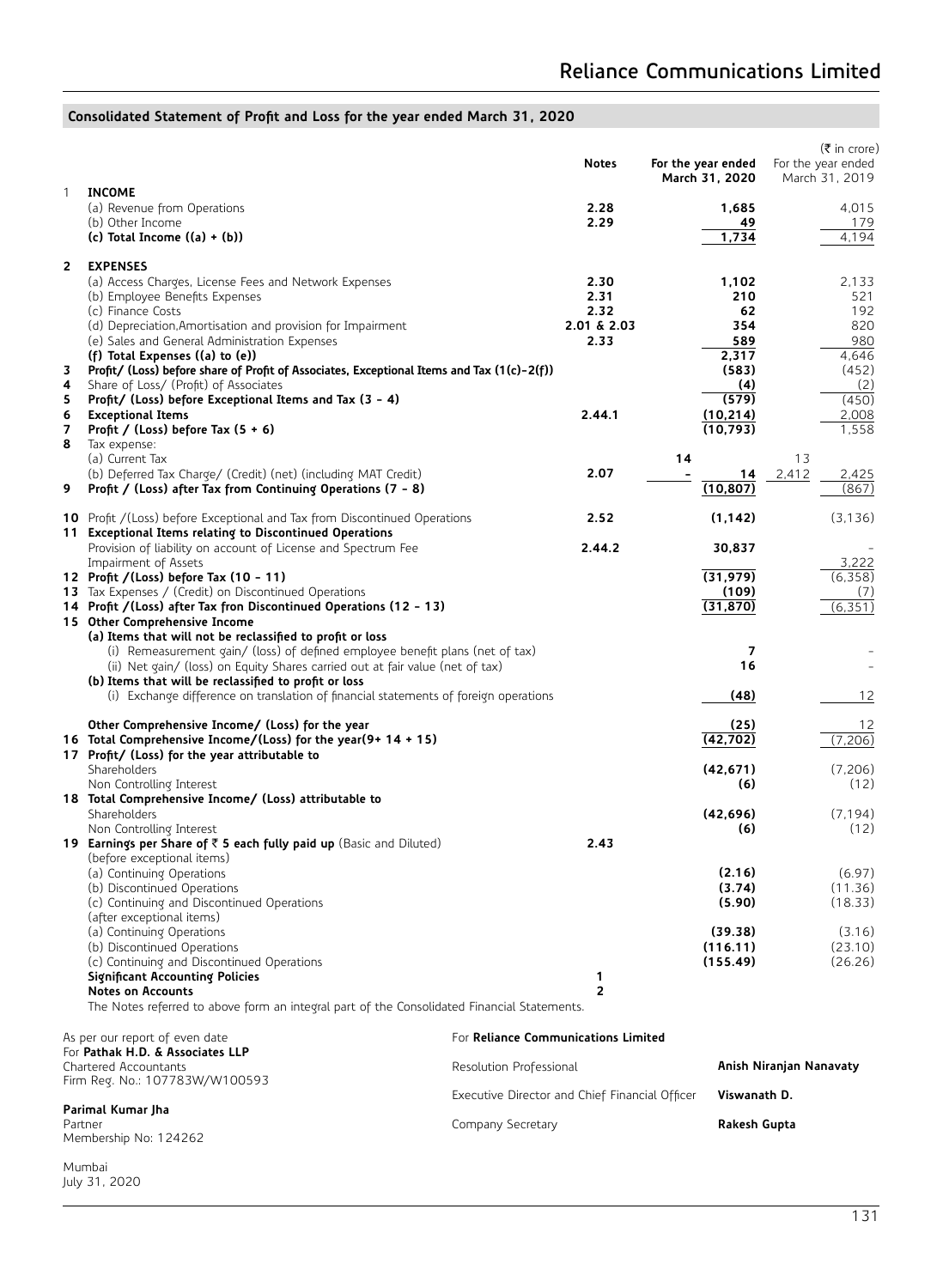## Consolidated Statement of Profit and Loss for the year ended March 31, 2020

(₹ in crore)

| | | Notes | For the year ended March 31, 2020 | | For the year ended March 31, 2019 | |
|---|---|---|---|---|---|---|
| **1** | **INCOME** | | | | | |
| | (a) Revenue from Operations | **2.28** | | **1,685** | | 4,015 |
| | (b) Other Income | **2.29** | | **49** | | 179 |
| | **(c) Total Income ((a) + (b))** | | | **1,734** | | 4,194 |
| **2** | **EXPENSES** | | | | | |
| | (a) Access Charges, License Fees and Network Expenses | **2.30** | | **1,102** | | 2,133 |
| | (b) Employee Benefits Expenses | **2.31** | | **210** | | 521 |
| | (c) Finance Costs | **2.32** | | **62** | | 192 |
| | (d) Depreciation,Amortisation and provision for Impairment | **2.01 & 2.03** | | **354** | | 820 |
| | (e) Sales and General Administration Expenses | **2.33** | | **589** | | 980 |
| | **(f) Total Expenses ((a) to (e))** | | | **2,317** | | 4,646 |
| **3** | **Profit/ (Loss) before share of Profit of Associates, Exceptional Items and Tax (1(c)-2(f))** | | | **(583)** | | (452) |
| **4** | Share of Loss/ (Profit) of Associates | | | **(4)** | | (2) |
| **5** | **Profit/ (Loss) before Exceptional Items and Tax (3 - 4)** | | | **(579)** | | (450) |
| **6** | **Exceptional Items** | **2.44.1** | | **(10,214)** | | 2,008 |
| **7** | **Profit / (Loss) before Tax (5 + 6)** | | | **(10,793)** | | 1,558 |
| **8** | Tax expense: | | | | | |
| | (a) Current Tax | | **14** | | 13 | |
| | (b) Deferred Tax Charge/ (Credit) (net) (including MAT Credit) | **2.07** | **-** | **14** | 2,412 | 2,425 |
| **9** | **Profit / (Loss) after Tax from Continuing Operations (7 - 8)** | | | **(10,807)** | | (867) |
| **10** | Profit /(Loss) before Exceptional and Tax from Discontinued Operations | **2.52** | | **(1,142)** | | (3,136) |
| **11** | **Exceptional Items relating to Discontinued Operations** | | | | | |
| | Provision of liability on account of License and Spectrum Fee | **2.44.2** | | **30,837** | | - |
| | Impairment of Assets | | | | | 3,222 |
| **12** | **Profit /(Loss) before Tax (10 - 11)** | | | **(31,979)** | | (6,358) |
| **13** | Tax Expenses / (Credit) on Discontinued Operations | | | **(109)** | | (7) |
| **14** | **Profit /(Loss) after Tax fron Discontinued Operations (12 - 13)** | | | **(31,870)** | | (6,351) |
| **15** | **Other Comprehensive Income** | | | | | |
| | **(a) Items that will not be reclassified to profit or loss** | | | | | |
| | (i) Remeasurement gain/ (loss) of defined employee benefit plans (net of tax) | | | **7** | | - |
| | (ii) Net gain/ (loss) on Equity Shares carried out at fair value (net of tax) | | | **16** | | - |
| | **(b) Items that will be reclassified to profit or loss** | | | | | |
| | (i) Exchange difference on translation of financial statements of foreign operations | | | **(48)** | | 12 |
| | **Other Comprehensive Income/ (Loss) for the year** | | | **(25)** | | 12 |
| **16** | **Total Comprehensive Income/(Loss) for the year(9+ 14 + 15)** | | | **(42,702)** | | (7,206) |
| **17** | **Profit/ (Loss) for the year attributable to** | | | | | |
| | Shareholders | | | **(42,671)** | | (7,206) |
| | Non Controlling Interest | | | **(6)** | | (12) |
| **18** | **Total Comprehensive Income/ (Loss) attributable to** | | | | | |
| | Shareholders | | | **(42,696)** | | (7,194) |
| | Non Controlling Interest | | | **(6)** | | (12) |
| **19** | **Earnings per Share of ₹ 5 each fully paid up** (Basic and Diluted) | **2.43** | | | | |
| | (before exceptional items) | | | | | |
| | (a) Continuing Operations | | | **(2.16)** | | (6.97) |
| | (b) Discontinued Operations | | | **(3.74)** | | (11.36) |
| | (c) Continuing and Discontinued Operations | | | **(5.90)** | | (18.33) |
| | (after exceptional items) | | | | | |
| | (a) Continuing Operations | | | **(39.38)** | | (3.16) |
| | (b) Discontinued Operations | | | **(116.11)** | | (23.10) |
| | (c) Continuing and Discontinued Operations | | | **(155.49)** | | (26.26) |
| | **Significant Accounting Policies** | **1** | | | | |
| | **Notes on Accounts** | **2** | | | | |

The Notes referred to above form an integral part of the Consolidated Financial Statements.

As per our report of even date
For **Pathak H.D. & Associates LLP**
Chartered Accountants
Firm Reg. No.: 107783W/W100593

**Parimal Kumar Jha**
Partner
Membership No: 124262

Mumbai
July 31, 2020

For **Reliance Communications Limited**

| | |
|---|---|
| Resolution Professional | **Anish Niranjan Nanavaty** |
| Executive Director and Chief Financial Officer | **Viswanath D.** |
| Company Secretary | **Rakesh Gupta** |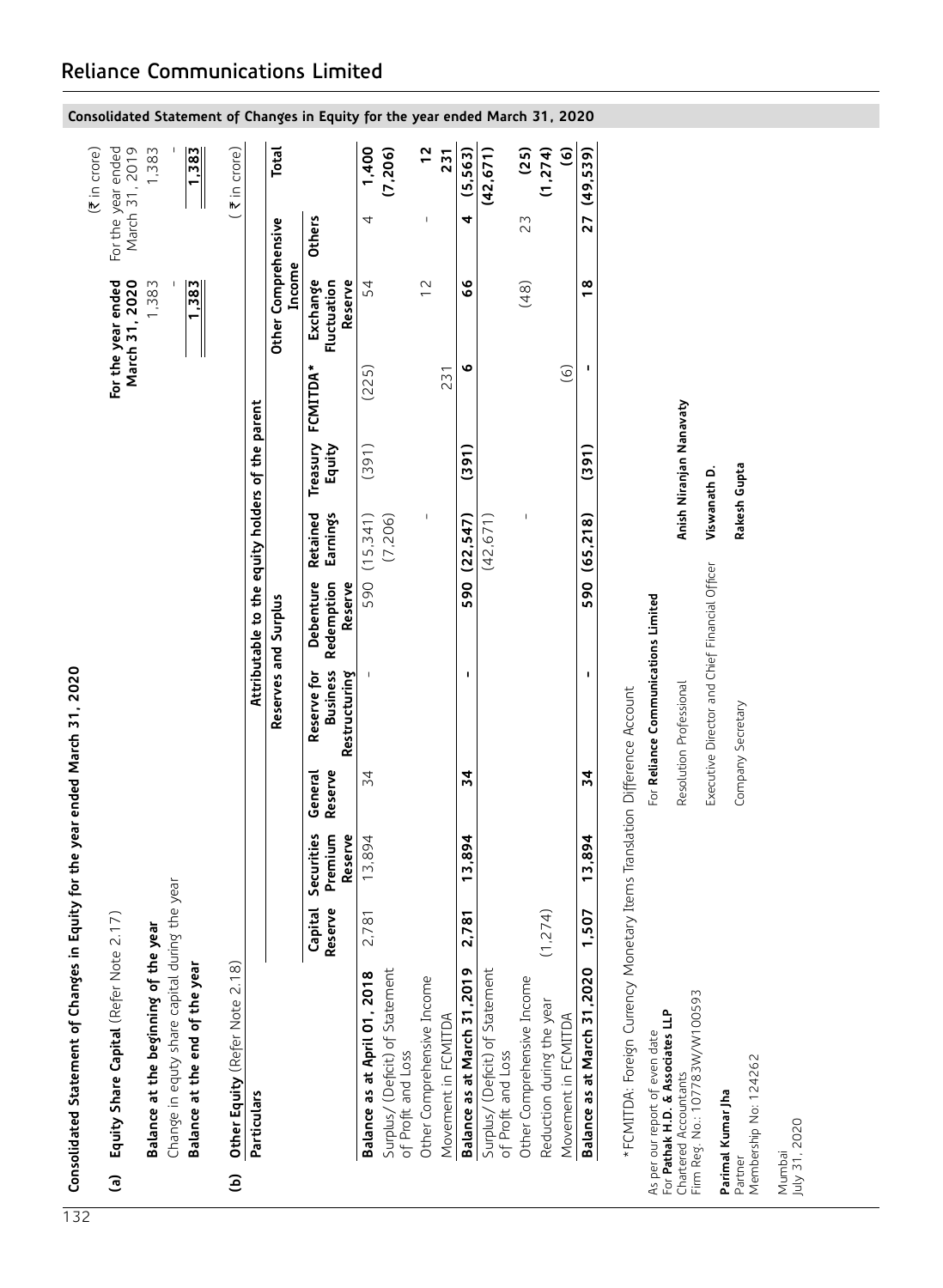## Consolidated Statement of Changes in Equity for the year ended March 31, 2020

**(a) Equity Share Capital** (Refer Note 2.17)

(₹ in crore)

| | For the year ended March 31, 2020 | For the year ended March 31, 2019 |
|---|---|---|
| **Balance at the beginning of the year** | 1,383 | 1,383 |
| Change in equty share capital during the year | - | - |
| **Balance at the end of the year** | **1,383** | **1,383** |

**(b) Other Equity** (Refer Note 2.18)

(₹ in crore)

| Particulars | Attributable to the equity holders of the parent | | | | | | | | | | |
|---|---|---|---|---|---|---|---|---|---|---|---|
| | Reserves and Surplus | | | | | | | | Other Comprehensive Income | | Total |
| | Capital Reserve | Securities Premium Reserve | General Reserve | Reserve for Business Restructuring | Debenture Redemption Reserve | Retained Earnings | Treasury Equity | FCMITDA* | Exchange Fluctuation Reserve | Others | |
| **Balance as at April 01, 2018** | 2,781 | 13,894 | 34 | - | 590 | (15,341) | (391) | (225) | 54 | 4 | 1,400 |
| Surplus/ (Deficit) of Statement of Profit and Loss | | | | | | (7,206) | | | | | (7,206) |
| Other Comprehensive Income | | | | | | - | | | 12 | - | 12 |
| Movement in FCMITDA | | | | | | | | 231 | | | 231 |
| **Balance as at March 31,2019** | **2,781** | **13,894** | **34** | **-** | **590** | **(22,547)** | **(391)** | **6** | **66** | **4** | **(5,563)** |
| Surplus/ (Deficit) of Statement of Profit and Loss | | | | | | (42,671) | | | | | (42,671) |
| Other Comprehensive Income | | | | | | - | | | (48) | 23 | (25) |
| Reduction during the year | (1,274) | | | | | | | | | | (1,274) |
| Movement in FCMITDA | | | | | | | | (6) | | | (6) |
| **Balance as at March 31,2020** | **1,507** | **13,894** | **34** | **-** | **590** | **(65,218)** | **(391)** | **-** | **18** | **27** | **(49,539)** |

*FCMITDA: Foreign Currency Monetary Items Translation Difference Account

As per our report of even date
For **Pathak H.D. & Associates LLP**
Chartered Accountants
Firm Reg. No.: 107783W/W100593

**Parimal Kumar Jha**
Partner
Membership No: 124262

Mumbai
July 31, 2020

For **Reliance Communications Limited**

Resolution Professional — **Anish Niranjan Nanavaty**

Executive Director and Chief Financial Officer — **Viswanath D.**

Company Secretary — **Rakesh Gupta**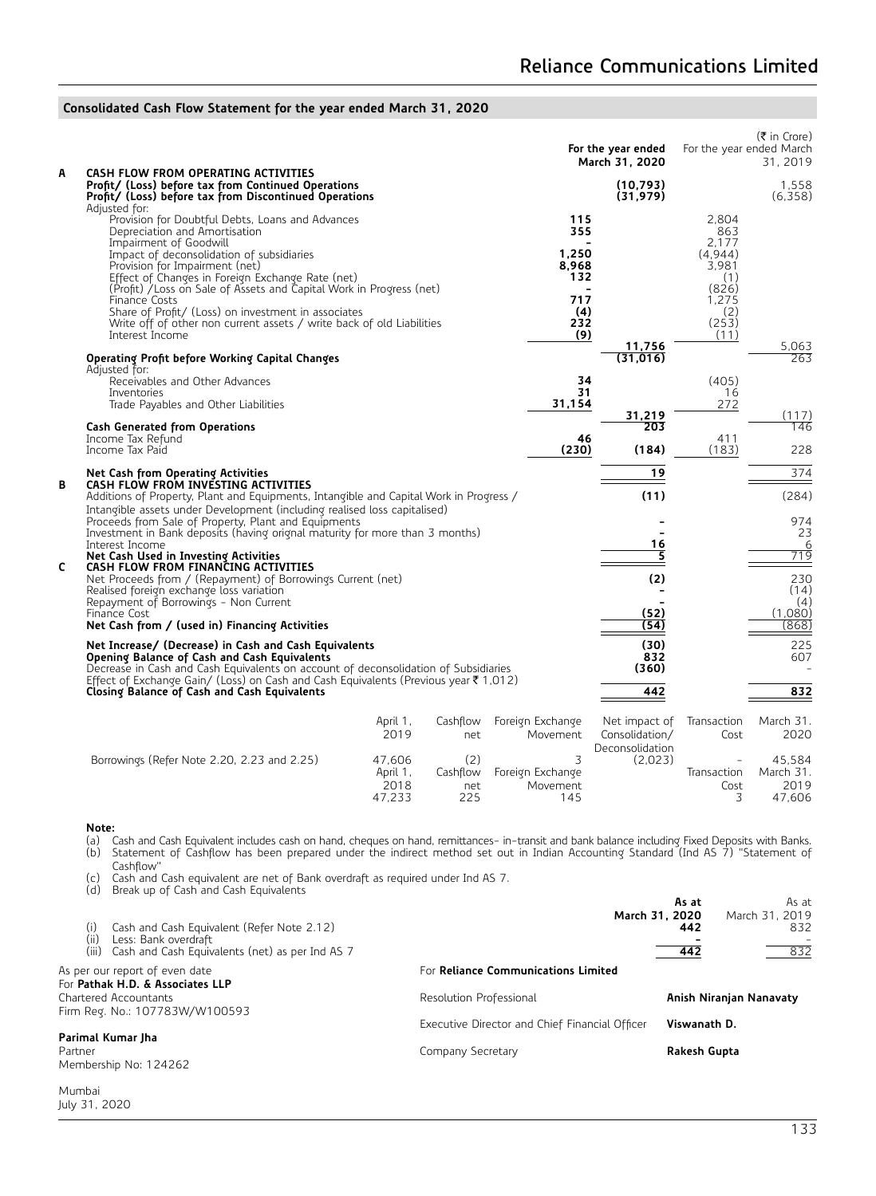## Consolidated Cash Flow Statement for the year ended March 31, 2020

(₹ in Crore)

| | | | For the year ended March 31, 2020 | | For the year ended March 31, 2019 |
|---|---|---|---|---|---|
| **A** | **CASH FLOW FROM OPERATING ACTIVITIES** | | | | |
| | **Profit/ (Loss) before tax from Continued Operations** | | **(10,793)** | | 1,558 |
| | **Profit/ (Loss) before tax from Discontinued Operations** | | **(31,979)** | | (6,358) |
| | Adjusted for: | | | | |
| | Provision for Doubtful Debts, Loans and Advances | **115** | | 2,804 | |
| | Depreciation and Amortisation | **355** | | 863 | |
| | Impairment of Goodwill | **-** | | 2,177 | |
| | Impact of deconsolidation of subsidiaries | **1,250** | | (4,944) | |
| | Provision for Impairment (net) | **8,968** | | 3,981 | |
| | Effect of Changes in Foreign Exchange Rate (net) | **132** | | (1) | |
| | (Profit) /Loss on Sale of Assets and Capital Work in Progress (net) | **-** | | (826) | |
| | Finance Costs | **717** | | 1,275 | |
| | Share of Profit/ (Loss) on investment in associates | **(4)** | | (2) | |
| | Write off of other non current assets / write back of old Liabilities | **232** | | (253) | |
| | Interest Income | **(9)** | | (11) | |
| | | | **11,756** | | 5,063 |
| | **Operating Profit before Working Capital Changes** | | **(31,016)** | | 263 |
| | Adjusted for: | | | | |
| | Receivables and Other Advances | **34** | | (405) | |
| | Inventories | **31** | | 16 | |
| | Trade Payables and Other Liabilities | **31,154** | | 272 | |
| | | | **31,219** | | (117) |
| | **Cash Generated from Operations** | | **203** | | 146 |
| | Income Tax Refund | **46** | | 411 | |
| | Income Tax Paid | **(230)** | **(184)** | (183) | 228 |
| | **Net Cash from Operating Activities** | | **19** | | 374 |
| **B** | **CASH FLOW FROM INVESTING ACTIVITIES** | | | | |
| | Additions of Property, Plant and Equipments, Intangible and Capital Work in Progress / Intangible assets under Development (including realised loss capitalised) | | **(11)** | | (284) |
| | Proceeds from Sale of Property, Plant and Equipments | | **-** | | 974 |
| | Investment in Bank deposits (having orignal maturity for more than 3 months) | | **-** | | 23 |
| | Interest Income | | **16** | | 6 |
| | **Net Cash Used in Investing Activities** | | **5** | | 719 |
| **C** | **CASH FLOW FROM FINANCING ACTIVITIES** | | | | |
| | Net Proceeds from / (Repayment) of Borrowings Current (net) | | **(2)** | | 230 |
| | Realised foreign exchange loss variation | | **-** | | (14) |
| | Repayment of Borrowings - Non Current | | **-** | | (4) |
| | Finance Cost | | **(52)** | | (1,080) |
| | **Net Cash from / (used in) Financing Activities** | | **(54)** | | (868) |
| | **Net Increase/ (Decrease) in Cash and Cash Equivalents** | | **(30)** | | 225 |
| | **Opening Balance of Cash and Cash Equivalents** | | **832** | | 607 |
| | Decrease in Cash and Cash Equivalents on account of deconsolidation of Subsidiaries | | **(360)** | | - |
| | Effect of Exchange Gain/ (Loss) on Cash and Cash Equivalents (Previous year ₹ 1,012) | | | | |
| | **Closing Balance of Cash and Cash Equivalents** | | **442** | | **832** |

| | April 1, 2019 | Cashflow net | Foreign Exchange Movement | Net impact of Consolidation/ Deconsolidation | Transaction Cost | March 31. 2020 |
|---|---|---|---|---|---|---|
| Borrowings (Refer Note 2.20, 2.23 and 2.25) | 47,606 | (2) | 3 | (2,023) | - | 45,584 |
| | **April 1, 2018** | **Cashflow net** | **Foreign Exchange Movement** | | **Transaction Cost** | **March 31. 2019** |
| | 47,233 | 225 | 145 | | 3 | 47,606 |

**Note:**

(a) Cash and Cash Equivalent includes cash on hand, cheques on hand, remittances- in-transit and bank balance including Fixed Deposits with Banks.

(b) Statement of Cashflow has been prepared under the indirect method set out in Indian Accounting Standard (Ind AS 7) "Statement of Cashflow"

(c) Cash and Cash equivalent are net of Bank overdraft as required under Ind AS 7.

(d) Break up of Cash and Cash Equivalents

| | As at March 31, 2020 | As at March 31, 2019 |
|---|---|---|
| (i) Cash and Cash Equivalent (Refer Note 2.12) | **442** | 832 |
| (ii) Less: Bank overdraft | **-** | - |
| (iii) Cash and Cash Equivalents (net) as per Ind AS 7 | **442** | 832 |

As per our report of even date
For **Pathak H.D. & Associates LLP**
Chartered Accountants
Firm Reg. No.: 107783W/W100593

**Parimal Kumar Jha**
Partner
Membership No: 124262

Mumbai
July 31, 2020

For **Reliance Communications Limited**

Resolution Professional — **Anish Niranjan Nanavaty**

Executive Director and Chief Financial Officer — **Viswanath D.**

Company Secretary — **Rakesh Gupta**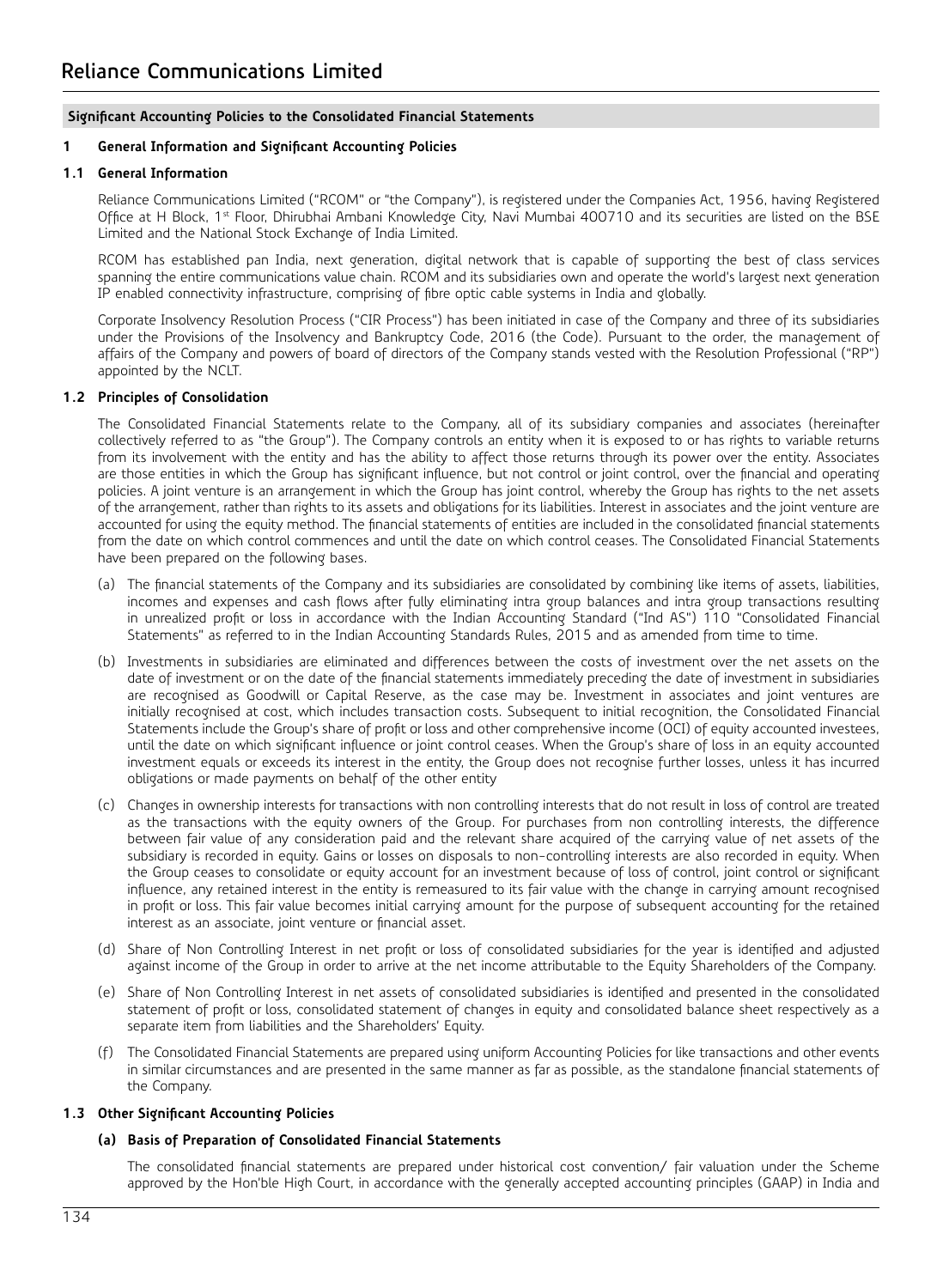## Significant Accounting Policies to the Consolidated Financial Statements

### 1 General Information and Significant Accounting Policies

#### 1.1 General Information

Reliance Communications Limited ("RCOM" or "the Company"), is registered under the Companies Act, 1956, having Registered Office at H Block, 1st Floor, Dhirubhai Ambani Knowledge City, Navi Mumbai 400710 and its securities are listed on the BSE Limited and the National Stock Exchange of India Limited.

RCOM has established pan India, next generation, digital network that is capable of supporting the best of class services spanning the entire communications value chain. RCOM and its subsidiaries own and operate the world's largest next generation IP enabled connectivity infrastructure, comprising of fibre optic cable systems in India and globally.

Corporate Insolvency Resolution Process ("CIR Process") has been initiated in case of the Company and three of its subsidiaries under the Provisions of the Insolvency and Bankruptcy Code, 2016 (the Code). Pursuant to the order, the management of affairs of the Company and powers of board of directors of the Company stands vested with the Resolution Professional ("RP") appointed by the NCLT.

#### 1.2 Principles of Consolidation

The Consolidated Financial Statements relate to the Company, all of its subsidiary companies and associates (hereinafter collectively referred to as "the Group"). The Company controls an entity when it is exposed to or has rights to variable returns from its involvement with the entity and has the ability to affect those returns through its power over the entity. Associates are those entities in which the Group has significant influence, but not control or joint control, over the financial and operating policies. A joint venture is an arrangement in which the Group has joint control, whereby the Group has rights to the net assets of the arrangement, rather than rights to its assets and obligations for its liabilities. Interest in associates and the joint venture are accounted for using the equity method. The financial statements of entities are included in the consolidated financial statements from the date on which control commences and until the date on which control ceases. The Consolidated Financial Statements have been prepared on the following bases.

(a) The financial statements of the Company and its subsidiaries are consolidated by combining like items of assets, liabilities, incomes and expenses and cash flows after fully eliminating intra group balances and intra group transactions resulting in unrealized profit or loss in accordance with the Indian Accounting Standard ("Ind AS") 110 "Consolidated Financial Statements" as referred to in the Indian Accounting Standards Rules, 2015 and as amended from time to time.

(b) Investments in subsidiaries are eliminated and differences between the costs of investment over the net assets on the date of investment or on the date of the financial statements immediately preceding the date of investment in subsidiaries are recognised as Goodwill or Capital Reserve, as the case may be. Investment in associates and joint ventures are initially recognised at cost, which includes transaction costs. Subsequent to initial recognition, the Consolidated Financial Statements include the Group's share of profit or loss and other comprehensive income (OCI) of equity accounted investees, until the date on which significant influence or joint control ceases. When the Group's share of loss in an equity accounted investment equals or exceeds its interest in the entity, the Group does not recognise further losses, unless it has incurred obligations or made payments on behalf of the other entity

(c) Changes in ownership interests for transactions with non controlling interests that do not result in loss of control are treated as the transactions with the equity owners of the Group. For purchases from non controlling interests, the difference between fair value of any consideration paid and the relevant share acquired of the carrying value of net assets of the subsidiary is recorded in equity. Gains or losses on disposals to non-controlling interests are also recorded in equity. When the Group ceases to consolidate or equity account for an investment because of loss of control, joint control or significant influence, any retained interest in the entity is remeasured to its fair value with the change in carrying amount recognised in profit or loss. This fair value becomes initial carrying amount for the purpose of subsequent accounting for the retained interest as an associate, joint venture or financial asset.

(d) Share of Non Controlling Interest in net profit or loss of consolidated subsidiaries for the year is identified and adjusted against income of the Group in order to arrive at the net income attributable to the Equity Shareholders of the Company.

(e) Share of Non Controlling Interest in net assets of consolidated subsidiaries is identified and presented in the consolidated statement of profit or loss, consolidated statement of changes in equity and consolidated balance sheet respectively as a separate item from liabilities and the Shareholders' Equity.

(f) The Consolidated Financial Statements are prepared using uniform Accounting Policies for like transactions and other events in similar circumstances and are presented in the same manner as far as possible, as the standalone financial statements of the Company.

#### 1.3 Other Significant Accounting Policies

**(a) Basis of Preparation of Consolidated Financial Statements**

The consolidated financial statements are prepared under historical cost convention/ fair valuation under the Scheme approved by the Hon'ble High Court, in accordance with the generally accepted accounting principles (GAAP) in India and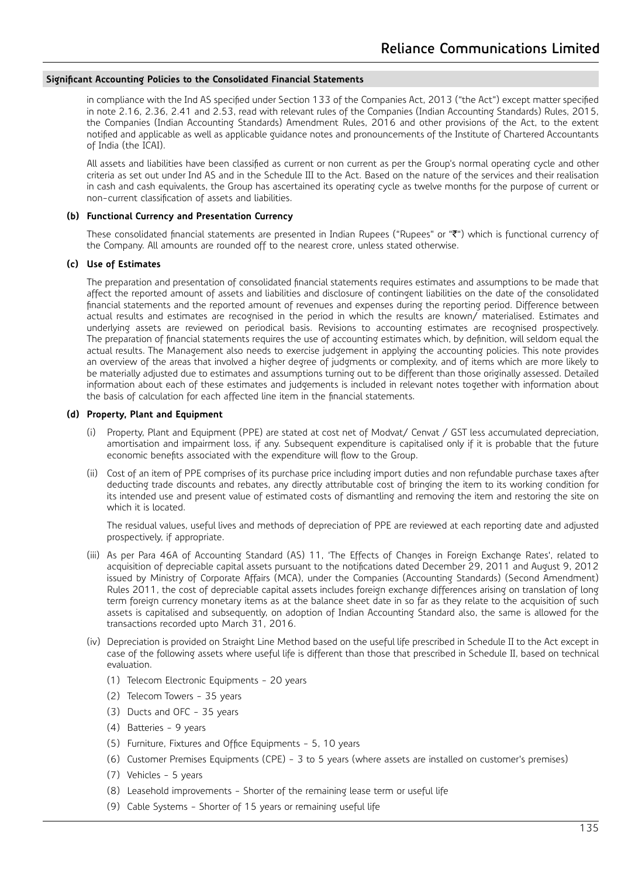## Significant Accounting Policies to the Consolidated Financial Statements

in compliance with the Ind AS specified under Section 133 of the Companies Act, 2013 ("the Act") except matter specified in note 2.16, 2.36, 2.41 and 2.53, read with relevant rules of the Companies (Indian Accounting Standards) Rules, 2015, the Companies (Indian Accounting Standards) Amendment Rules, 2016 and other provisions of the Act, to the extent notified and applicable as well as applicable guidance notes and pronouncements of the Institute of Chartered Accountants of India (the ICAI).

All assets and liabilities have been classified as current or non current as per the Group's normal operating cycle and other criteria as set out under Ind AS and in the Schedule III to the Act. Based on the nature of the services and their realisation in cash and cash equivalents, the Group has ascertained its operating cycle as twelve months for the purpose of current or non-current classification of assets and liabilities.

### (b) Functional Currency and Presentation Currency

These consolidated financial statements are presented in Indian Rupees ("Rupees" or "₹") which is functional currency of the Company. All amounts are rounded off to the nearest crore, unless stated otherwise.

### (c) Use of Estimates

The preparation and presentation of consolidated financial statements requires estimates and assumptions to be made that affect the reported amount of assets and liabilities and disclosure of contingent liabilities on the date of the consolidated financial statements and the reported amount of revenues and expenses during the reporting period. Difference between actual results and estimates are recognised in the period in which the results are known/ materialised. Estimates and underlying assets are reviewed on periodical basis. Revisions to accounting estimates are recognised prospectively. The preparation of financial statements requires the use of accounting estimates which, by definition, will seldom equal the actual results. The Management also needs to exercise judgement in applying the accounting policies. This note provides an overview of the areas that involved a higher degree of judgments or complexity, and of items which are more likely to be materially adjusted due to estimates and assumptions turning out to be different than those originally assessed. Detailed information about each of these estimates and judgements is included in relevant notes together with information about the basis of calculation for each affected line item in the financial statements.

### (d) Property, Plant and Equipment

(i) Property, Plant and Equipment (PPE) are stated at cost net of Modvat/ Cenvat / GST less accumulated depreciation, amortisation and impairment loss, if any. Subsequent expenditure is capitalised only if it is probable that the future economic benefits associated with the expenditure will flow to the Group.

(ii) Cost of an item of PPE comprises of its purchase price including import duties and non refundable purchase taxes after deducting trade discounts and rebates, any directly attributable cost of bringing the item to its working condition for its intended use and present value of estimated costs of dismantling and removing the item and restoring the site on which it is located.

The residual values, useful lives and methods of depreciation of PPE are reviewed at each reporting date and adjusted prospectively, if appropriate.

(iii) As per Para 46A of Accounting Standard (AS) 11, 'The Effects of Changes in Foreign Exchange Rates', related to acquisition of depreciable capital assets pursuant to the notifications dated December 29, 2011 and August 9, 2012 issued by Ministry of Corporate Affairs (MCA), under the Companies (Accounting Standards) (Second Amendment) Rules 2011, the cost of depreciable capital assets includes foreign exchange differences arising on translation of long term foreign currency monetary items as at the balance sheet date in so far as they relate to the acquisition of such assets is capitalised and subsequently, on adoption of Indian Accounting Standard also, the same is allowed for the transactions recorded upto March 31, 2016.

(iv) Depreciation is provided on Straight Line Method based on the useful life prescribed in Schedule II to the Act except in case of the following assets where useful life is different than those that prescribed in Schedule II, based on technical evaluation.

(1) Telecom Electronic Equipments - 20 years

(2) Telecom Towers - 35 years

(3) Ducts and OFC - 35 years

(4) Batteries - 9 years

(5) Furniture, Fixtures and Office Equipments - 5, 10 years

(6) Customer Premises Equipments (CPE) - 3 to 5 years (where assets are installed on customer's premises)

(7) Vehicles - 5 years

(8) Leasehold improvements - Shorter of the remaining lease term or useful life

(9) Cable Systems - Shorter of 15 years or remaining useful life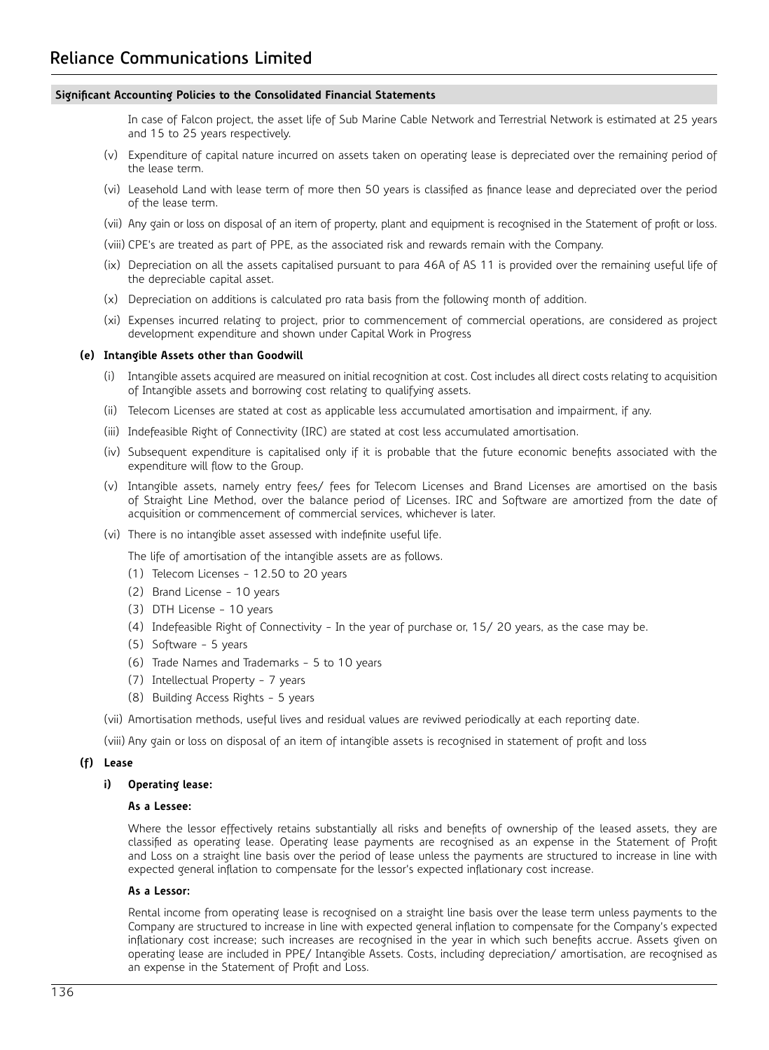**Significant Accounting Policies to the Consolidated Financial Statements**

In case of Falcon project, the asset life of Sub Marine Cable Network and Terrestrial Network is estimated at 25 years and 15 to 25 years respectively.

(v) Expenditure of capital nature incurred on assets taken on operating lease is depreciated over the remaining period of the lease term.

(vi) Leasehold Land with lease term of more then 50 years is classified as finance lease and depreciated over the period of the lease term.

(vii) Any gain or loss on disposal of an item of property, plant and equipment is recognised in the Statement of profit or loss.

(viii) CPE's are treated as part of PPE, as the associated risk and rewards remain with the Company.

(ix) Depreciation on all the assets capitalised pursuant to para 46A of AS 11 is provided over the remaining useful life of the depreciable capital asset.

(x) Depreciation on additions is calculated pro rata basis from the following month of addition.

(xi) Expenses incurred relating to project, prior to commencement of commercial operations, are considered as project development expenditure and shown under Capital Work in Progress

**(e) Intangible Assets other than Goodwill**

(i) Intangible assets acquired are measured on initial recognition at cost. Cost includes all direct costs relating to acquisition of Intangible assets and borrowing cost relating to qualifying assets.

(ii) Telecom Licenses are stated at cost as applicable less accumulated amortisation and impairment, if any.

(iii) Indefeasible Right of Connectivity (IRC) are stated at cost less accumulated amortisation.

(iv) Subsequent expenditure is capitalised only if it is probable that the future economic benefits associated with the expenditure will flow to the Group.

(v) Intangible assets, namely entry fees/ fees for Telecom Licenses and Brand Licenses are amortised on the basis of Straight Line Method, over the balance period of Licenses. IRC and Software are amortized from the date of acquisition or commencement of commercial services, whichever is later.

(vi) There is no intangible asset assessed with indefinite useful life.

The life of amortisation of the intangible assets are as follows.

(1) Telecom Licenses - 12.50 to 20 years

(2) Brand License - 10 years

(3) DTH License - 10 years

(4) Indefeasible Right of Connectivity - In the year of purchase or, 15/ 20 years, as the case may be.

(5) Software - 5 years

(6) Trade Names and Trademarks - 5 to 10 years

(7) Intellectual Property - 7 years

(8) Building Access Rights - 5 years

(vii) Amortisation methods, useful lives and residual values are reviwed periodically at each reporting date.

(viii) Any gain or loss on disposal of an item of intangible assets is recognised in statement of profit and loss

**(f) Lease**

**i) Operating lease:**

**As a Lessee:**

Where the lessor effectively retains substantially all risks and benefits of ownership of the leased assets, they are classified as operating lease. Operating lease payments are recognised as an expense in the Statement of Profit and Loss on a straight line basis over the period of lease unless the payments are structured to increase in line with expected general inflation to compensate for the lessor's expected inflationary cost increase.

**As a Lessor:**

Rental income from operating lease is recognised on a straight line basis over the lease term unless payments to the Company are structured to increase in line with expected general inflation to compensate for the Company's expected inflationary cost increase; such increases are recognised in the year in which such benefits accrue. Assets given on operating lease are included in PPE/ Intangible Assets. Costs, including depreciation/ amortisation, are recognised as an expense in the Statement of Profit and Loss.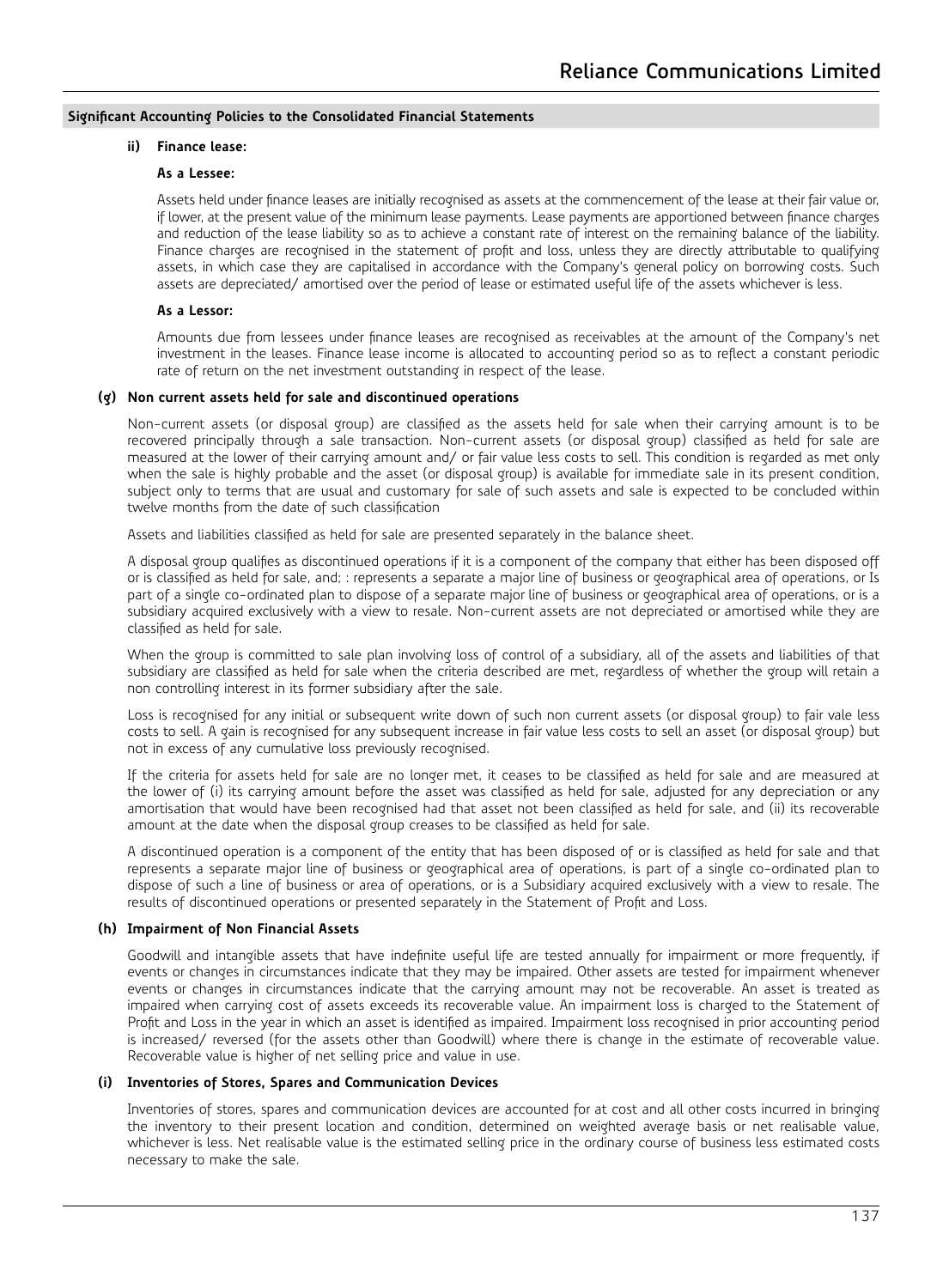## Significant Accounting Policies to the Consolidated Financial Statements

**ii) Finance lease:**

**As a Lessee:**

Assets held under finance leases are initially recognised as assets at the commencement of the lease at their fair value or, if lower, at the present value of the minimum lease payments. Lease payments are apportioned between finance charges and reduction of the lease liability so as to achieve a constant rate of interest on the remaining balance of the liability. Finance charges are recognised in the statement of profit and loss, unless they are directly attributable to qualifying assets, in which case they are capitalised in accordance with the Company's general policy on borrowing costs. Such assets are depreciated/ amortised over the period of lease or estimated useful life of the assets whichever is less.

**As a Lessor:**

Amounts due from lessees under finance leases are recognised as receivables at the amount of the Company's net investment in the leases. Finance lease income is allocated to accounting period so as to reflect a constant periodic rate of return on the net investment outstanding in respect of the lease.

**(g) Non current assets held for sale and discontinued operations**

Non-current assets (or disposal group) are classified as the assets held for sale when their carrying amount is to be recovered principally through a sale transaction. Non-current assets (or disposal group) classified as held for sale are measured at the lower of their carrying amount and/ or fair value less costs to sell. This condition is regarded as met only when the sale is highly probable and the asset (or disposal group) is available for immediate sale in its present condition, subject only to terms that are usual and customary for sale of such assets and sale is expected to be concluded within twelve months from the date of such classification

Assets and liabilities classified as held for sale are presented separately in the balance sheet.

A disposal group qualifies as discontinued operations if it is a component of the company that either has been disposed off or is classified as held for sale, and; : represents a separate a major line of business or geographical area of operations, or Is part of a single co-ordinated plan to dispose of a separate major line of business or geographical area of operations, or is a subsidiary acquired exclusively with a view to resale. Non-current assets are not depreciated or amortised while they are classified as held for sale.

When the group is committed to sale plan involving loss of control of a subsidiary, all of the assets and liabilities of that subsidiary are classified as held for sale when the criteria described are met, regardless of whether the group will retain a non controlling interest in its former subsidiary after the sale.

Loss is recognised for any initial or subsequent write down of such non current assets (or disposal group) to fair vale less costs to sell. A gain is recognised for any subsequent increase in fair value less costs to sell an asset (or disposal group) but not in excess of any cumulative loss previously recognised.

If the criteria for assets held for sale are no longer met, it ceases to be classified as held for sale and are measured at the lower of (i) its carrying amount before the asset was classified as held for sale, adjusted for any depreciation or any amortisation that would have been recognised had that asset not been classified as held for sale, and (ii) its recoverable amount at the date when the disposal group creases to be classified as held for sale.

A discontinued operation is a component of the entity that has been disposed of or is classified as held for sale and that represents a separate major line of business or geographical area of operations, is part of a single co-ordinated plan to dispose of such a line of business or area of operations, or is a Subsidiary acquired exclusively with a view to resale. The results of discontinued operations or presented separately in the Statement of Profit and Loss.

**(h) Impairment of Non Financial Assets**

Goodwill and intangible assets that have indefinite useful life are tested annually for impairment or more frequently, if events or changes in circumstances indicate that they may be impaired. Other assets are tested for impairment whenever events or changes in circumstances indicate that the carrying amount may not be recoverable. An asset is treated as impaired when carrying cost of assets exceeds its recoverable value. An impairment loss is charged to the Statement of Profit and Loss in the year in which an asset is identified as impaired. Impairment loss recognised in prior accounting period is increased/ reversed (for the assets other than Goodwill) where there is change in the estimate of recoverable value. Recoverable value is higher of net selling price and value in use.

**(i) Inventories of Stores, Spares and Communication Devices**

Inventories of stores, spares and communication devices are accounted for at cost and all other costs incurred in bringing the inventory to their present location and condition, determined on weighted average basis or net realisable value, whichever is less. Net realisable value is the estimated selling price in the ordinary course of business less estimated costs necessary to make the sale.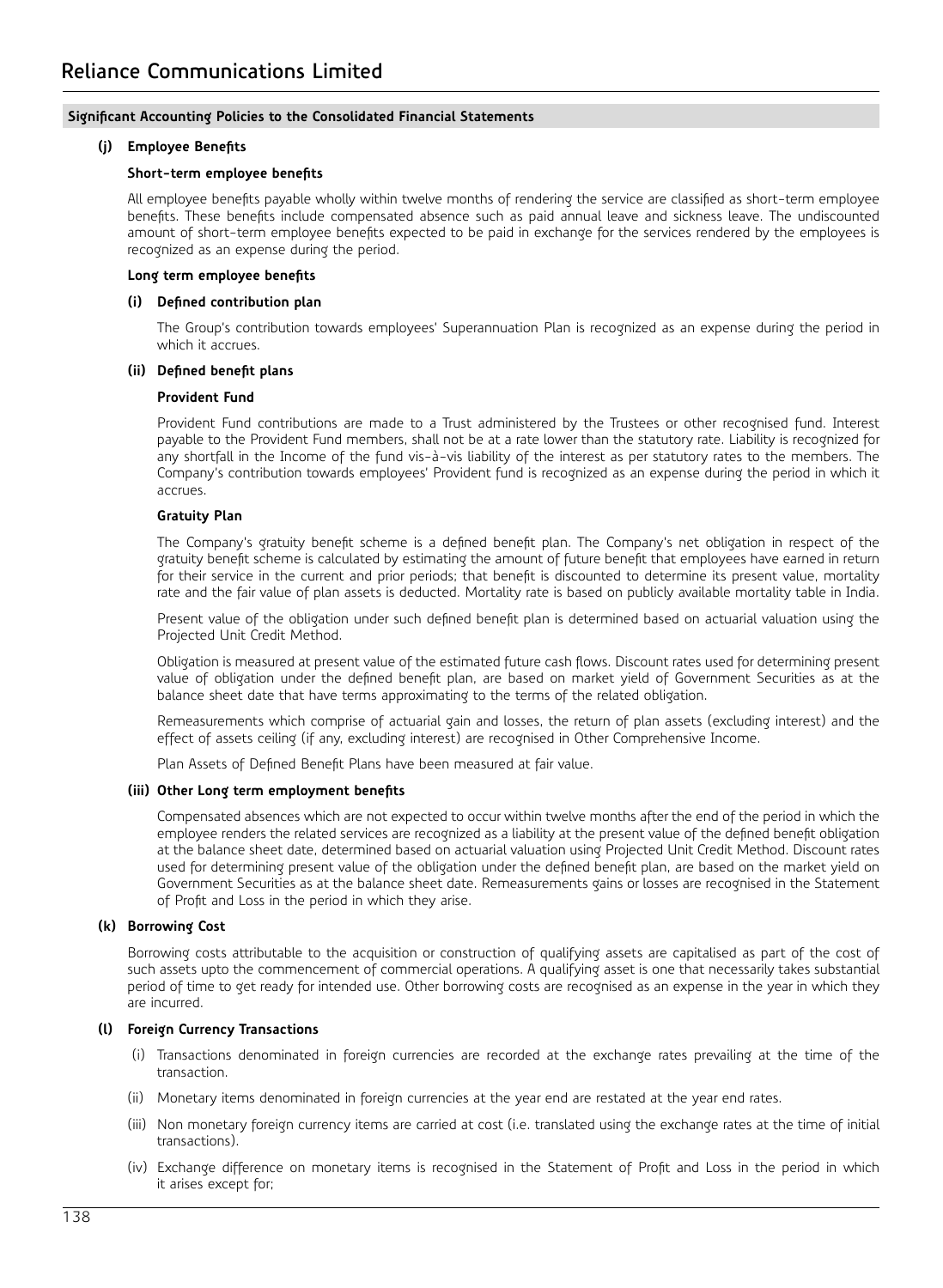## Significant Accounting Policies to the Consolidated Financial Statements

### (j) Employee Benefits

**Short-term employee benefits**

All employee benefits payable wholly within twelve months of rendering the service are classified as short-term employee benefits. These benefits include compensated absence such as paid annual leave and sickness leave. The undiscounted amount of short-term employee benefits expected to be paid in exchange for the services rendered by the employees is recognized as an expense during the period.

**Long term employee benefits**

**(i) Defined contribution plan**

The Group's contribution towards employees' Superannuation Plan is recognized as an expense during the period in which it accrues.

**(ii) Defined benefit plans**

**Provident Fund**

Provident Fund contributions are made to a Trust administered by the Trustees or other recognised fund. Interest payable to the Provident Fund members, shall not be at a rate lower than the statutory rate. Liability is recognized for any shortfall in the Income of the fund vis-à-vis liability of the interest as per statutory rates to the members. The Company's contribution towards employees' Provident fund is recognized as an expense during the period in which it accrues.

**Gratuity Plan**

The Company's gratuity benefit scheme is a defined benefit plan. The Company's net obligation in respect of the gratuity benefit scheme is calculated by estimating the amount of future benefit that employees have earned in return for their service in the current and prior periods; that benefit is discounted to determine its present value, mortality rate and the fair value of plan assets is deducted. Mortality rate is based on publicly available mortality table in India.

Present value of the obligation under such defined benefit plan is determined based on actuarial valuation using the Projected Unit Credit Method.

Obligation is measured at present value of the estimated future cash flows. Discount rates used for determining present value of obligation under the defined benefit plan, are based on market yield of Government Securities as at the balance sheet date that have terms approximating to the terms of the related obligation.

Remeasurements which comprise of actuarial gain and losses, the return of plan assets (excluding interest) and the effect of assets ceiling (if any, excluding interest) are recognised in Other Comprehensive Income.

Plan Assets of Defined Benefit Plans have been measured at fair value.

**(iii) Other Long term employment benefits**

Compensated absences which are not expected to occur within twelve months after the end of the period in which the employee renders the related services are recognized as a liability at the present value of the defined benefit obligation at the balance sheet date, determined based on actuarial valuation using Projected Unit Credit Method. Discount rates used for determining present value of the obligation under the defined benefit plan, are based on the market yield on Government Securities as at the balance sheet date. Remeasurements gains or losses are recognised in the Statement of Profit and Loss in the period in which they arise.

### (k) Borrowing Cost

Borrowing costs attributable to the acquisition or construction of qualifying assets are capitalised as part of the cost of such assets upto the commencement of commercial operations. A qualifying asset is one that necessarily takes substantial period of time to get ready for intended use. Other borrowing costs are recognised as an expense in the year in which they are incurred.

### (l) Foreign Currency Transactions

(i) Transactions denominated in foreign currencies are recorded at the exchange rates prevailing at the time of the transaction.

(ii) Monetary items denominated in foreign currencies at the year end are restated at the year end rates.

(iii) Non monetary foreign currency items are carried at cost (i.e. translated using the exchange rates at the time of initial transactions).

(iv) Exchange difference on monetary items is recognised in the Statement of Profit and Loss in the period in which it arises except for;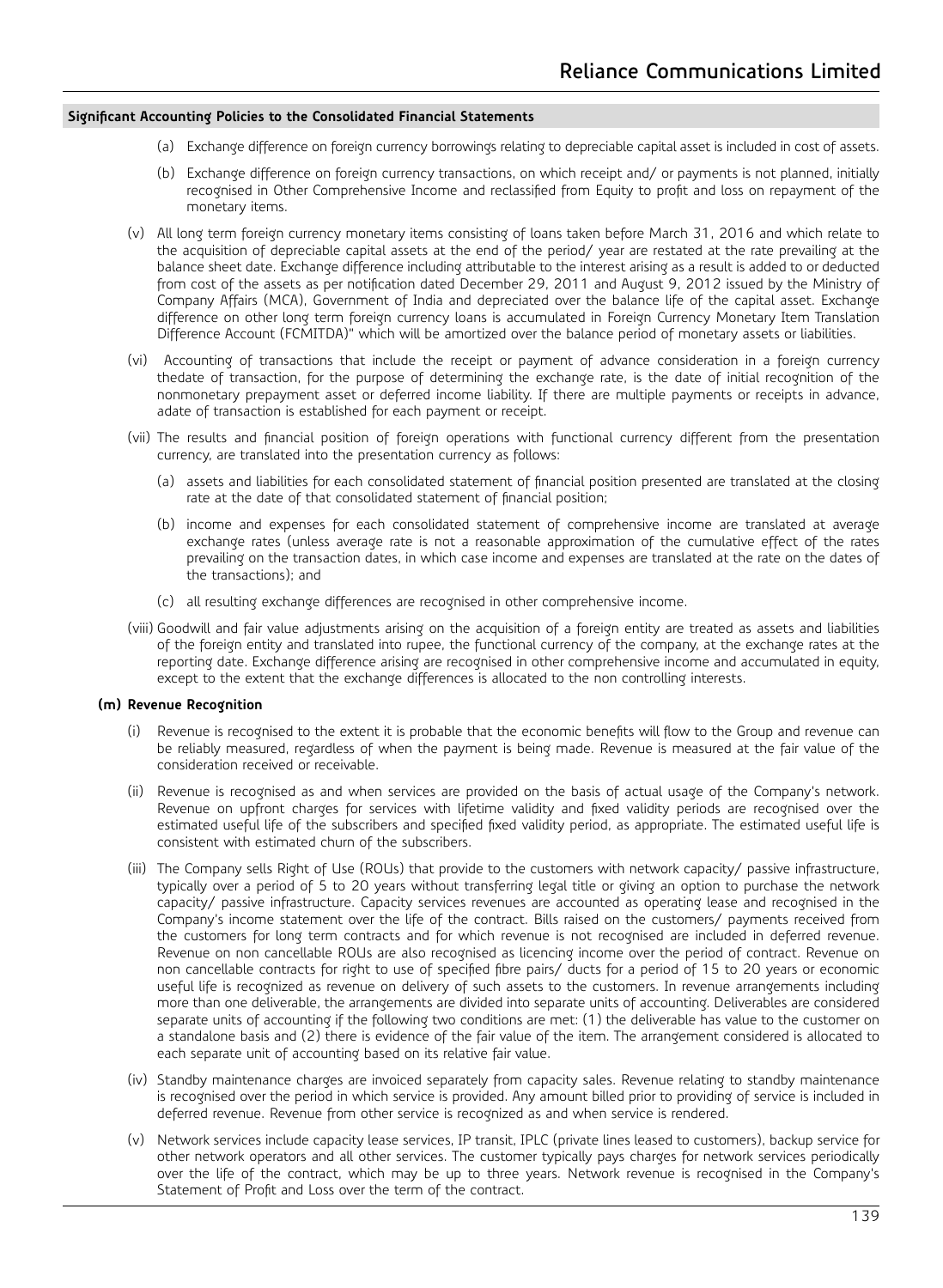**Significant Accounting Policies to the Consolidated Financial Statements**

(a) Exchange difference on foreign currency borrowings relating to depreciable capital asset is included in cost of assets.

(b) Exchange difference on foreign currency transactions, on which receipt and/ or payments is not planned, initially recognised in Other Comprehensive Income and reclassified from Equity to profit and loss on repayment of the monetary items.

(v) All long term foreign currency monetary items consisting of loans taken before March 31, 2016 and which relate to the acquisition of depreciable capital assets at the end of the period/ year are restated at the rate prevailing at the balance sheet date. Exchange difference including attributable to the interest arising as a result is added to or deducted from cost of the assets as per notification dated December 29, 2011 and August 9, 2012 issued by the Ministry of Company Affairs (MCA), Government of India and depreciated over the balance life of the capital asset. Exchange difference on other long term foreign currency loans is accumulated in Foreign Currency Monetary Item Translation Difference Account (FCMITDA)" which will be amortized over the balance period of monetary assets or liabilities.

(vi) Accounting of transactions that include the receipt or payment of advance consideration in a foreign currency thedate of transaction, for the purpose of determining the exchange rate, is the date of initial recognition of the nonmonetary prepayment asset or deferred income liability. If there are multiple payments or receipts in advance, adate of transaction is established for each payment or receipt.

(vii) The results and financial position of foreign operations with functional currency different from the presentation currency, are translated into the presentation currency as follows:

(a) assets and liabilities for each consolidated statement of financial position presented are translated at the closing rate at the date of that consolidated statement of financial position;

(b) income and expenses for each consolidated statement of comprehensive income are translated at average exchange rates (unless average rate is not a reasonable approximation of the cumulative effect of the rates prevailing on the transaction dates, in which case income and expenses are translated at the rate on the dates of the transactions); and

(c) all resulting exchange differences are recognised in other comprehensive income.

(viii) Goodwill and fair value adjustments arising on the acquisition of a foreign entity are treated as assets and liabilities of the foreign entity and translated into rupee, the functional currency of the company, at the exchange rates at the reporting date. Exchange difference arising are recognised in other comprehensive income and accumulated in equity, except to the extent that the exchange differences is allocated to the non controlling interests.

**(m) Revenue Recognition**

(i) Revenue is recognised to the extent it is probable that the economic benefits will flow to the Group and revenue can be reliably measured, regardless of when the payment is being made. Revenue is measured at the fair value of the consideration received or receivable.

(ii) Revenue is recognised as and when services are provided on the basis of actual usage of the Company's network. Revenue on upfront charges for services with lifetime validity and fixed validity periods are recognised over the estimated useful life of the subscribers and specified fixed validity period, as appropriate. The estimated useful life is consistent with estimated churn of the subscribers.

(iii) The Company sells Right of Use (ROUs) that provide to the customers with network capacity/ passive infrastructure, typically over a period of 5 to 20 years without transferring legal title or giving an option to purchase the network capacity/ passive infrastructure. Capacity services revenues are accounted as operating lease and recognised in the Company's income statement over the life of the contract. Bills raised on the customers/ payments received from the customers for long term contracts and for which revenue is not recognised are included in deferred revenue. Revenue on non cancellable ROUs are also recognised as licencing income over the period of contract. Revenue on non cancellable contracts for right to use of specified fibre pairs/ ducts for a period of 15 to 20 years or economic useful life is recognized as revenue on delivery of such assets to the customers. In revenue arrangements including more than one deliverable, the arrangements are divided into separate units of accounting. Deliverables are considered separate units of accounting if the following two conditions are met: (1) the deliverable has value to the customer on a standalone basis and (2) there is evidence of the fair value of the item. The arrangement considered is allocated to each separate unit of accounting based on its relative fair value.

(iv) Standby maintenance charges are invoiced separately from capacity sales. Revenue relating to standby maintenance is recognised over the period in which service is provided. Any amount billed prior to providing of service is included in deferred revenue. Revenue from other service is recognized as and when service is rendered.

(v) Network services include capacity lease services, IP transit, IPLC (private lines leased to customers), backup service for other network operators and all other services. The customer typically pays charges for network services periodically over the life of the contract, which may be up to three years. Network revenue is recognised in the Company's Statement of Profit and Loss over the term of the contract.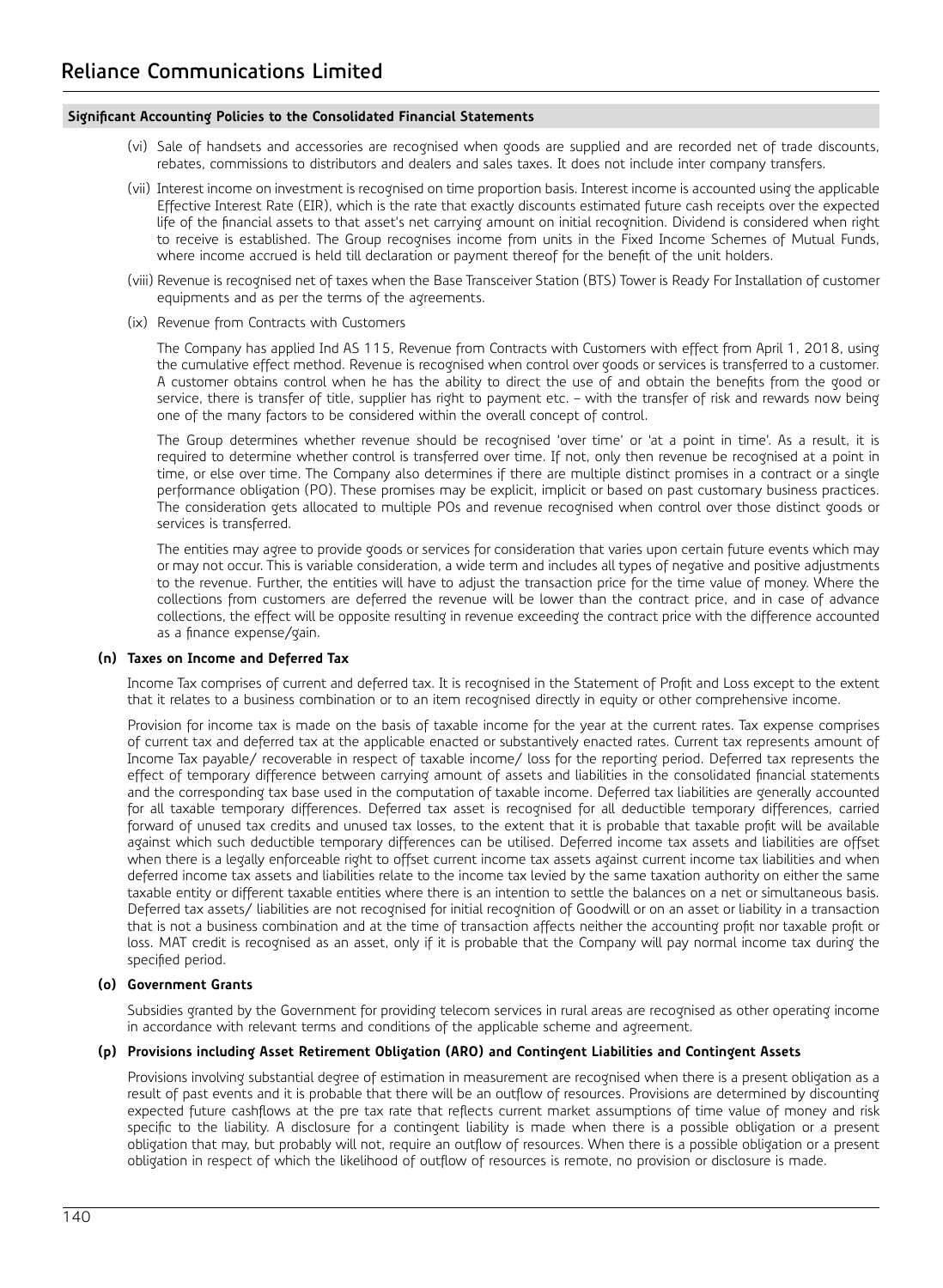**Significant Accounting Policies to the Consolidated Financial Statements**

(vi) Sale of handsets and accessories are recognised when goods are supplied and are recorded net of trade discounts, rebates, commissions to distributors and dealers and sales taxes. It does not include inter company transfers.

(vii) Interest income on investment is recognised on time proportion basis. Interest income is accounted using the applicable Effective Interest Rate (EIR), which is the rate that exactly discounts estimated future cash receipts over the expected life of the financial assets to that asset's net carrying amount on initial recognition. Dividend is considered when right to receive is established. The Group recognises income from units in the Fixed Income Schemes of Mutual Funds, where income accrued is held till declaration or payment thereof for the benefit of the unit holders.

(viii) Revenue is recognised net of taxes when the Base Transceiver Station (BTS) Tower is Ready For Installation of customer equipments and as per the terms of the agreements.

(ix) Revenue from Contracts with Customers

The Company has applied Ind AS 115, Revenue from Contracts with Customers with effect from April 1, 2018, using the cumulative effect method. Revenue is recognised when control over goods or services is transferred to a customer. A customer obtains control when he has the ability to direct the use of and obtain the benefits from the good or service, there is transfer of title, supplier has right to payment etc. – with the transfer of risk and rewards now being one of the many factors to be considered within the overall concept of control.

The Group determines whether revenue should be recognised 'over time' or 'at a point in time'. As a result, it is required to determine whether control is transferred over time. If not, only then revenue be recognised at a point in time, or else over time. The Company also determines if there are multiple distinct promises in a contract or a single performance obligation (PO). These promises may be explicit, implicit or based on past customary business practices. The consideration gets allocated to multiple POs and revenue recognised when control over those distinct goods or services is transferred.

The entities may agree to provide goods or services for consideration that varies upon certain future events which may or may not occur. This is variable consideration, a wide term and includes all types of negative and positive adjustments to the revenue. Further, the entities will have to adjust the transaction price for the time value of money. Where the collections from customers are deferred the revenue will be lower than the contract price, and in case of advance collections, the effect will be opposite resulting in revenue exceeding the contract price with the difference accounted as a finance expense/gain.

**(n) Taxes on Income and Deferred Tax**

Income Tax comprises of current and deferred tax. It is recognised in the Statement of Profit and Loss except to the extent that it relates to a business combination or to an item recognised directly in equity or other comprehensive income.

Provision for income tax is made on the basis of taxable income for the year at the current rates. Tax expense comprises of current tax and deferred tax at the applicable enacted or substantively enacted rates. Current tax represents amount of Income Tax payable/ recoverable in respect of taxable income/ loss for the reporting period. Deferred tax represents the effect of temporary difference between carrying amount of assets and liabilities in the consolidated financial statements and the corresponding tax base used in the computation of taxable income. Deferred tax liabilities are generally accounted for all taxable temporary differences. Deferred tax asset is recognised for all deductible temporary differences, carried forward of unused tax credits and unused tax losses, to the extent that it is probable that taxable profit will be available against which such deductible temporary differences can be utilised. Deferred income tax assets and liabilities are offset when there is a legally enforceable right to offset current income tax assets against current income tax liabilities and when deferred income tax assets and liabilities relate to the income tax levied by the same taxation authority on either the same taxable entity or different taxable entities where there is an intention to settle the balances on a net or simultaneous basis. Deferred tax assets/ liabilities are not recognised for initial recognition of Goodwill or on an asset or liability in a transaction that is not a business combination and at the time of transaction affects neither the accounting profit nor taxable profit or loss. MAT credit is recognised as an asset, only if it is probable that the Company will pay normal income tax during the specified period.

**(o) Government Grants**

Subsidies granted by the Government for providing telecom services in rural areas are recognised as other operating income in accordance with relevant terms and conditions of the applicable scheme and agreement.

**(p) Provisions including Asset Retirement Obligation (ARO) and Contingent Liabilities and Contingent Assets**

Provisions involving substantial degree of estimation in measurement are recognised when there is a present obligation as a result of past events and it is probable that there will be an outflow of resources. Provisions are determined by discounting expected future cashflows at the pre tax rate that reflects current market assumptions of time value of money and risk specific to the liability. A disclosure for a contingent liability is made when there is a possible obligation or a present obligation that may, but probably will not, require an outflow of resources. When there is a possible obligation or a present obligation in respect of which the likelihood of outflow of resources is remote, no provision or disclosure is made.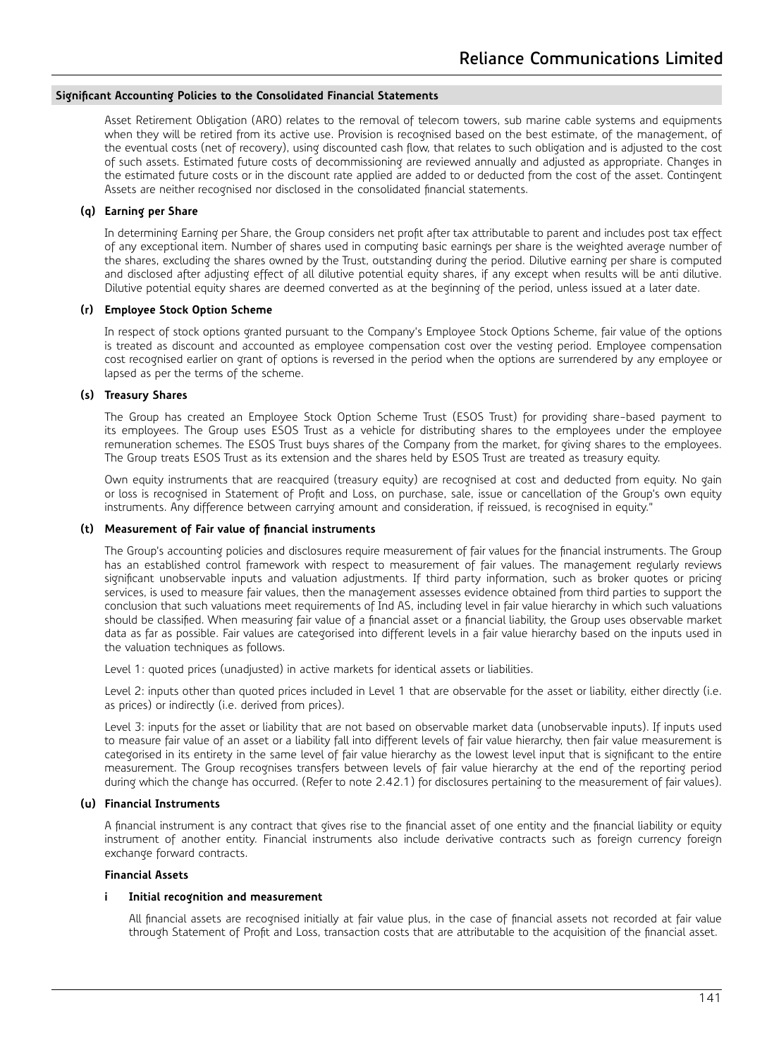## Significant Accounting Policies to the Consolidated Financial Statements

Asset Retirement Obligation (ARO) relates to the removal of telecom towers, sub marine cable systems and equipments when they will be retired from its active use. Provision is recognised based on the best estimate, of the management, of the eventual costs (net of recovery), using discounted cash flow, that relates to such obligation and is adjusted to the cost of such assets. Estimated future costs of decommissioning are reviewed annually and adjusted as appropriate. Changes in the estimated future costs or in the discount rate applied are added to or deducted from the cost of the asset. Contingent Assets are neither recognised nor disclosed in the consolidated financial statements.

### (q) Earning per Share

In determining Earning per Share, the Group considers net profit after tax attributable to parent and includes post tax effect of any exceptional item. Number of shares used in computing basic earnings per share is the weighted average number of the shares, excluding the shares owned by the Trust, outstanding during the period. Dilutive earning per share is computed and disclosed after adjusting effect of all dilutive potential equity shares, if any except when results will be anti dilutive. Dilutive potential equity shares are deemed converted as at the beginning of the period, unless issued at a later date.

### (r) Employee Stock Option Scheme

In respect of stock options granted pursuant to the Company's Employee Stock Options Scheme, fair value of the options is treated as discount and accounted as employee compensation cost over the vesting period. Employee compensation cost recognised earlier on grant of options is reversed in the period when the options are surrendered by any employee or lapsed as per the terms of the scheme.

### (s) Treasury Shares

The Group has created an Employee Stock Option Scheme Trust (ESOS Trust) for providing share-based payment to its employees. The Group uses ESOS Trust as a vehicle for distributing shares to the employees under the employee remuneration schemes. The ESOS Trust buys shares of the Company from the market, for giving shares to the employees. The Group treats ESOS Trust as its extension and the shares held by ESOS Trust are treated as treasury equity.

Own equity instruments that are reacquired (treasury equity) are recognised at cost and deducted from equity. No gain or loss is recognised in Statement of Profit and Loss, on purchase, sale, issue or cancellation of the Group's own equity instruments. Any difference between carrying amount and consideration, if reissued, is recognised in equity."

### (t) Measurement of Fair value of financial instruments

The Group's accounting policies and disclosures require measurement of fair values for the financial instruments. The Group has an established control framework with respect to measurement of fair values. The management regularly reviews significant unobservable inputs and valuation adjustments. If third party information, such as broker quotes or pricing services, is used to measure fair values, then the management assesses evidence obtained from third parties to support the conclusion that such valuations meet requirements of Ind AS, including level in fair value hierarchy in which such valuations should be classified. When measuring fair value of a financial asset or a financial liability, the Group uses observable market data as far as possible. Fair values are categorised into different levels in a fair value hierarchy based on the inputs used in the valuation techniques as follows.

Level 1: quoted prices (unadjusted) in active markets for identical assets or liabilities.

Level 2: inputs other than quoted prices included in Level 1 that are observable for the asset or liability, either directly (i.e. as prices) or indirectly (i.e. derived from prices).

Level 3: inputs for the asset or liability that are not based on observable market data (unobservable inputs). If inputs used to measure fair value of an asset or a liability fall into different levels of fair value hierarchy, then fair value measurement is categorised in its entirety in the same level of fair value hierarchy as the lowest level input that is significant to the entire measurement. The Group recognises transfers between levels of fair value hierarchy at the end of the reporting period during which the change has occurred. (Refer to note 2.42.1) for disclosures pertaining to the measurement of fair values).

### (u) Financial Instruments

A financial instrument is any contract that gives rise to the financial asset of one entity and the financial liability or equity instrument of another entity. Financial instruments also include derivative contracts such as foreign currency foreign exchange forward contracts.

**Financial Assets**

**i Initial recognition and measurement**

All financial assets are recognised initially at fair value plus, in the case of financial assets not recorded at fair value through Statement of Profit and Loss, transaction costs that are attributable to the acquisition of the financial asset.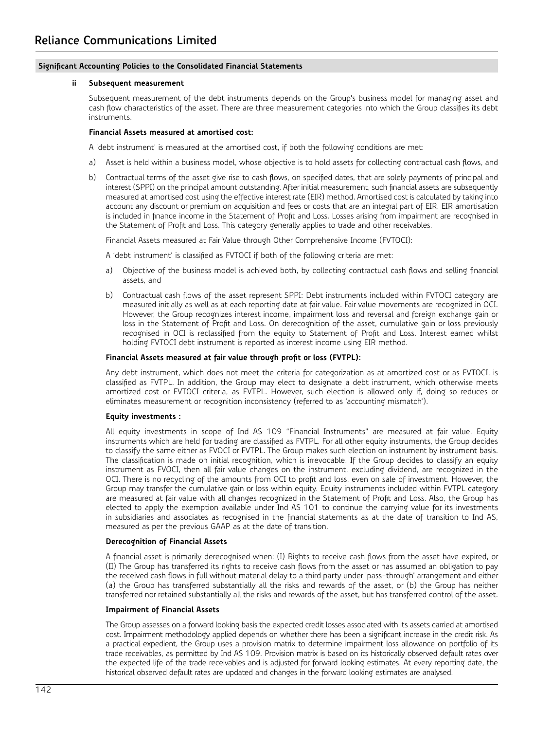**Significant Accounting Policies to the Consolidated Financial Statements**

**ii Subsequent measurement**

Subsequent measurement of the debt instruments depends on the Group's business model for managing asset and cash flow characteristics of the asset. There are three measurement categories into which the Group classifies its debt instruments.

**Financial Assets measured at amortised cost:**

A 'debt instrument' is measured at the amortised cost, if both the following conditions are met:

a) Asset is held within a business model, whose objective is to hold assets for collecting contractual cash flows, and

b) Contractual terms of the asset give rise to cash flows, on specified dates, that are solely payments of principal and interest (SPPI) on the principal amount outstanding. After initial measurement, such financial assets are subsequently measured at amortised cost using the effective interest rate (EIR) method. Amortised cost is calculated by taking into account any discount or premium on acquisition and fees or costs that are an integral part of EIR. EIR amortisation is included in finance income in the Statement of Profit and Loss. Losses arising from impairment are recognised in the Statement of Profit and Loss. This category generally applies to trade and other receivables.

Financial Assets measured at Fair Value through Other Comprehensive Income (FVTOCI):

A 'debt instrument' is classified as FVTOCI if both of the following criteria are met:

a) Objective of the business model is achieved both, by collecting contractual cash flows and selling financial assets, and

b) Contractual cash flows of the asset represent SPPI: Debt instruments included within FVTOCI category are measured initially as well as at each reporting date at fair value. Fair value movements are recognized in OCI. However, the Group recognizes interest income, impairment loss and reversal and foreign exchange gain or loss in the Statement of Profit and Loss. On derecognition of the asset, cumulative gain or loss previously recognised in OCI is reclassified from the equity to Statement of Profit and Loss. Interest earned whilst holding FVTOCI debt instrument is reported as interest income using EIR method.

**Financial Assets measured at fair value through profit or loss (FVTPL):**

Any debt instrument, which does not meet the criteria for categorization as at amortized cost or as FVTOCI, is classified as FVTPL. In addition, the Group may elect to designate a debt instrument, which otherwise meets amortized cost or FVTOCI criteria, as FVTPL. However, such election is allowed only if, doing so reduces or eliminates measurement or recognition inconsistency (referred to as 'accounting mismatch').

**Equity investments :**

All equity investments in scope of Ind AS 109 "Financial Instruments" are measured at fair value. Equity instruments which are held for trading are classified as FVTPL. For all other equity instruments, the Group decides to classify the same either as FVOCI or FVTPL. The Group makes such election on instrument by instrument basis. The classification is made on initial recognition, which is irrevocable. If the Group decides to classify an equity instrument as FVOCI, then all fair value changes on the instrument, excluding dividend, are recognized in the OCI. There is no recycling of the amounts from OCI to profit and loss, even on sale of investment. However, the Group may transfer the cumulative gain or loss within equity. Equity instruments included within FVTPL category are measured at fair value with all changes recognized in the Statement of Profit and Loss. Also, the Group has elected to apply the exemption available under Ind AS 101 to continue the carrying value for its investments in subsidiaries and associates as recognised in the financial statements as at the date of transition to Ind AS, measured as per the previous GAAP as at the date of transition.

**Derecognition of Financial Assets**

A financial asset is primarily derecognised when: (I) Rights to receive cash flows from the asset have expired, or (II) The Group has transferred its rights to receive cash flows from the asset or has assumed an obligation to pay the received cash flows in full without material delay to a third party under 'pass-through' arrangement and either (a) the Group has transferred substantially all the risks and rewards of the asset, or (b) the Group has neither transferred nor retained substantially all the risks and rewards of the asset, but has transferred control of the asset.

**Impairment of Financial Assets**

The Group assesses on a forward looking basis the expected credit losses associated with its assets carried at amortised cost. Impairment methodology applied depends on whether there has been a significant increase in the credit risk. As a practical expedient, the Group uses a provision matrix to determine impairment loss allowance on portfolio of its trade receivables, as permitted by Ind AS 109. Provision matrix is based on its historically observed default rates over the expected life of the trade receivables and is adjusted for forward looking estimates. At every reporting date, the historical observed default rates are updated and changes in the forward looking estimates are analysed.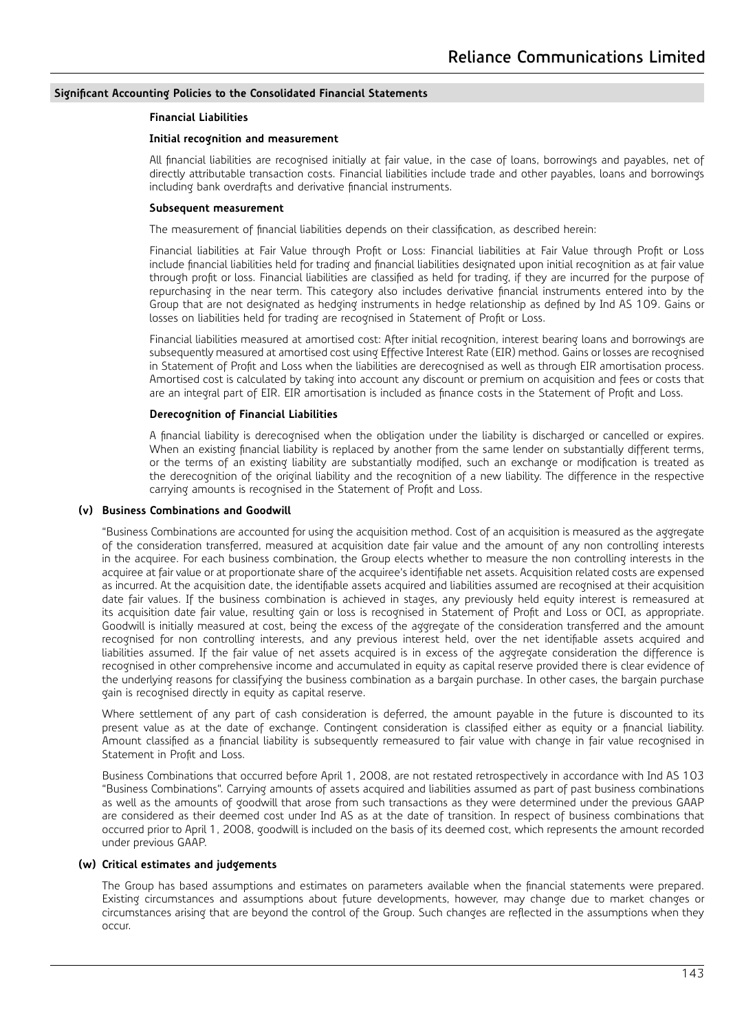## Significant Accounting Policies to the Consolidated Financial Statements

**Financial Liabilities**

**Initial recognition and measurement**

All financial liabilities are recognised initially at fair value, in the case of loans, borrowings and payables, net of directly attributable transaction costs. Financial liabilities include trade and other payables, loans and borrowings including bank overdrafts and derivative financial instruments.

**Subsequent measurement**

The measurement of financial liabilities depends on their classification, as described herein:

Financial liabilities at Fair Value through Profit or Loss: Financial liabilities at Fair Value through Profit or Loss include financial liabilities held for trading and financial liabilities designated upon initial recognition as at fair value through profit or loss. Financial liabilities are classified as held for trading, if they are incurred for the purpose of repurchasing in the near term. This category also includes derivative financial instruments entered into by the Group that are not designated as hedging instruments in hedge relationship as defined by Ind AS 109. Gains or losses on liabilities held for trading are recognised in Statement of Profit or Loss.

Financial liabilities measured at amortised cost: After initial recognition, interest bearing loans and borrowings are subsequently measured at amortised cost using Effective Interest Rate (EIR) method. Gains or losses are recognised in Statement of Profit and Loss when the liabilities are derecognised as well as through EIR amortisation process. Amortised cost is calculated by taking into account any discount or premium on acquisition and fees or costs that are an integral part of EIR. EIR amortisation is included as finance costs in the Statement of Profit and Loss.

**Derecognition of Financial Liabilities**

A financial liability is derecognised when the obligation under the liability is discharged or cancelled or expires. When an existing financial liability is replaced by another from the same lender on substantially different terms, or the terms of an existing liability are substantially modified, such an exchange or modification is treated as the derecognition of the original liability and the recognition of a new liability. The difference in the respective carrying amounts is recognised in the Statement of Profit and Loss.

**(v) Business Combinations and Goodwill**

"Business Combinations are accounted for using the acquisition method. Cost of an acquisition is measured as the aggregate of the consideration transferred, measured at acquisition date fair value and the amount of any non controlling interests in the acquiree. For each business combination, the Group elects whether to measure the non controlling interests in the acquiree at fair value or at proportionate share of the acquiree's identifiable net assets. Acquisition related costs are expensed as incurred. At the acquisition date, the identifiable assets acquired and liabilities assumed are recognised at their acquisition date fair values. If the business combination is achieved in stages, any previously held equity interest is remeasured at its acquisition date fair value, resulting gain or loss is recognised in Statement of Profit and Loss or OCI, as appropriate. Goodwill is initially measured at cost, being the excess of the aggregate of the consideration transferred and the amount recognised for non controlling interests, and any previous interest held, over the net identifiable assets acquired and liabilities assumed. If the fair value of net assets acquired is in excess of the aggregate consideration the difference is recognised in other comprehensive income and accumulated in equity as capital reserve provided there is clear evidence of the underlying reasons for classifying the business combination as a bargain purchase. In other cases, the bargain purchase gain is recognised directly in equity as capital reserve.

Where settlement of any part of cash consideration is deferred, the amount payable in the future is discounted to its present value as at the date of exchange. Contingent consideration is classified either as equity or a financial liability. Amount classified as a financial liability is subsequently remeasured to fair value with change in fair value recognised in Statement in Profit and Loss.

Business Combinations that occurred before April 1, 2008, are not restated retrospectively in accordance with Ind AS 103 "Business Combinations". Carrying amounts of assets acquired and liabilities assumed as part of past business combinations as well as the amounts of goodwill that arose from such transactions as they were determined under the previous GAAP are considered as their deemed cost under Ind AS as at the date of transition. In respect of business combinations that occurred prior to April 1, 2008, goodwill is included on the basis of its deemed cost, which represents the amount recorded under previous GAAP.

**(w) Critical estimates and judgements**

The Group has based assumptions and estimates on parameters available when the financial statements were prepared. Existing circumstances and assumptions about future developments, however, may change due to market changes or circumstances arising that are beyond the control of the Group. Such changes are reflected in the assumptions when they occur.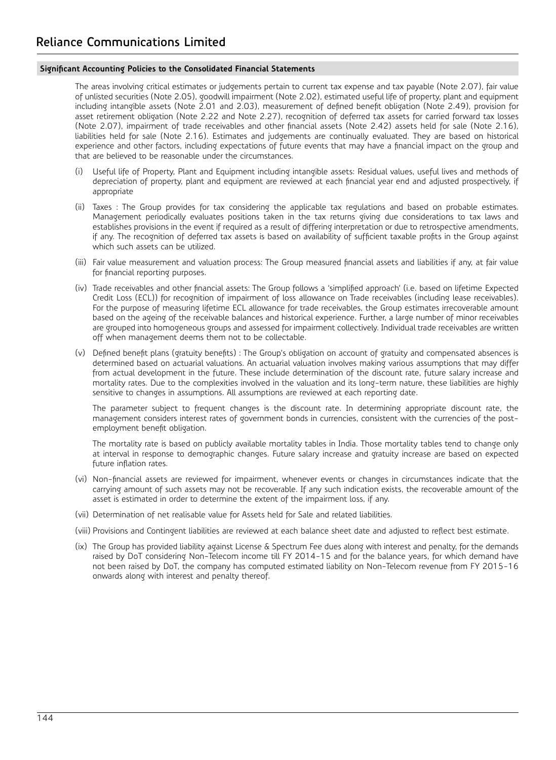## Significant Accounting Policies to the Consolidated Financial Statements

The areas involving critical estimates or judgements pertain to current tax expense and tax payable (Note 2.07), fair value of unlisted securities (Note 2.05), goodwill impairment (Note 2.02), estimated useful life of property, plant and equipment including intangible assets (Note 2.01 and 2.03), measurement of defined benefit obligation (Note 2.49), provision for asset retirement obligation (Note 2.22 and Note 2.27), recognition of deferred tax assets for carried forward tax losses (Note 2.07), impairment of trade receivables and other financial assets (Note 2.42) assets held for sale (Note 2.16), liabilities held for sale (Note 2.16). Estimates and judgements are continually evaluated. They are based on historical experience and other factors, including expectations of future events that may have a financial impact on the group and that are believed to be reasonable under the circumstances.

(i) Useful life of Property, Plant and Equipment including intangible assets: Residual values, useful lives and methods of depreciation of property, plant and equipment are reviewed at each financial year end and adjusted prospectively, if appropriate

(ii) Taxes : The Group provides for tax considering the applicable tax regulations and based on probable estimates. Management periodically evaluates positions taken in the tax returns giving due considerations to tax laws and establishes provisions in the event if required as a result of differing interpretation or due to retrospective amendments, if any. The recognition of deferred tax assets is based on availability of sufficient taxable profits in the Group against which such assets can be utilized.

(iii) Fair value measurement and valuation process: The Group measured financial assets and liabilities if any, at fair value for financial reporting purposes.

(iv) Trade receivables and other financial assets: The Group follows a 'simplified approach' (i.e. based on lifetime Expected Credit Loss (ECL)) for recognition of impairment of loss allowance on Trade receivables (including lease receivables). For the purpose of measuring lifetime ECL allowance for trade receivables, the Group estimates irrecoverable amount based on the ageing of the receivable balances and historical experience. Further, a large number of minor receivables are grouped into homogeneous groups and assessed for impairment collectively. Individual trade receivables are written off when management deems them not to be collectable.

(v) Defined benefit plans (gratuity benefits) : The Group's obligation on account of gratuity and compensated absences is determined based on actuarial valuations. An actuarial valuation involves making various assumptions that may differ from actual development in the future. These include determination of the discount rate, future salary increase and mortality rates. Due to the complexities involved in the valuation and its long-term nature, these liabilities are highly sensitive to changes in assumptions. All assumptions are reviewed at each reporting date.

The parameter subject to frequent changes is the discount rate. In determining appropriate discount rate, the management considers interest rates of government bonds in currencies, consistent with the currencies of the post-employment benefit obligation.

The mortality rate is based on publicly available mortality tables in India. Those mortality tables tend to change only at interval in response to demographic changes. Future salary increase and gratuity increase are based on expected future inflation rates.

(vi) Non-financial assets are reviewed for impairment, whenever events or changes in circumstances indicate that the carrying amount of such assets may not be recoverable. If any such indication exists, the recoverable amount of the asset is estimated in order to determine the extent of the impairment loss, if any.

(vii) Determination of net realisable value for Assets held for Sale and related liabilities.

(viii) Provisions and Contingent liabilities are reviewed at each balance sheet date and adjusted to reflect best estimate.

(ix) The Group has provided liability against License & Spectrum Fee dues along with interest and penalty, for the demands raised by DoT considering Non-Telecom income till FY 2014-15 and for the balance years, for which demand have not been raised by DoT, the company has computed estimated liability on Non-Telecom revenue from FY 2015-16 onwards along with interest and penalty thereof.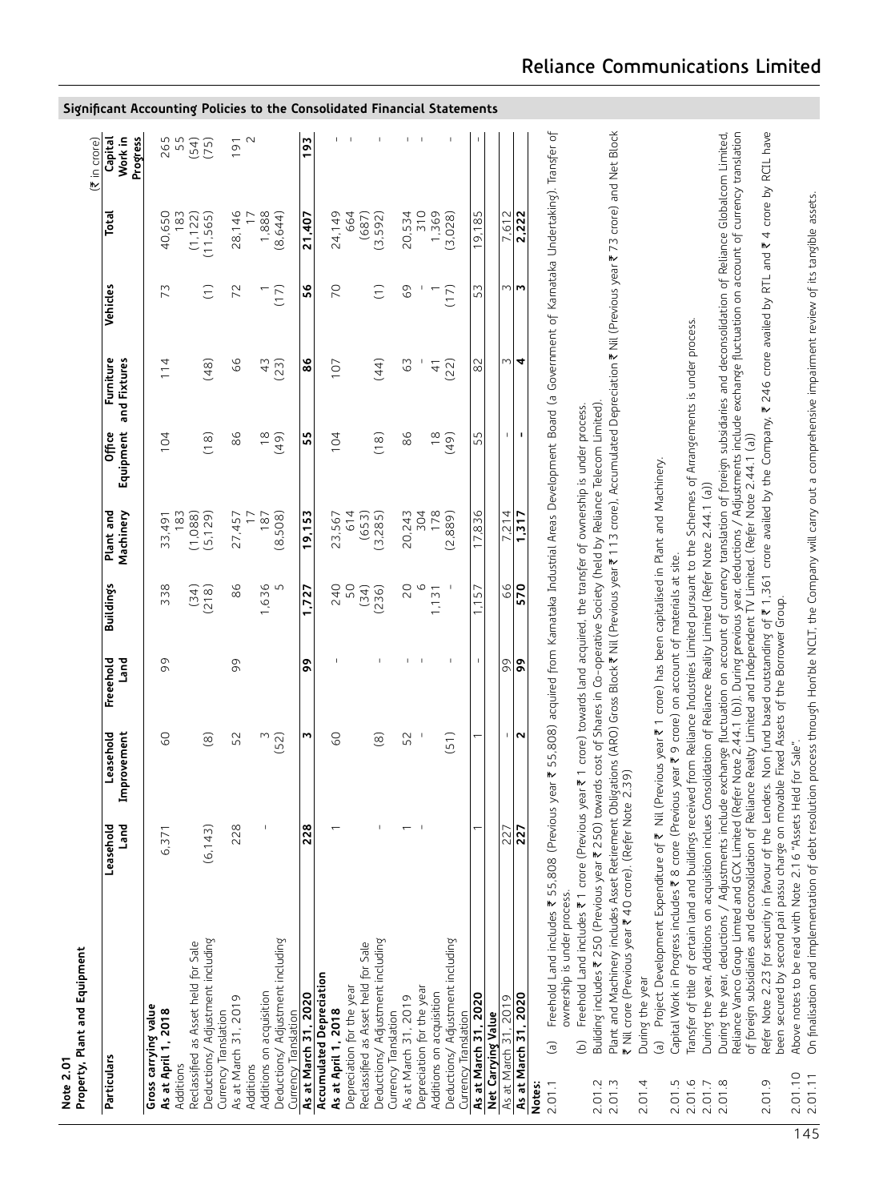## Significant Accounting Policies to the Consolidated Financial Statements

### Note 2.01
### Property, Plant and Equipment

(₹ in crore)

| Particulars | Leasehold Land | Leasehold Improvement | Freeehold Land | Buildings | Plant and Machinery | Office Equipment | Furniture and Fixtures | Vehicles | Total | Capital Work in Progress |
|---|---|---|---|---|---|---|---|---|---|---|
| **Gross carrying value** | | | | | | | | | | |
| **As at April 1, 2018** | 6,371 | 60 | 99 | 338 | 33,491 | 104 | 114 | 73 | 40,650 | 265 |
| Additions | | | | | 183 | | | | 183 | 55 |
| Reclassified as Asset held for Sale | | | | (34) | (1,088) | | | | (1,122) | (54) |
| Deductions/ Adjustment including Currency Translation | (6,143) | (8) | | (218) | (5,129) | (18) | (48) | (1) | (11,565) | (75) |
| As at March 31, 2019 | 228 | 52 | 99 | 86 | 27,457 | 86 | 66 | 72 | 28,146 | 191 |
| Additions | | | | | 17 | | | | 17 | 2 |
| Additions on acquisition | - | 3 | | 1,636 | 187 | 18 | 43 | 1 | 1,888 | |
| Deductions/ Adjustment including Currency Translation | | (52) | | 5 | (8,508) | (49) | (23) | (17) | (8,644) | |
| **As at March 31, 2020** | **228** | **3** | **99** | **1,727** | **19,153** | **55** | **86** | **56** | **21,407** | **193** |
| **Accumulated Depreciation** | | | | | | | | | | |
| **As at April 1, 2018** | 1 | 60 | - | 240 | 23,567 | 104 | 107 | 70 | 24,149 | - |
| Depreciation for the year | | | | 50 | 614 | | | | 664 | - |
| Reclassified as Asset held for Sale | | | | (34) | (653) | | | | (687) | |
| Deductions/ Adjustment including Currency Translation | - | (8) | - | (236) | (3,285) | (18) | (44) | (1) | (3,592) | - |
| As at March 31, 2019 | 1 | 52 | - | 20 | 20,243 | 86 | 63 | 69 | 20,534 | - |
| Depreciation for the year | - | - | - | 6 | 304 | | - | - | 310 | - |
| Additions on acquisition | | | | 1,131 | 178 | 18 | 41 | 1 | 1,369 | |
| Deductions/ Adjustment including Currency Translation | | (51) | - | - | (2,889) | (49) | (22) | (17) | (3,028) | - |
| **As at March 31, 2020** | 1 | 1 | - | 1,157 | 17,836 | 55 | 82 | 53 | 19,185 | - |
| **Net Carrying Value** | | | | | | | | | | |
| As at March 31, 2019 | 227 | - | 99 | 66 | 7,214 | - | 3 | 3 | 7,612 | |
| **As at March 31, 2020** | **227** | **2** | **99** | **570** | **1,317** | **-** | **4** | **3** | **2,222** | |

**Notes:**

2.01.1 (a) Freehold Land includes ₹ 55,808 (Previous year ₹ 55,808) acquired from Karnataka Industrial Areas Development Board (a Government of Karnataka Undertaking). Transfer of ownership is under process.

(b) Freehold Land includes ₹ 1 crore (Previous year ₹ 1 crore) towards land acquired, the transfer of ownership is under process.

2.01.2 Building includes ₹ 250 (Previous year ₹ 250) towards cost of Shares in Co-operative Society (held by Reliance Telecom Limited).

2.01.3 Plant and Machinery includes Asset Retirement Obligations (ARO) Gross Block ₹ Nil (Previous year ₹ 113 crore), Accumulated Depreciation ₹ Nil (Previous year ₹ 73 crore) and Net Block ₹ Nil crore (Previous year ₹ 40 crore). (Refer Note 2.39)

2.01.4 During the year

(a) Project Development Expenditure of ₹ Nil (Previous year ₹ 1 crore) has been capitalised in Plant and Machinery.

2.01.5 Capital Work in Progress includes ₹ 8 crore (Previous year ₹ 9 crore) on account of materials at site.

2.01.6 Transfer of title of certain land and buildings received from Reliance Industries Limited pursuant to the Schemes of Arrangements is under process.

2.01.7 During the year, Additions on acquisition inclues Consolidation of Reliance Realty Limited (Refer Note 2.44.1 (a))

2.01.8 During the year, deductions / Adjustments include exchange fluctuation on account of currency translation of foreign subsidiaries and deconsolidation of Reliance Globalcom Limited, Reliance Vanco Group Limited and GCX Limited (Refer Note 2.44.1 (b)). During previous year, deductions / Adjustments include exchange fluctuation on account of currency translation of foreign subsidiaries and deconsolidation of Reliance Realty Limited and Independent TV Limited. (Refer Note 2.44.1 (a))

2.01.9 Refer Note 2.23 for security in favour of the Lenders. Non fund based outstanding of ₹ 1,361 crore availed by the Company, ₹ 246 crore availed by RTL and ₹ 4 crore by RCIL have been secured by second pari passu charge on movable Fixed Assets of the Borrower Group.

2.01.10 Above notes to be read with Note 2.16 "Assets Held for Sale".

2.01.11 On finalisation and implementation of debt resolution process through Hon'ble NCLT, the Company will carry out a comprehensive impairment review of its tangible assets.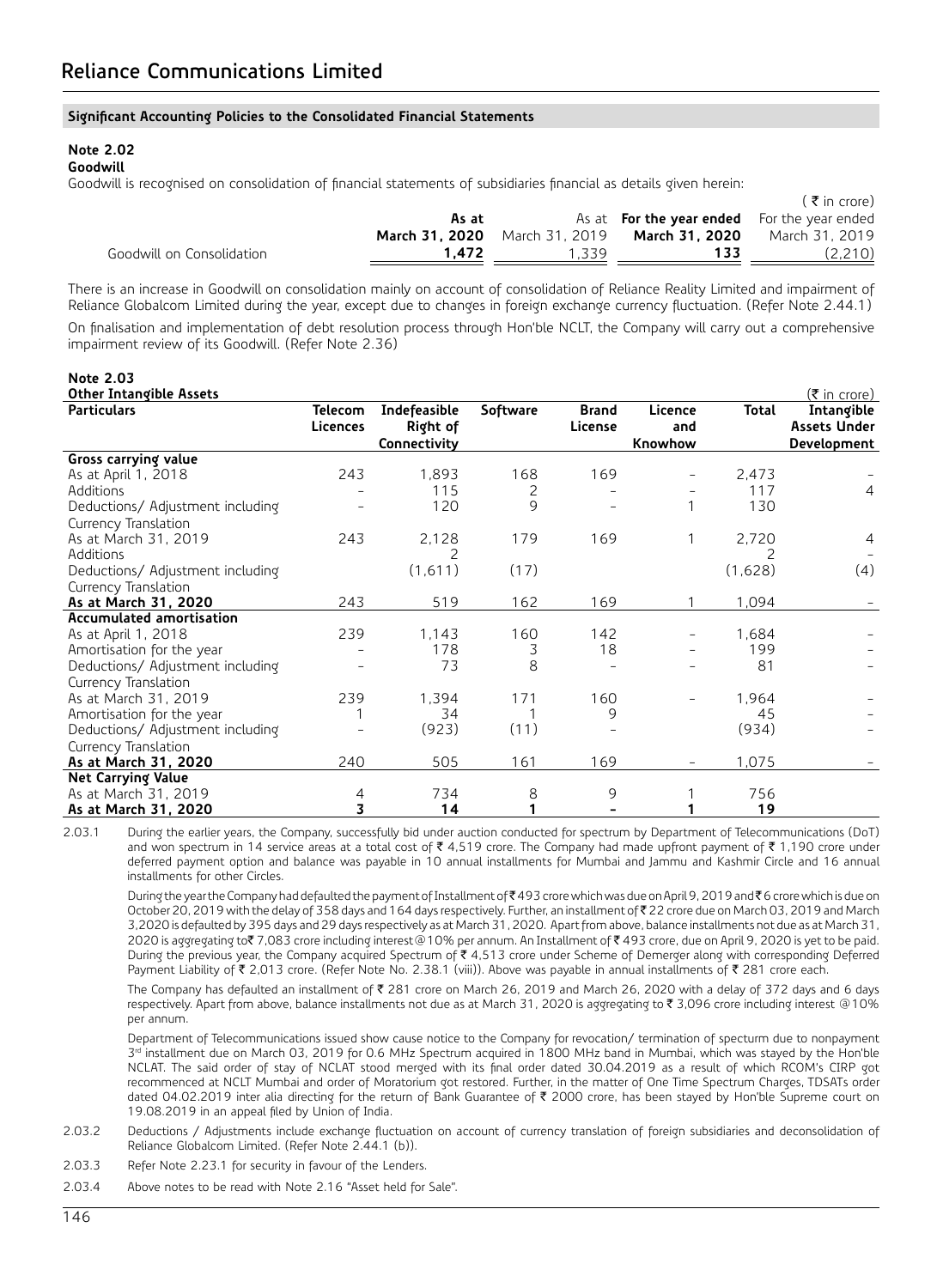## Significant Accounting Policies to the Consolidated Financial Statements

### Note 2.02

**Goodwill**

Goodwill is recognised on consolidation of financial statements of subsidiaries financial as details given herein:

( ₹ in crore)

| | **As at March 31, 2020** | As at March 31, 2019 | **For the year ended March 31, 2020** | For the year ended March 31, 2019 |
|---|---|---|---|---|
| Goodwill on Consolidation | **1,472** | 1,339 | **133** | (2,210) |

There is an increase in Goodwill on consolidation mainly on account of consolidation of Reliance Reality Limited and impairment of Reliance Globalcom Limited during the year, except due to changes in foreign exchange currency fluctuation. (Refer Note 2.44.1)

On finalisation and implementation of debt resolution process through Hon'ble NCLT, the Company will carry out a comprehensive impairment review of its Goodwill. (Refer Note 2.36)

### Note 2.03

**Other Intangible Assets** (₹ in crore)

| Particulars | Telecom Licences | Indefeasible Right of Connectivity | Software | Brand License | Licence and Knowhow | Total | Intangible Assets Under Development |
|---|---|---|---|---|---|---|---|
| **Gross carrying value** | | | | | | | |
| As at April 1, 2018 | 243 | 1,893 | 168 | 169 | - | 2,473 | - |
| Additions | - | 115 | 2 | - | - | 117 | 4 |
| Deductions/ Adjustment including Currency Translation | - | 120 | 9 | - | 1 | 130 | |
| As at March 31, 2019 | 243 | 2,128 | 179 | 169 | 1 | 2,720 | 4 |
| Additions | | 2 | | | | 2 | - |
| Deductions/ Adjustment including Currency Translation | | (1,611) | (17) | | | (1,628) | (4) |
| **As at March 31, 2020** | 243 | 519 | 162 | 169 | 1 | 1,094 | - |
| **Accumulated amortisation** | | | | | | | |
| As at April 1, 2018 | 239 | 1,143 | 160 | 142 | - | 1,684 | - |
| Amortisation for the year | - | 178 | 3 | 18 | - | 199 | - |
| Deductions/ Adjustment including Currency Translation | - | 73 | 8 | - | - | 81 | - |
| As at March 31, 2019 | 239 | 1,394 | 171 | 160 | - | 1,964 | - |
| Amortisation for the year | 1 | 34 | 1 | 9 | | 45 | - |
| Deductions/ Adjustment including Currency Translation | - | (923) | (11) | - | | (934) | - |
| **As at March 31, 2020** | 240 | 505 | 161 | 169 | - | 1,075 | - |
| **Net Carrying Value** | | | | | | | |
| As at March 31, 2019 | 4 | 734 | 8 | 9 | 1 | 756 | |
| **As at March 31, 2020** | **3** | **14** | **1** | **-** | **1** | **19** | |

2.03.1 During the earlier years, the Company, successfully bid under auction conducted for spectrum by Department of Telecommunications (DoT) and won spectrum in 14 service areas at a total cost of ₹ 4,519 crore. The Company had made upfront payment of ₹ 1,190 crore under deferred payment option and balance was payable in 10 annual installments for Mumbai and Jammu and Kashmir Circle and 16 annual installments for other Circles.

During the year the Company had defaulted the payment of Installment of ₹ 493 crore which was due on April 9, 2019 and ₹ 6 crore which is due on October 20, 2019 with the delay of 358 days and 164 days respectively. Further, an installment of ₹ 22 crore due on March 03, 2019 and March 3,2020 is defaulted by 395 days and 29 days respectively as at March 31, 2020. Apart from above, balance installments not due as at March 31, 2020 is aggregating to₹ 7,083 crore including interest @10% per annum. An Installment of ₹ 493 crore, due on April 9, 2020 is yet to be paid. During the previous year, the Company acquired Spectrum of ₹ 4,513 crore under Scheme of Demerger along with corresponding Deferred Payment Liability of ₹ 2,013 crore. (Refer Note No. 2.38.1 (viii)). Above was payable in annual installments of ₹ 281 crore each.

The Company has defaulted an installment of ₹ 281 crore on March 26, 2019 and March 26, 2020 with a delay of 372 days and 6 days respectively. Apart from above, balance installments not due as at March 31, 2020 is aggregating to ₹ 3,096 crore including interest @10% per annum.

Department of Telecommunications issued show cause notice to the Company for revocation/ termination of specturm due to nonpayment 3rd installment due on March 03, 2019 for 0.6 MHz Spectrum acquired in 1800 MHz band in Mumbai, which was stayed by the Hon'ble NCLAT. The said order of stay of NCLAT stood merged with its final order dated 30.04.2019 as a result of which RCOM's CIRP got recommenced at NCLT Mumbai and order of Moratorium got restored. Further, in the matter of One Time Spectrum Charges, TDSATs order dated 04.02.2019 inter alia directing for the return of Bank Guarantee of ₹ 2000 crore, has been stayed by Hon'ble Supreme court on 19.08.2019 in an appeal filed by Union of India.

2.03.2 Deductions / Adjustments include exchange fluctuation on account of currency translation of foreign subsidiaries and deconsolidation of Reliance Globalcom Limited. (Refer Note 2.44.1 (b)).

2.03.3 Refer Note 2.23.1 for security in favour of the Lenders.

2.03.4 Above notes to be read with Note 2.16 "Asset held for Sale".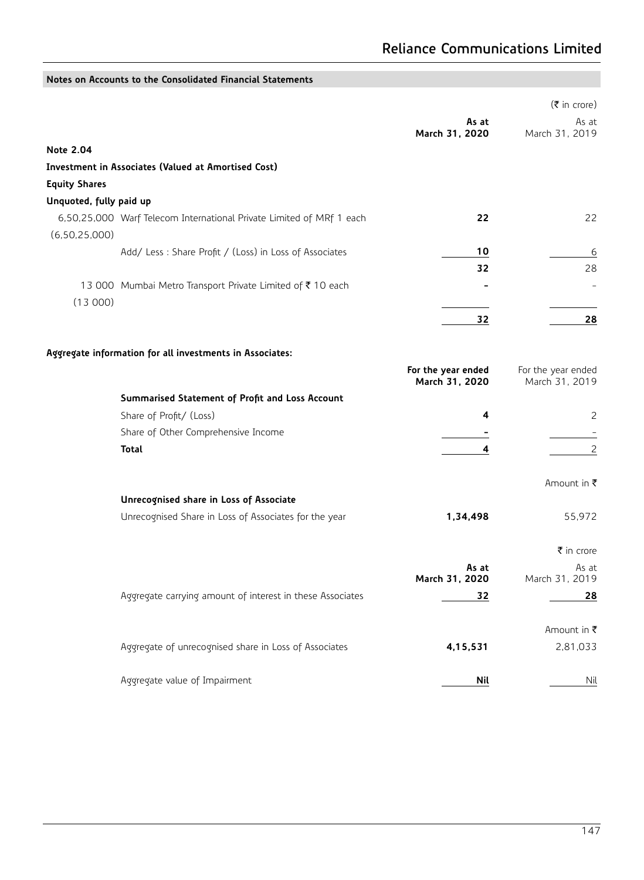## Notes on Accounts to the Consolidated Financial Statements

| | | As at March 31, 2020 | As at March 31, 2019 |
|---|---|---|---|
| | | | (₹ in crore) |
| **Note 2.04** | | | |
| **Investment in Associates (Valued at Amortised Cost)** | | | |
| **Equity Shares** | | | |
| **Unquoted, fully paid up** | | | |
| 6,50,25,000 (6,50,25,000) | Warf Telecom International Private Limited of MRf 1 each | **22** | 22 |
| | Add/ Less : Share Profit / (Loss) in Loss of Associates | **10** | 6 |
| | | **32** | 28 |
| 13 000 (13 000) | Mumbai Metro Transport Private Limited of ₹ 10 each | **-** | - |
| | | **32** | **28** |

**Aggregate information for all investments in Associates:**

| | For the year ended March 31, 2020 | For the year ended March 31, 2019 |
|---|---|---|
| **Summarised Statement of Profit and Loss Account** | | |
| Share of Profit/ (Loss) | **4** | 2 |
| Share of Other Comprehensive Income | **-** | - |
| **Total** | **4** | 2 |
| | | Amount in ₹ |
| **Unrecognised share in Loss of Associate** | | |
| Unrecognised Share in Loss of Associates for the year | **1,34,498** | 55,972 |
| | | ₹ in crore |
| | **As at March 31, 2020** | As at March 31, 2019 |
| Aggregate carrying amount of interest in these Associates | **32** | **28** |
| | | Amount in ₹ |
| Aggregate of unrecognised share in Loss of Associates | **4,15,531** | 2,81,033 |
| Aggregate value of Impairment | **Nil** | Nil |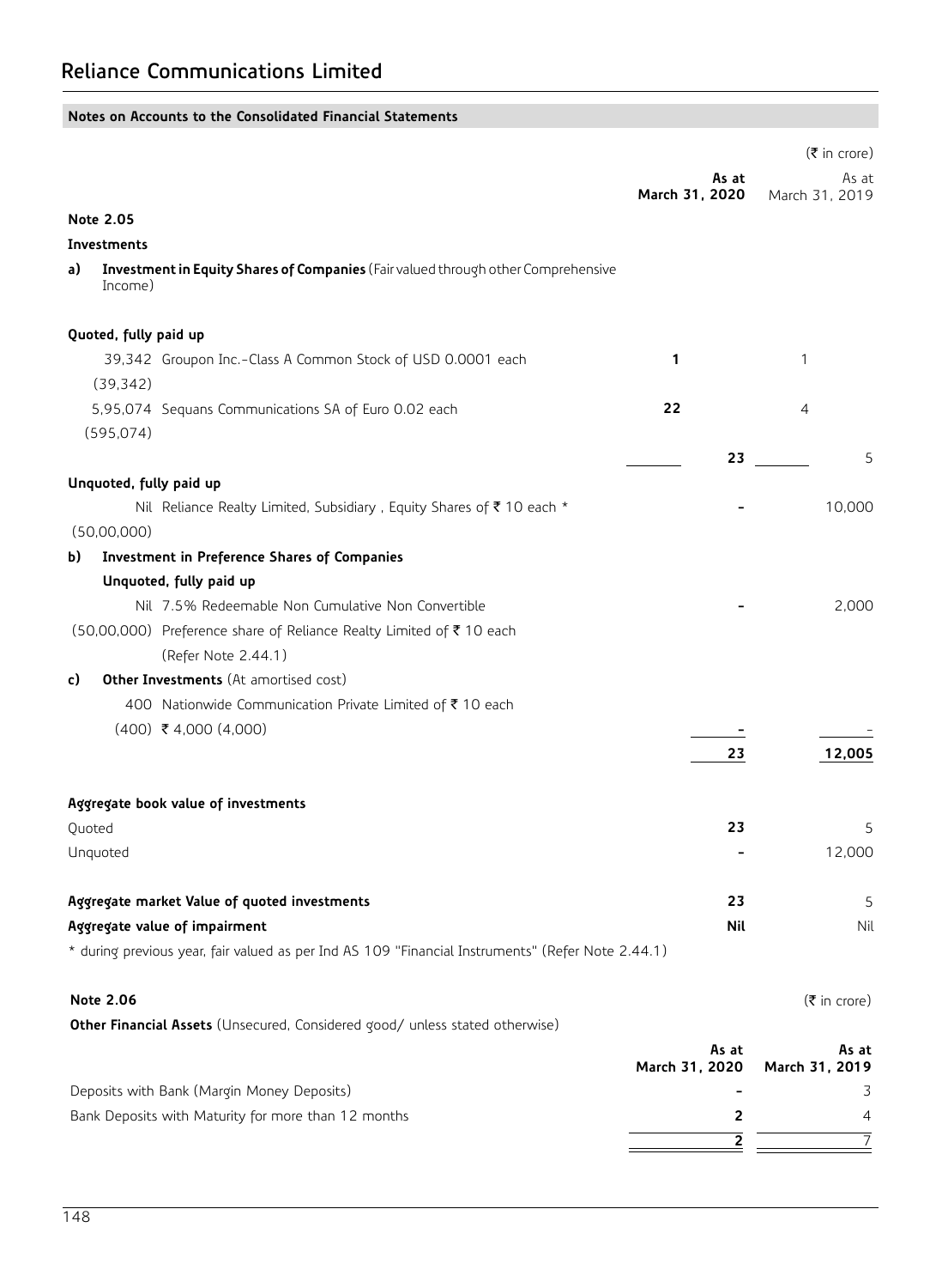## Notes on Accounts to the Consolidated Financial Statements

(₹ in crore)

| | | As at March 31, 2020 | | As at March 31, 2019 |
|---|---|---|---|---|
| **Note 2.05** | | | | |
| **Investments** | | | | |
| **a) Investment in Equity Shares of Companies** (Fair valued through other Comprehensive Income) | | | | |
| **Quoted, fully paid up** | | | | |
| 39,342 (39,342) | Groupon Inc.-Class A Common Stock of USD 0.0001 each | **1** | | 1 |
| 5,95,074 (595,074) | Sequans Communications SA of Euro 0.02 each | **22** | | 4 |
| | | | **23** | 5 |
| **Unquoted, fully paid up** | | | | |
| Nil (50,00,000) | Reliance Realty Limited, Subsidiary , Equity Shares of ₹ 10 each * | | **-** | 10,000 |
| **b) Investment in Preference Shares of Companies** | | | | |
| **Unquoted, fully paid up** | | | | |
| Nil (50,00,000) | 7.5% Redeemable Non Cumulative Non Convertible Preference share of Reliance Realty Limited of ₹ 10 each (Refer Note 2.44.1) | | **-** | 2,000 |
| **c) Other Investments** (At amortised cost) | | | | |
| 400 (400) | Nationwide Communication Private Limited of ₹ 10 each ₹ 4,000 (4,000) | | **-** | - |
| | | | **23** | **12,005** |
| **Aggregate book value of investments** | | | | |
| Quoted | | | **23** | 5 |
| Unquoted | | | **-** | 12,000 |
| **Aggregate market Value of quoted investments** | | | **23** | 5 |
| **Aggregate value of impairment** | | | **Nil** | Nil |

\* during previous year, fair valued as per Ind AS 109 "Financial Instruments" (Refer Note 2.44.1)

**Note 2.06**

(₹ in crore)

**Other Financial Assets** (Unsecured, Considered good/ unless stated otherwise)

| | As at March 31, 2020 | As at March 31, 2019 |
|---|---|---|
| Deposits with Bank (Margin Money Deposits) | **-** | 3 |
| Bank Deposits with Maturity for more than 12 months | **2** | 4 |
| | **2** | 7 |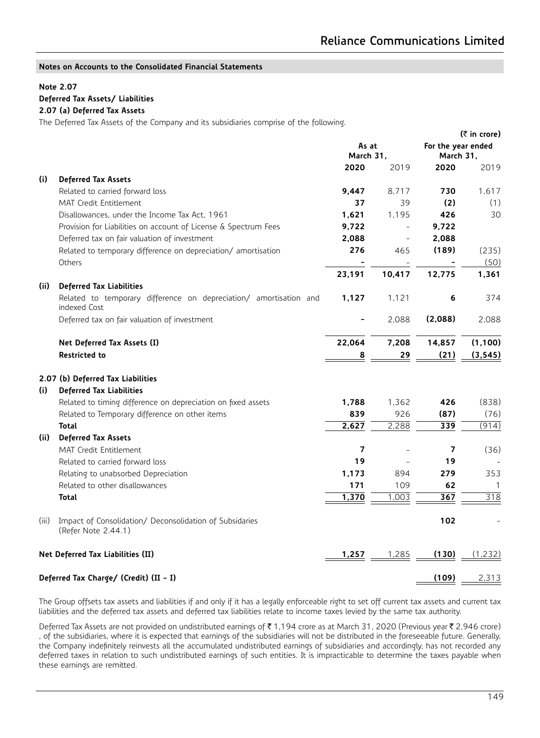**Notes on Accounts to the Consolidated Financial Statements**

**Note 2.07**

**Deferred Tax Assets/ Liabilities**

**2.07 (a) Deferred Tax Assets**

The Deferred Tax Assets of the Company and its subsidiaries comprise of the following.

(₹ in crore)

| | | As at March 31, | | For the year ended March 31, | |
|---|---|---|---|---|---|
| | | **2020** | 2019 | **2020** | 2019 |
| **(i)** | **Deferred Tax Assets** | | | | |
| | Related to carried forward loss | **9,447** | 8,717 | **730** | 1,617 |
| | MAT Credit Entitlement | **37** | 39 | **(2)** | (1) |
| | Disallowances, under the Income Tax Act, 1961 | **1,621** | 1,195 | **426** | 30 |
| | Provision for Liabilities on account of License & Spectrum Fees | **9,722** | - | **9,722** | |
| | Deferred tax on fair valuation of investment | **2,088** | - | **2,088** | |
| | Related to temporary difference on depreciation/ amortisation | **276** | 465 | **(189)** | (235) |
| | Others | **-** | - | **-** | (50) |
| | | **23,191** | **10,417** | **12,775** | **1,361** |
| **(ii)** | **Deferred Tax Liabilities** | | | | |
| | Related to temporary difference on depreciation/ amortisation and indexed Cost | **1,127** | 1,121 | **6** | 374 |
| | Deferred tax on fair valuation of investment | **-** | 2,088 | **(2,088)** | 2,088 |
| | **Net Deferred Tax Assets (I)** | **22,064** | **7,208** | **14,857** | **(1,100)** |
| | **Restricted to** | **8** | **29** | **(21)** | **(3,545)** |
| | **2.07 (b) Deferred Tax Liabilities** | | | | |
| **(i)** | **Deferred Tax Liabilities** | | | | |
| | Related to timing difference on depreciation on fixed assets | **1,788** | 1,362 | **426** | (838) |
| | Related to Temporary difference on other items | **839** | 926 | **(87)** | (76) |
| | **Total** | **2,627** | 2,288 | **339** | (914) |
| **(ii)** | **Deferred Tax Assets** | | | | |
| | MAT Credit Entitlement | **7** | - | **7** | (36) |
| | Related to carried forward loss | **19** | - | **19** | - |
| | Relating to unabsorbed Depreciation | **1,173** | 894 | **279** | 353 |
| | Related to other disallowances | **171** | 109 | **62** | 1 |
| | **Total** | **1,370** | 1,003 | **367** | 318 |
| (iii) | Impact of Consolidation/ Deconsolidation of Subsidaries (Refer Note 2.44.1) | | | **102** | - |
| | **Net Deferred Tax Liabilities (II)** | **1,257** | 1,285 | **(130)** | (1,232) |
| | **Deferred Tax Charge/ (Credit) (II - I)** | | | **(109)** | 2,313 |

The Group offsets tax assets and liabilities if and only if it has a legally enforceable right to set off current tax assets and current tax liabilities and the deferred tax assets and deferred tax liabilities relate to income taxes levied by the same tax authority.

Deferred Tax Assets are not provided on undistributed earnings of ₹ 1,194 crore as at March 31, 2020 (Previous year ₹ 2,946 crore) , of the subsidiaries, where it is expected that earnings of the subsidiaries will not be distributed in the foreseeable future. Generally, the Company indefinitely reinvests all the accumulated undistributed earnings of subsidiaries and accordingly, has not recorded any deferred taxes in relation to such undistributed earnings of such entities. It is impracticable to determine the taxes payable when these earnings are remitted.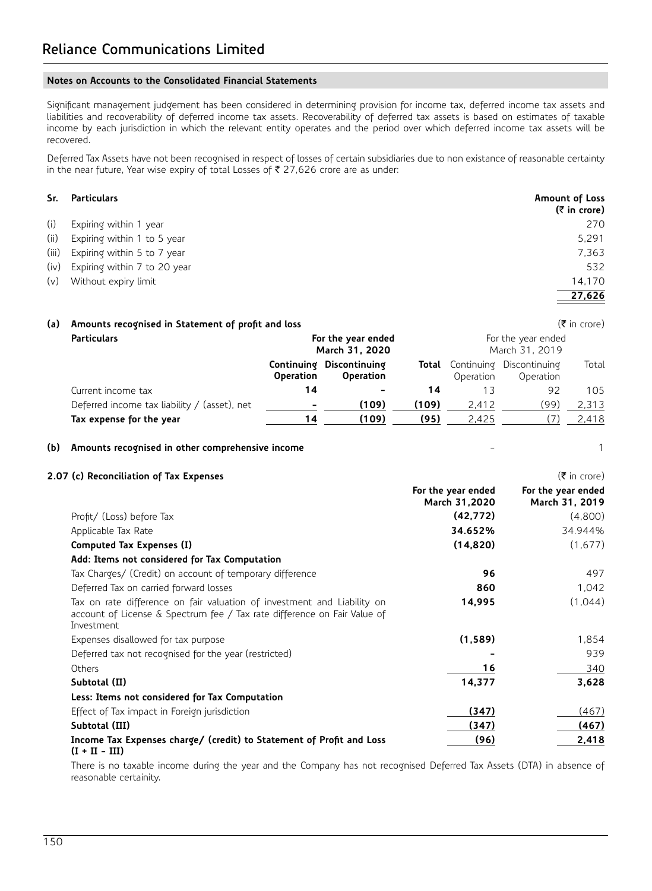## Notes on Accounts to the Consolidated Financial Statements

Significant management judgement has been considered in determining provision for income tax, deferred income tax assets and liabilities and recoverability of deferred income tax assets. Recoverability of deferred tax assets is based on estimates of taxable income by each jurisdiction in which the relevant entity operates and the period over which deferred income tax assets will be recovered.

Deferred Tax Assets have not been recognised in respect of losses of certain subsidiaries due to non existance of reasonable certainty in the near future, Year wise expiry of total Losses of ₹ 27,626 crore are as under:

| Sr. | Particulars | Amount of Loss (₹ in crore) |
|---|---|---|
| (i) | Expiring within 1 year | 270 |
| (ii) | Expiring within 1 to 5 year | 5,291 |
| (iii) | Expiring within 5 to 7 year | 7,363 |
| (iv) | Expiring within 7 to 20 year | 532 |
| (v) | Without expiry limit | 14,170 |
| | | **27,626** |

**(a) Amounts recognised in Statement of profit and loss** (₹ in crore)

| Particulars | For the year ended March 31, 2020 | | | For the year ended March 31, 2019 | | |
|---|---|---|---|---|---|---|
| | **Continuing Operation** | **Discontinuing Operation** | **Total** | Continuing Operation | Discontinuing Operation | Total |
| Current income tax | 14 | - | 14 | 13 | 92 | 105 |
| Deferred income tax liability / (asset), net | - | (109) | (109) | 2,412 | (99) | 2,313 |
| **Tax expense for the year** | **14** | **(109)** | **(95)** | 2,425 | (7) | 2,418 |

**(b) Amounts recognised in other comprehensive income** - 1

**2.07 (c) Reconciliation of Tax Expenses** (₹ in crore)

| | For the year ended March 31,2020 | For the year ended March 31, 2019 |
|---|---|---|
| Profit/ (Loss) before Tax | **(42,772)** | (4,800) |
| Applicable Tax Rate | **34.652%** | 34.944% |
| **Computed Tax Expenses (I)** | **(14,820)** | (1,677) |
| **Add: Items not considered for Tax Computation** | | |
| Tax Charges/ (Credit) on account of temporary difference | **96** | 497 |
| Deferred Tax on carried forward losses | **860** | 1,042 |
| Tax on rate difference on fair valuation of investment and Liability on account of License & Spectrum fee / Tax rate difference on Fair Value of Investment | **14,995** | (1,044) |
| Expenses disallowed for tax purpose | **(1,589)** | 1,854 |
| Deferred tax not recognised for the year (restricted) | **-** | 939 |
| Others | **16** | 340 |
| **Subtotal (II)** | **14,377** | **3,628** |
| **Less: Items not considered for Tax Computation** | | |
| Effect of Tax impact in Foreign jurisdiction | **(347)** | (467) |
| **Subtotal (III)** | **(347)** | **(467)** |
| **Income Tax Expenses charge/ (credit) to Statement of Profit and Loss (I + II - III)** | **(96)** | **2,418** |

There is no taxable income during the year and the Company has not recognised Deferred Tax Assets (DTA) in absence of reasonable certainity.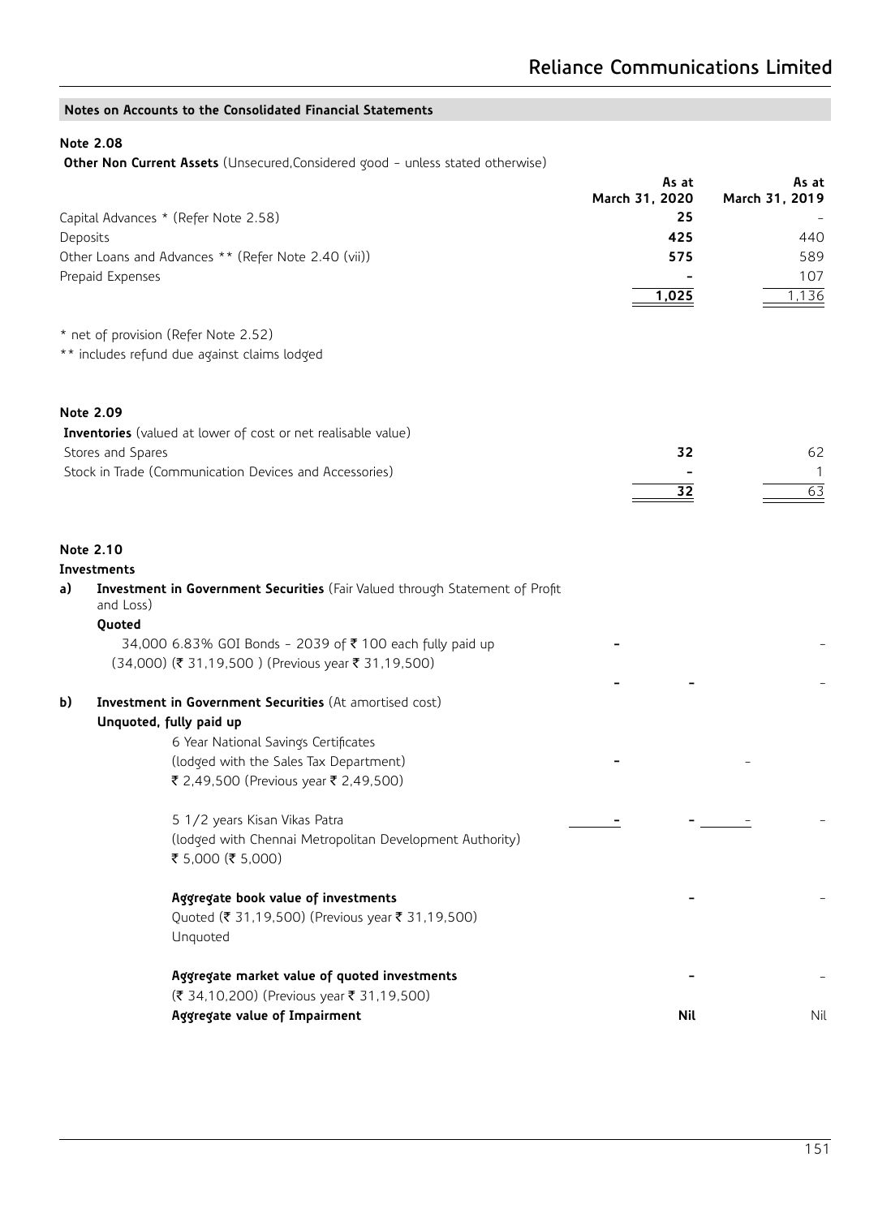## Notes on Accounts to the Consolidated Financial Statements

### Note 2.08

**Other Non Current Assets** (Unsecured,Considered good - unless stated otherwise)

| | As at March 31, 2020 | As at March 31, 2019 |
|---|---|---|
| Capital Advances * (Refer Note 2.58) | **25** | - |
| Deposits | **425** | 440 |
| Other Loans and Advances ** (Refer Note 2.40 (vii)) | **575** | 589 |
| Prepaid Expenses | **-** | 107 |
| | **1,025** | 1,136 |

* net of provision (Refer Note 2.52)

** includes refund due against claims lodged

### Note 2.09

**Inventories** (valued at lower of cost or net realisable value)

| | As at March 31, 2020 | As at March 31, 2019 |
|---|---|---|
| Stores and Spares | **32** | 62 |
| Stock in Trade (Communication Devices and Accessories) | **-** | 1 |
| | **32** | 63 |

### Note 2.10

**Investments**

| | | | | |
|---|---|---|---|---|
| **a) Investment in Government Securities** (Fair Valued through Statement of Profit and Loss) | | | | |
| **Quoted** | | | | |
| 34,000 6.83% GOI Bonds - 2039 of ₹ 100 each fully paid up (34,000) (₹ 31,19,500 ) (Previous year ₹ 31,19,500) | **-** | | - | |
| | **-** | **-** | | - |
| **b) Investment in Government Securities** (At amortised cost) | | | | |
| **Unquoted, fully paid up** | | | | |
| 6 Year National Savings Certificates (lodged with the Sales Tax Department) ₹ 2,49,500 (Previous year ₹ 2,49,500) | **-** | | - | |
| 5 1/2 years Kisan Vikas Patra (lodged with Chennai Metropolitan Development Authority) ₹ 5,000 (₹ 5,000) | **-** | **-** | - | - |
| **Aggregate book value of investments** | | **-** | | - |
| Quoted (₹ 31,19,500) (Previous year ₹ 31,19,500) | | | | |
| Unquoted | | | | |
| **Aggregate market value of quoted investments** | | **-** | | - |
| (₹ 34,10,200) (Previous year ₹ 31,19,500) | | | | |
| **Aggregate value of Impairment** | | **Nil** | | Nil |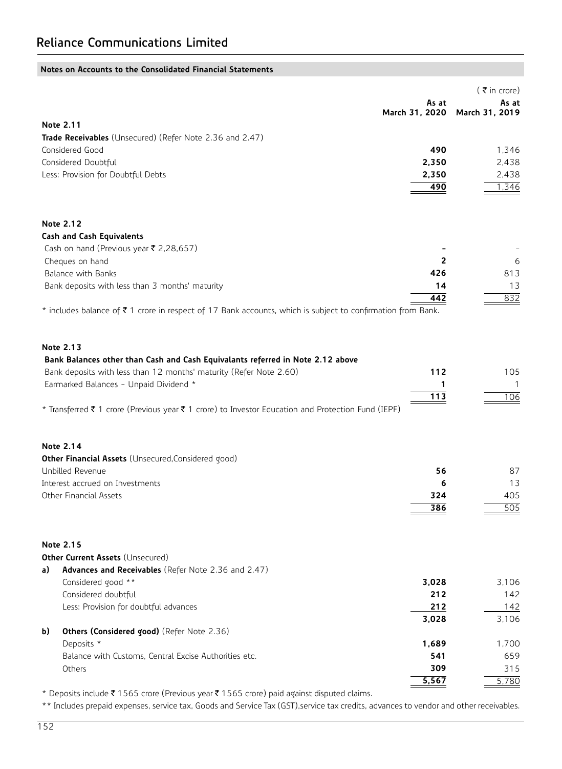## Notes on Accounts to the Consolidated Financial Statements

( ₹ in crore)

| | As at March 31, 2020 | As at March 31, 2019 |
|---|---|---|
| **Note 2.11** | | |
| **Trade Receivables** (Unsecured) (Refer Note 2.36 and 2.47) | | |
| Considered Good | **490** | 1,346 |
| Considered Doubtful | **2,350** | 2,438 |
| Less: Provision for Doubtful Debts | **2,350** | 2,438 |
| | **490** | 1,346 |

| | As at March 31, 2020 | As at March 31, 2019 |
|---|---|---|
| **Note 2.12** | | |
| **Cash and Cash Equivalents** | | |
| Cash on hand (Previous year ₹ 2,28,657) | **-** | - |
| Cheques on hand | **2** | 6 |
| Balance with Banks | **426** | 813 |
| Bank deposits with less than 3 months' maturity | **14** | 13 |
| | **442** | 832 |

* includes balance of ₹ 1 crore in respect of 17 Bank accounts, which is subject to confirmation from Bank.

| | As at March 31, 2020 | As at March 31, 2019 |
|---|---|---|
| **Note 2.13** | | |
| **Bank Balances other than Cash and Cash Equivalants referred in Note 2.12 above** | | |
| Bank deposits with less than 12 months' maturity (Refer Note 2.60) | **112** | 105 |
| Earmarked Balances - Unpaid Dividend * | **1** | 1 |
| | **113** | 106 |

* Transferred ₹ 1 crore (Previous year ₹ 1 crore) to Investor Education and Protection Fund (IEPF)

| | As at March 31, 2020 | As at March 31, 2019 |
|---|---|---|
| **Note 2.14** | | |
| **Other Financial Assets** (Unsecured,Considered good) | | |
| Unbilled Revenue | **56** | 87 |
| Interest accrued on Investments | **6** | 13 |
| Other Financial Assets | **324** | 405 |
| | **386** | 505 |

| | As at March 31, 2020 | As at March 31, 2019 |
|---|---|---|
| **Note 2.15** | | |
| **Other Current Assets** (Unsecured) | | |
| **a) Advances and Receivables** (Refer Note 2.36 and 2.47) | | |
| Considered good ** | **3,028** | 3,106 |
| Considered doubtful | **212** | 142 |
| Less: Provision for doubtful advances | **212** | 142 |
| | **3,028** | 3,106 |
| **b) Others (Considered good)** (Refer Note 2.36) | | |
| Deposits * | **1,689** | 1,700 |
| Balance with Customs, Central Excise Authorities etc. | **541** | 659 |
| Others | **309** | 315 |
| | **5,567** | 5,780 |

* Deposits include ₹ 1565 crore (Previous year ₹ 1565 crore) paid against disputed claims.

** Includes prepaid expenses, service tax, Goods and Service Tax (GST),service tax credits, advances to vendor and other receivables.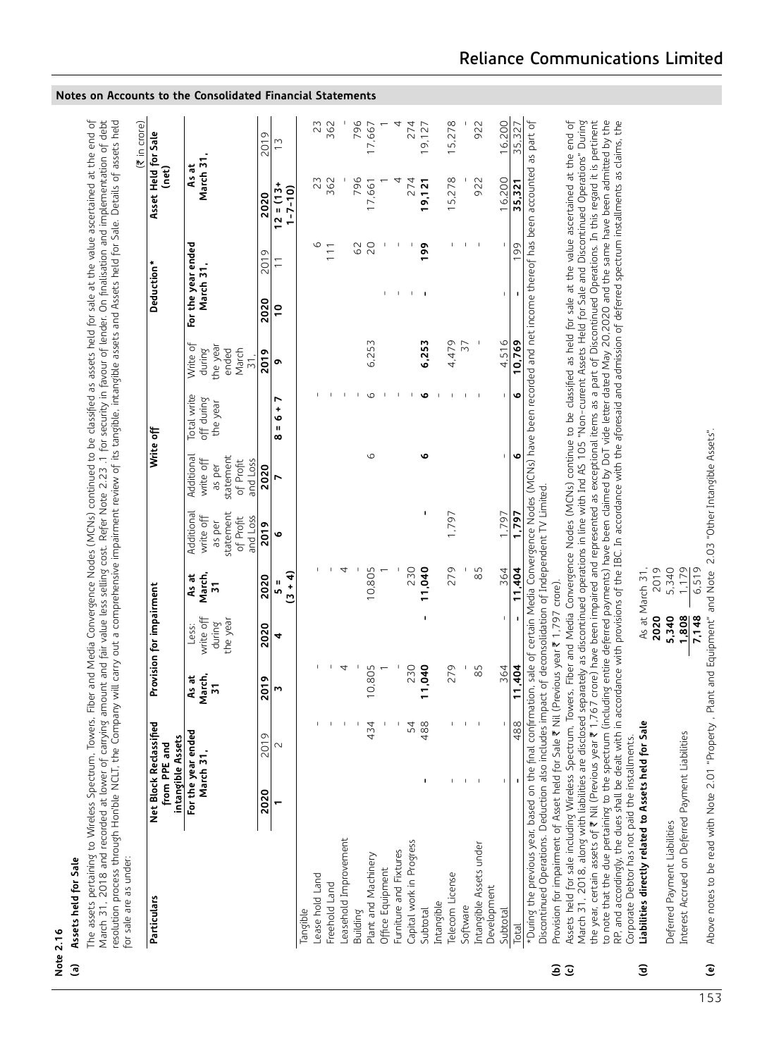**Note 2.16**

**(a) Assets held for Sale**

The assets pertaining to Wireless Spectrum, Towers, Fiber and Media Convergence Nodes (MCNs) continued to be classified as assets held for sale at the value ascertained at the end of March 31, 2018 and recorded at lower of carrying amount and fair value less selling cost. Refer Note 2.23.1 for security in favour of lender. On finalisation and implementation of debt resolution process through Hon'ble NCLT, the Company will carry out a comprehensive impairment review of its tangible, intangible assets and Assets held for Sale. Details of assets held for sale are as under:

(₹ in crore)

| Particulars | Net Block Reclassified from PPE and intangible Assets | | Provision for impairment | | | Write off | | | | Deduction* | | Asset Held for Sale (net) | |
|---|---|---|---|---|---|---|---|---|---|---|---|---|---|
| | For the year ended March 31, | | As at March, 31 | Less: write off during the year | As at March, 31 | Additional write off as per statement of Profit and Loss | Additional write off as per statement of Profit and Loss | Total write off during the year | Write of during the year ended March 31, | For the year ended March 31, | | As at March 31, | |
| | 2020 | 2019 | 2019 | 2020 | 2020 | 2019 | 2020 | | 2019 | 2020 | 2019 | 2020 | 2019 |
| | 1 | 2 | 3 | 4 | 5 = (3 + 4) | 6 | 7 | 8 = 6 + 7 | 9 | 10 | 11 | 12 = (13+ 1-7-10) | 13 |
| Tangible | | | | | | | | | | | | | |
| Lease hold Land | - | - | - | | - | | | - | | | 6 | 23 | 23 |
| Freehold Land | - | - | - | | - | | | - | | | 111 | 362 | 362 |
| Leasehold Improvement | - | - | 4 | | 4 | | | - | | | | - | - |
| Building | - | - | - | | - | | | - | | | 62 | 796 | 796 |
| Plant and Machinery | | 434 | 10,805 | | 10,805 | | 6 | 6 | 6,253 | | 20 | 17,661 | 17,667 |
| Office Equipment | | - | 1 | | 1 | | | - | | - | - | 1 | 1 |
| Furniture and Fixtures | | - | - | | - | | | - | | - | - | 4 | 4 |
| Capital work in Progress | | 54 | 230 | | 230 | | | - | | - | - | 274 | 274 |
| Subtotal | - | 488 | 11,040 | - | 11,040 | - | 6 | 6 | 6,253 | - | 199 | 19,121 | 19,127 |
| Intangible | | | | | | | | | | | | | |
| Telecom License | - | - | 279 | | 279 | 1,797 | | - | 4,479 | - | - | 15,278 | 15,278 |
| Software | - | - | - | | - | | | - | 37 | - | - | - | - |
| Intangible Assets under Development | - | - | 85 | | 85 | | | - | - | - | - | 922 | 922 |
| Subtotal | - | - | 364 | - | 364 | 1,797 | - | - | 4,516 | - | - | 16,200 | 16,200 |
| Total | - | 488 | 11,404 | - | 11,404 | 1,797 | 6 | 6 | 10,769 | - | 199 | 35,321 | 35,327 |

*During the previous year, based on the final confirmation, sale of certain Media Convergence Nodes (MCNs) have been recorded and net income thereof has been accounted as part of Discontinued Operations. Deduction also includes impact of deconsolidation of Independent TV Limited.

**(b)** Provision for impairment of Asset held for Sale ₹ Nil (Previous year ₹ 1,797 crore).

**(c)** Assets held for sale including Wireless Spectrum, Towers, Fiber and Media Convergence Nodes (MCNs) continue to be classified as held for sale at the value ascertained at the end of March 31, 2018, along with liabilities are disclosed separately as discontinued operations in line with Ind AS 105 "Non-current Assets Held for Sale and Discontinued Operations" During the year, certain assets of ₹ Nil (Previous year ₹ 1,767 crore) have been impaired and represented as exceptional items as a part of Discontinued Operations. In this regard it is pertinent to note that the due pertaining to the spectrum (including entire deferred payments) have been claimed by DoT vide letter dated May 20,2020 and the same have been admitted by the RP, and accordingly, the dues shall be dealt with in accordance with provisions of the IBC. In accordance with the aforesaid and admission of deferred spectrum installments as claims, the Corporate Debtor has not paid the installments.

**(d) Liabilities directly related to Assets held for Sale**

| | As at March 31, 2020 | As at March 31, 2019 |
|---|---|---|
| Deferred Payment Liabilities | 5,340 | 5,340 |
| Interest Accrued on Deferred Payment Liabilities | 1,808 | 1,179 |
| | 7,148 | 6,519 |

**(e)** Above notes to be read with Note 2.01 "Property , Plant and Equipment" and Note 2.03 "Other Intangible Assets".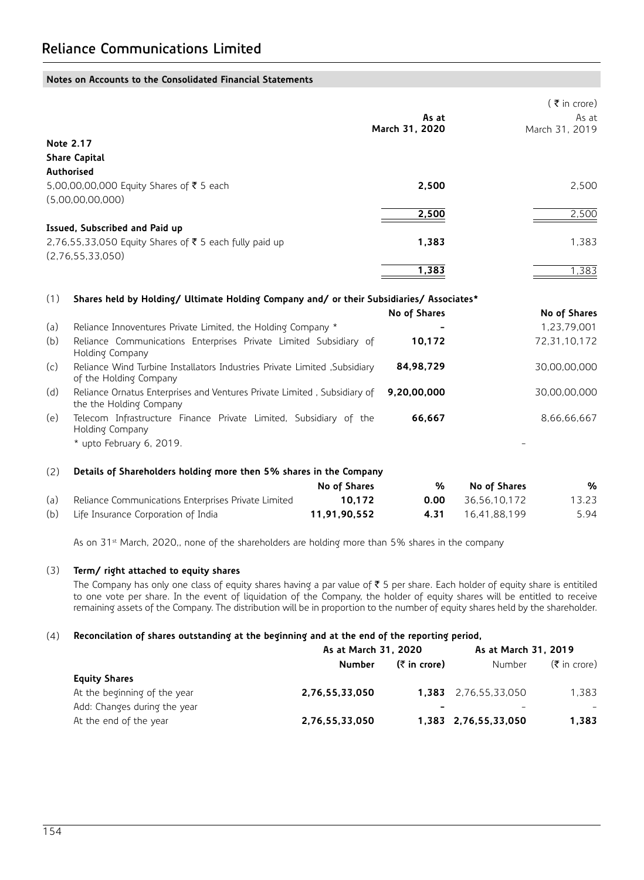## Notes on Accounts to the Consolidated Financial Statements

| | As at March 31, 2020 | As at March 31, 2019 |
|---|---|---|
| | | (₹ in crore) |
| **Note 2.17** | | |
| **Share Capital** | | |
| **Authorised** | | |
| 5,00,00,00,000 Equity Shares of ₹ 5 each (5,00,00,00,000) | **2,500** | 2,500 |
| | **2,500** | 2,500 |
| **Issued, Subscribed and Paid up** | | |
| 2,76,55,33,050 Equity Shares of ₹ 5 each fully paid up (2,76,55,33,050) | **1,383** | 1,383 |
| | **1,383** | 1,383 |

(1) **Shares held by Holding/ Ultimate Holding Company and/ or their Subsidiaries/ Associates***

| | | No of Shares | No of Shares |
|---|---|---|---|
| (a) | Reliance Innoventures Private Limited, the Holding Company * | **-** | 1,23,79,001 |
| (b) | Reliance Communications Enterprises Private Limited Subsidiary of Holding Company | **10,172** | 72,31,10,172 |
| (c) | Reliance Wind Turbine Installators Industries Private Limited ,Subsidiary of the Holding Company | **84,98,729** | 30,00,00,000 |
| (d) | Reliance Ornatus Enterprises and Ventures Private Limited , Subsidiary of the the Holding Company | **9,20,00,000** | 30,00,00,000 |
| (e) | Telecom Infrastructure Finance Private Limited, Subsidiary of the Holding Company | **66,667** | 8,66,66,667 |
| | * upto February 6, 2019. | | - |

(2) **Details of Shareholders holding more then 5% shares in the Company**

| | | No of Shares | % | No of Shares | % |
|---|---|---|---|---|---|
| (a) | Reliance Communications Enterprises Private Limited | **10,172** | **0.00** | 36,56,10,172 | 13.23 |
| (b) | Life Insurance Corporation of India | **11,91,90,552** | **4.31** | 16,41,88,199 | 5.94 |

As on 31st March, 2020,, none of the shareholders are holding more than 5% shares in the company

(3) **Term/ right attached to equity shares**

The Company has only one class of equity shares having a par value of ₹ 5 per share. Each holder of equity share is entitiled to one vote per share. In the event of liquidation of the Company, the holder of equity shares will be entitled to receive remaining assets of the Company. The distribution will be in proportion to the number of equity shares held by the shareholder.

(4) **Reconcilation of shares outstanding at the beginning and at the end of the reporting period,**

| | As at March 31, 2020 | | As at March 31, 2019 | |
|---|---|---|---|---|
| | **Number** | **(₹ in crore)** | Number | (₹ in crore) |
| **Equity Shares** | | | | |
| At the beginning of the year | **2,76,55,33,050** | **1,383** | 2,76,55,33,050 | 1,383 |
| Add: Changes during the year | | **-** | - | - |
| At the end of the year | **2,76,55,33,050** | **1,383** | **2,76,55,33,050** | **1,383** |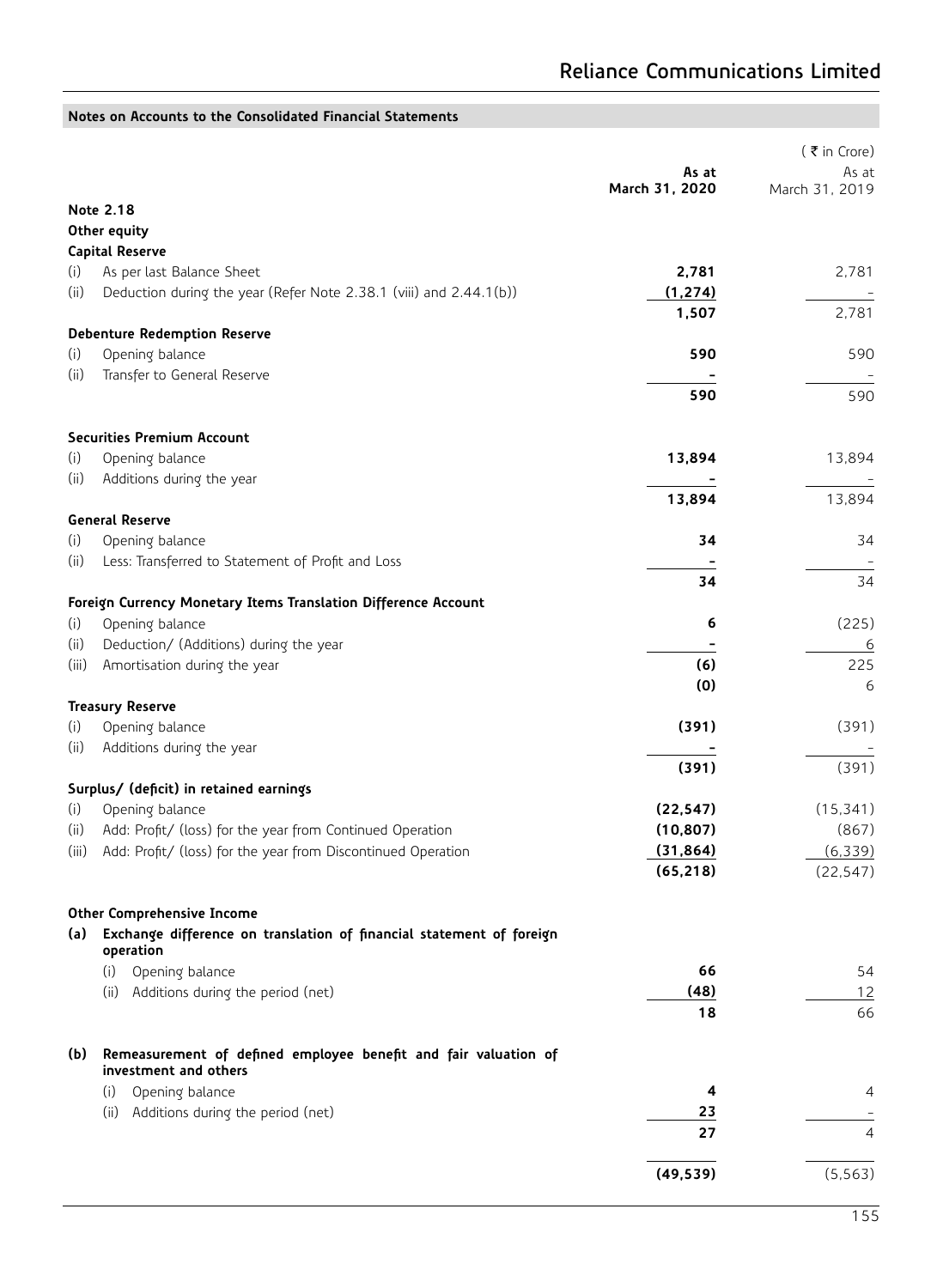**Notes on Accounts to the Consolidated Financial Statements**

| | As at March 31, 2020 | As at March 31, 2019 |
|---|---|---|
| | | (₹ in Crore) |
| **Note 2.18** | | |
| **Other equity** | | |
| **Capital Reserve** | | |
| (i) As per last Balance Sheet | **2,781** | 2,781 |
| (ii) Deduction during the year (Refer Note 2.38.1 (viii) and 2.44.1(b)) | **(1,274)** | - |
| | **1,507** | 2,781 |
| **Debenture Redemption Reserve** | | |
| (i) Opening balance | **590** | 590 |
| (ii) Transfer to General Reserve | **-** | - |
| | **590** | 590 |
| **Securities Premium Account** | | |
| (i) Opening balance | **13,894** | 13,894 |
| (ii) Additions during the year | **-** | - |
| | **13,894** | 13,894 |
| **General Reserve** | | |
| (i) Opening balance | **34** | 34 |
| (ii) Less: Transferred to Statement of Profit and Loss | **-** | - |
| | **34** | 34 |
| **Foreign Currency Monetary Items Translation Difference Account** | | |
| (i) Opening balance | **6** | (225) |
| (ii) Deduction/ (Additions) during the year | **-** | 6 |
| (iii) Amortisation during the year | **(6)** | 225 |
| | **(0)** | 6 |
| **Treasury Reserve** | | |
| (i) Opening balance | **(391)** | (391) |
| (ii) Additions during the year | **-** | - |
| | **(391)** | (391) |
| **Surplus/ (deficit) in retained earnings** | | |
| (i) Opening balance | **(22,547)** | (15,341) |
| (ii) Add: Profit/ (loss) for the year from Continued Operation | **(10,807)** | (867) |
| (iii) Add: Profit/ (loss) for the year from Discontinued Operation | **(31,864)** | (6,339) |
| | **(65,218)** | (22,547) |
| **Other Comprehensive Income** | | |
| **(a) Exchange difference on translation of financial statement of foreign operation** | | |
| (i) Opening balance | **66** | 54 |
| (ii) Additions during the period (net) | **(48)** | 12 |
| | **18** | 66 |
| **(b) Remeasurement of defined employee benefit and fair valuation of investment and others** | | |
| (i) Opening balance | **4** | 4 |
| (ii) Additions during the period (net) | **23** | - |
| | **27** | 4 |
| | **(49,539)** | (5,563) |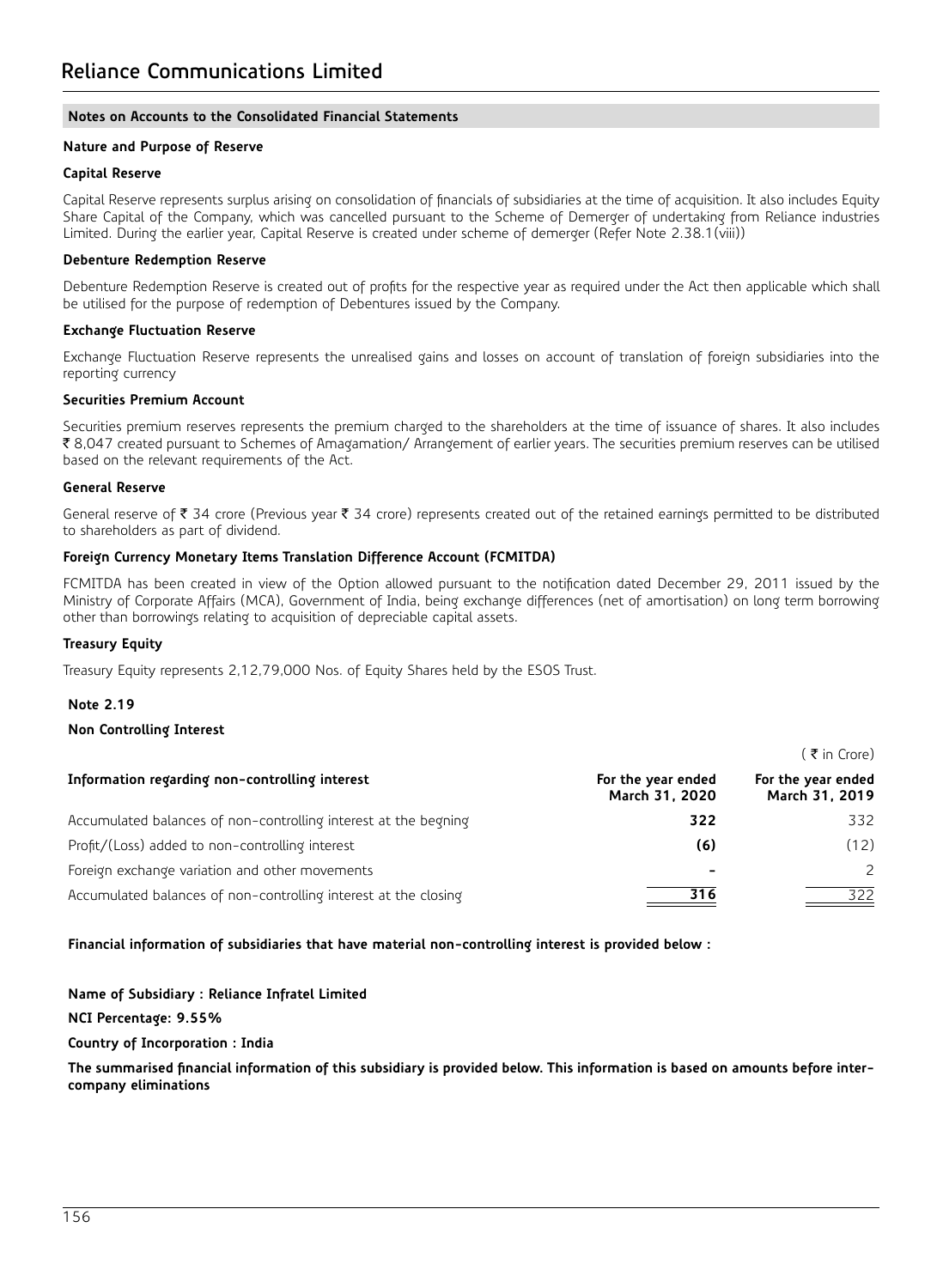## Notes on Accounts to the Consolidated Financial Statements

### Nature and Purpose of Reserve

**Capital Reserve**

Capital Reserve represents surplus arising on consolidation of financials of subsidiaries at the time of acquisition. It also includes Equity Share Capital of the Company, which was cancelled pursuant to the Scheme of Demerger of undertaking from Reliance industries Limited. During the earlier year, Capital Reserve is created under scheme of demerger (Refer Note 2.38.1(viii))

**Debenture Redemption Reserve**

Debenture Redemption Reserve is created out of profits for the respective year as required under the Act then applicable which shall be utilised for the purpose of redemption of Debentures issued by the Company.

**Exchange Fluctuation Reserve**

Exchange Fluctuation Reserve represents the unrealised gains and losses on account of translation of foreign subsidiaries into the reporting currency

**Securities Premium Account**

Securities premium reserves represents the premium charged to the shareholders at the time of issuance of shares. It also includes ₹ 8,047 created pursuant to Schemes of Amagamation/ Arrangement of earlier years. The securities premium reserves can be utilised based on the relevant requirements of the Act.

**General Reserve**

General reserve of ₹ 34 crore (Previous year ₹ 34 crore) represents created out of the retained earnings permitted to be distributed to shareholders as part of dividend.

**Foreign Currency Monetary Items Translation Difference Account (FCMITDA)**

FCMITDA has been created in view of the Option allowed pursuant to the notification dated December 29, 2011 issued by the Ministry of Corporate Affairs (MCA), Government of India, being exchange differences (net of amortisation) on long term borrowing other than borrowings relating to acquisition of depreciable capital assets.

**Treasury Equity**

Treasury Equity represents 2,12,79,000 Nos. of Equity Shares held by the ESOS Trust.

### Note 2.19

**Non Controlling Interest**

( ₹ in Crore)

| Information regarding non-controlling interest | For the year ended March 31, 2020 | For the year ended March 31, 2019 |
|---|---|---|
| Accumulated balances of non-controlling interest at the begning | **322** | 332 |
| Profit/(Loss) added to non-controlling interest | **(6)** | (12) |
| Foreign exchange variation and other movements | **-** | 2 |
| Accumulated balances of non-controlling interest at the closing | **316** | 322 |

**Financial information of subsidiaries that have material non-controlling interest is provided below :**

**Name of Subsidiary : Reliance Infratel Limited**

**NCI Percentage: 9.55%**

**Country of Incorporation : India**

**The summarised financial information of this subsidiary is provided below. This information is based on amounts before inter-company eliminations**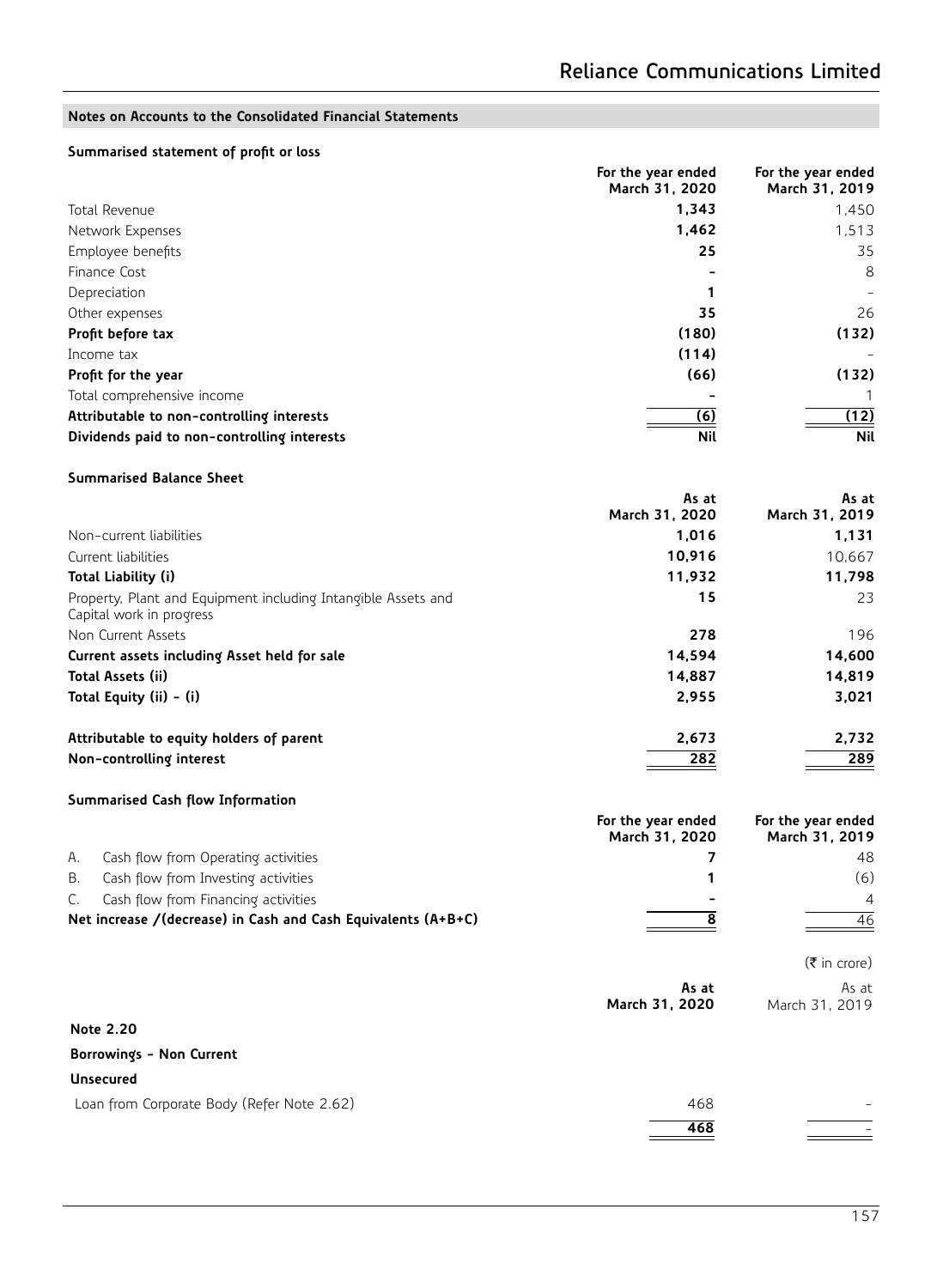## Notes on Accounts to the Consolidated Financial Statements

### Summarised statement of profit or loss

| | For the year ended March 31, 2020 | For the year ended March 31, 2019 |
|---|---|---|
| Total Revenue | **1,343** | 1,450 |
| Network Expenses | **1,462** | 1,513 |
| Employee benefits | **25** | 35 |
| Finance Cost | **-** | 8 |
| Depreciation | **1** | - |
| Other expenses | **35** | 26 |
| **Profit before tax** | **(180)** | **(132)** |
| Income tax | **(114)** | - |
| **Profit for the year** | **(66)** | **(132)** |
| Total comprehensive income | **-** | 1 |
| **Attributable to non-controlling interests** | **(6)** | **(12)** |
| **Dividends paid to non-controlling interests** | **Nil** | **Nil** |

### Summarised Balance Sheet

| | As at March 31, 2020 | As at March 31, 2019 |
|---|---|---|
| Non-current liabilities | **1,016** | **1,131** |
| Current liabilities | **10,916** | 10,667 |
| **Total Liability (i)** | **11,932** | **11,798** |
| Property, Plant and Equipment including Intangible Assets and Capital work in progress | **15** | 23 |
| Non Current Assets | **278** | 196 |
| **Current assets including Asset held for sale** | **14,594** | **14,600** |
| **Total Assets (ii)** | **14,887** | **14,819** |
| **Total Equity (ii) - (i)** | **2,955** | **3,021** |
| **Attributable to equity holders of parent** | **2,673** | **2,732** |
| **Non-controlling interest** | **282** | **289** |

### Summarised Cash flow Information

| | For the year ended March 31, 2020 | For the year ended March 31, 2019 |
|---|---|---|
| A. Cash flow from Operating activities | **7** | 48 |
| B. Cash flow from Investing activities | **1** | (6) |
| C. Cash flow from Financing activities | **-** | 4 |
| **Net increase /(decrease) in Cash and Cash Equivalents (A+B+C)** | **8** | 46 |

(₹ in crore)

| | As at March 31, 2020 | As at March 31, 2019 |
|---|---|---|
| **Note 2.20** | | |
| **Borrowings - Non Current** | | |
| **Unsecured** | | |
| Loan from Corporate Body (Refer Note 2.62) | 468 | - |
| | **468** | - |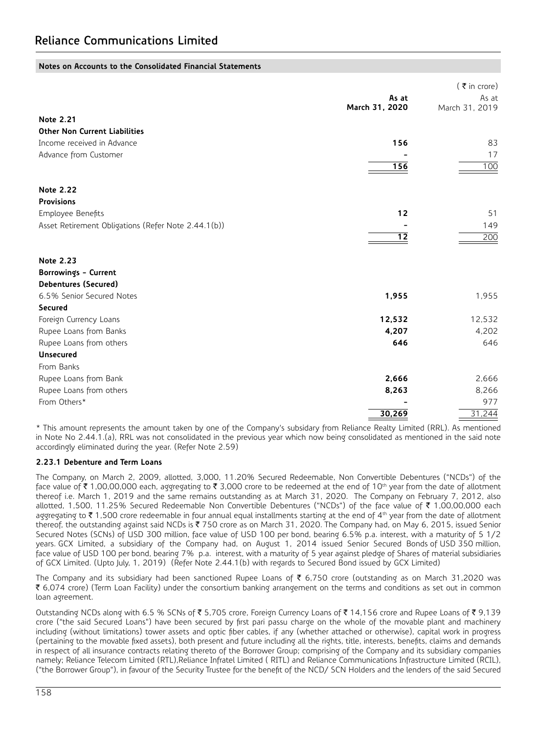## Notes on Accounts to the Consolidated Financial Statements

| | As at March 31, 2020 | As at March 31, 2019 |
|---|---|---|
| | | (₹ in crore) |
| **Note 2.21** | | |
| **Other Non Current Liabilities** | | |
| Income received in Advance | **156** | 83 |
| Advance from Customer | **-** | 17 |
| | **156** | 100 |
| **Note 2.22** | | |
| **Provisions** | | |
| Employee Benefits | **12** | 51 |
| Asset Retirement Obligations (Refer Note 2.44.1(b)) | **-** | 149 |
| | **12** | 200 |
| **Note 2.23** | | |
| **Borrowings - Current** | | |
| **Debentures (Secured)** | | |
| 6.5% Senior Secured Notes | **1,955** | 1,955 |
| **Secured** | | |
| Foreign Currency Loans | **12,532** | 12,532 |
| Rupee Loans from Banks | **4,207** | 4,202 |
| Rupee Loans from others | **646** | 646 |
| **Unsecured** | | |
| From Banks | | |
| Rupee Loans from Bank | **2,666** | 2,666 |
| Rupee Loans from others | **8,263** | 8,266 |
| From Others* | **-** | 977 |
| | **30,269** | 31,244 |

\* This amount represents the amount taken by one of the Company's subsidary from Reliance Realty Limited (RRL). As mentioned in Note No 2.44.1.(a), RRL was not consolidated in the previous year which now being consolidated as mentioned in the said note accordingly eliminated during the year. (Refer Note 2.59)

### 2.23.1 Debenture and Term Loans

The Company, on March 2, 2009, allotted, 3,000, 11.20% Secured Redeemable, Non Convertible Debentures ("NCDs") of the face value of ₹ 1,00,00,000 each, aggregating to ₹ 3,000 crore to be redeemed at the end of 10th year from the date of allotment thereof i.e. March 1, 2019 and the same remains outstanding as at March 31, 2020. The Company on February 7, 2012, also allotted, 1,500, 11.25% Secured Redeemable Non Convertible Debentures ("NCDs") of the face value of ₹ 1,00,00,000 each aggregating to ₹ 1,500 crore redeemable in four annual equal installments starting at the end of 4th year from the date of allotment thereof, the outstanding against said NCDs is ₹ 750 crore as on March 31, 2020. The Company had, on May 6, 2015, issued Senior Secured Notes (SCNs) of USD 300 million, face value of USD 100 per bond, bearing 6.5% p.a. interest, with a maturity of 5 1/2 years. GCX Limited, a subsidiary of the Company had, on August 1, 2014 issued Senior Secured Bonds of USD 350 million, face value of USD 100 per bond, bearing 7% p.a. interest, with a maturity of 5 year against pledge of Shares of material subsidiaries of GCX Limited. (Upto July, 1, 2019) (Refer Note 2.44.1(b) with regards to Secured Bond issued by GCX Limited)

The Company and its subsidiary had been sanctioned Rupee Loans of ₹ 6,750 crore (outstanding as on March 31,2020 was ₹ 6,074 crore) (Term Loan Facility) under the consortium banking arrangement on the terms and conditions as set out in common loan agreement.

Outstanding NCDs along with 6.5 % SCNs of ₹ 5,705 crore, Foreign Currency Loans of ₹ 14,156 crore and Rupee Loans of ₹ 9,139 crore ("the said Secured Loans") have been secured by first pari passu charge on the whole of the movable plant and machinery including (without limitations) tower assets and optic fiber cables, if any (whether attached or otherwise), capital work in progress (pertaining to the movable fixed assets), both present and future including all the rights, title, interests, benefits, claims and demands in respect of all insurance contracts relating thereto of the Borrower Group; comprising of the Company and its subsidiary companies namely; Reliance Telecom Limited (RTL),Reliance Infratel Limited ( RITL) and Reliance Communications Infrastructure Limited (RCIL), ("the Borrower Group"), in favour of the Security Trustee for the benefit of the NCD/ SCN Holders and the lenders of the said Secured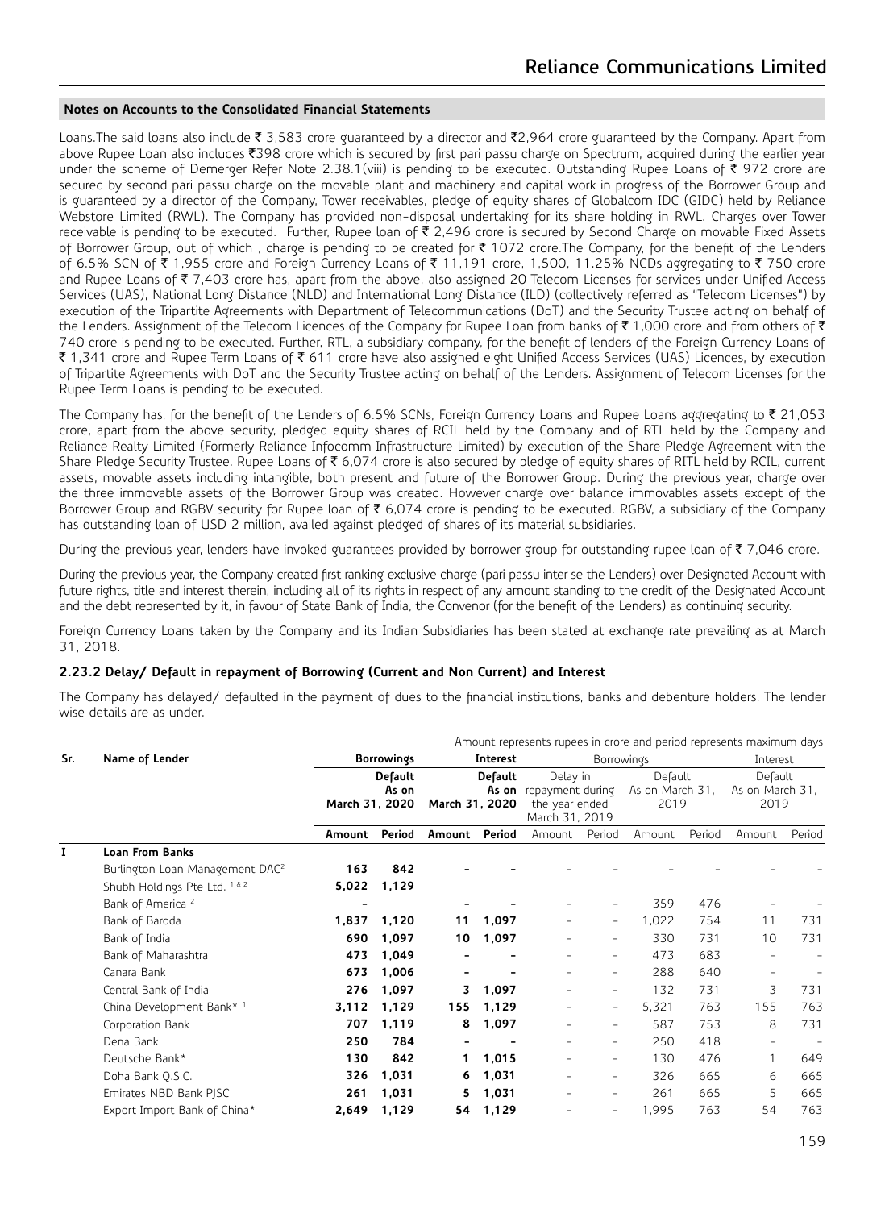**Notes on Accounts to the Consolidated Financial Statements**

Loans.The said loans also include ₹ 3,583 crore guaranteed by a director and ₹2,964 crore guaranteed by the Company. Apart from above Rupee Loan also includes ₹398 crore which is secured by first pari passu charge on Spectrum, acquired during the earlier year under the scheme of Demerger Refer Note 2.38.1(viii) is pending to be executed. Outstanding Rupee Loans of ₹ 972 crore are secured by second pari passu charge on the movable plant and machinery and capital work in progress of the Borrower Group and is guaranteed by a director of the Company, Tower receivables, pledge of equity shares of Globalcom IDC (GIDC) held by Reliance Webstore Limited (RWL). The Company has provided non-disposal undertaking for its share holding in RWL. Charges over Tower receivable is pending to be executed. Further, Rupee loan of ₹ 2,496 crore is secured by Second Charge on movable Fixed Assets of Borrower Group, out of which , charge is pending to be created for ₹ 1072 crore.The Company, for the benefit of the Lenders of 6.5% SCN of ₹ 1,955 crore and Foreign Currency Loans of ₹ 11,191 crore, 1,500, 11.25% NCDs aggregating to ₹ 750 crore and Rupee Loans of ₹ 7,403 crore has, apart from the above, also assigned 20 Telecom Licenses for services under Unified Access Services (UAS), National Long Distance (NLD) and International Long Distance (ILD) (collectively referred as "Telecom Licenses") by execution of the Tripartite Agreements with Department of Telecommunications (DoT) and the Security Trustee acting on behalf of the Lenders. Assignment of the Telecom Licences of the Company for Rupee Loan from banks of ₹ 1,000 crore and from others of ₹ 740 crore is pending to be executed. Further, RTL, a subsidiary company, for the benefit of lenders of the Foreign Currency Loans of ₹ 1,341 crore and Rupee Term Loans of ₹ 611 crore have also assigned eight Unified Access Services (UAS) Licences, by execution of Tripartite Agreements with DoT and the Security Trustee acting on behalf of the Lenders. Assignment of Telecom Licenses for the Rupee Term Loans is pending to be executed.

The Company has, for the benefit of the Lenders of 6.5% SCNs, Foreign Currency Loans and Rupee Loans aggregating to ₹ 21,053 crore, apart from the above security, pledged equity shares of RCIL held by the Company and of RTL held by the Company and Reliance Realty Limited (Formerly Reliance Infocomm Infrastructure Limited) by execution of the Share Pledge Agreement with the Share Pledge Security Trustee. Rupee Loans of ₹ 6,074 crore is also secured by pledge of equity shares of RITL held by RCIL, current assets, movable assets including intangible, both present and future of the Borrower Group. During the previous year, charge over the three immovable assets of the Borrower Group was created. However charge over balance immovables assets except of the Borrower Group and RGBV security for Rupee loan of ₹ 6,074 crore is pending to be executed. RGBV, a subsidiary of the Company has outstanding loan of USD 2 million, availed against pledged of shares of its material subsidiaries.

During the previous year, lenders have invoked guarantees provided by borrower group for outstanding rupee loan of ₹ 7,046 crore.

During the previous year, the Company created first ranking exclusive charge (pari passu inter se the Lenders) over Designated Account with future rights, title and interest therein, including all of its rights in respect of any amount standing to the credit of the Designated Account and the debt represented by it, in favour of State Bank of India, the Convenor (for the benefit of the Lenders) as continuing security.

Foreign Currency Loans taken by the Company and its Indian Subsidiaries has been stated at exchange rate prevailing as at March 31, 2018.

### 2.23.2 Delay/ Default in repayment of Borrowing (Current and Non Current) and Interest

The Company has delayed/ defaulted in the payment of dues to the financial institutions, banks and debenture holders. The lender wise details are as under.

Amount represents rupees in crore and period represents maximum days

| Sr. | Name of Lender | Borrowings | | Interest | | Borrowings | | | | Interest | |
|---|---|---|---|---|---|---|---|---|---|---|---|
| | | Default As on March 31, 2020 | | Default As on March 31, 2020 | | Delay in repayment during the year ended March 31, 2019 | | Default As on March 31, 2019 | | Default As on March 31, 2019 | |
| | | **Amount** | **Period** | **Amount** | **Period** | Amount | Period | Amount | Period | Amount | Period |
| I | **Loan From Banks** | | | | | | | | | | |
| | Burlington Loan Management DAC[2] | **163** | **842** | **-** | **-** | - | - | - | - | - | - |
| | Shubh Holdings Pte Ltd. [1 & 2] | **5,022** | **1,129** | | | | | | | | |
| | Bank of America [2] | **-** | | **-** | **-** | - | - | 359 | 476 | - | - |
| | Bank of Baroda | **1,837** | **1,120** | **11** | **1,097** | - | - | 1,022 | 754 | 11 | 731 |
| | Bank of India | **690** | **1,097** | **10** | **1,097** | - | - | 330 | 731 | 10 | 731 |
| | Bank of Maharashtra | **473** | **1,049** | **-** | **-** | - | - | 473 | 683 | - | - |
| | Canara Bank | **673** | **1,006** | **-** | **-** | - | - | 288 | 640 | - | - |
| | Central Bank of India | **276** | **1,097** | **3** | **1,097** | - | - | 132 | 731 | 3 | 731 |
| | China Development Bank* [1] | **3,112** | **1,129** | **155** | **1,129** | - | - | 5,321 | 763 | 155 | 763 |
| | Corporation Bank | **707** | **1,119** | **8** | **1,097** | - | - | 587 | 753 | 8 | 731 |
| | Dena Bank | **250** | **784** | **-** | **-** | - | - | 250 | 418 | - | - |
| | Deutsche Bank* | **130** | **842** | **1** | **1,015** | - | - | 130 | 476 | 1 | 649 |
| | Doha Bank Q.S.C. | **326** | **1,031** | **6** | **1,031** | - | - | 326 | 665 | 6 | 665 |
| | Emirates NBD Bank PJSC | **261** | **1,031** | **5** | **1,031** | - | - | 261 | 665 | 5 | 665 |
| | Export Import Bank of China* | **2,649** | **1,129** | **54** | **1,129** | - | - | 1,995 | 763 | 54 | 763 |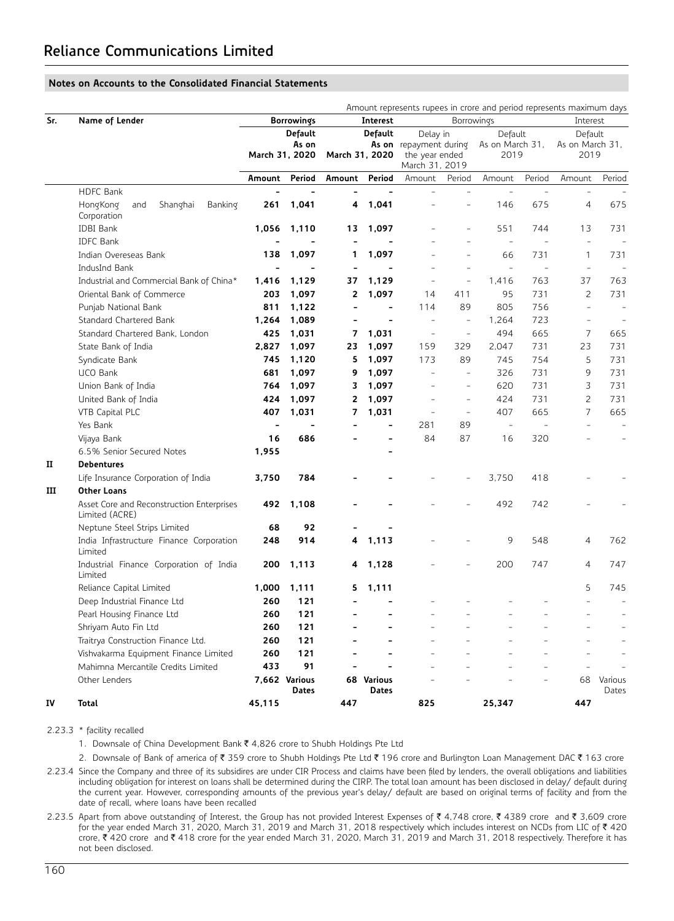# Reliance Communications Limited

## Notes on Accounts to the Consolidated Financial Statements

Amount represents rupees in crore and period represents maximum days

| Sr. | Name of Lender | Borrowings | | Interest | | Borrowings | | | | Interest | |
|---|---|---|---|---|---|---|---|---|---|---|---|
| | | Default As on March 31, 2020 | | Default As on March 31, 2020 | | Delay in repayment during the year ended March 31, 2019 | | Default As on March 31, 2019 | | Default As on March 31, 2019 | |
| | | Amount | Period | Amount | Period | Amount | Period | Amount | Period | Amount | Period |
| | HDFC Bank | - | - | - | - | - | - | - | - | - | - |
| | HongKong and Shanghai Banking Corporation | 261 | 1,041 | 4 | 1,041 | - | - | 146 | 675 | 4 | 675 |
| | IDBI Bank | 1,056 | 1,110 | 13 | 1,097 | - | - | 551 | 744 | 13 | 731 |
| | IDFC Bank | - | - | - | - | - | - | - | - | - | - |
| | Indian Overeseas Bank | 138 | 1,097 | 1 | 1,097 | - | - | 66 | 731 | 1 | 731 |
| | IndusInd Bank | - | - | - | - | - | - | - | - | - | - |
| | Industrial and Commercial Bank of China* | 1,416 | 1,129 | 37 | 1,129 | - | - | 1,416 | 763 | 37 | 763 |
| | Oriental Bank of Commerce | 203 | 1,097 | 2 | 1,097 | 14 | 411 | 95 | 731 | 2 | 731 |
| | Punjab National Bank | 811 | 1,122 | - | - | 114 | 89 | 805 | 756 | - | - |
| | Standard Chartered Bank | 1,264 | 1,089 | - | - | - | - | 1,264 | 723 | - | - |
| | Standard Chartered Bank, London | 425 | 1,031 | 7 | 1,031 | - | - | 494 | 665 | 7 | 665 |
| | State Bank of India | 2,827 | 1,097 | 23 | 1,097 | 159 | 329 | 2,047 | 731 | 23 | 731 |
| | Syndicate Bank | 745 | 1,120 | 5 | 1,097 | 173 | 89 | 745 | 754 | 5 | 731 |
| | UCO Bank | 681 | 1,097 | 9 | 1,097 | - | - | 326 | 731 | 9 | 731 |
| | Union Bank of India | 764 | 1,097 | 3 | 1,097 | - | - | 620 | 731 | 3 | 731 |
| | United Bank of India | 424 | 1,097 | 2 | 1,097 | - | - | 424 | 731 | 2 | 731 |
| | VTB Capital PLC | 407 | 1,031 | 7 | 1,031 | - | - | 407 | 665 | 7 | 665 |
| | Yes Bank | - | - | - | - | 281 | 89 | - | - | - | - |
| | Vijaya Bank | 16 | 686 | - | - | 84 | 87 | 16 | 320 | - | - |
| | 6.5% Senior Secured Notes | 1,955 | | | - | | | | | | |
| II | **Debentures** | | | | | | | | | | |
| | Life Insurance Corporation of India | 3,750 | 784 | - | - | - | - | 3,750 | 418 | - | - |
| III | **Other Loans** | | | | | | | | | | |
| | Asset Core and Reconstruction Enterprises Limited (ACRE) | 492 | 1,108 | - | - | - | - | 492 | 742 | - | - |
| | Neptune Steel Strips Limited | 68 | 92 | - | - | | | | | | |
| | India Infrastructure Finance Corporation Limited | 248 | 914 | 4 | 1,113 | - | - | 9 | 548 | 4 | 762 |
| | Industrial Finance Corporation of India Limited | 200 | 1,113 | 4 | 1,128 | - | - | 200 | 747 | 4 | 747 |
| | Reliance Capital Limited | 1,000 | 1,111 | 5 | 1,111 | | | | | 5 | 745 |
| | Deep Industrial Finance Ltd | 260 | 121 | - | - | - | - | - | - | - | - |
| | Pearl Housing Finance Ltd | 260 | 121 | - | - | - | - | - | - | - | - |
| | Shriyam Auto Fin Ltd | 260 | 121 | - | - | - | - | - | - | - | - |
| | Traitrya Construction Finance Ltd. | 260 | 121 | - | - | - | - | - | - | - | - |
| | Vishvakarma Equipment Finance Limited | 260 | 121 | - | - | - | - | - | - | - | - |
| | Mahimna Mercantile Credits Limited | 433 | 91 | - | - | - | - | - | - | - | - |
| | Other Lenders | 7,662 | Various Dates | 68 | Various Dates | - | - | - | - | 68 | Various Dates |
| IV | **Total** | 45,115 | | 447 | | 825 | | 25,347 | | 447 | |

2.23.3 * facility recalled

1. Downsale of China Development Bank ₹ 4,826 crore to Shubh Holdings Pte Ltd

2. Downsale of Bank of america of ₹ 359 crore to Shubh Holdings Pte Ltd ₹ 196 crore and Burlington Loan Management DAC ₹ 163 crore

2.23.4 Since the Company and three of its subsidires are under CIR Process and claims have been filed by lenders, the overall obligations and liabilities including obligation for interest on loans shall be determined during the CIRP. The total loan amount has been disclosed in delay/ default during the current year. However, corresponding amounts of the previous year's delay/ default are based on original terms of facility and from the date of recall, where loans have been recalled

2.23.5 Apart from above outstanding of Interest, the Group has not provided Interest Expenses of ₹ 4,748 crore, ₹ 4389 crore and ₹ 3,609 crore for the year ended March 31, 2020, March 31, 2019 and March 31, 2018 respectively which includes interest on NCDs from LIC of ₹ 420 crore, ₹ 420 crore and ₹ 418 crore for the year ended March 31, 2020, March 31, 2019 and March 31, 2018 respectively. Therefore it has not been disclosed.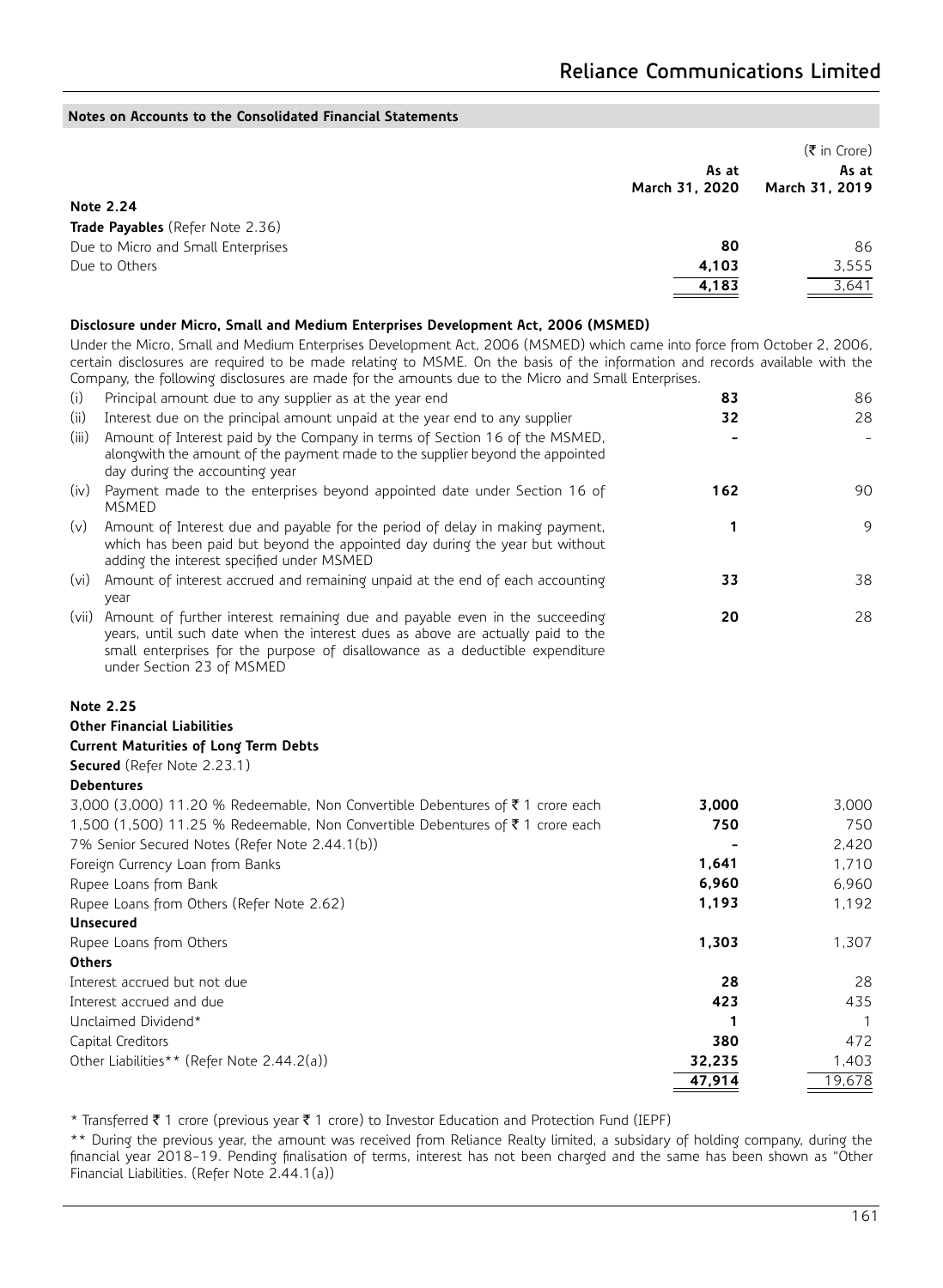## Notes on Accounts to the Consolidated Financial Statements

| | As at March 31, 2020 | As at March 31, 2019 |
|---|---|---|
| | | (₹ in Crore) |
| **Note 2.24** | | |
| **Trade Payables** (Refer Note 2.36) | | |
| Due to Micro and Small Enterprises | **80** | 86 |
| Due to Others | **4,103** | 3,555 |
| | **4,183** | 3,641 |

**Disclosure under Micro, Small and Medium Enterprises Development Act, 2006 (MSMED)**

Under the Micro, Small and Medium Enterprises Development Act, 2006 (MSMED) which came into force from October 2, 2006, certain disclosures are required to be made relating to MSME. On the basis of the information and records available with the Company, the following disclosures are made for the amounts due to the Micro and Small Enterprises.

| | | As at March 31, 2020 | As at March 31, 2019 |
|---|---|---|---|
| (i) | Principal amount due to any supplier as at the year end | **83** | 86 |
| (ii) | Interest due on the principal amount unpaid at the year end to any supplier | **32** | 28 |
| (iii) | Amount of Interest paid by the Company in terms of Section 16 of the MSMED, alongwith the amount of the payment made to the supplier beyond the appointed day during the accounting year | **-** | - |
| (iv) | Payment made to the enterprises beyond appointed date under Section 16 of MSMED | **162** | 90 |
| (v) | Amount of Interest due and payable for the period of delay in making payment, which has been paid but beyond the appointed day during the year but without adding the interest specified under MSMED | **1** | 9 |
| (vi) | Amount of interest accrued and remaining unpaid at the end of each accounting year | **33** | 38 |
| (vii) | Amount of further interest remaining due and payable even in the succeeding years, until such date when the interest dues as above are actually paid to the small enterprises for the purpose of disallowance as a deductible expenditure under Section 23 of MSMED | **20** | 28 |

| | As at March 31, 2020 | As at March 31, 2019 |
|---|---|---|
| **Note 2.25** | | |
| **Other Financial Liabilities** | | |
| **Current Maturities of Long Term Debts** | | |
| **Secured** (Refer Note 2.23.1) | | |
| **Debentures** | | |
| 3,000 (3,000) 11.20 % Redeemable, Non Convertible Debentures of ₹ 1 crore each | **3,000** | 3,000 |
| 1,500 (1,500) 11.25 % Redeemable, Non Convertible Debentures of ₹ 1 crore each | **750** | 750 |
| 7% Senior Secured Notes (Refer Note 2.44.1(b)) | **-** | 2,420 |
| Foreign Currency Loan from Banks | **1,641** | 1,710 |
| Rupee Loans from Bank | **6,960** | 6,960 |
| Rupee Loans from Others (Refer Note 2.62) | **1,193** | 1,192 |
| **Unsecured** | | |
| Rupee Loans from Others | **1,303** | 1,307 |
| **Others** | | |
| Interest accrued but not due | **28** | 28 |
| Interest accrued and due | **423** | 435 |
| Unclaimed Dividend* | **1** | 1 |
| Capital Creditors | **380** | 472 |
| Other Liabilities** (Refer Note 2.44.2(a)) | **32,235** | 1,403 |
| | **47,914** | 19,678 |

\* Transferred ₹ 1 crore (previous year ₹ 1 crore) to Investor Education and Protection Fund (IEPF)

** During the previous year, the amount was received from Reliance Realty limited, a subsidary of holding company, during the financial year 2018-19. Pending finalisation of terms, interest has not been charged and the same has been shown as "Other Financial Liabilities. (Refer Note 2.44.1(a))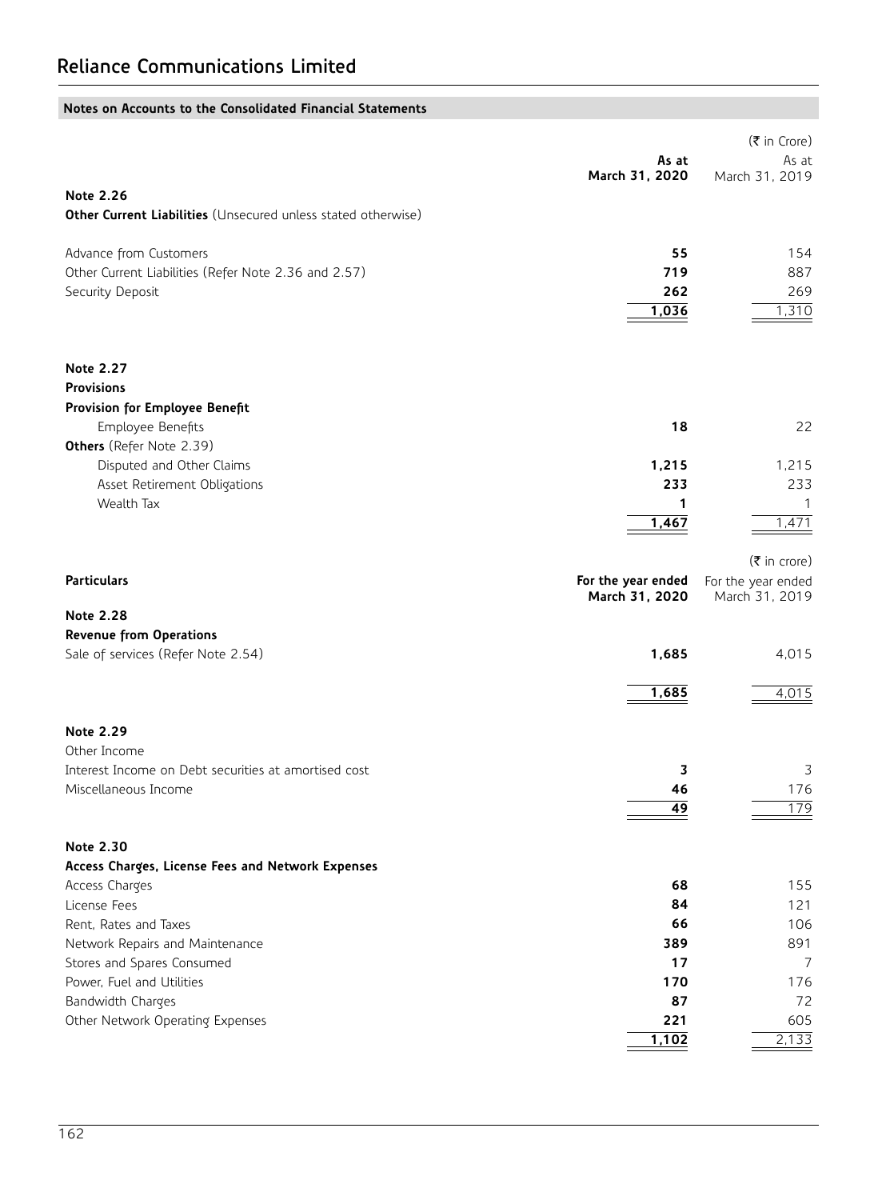## Reliance Communications Limited

### Notes on Accounts to the Consolidated Financial Statements

| | As at March 31, 2020 | (₹ in Crore) As at March 31, 2019 |
|---|---|---|
| **Note 2.26** | | |
| **Other Current Liabilities** (Unsecured unless stated otherwise) | | |
| Advance from Customers | **55** | 154 |
| Other Current Liabilities (Refer Note 2.36 and 2.57) | **719** | 887 |
| Security Deposit | **262** | 269 |
| | **1,036** | 1,310 |
| **Note 2.27** | | |
| **Provisions** | | |
| **Provision for Employee Benefit** | | |
| Employee Benefits | **18** | 22 |
| **Others** (Refer Note 2.39) | | |
| Disputed and Other Claims | **1,215** | 1,215 |
| Asset Retirement Obligations | **233** | 233 |
| Wealth Tax | **1** | 1 |
| | **1,467** | 1,471 |

| **Particulars** | **For the year ended March 31, 2020** | (₹ in crore) For the year ended March 31, 2019 |
|---|---|---|
| **Note 2.28** | | |
| **Revenue from Operations** | | |
| Sale of services (Refer Note 2.54) | **1,685** | 4,015 |
| | **1,685** | 4,015 |
| **Note 2.29** | | |
| Other Income | | |
| Interest Income on Debt securities at amortised cost | **3** | 3 |
| Miscellaneous Income | **46** | 176 |
| | **49** | 179 |
| **Note 2.30** | | |
| **Access Charges, License Fees and Network Expenses** | | |
| Access Charges | **68** | 155 |
| License Fees | **84** | 121 |
| Rent, Rates and Taxes | **66** | 106 |
| Network Repairs and Maintenance | **389** | 891 |
| Stores and Spares Consumed | **17** | 7 |
| Power, Fuel and Utilities | **170** | 176 |
| Bandwidth Charges | **87** | 72 |
| Other Network Operating Expenses | **221** | 605 |
| | **1,102** | 2,133 |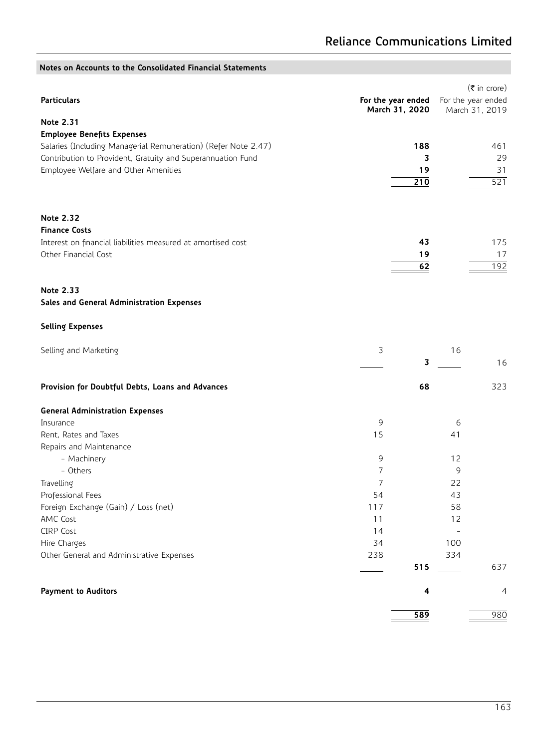## Notes on Accounts to the Consolidated Financial Statements

(₹ in crore)

| Particulars | | For the year ended March 31, 2020 | | For the year ended March 31, 2019 |
|---|---|---|---|---|
| **Note 2.31** | | | | |
| **Employee Benefits Expenses** | | | | |
| Salaries (Including Managerial Remuneration) (Refer Note 2.47) | | **188** | | 461 |
| Contribution to Provident, Gratuity and Superannuation Fund | | **3** | | 29 |
| Employee Welfare and Other Amenities | | **19** | | 31 |
| | | **210** | | 521 |
| **Note 2.32** | | | | |
| **Finance Costs** | | | | |
| Interest on financial liabilities measured at amortised cost | | **43** | | 175 |
| Other Financial Cost | | **19** | | 17 |
| | | **62** | | 192 |
| **Note 2.33** | | | | |
| **Sales and General Administration Expenses** | | | | |
| **Selling Expenses** | | | | |
| Selling and Marketing | 3 | | 16 | |
| | | **3** | | 16 |
| **Provision for Doubtful Debts, Loans and Advances** | | **68** | | 323 |
| **General Administration Expenses** | | | | |
| Insurance | 9 | | 6 | |
| Rent, Rates and Taxes | 15 | | 41 | |
| Repairs and Maintenance | | | | |
| - Machinery | 9 | | 12 | |
| - Others | 7 | | 9 | |
| Travelling | 7 | | 22 | |
| Professional Fees | 54 | | 43 | |
| Foreign Exchange (Gain) / Loss (net) | 117 | | 58 | |
| AMC Cost | 11 | | 12 | |
| CIRP Cost | 14 | | - | |
| Hire Charges | 34 | | 100 | |
| Other General and Administrative Expenses | 238 | | 334 | |
| | | **515** | | 637 |
| **Payment to Auditors** | | **4** | | 4 |
| | | **589** | | 980 |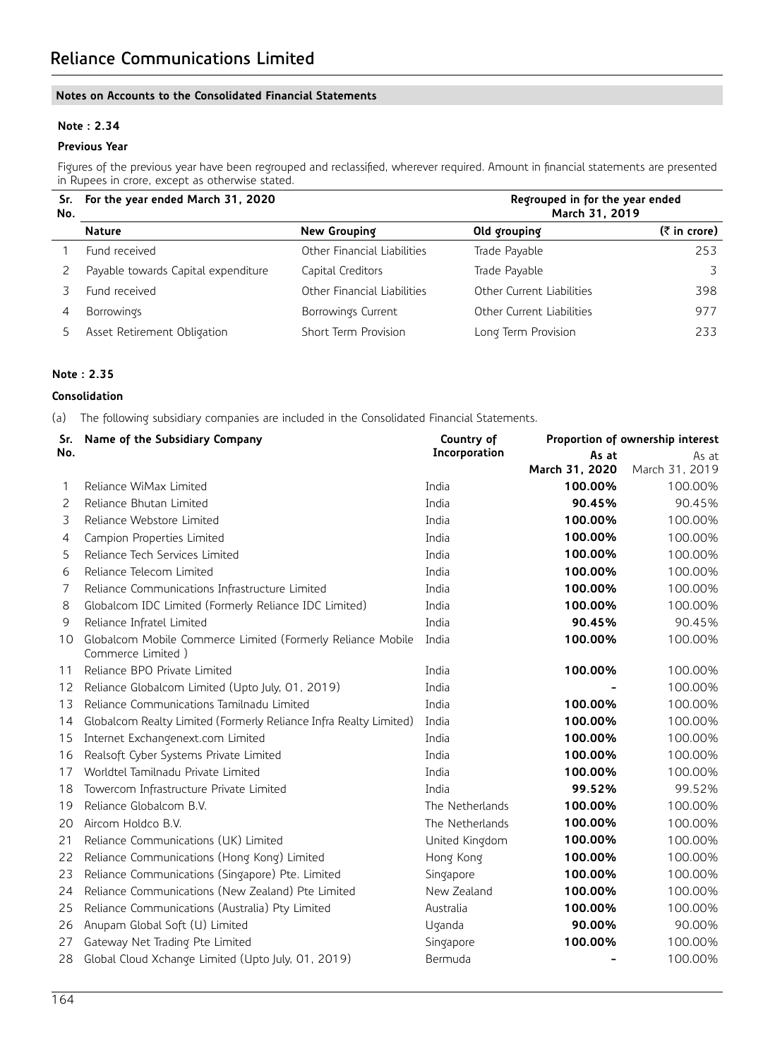## Notes on Accounts to the Consolidated Financial Statements

### Note : 2.34

#### Previous Year

Figures of the previous year have been regrouped and reclassified, wherever required. Amount in financial statements are presented in Rupees in crore, except as otherwise stated.

| Sr. No. | For the year ended March 31, 2020 | | Regrouped in for the year ended March 31, 2019 | |
|---|---|---|---|---|
| | **Nature** | **New Grouping** | **Old grouping** | **(₹ in crore)** |
| 1 | Fund received | Other Financial Liabilities | Trade Payable | 253 |
| 2 | Payable towards Capital expenditure | Capital Creditors | Trade Payable | 3 |
| 3 | Fund received | Other Financial Liabilities | Other Current Liabilities | 398 |
| 4 | Borrowings | Borrowings Current | Other Current Liabilities | 977 |
| 5 | Asset Retirement Obligation | Short Term Provision | Long Term Provision | 233 |

### Note : 2.35

#### Consolidation

(a) The following subsidiary companies are included in the Consolidated Financial Statements.

| Sr. No. | Name of the Subsidiary Company | Country of Incorporation | Proportion of ownership interest | |
|---|---|---|---|---|
| | | | **As at March 31, 2020** | As at March 31, 2019 |
| 1 | Reliance WiMax Limited | India | **100.00%** | 100.00% |
| 2 | Reliance Bhutan Limited | India | **90.45%** | 90.45% |
| 3 | Reliance Webstore Limited | India | **100.00%** | 100.00% |
| 4 | Campion Properties Limited | India | **100.00%** | 100.00% |
| 5 | Reliance Tech Services Limited | India | **100.00%** | 100.00% |
| 6 | Reliance Telecom Limited | India | **100.00%** | 100.00% |
| 7 | Reliance Communications Infrastructure Limited | India | **100.00%** | 100.00% |
| 8 | Globalcom IDC Limited (Formerly Reliance IDC Limited) | India | **100.00%** | 100.00% |
| 9 | Reliance Infratel Limited | India | **90.45%** | 90.45% |
| 10 | Globalcom Mobile Commerce Limited (Formerly Reliance Mobile Commerce Limited ) | India | **100.00%** | 100.00% |
| 11 | Reliance BPO Private Limited | India | **100.00%** | 100.00% |
| 12 | Reliance Globalcom Limited (Upto July, 01, 2019) | India | **-** | 100.00% |
| 13 | Reliance Communications Tamilnadu Limited | India | **100.00%** | 100.00% |
| 14 | Globalcom Realty Limited (Formerly Reliance Infra Realty Limited) | India | **100.00%** | 100.00% |
| 15 | Internet Exchangenext.com Limited | India | **100.00%** | 100.00% |
| 16 | Realsoft Cyber Systems Private Limited | India | **100.00%** | 100.00% |
| 17 | Worldtel Tamilnadu Private Limited | India | **100.00%** | 100.00% |
| 18 | Towercom Infrastructure Private Limited | India | **99.52%** | 99.52% |
| 19 | Reliance Globalcom B.V. | The Netherlands | **100.00%** | 100.00% |
| 20 | Aircom Holdco B.V. | The Netherlands | **100.00%** | 100.00% |
| 21 | Reliance Communications (UK) Limited | United Kingdom | **100.00%** | 100.00% |
| 22 | Reliance Communications (Hong Kong) Limited | Hong Kong | **100.00%** | 100.00% |
| 23 | Reliance Communications (Singapore) Pte. Limited | Singapore | **100.00%** | 100.00% |
| 24 | Reliance Communications (New Zealand) Pte Limited | New Zealand | **100.00%** | 100.00% |
| 25 | Reliance Communications (Australia) Pty Limited | Australia | **100.00%** | 100.00% |
| 26 | Anupam Global Soft (U) Limited | Uganda | **90.00%** | 90.00% |
| 27 | Gateway Net Trading Pte Limited | Singapore | **100.00%** | 100.00% |
| 28 | Global Cloud Xchange Limited (Upto July, 01, 2019) | Bermuda | **-** | 100.00% |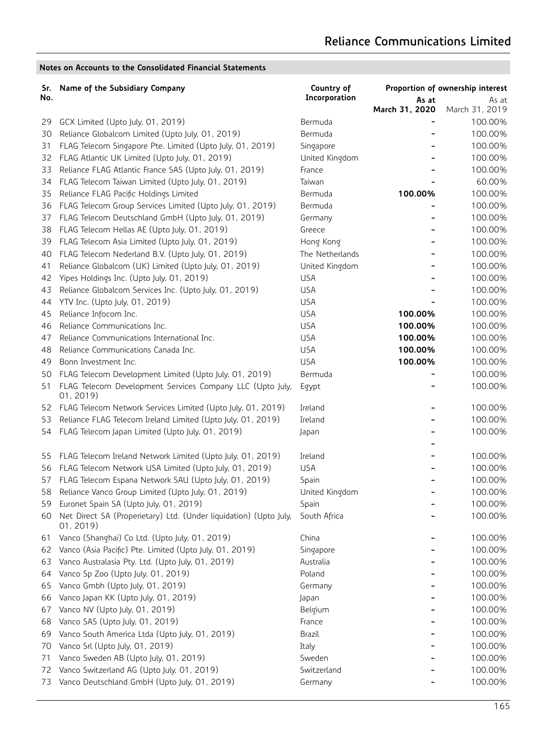## Notes on Accounts to the Consolidated Financial Statements

| Sr. No. | Name of the Subsidiary Company | Country of Incorporation | Proportion of ownership interest | |
|---|---|---|---|---|
| | | | **As at March 31, 2020** | As at March 31, 2019 |
| 29 | GCX Limited (Upto July, 01, 2019) | Bermuda | - | 100.00% |
| 30 | Reliance Globalcom Limited (Upto July, 01, 2019) | Bermuda | - | 100.00% |
| 31 | FLAG Telecom Singapore Pte. Limited (Upto July, 01, 2019) | Singapore | - | 100.00% |
| 32 | FLAG Atlantic UK Limited (Upto July, 01, 2019) | United Kingdom | - | 100.00% |
| 33 | Reliance FLAG Atlantic France SAS (Upto July, 01, 2019) | France | - | 100.00% |
| 34 | FLAG Telecom Taiwan Limited (Upto July, 01, 2019) | Taiwan | - | 60.00% |
| 35 | Reliance FLAG Pacific Holdings Limited | Bermuda | **100.00%** | 100.00% |
| 36 | FLAG Telecom Group Services Limited (Upto July, 01, 2019) | Bermuda | - | 100.00% |
| 37 | FLAG Telecom Deutschland GmbH (Upto July, 01, 2019) | Germany | - | 100.00% |
| 38 | FLAG Telecom Hellas AE (Upto July, 01, 2019) | Greece | - | 100.00% |
| 39 | FLAG Telecom Asia Limited (Upto July, 01, 2019) | Hong Kong | - | 100.00% |
| 40 | FLAG Telecom Nederland B.V. (Upto July, 01, 2019) | The Netherlands | - | 100.00% |
| 41 | Reliance Globalcom (UK) Limited (Upto July, 01, 2019) | United Kingdom | - | 100.00% |
| 42 | Yipes Holdings Inc. (Upto July, 01, 2019) | USA | - | 100.00% |
| 43 | Reliance Globalcom Services Inc. (Upto July, 01, 2019) | USA | - | 100.00% |
| 44 | YTV Inc. (Upto July, 01, 2019) | USA | - | 100.00% |
| 45 | Reliance Infocom Inc. | USA | **100.00%** | 100.00% |
| 46 | Reliance Communications Inc. | USA | **100.00%** | 100.00% |
| 47 | Reliance Communications International Inc. | USA | **100.00%** | 100.00% |
| 48 | Reliance Communications Canada Inc. | USA | **100.00%** | 100.00% |
| 49 | Bonn Investment Inc. | USA | **100.00%** | 100.00% |
| 50 | FLAG Telecom Development Limited (Upto July, 01, 2019) | Bermuda | - | 100.00% |
| 51 | FLAG Telecom Development Services Company LLC (Upto July, 01, 2019) | Egypt | - | 100.00% |
| 52 | FLAG Telecom Network Services Limited (Upto July, 01, 2019) | Ireland | - | 100.00% |
| 53 | Reliance FLAG Telecom Ireland Limited (Upto July, 01, 2019) | Ireland | - | 100.00% |
| 54 | FLAG Telecom Japan Limited (Upto July, 01, 2019) | Japan | - | 100.00% |
| | | | - | |
| 55 | FLAG Telecom Ireland Network Limited (Upto July, 01, 2019) | Ireland | - | 100.00% |
| 56 | FLAG Telecom Network USA Limited (Upto July, 01, 2019) | USA | - | 100.00% |
| 57 | FLAG Telecom Espana Network SAU (Upto July, 01, 2019) | Spain | - | 100.00% |
| 58 | Reliance Vanco Group Limited (Upto July, 01, 2019) | United Kingdom | - | 100.00% |
| 59 | Euronet Spain SA (Upto July, 01, 2019) | Spain | - | 100.00% |
| 60 | Net Direct SA (Properietary) Ltd. (Under liquidation) (Upto July, 01, 2019) | South Africa | - | 100.00% |
| 61 | Vanco (Shanghai) Co Ltd. (Upto July, 01, 2019) | China | - | 100.00% |
| 62 | Vanco (Asia Pacific) Pte. Limited (Upto July, 01, 2019) | Singapore | - | 100.00% |
| 63 | Vanco Australasia Pty. Ltd. (Upto July, 01, 2019) | Australia | - | 100.00% |
| 64 | Vanco Sp Zoo (Upto July, 01, 2019) | Poland | - | 100.00% |
| 65 | Vanco Gmbh (Upto July, 01, 2019) | Germany | - | 100.00% |
| 66 | Vanco Japan KK (Upto July, 01, 2019) | Japan | - | 100.00% |
| 67 | Vanco NV (Upto July, 01, 2019) | Belgium | - | 100.00% |
| 68 | Vanco SAS (Upto July, 01, 2019) | France | - | 100.00% |
| 69 | Vanco South America Ltda (Upto July, 01, 2019) | Brazil | - | 100.00% |
| 70 | Vanco Srl (Upto July, 01, 2019) | Italy | - | 100.00% |
| 71 | Vanco Sweden AB (Upto July, 01, 2019) | Sweden | - | 100.00% |
| 72 | Vanco Switzerland AG (Upto July, 01, 2019) | Switzerland | - | 100.00% |
| 73 | Vanco Deutschland GmbH (Upto July, 01, 2019) | Germany | - | 100.00% |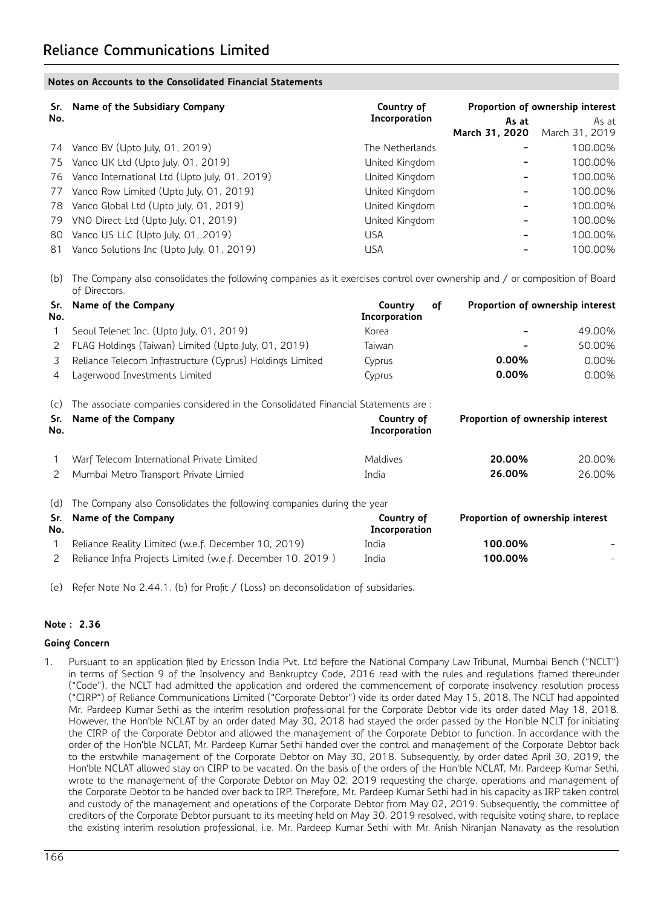## Notes on Accounts to the Consolidated Financial Statements

| Sr. No. | Name of the Subsidiary Company | Country of Incorporation | Proportion of ownership interest | |
|---|---|---|---|---|
| | | | **As at March 31, 2020** | As at March 31, 2019 |
| 74 | Vanco BV (Upto July, 01, 2019) | The Netherlands | **-** | 100.00% |
| 75 | Vanco UK Ltd (Upto July, 01, 2019) | United Kingdom | **-** | 100.00% |
| 76 | Vanco International Ltd (Upto July, 01, 2019) | United Kingdom | **-** | 100.00% |
| 77 | Vanco Row Limited (Upto July, 01, 2019) | United Kingdom | **-** | 100.00% |
| 78 | Vanco Global Ltd (Upto July, 01, 2019) | United Kingdom | **-** | 100.00% |
| 79 | VNO Direct Ltd (Upto July, 01, 2019) | United Kingdom | **-** | 100.00% |
| 80 | Vanco US LLC (Upto July, 01, 2019) | USA | **-** | 100.00% |
| 81 | Vanco Solutions Inc (Upto July, 01, 2019) | USA | **-** | 100.00% |

(b) The Company also consolidates the following companies as it exercises control over ownership and / or composition of Board of Directors.

| Sr. No. | Name of the Company | Country of Incorporation | Proportion of ownership interest | |
|---|---|---|---|---|
| 1 | Seoul Telenet Inc. (Upto July, 01, 2019) | Korea | **-** | 49.00% |
| 2 | FLAG Holdings (Taiwan) Limited (Upto July, 01, 2019) | Taiwan | **-** | 50.00% |
| 3 | Reliance Telecom Infrastructure (Cyprus) Holdings Limited | Cyprus | **0.00%** | 0.00% |
| 4 | Lagerwood Investments Limited | Cyprus | **0.00%** | 0.00% |

(c) The associate companies considered in the Consolidated Financial Statements are :

| Sr. No. | Name of the Company | Country of Incorporation | Proportion of ownership interest | |
|---|---|---|---|---|
| 1 | Warf Telecom International Private Limited | Maldives | **20.00%** | 20.00% |
| 2 | Mumbai Metro Transport Private Limied | India | **26.00%** | 26.00% |

(d) The Company also Consolidates the following companies during the year

| Sr. No. | Name of the Company | Country of Incorporation | Proportion of ownership interest | |
|---|---|---|---|---|
| 1 | Reliance Reality Limited (w.e.f. December 10, 2019) | India | **100.00%** | - |
| 2 | Reliance Infra Projects Limited (w.e.f. December 10, 2019 ) | India | **100.00%** | - |

(e) Refer Note No 2.44.1. (b) for Profit / (Loss) on deconsolidation of subsidaries.

### Note : 2.36

#### Going Concern

1. Pursuant to an application filed by Ericsson India Pvt. Ltd before the National Company Law Tribunal, Mumbai Bench ("NCLT") in terms of Section 9 of the Insolvency and Bankruptcy Code, 2016 read with the rules and regulations framed thereunder ("Code"), the NCLT had admitted the application and ordered the commencement of corporate insolvency resolution process ("CIRP") of Reliance Communications Limited ("Corporate Debtor") vide its order dated May 15, 2018. The NCLT had appointed Mr. Pardeep Kumar Sethi as the interim resolution professional for the Corporate Debtor vide its order dated May 18, 2018. However, the Hon'ble NCLAT by an order dated May 30, 2018 had stayed the order passed by the Hon'ble NCLT for initiating the CIRP of the Corporate Debtor and allowed the management of the Corporate Debtor to function. In accordance with the order of the Hon'ble NCLAT, Mr. Pardeep Kumar Sethi handed over the control and management of the Corporate Debtor back to the erstwhile management of the Corporate Debtor on May 30, 2018. Subsequently, by order dated April 30, 2019, the Hon'ble NCLAT allowed stay on CIRP to be vacated. On the basis of the orders of the Hon'ble NCLAT, Mr. Pardeep Kumar Sethi, wrote to the management of the Corporate Debtor on May 02, 2019 requesting the charge, operations and management of the Corporate Debtor to be handed over back to IRP. Therefore, Mr. Pardeep Kumar Sethi had in his capacity as IRP taken control and custody of the management and operations of the Corporate Debtor from May 02, 2019. Subsequently, the committee of creditors of the Corporate Debtor pursuant to its meeting held on May 30, 2019 resolved, with requisite voting share, to replace the existing interim resolution professional, i.e. Mr. Pardeep Kumar Sethi with Mr. Anish Niranjan Nanavaty as the resolution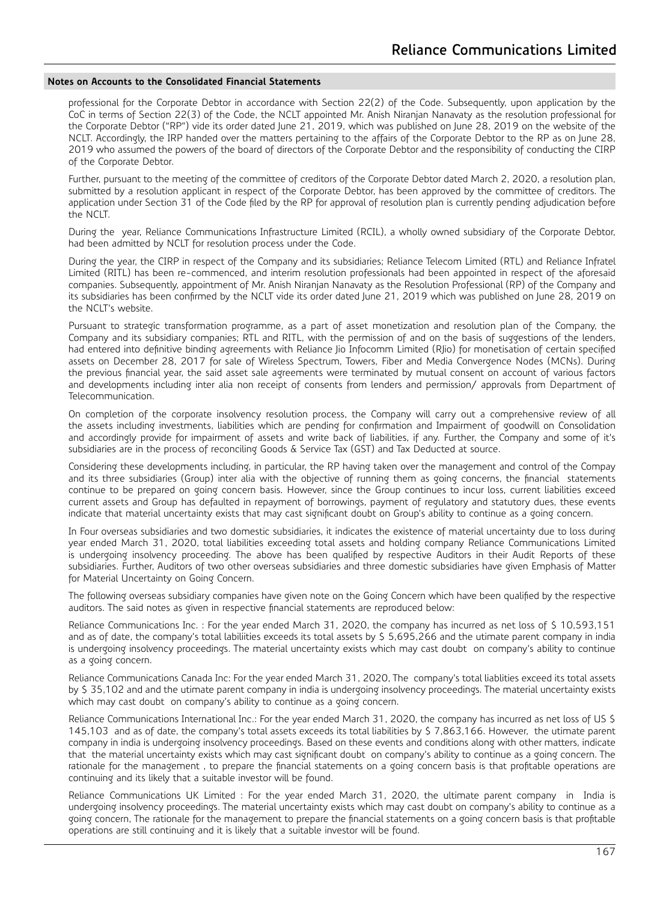**Notes on Accounts to the Consolidated Financial Statements**

professional for the Corporate Debtor in accordance with Section 22(2) of the Code. Subsequently, upon application by the CoC in terms of Section 22(3) of the Code, the NCLT appointed Mr. Anish Niranjan Nanavaty as the resolution professional for the Corporate Debtor ("RP") vide its order dated June 21, 2019, which was published on June 28, 2019 on the website of the NCLT. Accordingly, the IRP handed over the matters pertaining to the affairs of the Corporate Debtor to the RP as on June 28, 2019 who assumed the powers of the board of directors of the Corporate Debtor and the responsibility of conducting the CIRP of the Corporate Debtor.

Further, pursuant to the meeting of the committee of creditors of the Corporate Debtor dated March 2, 2020, a resolution plan, submitted by a resolution applicant in respect of the Corporate Debtor, has been approved by the committee of creditors. The application under Section 31 of the Code filed by the RP for approval of resolution plan is currently pending adjudication before the NCLT.

During the year, Reliance Communications Infrastructure Limited (RCIL), a wholly owned subsidiary of the Corporate Debtor, had been admitted by NCLT for resolution process under the Code.

During the year, the CIRP in respect of the Company and its subsidiaries; Reliance Telecom Limited (RTL) and Reliance Infratel Limited (RITL) has been re-commenced, and interim resolution professionals had been appointed in respect of the aforesaid companies. Subsequently, appointment of Mr. Anish Niranjan Nanavaty as the Resolution Professional (RP) of the Company and its subsidiaries has been confirmed by the NCLT vide its order dated June 21, 2019 which was published on June 28, 2019 on the NCLT's website.

Pursuant to strategic transformation programme, as a part of asset monetization and resolution plan of the Company, the Company and its subsidiary companies; RTL and RITL, with the permission of and on the basis of suggestions of the lenders, had entered into definitive binding agreements with Reliance Jio Infocomm Limited (RJio) for monetisation of certain specified assets on December 28, 2017 for sale of Wireless Spectrum, Towers, Fiber and Media Convergence Nodes (MCNs). During the previous financial year, the said asset sale agreements were terminated by mutual consent on account of various factors and developments including inter alia non receipt of consents from lenders and permission/ approvals from Department of Telecommunication.

On completion of the corporate insolvency resolution process, the Company will carry out a comprehensive review of all the assets including investments, liabilities which are pending for confirmation and Impairment of goodwill on Consolidation and accordingly provide for impairment of assets and write back of liabilities, if any. Further, the Company and some of it's subsidiaries are in the process of reconciling Goods & Service Tax (GST) and Tax Deducted at source.

Considering these developments including, in particular, the RP having taken over the management and control of the Compay and its three subsidiaries (Group) inter alia with the objective of running them as going concerns, the financial statements continue to be prepared on going concern basis. However, since the Group continues to incur loss, current liabilities exceed current assets and Group has defaulted in repayment of borrowings, payment of regulatory and statutory dues, these events indicate that material uncertainty exists that may cast significant doubt on Group's ability to continue as a going concern.

In Four overseas subsidiaries and two domestic subsidiaries, it indicates the existence of material uncertainty due to loss during year ended March 31, 2020, total liabilities exceeding total assets and holding company Reliance Communications Limited is undergoing insolvency proceeding. The above has been qualified by respective Auditors in their Audit Reports of these subsidiaries. Further, Auditors of two other overseas subsidiaries and three domestic subsidiaries have given Emphasis of Matter for Material Uncertainty on Going Concern.

The following overseas subsidiary companies have given note on the Going Concern which have been qualified by the respective auditors. The said notes as given in respective financial statements are reproduced below:

Reliance Communications Inc. : For the year ended March 31, 2020, the company has incurred as net loss of $ 10,593,151 and as of date, the company's total labilities exceeds its total assets by $ 5,695,266 and the utimate parent company in india is undergoing insolvency proceedings. The material uncertainty exists which may cast doubt on company's ability to continue as a going concern.

Reliance Communications Canada Inc: For the year ended March 31, 2020, The company's total liablities exceed its total assets by $ 35,102 and and the utimate parent company in india is undergoing insolvency proceedings. The material uncertainty exists which may cast doubt on company's ability to continue as a going concern.

Reliance Communications International Inc.: For the year ended March 31, 2020, the company has incurred as net loss of US $ 145,103 and as of date, the company's total assets exceeds its total liabilities by $ 7,863,166. However, the utimate parent company in india is undergoing insolvency proceedings. Based on these events and conditions along with other matters, indicate that the material uncertainty exists which may cast significant doubt on company's ability to continue as a going concern. The rationale for the management , to prepare the financial statements on a going concern basis is that profitable operations are continuing and its likely that a suitable investor will be found.

Reliance Communications UK Limited : For the year ended March 31, 2020, the ultimate parent company in India is undergoing insolvency proceedings. The material uncertainty exists which may cast doubt on company's ability to continue as a going concern, The rationale for the management to prepare the financial statements on a going concern basis is that profitable operations are still continuing and it is likely that a suitable investor will be found.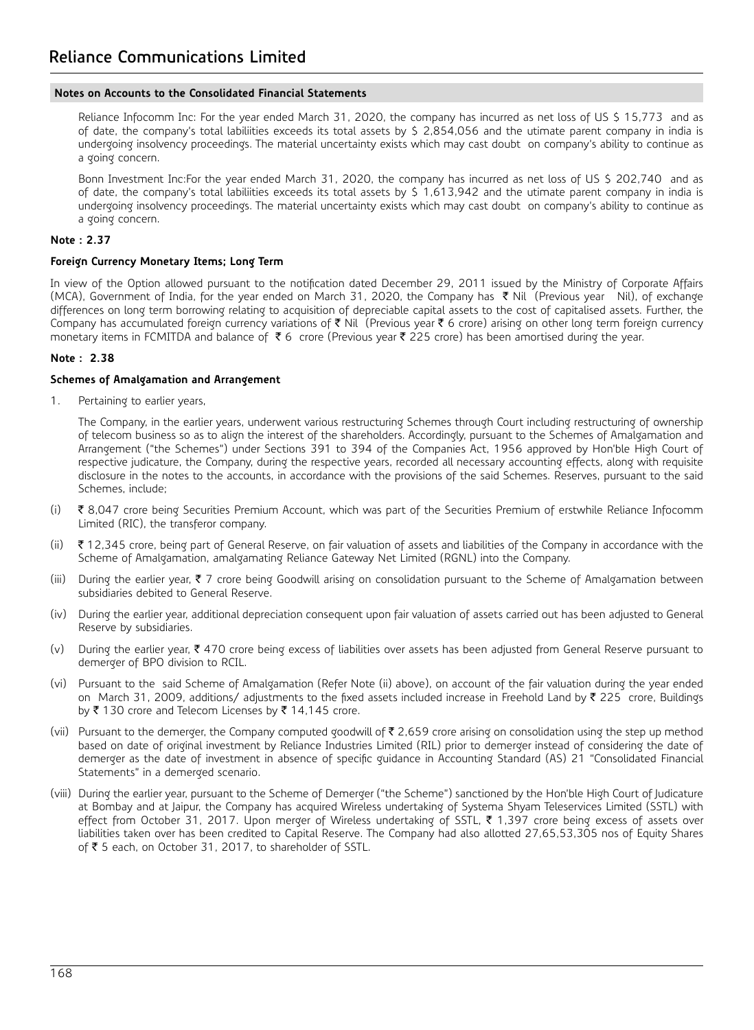## Notes on Accounts to the Consolidated Financial Statements

Reliance Infocomm Inc: For the year ended March 31, 2020, the company has incurred as net loss of US $ 15,773 and as of date, the company's total labiliities exceeds its total assets by $ 2,854,056 and the utimate parent company in india is undergoing insolvency proceedings. The material uncertainty exists which may cast doubt on company's ability to continue as a going concern.

Bonn Investment Inc:For the year ended March 31, 2020, the company has incurred as net loss of US $ 202,740 and as of date, the company's total labiliities exceeds its total assets by $ 1,613,942 and the utimate parent company in india is undergoing insolvency proceedings. The material uncertainty exists which may cast doubt on company's ability to continue as a going concern.

### Note : 2.37

**Foreign Currency Monetary Items; Long Term**

In view of the Option allowed pursuant to the notification dated December 29, 2011 issued by the Ministry of Corporate Affairs (MCA), Government of India, for the year ended on March 31, 2020, the Company has ₹ Nil (Previous year Nil), of exchange differences on long term borrowing relating to acquisition of depreciable capital assets to the cost of capitalised assets. Further, the Company has accumulated foreign currency variations of ₹ Nil (Previous year ₹ 6 crore) arising on other long term foreign currency monetary items in FCMITDA and balance of ₹ 6 crore (Previous year ₹ 225 crore) has been amortised during the year.

### Note : 2.38

**Schemes of Amalgamation and Arrangement**

1. Pertaining to earlier years,

   The Company, in the earlier years, underwent various restructuring Schemes through Court including restructuring of ownership of telecom business so as to align the interest of the shareholders. Accordingly, pursuant to the Schemes of Amalgamation and Arrangement ("the Schemes") under Sections 391 to 394 of the Companies Act, 1956 approved by Hon'ble High Court of respective judicature, the Company, during the respective years, recorded all necessary accounting effects, along with requisite disclosure in the notes to the accounts, in accordance with the provisions of the said Schemes. Reserves, pursuant to the said Schemes, include;

(i) ₹ 8,047 crore being Securities Premium Account, which was part of the Securities Premium of erstwhile Reliance Infocomm Limited (RIC), the transferor company.

(ii) ₹ 12,345 crore, being part of General Reserve, on fair valuation of assets and liabilities of the Company in accordance with the Scheme of Amalgamation, amalgamating Reliance Gateway Net Limited (RGNL) into the Company.

(iii) During the earlier year, ₹ 7 crore being Goodwill arising on consolidation pursuant to the Scheme of Amalgamation between subsidiaries debited to General Reserve.

(iv) During the earlier year, additional depreciation consequent upon fair valuation of assets carried out has been adjusted to General Reserve by subsidiaries.

(v) During the earlier year, ₹ 470 crore being excess of liabilities over assets has been adjusted from General Reserve pursuant to demerger of BPO division to RCIL.

(vi) Pursuant to the said Scheme of Amalgamation (Refer Note (ii) above), on account of the fair valuation during the year ended on March 31, 2009, additions/ adjustments to the fixed assets included increase in Freehold Land by ₹ 225 crore, Buildings by ₹ 130 crore and Telecom Licenses by ₹ 14,145 crore.

(vii) Pursuant to the demerger, the Company computed goodwill of ₹ 2,659 crore arising on consolidation using the step up method based on date of original investment by Reliance Industries Limited (RIL) prior to demerger instead of considering the date of demerger as the date of investment in absence of specific guidance in Accounting Standard (AS) 21 "Consolidated Financial Statements" in a demerged scenario.

(viii) During the earlier year, pursuant to the Scheme of Demerger ("the Scheme") sanctioned by the Hon'ble High Court of Judicature at Bombay and at Jaipur, the Company has acquired Wireless undertaking of Systema Shyam Teleservices Limited (SSTL) with effect from October 31, 2017. Upon merger of Wireless undertaking of SSTL, ₹ 1,397 crore being excess of assets over liabilities taken over has been credited to Capital Reserve. The Company had also allotted 27,65,53,305 nos of Equity Shares of ₹ 5 each, on October 31, 2017, to shareholder of SSTL.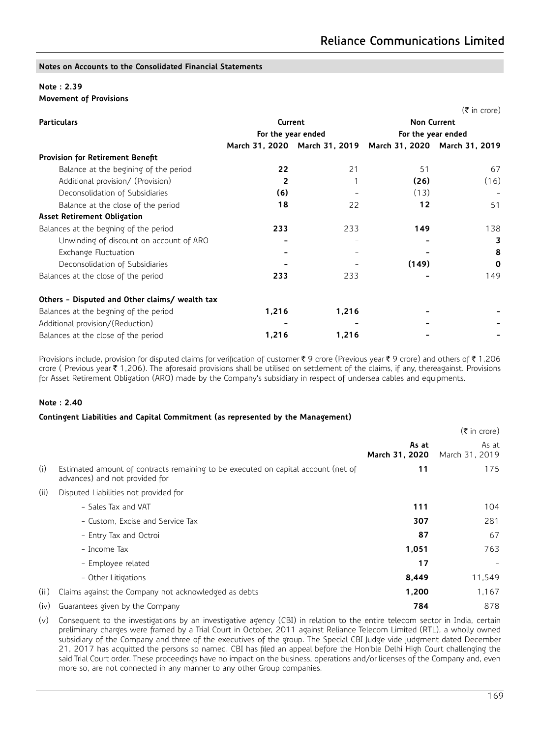**Notes on Accounts to the Consolidated Financial Statements**

**Note : 2.39**

**Movement of Provisions**

(₹ in crore)

| Particulars | Current | | Non Current | |
|---|---|---|---|---|
| | For the year ended | | For the year ended | |
| | March 31, 2020 | March 31, 2019 | March 31, 2020 | March 31, 2019 |
| **Provision for Retirement Benefit** | | | | |
| Balance at the begining of the period | **22** | 21 | 51 | 67 |
| Additional provision/ (Provision) | **2** | 1 | **(26)** | (16) |
| Deconsolidation of Subsidiaries | **(6)** | - | (13) | - |
| Balance at the close of the period | **18** | 22 | **12** | 51 |
| **Asset Retirement Obligation** | | | | |
| Balances at the begning of the period | **233** | 233 | **149** | 138 |
| Unwinding of discount on account of ARO | **-** | - | **-** | **3** |
| Exchange Fluctuation | **-** | - | **-** | **8** |
| Deconsolidation of Subsidiaries | **-** | - | **(149)** | **0** |
| Balances at the close of the period | **233** | 233 | **-** | 149 |
| **Others - Disputed and Other claims/ wealth tax** | | | | |
| Balances at the begning of the period | **1,216** | **1,216** | **-** | **-** |
| Additional provision/(Reduction) | **-** | **-** | **-** | **-** |
| Balances at the close of the period | **1,216** | **1,216** | **-** | **-** |

Provisions include, provision for disputed claims for verification of customer ₹ 9 crore (Previous year ₹ 9 crore) and others of ₹ 1,206 crore ( Previous year ₹ 1,206). The aforesaid provisions shall be utilised on settlement of the claims, if any, thereagainst. Provisions for Asset Retirement Obligation (ARO) made by the Company's subsidiary in respect of undersea cables and equipments.

**Note : 2.40**

**Contingent Liabilities and Capital Commitment (as represented by the Management)**

(₹ in crore)

| | | As at March 31, 2020 | As at March 31, 2019 |
|---|---|---|---|
| (i) | Estimated amount of contracts remaining to be executed on capital account (net of advances) and not provided for | **11** | 175 |
| (ii) | Disputed Liabilities not provided for | | |
| | - Sales Tax and VAT | **111** | 104 |
| | - Custom, Excise and Service Tax | **307** | 281 |
| | - Entry Tax and Octroi | **87** | 67 |
| | - Income Tax | **1,051** | 763 |
| | - Employee related | **17** | - |
| | - Other Litigations | **8,449** | 11,549 |
| (iii) | Claims against the Company not acknowledged as debts | **1,200** | 1,167 |
| (iv) | Guarantees given by the Company | **784** | 878 |

(v) Consequent to the investigations by an investigative agency (CBI) in relation to the entire telecom sector in India, certain preliminary charges were framed by a Trial Court in October, 2011 against Reliance Telecom Limited (RTL), a wholly owned subsidiary of the Company and three of the executives of the group. The Special CBI Judge vide judgment dated December 21, 2017 has acquitted the persons so named. CBI has filed an appeal before the Hon'ble Delhi High Court challenging the said Trial Court order. These proceedings have no impact on the business, operations and/or licenses of the Company and, even more so, are not connected in any manner to any other Group companies.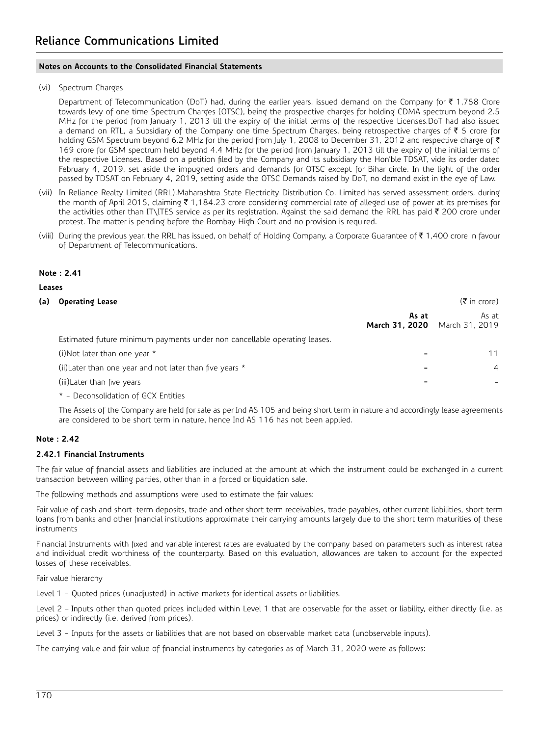## Notes on Accounts to the Consolidated Financial Statements

(vi) Spectrum Charges

Department of Telecommunication (DoT) had, during the earlier years, issued demand on the Company for ₹ 1,758 Crore towards levy of one time Spectrum Charges (OTSC), being the prospective charges for holding CDMA spectrum beyond 2.5 MHz for the period from January 1, 2013 till the expiry of the initial terms of the respective Licenses.DoT had also issued a demand on RTL, a Subsidiary of the Company one time Spectrum Charges, being retrospective charges of ₹ 5 crore for holding GSM Spectrum beyond 6.2 MHz for the period from July 1, 2008 to December 31, 2012 and respective charge of ₹ 169 crore for GSM spectrum held beyond 4.4 MHz for the period from January 1, 2013 till the expiry of the initial terms of the respective Licenses. Based on a petition filed by the Company and its subsidiary the Hon'ble TDSAT, vide its order dated February 4, 2019, set aside the impugned orders and demands for OTSC except for Bihar circle. In the light of the order passed by TDSAT on February 4, 2019, setting aside the OTSC Demands raised by DoT, no demand exist in the eye of Law.

(vii) In Reliance Realty Limited (RRL),Maharashtra State Electricity Distribution Co. Limited has served assessment orders, during the month of April 2015, claiming ₹ 1,184.23 crore considering commercial rate of alleged use of power at its premises for the activities other than IT\ITES service as per its registration. Against the said demand the RRL has paid ₹ 200 crore under protest. The matter is pending before the Bombay High Court and no provision is required.

(viii) During the previous year, the RRL has issued, on behalf of Holding Company, a Corporate Guarantee of ₹ 1,400 crore in favour of Department of Telecommunications.

### Note : 2.41

**Leases**

**(a) Operating Lease** (₹ in crore)

| | As at March 31, 2020 | As at March 31, 2019 |
|---|---|---|
| Estimated future minimum payments under non cancellable operating leases. | | |
| (i)Not later than one year * | - | 11 |
| (ii)Later than one year and not later than five years * | - | 4 |
| (iii)Later than five years | - | - |

\* - Deconsolidation of GCX Entities

The Assets of the Company are held for sale as per Ind AS 105 and being short term in nature and accordingly lease agreements are considered to be short term in nature, hence Ind AS 116 has not been applied.

### Note : 2.42

#### 2.42.1 Financial Instruments

The fair value of financial assets and liabilities are included at the amount at which the instrument could be exchanged in a current transaction between willing parties, other than in a forced or liquidation sale.

The following methods and assumptions were used to estimate the fair values:

Fair value of cash and short-term deposits, trade and other short term receivables, trade payables, other current liabilities, short term loans from banks and other financial institutions approximate their carrying amounts largely due to the short term maturities of these instruments

Financial Instruments with fixed and variable interest rates are evaluated by the company based on parameters such as interest ratea and individual credit worthiness of the counterparty. Based on this evaluation, allowances are taken to account for the expected losses of these receivables.

Fair value hierarchy

Level 1 - Quoted prices (unadjusted) in active markets for identical assets or liabilities.

Level 2 – Inputs other than quoted prices included within Level 1 that are observable for the asset or liability, either directly (i.e. as prices) or indirectly (i.e. derived from prices).

Level 3 - Inputs for the assets or liabilities that are not based on observable market data (unobservable inputs).

The carrying value and fair value of financial instruments by categories as of March 31, 2020 were as follows: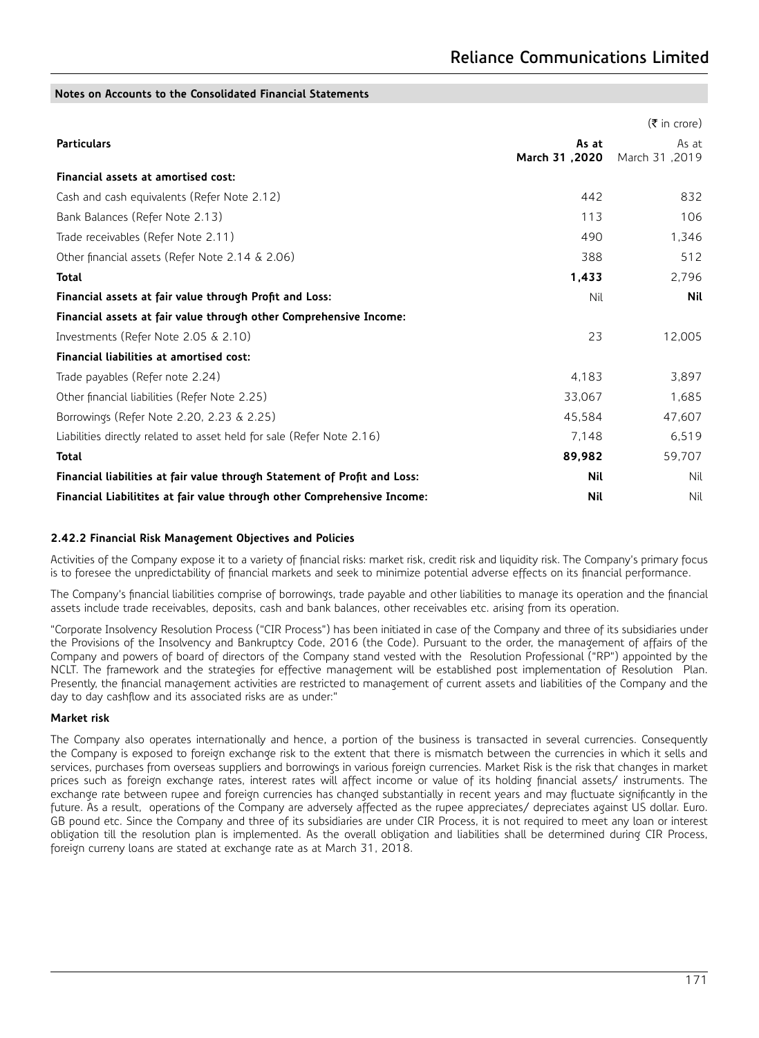**Notes on Accounts to the Consolidated Financial Statements**

(₹ in crore)

| Particulars | As at March 31 ,2020 | As at March 31 ,2019 |
|---|---|---|
| **Financial assets at amortised cost:** | | |
| Cash and cash equivalents (Refer Note 2.12) | 442 | 832 |
| Bank Balances (Refer Note 2.13) | 113 | 106 |
| Trade receivables (Refer Note 2.11) | 490 | 1,346 |
| Other financial assets (Refer Note 2.14 & 2.06) | 388 | 512 |
| **Total** | **1,433** | 2,796 |
| **Financial assets at fair value through Profit and Loss:** | Nil | **Nil** |
| **Financial assets at fair value through other Comprehensive Income:** | | |
| Investments (Refer Note 2.05 & 2.10) | 23 | 12,005 |
| **Financial liabilities at amortised cost:** | | |
| Trade payables (Refer note 2.24) | 4,183 | 3,897 |
| Other financial liabilities (Refer Note 2.25) | 33,067 | 1,685 |
| Borrowings (Refer Note 2.20, 2.23 & 2.25) | 45,584 | 47,607 |
| Liabilities directly related to asset held for sale (Refer Note 2.16) | 7,148 | 6,519 |
| **Total** | **89,982** | 59,707 |
| **Financial liabilities at fair value through Statement of Profit and Loss:** | **Nil** | Nil |
| **Financial Liabilitites at fair value through other Comprehensive Income:** | **Nil** | Nil |

### 2.42.2 Financial Risk Management Objectives and Policies

Activities of the Company expose it to a variety of financial risks: market risk, credit risk and liquidity risk. The Company's primary focus is to foresee the unpredictability of financial markets and seek to minimize potential adverse effects on its financial performance.

The Company's financial liabilities comprise of borrowings, trade payable and other liabilities to manage its operation and the financial assets include trade receivables, deposits, cash and bank balances, other receivables etc. arising from its operation.

"Corporate Insolvency Resolution Process ("CIR Process") has been initiated in case of the Company and three of its subsidiaries under the Provisions of the Insolvency and Bankruptcy Code, 2016 (the Code). Pursuant to the order, the management of affairs of the Company and powers of board of directors of the Company stand vested with the Resolution Professional ("RP") appointed by the NCLT. The framework and the strategies for effective management will be established post implementation of Resolution Plan. Presently, the financial management activities are restricted to management of current assets and liabilities of the Company and the day to day cashflow and its associated risks are as under:"

**Market risk**

The Company also operates internationally and hence, a portion of the business is transacted in several currencies. Consequently the Company is exposed to foreign exchange risk to the extent that there is mismatch between the currencies in which it sells and services, purchases from overseas suppliers and borrowings in various foreign currencies. Market Risk is the risk that changes in market prices such as foreign exchange rates, interest rates will affect income or value of its holding financial assets/ instruments. The exchange rate between rupee and foreign currencies has changed substantially in recent years and may fluctuate significantly in the future. As a result, operations of the Company are adversely affected as the rupee appreciates/ depreciates against US dollar. Euro. GB pound etc. Since the Company and three of its subsidiaries are under CIR Process, it is not required to meet any loan or interest obligation till the resolution plan is implemented. As the overall obligation and liabilities shall be determined during CIR Process, foreign curreny loans are stated at exchange rate as at March 31, 2018.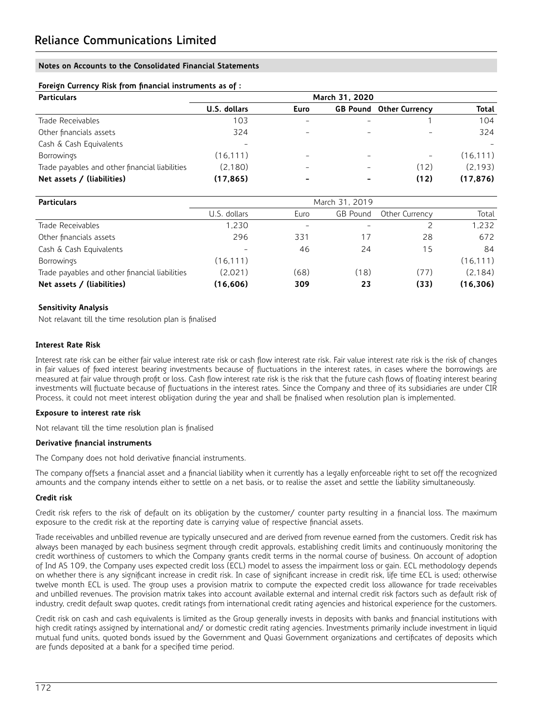## Notes on Accounts to the Consolidated Financial Statements

**Foreign Currency Risk from financial instruments as of :**

| Particulars | March 31, 2020 | | | | |
|---|---|---|---|---|---|
| | **U.S. dollars** | **Euro** | **GB Pound** | **Other Currency** | **Total** |
| Trade Receivables | 103 | - | - | 1 | 104 |
| Other financials assets | 324 | - | - | - | 324 |
| Cash & Cash Equivalents | - | | | | - |
| Borrowings | (16,111) | - | - | - | (16,111) |
| Trade payables and other financial liabilities | (2,180) | - | - | (12) | (2,193) |
| **Net assets / (liabilities)** | **(17,865)** | **-** | **-** | **(12)** | **(17,876)** |

| Particulars | March 31, 2019 | | | | |
|---|---|---|---|---|---|
| | U.S. dollars | Euro | GB Pound | Other Currency | Total |
| Trade Receivables | 1,230 | - | - | 2 | 1,232 |
| Other financials assets | 296 | 331 | 17 | 28 | 672 |
| Cash & Cash Equivalents | - | 46 | 24 | 15 | 84 |
| Borrowings | (16,111) | | | | (16,111) |
| Trade payables and other financial liabilities | (2,021) | (68) | (18) | (77) | (2,184) |
| **Net assets / (liabilities)** | **(16,606)** | **309** | **23** | **(33)** | **(16,306)** |

**Sensitivity Analysis**

Not relavant till the time resolution plan is finalised

**Interest Rate Risk**

Interest rate risk can be either fair value interest rate risk or cash flow interest rate risk. Fair value interest rate risk is the risk of changes in fair values of fixed interest bearing investments because of fluctuations in the interest rates, in cases where the borrowings are measured at fair value through profit or loss. Cash flow interest rate risk is the risk that the future cash flows of floating interest bearing investments will fluctuate because of fluctuations in the interest rates. Since the Company and three of its subsidiaries are under CIR Process, it could not meet interest obligation during the year and shall be finalised when resolution plan is implemented.

**Exposure to interest rate risk**

Not relavant till the time resolution plan is finalised

**Derivative financial instruments**

The Company does not hold derivative financial instruments.

The company offsets a financial asset and a financial liability when it currently has a legally enforceable right to set off the recognized amounts and the company intends either to settle on a net basis, or to realise the asset and settle the liability simultaneously.

**Credit risk**

Credit risk refers to the risk of default on its obligation by the customer/ counter party resulting in a financial loss. The maximum exposure to the credit risk at the reporting date is carrying value of respective financial assets.

Trade receivables and unbilled revenue are typically unsecured and are derived from revenue earned from the customers. Credit risk has always been managed by each business segment through credit approvals, establishing credit limits and continuously monitoring the credit worthiness of customers to which the Company grants credit terms in the normal course of business. On account of adoption of Ind AS 109, the Company uses expected credit loss (ECL) model to assess the impairment loss or gain. ECL methodology depends on whether there is any significant increase in credit risk. In case of significant increase in credit risk, life time ECL is used; otherwise twelve month ECL is used. The group uses a provision matrix to compute the expected credit loss allowance for trade receivables and unbilled revenues. The provision matrix takes into account available external and internal credit risk factors such as default risk of industry, credit default swap quotes, credit ratings from international credit rating agencies and historical experience for the customers.

Credit risk on cash and cash equivalents is limited as the Group generally invests in deposits with banks and financial institutions with high credit ratings assigned by international and/ or domestic credit rating agencies. Investments primarily include investment in liquid mutual fund units, quoted bonds issued by the Government and Quasi Government organizations and certificates of deposits which are funds deposited at a bank for a specified time period.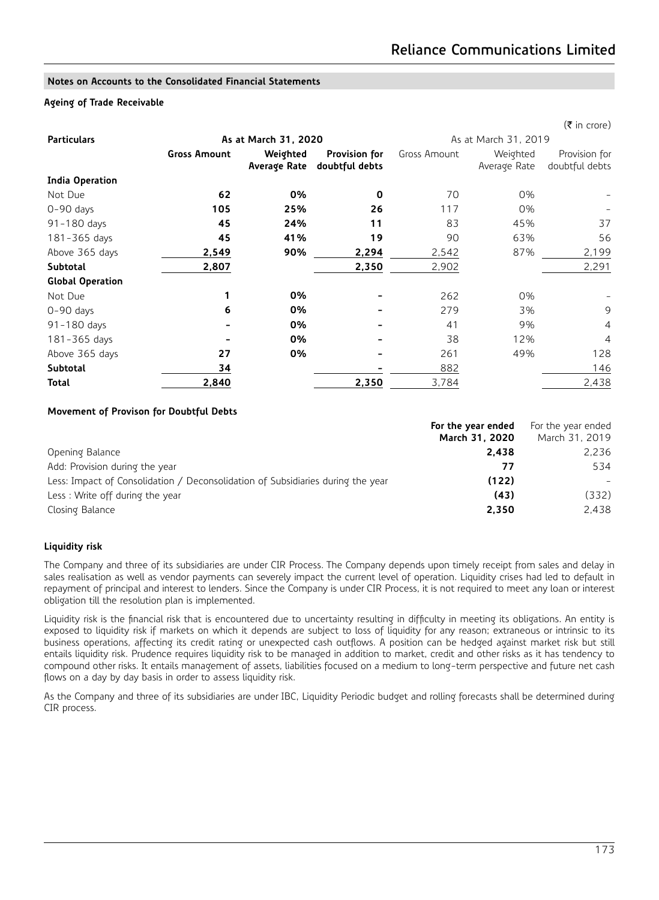## Notes on Accounts to the Consolidated Financial Statements

### Ageing of Trade Receivable

(₹ in crore)

| Particulars | As at March 31, 2020 | | | As at March 31, 2019 | | |
|---|---|---|---|---|---|---|
| | **Gross Amount** | **Weighted Average Rate** | **Provision for doubtful debts** | Gross Amount | Weighted Average Rate | Provision for doubtful debts |
| **India Operation** | | | | | | |
| Not Due | **62** | **0%** | **0** | 70 | 0% | - |
| 0-90 days | **105** | **25%** | **26** | 117 | 0% | - |
| 91-180 days | **45** | **24%** | **11** | 83 | 45% | 37 |
| 181-365 days | **45** | **41%** | **19** | 90 | 63% | 56 |
| Above 365 days | **2,549** | **90%** | **2,294** | 2,542 | 87% | 2,199 |
| **Subtotal** | **2,807** | | **2,350** | 2,902 | | 2,291 |
| **Global Operation** | | | | | | |
| Not Due | **1** | **0%** | **-** | 262 | 0% | - |
| 0-90 days | **6** | **0%** | **-** | 279 | 3% | 9 |
| 91-180 days | **-** | **0%** | **-** | 41 | 9% | 4 |
| 181-365 days | **-** | **0%** | **-** | 38 | 12% | 4 |
| Above 365 days | **27** | **0%** | **-** | 261 | 49% | 128 |
| **Subtotal** | **34** | | **-** | 882 | | 146 |
| **Total** | **2,840** | | **2,350** | 3,784 | | 2,438 |

#### Movement of Provison for Doubtful Debts

| | **For the year ended March 31, 2020** | For the year ended March 31, 2019 |
|---|---|---|
| Opening Balance | **2,438** | 2,236 |
| Add: Provision during the year | **77** | 534 |
| Less: Impact of Consolidation / Deconsolidation of Subsidiaries during the year | **(122)** | - |
| Less : Write off during the year | **(43)** | (332) |
| Closing Balance | **2,350** | 2,438 |

### Liquidity risk

The Company and three of its subsidiaries are under CIR Process. The Company depends upon timely receipt from sales and delay in sales realisation as well as vendor payments can severely impact the current level of operation. Liquidity crises had led to default in repayment of principal and interest to lenders. Since the Company is under CIR Process, it is not required to meet any loan or interest obligation till the resolution plan is implemented.

Liquidity risk is the financial risk that is encountered due to uncertainty resulting in difficulty in meeting its obligations. An entity is exposed to liquidity risk if markets on which it depends are subject to loss of liquidity for any reason; extraneous or intrinsic to its business operations, affecting its credit rating or unexpected cash outflows. A position can be hedged against market risk but still entails liquidity risk. Prudence requires liquidity risk to be managed in addition to market, credit and other risks as it has tendency to compound other risks. It entails management of assets, liabilities focused on a medium to long-term perspective and future net cash flows on a day by day basis in order to assess liquidity risk.

As the Company and three of its subsidiaries are under IBC, Liquidity Periodic budget and rolling forecasts shall be determined during CIR process.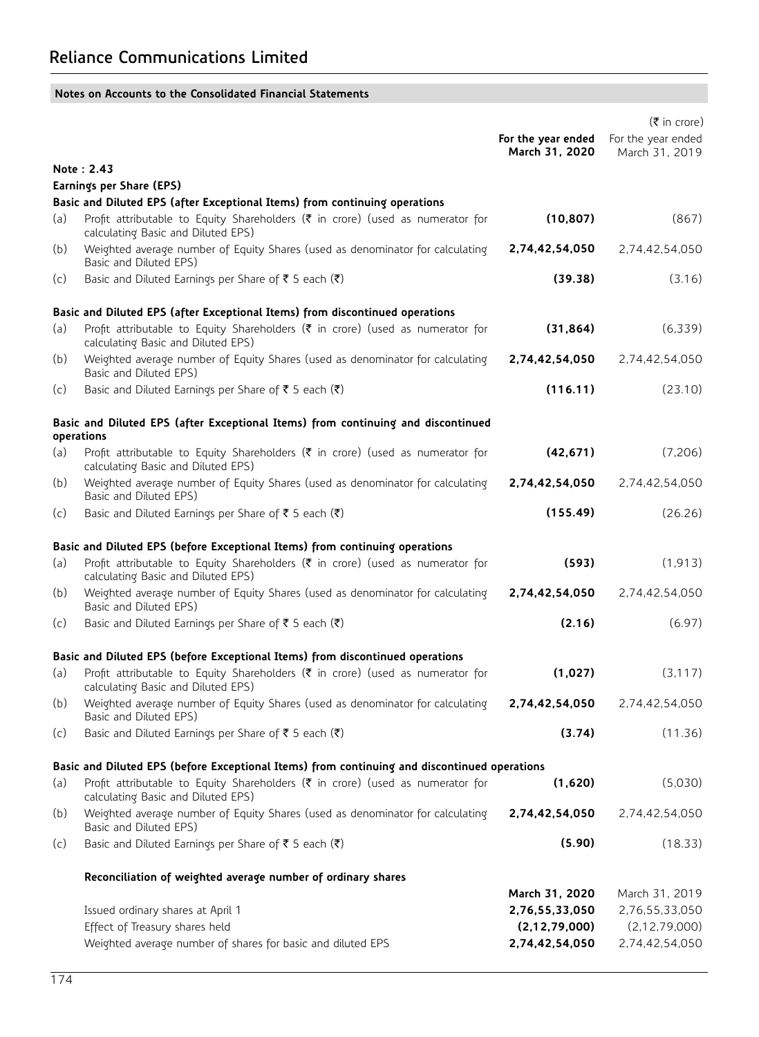# Reliance Communications Limited

## Notes on Accounts to the Consolidated Financial Statements

| | | For the year ended March 31, 2020 | For the year ended March 31, 2019 |
|---|---|---|---|
| | | | (₹ in crore) |
| | **Note : 2.43** | | |
| | **Earnings per Share (EPS)** | | |
| | **Basic and Diluted EPS (after Exceptional Items) from continuing operations** | | |
| (a) | Profit attributable to Equity Shareholders (₹ in crore) (used as numerator for calculating Basic and Diluted EPS) | **(10,807)** | (867) |
| (b) | Weighted average number of Equity Shares (used as denominator for calculating Basic and Diluted EPS) | **2,74,42,54,050** | 2,74,42,54,050 |
| (c) | Basic and Diluted Earnings per Share of ₹ 5 each (₹) | **(39.38)** | (3.16) |
| | **Basic and Diluted EPS (after Exceptional Items) from discontinued operations** | | |
| (a) | Profit attributable to Equity Shareholders (₹ in crore) (used as numerator for calculating Basic and Diluted EPS) | **(31,864)** | (6,339) |
| (b) | Weighted average number of Equity Shares (used as denominator for calculating Basic and Diluted EPS) | **2,74,42,54,050** | 2,74,42,54,050 |
| (c) | Basic and Diluted Earnings per Share of ₹ 5 each (₹) | **(116.11)** | (23.10) |
| | **Basic and Diluted EPS (after Exceptional Items) from continuing and discontinued operations** | | |
| (a) | Profit attributable to Equity Shareholders (₹ in crore) (used as numerator for calculating Basic and Diluted EPS) | **(42,671)** | (7,206) |
| (b) | Weighted average number of Equity Shares (used as denominator for calculating Basic and Diluted EPS) | **2,74,42,54,050** | 2,74,42,54,050 |
| (c) | Basic and Diluted Earnings per Share of ₹ 5 each (₹) | **(155.49)** | (26.26) |
| | **Basic and Diluted EPS (before Exceptional Items) from continuing operations** | | |
| (a) | Profit attributable to Equity Shareholders (₹ in crore) (used as numerator for calculating Basic and Diluted EPS) | **(593)** | (1,913) |
| (b) | Weighted average number of Equity Shares (used as denominator for calculating Basic and Diluted EPS) | **2,74,42,54,050** | 2,74,42,54,050 |
| (c) | Basic and Diluted Earnings per Share of ₹ 5 each (₹) | **(2.16)** | (6.97) |
| | **Basic and Diluted EPS (before Exceptional Items) from discontinued operations** | | |
| (a) | Profit attributable to Equity Shareholders (₹ in crore) (used as numerator for calculating Basic and Diluted EPS) | **(1,027)** | (3,117) |
| (b) | Weighted average number of Equity Shares (used as denominator for calculating Basic and Diluted EPS) | **2,74,42,54,050** | 2,74,42,54,050 |
| (c) | Basic and Diluted Earnings per Share of ₹ 5 each (₹) | **(3.74)** | (11.36) |
| | **Basic and Diluted EPS (before Exceptional Items) from continuing and discontinued operations** | | |
| (a) | Profit attributable to Equity Shareholders (₹ in crore) (used as numerator for calculating Basic and Diluted EPS) | **(1,620)** | (5,030) |
| (b) | Weighted average number of Equity Shares (used as denominator for calculating Basic and Diluted EPS) | **2,74,42,54,050** | 2,74,42,54,050 |
| (c) | Basic and Diluted Earnings per Share of ₹ 5 each (₹) | **(5.90)** | (18.33) |

**Reconciliation of weighted average number of ordinary shares**

| | March 31, 2020 | March 31, 2019 |
|---|---|---|
| Issued ordinary shares at April 1 | **2,76,55,33,050** | 2,76,55,33,050 |
| Effect of Treasury shares held | **(2,12,79,000)** | (2,12,79,000) |
| Weighted average number of shares for basic and diluted EPS | **2,74,42,54,050** | 2,74,42,54,050 |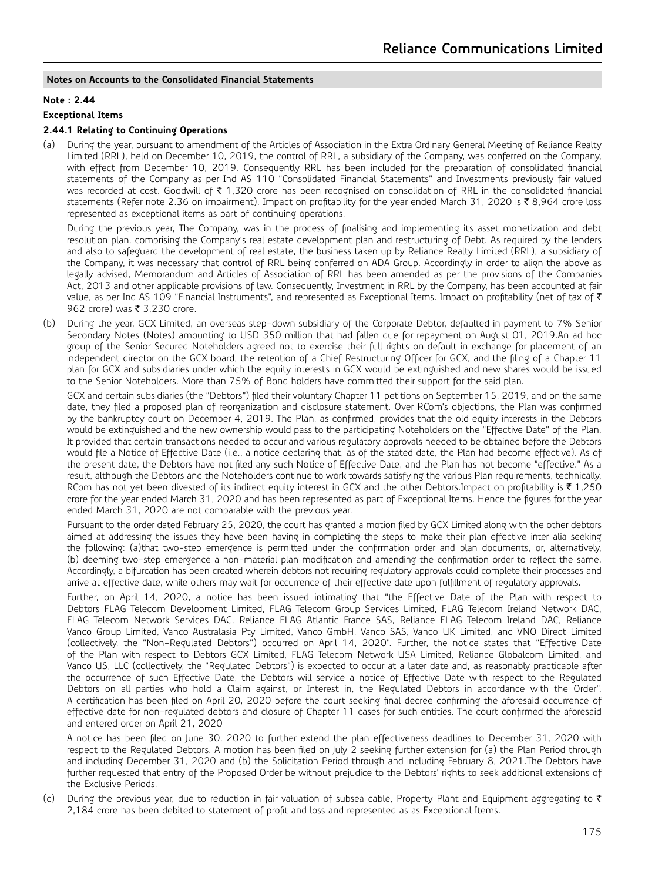**Notes on Accounts to the Consolidated Financial Statements**

## Note : 2.44

### Exceptional Items

#### 2.44.1 Relating to Continuing Operations

(a) During the year, pursuant to amendment of the Articles of Association in the Extra Ordinary General Meeting of Reliance Realty Limited (RRL), held on December 10, 2019, the control of RRL, a subsidiary of the Company, was conferred on the Company, with effect from December 10, 2019. Consequently RRL has been included for the preparation of consolidated financial statements of the Company as per Ind AS 110 "Consolidated Financial Statements" and Investments previously fair valued was recorded at cost. Goodwill of ₹ 1,320 crore has been recognised on consolidation of RRL in the consolidated financial statements (Refer note 2.36 on impairment). Impact on profitability for the year ended March 31, 2020 is ₹ 8,964 crore loss represented as exceptional items as part of continuing operations.

During the previous year, The Company, was in the process of finalising and implementing its asset monetization and debt resolution plan, comprising the Company's real estate development plan and restructuring of Debt. As required by the lenders and also to safeguard the development of real estate, the business taken up by Reliance Realty Limited (RRL), a subsidiary of the Company, it was necessary that control of RRL being conferred on ADA Group. Accordingly in order to align the above as legally advised, Memorandum and Articles of Association of RRL has been amended as per the provisions of the Companies Act, 2013 and other applicable provisions of law. Consequently, Investment in RRL by the Company, has been accounted at fair value, as per Ind AS 109 "Financial Instruments", and represented as Exceptional Items. Impact on profitability (net of tax of ₹ 962 crore) was ₹ 3,230 crore.

(b) During the year, GCX Limited, an overseas step-down subsidiary of the Corporate Debtor, defaulted in payment to 7% Senior Secondary Notes (Notes) amounting to USD 350 million that had fallen due for repayment on August 01, 2019.An ad hoc group of the Senior Secured Noteholders agreed not to exercise their full rights on default in exchange for placement of an independent director on the GCX board, the retention of a Chief Restructuring Officer for GCX, and the filing of a Chapter 11 plan for GCX and subsidiaries under which the equity interests in GCX would be extinguished and new shares would be issued to the Senior Noteholders. More than 75% of Bond holders have committed their support for the said plan.

GCX and certain subsidiaries (the "Debtors") filed their voluntary Chapter 11 petitions on September 15, 2019, and on the same date, they filed a proposed plan of reorganization and disclosure statement. Over RCom's objections, the Plan was confirmed by the bankruptcy court on December 4, 2019. The Plan, as confirmed, provides that the old equity interests in the Debtors would be extinguished and the new ownership would pass to the participating Noteholders on the "Effective Date" of the Plan. It provided that certain transactions needed to occur and various regulatory approvals needed to be obtained before the Debtors would file a Notice of Effective Date (i.e., a notice declaring that, as of the stated date, the Plan had become effective). As of the present date, the Debtors have not filed any such Notice of Effective Date, and the Plan has not become "effective." As a result, although the Debtors and the Noteholders continue to work towards satisfying the various Plan requirements, technically, RCom has not yet been divested of its indirect equity interest in GCX and the other Debtors.Impact on profitability is ₹ 1,250 crore for the year ended March 31, 2020 and has been represented as part of Exceptional Items. Hence the figures for the year ended March 31, 2020 are not comparable with the previous year.

Pursuant to the order dated February 25, 2020, the court has granted a motion filed by GCX Limited along with the other debtors aimed at addressing the issues they have been having in completing the steps to make their plan effective inter alia seeking the following: (a)that two-step emergence is permitted under the confirmation order and plan documents, or, alternatively, (b) deeming two-step emergence a non-material plan modification and amending the confirmation order to reflect the same. Accordingly, a bifurcation has been created wherein debtors not requiring regulatory approvals could complete their processes and arrive at effective date, while others may wait for occurrence of their effective date upon fulfillment of regulatory approvals.

Further, on April 14, 2020, a notice has been issued intimating that "the Effective Date of the Plan with respect to Debtors FLAG Telecom Development Limited, FLAG Telecom Group Services Limited, FLAG Telecom Ireland Network DAC, FLAG Telecom Network Services DAC, Reliance FLAG Atlantic France SAS, Reliance FLAG Telecom Ireland DAC, Reliance Vanco Group Limited, Vanco Australasia Pty Limited, Vanco GmbH, Vanco SAS, Vanco UK Limited, and VNO Direct Limited (collectively, the "Non-Regulated Debtors") occurred on April 14, 2020". Further, the notice states that "Effective Date of the Plan with respect to Debtors GCX Limited, FLAG Telecom Network USA Limited, Reliance Globalcom Limited, and Vanco US, LLC (collectively, the "Regulated Debtors") is expected to occur at a later date and, as reasonably practicable after the occurrence of such Effective Date, the Debtors will service a notice of Effective Date with respect to the Regulated Debtors on all parties who hold a Claim against, or Interest in, the Regulated Debtors in accordance with the Order". A certification has been filed on April 20, 2020 before the court seeking final decree confirming the aforesaid occurrence of effective date for non-regulated debtors and closure of Chapter 11 cases for such entities. The court confirmed the aforesaid and entered order on April 21, 2020

A notice has been filed on June 30, 2020 to further extend the plan effectiveness deadlines to December 31, 2020 with respect to the Regulated Debtors. A motion has been filed on July 2 seeking further extension for (a) the Plan Period through and including December 31, 2020 and (b) the Solicitation Period through and including February 8, 2021.The Debtors have further requested that entry of the Proposed Order be without prejudice to the Debtors' rights to seek additional extensions of the Exclusive Periods.

(c) During the previous year, due to reduction in fair valuation of subsea cable, Property Plant and Equipment aggregating to ₹ 2,184 crore has been debited to statement of profit and loss and represented as as Exceptional Items.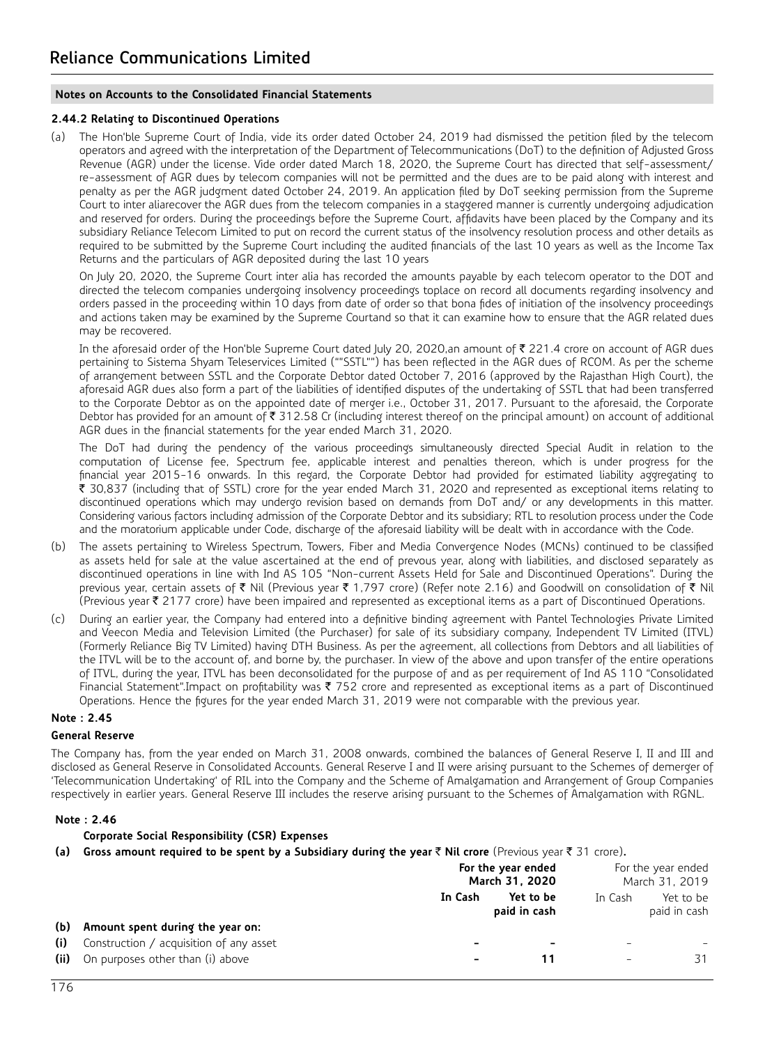## Notes on Accounts to the Consolidated Financial Statements

### 2.44.2 Relating to Discontinued Operations

(a) The Hon'ble Supreme Court of India, vide its order dated October 24, 2019 had dismissed the petition filed by the telecom operators and agreed with the interpretation of the Department of Telecommunications (DoT) to the definition of Adjusted Gross Revenue (AGR) under the license. Vide order dated March 18, 2020, the Supreme Court has directed that self-assessment/ re-assessment of AGR dues by telecom companies will not be permitted and the dues are to be paid along with interest and penalty as per the AGR judgment dated October 24, 2019. An application filed by DoT seeking permission from the Supreme Court to inter aliarecover the AGR dues from the telecom companies in a staggered manner is currently undergoing adjudication and reserved for orders. During the proceedings before the Supreme Court, affidavits have been placed by the Company and its subsidiary Reliance Telecom Limited to put on record the current status of the insolvency resolution process and other details as required to be submitted by the Supreme Court including the audited financials of the last 10 years as well as the Income Tax Returns and the particulars of AGR deposited during the last 10 years

On July 20, 2020, the Supreme Court inter alia has recorded the amounts payable by each telecom operator to the DOT and directed the telecom companies undergoing insolvency proceedings toplace on record all documents regarding insolvency and orders passed in the proceeding within 10 days from date of order so that bona fides of initiation of the insolvency proceedings and actions taken may be examined by the Supreme Courtand so that it can examine how to ensure that the AGR related dues may be recovered.

In the aforesaid order of the Hon'ble Supreme Court dated July 20, 2020,an amount of ₹ 221.4 crore on account of AGR dues pertaining to Sistema Shyam Teleservices Limited (""SSTL"") has been reflected in the AGR dues of RCOM. As per the scheme of arrangement between SSTL and the Corporate Debtor dated October 7, 2016 (approved by the Rajasthan High Court), the aforesaid AGR dues also form a part of the liabilities of identified disputes of the undertaking of SSTL that had been transferred to the Corporate Debtor as on the appointed date of merger i.e., October 31, 2017. Pursuant to the aforesaid, the Corporate Debtor has provided for an amount of ₹ 312.58 Cr (including interest thereof on the principal amount) on account of additional AGR dues in the financial statements for the year ended March 31, 2020.

The DoT had during the pendency of the various proceedings simultaneously directed Special Audit in relation to the computation of License fee, Spectrum fee, applicable interest and penalties thereon, which is under progress for the financial year 2015-16 onwards. In this regard, the Corporate Debtor had provided for estimated liability aggregating to ₹ 30,837 (including that of SSTL) crore for the year ended March 31, 2020 and represented as exceptional items relating to discontinued operations which may undergo revision based on demands from DoT and/ or any developments in this matter. Considering various factors including admission of the Corporate Debtor and its subsidiary; RTL to resolution process under the Code and the moratorium applicable under Code, discharge of the aforesaid liability will be dealt with in accordance with the Code.

(b) The assets pertaining to Wireless Spectrum, Towers, Fiber and Media Convergence Nodes (MCNs) continued to be classified as assets held for sale at the value ascertained at the end of prevous year, along with liabilities, and disclosed separately as discontinued operations in line with Ind AS 105 "Non-current Assets Held for Sale and Discontinued Operations". During the previous year, certain assets of ₹ Nil (Previous year ₹ 1,797 crore) (Refer note 2.16) and Goodwill on consolidation of ₹ Nil (Previous year ₹ 2177 crore) have been impaired and represented as exceptional items as a part of Discontinued Operations.

(c) During an earlier year, the Company had entered into a definitive binding agreement with Pantel Technologies Private Limited and Veecon Media and Television Limited (the Purchaser) for sale of its subsidiary company, Independent TV Limited (ITVL) (Formerly Reliance Big TV Limited) having DTH Business. As per the agreement, all collections from Debtors and all liabilities of the ITVL will be to the account of, and borne by, the purchaser. In view of the above and upon transfer of the entire operations of ITVL, during the year, ITVL has been deconsolidated for the purpose of and as per requirement of Ind AS 110 "Consolidated Financial Statement".Impact on profitability was ₹ 752 crore and represented as exceptional items as a part of Discontinued Operations. Hence the figures for the year ended March 31, 2019 were not comparable with the previous year.

### Note : 2.45

**General Reserve**

The Company has, from the year ended on March 31, 2008 onwards, combined the balances of General Reserve I, II and III and disclosed as General Reserve in Consolidated Accounts. General Reserve I and II were arising pursuant to the Schemes of demerger of 'Telecommunication Undertaking' of RIL into the Company and the Scheme of Amalgamation and Arrangement of Group Companies respectively in earlier years. General Reserve III includes the reserve arising pursuant to the Schemes of Amalgamation with RGNL.

### Note : 2.46

**Corporate Social Responsibility (CSR) Expenses**

**(a) Gross amount required to be spent by a Subsidiary during the year ₹ Nil crore** (Previous year ₹ 31 crore)**.**

| | | **For the year ended March 31, 2020** | | For the year ended March 31, 2019 | |
|---|---|---|---|---|---|
| | | **In Cash** | **Yet to be paid in cash** | In Cash | Yet to be paid in cash |
| **(b)** | **Amount spent during the year on:** | | | | |
| **(i)** | Construction / acquisition of any asset | - | - | - | - |
| **(ii)** | On purposes other than (i) above | - | 11 | - | 31 |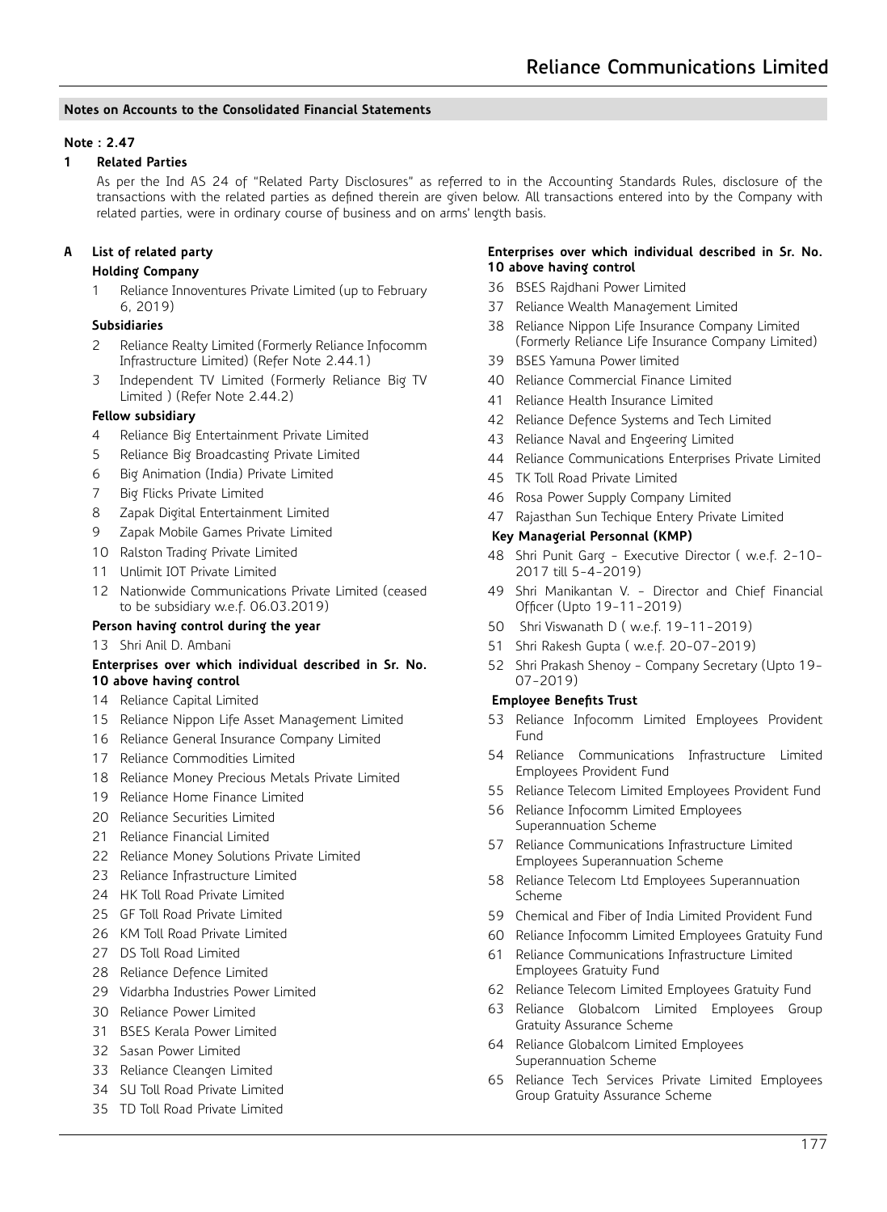**Notes on Accounts to the Consolidated Financial Statements**

**Note : 2.47**

**1 Related Parties**

As per the Ind AS 24 of "Related Party Disclosures" as referred to in the Accounting Standards Rules, disclosure of the transactions with the related parties as defined therein are given below. All transactions entered into by the Company with related parties, were in ordinary course of business and on arms' length basis.

**A List of related party**

**Holding Company**

1 Reliance Innoventures Private Limited (up to February 6, 2019)

**Subsidiaries**

2 Reliance Realty Limited (Formerly Reliance Infocomm Infrastructure Limited) (Refer Note 2.44.1)

3 Independent TV Limited (Formerly Reliance Big TV Limited ) (Refer Note 2.44.2)

**Fellow subsidiary**

4 Reliance Big Entertainment Private Limited

5 Reliance Big Broadcasting Private Limited

6 Big Animation (India) Private Limited

7 Big Flicks Private Limited

8 Zapak Digital Entertainment Limited

9 Zapak Mobile Games Private Limited

10 Ralston Trading Private Limited

11 Unlimit IOT Private Limited

12 Nationwide Communications Private Limited (ceased to be subsidiary w.e.f. 06.03.2019)

**Person having control during the year**

13 Shri Anil D. Ambani

**Enterprises over which individual described in Sr. No. 10 above having control**

14 Reliance Capital Limited

15 Reliance Nippon Life Asset Management Limited

16 Reliance General Insurance Company Limited

17 Reliance Commodities Limited

18 Reliance Money Precious Metals Private Limited

19 Reliance Home Finance Limited

20 Reliance Securities Limited

21 Reliance Financial Limited

22 Reliance Money Solutions Private Limited

23 Reliance Infrastructure Limited

24 HK Toll Road Private Limited

25 GF Toll Road Private Limited

26 KM Toll Road Private Limited

27 DS Toll Road Limited

28 Reliance Defence Limited

29 Vidarbha Industries Power Limited

30 Reliance Power Limited

31 BSES Kerala Power Limited

32 Sasan Power Limited

33 Reliance Cleangen Limited

34 SU Toll Road Private Limited

35 TD Toll Road Private Limited

**Enterprises over which individual described in Sr. No. 10 above having control**

36 BSES Rajdhani Power Limited

37 Reliance Wealth Management Limited

38 Reliance Nippon Life Insurance Company Limited (Formerly Reliance Life Insurance Company Limited)

39 BSES Yamuna Power limited

40 Reliance Commercial Finance Limited

41 Reliance Health Insurance Limited

42 Reliance Defence Systems and Tech Limited

43 Reliance Naval and Engeering Limited

44 Reliance Communications Enterprises Private Limited

45 TK Toll Road Private Limited

46 Rosa Power Supply Company Limited

47 Rajasthan Sun Techique Entery Private Limited

**Key Managerial Personnal (KMP)**

48 Shri Punit Garg - Executive Director ( w.e.f. 2-10-2017 till 5-4-2019)

49 Shri Manikantan V. - Director and Chief Financial Officer (Upto 19-11-2019)

50 Shri Viswanath D ( w.e.f. 19-11-2019)

51 Shri Rakesh Gupta ( w.e.f. 20-07-2019)

52 Shri Prakash Shenoy - Company Secretary (Upto 19-07-2019)

**Employee Benefits Trust**

53 Reliance Infocomm Limited Employees Provident Fund

54 Reliance Communications Infrastructure Limited Employees Provident Fund

55 Reliance Telecom Limited Employees Provident Fund

56 Reliance Infocomm Limited Employees Superannuation Scheme

57 Reliance Communications Infrastructure Limited Employees Superannuation Scheme

58 Reliance Telecom Ltd Employees Superannuation Scheme

59 Chemical and Fiber of India Limited Provident Fund

60 Reliance Infocomm Limited Employees Gratuity Fund

61 Reliance Communications Infrastructure Limited Employees Gratuity Fund

62 Reliance Telecom Limited Employees Gratuity Fund

63 Reliance Globalcom Limited Employees Group Gratuity Assurance Scheme

64 Reliance Globalcom Limited Employees Superannuation Scheme

65 Reliance Tech Services Private Limited Employees Group Gratuity Assurance Scheme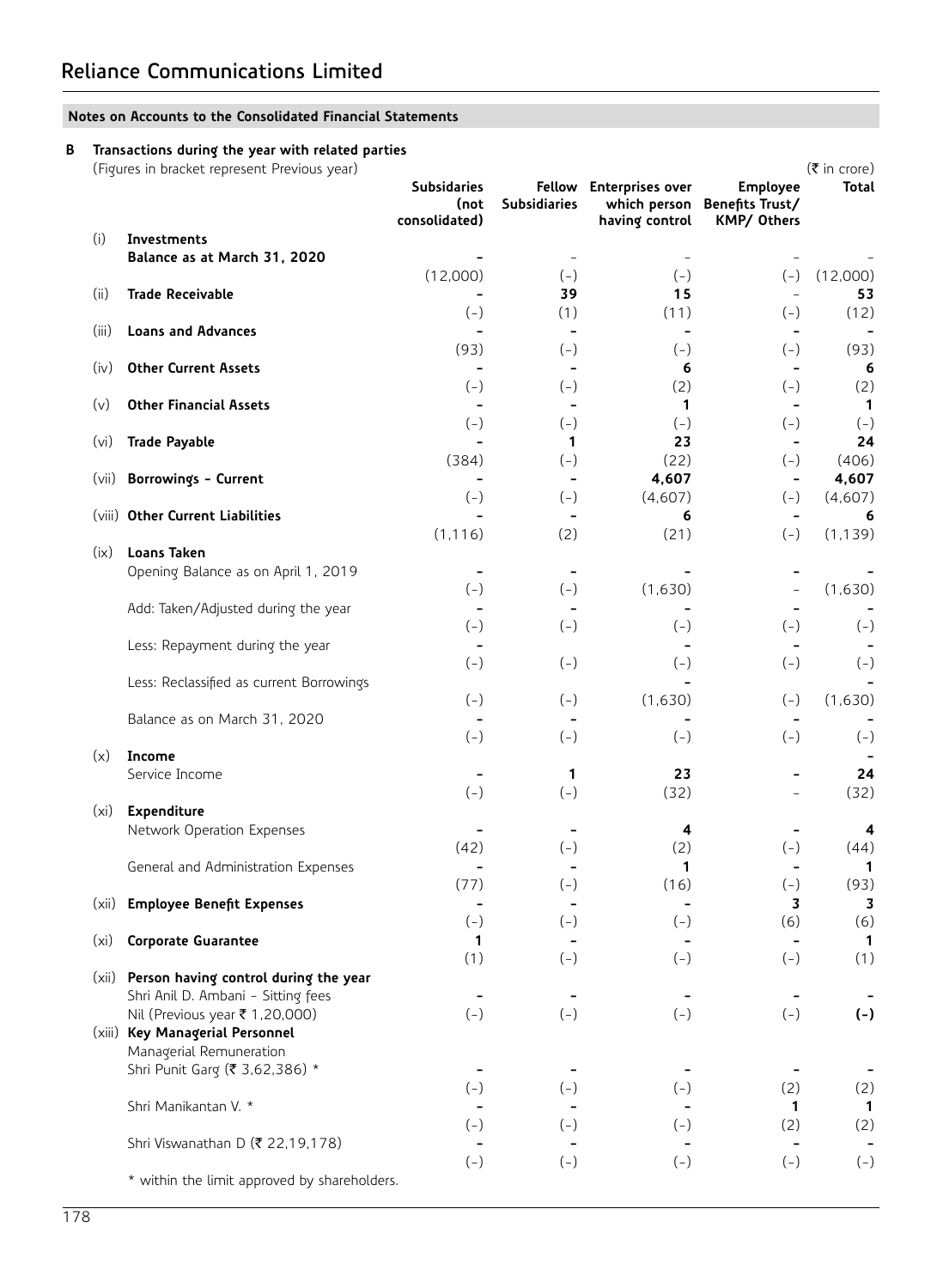# Reliance Communications Limited

**Notes on Accounts to the Consolidated Financial Statements**

**B Transactions during the year with related parties**

(Figures in bracket represent Previous year) (₹ in crore)

| | | Subsidaries (not consolidated) | Fellow Subsidiaries | Enterprises over which person having control | Employee Benefits Trust/ KMP/ Others | Total |
|---|---|---|---|---|---|---|
| (i) | **Investments** | | | | | |
| | **Balance as at March 31, 2020** | - | - | - | - | - |
| | | (12,000) | (-) | (-) | (-) | (12,000) |
| (ii) | **Trade Receivable** | - | 39 | 15 | - | 53 |
| | | (-) | (1) | (11) | (-) | (12) |
| (iii) | **Loans and Advances** | - | - | - | - | - |
| | | (93) | (-) | (-) | (-) | (93) |
| (iv) | **Other Current Assets** | - | - | 6 | - | 6 |
| | | (-) | (-) | (2) | (-) | (2) |
| (v) | **Other Financial Assets** | - | - | 1 | - | 1 |
| | | (-) | (-) | (-) | (-) | (-) |
| (vi) | **Trade Payable** | - | 1 | 23 | - | 24 |
| | | (384) | (-) | (22) | (-) | (406) |
| (vii) | **Borrowings - Current** | - | - | 4,607 | - | 4,607 |
| | | (-) | (-) | (4,607) | (-) | (4,607) |
| (viii) | **Other Current Liabilities** | - | - | 6 | - | 6 |
| | | (1,116) | (2) | (21) | (-) | (1,139) |
| (ix) | **Loans Taken** | | | | | |
| | Opening Balance as on April 1, 2019 | - | - | - | - | - |
| | | (-) | (-) | (1,630) | - | (1,630) |
| | Add: Taken/Adjusted during the year | - | - | - | - | - |
| | | (-) | (-) | (-) | (-) | (-) |
| | Less: Repayment during the year | - | - | - | - | - |
| | | (-) | (-) | (-) | (-) | (-) |
| | Less: Reclassified as current Borrowings | | | - | | - |
| | | (-) | (-) | (1,630) | (-) | (1,630) |
| | Balance as on March 31, 2020 | - | - | - | - | - |
| | | (-) | (-) | (-) | (-) | (-) |
| (x) | **Income** | | | | | - |
| | Service Income | - | 1 | 23 | - | 24 |
| | | (-) | (-) | (32) | - | (32) |
| (xi) | **Expenditure** | | | | | |
| | Network Operation Expenses | - | - | 4 | - | 4 |
| | | (42) | (-) | (2) | (-) | (44) |
| | General and Administration Expenses | - | - | 1 | - | 1 |
| | | (77) | (-) | (16) | (-) | (93) |
| (xii) | **Employee Benefit Expenses** | - | - | - | 3 | 3 |
| | | (-) | (-) | (-) | (6) | (6) |
| (xi) | **Corporate Guarantee** | 1 | - | - | - | 1 |
| | | (1) | (-) | (-) | (-) | (1) |
| (xii) | **Person having control during the year** | | | | | |
| | Shri Anil D. Ambani - Sitting fees | - | - | - | - | - |
| | Nil (Previous year ₹ 1,20,000) | (-) | (-) | (-) | (-) | **(-)** |
| (xiii) | **Key Managerial Personnel** | | | | | |
| | Managerial Remuneration | | | | | |
| | Shri Punit Garg (₹ 3,62,386) * | - | - | - | - | - |
| | | (-) | (-) | (-) | (2) | (2) |
| | Shri Manikantan V. * | - | - | - | 1 | 1 |
| | | (-) | (-) | (-) | (2) | (2) |
| | Shri Viswanathan D (₹ 22,19,178) | - | - | - | - | - |
| | | (-) | (-) | (-) | (-) | (-) |

\* within the limit approved by shareholders.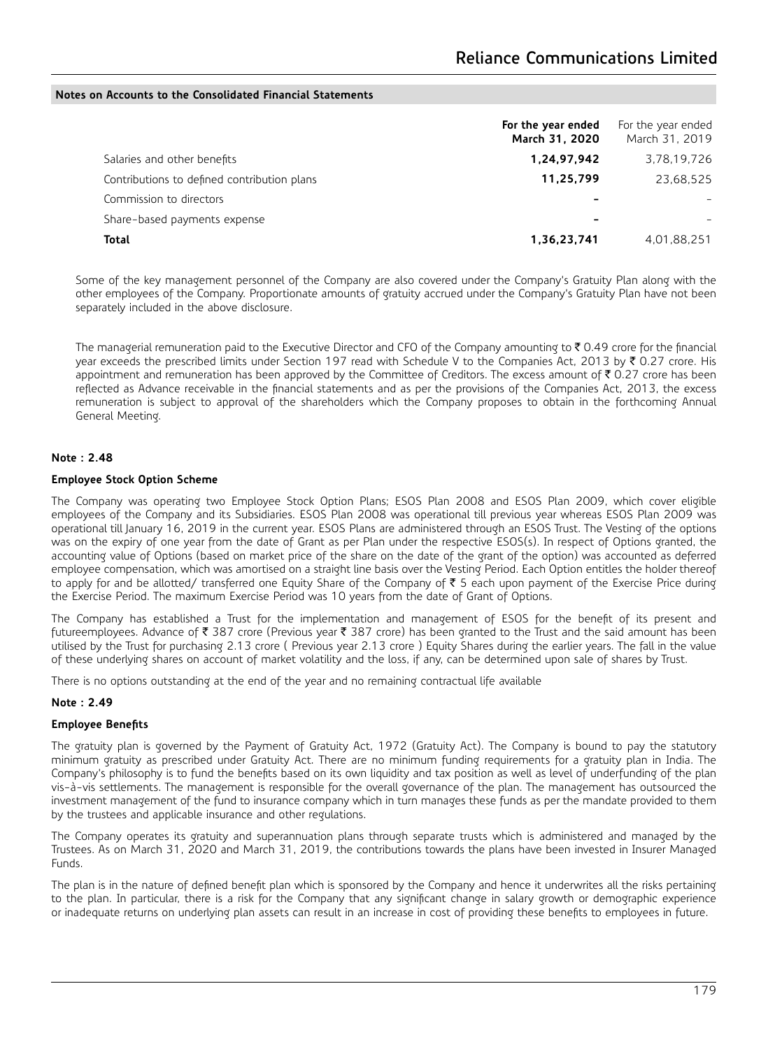**Notes on Accounts to the Consolidated Financial Statements**

| | **For the year ended March 31, 2020** | For the year ended March 31, 2019 |
|---|---|---|
| Salaries and other benefits | **1,24,97,942** | 3,78,19,726 |
| Contributions to defined contribution plans | **11,25,799** | 23,68,525 |
| Commission to directors | **-** | - |
| Share-based payments expense | **-** | - |
| **Total** | **1,36,23,741** | 4,01,88,251 |

Some of the key management personnel of the Company are also covered under the Company's Gratuity Plan along with the other employees of the Company. Proportionate amounts of gratuity accrued under the Company's Gratuity Plan have not been separately included in the above disclosure.

The managerial remuneration paid to the Executive Director and CFO of the Company amounting to ₹ 0.49 crore for the financial year exceeds the prescribed limits under Section 197 read with Schedule V to the Companies Act, 2013 by ₹ 0.27 crore. His appointment and remuneration has been approved by the Committee of Creditors. The excess amount of ₹ 0.27 crore has been reflected as Advance receivable in the financial statements and as per the provisions of the Companies Act, 2013, the excess remuneration is subject to approval of the shareholders which the Company proposes to obtain in the forthcoming Annual General Meeting.

**Note : 2.48**

**Employee Stock Option Scheme**

The Company was operating two Employee Stock Option Plans; ESOS Plan 2008 and ESOS Plan 2009, which cover eligible employees of the Company and its Subsidiaries. ESOS Plan 2008 was operational till previous year whereas ESOS Plan 2009 was operational till January 16, 2019 in the current year. ESOS Plans are administered through an ESOS Trust. The Vesting of the options was on the expiry of one year from the date of Grant as per Plan under the respective ESOS(s). In respect of Options granted, the accounting value of Options (based on market price of the share on the date of the grant of the option) was accounted as deferred employee compensation, which was amortised on a straight line basis over the Vesting Period. Each Option entitles the holder thereof to apply for and be allotted/ transferred one Equity Share of the Company of ₹ 5 each upon payment of the Exercise Price during the Exercise Period. The maximum Exercise Period was 10 years from the date of Grant of Options.

The Company has established a Trust for the implementation and management of ESOS for the benefit of its present and futureemployees. Advance of ₹ 387 crore (Previous year ₹ 387 crore) has been granted to the Trust and the said amount has been utilised by the Trust for purchasing 2.13 crore ( Previous year 2.13 crore ) Equity Shares during the earlier years. The fall in the value of these underlying shares on account of market volatility and the loss, if any, can be determined upon sale of shares by Trust.

There is no options outstanding at the end of the year and no remaining contractual life available

**Note : 2.49**

**Employee Benefits**

The gratuity plan is governed by the Payment of Gratuity Act, 1972 (Gratuity Act). The Company is bound to pay the statutory minimum gratuity as prescribed under Gratuity Act. There are no minimum funding requirements for a gratuity plan in India. The Company's philosophy is to fund the benefits based on its own liquidity and tax position as well as level of underfunding of the plan vis-à-vis settlements. The management is responsible for the overall governance of the plan. The management has outsourced the investment management of the fund to insurance company which in turn manages these funds as per the mandate provided to them by the trustees and applicable insurance and other regulations.

The Company operates its gratuity and superannuation plans through separate trusts which is administered and managed by the Trustees. As on March 31, 2020 and March 31, 2019, the contributions towards the plans have been invested in Insurer Managed Funds.

The plan is in the nature of defined benefit plan which is sponsored by the Company and hence it underwrites all the risks pertaining to the plan. In particular, there is a risk for the Company that any significant change in salary growth or demographic experience or inadequate returns on underlying plan assets can result in an increase in cost of providing these benefits to employees in future.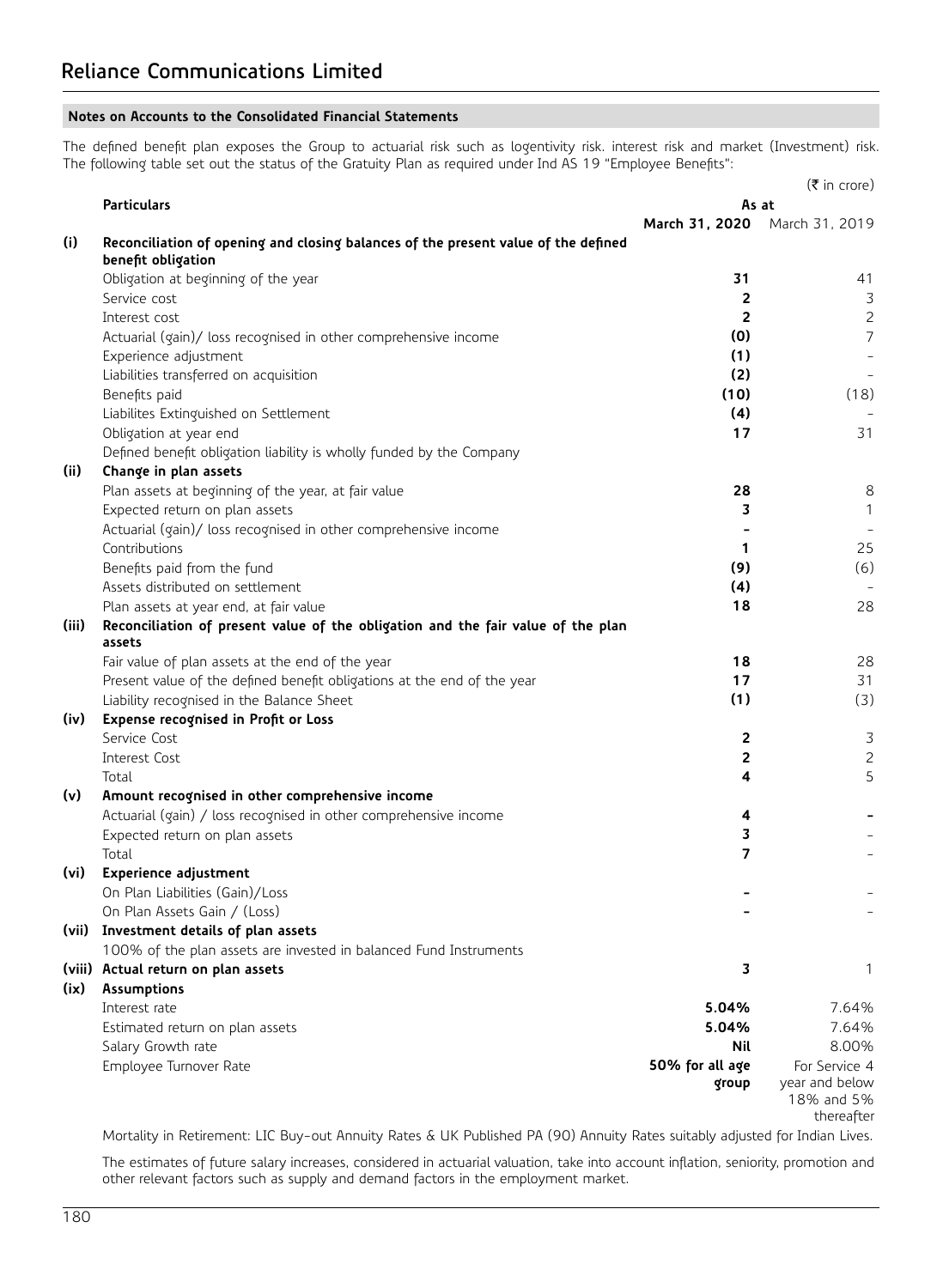## Notes on Accounts to the Consolidated Financial Statements

The defined benefit plan exposes the Group to actuarial risk such as logentivity risk. interest risk and market (Investment) risk. The following table set out the status of the Gratuity Plan as required under Ind AS 19 "Employee Benefits":

(₹ in crore)

| | Particulars | As at March 31, 2020 | As at March 31, 2019 |
|---|---|---|---|
| **(i)** | **Reconciliation of opening and closing balances of the present value of the defined benefit obligation** | | |
| | Obligation at beginning of the year | **31** | 41 |
| | Service cost | **2** | 3 |
| | Interest cost | **2** | 2 |
| | Actuarial (gain)/ loss recognised in other comprehensive income | **(0)** | 7 |
| | Experience adjustment | **(1)** | - |
| | Liabilities transferred on acquisition | **(2)** | - |
| | Benefits paid | **(10)** | (18) |
| | Liabilites Extinguished on Settlement | **(4)** | - |
| | Obligation at year end | **17** | 31 |
| | Defined benefit obligation liability is wholly funded by the Company | | |
| **(ii)** | **Change in plan assets** | | |
| | Plan assets at beginning of the year, at fair value | **28** | 8 |
| | Expected return on plan assets | **3** | 1 |
| | Actuarial (gain)/ loss recognised in other comprehensive income | **-** | - |
| | Contributions | **1** | 25 |
| | Benefits paid from the fund | **(9)** | (6) |
| | Assets distributed on settlement | **(4)** | - |
| | Plan assets at year end, at fair value | **18** | 28 |
| **(iii)** | **Reconciliation of present value of the obligation and the fair value of the plan assets** | | |
| | Fair value of plan assets at the end of the year | **18** | 28 |
| | Present value of the defined benefit obligations at the end of the year | **17** | 31 |
| | Liability recognised in the Balance Sheet | **(1)** | (3) |
| **(iv)** | **Expense recognised in Profit or Loss** | | |
| | Service Cost | **2** | 3 |
| | Interest Cost | **2** | 2 |
| | Total | **4** | 5 |
| **(v)** | **Amount recognised in other comprehensive income** | | |
| | Actuarial (gain) / loss recognised in other comprehensive income | **4** | **-** |
| | Expected return on plan assets | **3** | - |
| | Total | **7** | - |
| **(vi)** | **Experience adjustment** | | |
| | On Plan Liabilities (Gain)/Loss | **-** | - |
| | On Plan Assets Gain / (Loss) | **-** | - |
| **(vii)** | **Investment details of plan assets** | | |
| | 100% of the plan assets are invested in balanced Fund Instruments | | |
| **(viii)** | **Actual return on plan assets** | **3** | 1 |
| **(ix)** | **Assumptions** | | |
| | Interest rate | **5.04%** | 7.64% |
| | Estimated return on plan assets | **5.04%** | 7.64% |
| | Salary Growth rate | **Nil** | 8.00% |
| | Employee Turnover Rate | **50% for all age group** | For Service 4 year and below 18% and 5% thereafter |

Mortality in Retirement: LIC Buy-out Annuity Rates & UK Published PA (90) Annuity Rates suitably adjusted for Indian Lives.

The estimates of future salary increases, considered in actuarial valuation, take into account inflation, seniority, promotion and other relevant factors such as supply and demand factors in the employment market.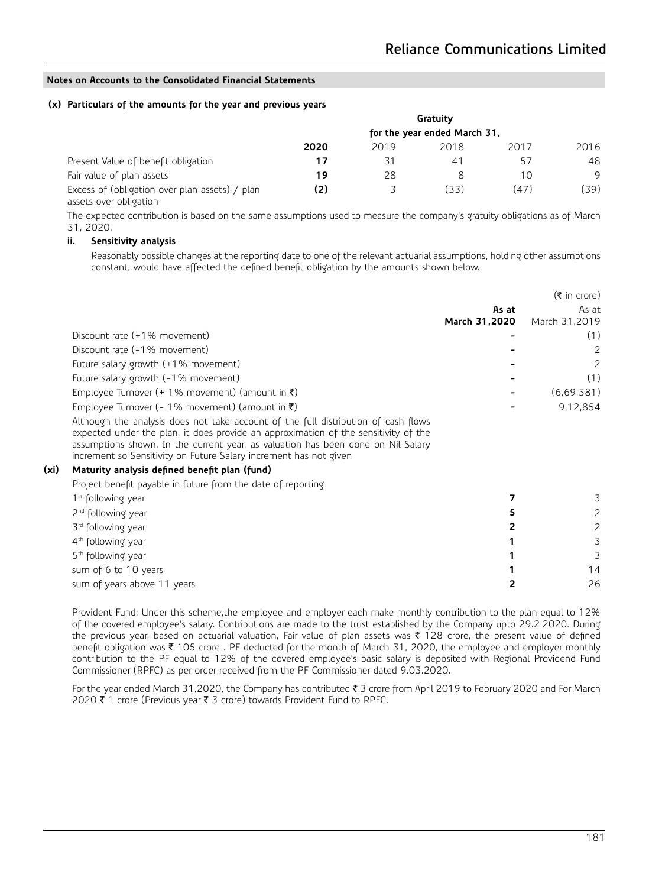## Notes on Accounts to the Consolidated Financial Statements

### (x) Particulars of the amounts for the year and previous years

| | Gratuity | | | | |
|---|---|---|---|---|---|
| | for the year ended March 31, | | | | |
| | **2020** | 2019 | 2018 | 2017 | 2016 |
| Present Value of benefit obligation | **17** | 31 | 41 | 57 | 48 |
| Fair value of plan assets | **19** | 28 | 8 | 10 | 9 |
| Excess of (obligation over plan assets) / plan assets over obligation | **(2)** | 3 | (33) | (47) | (39) |

The expected contribution is based on the same assumptions used to measure the company's gratuity obligations as of March 31, 2020.

**ii. Sensitivity analysis**

Reasonably possible changes at the reporting date to one of the relevant actuarial assumptions, holding other assumptions constant, would have affected the defined benefit obligation by the amounts shown below.

(₹ in crore)

| | **As at March 31,2020** | As at March 31,2019 |
|---|---|---|
| Discount rate (+1% movement) | **-** | (1) |
| Discount rate (-1% movement) | **-** | 2 |
| Future salary growth (+1% movement) | **-** | 2 |
| Future salary growth (-1% movement) | **-** | (1) |
| Employee Turnover (+ 1% movement) (amount in ₹) | **-** | (6,69,381) |
| Employee Turnover (- 1% movement) (amount in ₹) | **-** | 9,12,854 |

Although the analysis does not take account of the full distribution of cash flows expected under the plan, it does provide an approximation of the sensitivity of the assumptions shown. In the current year, as valuation has been done on Nil Salary increment so Sensitivity on Future Salary increment has not given

### (xi) Maturity analysis defined benefit plan (fund)

| | | |
|---|---|---|
| Project benefit payable in future from the date of reporting | | |
| 1st following year | **7** | 3 |
| 2nd following year | **5** | 2 |
| 3rd following year | **2** | 2 |
| 4th following year | **1** | 3 |
| 5th following year | **1** | 3 |
| sum of 6 to 10 years | **1** | 14 |
| sum of years above 11 years | **2** | 26 |

Provident Fund: Under this scheme,the employee and employer each make monthly contribution to the plan equal to 12% of the covered employee's salary. Contributions are made to the trust established by the Company upto 29.2.2020. During the previous year, based on actuarial valuation, Fair value of plan assets was ₹ 128 crore, the present value of defined benefit obligation was ₹ 105 crore . PF deducted for the month of March 31, 2020, the employee and employer monthly contribution to the PF equal to 12% of the covered employee's basic salary is deposited with Regional Providend Fund Commissioner (RPFC) as per order received from the PF Commissioner dated 9.03.2020.

For the year ended March 31,2020, the Company has contributed ₹ 3 crore from April 2019 to February 2020 and For March 2020 ₹ 1 crore (Previous year ₹ 3 crore) towards Provident Fund to RPFC.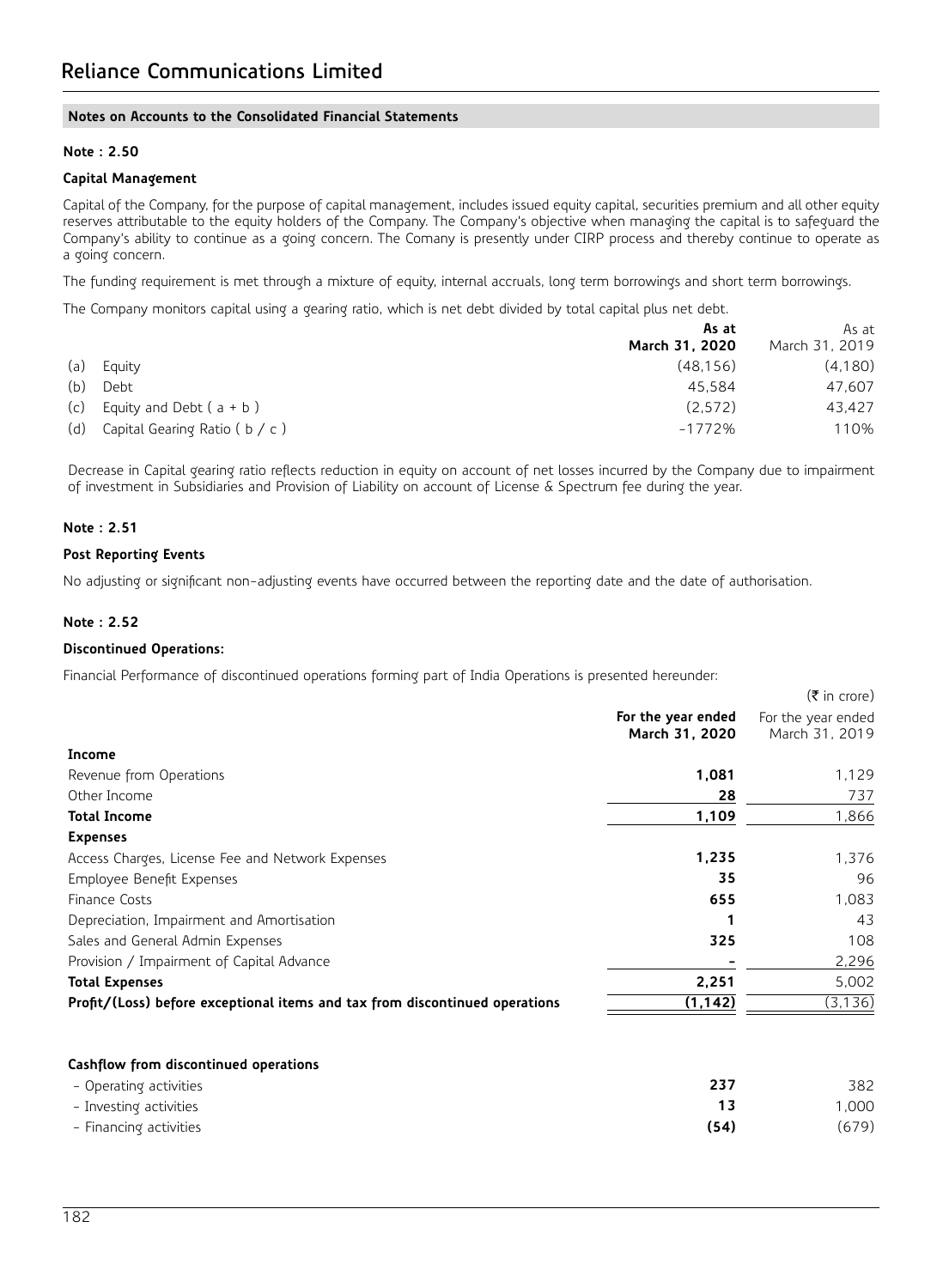## Notes on Accounts to the Consolidated Financial Statements

### Note : 2.50

**Capital Management**

Capital of the Company, for the purpose of capital management, includes issued equity capital, securities premium and all other equity reserves attributable to the equity holders of the Company. The Company's objective when managing the capital is to safeguard the Company's ability to continue as a going concern. The Comany is presently under CIRP process and thereby continue to operate as a going concern.

The funding requirement is met through a mixture of equity, internal accruals, long term borrowings and short term borrowings.

The Company monitors capital using a gearing ratio, which is net debt divided by total capital plus net debt.

| | | As at March 31, 2020 | As at March 31, 2019 |
|---|---|---|---|
| (a) | Equity | (48,156) | (4,180) |
| (b) | Debt | 45,584 | 47,607 |
| (c) | Equity and Debt ( a + b ) | (2,572) | 43,427 |
| (d) | Capital Gearing Ratio ( b / c ) | -1772% | 110% |

Decrease in Capital gearing ratio reflects reduction in equity on account of net losses incurred by the Company due to impairment of investment in Subsidiaries and Provision of Liability on account of License & Spectrum fee during the year.

### Note : 2.51

**Post Reporting Events**

No adjusting or significant non-adjusting events have occurred between the reporting date and the date of authorisation.

### Note : 2.52

**Discontinued Operations:**

Financial Performance of discontinued operations forming part of India Operations is presented hereunder:

(₹ in crore)

| | For the year ended March 31, 2020 | For the year ended March 31, 2019 |
|---|---|---|
| **Income** | | |
| Revenue from Operations | **1,081** | 1,129 |
| Other Income | **28** | 737 |
| **Total Income** | **1,109** | 1,866 |
| **Expenses** | | |
| Access Charges, License Fee and Network Expenses | **1,235** | 1,376 |
| Employee Benefit Expenses | **35** | 96 |
| Finance Costs | **655** | 1,083 |
| Depreciation, Impairment and Amortisation | **1** | 43 |
| Sales and General Admin Expenses | **325** | 108 |
| Provision / Impairment of Capital Advance | **-** | 2,296 |
| **Total Expenses** | **2,251** | 5,002 |
| **Profit/(Loss) before exceptional items and tax from discontinued operations** | **(1,142)** | (3,136) |
| | | |
| **Cashflow from discontinued operations** | | |
| - Operating activities | **237** | 382 |
| - Investing activities | **13** | 1,000 |
| - Financing activities | **(54)** | (679) |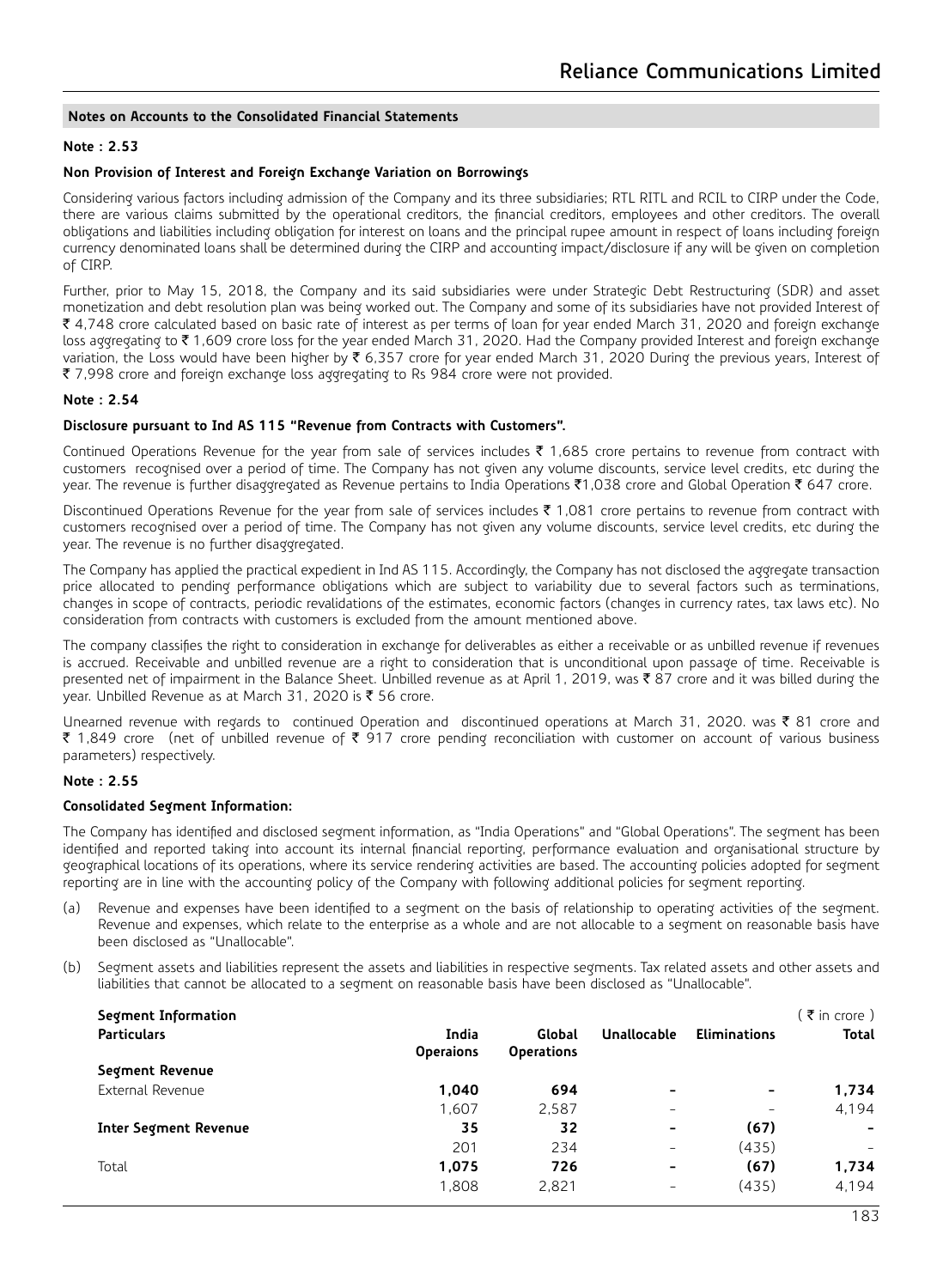**Notes on Accounts to the Consolidated Financial Statements**

**Note : 2.53**

**Non Provision of Interest and Foreign Exchange Variation on Borrowings**

Considering various factors including admission of the Company and its three subsidiaries; RTL RITL and RCIL to CIRP under the Code, there are various claims submitted by the operational creditors, the financial creditors, employees and other creditors. The overall obligations and liabilities including obligation for interest on loans and the principal rupee amount in respect of loans including foreign currency denominated loans shall be determined during the CIRP and accounting impact/disclosure if any will be given on completion of CIRP.

Further, prior to May 15, 2018, the Company and its said subsidiaries were under Strategic Debt Restructuring (SDR) and asset monetization and debt resolution plan was being worked out. The Company and some of its subsidiaries have not provided Interest of ₹ 4,748 crore calculated based on basic rate of interest as per terms of loan for year ended March 31, 2020 and foreign exchange loss aggregating to ₹ 1,609 crore loss for the year ended March 31, 2020. Had the Company provided Interest and foreign exchange variation, the Loss would have been higher by ₹ 6,357 crore for year ended March 31, 2020 During the previous years, Interest of ₹ 7,998 crore and foreign exchange loss aggregating to Rs 984 crore were not provided.

**Note : 2.54**

**Disclosure pursuant to Ind AS 115 "Revenue from Contracts with Customers".**

Continued Operations Revenue for the year from sale of services includes ₹ 1,685 crore pertains to revenue from contract with customers recognised over a period of time. The Company has not given any volume discounts, service level credits, etc during the year. The revenue is further disaggregated as Revenue pertains to India Operations ₹1,038 crore and Global Operation ₹ 647 crore.

Discontinued Operations Revenue for the year from sale of services includes ₹ 1,081 crore pertains to revenue from contract with customers recognised over a period of time. The Company has not given any volume discounts, service level credits, etc during the year. The revenue is no further disaggregated.

The Company has applied the practical expedient in Ind AS 115. Accordingly, the Company has not disclosed the aggregate transaction price allocated to pending performance obligations which are subject to variability due to several factors such as terminations, changes in scope of contracts, periodic revalidations of the estimates, economic factors (changes in currency rates, tax laws etc). No consideration from contracts with customers is excluded from the amount mentioned above.

The company classifies the right to consideration in exchange for deliverables as either a receivable or as unbilled revenue if revenues is accrued. Receivable and unbilled revenue are a right to consideration that is unconditional upon passage of time. Receivable is presented net of impairment in the Balance Sheet. Unbilled revenue as at April 1, 2019, was ₹ 87 crore and it was billed during the year. Unbilled Revenue as at March 31, 2020 is ₹ 56 crore.

Unearned revenue with regards to continued Operation and discontinued operations at March 31, 2020. was ₹ 81 crore and ₹ 1,849 crore (net of unbilled revenue of ₹ 917 crore pending reconciliation with customer on account of various business parameters) respectively.

**Note : 2.55**

**Consolidated Segment Information:**

The Company has identified and disclosed segment information, as "India Operations" and "Global Operations". The segment has been identified and reported taking into account its internal financial reporting, performance evaluation and organisational structure by geographical locations of its operations, where its service rendering activities are based. The accounting policies adopted for segment reporting are in line with the accounting policy of the Company with following additional policies for segment reporting.

(a) Revenue and expenses have been identified to a segment on the basis of relationship to operating activities of the segment. Revenue and expenses, which relate to the enterprise as a whole and are not allocable to a segment on reasonable basis have been disclosed as "Unallocable".

(b) Segment assets and liabilities represent the assets and liabilities in respective segments. Tax related assets and other assets and liabilities that cannot be allocated to a segment on reasonable basis have been disclosed as "Unallocable".

**Segment Information** (₹ in crore)

| Particulars | India Operaions | Global Operations | Unallocable | Eliminations | Total |
|---|---|---|---|---|---|
| **Segment Revenue** | | | | | |
| External Revenue | **1,040** | **694** | **-** | **-** | **1,734** |
| | 1,607 | 2,587 | - | - | 4,194 |
| **Inter Segment Revenue** | **35** | **32** | **-** | **(67)** | **-** |
| | 201 | 234 | - | (435) | - |
| Total | **1,075** | **726** | **-** | **(67)** | **1,734** |
| | 1,808 | 2,821 | - | (435) | 4,194 |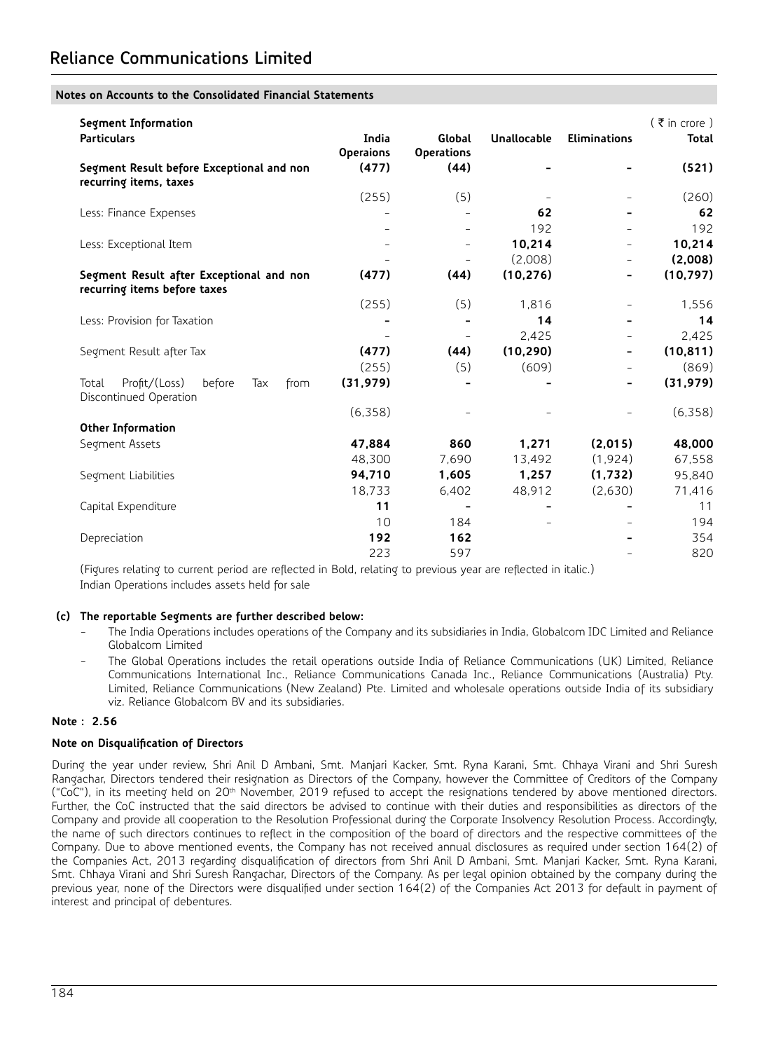**Notes on Accounts to the Consolidated Financial Statements**

**Segment Information** (₹ in crore )

| **Particulars** | **India Operaions** | **Global Operations** | **Unallocable** | **Eliminations** | **Total** |
|---|---|---|---|---|---|
| **Segment Result before Exceptional and non recurring items, taxes** | **(477)** | **(44)** | **-** | **-** | **(521)** |
| | (255) | (5) | - | - | (260) |
| Less: Finance Expenses | - | - | **62** | **-** | **62** |
| | - | - | 192 | - | 192 |
| Less: Exceptional Item | - | - | **10,214** | - | **10,214** |
| | - | - | (2,008) | - | **(2,008)** |
| **Segment Result after Exceptional and non recurring items before taxes** | **(477)** | **(44)** | **(10,276)** | **-** | **(10,797)** |
| | (255) | (5) | 1,816 | - | 1,556 |
| Less: Provision for Taxation | **-** | **-** | **14** | **-** | **14** |
| | - | - | 2,425 | - | 2,425 |
| Segment Result after Tax | **(477)** | **(44)** | **(10,290)** | **-** | **(10,811)** |
| | (255) | (5) | (609) | - | (869) |
| Total Profit/(Loss) before Tax from Discontinued Operation | **(31,979)** | **-** | **-** | **-** | **(31,979)** |
| | (6,358) | - | - | - | (6,358) |
| **Other Information** | | | | | |
| Segment Assets | **47,884** | **860** | **1,271** | **(2,015)** | **48,000** |
| | 48,300 | 7,690 | 13,492 | (1,924) | 67,558 |
| Segment Liabilities | **94,710** | **1,605** | **1,257** | **(1,732)** | 95,840 |
| | 18,733 | 6,402 | 48,912 | (2,630) | 71,416 |
| Capital Expenditure | **11** | **-** | **-** | **-** | 11 |
| | 10 | 184 | - | - | 194 |
| Depreciation | **192** | **162** | | **-** | 354 |
| | 223 | 597 | | - | 820 |

(Figures relating to current period are reflected in Bold, relating to previous year are reflected in italic.)

Indian Operations includes assets held for sale

**(c) The reportable Segments are further described below:**

- The India Operations includes operations of the Company and its subsidiaries in India, Globalcom IDC Limited and Reliance Globalcom Limited
- The Global Operations includes the retail operations outside India of Reliance Communications (UK) Limited, Reliance Communications International Inc., Reliance Communications Canada Inc., Reliance Communications (Australia) Pty. Limited, Reliance Communications (New Zealand) Pte. Limited and wholesale operations outside India of its subsidiary viz. Reliance Globalcom BV and its subsidiaries.

**Note : 2.56**

**Note on Disqualification of Directors**

During the year under review, Shri Anil D Ambani, Smt. Manjari Kacker, Smt. Ryna Karani, Smt. Chhaya Virani and Shri Suresh Rangachar, Directors tendered their resignation as Directors of the Company, however the Committee of Creditors of the Company ("CoC"), in its meeting held on 20th November, 2019 refused to accept the resignations tendered by above mentioned directors. Further, the CoC instructed that the said directors be advised to continue with their duties and responsibilities as directors of the Company and provide all cooperation to the Resolution Professional during the Corporate Insolvency Resolution Process. Accordingly, the name of such directors continues to reflect in the composition of the board of directors and the respective committees of the Company. Due to above mentioned events, the Company has not received annual disclosures as required under section 164(2) of the Companies Act, 2013 regarding disqualification of directors from Shri Anil D Ambani, Smt. Manjari Kacker, Smt. Ryna Karani, Smt. Chhaya Virani and Shri Suresh Rangachar, Directors of the Company. As per legal opinion obtained by the company during the previous year, none of the Directors were disqualified under section 164(2) of the Companies Act 2013 for default in payment of interest and principal of debentures.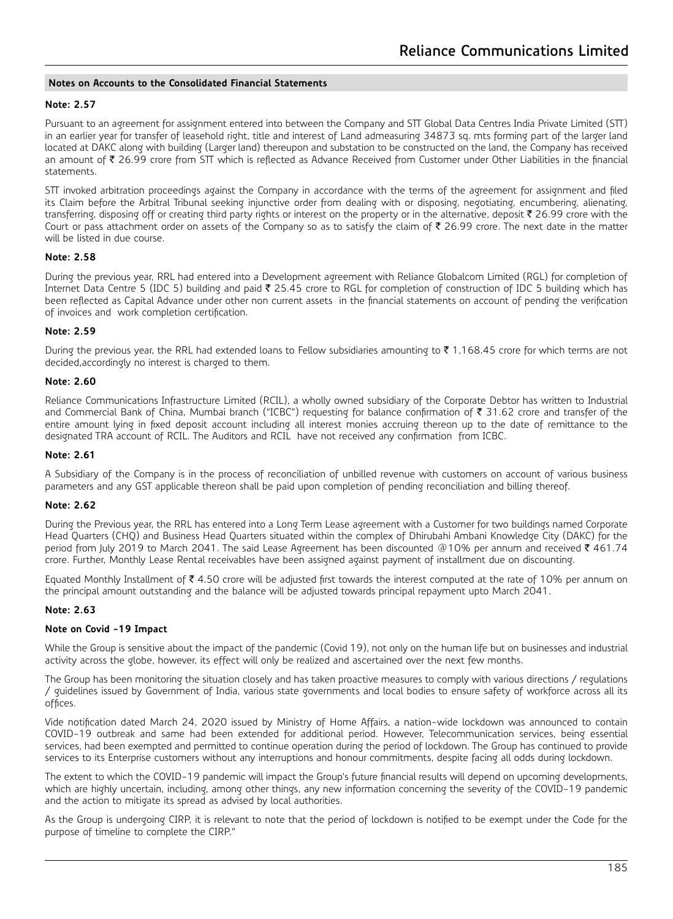## Notes on Accounts to the Consolidated Financial Statements

### Note: 2.57

Pursuant to an agreement for assignment entered into between the Company and STT Global Data Centres India Private Limited (STT) in an earlier year for transfer of leasehold right, title and interest of Land admeasuring 34873 sq. mts forming part of the larger land located at DAKC along with building (Larger land) thereupon and substation to be constructed on the land, the Company has received an amount of ₹ 26.99 crore from STT which is reflected as Advance Received from Customer under Other Liabilities in the financial statements.

STT invoked arbitration proceedings against the Company in accordance with the terms of the agreement for assignment and filed its Claim before the Arbitral Tribunal seeking injunctive order from dealing with or disposing, negotiating, encumbering, alienating, transferring, disposing off or creating third party rights or interest on the property or in the alternative, deposit ₹ 26.99 crore with the Court or pass attachment order on assets of the Company so as to satisfy the claim of ₹ 26.99 crore. The next date in the matter will be listed in due course.

### Note: 2.58

During the previous year, RRL had entered into a Development agreement with Reliance Globalcom Limited (RGL) for completion of Internet Data Centre 5 (IDC 5) building and paid ₹ 25.45 crore to RGL for completion of construction of IDC 5 building which has been reflected as Capital Advance under other non current assets in the financial statements on account of pending the verification of invoices and work completion certification.

### Note: 2.59

During the previous year, the RRL had extended loans to Fellow subsidiaries amounting to ₹ 1,168.45 crore for which terms are not decided,accordingly no interest is charged to them.

### Note: 2.60

Reliance Communications Infrastructure Limited (RCIL), a wholly owned subsidiary of the Corporate Debtor has written to Industrial and Commercial Bank of China, Mumbai branch ("ICBC") requesting for balance confirmation of ₹ 31.62 crore and transfer of the entire amount lying in fixed deposit account including all interest monies accruing thereon up to the date of remittance to the designated TRA account of RCIL. The Auditors and RCIL have not received any confirmation from ICBC.

### Note: 2.61

A Subsidiary of the Company is in the process of reconciliation of unbilled revenue with customers on account of various business parameters and any GST applicable thereon shall be paid upon completion of pending reconciliation and billing thereof.

### Note: 2.62

During the Previous year, the RRL has entered into a Long Term Lease agreement with a Customer for two buildings named Corporate Head Quarters (CHQ) and Business Head Quarters situated within the complex of Dhirubahi Ambani Knowledge City (DAKC) for the period from July 2019 to March 2041. The said Lease Agreement has been discounted @10% per annum and received ₹ 461.74 crore. Further, Monthly Lease Rental receivables have been assigned against payment of installment due on discounting.

Equated Monthly Installment of ₹ 4.50 crore will be adjusted first towards the interest computed at the rate of 10% per annum on the principal amount outstanding and the balance will be adjusted towards principal repayment upto March 2041.

### Note: 2.63

**Note on Covid -19 Impact**

While the Group is sensitive about the impact of the pandemic (Covid 19), not only on the human life but on businesses and industrial activity across the globe, however, its effect will only be realized and ascertained over the next few months.

The Group has been monitoring the situation closely and has taken proactive measures to comply with various directions / regulations / guidelines issued by Government of India, various state governments and local bodies to ensure safety of workforce across all its offices.

Vide notification dated March 24, 2020 issued by Ministry of Home Affairs, a nation-wide lockdown was announced to contain COVID-19 outbreak and same had been extended for additional period. However, Telecommunication services, being essential services, had been exempted and permitted to continue operation during the period of lockdown. The Group has continued to provide services to its Enterprise customers without any interruptions and honour commitments, despite facing all odds during lockdown.

The extent to which the COVID-19 pandemic will impact the Group's future financial results will depend on upcoming developments, which are highly uncertain, including, among other things, any new information concerning the severity of the COVID-19 pandemic and the action to mitigate its spread as advised by local authorities.

As the Group is undergoing CIRP, it is relevant to note that the period of lockdown is notified to be exempt under the Code for the purpose of timeline to complete the CIRP."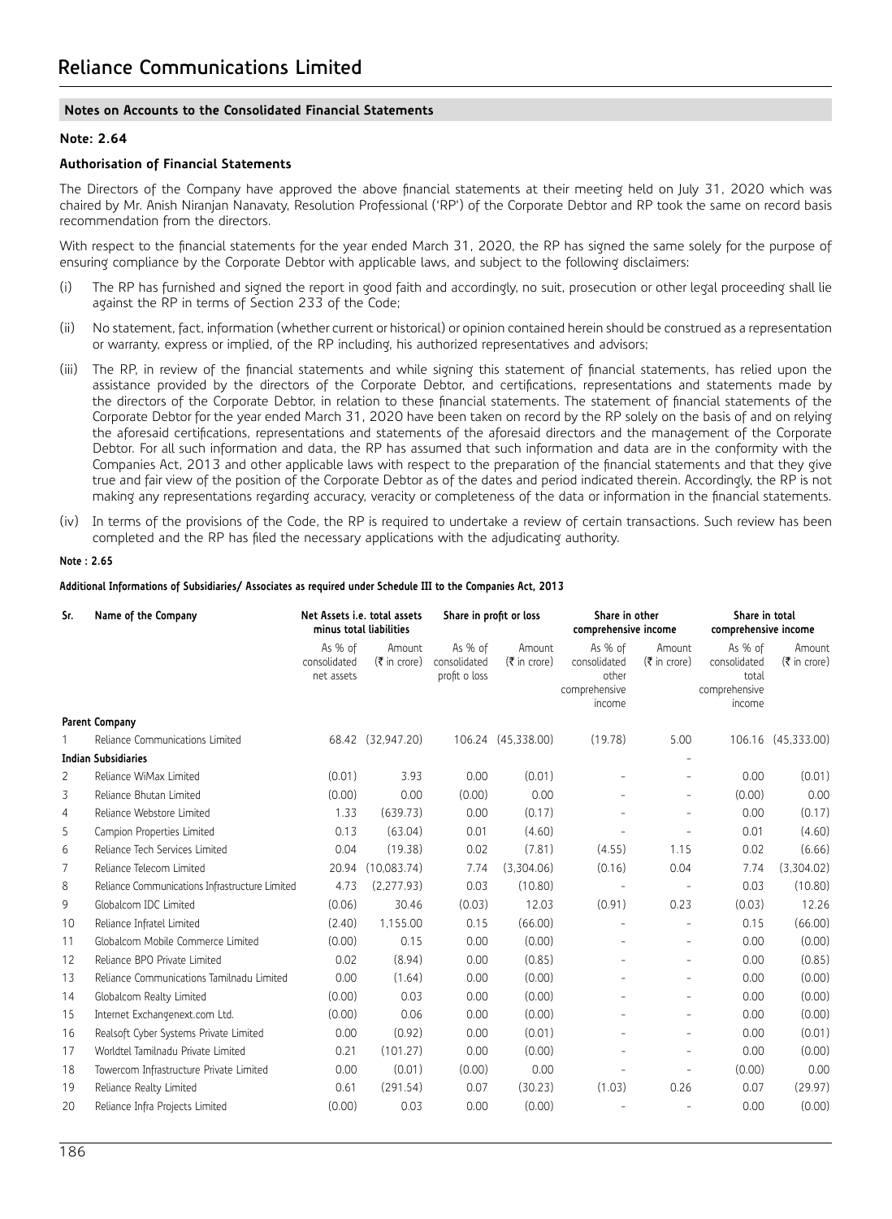## Notes on Accounts to the Consolidated Financial Statements

### Note: 2.64

#### Authorisation of Financial Statements

The Directors of the Company have approved the above financial statements at their meeting held on July 31, 2020 which was chaired by Mr. Anish Niranjan Nanavaty, Resolution Professional ('RP') of the Corporate Debtor and RP took the same on record basis recommendation from the directors.

With respect to the financial statements for the year ended March 31, 2020, the RP has signed the same solely for the purpose of ensuring compliance by the Corporate Debtor with applicable laws, and subject to the following disclaimers:

(i) The RP has furnished and signed the report in good faith and accordingly, no suit, prosecution or other legal proceeding shall lie against the RP in terms of Section 233 of the Code;

(ii) No statement, fact, information (whether current or historical) or opinion contained herein should be construed as a representation or warranty, express or implied, of the RP including, his authorized representatives and advisors;

(iii) The RP, in review of the financial statements and while signing this statement of financial statements, has relied upon the assistance provided by the directors of the Corporate Debtor, and certifications, representations and statements made by the directors of the Corporate Debtor, in relation to these financial statements. The statement of financial statements of the Corporate Debtor for the year ended March 31, 2020 have been taken on record by the RP solely on the basis of and on relying the aforesaid certifications, representations and statements of the aforesaid directors and the management of the Corporate Debtor. For all such information and data, the RP has assumed that such information and data are in the conformity with the Companies Act, 2013 and other applicable laws with respect to the preparation of the financial statements and that they give true and fair view of the position of the Corporate Debtor as of the dates and period indicated therein. Accordingly, the RP is not making any representations regarding accuracy, veracity or completeness of the data or information in the financial statements.

(iv) In terms of the provisions of the Code, the RP is required to undertake a review of certain transactions. Such review has been completed and the RP has filed the necessary applications with the adjudicating authority.

### Note : 2.65

**Additional Informations of Subsidiaries/ Associates as required under Schedule III to the Companies Act, 2013**

| Sr. | Name of the Company | Net Assets i.e. total assets minus total liabilities | | Share in profit or loss | | Share in other comprehensive income | | Share in total comprehensive income | |
|---|---|---|---|---|---|---|---|---|---|
| | | As % of consolidated net assets | Amount (₹ in crore) | As % of consolidated profit o loss | Amount (₹ in crore) | As % of consolidated other comprehensive income | Amount (₹ in crore) | As % of consolidated total comprehensive income | Amount (₹ in crore) |
| | **Parent Company** | | | | | | | | |
| 1 | Reliance Communications Limited | 68.42 | (32,947.20) | 106.24 | (45,338.00) | (19.78) | 5.00 | 106.16 | (45,333.00) |
| | **Indian Subsidiaries** | | | | | | - | | |
| 2 | Reliance WiMax Limited | (0.01) | 3.93 | 0.00 | (0.01) | - | - | 0.00 | (0.01) |
| 3 | Reliance Bhutan Limited | (0.00) | 0.00 | (0.00) | 0.00 | - | - | (0.00) | 0.00 |
| 4 | Reliance Webstore Limited | 1.33 | (639.73) | 0.00 | (0.17) | - | - | 0.00 | (0.17) |
| 5 | Campion Properties Limited | 0.13 | (63.04) | 0.01 | (4.60) | - | - | 0.01 | (4.60) |
| 6 | Reliance Tech Services Limited | 0.04 | (19.38) | 0.02 | (7.81) | (4.55) | 1.15 | 0.02 | (6.66) |
| 7 | Reliance Telecom Limited | 20.94 | (10,083.74) | 7.74 | (3,304.06) | (0.16) | 0.04 | 7.74 | (3,304.02) |
| 8 | Reliance Communications Infrastructure Limited | 4.73 | (2,277.93) | 0.03 | (10.80) | - | - | 0.03 | (10.80) |
| 9 | Globalcom IDC Limited | (0.06) | 30.46 | (0.03) | 12.03 | (0.91) | 0.23 | (0.03) | 12.26 |
| 10 | Reliance Infratel Limited | (2.40) | 1,155.00 | 0.15 | (66.00) | - | - | 0.15 | (66.00) |
| 11 | Globalcom Mobile Commerce Limited | (0.00) | 0.15 | 0.00 | (0.00) | - | - | 0.00 | (0.00) |
| 12 | Reliance BPO Private Limited | 0.02 | (8.94) | 0.00 | (0.85) | - | - | 0.00 | (0.85) |
| 13 | Reliance Communications Tamilnadu Limited | 0.00 | (1.64) | 0.00 | (0.00) | - | - | 0.00 | (0.00) |
| 14 | Globalcom Realty Limited | (0.00) | 0.03 | 0.00 | (0.00) | - | - | 0.00 | (0.00) |
| 15 | Internet Exchangenext.com Ltd. | (0.00) | 0.06 | 0.00 | (0.00) | - | - | 0.00 | (0.00) |
| 16 | Realsoft Cyber Systems Private Limited | 0.00 | (0.92) | 0.00 | (0.01) | - | - | 0.00 | (0.01) |
| 17 | Worldtel Tamilnadu Private Limited | 0.21 | (101.27) | 0.00 | (0.00) | - | - | 0.00 | (0.00) |
| 18 | Towercom Infrastructure Private Limited | 0.00 | (0.01) | (0.00) | 0.00 | - | - | (0.00) | 0.00 |
| 19 | Reliance Realty Limited | 0.61 | (291.54) | 0.07 | (30.23) | (1.03) | 0.26 | 0.07 | (29.97) |
| 20 | Reliance Infra Projects Limited | (0.00) | 0.03 | 0.00 | (0.00) | - | - | 0.00 | (0.00) |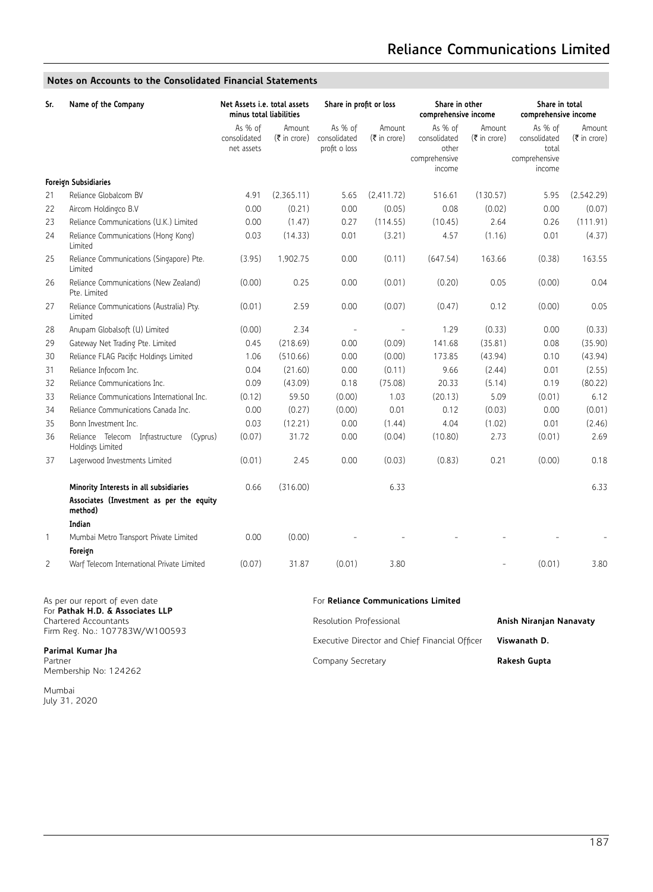## Notes on Accounts to the Consolidated Financial Statements

| Sr. | Name of the Company | Net Assets i.e. total assets minus total liabilities | | Share in profit or loss | | Share in other comprehensive income | | Share in total comprehensive income | |
|---|---|---|---|---|---|---|---|---|---|
| | | As % of consolidated net assets | Amount (₹ in crore) | As % of consolidated profit o loss | Amount (₹ in crore) | As % of consolidated other comprehensive income | Amount (₹ in crore) | As % of consolidated total comprehensive income | Amount (₹ in crore) |
| | **Foreign Subsidiaries** | | | | | | | | |
| 21 | Reliance Globalcom BV | 4.91 | (2,365.11) | 5.65 | (2,411.72) | 516.61 | (130.57) | 5.95 | (2,542.29) |
| 22 | Aircom Holdingco B.V | 0.00 | (0.21) | 0.00 | (0.05) | 0.08 | (0.02) | 0.00 | (0.07) |
| 23 | Reliance Communications (U.K.) Limited | 0.00 | (1.47) | 0.27 | (114.55) | (10.45) | 2.64 | 0.26 | (111.91) |
| 24 | Reliance Communications (Hong Kong) Limited | 0.03 | (14.33) | 0.01 | (3.21) | 4.57 | (1.16) | 0.01 | (4.37) |
| 25 | Reliance Communications (Singapore) Pte. Limited | (3.95) | 1,902.75 | 0.00 | (0.11) | (647.54) | 163.66 | (0.38) | 163.55 |
| 26 | Reliance Communications (New Zealand) Pte. Limited | (0.00) | 0.25 | 0.00 | (0.01) | (0.20) | 0.05 | (0.00) | 0.04 |
| 27 | Reliance Communications (Australia) Pty. Limited | (0.01) | 2.59 | 0.00 | (0.07) | (0.47) | 0.12 | (0.00) | 0.05 |
| 28 | Anupam Globalsoft (U) Limited | (0.00) | 2.34 | - | - | 1.29 | (0.33) | 0.00 | (0.33) |
| 29 | Gateway Net Trading Pte. Limited | 0.45 | (218.69) | 0.00 | (0.09) | 141.68 | (35.81) | 0.08 | (35.90) |
| 30 | Reliance FLAG Pacific Holdings Limited | 1.06 | (510.66) | 0.00 | (0.00) | 173.85 | (43.94) | 0.10 | (43.94) |
| 31 | Reliance Infocom Inc. | 0.04 | (21.60) | 0.00 | (0.11) | 9.66 | (2.44) | 0.01 | (2.55) |
| 32 | Reliance Communications Inc. | 0.09 | (43.09) | 0.18 | (75.08) | 20.33 | (5.14) | 0.19 | (80.22) |
| 33 | Reliance Communications International Inc. | (0.12) | 59.50 | (0.00) | 1.03 | (20.13) | 5.09 | (0.01) | 6.12 |
| 34 | Reliance Communications Canada Inc. | 0.00 | (0.27) | (0.00) | 0.01 | 0.12 | (0.03) | 0.00 | (0.01) |
| 35 | Bonn Investment Inc. | 0.03 | (12.21) | 0.00 | (1.44) | 4.04 | (1.02) | 0.01 | (2.46) |
| 36 | Reliance Telecom Infrastructure (Cyprus) Holdings Limited | (0.07) | 31.72 | 0.00 | (0.04) | (10.80) | 2.73 | (0.01) | 2.69 |
| 37 | Lagerwood Investments Limited | (0.01) | 2.45 | 0.00 | (0.03) | (0.83) | 0.21 | (0.00) | 0.18 |
| | **Minority Interests in all subsidiaries** | 0.66 | (316.00) | | 6.33 | | | | 6.33 |
| | **Associates (Investment as per the equity method)** | | | | | | | | |
| | **Indian** | | | | | | | | |
| 1 | Mumbai Metro Transport Private Limited | 0.00 | (0.00) | - | - | - | - | - | - |
| | **Foreign** | | | | | | | | |
| 2 | Warf Telecom International Private Limited | (0.07) | 31.87 | (0.01) | 3.80 | | - | (0.01) | 3.80 |

As per our report of even date
For **Pathak H.D. & Associates LLP**
Chartered Accountants
Firm Reg. No.: 107783W/W100593

**Parimal Kumar Jha**
Partner
Membership No: 124262

Mumbai
July 31, 2020

For **Reliance Communications Limited**

Resolution Professional — **Anish Niranjan Nanavaty**

Executive Director and Chief Financial Officer — **Viswanath D.**

Company Secretary — **Rakesh Gupta**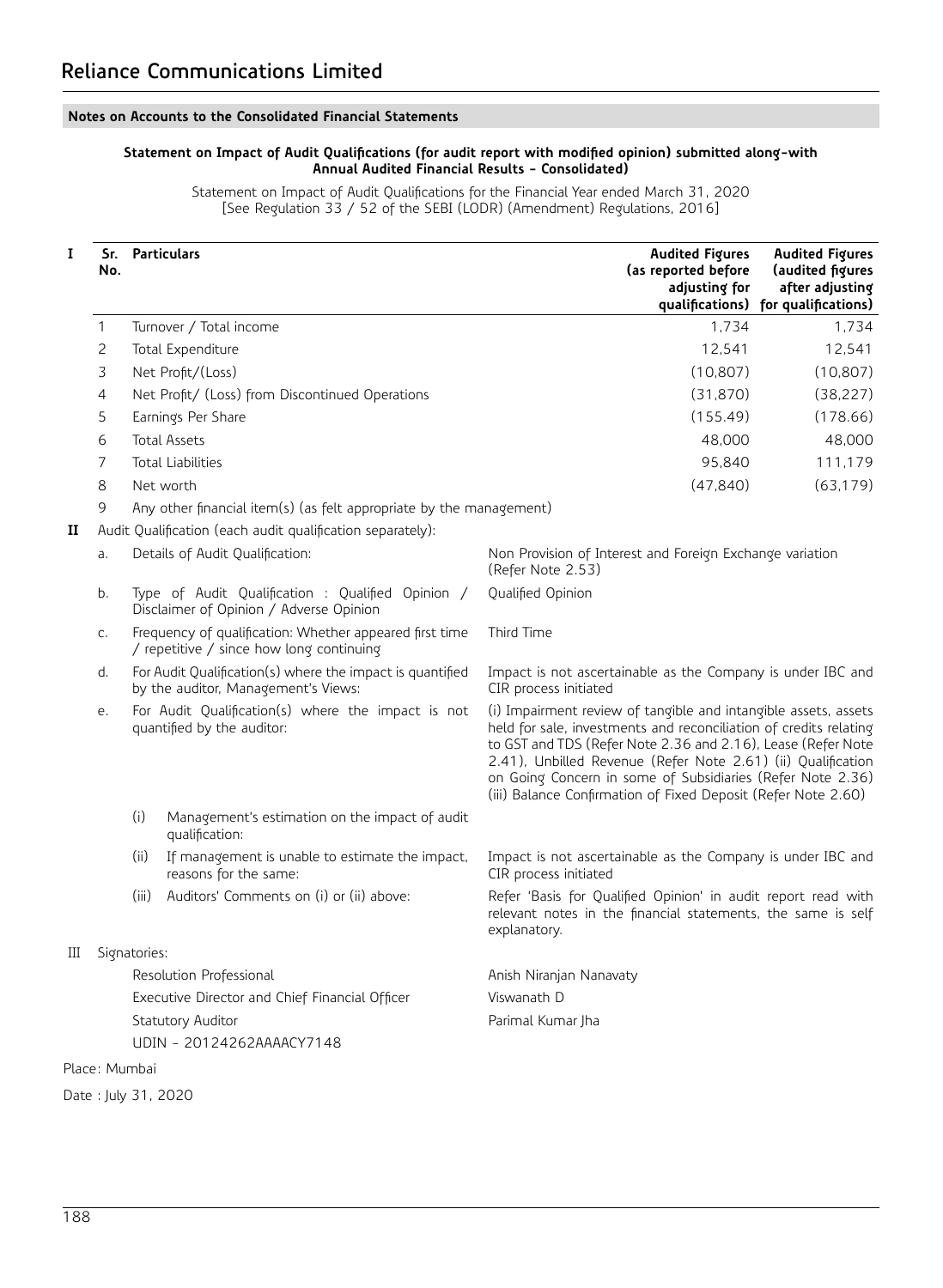# Reliance Communications Limited

## Notes on Accounts to the Consolidated Financial Statements

### Statement on Impact of Audit Qualifications (for audit report with modified opinion) submitted along-with Annual Audited Financial Results - Consolidated)

Statement on Impact of Audit Qualifications for the Financial Year ended March 31, 2020
[See Regulation 33 / 52 of the SEBI (LODR) (Amendment) Regulations, 2016]

| I | Sr. No. | Particulars | Audited Figures (as reported before adjusting for qualifications) | Audited Figures (audited figures after adjusting for qualifications) |
|---|---|---|---|---|
| | 1 | Turnover / Total income | 1,734 | 1,734 |
| | 2 | Total Expenditure | 12,541 | 12,541 |
| | 3 | Net Profit/(Loss) | (10,807) | (10,807) |
| | 4 | Net Profit/ (Loss) from Discontinued Operations | (31,870) | (38,227) |
| | 5 | Earnings Per Share | (155.49) | (178.66) |
| | 6 | Total Assets | 48,000 | 48,000 |
| | 7 | Total Liabilities | 95,840 | 111,179 |
| | 8 | Net worth | (47,840) | (63,179) |
| | 9 | Any other financial item(s) (as felt appropriate by the management) | | |

**II** Audit Qualification (each audit qualification separately):

| | | |
|---|---|---|
| a. | Details of Audit Qualification: | Non Provision of Interest and Foreign Exchange variation (Refer Note 2.53) |
| b. | Type of Audit Qualification : Qualified Opinion / Disclaimer of Opinion / Adverse Opinion | Qualified Opinion |
| c. | Frequency of qualification: Whether appeared first time / repetitive / since how long continuing | Third Time |
| d. | For Audit Qualification(s) where the impact is quantified by the auditor, Management's Views: | Impact is not ascertainable as the Company is under IBC and CIR process initiated |
| e. | For Audit Qualification(s) where the impact is not quantified by the auditor: | (i) Impairment review of tangible and intangible assets, assets held for sale, investments and reconciliation of credits relating to GST and TDS (Refer Note 2.36 and 2.16), Lease (Refer Note 2.41), Unbilled Revenue (Refer Note 2.61) (ii) Qualification on Going Concern in some of Subsidiaries (Refer Note 2.36) (iii) Balance Confirmation of Fixed Deposit (Refer Note 2.60) |
| | (i) Management's estimation on the impact of audit qualification: | |
| | (ii) If management is unable to estimate the impact, reasons for the same: | Impact is not ascertainable as the Company is under IBC and CIR process initiated |
| | (iii) Auditors' Comments on (i) or (ii) above: | Refer 'Basis for Qualified Opinion' in audit report read with relevant notes in the financial statements, the same is self explanatory. |

**III** Signatories:

| | |
|---|---|
| Resolution Professional | Anish Niranjan Nanavaty |
| Executive Director and Chief Financial Officer | Viswanath D |
| Statutory Auditor | Parimal Kumar Jha |
| UDIN - 20124262AAAACY7148 | |

Place: Mumbai

Date : July 31, 2020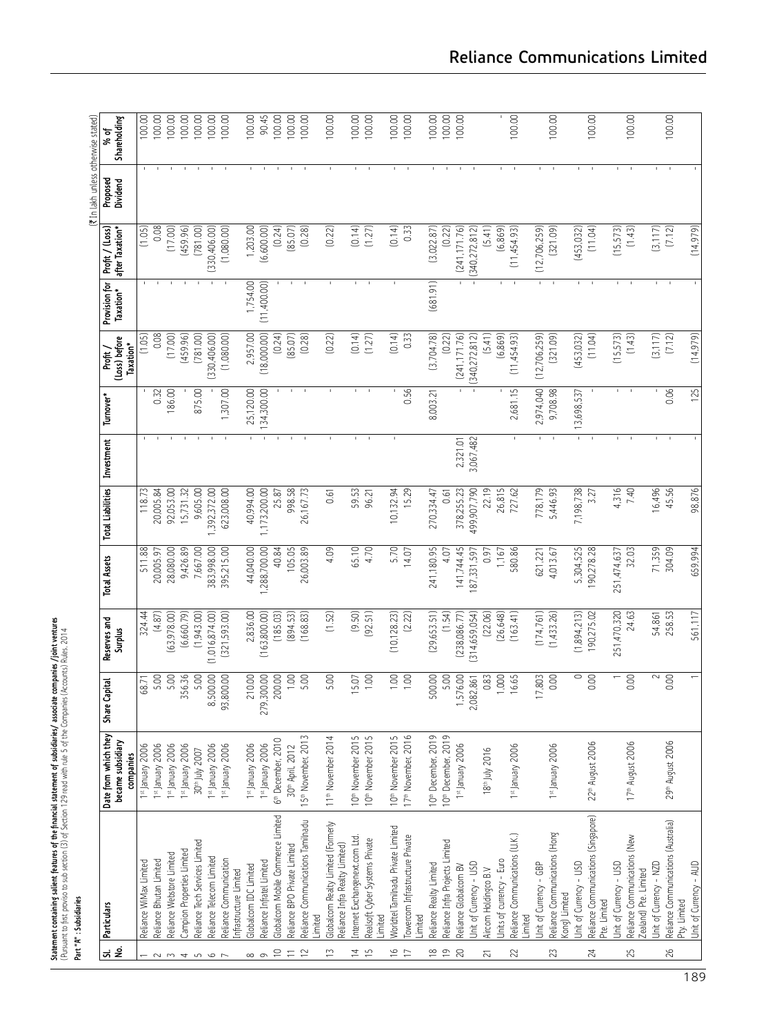**Statement containing salient features of the financial statement of subsidiaries/ associate companies /joint ventures**
(Pursuant to first proviso to sub section (3) of Section 129 read with rule 5 of the Companies (Accounts) Rules, 2014

**Part "A" : Subsidiaries**

(₹ In lakh unless otherwise stated)

| Sl. No. | Particulars | Date from which they became subsidiary companies | Share Capital | Reserves and Surplus | Total Assets | Total Liabilities | Investment | Turnover* | Profit / (Loss) before Taxation* | Provision for Taxation* | Profit / (Loss) after Taxation* | Proposed Dividend | % of Shareholding |
|---|---|---|---|---|---|---|---|---|---|---|---|---|---|
| 1 | Reliance WiMax Limited | 1st January 2006 | 68.71 | 324.44 | 511.88 | 118.73 | - | - | (1.05) | - | (1.05) | - | 100.00 |
| 2 | Reliance Bhutan Limited | 1st January 2006 | 5.00 | (4.87) | 20,005.97 | 20,005.84 | - | 0.32 | 0.08 | - | 0.08 | - | 100.00 |
| 3 | Reliance Webstore Limited | 1st January 2006 | 5.00 | (63,978.00) | 28,080.00 | 92,053.00 | - | 186.00 | (17.00) | - | (17.00) | - | 100.00 |
| 4 | Campion Properties Limited | 1st January 2006 | 356.36 | (6,660.79) | 9,426.89 | 15,731.32 | - | - | (459.96) | - | (459.96) | - | 100.00 |
| 5 | Reliance Tech Services Limited | 30th July 2007 | 5.00 | (1,943.00) | 7,667.00 | 9,605.00 | - | 875.00 | (781.00) | - | (781.00) | - | 100.00 |
| 6 | Reliance Telecom Limited | 1st January 2006 | 8,500.00 | (1,016,874.00) | 383,998.00 | 1,392,372.00 | - | - | (330,406.00) | - | (330,406.00) | - | 100.00 |
| 7 | Reliance Communication Infrastructure Limited | 1st January 2006 | 93,800.00 | (321,593.00) | 395,215.00 | 623,008.00 | - | 1,307.00 | (1,080.00) | - | (1,080.00) | - | 100.00 |
| 8 | Globalcom IDC Limited | 1st January 2006 | 210.00 | 2,836.00 | 44,040.00 | 40,994.00 | - | 25,120.00 | 2,957.00 | 1,754.00 | 1,203.00 | - | 100.00 |
| 9 | Reliance Infratel Limited | 1st January 2006 | 279,300.00 | (163,800.00) | 1,288,700.00 | 1,173,200.00 | - | 134,300.00 | (18,000.00) | (11,400.00) | (6,600.00) | - | 90.45 |
| 10 | Globalcom Mobile Commerce Limited | 6th December, 2010 | 200.00 | (185.03) | 40.84 | 25.87 | - | - | (0.24) | - | (0.24) | - | 100.00 |
| 11 | Reliance BPO Private Limited | 30th April, 2012 | 1.00 | (894.53) | 105.05 | 998.58 | - | - | (85.07) | - | (85.07) | - | 100.00 |
| 12 | Reliance Communications Tamilnadu Limited | 15th November, 2013 | 5.00 | (168.83) | 26,003.89 | 26,167.73 | - | - | (0.28) | - | (0.28) | - | 100.00 |
| 13 | Globalcom Realty Limited (Formerly Reliance Infra Realty Limited) | 11th November 2014 | 5.00 | (1.52) | 4.09 | 0.61 | - | - | (0.22) | - | (0.22) | - | 100.00 |
| 14 | Internet Exchangenext.com Ltd. | 10th November 2015 | 15.07 | (9.50) | 65.10 | 59.53 | - | - | (0.14) | - | (0.14) | - | 100.00 |
| 15 | Realsoft Cyber Systems Private Limited | 10th November 2015 | 1.00 | (92.51) | 4.70 | 96.21 | - | - | (1.27) | - | (1.27) | - | 100.00 |
| 16 | Worldtel Tamilnadu Private Limited | 10th November 2015 | 1.00 | (10,128.23) | 5.70 | 10,132.94 | - | - | (0.14) | - | (0.14) | - | 100.00 |
| 17 | Towercom Infrastructure Private Limited | 17th November, 2016 | 1.00 | (2.22) | 14.07 | 15.29 | - | 0.56 | 0.33 | - | 0.33 | - | 100.00 |
| 18 | Reliance Realty Limited | 10th December, 2019 | 500.00 | (29,653.51) | 241,180.95 | 270,334.47 | - | 8,003.21 | (3,704.78) | (681.91) | (3,022.87) | - | 100.00 |
| 19 | Reliance Infra Projects Limited | 10th December, 2019 | 5.00 | (1.54) | 4.07 | 0.61 | - | - | (0.22) | - | (0.22) | - | 100.00 |
| 20 | Reliance Globalcom BV | 1st January 2006 | 1,576.00 | (238,086.77) | 141,744.45 | 378,255.23 | 2,321.01 | - | (241,171.76) | - | (241,171.76) | - | 100.00 |
| | Unit of Currency - USD | | 2,082,861 | (314,659,054) | 187,331,597 | 499,907,790 | 3,067,482 | - | (340,272,812) | - | (340,272,812) | - | |
| 21 | Aircom Holdingco B.V | 18th July 2016 | 0.83 | (22.06) | 0.97 | 22.19 | - | - | (5.41) | - | (5.41) | - | - |
| | Units of currency - Euro | | 1,000 | (26,648) | 1,167 | 26,815 | - | - | (6,869) | - | (6,869) | - | |
| 22 | Reliance Communications (U.K.) Limited | 1st January 2006 | 16.65 | (163.41) | 580.86 | 727.62 | - | 2,681.15 | (11,454.93) | - | (11,454.93) | - | 100.00 |
| | Unit of Currency - GBP | | 17,803 | (174,761) | 621,221 | 778,179 | - | 2,974,040 | (12,706,259) | - | (12,706,259) | - | |
| 23 | Reliance Communications (Hong Kong) Limited | 1st January 2006 | 0.00 | (1,433.26) | 4,013.67 | 5,446.93 | - | 9,708.98 | (321.09) | - | (321.09) | - | 100.00 |
| | Unit of Currency - USD | | 0 | (1,894,213) | 5,304,525 | 7,198,738 | - | 13,698,537 | (453,032) | - | (453,032) | - | |
| 24 | Reliance Communications (Singapore) Pte. Limited | 22nd August 2006 | 0.00 | 190,275.02 | 190,278.28 | 3.27 | - | - | (11.04) | - | (11.04) | - | 100.00 |
| | Unit of Currency - USD | | 1 | 251,470,320 | 251,474,637 | 4,316 | - | - | (15,573) | - | (15,573) | - | |
| 25 | Reliance Communications (New Zealand) Pte. Limited | 17th August 2006 | 0.00 | 24.63 | 32.03 | 7.40 | - | - | (1.43) | - | (1.43) | - | 100.00 |
| | Unit of Currency - NZD | | 2 | 54,861 | 71,359 | 16,496 | - | - | (3,117) | - | (3,117) | - | |
| 26 | Reliance Communications (Australia) Pty. Limited | 29th August 2006 | 0.00 | 258.53 | 304.09 | 45.56 | - | 0.06 | (7.12) | - | (7.12) | - | 100.00 |
| | Unit of Currency - AUD | | 1 | 561,117 | 659,994 | 98,876 | - | 125 | (14,979) | - | (14,979) | - | |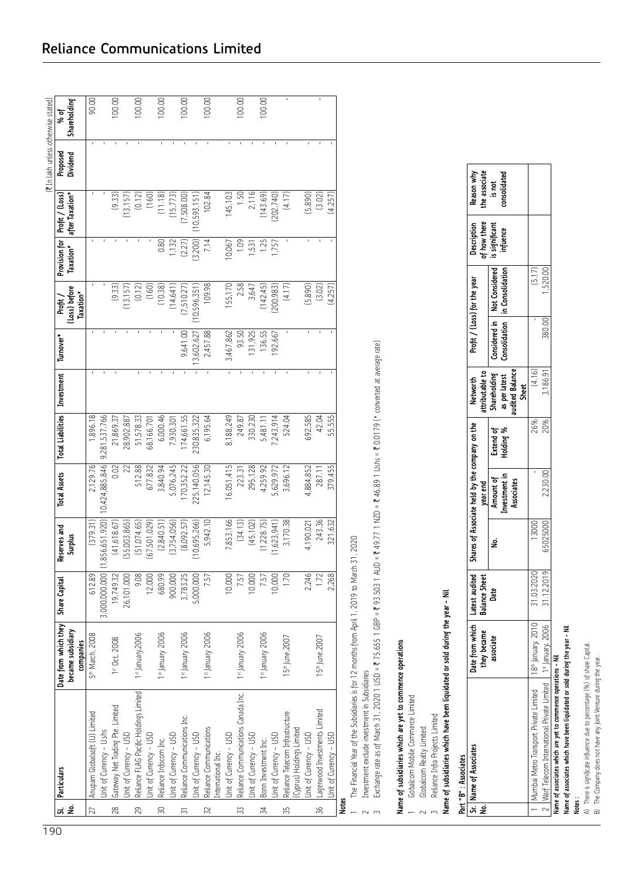(₹ In lakh unless otherwise stated)

| Sl. No. | Particulars | Date from which they became subsidiary companies | Share Capital | Reserves and Surplus | Total Assets | Total Liabilities | Investment | Turnover* | Profit / (Loss) before Taxation* | Provision for Taxation* | Profit / (Loss) after Taxation* | Proposed Dividend | % of Shareholding |
|---|---|---|---|---|---|---|---|---|---|---|---|---|---|
| 27 | Anupam Globalsoft (U) Limited | 5th March, 2008 | 612.89 | (379.31) | 2,129.76 | 1,896.18 | - | - | - | - | - | - | 90.00 |
| | Unit of Currency - Ushs | | 3,000,000,000 | (1,856,651,920) | 10,424,885,846 | 9,281,537,766 | - | - | - | - | - | - | |
| 28 | Gateway Net Trading Pte. Limited | 1st Oct, 2008 | 19,749.32 | (41,618.67) | 0.02 | 21,869.37 | - | - | (9.33) | - | (9.33) | - | 100.00 |
| | Unit of Currency - USD | | 26,101,000 | (55,003,865) | 22 | 28,902,887 | - | - | (13,157) | - | (13,157) | - | |
| 29 | Reliance FLAG Pacific Holdings Limited | 1st January,2006 | 9.08 | (51,074.65) | 512.88 | 51,578.33 | - | - | (0.12) | - | (0.12) | - | 100.00 |
| | Unit of Currency - USD | | 12,000 | (67,501,029) | 677,832 | 68,166,701 | - | - | (160) | - | (160) | - | |
| 30 | Reliance Infocom Inc. | 1st January 2006 | 680.99 | (2,840.51) | 3,840.94 | 6,000.46 | - | - | (10.38) | 0.80 | (11.18) | - | 100.00 |
| | Unit of Currency - USD | | 900,000 | (3,754,056) | 5,076,245 | 7,930,301 | - | - | (14,641) | 1,132 | (15,773) | - | |
| 31 | Reliance Communications Inc. | 1st January 2006 | 3,783.25 | (8,092.57) | 170,352.22 | 174,661.55 | - | 9,641.00 | (7,510.27) | (2.27) | (7,508.00) | - | 100.00 |
| | Unit of Currency - USD | | 5,000,000 | (10,695,266) | 225,140,056 | 230,835,322 | - | 13,602,627 | (10,596,351) | (3,200) | (10,593,151) | - | |
| 32 | Reliance Communications International Inc. | 1st January 2006 | 7.57 | 5,942.10 | 12,145.30 | 6,195.64 | - | 2,457.88 | 109.98 | 7.14 | 102.84 | - | 100.00 |
| | Unit of Currency - USD | | 10,000 | 7,853,166 | 16,051,415 | 8,188,249 | - | 3,467,862 | 155,170 | 10,067 | 145,103 | - | |
| 33 | Reliance Communications Canada Inc. | 1st January 2006 | 7.57 | (34.13) | 223.31 | 249.87 | - | 93.50 | 2.58 | 1.09 | 1.50 | - | 100.00 |
| | Unit of Currency - USD | | 10,000 | (45,102) | 295,128 | 330,230 | - | 131,925 | 3,647 | 1,531 | 2,116 | - | |
| 34 | Bonn Investment Inc. | 1st January 2006 | 7.57 | (1,228.75) | 4,259.92 | 5,481.11 | - | 136.55 | (142.45) | 1.25 | (143.69) | - | 100.00 |
| | Unit of Currency - USD | | 10,000 | (1,623,941) | 5,629,972 | 7,243,914 | - | 192,667 | (200,983) | 1,757 | (202,740) | - | |
| 35 | Reliance Telecom Infrastructure (Cyprus) Holdings Limited | 15th June,2007 | 1.70 | 3,170.38 | 3,696.12 | 524.04 | - | - | (4.17) | - | (4.17) | - | - |
| | Unit of Currency - USD | | 2,246 | 4,190,021 | 4,884,852 | 692,585 | - | - | (5,890) | - | (5,890) | - | |
| 36 | Lagerwood Investments Limited | 15th June,2007 | 1.72 | 243.36 | 287.11 | 42.04 | - | - | (3.02) | - | (3.02) | - | - |
| | Unit of Currency - USD | | 2,268 | 321,632 | 379,455 | 55,555 | - | - | (4,257) | - | (4,257) | - | |

**Notes**

1. The Financial Year of the Subsidiaries is for 12 months from April 1, 2019 to March 31, 2020
2. Investment exclude investment in Subsidiaries
3. Exchange rate as of March 31, 2020 1 USD = ₹ 75.655 1 GBP = ₹ 93.503 1 AUD = ₹ 49.77 1 NZD = ₹ 46.89 1 Ushs = ₹ 0.0179 (* converted at average rate)

**Name of subsidiaries which are yet to commence operations**

1. Globalcom Mobile Commerce Limited
2. Globalcom Realty Limited
3. Reliance Infra Projects Limited

**Name of subsidiaries which have been liquidated or sold during the year - Nil**

**Part "B" : Associates**

| Sr. No. | Name of Associates | Date from which they became associate | Latest audited Balance Sheet Date | Shares of Associate held by the company on the year end | | | Networth attributable to Shareholding as per latest audited Balance Sheet | Profit / (Loss) for the year | | Description of how there is significant influence | Reason why the associate is not consolidated |
|---|---|---|---|---|---|---|---|---|---|---|---|
| | | | | No. | Amount of Investment in Associates | Extend of Holding % | | Considered in Consolidation | Not Considered in Consolidation | | |
| 1 | Mumbai Metro Transport Private Limited | 18th January, 2010 | 31.03.2020 | 13000 | - | 26% | (4.16) | - | (5.17) | | |
| 2 | Warf Telecom International Private Limited | 1st January, 2006 | 31.12.2019 | 65025000 | 2,230.00 | 20% | 3,186.91 | 380.00 | 1,520.00 | | |

**Name of associates which are yet to commence operations - Nil**

**Name of associates which have been liquidated or sold during the year - Nil**

**Notes :**

A) There is significant influence due to percentage (%) of share Capital.

B) The Company does not have any Joint Venture during the year.